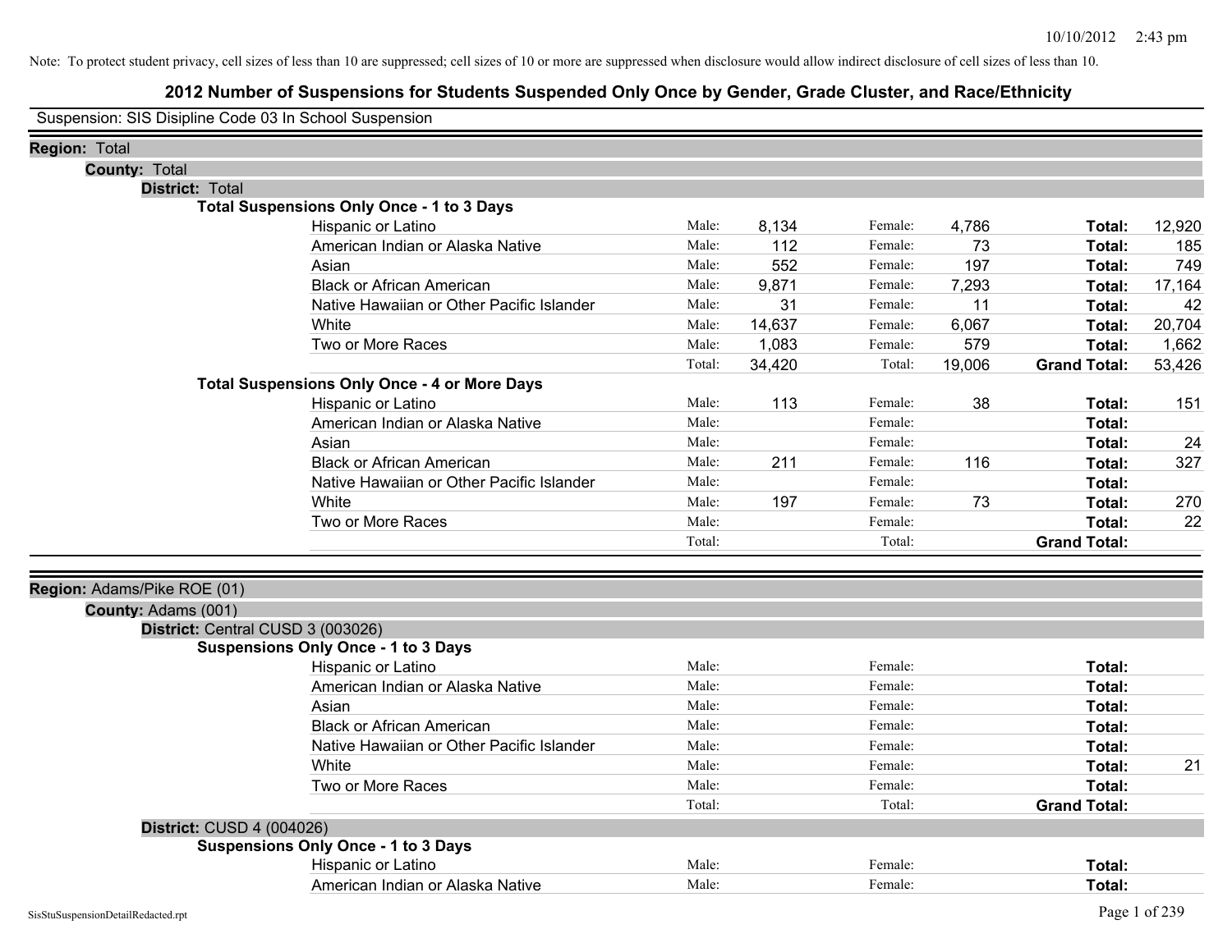Note: To protect student privacy, cell sizes of less than 10 are suppressed; cell sizes of 10 or more are suppressed when disclosure would allow indirect disclosure of cell sizes of less than 10.

# 2012 Number of Suspensions for Students Suspended Only Once by Gender, Grade Cluster, and Race/Ethnicity

Suspension: SIS Disipline Code 03 In School Suspension

**Region:** Total

**County:** Total

**District:** Total

**Total Suspensions Only Once - 1 to 3 Days**

| Race/Ethnicity | | Male | | Female | | Total |
|---|---|---|---|---|---|---|
| Hispanic or Latino | Male: | 8,134 | Female: | 4,786 | **Total:** | 12,920 |
| American Indian or Alaska Native | Male: | 112 | Female: | 73 | **Total:** | 185 |
| Asian | Male: | 552 | Female: | 197 | **Total:** | 749 |
| Black or African American | Male: | 9,871 | Female: | 7,293 | **Total:** | 17,164 |
| Native Hawaiian or Other Pacific Islander | Male: | 31 | Female: | 11 | **Total:** | 42 |
| White | Male: | 14,637 | Female: | 6,067 | **Total:** | 20,704 |
| Two or More Races | Male: | 1,083 | Female: | 579 | **Total:** | 1,662 |
| | Total: | 34,420 | Total: | 19,006 | **Grand Total:** | 53,426 |

**Total Suspensions Only Once - 4 or More Days**

| Race/Ethnicity | | Male | | Female | | Total |
|---|---|---|---|---|---|---|
| Hispanic or Latino | Male: | 113 | Female: | 38 | **Total:** | 151 |
| American Indian or Alaska Native | Male: | | Female: | | **Total:** | |
| Asian | Male: | | Female: | | **Total:** | 24 |
| Black or African American | Male: | 211 | Female: | 116 | **Total:** | 327 |
| Native Hawaiian or Other Pacific Islander | Male: | | Female: | | **Total:** | |
| White | Male: | 197 | Female: | 73 | **Total:** | 270 |
| Two or More Races | Male: | | Female: | | **Total:** | 22 |
| | Total: | | Total: | | **Grand Total:** | |

**Region:** Adams/Pike ROE (01)

**County:** Adams (001)

**District:** Central CUSD 3 (003026)

**Suspensions Only Once - 1 to 3 Days**

| Race/Ethnicity | | Male | | Female | | Total |
|---|---|---|---|---|---|---|
| Hispanic or Latino | Male: | | Female: | | **Total:** | |
| American Indian or Alaska Native | Male: | | Female: | | **Total:** | |
| Asian | Male: | | Female: | | **Total:** | |
| Black or African American | Male: | | Female: | | **Total:** | |
| Native Hawaiian or Other Pacific Islander | Male: | | Female: | | **Total:** | |
| White | Male: | | Female: | | **Total:** | 21 |
| Two or More Races | Male: | | Female: | | **Total:** | |
| | Total: | | Total: | | **Grand Total:** | |

**District:** CUSD 4 (004026)

**Suspensions Only Once - 1 to 3 Days**

| Race/Ethnicity | | Male | | Female | | Total |
|---|---|---|---|---|---|---|
| Hispanic or Latino | Male: | | Female: | | **Total:** | |
| American Indian or Alaska Native | Male: | | Female: | | **Total:** | |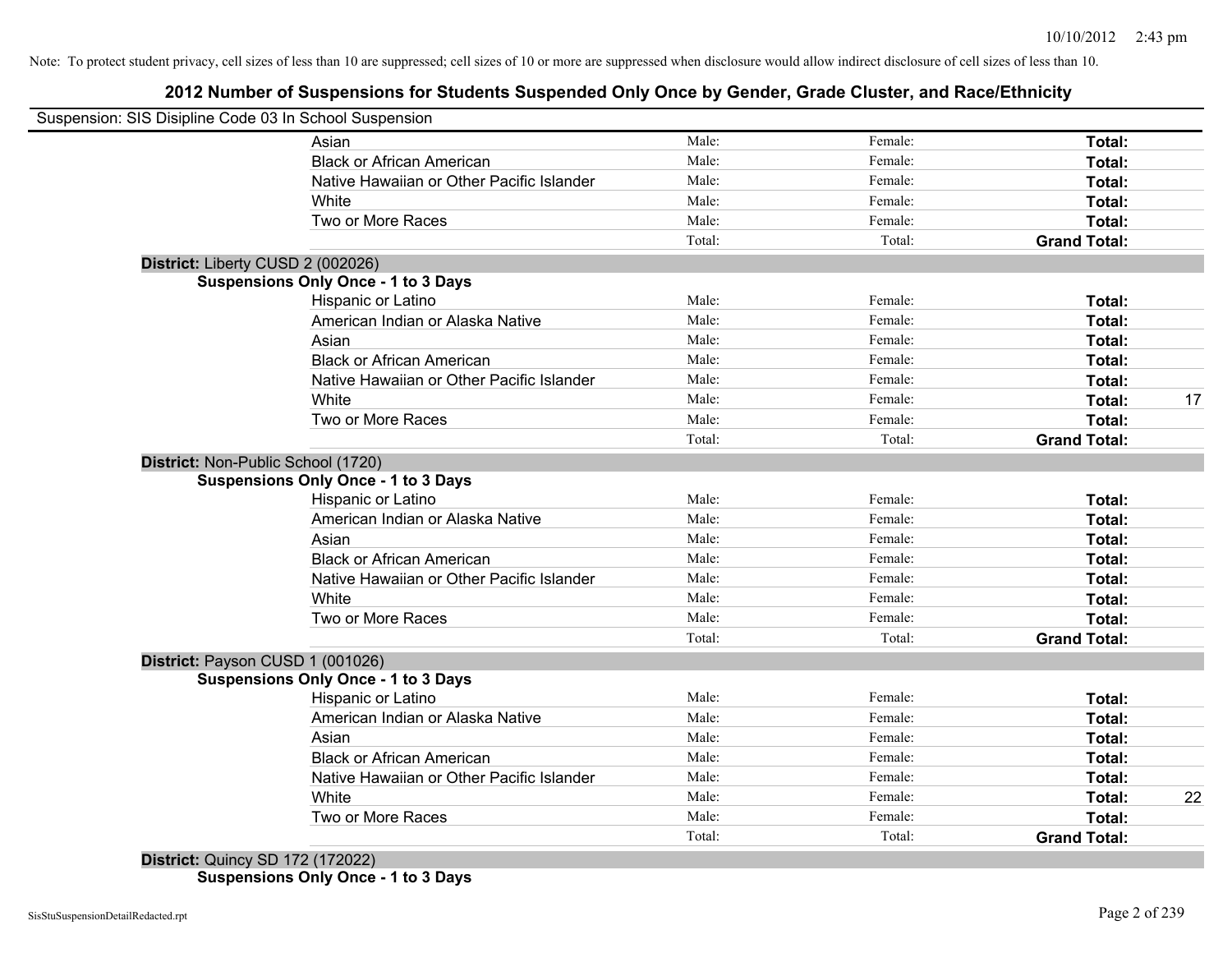Note: To protect student privacy, cell sizes of less than 10 are suppressed; cell sizes of 10 or more are suppressed when disclosure would allow indirect disclosure of cell sizes of less than 10.

# 2012 Number of Suspensions for Students Suspended Only Once by Gender, Grade Cluster, and Race/Ethnicity

Suspension: SIS Disipline Code 03 In School Suspension

| | | | | |
|---|---|---|---|---|
| Asian | Male: | Female: | **Total:** | |
| Black or African American | Male: | Female: | **Total:** | |
| Native Hawaiian or Other Pacific Islander | Male: | Female: | **Total:** | |
| White | Male: | Female: | **Total:** | |
| Two or More Races | Male: | Female: | **Total:** | |
| | Total: | Total: | **Grand Total:** | |

**District:** Liberty CUSD 2 (002026)

**Suspensions Only Once - 1 to 3 Days**

| | | | | |
|---|---|---|---|---|
| Hispanic or Latino | Male: | Female: | **Total:** | |
| American Indian or Alaska Native | Male: | Female: | **Total:** | |
| Asian | Male: | Female: | **Total:** | |
| Black or African American | Male: | Female: | **Total:** | |
| Native Hawaiian or Other Pacific Islander | Male: | Female: | **Total:** | |
| White | Male: | Female: | **Total:** | 17 |
| Two or More Races | Male: | Female: | **Total:** | |
| | Total: | Total: | **Grand Total:** | |

**District:** Non-Public School (1720)

**Suspensions Only Once - 1 to 3 Days**

| | | | | |
|---|---|---|---|---|
| Hispanic or Latino | Male: | Female: | **Total:** | |
| American Indian or Alaska Native | Male: | Female: | **Total:** | |
| Asian | Male: | Female: | **Total:** | |
| Black or African American | Male: | Female: | **Total:** | |
| Native Hawaiian or Other Pacific Islander | Male: | Female: | **Total:** | |
| White | Male: | Female: | **Total:** | |
| Two or More Races | Male: | Female: | **Total:** | |
| | Total: | Total: | **Grand Total:** | |

**District:** Payson CUSD 1 (001026)

**Suspensions Only Once - 1 to 3 Days**

| | | | | |
|---|---|---|---|---|
| Hispanic or Latino | Male: | Female: | **Total:** | |
| American Indian or Alaska Native | Male: | Female: | **Total:** | |
| Asian | Male: | Female: | **Total:** | |
| Black or African American | Male: | Female: | **Total:** | |
| Native Hawaiian or Other Pacific Islander | Male: | Female: | **Total:** | |
| White | Male: | Female: | **Total:** | 22 |
| Two or More Races | Male: | Female: | **Total:** | |
| | Total: | Total: | **Grand Total:** | |

**District:** Quincy SD 172 (172022)

**Suspensions Only Once - 1 to 3 Days**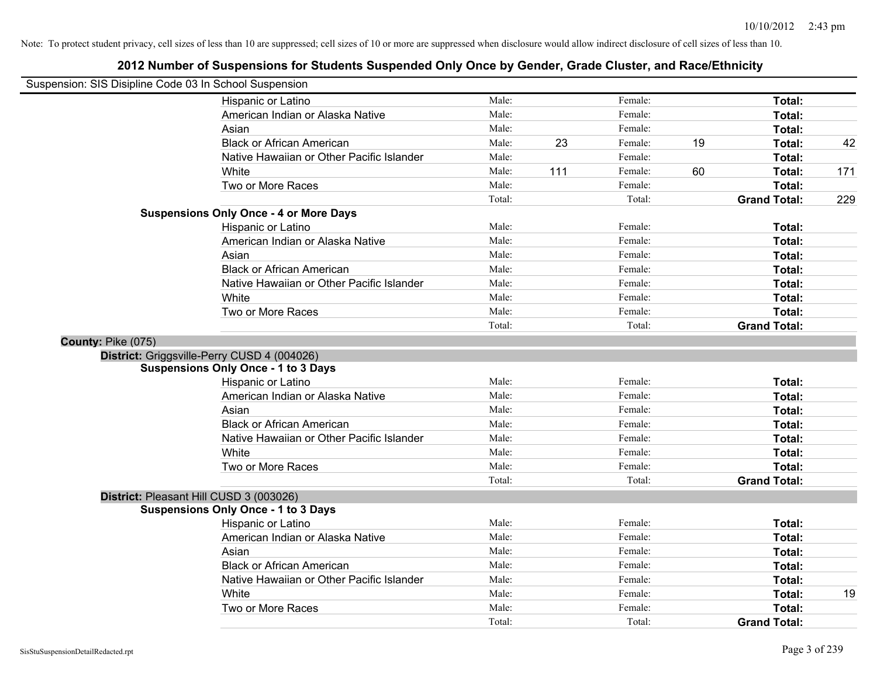Note: To protect student privacy, cell sizes of less than 10 are suppressed; cell sizes of 10 or more are suppressed when disclosure would allow indirect disclosure of cell sizes of less than 10.

# 2012 Number of Suspensions for Students Suspended Only Once by Gender, Grade Cluster, and Race/Ethnicity

Suspension: SIS Disipline Code 03 In School Suspension

| | | | | | | |
|---|---|---|---|---|---|---|
| Hispanic or Latino | Male: | | Female: | | **Total:** | |
| American Indian or Alaska Native | Male: | | Female: | | **Total:** | |
| Asian | Male: | | Female: | | **Total:** | |
| Black or African American | Male: | 23 | Female: | 19 | **Total:** | 42 |
| Native Hawaiian or Other Pacific Islander | Male: | | Female: | | **Total:** | |
| White | Male: | 111 | Female: | 60 | **Total:** | 171 |
| Two or More Races | Male: | | Female: | | **Total:** | |
| | Total: | | Total: | | **Grand Total:** | 229 |

**Suspensions Only Once - 4 or More Days**

| | | | | | | |
|---|---|---|---|---|---|---|
| Hispanic or Latino | Male: | | Female: | | **Total:** | |
| American Indian or Alaska Native | Male: | | Female: | | **Total:** | |
| Asian | Male: | | Female: | | **Total:** | |
| Black or African American | Male: | | Female: | | **Total:** | |
| Native Hawaiian or Other Pacific Islander | Male: | | Female: | | **Total:** | |
| White | Male: | | Female: | | **Total:** | |
| Two or More Races | Male: | | Female: | | **Total:** | |
| | Total: | | Total: | | **Grand Total:** | |

**County:** Pike (075)

**District:** Griggsville-Perry CUSD 4 (004026)

**Suspensions Only Once - 1 to 3 Days**

| | | | | | | |
|---|---|---|---|---|---|---|
| Hispanic or Latino | Male: | | Female: | | **Total:** | |
| American Indian or Alaska Native | Male: | | Female: | | **Total:** | |
| Asian | Male: | | Female: | | **Total:** | |
| Black or African American | Male: | | Female: | | **Total:** | |
| Native Hawaiian or Other Pacific Islander | Male: | | Female: | | **Total:** | |
| White | Male: | | Female: | | **Total:** | |
| Two or More Races | Male: | | Female: | | **Total:** | |
| | Total: | | Total: | | **Grand Total:** | |

**District:** Pleasant Hill CUSD 3 (003026)

**Suspensions Only Once - 1 to 3 Days**

| | | | | | | |
|---|---|---|---|---|---|---|
| Hispanic or Latino | Male: | | Female: | | **Total:** | |
| American Indian or Alaska Native | Male: | | Female: | | **Total:** | |
| Asian | Male: | | Female: | | **Total:** | |
| Black or African American | Male: | | Female: | | **Total:** | |
| Native Hawaiian or Other Pacific Islander | Male: | | Female: | | **Total:** | |
| White | Male: | | Female: | | **Total:** | 19 |
| Two or More Races | Male: | | Female: | | **Total:** | |
| | Total: | | Total: | | **Grand Total:** | |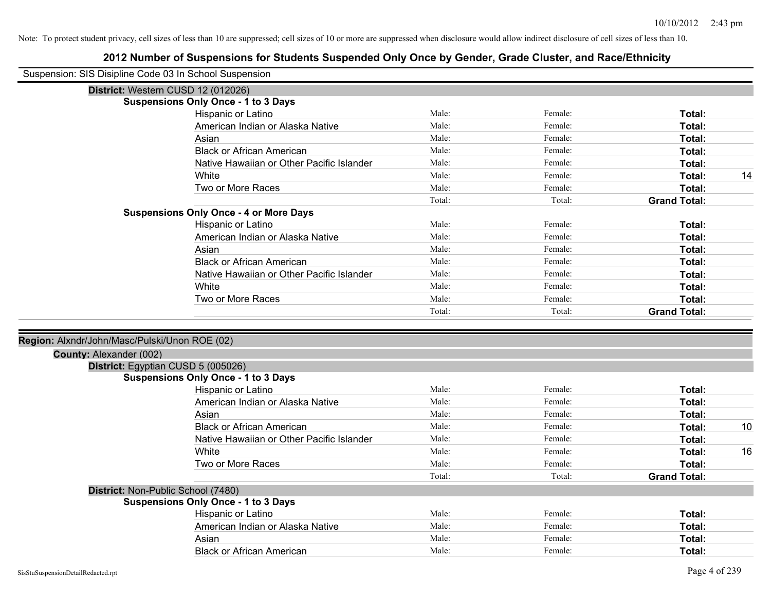Note: To protect student privacy, cell sizes of less than 10 are suppressed; cell sizes of 10 or more are suppressed when disclosure would allow indirect disclosure of cell sizes of less than 10.

# 2012 Number of Suspensions for Students Suspended Only Once by Gender, Grade Cluster, and Race/Ethnicity

Suspension: SIS Disipline Code 03 In School Suspension

**District:** Western CUSD 12 (012026)

**Suspensions Only Once - 1 to 3 Days**

| | | | | |
|---|---|---|---|---|
| Hispanic or Latino | Male: | Female: | **Total:** | |
| American Indian or Alaska Native | Male: | Female: | **Total:** | |
| Asian | Male: | Female: | **Total:** | |
| Black or African American | Male: | Female: | **Total:** | |
| Native Hawaiian or Other Pacific Islander | Male: | Female: | **Total:** | |
| White | Male: | Female: | **Total:** | 14 |
| Two or More Races | Male: | Female: | **Total:** | |
| | Total: | Total: | **Grand Total:** | |

**Suspensions Only Once - 4 or More Days**

| | | | | |
|---|---|---|---|---|
| Hispanic or Latino | Male: | Female: | **Total:** | |
| American Indian or Alaska Native | Male: | Female: | **Total:** | |
| Asian | Male: | Female: | **Total:** | |
| Black or African American | Male: | Female: | **Total:** | |
| Native Hawaiian or Other Pacific Islander | Male: | Female: | **Total:** | |
| White | Male: | Female: | **Total:** | |
| Two or More Races | Male: | Female: | **Total:** | |
| | Total: | Total: | **Grand Total:** | |

**Region:** Alxndr/John/Masc/Pulski/Unon ROE (02)

**County:** Alexander (002)

**District:** Egyptian CUSD 5 (005026)

**Suspensions Only Once - 1 to 3 Days**

| | | | | |
|---|---|---|---|---|
| Hispanic or Latino | Male: | Female: | **Total:** | |
| American Indian or Alaska Native | Male: | Female: | **Total:** | |
| Asian | Male: | Female: | **Total:** | |
| Black or African American | Male: | Female: | **Total:** | 10 |
| Native Hawaiian or Other Pacific Islander | Male: | Female: | **Total:** | |
| White | Male: | Female: | **Total:** | 16 |
| Two or More Races | Male: | Female: | **Total:** | |
| | Total: | Total: | **Grand Total:** | |

**District:** Non-Public School (7480)

**Suspensions Only Once - 1 to 3 Days**

| | | | | |
|---|---|---|---|---|
| Hispanic or Latino | Male: | Female: | **Total:** | |
| American Indian or Alaska Native | Male: | Female: | **Total:** | |
| Asian | Male: | Female: | **Total:** | |
| Black or African American | Male: | Female: | **Total:** | |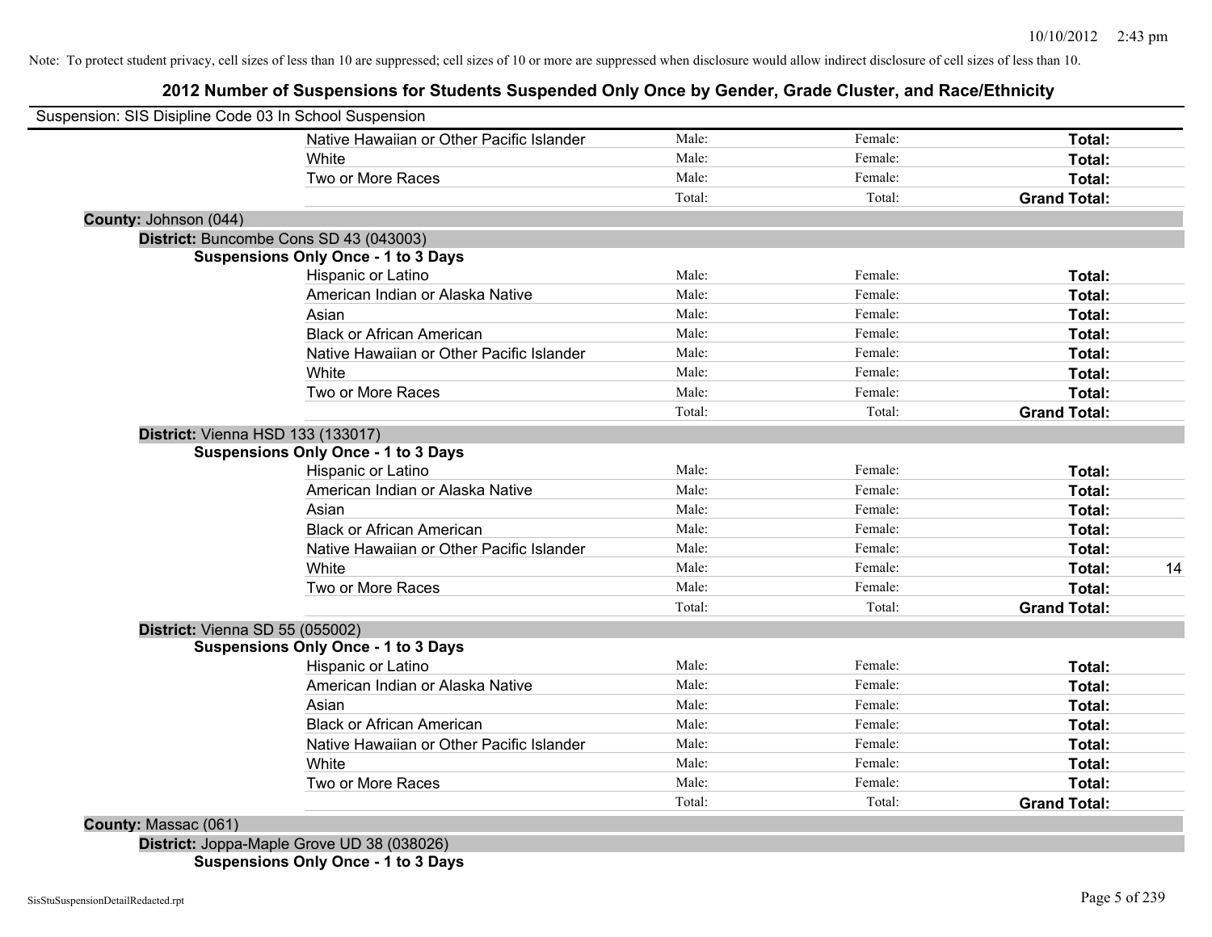Note: To protect student privacy, cell sizes of less than 10 are suppressed; cell sizes of 10 or more are suppressed when disclosure would allow indirect disclosure of cell sizes of less than 10.

## 2012 Number of Suspensions for Students Suspended Only Once by Gender, Grade Cluster, and Race/Ethnicity

Suspension: SIS Disipline Code 03 In School Suspension

| | | | | |
|---|---|---|---|---|
| Native Hawaiian or Other Pacific Islander | Male: | Female: | **Total:** | |
| White | Male: | Female: | **Total:** | |
| Two or More Races | Male: | Female: | **Total:** | |
| | Total: | Total: | **Grand Total:** | |

**County:** Johnson (044)

**District:** Buncombe Cons SD 43 (043003)

**Suspensions Only Once - 1 to 3 Days**

| | | | | |
|---|---|---|---|---|
| Hispanic or Latino | Male: | Female: | **Total:** | |
| American Indian or Alaska Native | Male: | Female: | **Total:** | |
| Asian | Male: | Female: | **Total:** | |
| Black or African American | Male: | Female: | **Total:** | |
| Native Hawaiian or Other Pacific Islander | Male: | Female: | **Total:** | |
| White | Male: | Female: | **Total:** | |
| Two or More Races | Male: | Female: | **Total:** | |
| | Total: | Total: | **Grand Total:** | |

**District:** Vienna HSD 133 (133017)

**Suspensions Only Once - 1 to 3 Days**

| | | | | |
|---|---|---|---|---|
| Hispanic or Latino | Male: | Female: | **Total:** | |
| American Indian or Alaska Native | Male: | Female: | **Total:** | |
| Asian | Male: | Female: | **Total:** | |
| Black or African American | Male: | Female: | **Total:** | |
| Native Hawaiian or Other Pacific Islander | Male: | Female: | **Total:** | |
| White | Male: | Female: | **Total:** | 14 |
| Two or More Races | Male: | Female: | **Total:** | |
| | Total: | Total: | **Grand Total:** | |

**District:** Vienna SD 55 (055002)

**Suspensions Only Once - 1 to 3 Days**

| | | | | |
|---|---|---|---|---|
| Hispanic or Latino | Male: | Female: | **Total:** | |
| American Indian or Alaska Native | Male: | Female: | **Total:** | |
| Asian | Male: | Female: | **Total:** | |
| Black or African American | Male: | Female: | **Total:** | |
| Native Hawaiian or Other Pacific Islander | Male: | Female: | **Total:** | |
| White | Male: | Female: | **Total:** | |
| Two or More Races | Male: | Female: | **Total:** | |
| | Total: | Total: | **Grand Total:** | |

**County:** Massac (061)

**District:** Joppa-Maple Grove UD 38 (038026)

**Suspensions Only Once - 1 to 3 Days**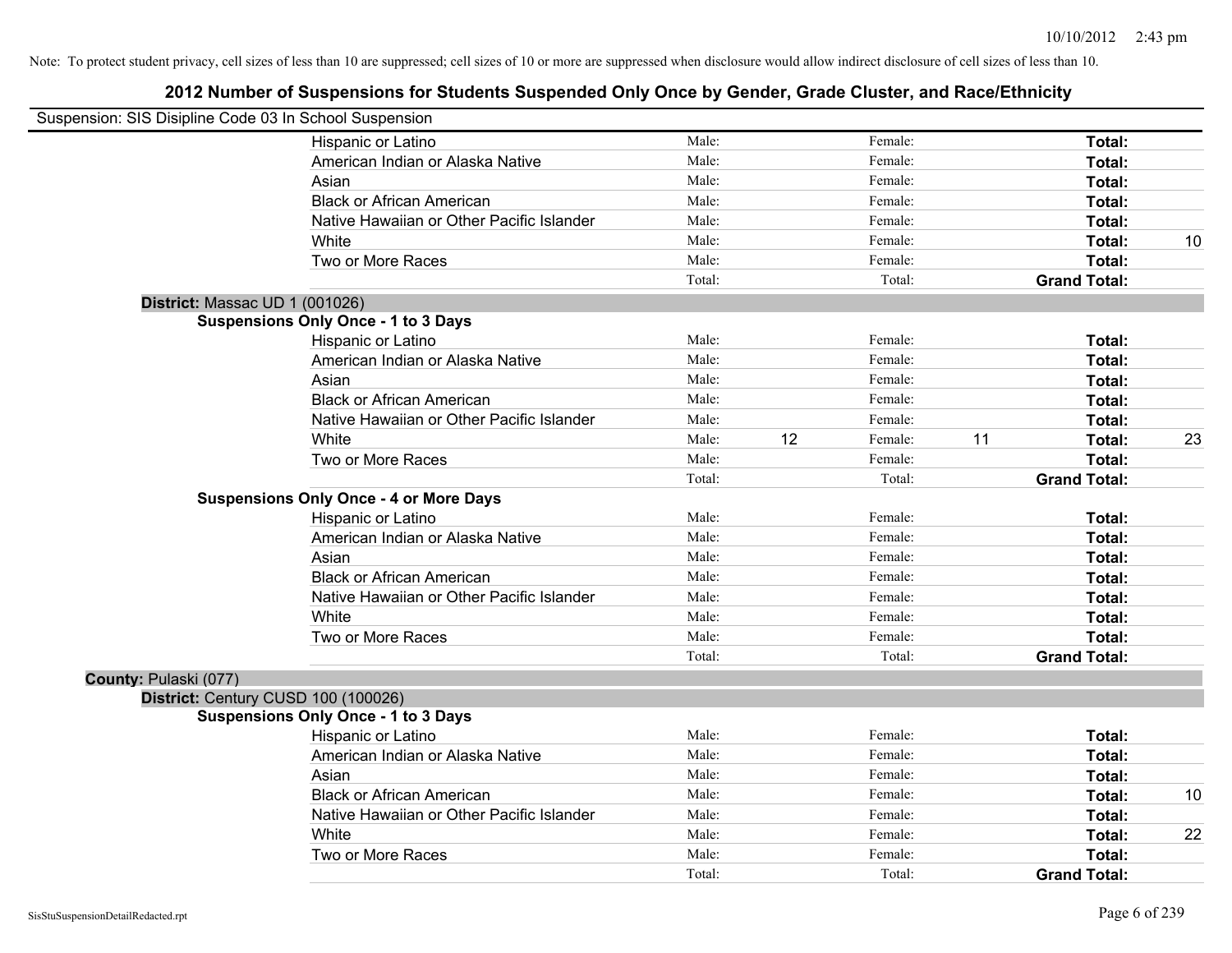Note: To protect student privacy, cell sizes of less than 10 are suppressed; cell sizes of 10 or more are suppressed when disclosure would allow indirect disclosure of cell sizes of less than 10.

# 2012 Number of Suspensions for Students Suspended Only Once by Gender, Grade Cluster, and Race/Ethnicity

Suspension: SIS Disipline Code 03 In School Suspension

| | Male | | Female | | Total | |
|---|---|---|---|---|---|---|
| Hispanic or Latino | Male: | | Female: | | **Total:** | |
| American Indian or Alaska Native | Male: | | Female: | | **Total:** | |
| Asian | Male: | | Female: | | **Total:** | |
| Black or African American | Male: | | Female: | | **Total:** | |
| Native Hawaiian or Other Pacific Islander | Male: | | Female: | | **Total:** | |
| White | Male: | | Female: | | **Total:** | 10 |
| Two or More Races | Male: | | Female: | | **Total:** | |
| | Total: | | Total: | | **Grand Total:** | |

**District:** Massac UD 1 (001026)

**Suspensions Only Once - 1 to 3 Days**

| | Male | | Female | | Total | |
|---|---|---|---|---|---|---|
| Hispanic or Latino | Male: | | Female: | | **Total:** | |
| American Indian or Alaska Native | Male: | | Female: | | **Total:** | |
| Asian | Male: | | Female: | | **Total:** | |
| Black or African American | Male: | | Female: | | **Total:** | |
| Native Hawaiian or Other Pacific Islander | Male: | | Female: | | **Total:** | |
| White | Male: | 12 | Female: | 11 | **Total:** | 23 |
| Two or More Races | Male: | | Female: | | **Total:** | |
| | Total: | | Total: | | **Grand Total:** | |

**Suspensions Only Once - 4 or More Days**

| | Male | | Female | | Total | |
|---|---|---|---|---|---|---|
| Hispanic or Latino | Male: | | Female: | | **Total:** | |
| American Indian or Alaska Native | Male: | | Female: | | **Total:** | |
| Asian | Male: | | Female: | | **Total:** | |
| Black or African American | Male: | | Female: | | **Total:** | |
| Native Hawaiian or Other Pacific Islander | Male: | | Female: | | **Total:** | |
| White | Male: | | Female: | | **Total:** | |
| Two or More Races | Male: | | Female: | | **Total:** | |
| | Total: | | Total: | | **Grand Total:** | |

**County:** Pulaski (077)

**District:** Century CUSD 100 (100026)

**Suspensions Only Once - 1 to 3 Days**

| | Male | | Female | | Total | |
|---|---|---|---|---|---|---|
| Hispanic or Latino | Male: | | Female: | | **Total:** | |
| American Indian or Alaska Native | Male: | | Female: | | **Total:** | |
| Asian | Male: | | Female: | | **Total:** | |
| Black or African American | Male: | | Female: | | **Total:** | 10 |
| Native Hawaiian or Other Pacific Islander | Male: | | Female: | | **Total:** | |
| White | Male: | | Female: | | **Total:** | 22 |
| Two or More Races | Male: | | Female: | | **Total:** | |
| | Total: | | Total: | | **Grand Total:** | |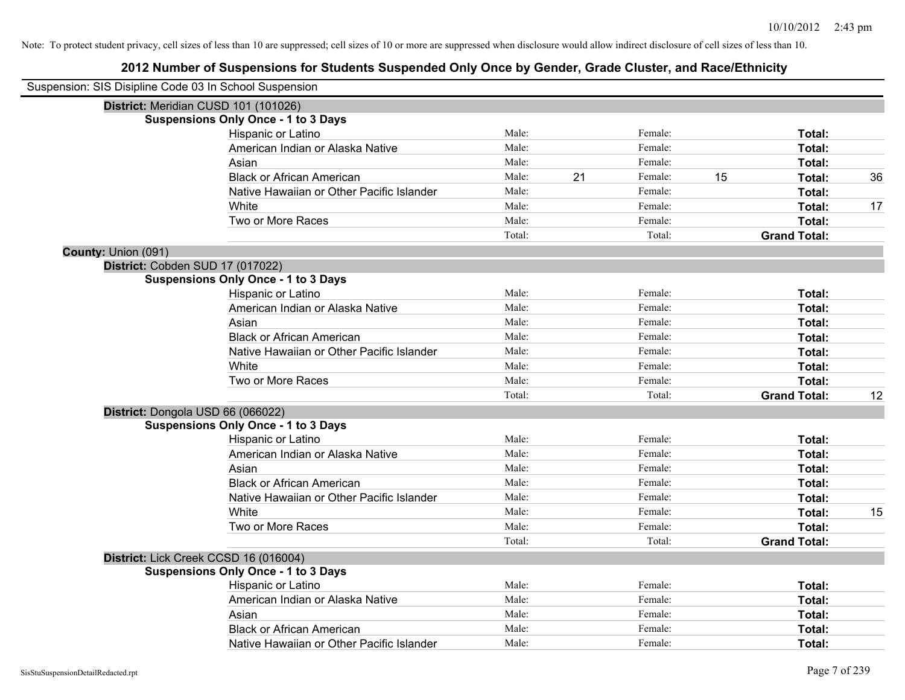Note: To protect student privacy, cell sizes of less than 10 are suppressed; cell sizes of 10 or more are suppressed when disclosure would allow indirect disclosure of cell sizes of less than 10.

# 2012 Number of Suspensions for Students Suspended Only Once by Gender, Grade Cluster, and Race/Ethnicity

Suspension: SIS Disipline Code 03 In School Suspension

**District:** Meridian CUSD 101 (101026)

**Suspensions Only Once - 1 to 3 Days**

| Race/Ethnicity | | | | | | |
|---|---|---|---|---|---|---|
| Hispanic or Latino | Male: | | Female: | | **Total:** | |
| American Indian or Alaska Native | Male: | | Female: | | **Total:** | |
| Asian | Male: | | Female: | | **Total:** | |
| Black or African American | Male: | 21 | Female: | 15 | **Total:** | 36 |
| Native Hawaiian or Other Pacific Islander | Male: | | Female: | | **Total:** | |
| White | Male: | | Female: | | **Total:** | 17 |
| Two or More Races | Male: | | Female: | | **Total:** | |
| | Total: | | Total: | | **Grand Total:** | |

**County:** Union (091)

**District:** Cobden SUD 17 (017022)

**Suspensions Only Once - 1 to 3 Days**

| Race/Ethnicity | | | | | | |
|---|---|---|---|---|---|---|
| Hispanic or Latino | Male: | | Female: | | **Total:** | |
| American Indian or Alaska Native | Male: | | Female: | | **Total:** | |
| Asian | Male: | | Female: | | **Total:** | |
| Black or African American | Male: | | Female: | | **Total:** | |
| Native Hawaiian or Other Pacific Islander | Male: | | Female: | | **Total:** | |
| White | Male: | | Female: | | **Total:** | |
| Two or More Races | Male: | | Female: | | **Total:** | |
| | Total: | | Total: | | **Grand Total:** | 12 |

**District:** Dongola USD 66 (066022)

**Suspensions Only Once - 1 to 3 Days**

| Race/Ethnicity | | | | | | |
|---|---|---|---|---|---|---|
| Hispanic or Latino | Male: | | Female: | | **Total:** | |
| American Indian or Alaska Native | Male: | | Female: | | **Total:** | |
| Asian | Male: | | Female: | | **Total:** | |
| Black or African American | Male: | | Female: | | **Total:** | |
| Native Hawaiian or Other Pacific Islander | Male: | | Female: | | **Total:** | |
| White | Male: | | Female: | | **Total:** | 15 |
| Two or More Races | Male: | | Female: | | **Total:** | |
| | Total: | | Total: | | **Grand Total:** | |

**District:** Lick Creek CCSD 16 (016004)

**Suspensions Only Once - 1 to 3 Days**

| Race/Ethnicity | | | | | | |
|---|---|---|---|---|---|---|
| Hispanic or Latino | Male: | | Female: | | **Total:** | |
| American Indian or Alaska Native | Male: | | Female: | | **Total:** | |
| Asian | Male: | | Female: | | **Total:** | |
| Black or African American | Male: | | Female: | | **Total:** | |
| Native Hawaiian or Other Pacific Islander | Male: | | Female: | | **Total:** | |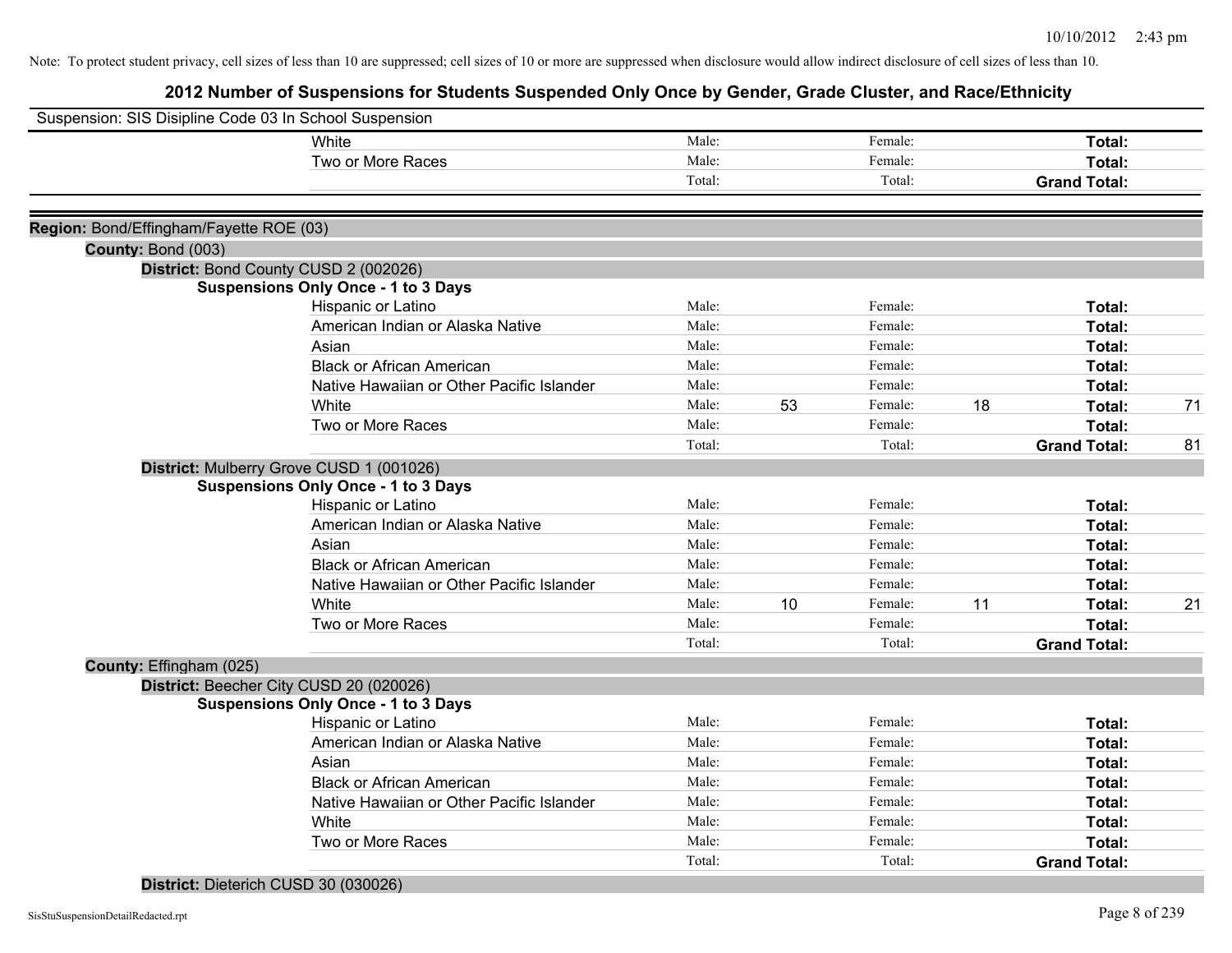Note: To protect student privacy, cell sizes of less than 10 are suppressed; cell sizes of 10 or more are suppressed when disclosure would allow indirect disclosure of cell sizes of less than 10.

# 2012 Number of Suspensions for Students Suspended Only Once by Gender, Grade Cluster, and Race/Ethnicity

Suspension: SIS Disipline Code 03 In School Suspension

| | Male: | | Female: | | | |
|---|---|---|---|---|---|---|
| White | Male: | | Female: | | Total: | |
| Two or More Races | Male: | | Female: | | Total: | |
| | Total: | | Total: | | Grand Total: | |

**Region:** Bond/Effingham/Fayette ROE (03)

**County:** Bond (003)

**District:** Bond County CUSD 2 (002026)

**Suspensions Only Once - 1 to 3 Days**

| | | | | | | |
|---|---|---|---|---|---|---|
| Hispanic or Latino | Male: | | Female: | | Total: | |
| American Indian or Alaska Native | Male: | | Female: | | Total: | |
| Asian | Male: | | Female: | | Total: | |
| Black or African American | Male: | | Female: | | Total: | |
| Native Hawaiian or Other Pacific Islander | Male: | | Female: | | Total: | |
| White | Male: | 53 | Female: | 18 | Total: | 71 |
| Two or More Races | Male: | | Female: | | Total: | |
| | Total: | | Total: | | Grand Total: | 81 |

**District:** Mulberry Grove CUSD 1 (001026)

**Suspensions Only Once - 1 to 3 Days**

| | | | | | | |
|---|---|---|---|---|---|---|
| Hispanic or Latino | Male: | | Female: | | Total: | |
| American Indian or Alaska Native | Male: | | Female: | | Total: | |
| Asian | Male: | | Female: | | Total: | |
| Black or African American | Male: | | Female: | | Total: | |
| Native Hawaiian or Other Pacific Islander | Male: | | Female: | | Total: | |
| White | Male: | 10 | Female: | 11 | Total: | 21 |
| Two or More Races | Male: | | Female: | | Total: | |
| | Total: | | Total: | | Grand Total: | |

**County:** Effingham (025)

**District:** Beecher City CUSD 20 (020026)

**Suspensions Only Once - 1 to 3 Days**

| | | | | | | |
|---|---|---|---|---|---|---|
| Hispanic or Latino | Male: | | Female: | | Total: | |
| American Indian or Alaska Native | Male: | | Female: | | Total: | |
| Asian | Male: | | Female: | | Total: | |
| Black or African American | Male: | | Female: | | Total: | |
| Native Hawaiian or Other Pacific Islander | Male: | | Female: | | Total: | |
| White | Male: | | Female: | | Total: | |
| Two or More Races | Male: | | Female: | | Total: | |
| | Total: | | Total: | | Grand Total: | |

**District:** Dieterich CUSD 30 (030026)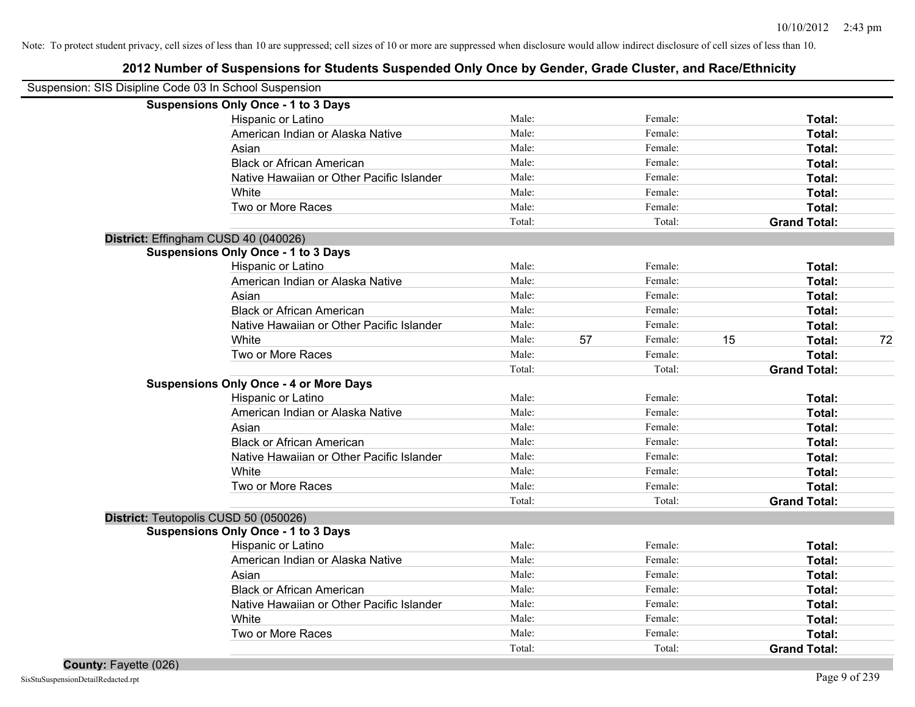Note: To protect student privacy, cell sizes of less than 10 are suppressed; cell sizes of 10 or more are suppressed when disclosure would allow indirect disclosure of cell sizes of less than 10.

# 2012 Number of Suspensions for Students Suspended Only Once by Gender, Grade Cluster, and Race/Ethnicity

Suspension: SIS Disipline Code 03 In School Suspension

**Suspensions Only Once - 1 to 3 Days**

| | | | | | | |
|---|---|---|---|---|---|---|
| Hispanic or Latino | Male: | | Female: | | **Total:** | |
| American Indian or Alaska Native | Male: | | Female: | | **Total:** | |
| Asian | Male: | | Female: | | **Total:** | |
| Black or African American | Male: | | Female: | | **Total:** | |
| Native Hawaiian or Other Pacific Islander | Male: | | Female: | | **Total:** | |
| White | Male: | | Female: | | **Total:** | |
| Two or More Races | Male: | | Female: | | **Total:** | |
| | Total: | | Total: | | **Grand Total:** | |

**District:** Effingham CUSD 40 (040026)

**Suspensions Only Once - 1 to 3 Days**

| | | | | | | |
|---|---|---|---|---|---|---|
| Hispanic or Latino | Male: | | Female: | | **Total:** | |
| American Indian or Alaska Native | Male: | | Female: | | **Total:** | |
| Asian | Male: | | Female: | | **Total:** | |
| Black or African American | Male: | | Female: | | **Total:** | |
| Native Hawaiian or Other Pacific Islander | Male: | | Female: | | **Total:** | |
| White | Male: | 57 | Female: | 15 | **Total:** | 72 |
| Two or More Races | Male: | | Female: | | **Total:** | |
| | Total: | | Total: | | **Grand Total:** | |

**Suspensions Only Once - 4 or More Days**

| | | | | | | |
|---|---|---|---|---|---|---|
| Hispanic or Latino | Male: | | Female: | | **Total:** | |
| American Indian or Alaska Native | Male: | | Female: | | **Total:** | |
| Asian | Male: | | Female: | | **Total:** | |
| Black or African American | Male: | | Female: | | **Total:** | |
| Native Hawaiian or Other Pacific Islander | Male: | | Female: | | **Total:** | |
| White | Male: | | Female: | | **Total:** | |
| Two or More Races | Male: | | Female: | | **Total:** | |
| | Total: | | Total: | | **Grand Total:** | |

**District:** Teutopolis CUSD 50 (050026)

**Suspensions Only Once - 1 to 3 Days**

| | | | | | | |
|---|---|---|---|---|---|---|
| Hispanic or Latino | Male: | | Female: | | **Total:** | |
| American Indian or Alaska Native | Male: | | Female: | | **Total:** | |
| Asian | Male: | | Female: | | **Total:** | |
| Black or African American | Male: | | Female: | | **Total:** | |
| Native Hawaiian or Other Pacific Islander | Male: | | Female: | | **Total:** | |
| White | Male: | | Female: | | **Total:** | |
| Two or More Races | Male: | | Female: | | **Total:** | |
| | Total: | | Total: | | **Grand Total:** | |

**County:** Fayette (026)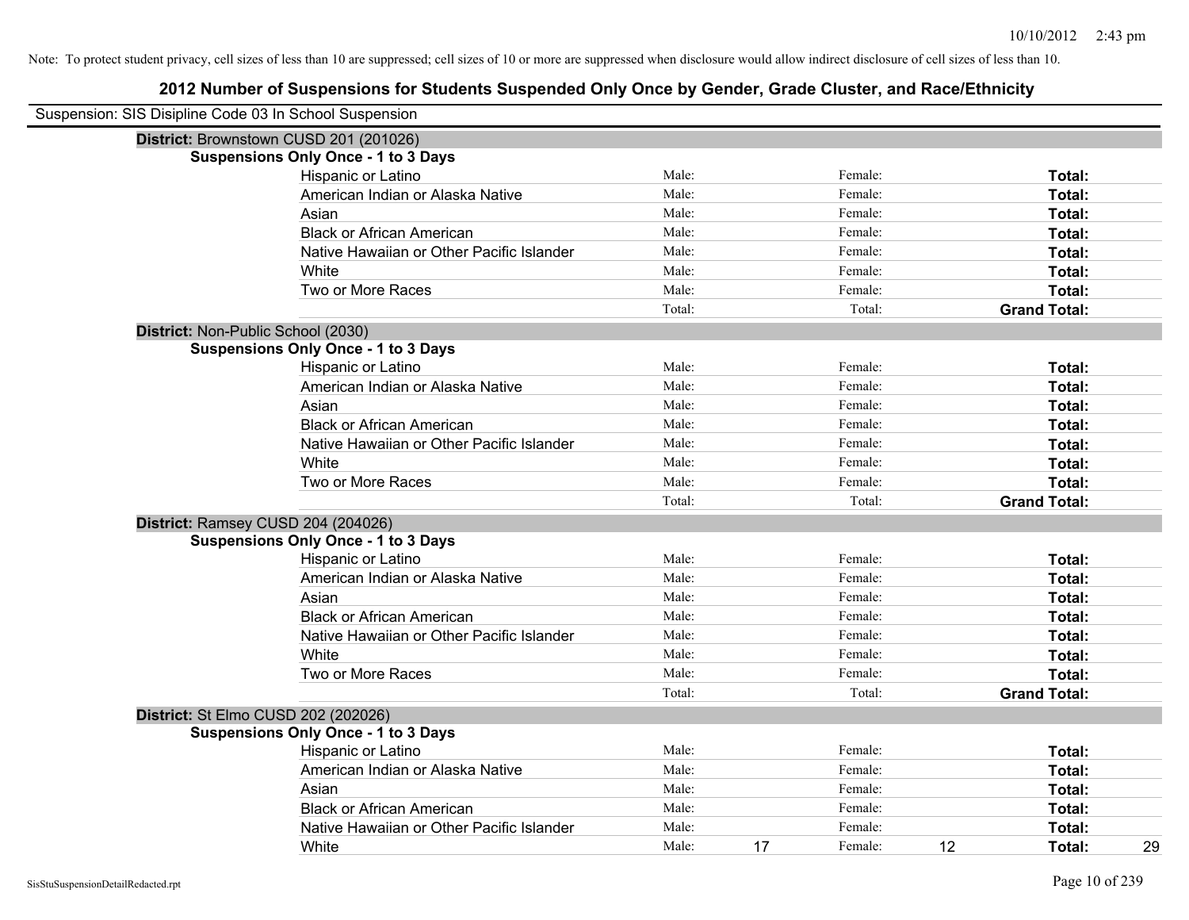Note: To protect student privacy, cell sizes of less than 10 are suppressed; cell sizes of 10 or more are suppressed when disclosure would allow indirect disclosure of cell sizes of less than 10.

## 2012 Number of Suspensions for Students Suspended Only Once by Gender, Grade Cluster, and Race/Ethnicity

Suspension: SIS Disipline Code 03 In School Suspension

**District:** Brownstown CUSD 201 (201026)

**Suspensions Only Once - 1 to 3 Days**

| Race/Ethnicity | | | | | | |
|---|---|---|---|---|---|---|
| Hispanic or Latino | Male: | | Female: | | **Total:** | |
| American Indian or Alaska Native | Male: | | Female: | | **Total:** | |
| Asian | Male: | | Female: | | **Total:** | |
| Black or African American | Male: | | Female: | | **Total:** | |
| Native Hawaiian or Other Pacific Islander | Male: | | Female: | | **Total:** | |
| White | Male: | | Female: | | **Total:** | |
| Two or More Races | Male: | | Female: | | **Total:** | |
| | Total: | | Total: | | **Grand Total:** | |

**District:** Non-Public School (2030)

**Suspensions Only Once - 1 to 3 Days**

| Race/Ethnicity | | | | | | |
|---|---|---|---|---|---|---|
| Hispanic or Latino | Male: | | Female: | | **Total:** | |
| American Indian or Alaska Native | Male: | | Female: | | **Total:** | |
| Asian | Male: | | Female: | | **Total:** | |
| Black or African American | Male: | | Female: | | **Total:** | |
| Native Hawaiian or Other Pacific Islander | Male: | | Female: | | **Total:** | |
| White | Male: | | Female: | | **Total:** | |
| Two or More Races | Male: | | Female: | | **Total:** | |
| | Total: | | Total: | | **Grand Total:** | |

**District:** Ramsey CUSD 204 (204026)

**Suspensions Only Once - 1 to 3 Days**

| Race/Ethnicity | | | | | | |
|---|---|---|---|---|---|---|
| Hispanic or Latino | Male: | | Female: | | **Total:** | |
| American Indian or Alaska Native | Male: | | Female: | | **Total:** | |
| Asian | Male: | | Female: | | **Total:** | |
| Black or African American | Male: | | Female: | | **Total:** | |
| Native Hawaiian or Other Pacific Islander | Male: | | Female: | | **Total:** | |
| White | Male: | | Female: | | **Total:** | |
| Two or More Races | Male: | | Female: | | **Total:** | |
| | Total: | | Total: | | **Grand Total:** | |

**District:** St Elmo CUSD 202 (202026)

**Suspensions Only Once - 1 to 3 Days**

| Race/Ethnicity | | | | | | |
|---|---|---|---|---|---|---|
| Hispanic or Latino | Male: | | Female: | | **Total:** | |
| American Indian or Alaska Native | Male: | | Female: | | **Total:** | |
| Asian | Male: | | Female: | | **Total:** | |
| Black or African American | Male: | | Female: | | **Total:** | |
| Native Hawaiian or Other Pacific Islander | Male: | | Female: | | **Total:** | |
| White | Male: | 17 | Female: | 12 | **Total:** | 29 |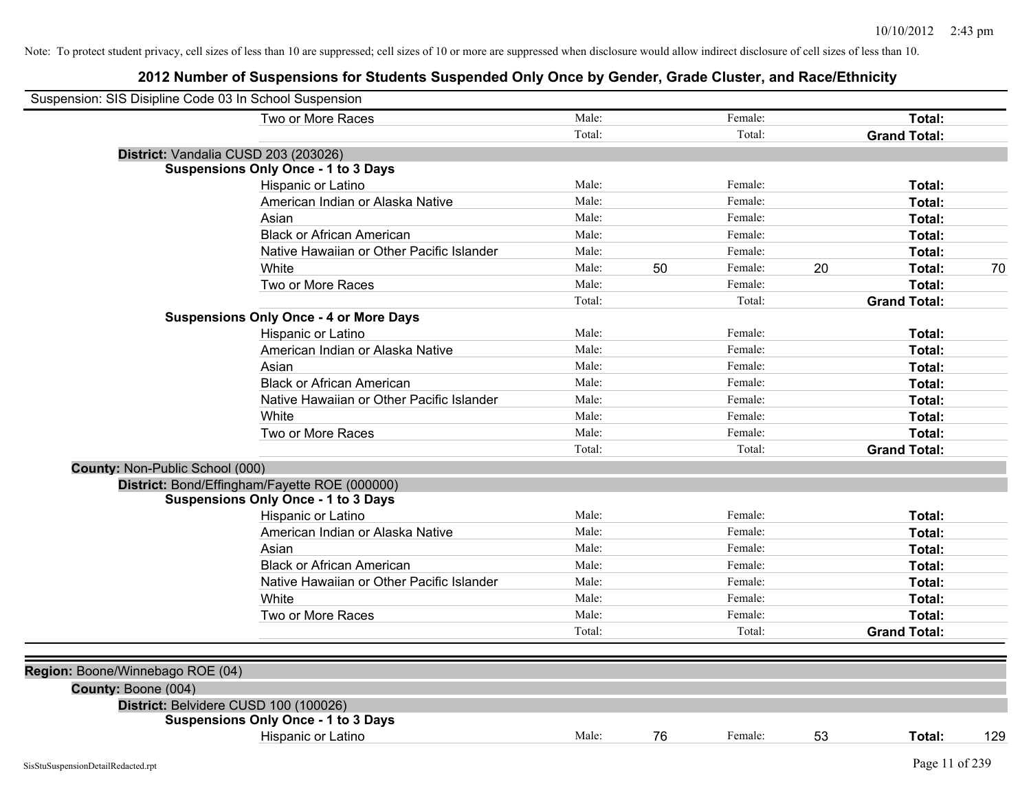Note: To protect student privacy, cell sizes of less than 10 are suppressed; cell sizes of 10 or more are suppressed when disclosure would allow indirect disclosure of cell sizes of less than 10.

## 2012 Number of Suspensions for Students Suspended Only Once by Gender, Grade Cluster, and Race/Ethnicity

Suspension: SIS Disipline Code 03 In School Suspension

| | | | | | | |
|---|---|---|---|---|---|---|
| Two or More Races | Male: | | Female: | | **Total:** | |
| | Total: | | Total: | | **Grand Total:** | |

**District:** Vandalia CUSD 203 (203026)

**Suspensions Only Once - 1 to 3 Days**

| | | | | | | |
|---|---|---|---|---|---|---|
| Hispanic or Latino | Male: | | Female: | | **Total:** | |
| American Indian or Alaska Native | Male: | | Female: | | **Total:** | |
| Asian | Male: | | Female: | | **Total:** | |
| Black or African American | Male: | | Female: | | **Total:** | |
| Native Hawaiian or Other Pacific Islander | Male: | | Female: | | **Total:** | |
| White | Male: | 50 | Female: | 20 | **Total:** | 70 |
| Two or More Races | Male: | | Female: | | **Total:** | |
| | Total: | | Total: | | **Grand Total:** | |

**Suspensions Only Once - 4 or More Days**

| | | | | | | |
|---|---|---|---|---|---|---|
| Hispanic or Latino | Male: | | Female: | | **Total:** | |
| American Indian or Alaska Native | Male: | | Female: | | **Total:** | |
| Asian | Male: | | Female: | | **Total:** | |
| Black or African American | Male: | | Female: | | **Total:** | |
| Native Hawaiian or Other Pacific Islander | Male: | | Female: | | **Total:** | |
| White | Male: | | Female: | | **Total:** | |
| Two or More Races | Male: | | Female: | | **Total:** | |
| | Total: | | Total: | | **Grand Total:** | |

**County:** Non-Public School (000)

**District:** Bond/Effingham/Fayette ROE (000000)

**Suspensions Only Once - 1 to 3 Days**

| | | | | | | |
|---|---|---|---|---|---|---|
| Hispanic or Latino | Male: | | Female: | | **Total:** | |
| American Indian or Alaska Native | Male: | | Female: | | **Total:** | |
| Asian | Male: | | Female: | | **Total:** | |
| Black or African American | Male: | | Female: | | **Total:** | |
| Native Hawaiian or Other Pacific Islander | Male: | | Female: | | **Total:** | |
| White | Male: | | Female: | | **Total:** | |
| Two or More Races | Male: | | Female: | | **Total:** | |
| | Total: | | Total: | | **Grand Total:** | |

**Region:** Boone/Winnebago ROE (04)

**County:** Boone (004)

**District:** Belvidere CUSD 100 (100026)

**Suspensions Only Once - 1 to 3 Days**

| | | | | | | |
|---|---|---|---|---|---|---|
| Hispanic or Latino | Male: | 76 | Female: | 53 | **Total:** | 129 |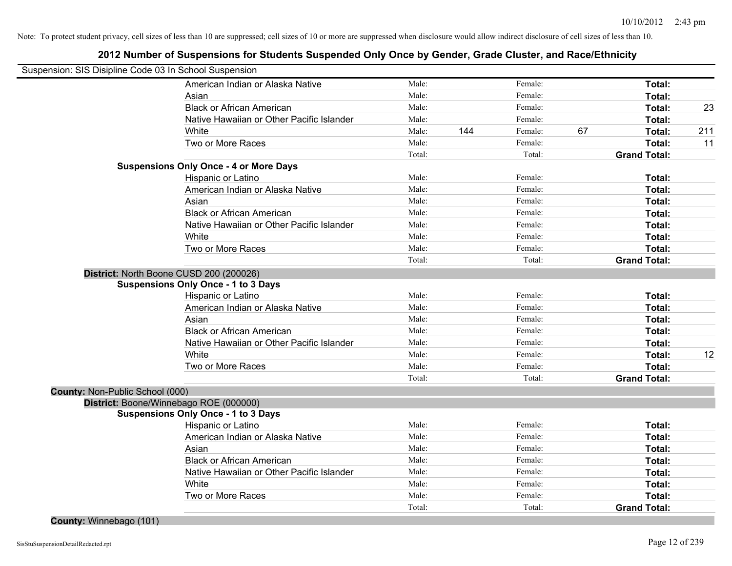Note: To protect student privacy, cell sizes of less than 10 are suppressed; cell sizes of 10 or more are suppressed when disclosure would allow indirect disclosure of cell sizes of less than 10.

# 2012 Number of Suspensions for Students Suspended Only Once by Gender, Grade Cluster, and Race/Ethnicity

Suspension: SIS Disipline Code 03 In School Suspension

| | | | | | | |
|---|---|---|---|---|---|---|
| American Indian or Alaska Native | Male: | | Female: | | **Total:** | |
| Asian | Male: | | Female: | | **Total:** | |
| Black or African American | Male: | | Female: | | **Total:** | 23 |
| Native Hawaiian or Other Pacific Islander | Male: | | Female: | | **Total:** | |
| White | Male: | 144 | Female: | 67 | **Total:** | 211 |
| Two or More Races | Male: | | Female: | | **Total:** | 11 |
| | Total: | | Total: | | **Grand Total:** | |

**Suspensions Only Once - 4 or More Days**

| | | | | | | |
|---|---|---|---|---|---|---|
| Hispanic or Latino | Male: | | Female: | | **Total:** | |
| American Indian or Alaska Native | Male: | | Female: | | **Total:** | |
| Asian | Male: | | Female: | | **Total:** | |
| Black or African American | Male: | | Female: | | **Total:** | |
| Native Hawaiian or Other Pacific Islander | Male: | | Female: | | **Total:** | |
| White | Male: | | Female: | | **Total:** | |
| Two or More Races | Male: | | Female: | | **Total:** | |
| | Total: | | Total: | | **Grand Total:** | |

**District:** North Boone CUSD 200 (200026)

**Suspensions Only Once - 1 to 3 Days**

| | | | | | | |
|---|---|---|---|---|---|---|
| Hispanic or Latino | Male: | | Female: | | **Total:** | |
| American Indian or Alaska Native | Male: | | Female: | | **Total:** | |
| Asian | Male: | | Female: | | **Total:** | |
| Black or African American | Male: | | Female: | | **Total:** | |
| Native Hawaiian or Other Pacific Islander | Male: | | Female: | | **Total:** | |
| White | Male: | | Female: | | **Total:** | 12 |
| Two or More Races | Male: | | Female: | | **Total:** | |
| | Total: | | Total: | | **Grand Total:** | |

**County:** Non-Public School (000)

**District:** Boone/Winnebago ROE (000000)

**Suspensions Only Once - 1 to 3 Days**

| | | | | | | |
|---|---|---|---|---|---|---|
| Hispanic or Latino | Male: | | Female: | | **Total:** | |
| American Indian or Alaska Native | Male: | | Female: | | **Total:** | |
| Asian | Male: | | Female: | | **Total:** | |
| Black or African American | Male: | | Female: | | **Total:** | |
| Native Hawaiian or Other Pacific Islander | Male: | | Female: | | **Total:** | |
| White | Male: | | Female: | | **Total:** | |
| Two or More Races | Male: | | Female: | | **Total:** | |
| | Total: | | Total: | | **Grand Total:** | |

**County:** Winnebago (101)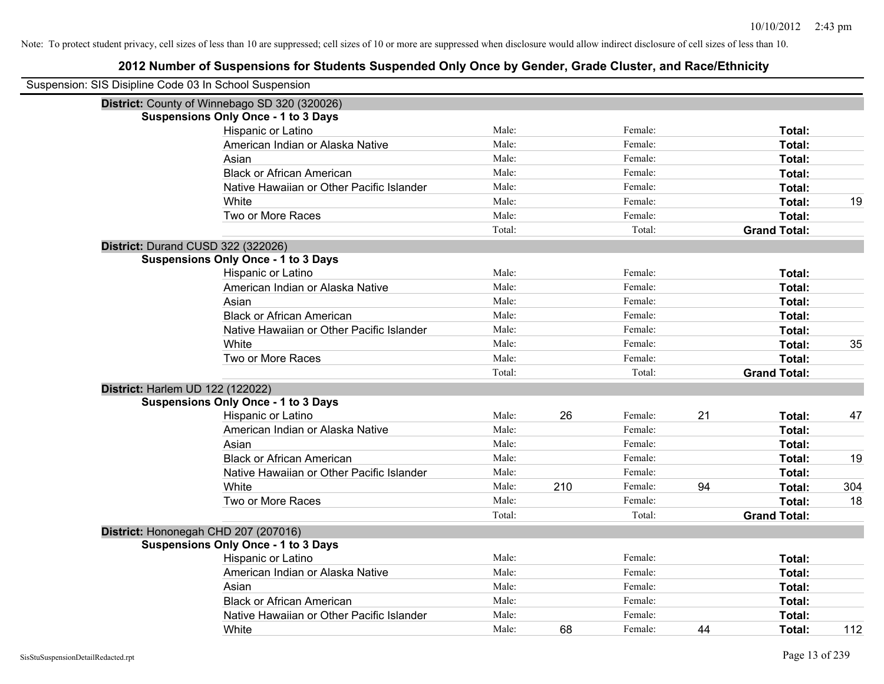Note: To protect student privacy, cell sizes of less than 10 are suppressed; cell sizes of 10 or more are suppressed when disclosure would allow indirect disclosure of cell sizes of less than 10.

# 2012 Number of Suspensions for Students Suspended Only Once by Gender, Grade Cluster, and Race/Ethnicity

Suspension: SIS Disipline Code 03 In School Suspension

**District:** County of Winnebago SD 320 (320026)

**Suspensions Only Once - 1 to 3 Days**

| Race/Ethnicity | | | | | | |
|---|---|---|---|---|---|---|
| Hispanic or Latino | Male: | | Female: | | **Total:** | |
| American Indian or Alaska Native | Male: | | Female: | | **Total:** | |
| Asian | Male: | | Female: | | **Total:** | |
| Black or African American | Male: | | Female: | | **Total:** | |
| Native Hawaiian or Other Pacific Islander | Male: | | Female: | | **Total:** | |
| White | Male: | | Female: | | **Total:** | 19 |
| Two or More Races | Male: | | Female: | | **Total:** | |
| | Total: | | Total: | | **Grand Total:** | |

**District:** Durand CUSD 322 (322026)

**Suspensions Only Once - 1 to 3 Days**

| Race/Ethnicity | | | | | | |
|---|---|---|---|---|---|---|
| Hispanic or Latino | Male: | | Female: | | **Total:** | |
| American Indian or Alaska Native | Male: | | Female: | | **Total:** | |
| Asian | Male: | | Female: | | **Total:** | |
| Black or African American | Male: | | Female: | | **Total:** | |
| Native Hawaiian or Other Pacific Islander | Male: | | Female: | | **Total:** | |
| White | Male: | | Female: | | **Total:** | 35 |
| Two or More Races | Male: | | Female: | | **Total:** | |
| | Total: | | Total: | | **Grand Total:** | |

**District:** Harlem UD 122 (122022)

**Suspensions Only Once - 1 to 3 Days**

| Race/Ethnicity | | | | | | |
|---|---|---|---|---|---|---|
| Hispanic or Latino | Male: | 26 | Female: | 21 | **Total:** | 47 |
| American Indian or Alaska Native | Male: | | Female: | | **Total:** | |
| Asian | Male: | | Female: | | **Total:** | |
| Black or African American | Male: | | Female: | | **Total:** | 19 |
| Native Hawaiian or Other Pacific Islander | Male: | | Female: | | **Total:** | |
| White | Male: | 210 | Female: | 94 | **Total:** | 304 |
| Two or More Races | Male: | | Female: | | **Total:** | 18 |
| | Total: | | Total: | | **Grand Total:** | |

**District:** Hononegah CHD 207 (207016)

**Suspensions Only Once - 1 to 3 Days**

| Race/Ethnicity | | | | | | |
|---|---|---|---|---|---|---|
| Hispanic or Latino | Male: | | Female: | | **Total:** | |
| American Indian or Alaska Native | Male: | | Female: | | **Total:** | |
| Asian | Male: | | Female: | | **Total:** | |
| Black or African American | Male: | | Female: | | **Total:** | |
| Native Hawaiian or Other Pacific Islander | Male: | | Female: | | **Total:** | |
| White | Male: | 68 | Female: | 44 | **Total:** | 112 |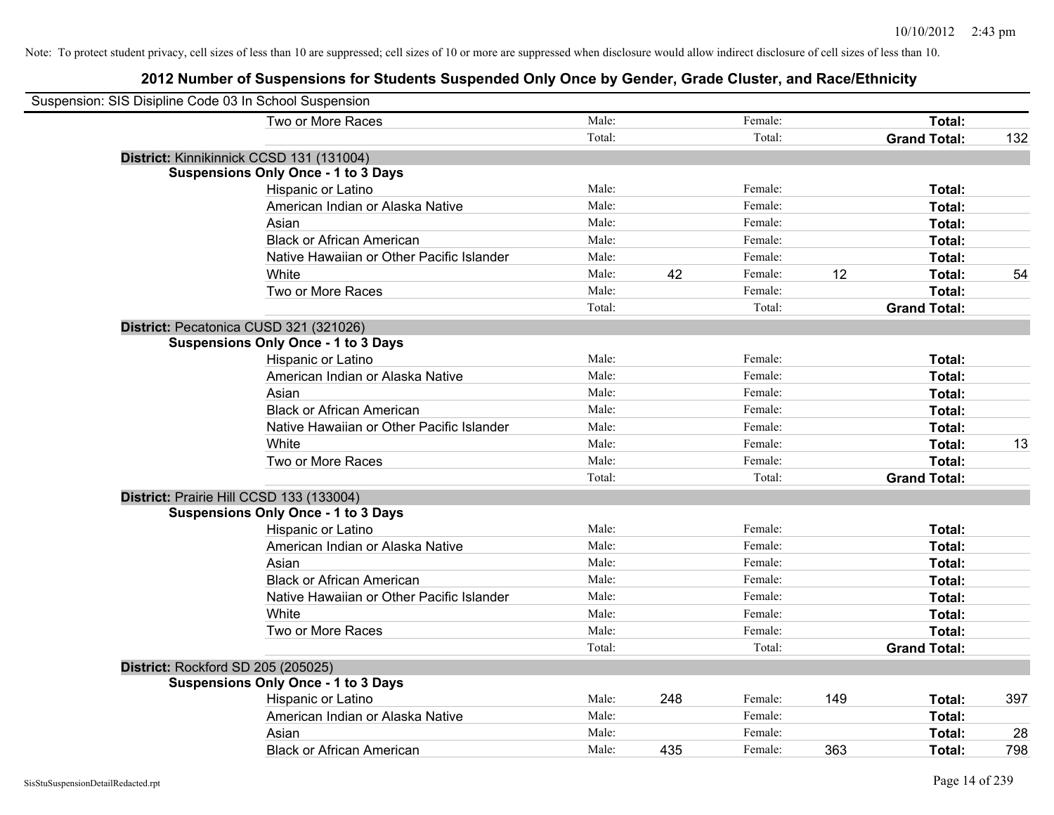Note: To protect student privacy, cell sizes of less than 10 are suppressed; cell sizes of 10 or more are suppressed when disclosure would allow indirect disclosure of cell sizes of less than 10.

## 2012 Number of Suspensions for Students Suspended Only Once by Gender, Grade Cluster, and Race/Ethnicity

Suspension: SIS Disipline Code 03 In School Suspension

| | | | | | | | |
|---|---|---|---|---|---|---|---|
| Two or More Races | Male: | | Female: | | **Total:** | |
| | Total: | | Total: | | **Grand Total:** | 132 |

**District:** Kinnikinnick CCSD 131 (131004)

**Suspensions Only Once - 1 to 3 Days**

| | | | | | | |
|---|---|---|---|---|---|---|
| Hispanic or Latino | Male: | | Female: | | **Total:** | |
| American Indian or Alaska Native | Male: | | Female: | | **Total:** | |
| Asian | Male: | | Female: | | **Total:** | |
| Black or African American | Male: | | Female: | | **Total:** | |
| Native Hawaiian or Other Pacific Islander | Male: | | Female: | | **Total:** | |
| White | Male: | 42 | Female: | 12 | **Total:** | 54 |
| Two or More Races | Male: | | Female: | | **Total:** | |
| | Total: | | Total: | | **Grand Total:** | |

**District:** Pecatonica CUSD 321 (321026)

**Suspensions Only Once - 1 to 3 Days**

| | | | | | | |
|---|---|---|---|---|---|---|
| Hispanic or Latino | Male: | | Female: | | **Total:** | |
| American Indian or Alaska Native | Male: | | Female: | | **Total:** | |
| Asian | Male: | | Female: | | **Total:** | |
| Black or African American | Male: | | Female: | | **Total:** | |
| Native Hawaiian or Other Pacific Islander | Male: | | Female: | | **Total:** | |
| White | Male: | | Female: | | **Total:** | 13 |
| Two or More Races | Male: | | Female: | | **Total:** | |
| | Total: | | Total: | | **Grand Total:** | |

**District:** Prairie Hill CCSD 133 (133004)

**Suspensions Only Once - 1 to 3 Days**

| | | | | | | |
|---|---|---|---|---|---|---|
| Hispanic or Latino | Male: | | Female: | | **Total:** | |
| American Indian or Alaska Native | Male: | | Female: | | **Total:** | |
| Asian | Male: | | Female: | | **Total:** | |
| Black or African American | Male: | | Female: | | **Total:** | |
| Native Hawaiian or Other Pacific Islander | Male: | | Female: | | **Total:** | |
| White | Male: | | Female: | | **Total:** | |
| Two or More Races | Male: | | Female: | | **Total:** | |
| | Total: | | Total: | | **Grand Total:** | |

**District:** Rockford SD 205 (205025)

**Suspensions Only Once - 1 to 3 Days**

| | | | | | | |
|---|---|---|---|---|---|---|
| Hispanic or Latino | Male: | 248 | Female: | 149 | **Total:** | 397 |
| American Indian or Alaska Native | Male: | | Female: | | **Total:** | |
| Asian | Male: | | Female: | | **Total:** | 28 |
| Black or African American | Male: | 435 | Female: | 363 | **Total:** | 798 |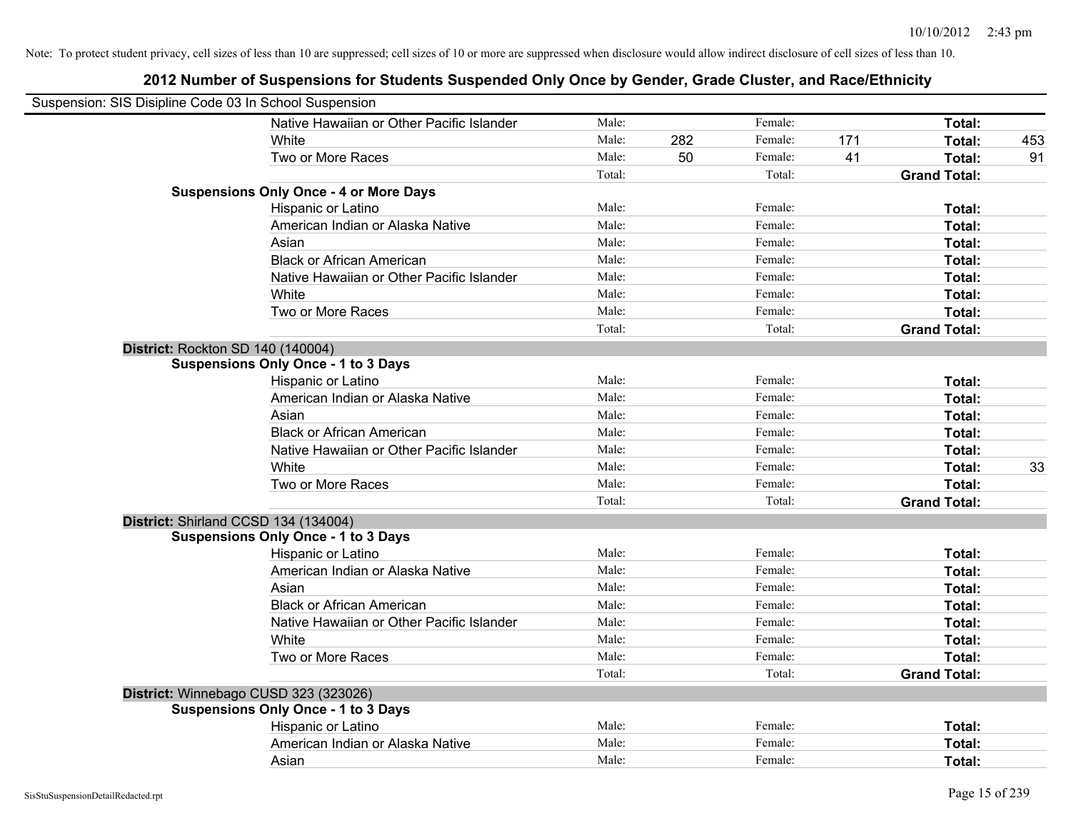Note: To protect student privacy, cell sizes of less than 10 are suppressed; cell sizes of 10 or more are suppressed when disclosure would allow indirect disclosure of cell sizes of less than 10.

## 2012 Number of Suspensions for Students Suspended Only Once by Gender, Grade Cluster, and Race/Ethnicity

Suspension: SIS Disipline Code 03 In School Suspension

| | | | | | | | |
|---|---|---|---|---|---|---|---|
| Native Hawaiian or Other Pacific Islander | Male: | | Female: | | **Total:** | |
| White | Male: | 282 | Female: | 171 | **Total:** | 453 |
| Two or More Races | Male: | 50 | Female: | 41 | **Total:** | 91 |
| | Total: | | Total: | | **Grand Total:** | |

**Suspensions Only Once - 4 or More Days**

| | | | | | | |
|---|---|---|---|---|---|---|
| Hispanic or Latino | Male: | | Female: | | **Total:** | |
| American Indian or Alaska Native | Male: | | Female: | | **Total:** | |
| Asian | Male: | | Female: | | **Total:** | |
| Black or African American | Male: | | Female: | | **Total:** | |
| Native Hawaiian or Other Pacific Islander | Male: | | Female: | | **Total:** | |
| White | Male: | | Female: | | **Total:** | |
| Two or More Races | Male: | | Female: | | **Total:** | |
| | Total: | | Total: | | **Grand Total:** | |

**District:** Rockton SD 140 (140004)

**Suspensions Only Once - 1 to 3 Days**

| | | | | | | |
|---|---|---|---|---|---|---|
| Hispanic or Latino | Male: | | Female: | | **Total:** | |
| American Indian or Alaska Native | Male: | | Female: | | **Total:** | |
| Asian | Male: | | Female: | | **Total:** | |
| Black or African American | Male: | | Female: | | **Total:** | |
| Native Hawaiian or Other Pacific Islander | Male: | | Female: | | **Total:** | |
| White | Male: | | Female: | | **Total:** | 33 |
| Two or More Races | Male: | | Female: | | **Total:** | |
| | Total: | | Total: | | **Grand Total:** | |

**District:** Shirland CCSD 134 (134004)

**Suspensions Only Once - 1 to 3 Days**

| | | | | | | |
|---|---|---|---|---|---|---|
| Hispanic or Latino | Male: | | Female: | | **Total:** | |
| American Indian or Alaska Native | Male: | | Female: | | **Total:** | |
| Asian | Male: | | Female: | | **Total:** | |
| Black or African American | Male: | | Female: | | **Total:** | |
| Native Hawaiian or Other Pacific Islander | Male: | | Female: | | **Total:** | |
| White | Male: | | Female: | | **Total:** | |
| Two or More Races | Male: | | Female: | | **Total:** | |
| | Total: | | Total: | | **Grand Total:** | |

**District:** Winnebago CUSD 323 (323026)

**Suspensions Only Once - 1 to 3 Days**

| | | | | | | |
|---|---|---|---|---|---|---|
| Hispanic or Latino | Male: | | Female: | | **Total:** | |
| American Indian or Alaska Native | Male: | | Female: | | **Total:** | |
| Asian | Male: | | Female: | | **Total:** | |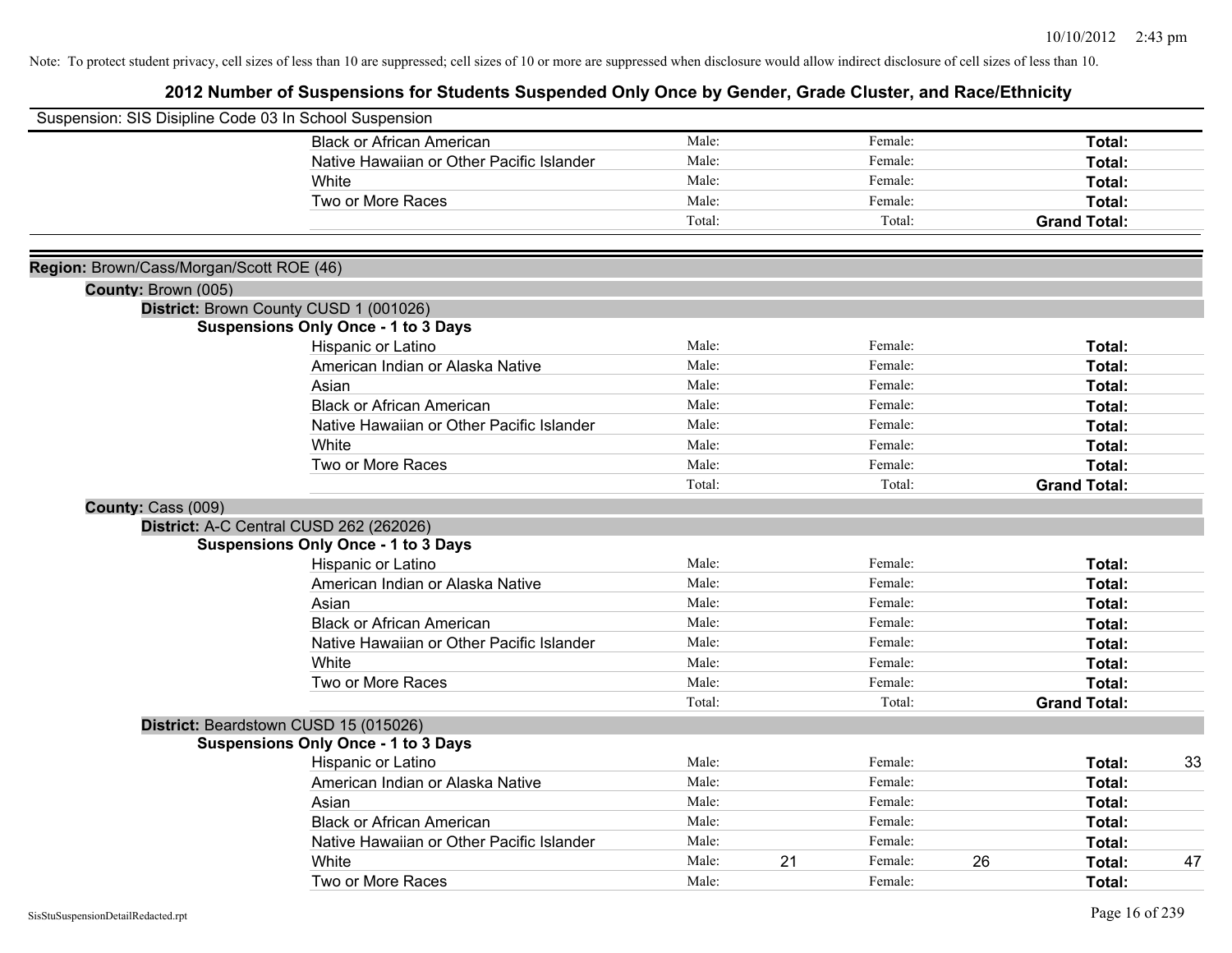Note: To protect student privacy, cell sizes of less than 10 are suppressed; cell sizes of 10 or more are suppressed when disclosure would allow indirect disclosure of cell sizes of less than 10.

# 2012 Number of Suspensions for Students Suspended Only Once by Gender, Grade Cluster, and Race/Ethnicity

Suspension: SIS Disipline Code 03 In School Suspension

| | Male: | | Female: | | | |
|---|---|---|---|---|---|---|
| Black or African American | Male: | | Female: | | **Total:** | |
| Native Hawaiian or Other Pacific Islander | Male: | | Female: | | **Total:** | |
| White | Male: | | Female: | | **Total:** | |
| Two or More Races | Male: | | Female: | | **Total:** | |
| | Total: | | Total: | | **Grand Total:** | |

**Region:** Brown/Cass/Morgan/Scott ROE (46)

**County:** Brown (005)

**District:** Brown County CUSD 1 (001026)

**Suspensions Only Once - 1 to 3 Days**

| | | | | | | |
|---|---|---|---|---|---|---|
| Hispanic or Latino | Male: | | Female: | | **Total:** | |
| American Indian or Alaska Native | Male: | | Female: | | **Total:** | |
| Asian | Male: | | Female: | | **Total:** | |
| Black or African American | Male: | | Female: | | **Total:** | |
| Native Hawaiian or Other Pacific Islander | Male: | | Female: | | **Total:** | |
| White | Male: | | Female: | | **Total:** | |
| Two or More Races | Male: | | Female: | | **Total:** | |
| | Total: | | Total: | | **Grand Total:** | |

**County:** Cass (009)

**District:** A-C Central CUSD 262 (262026)

**Suspensions Only Once - 1 to 3 Days**

| | | | | | | |
|---|---|---|---|---|---|---|
| Hispanic or Latino | Male: | | Female: | | **Total:** | |
| American Indian or Alaska Native | Male: | | Female: | | **Total:** | |
| Asian | Male: | | Female: | | **Total:** | |
| Black or African American | Male: | | Female: | | **Total:** | |
| Native Hawaiian or Other Pacific Islander | Male: | | Female: | | **Total:** | |
| White | Male: | | Female: | | **Total:** | |
| Two or More Races | Male: | | Female: | | **Total:** | |
| | Total: | | Total: | | **Grand Total:** | |

**District:** Beardstown CUSD 15 (015026)

**Suspensions Only Once - 1 to 3 Days**

| | | | | | | |
|---|---|---|---|---|---|---|
| Hispanic or Latino | Male: | | Female: | | **Total:** | 33 |
| American Indian or Alaska Native | Male: | | Female: | | **Total:** | |
| Asian | Male: | | Female: | | **Total:** | |
| Black or African American | Male: | | Female: | | **Total:** | |
| Native Hawaiian or Other Pacific Islander | Male: | | Female: | | **Total:** | |
| White | Male: | 21 | Female: | 26 | **Total:** | 47 |
| Two or More Races | Male: | | Female: | | **Total:** | |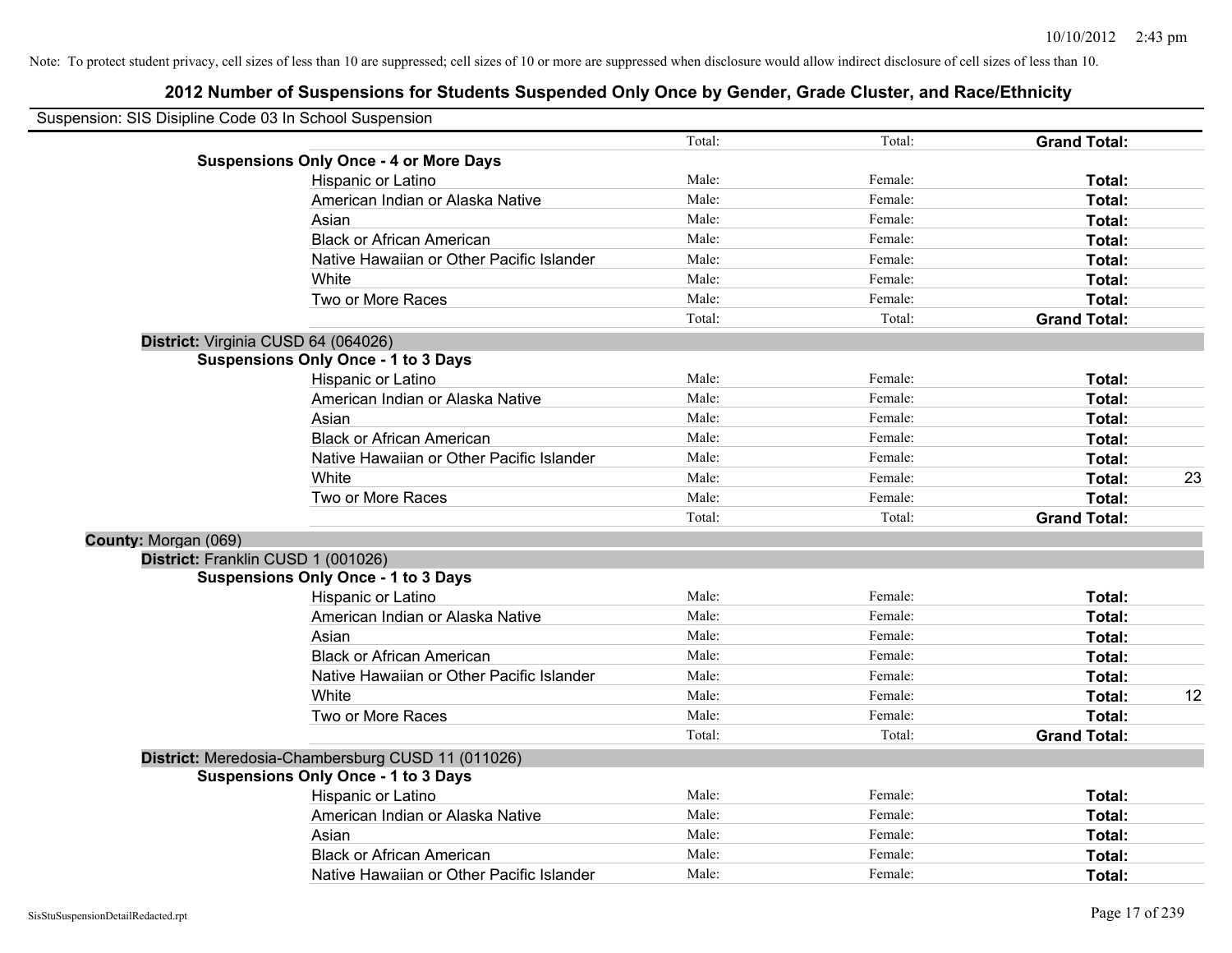Note: To protect student privacy, cell sizes of less than 10 are suppressed; cell sizes of 10 or more are suppressed when disclosure would allow indirect disclosure of cell sizes of less than 10.

# 2012 Number of Suspensions for Students Suspended Only Once by Gender, Grade Cluster, and Race/Ethnicity

Suspension: SIS Disipline Code 03 In School Suspension

| | | | | | |
|---|---|---|---|---|---|
| | | Total: | Total: | **Grand Total:** | |
| **Suspensions Only Once - 4 or More Days** | | | | | |
| | Hispanic or Latino | Male: | Female: | **Total:** | |
| | American Indian or Alaska Native | Male: | Female: | **Total:** | |
| | Asian | Male: | Female: | **Total:** | |
| | Black or African American | Male: | Female: | **Total:** | |
| | Native Hawaiian or Other Pacific Islander | Male: | Female: | **Total:** | |
| | White | Male: | Female: | **Total:** | |
| | Two or More Races | Male: | Female: | **Total:** | |
| | | Total: | Total: | **Grand Total:** | |
| **District:** Virginia CUSD 64 (064026) | | | | | |
| **Suspensions Only Once - 1 to 3 Days** | | | | | |
| | Hispanic or Latino | Male: | Female: | **Total:** | |
| | American Indian or Alaska Native | Male: | Female: | **Total:** | |
| | Asian | Male: | Female: | **Total:** | |
| | Black or African American | Male: | Female: | **Total:** | |
| | Native Hawaiian or Other Pacific Islander | Male: | Female: | **Total:** | |
| | White | Male: | Female: | **Total:** | 23 |
| | Two or More Races | Male: | Female: | **Total:** | |
| | | Total: | Total: | **Grand Total:** | |
| **County:** Morgan (069) | | | | | |
| **District:** Franklin CUSD 1 (001026) | | | | | |
| **Suspensions Only Once - 1 to 3 Days** | | | | | |
| | Hispanic or Latino | Male: | Female: | **Total:** | |
| | American Indian or Alaska Native | Male: | Female: | **Total:** | |
| | Asian | Male: | Female: | **Total:** | |
| | Black or African American | Male: | Female: | **Total:** | |
| | Native Hawaiian or Other Pacific Islander | Male: | Female: | **Total:** | |
| | White | Male: | Female: | **Total:** | 12 |
| | Two or More Races | Male: | Female: | **Total:** | |
| | | Total: | Total: | **Grand Total:** | |
| **District:** Meredosia-Chambersburg CUSD 11 (011026) | | | | | |
| **Suspensions Only Once - 1 to 3 Days** | | | | | |
| | Hispanic or Latino | Male: | Female: | **Total:** | |
| | American Indian or Alaska Native | Male: | Female: | **Total:** | |
| | Asian | Male: | Female: | **Total:** | |
| | Black or African American | Male: | Female: | **Total:** | |
| | Native Hawaiian or Other Pacific Islander | Male: | Female: | **Total:** | |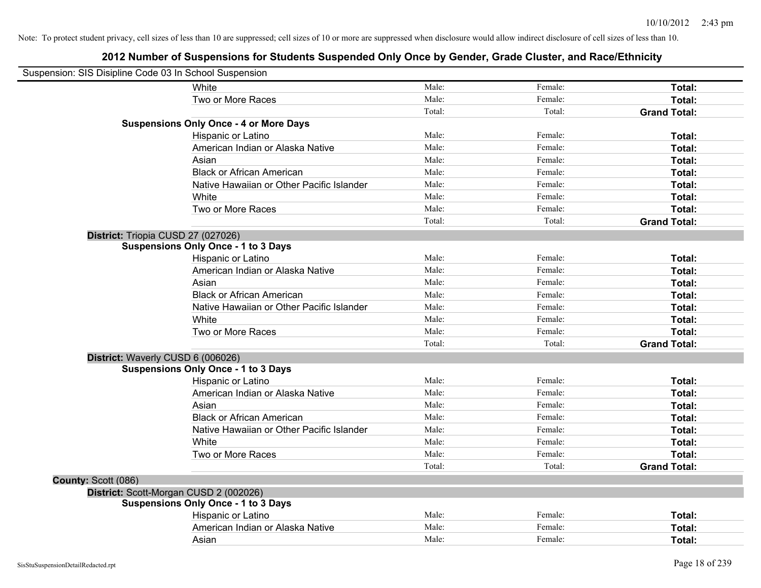Note: To protect student privacy, cell sizes of less than 10 are suppressed; cell sizes of 10 or more are suppressed when disclosure would allow indirect disclosure of cell sizes of less than 10.

# 2012 Number of Suspensions for Students Suspended Only Once by Gender, Grade Cluster, and Race/Ethnicity

Suspension: SIS Disipline Code 03 In School Suspension

| | | | | |
|---|---|---|---|---|
| | White | Male: | Female: | **Total:** |
| | Two or More Races | Male: | Female: | **Total:** |
| | | Total: | Total: | **Grand Total:** |
| **Suspensions Only Once - 4 or More Days** | | | | |
| | Hispanic or Latino | Male: | Female: | **Total:** |
| | American Indian or Alaska Native | Male: | Female: | **Total:** |
| | Asian | Male: | Female: | **Total:** |
| | Black or African American | Male: | Female: | **Total:** |
| | Native Hawaiian or Other Pacific Islander | Male: | Female: | **Total:** |
| | White | Male: | Female: | **Total:** |
| | Two or More Races | Male: | Female: | **Total:** |
| | | Total: | Total: | **Grand Total:** |
| **District:** Triopia CUSD 27 (027026) | | | | |
| **Suspensions Only Once - 1 to 3 Days** | | | | |
| | Hispanic or Latino | Male: | Female: | **Total:** |
| | American Indian or Alaska Native | Male: | Female: | **Total:** |
| | Asian | Male: | Female: | **Total:** |
| | Black or African American | Male: | Female: | **Total:** |
| | Native Hawaiian or Other Pacific Islander | Male: | Female: | **Total:** |
| | White | Male: | Female: | **Total:** |
| | Two or More Races | Male: | Female: | **Total:** |
| | | Total: | Total: | **Grand Total:** |
| **District:** Waverly CUSD 6 (006026) | | | | |
| **Suspensions Only Once - 1 to 3 Days** | | | | |
| | Hispanic or Latino | Male: | Female: | **Total:** |
| | American Indian or Alaska Native | Male: | Female: | **Total:** |
| | Asian | Male: | Female: | **Total:** |
| | Black or African American | Male: | Female: | **Total:** |
| | Native Hawaiian or Other Pacific Islander | Male: | Female: | **Total:** |
| | White | Male: | Female: | **Total:** |
| | Two or More Races | Male: | Female: | **Total:** |
| | | Total: | Total: | **Grand Total:** |
| **County:** Scott (086) | | | | |
| **District:** Scott-Morgan CUSD 2 (002026) | | | | |
| **Suspensions Only Once - 1 to 3 Days** | | | | |
| | Hispanic or Latino | Male: | Female: | **Total:** |
| | American Indian or Alaska Native | Male: | Female: | **Total:** |
| | Asian | Male: | Female: | **Total:** |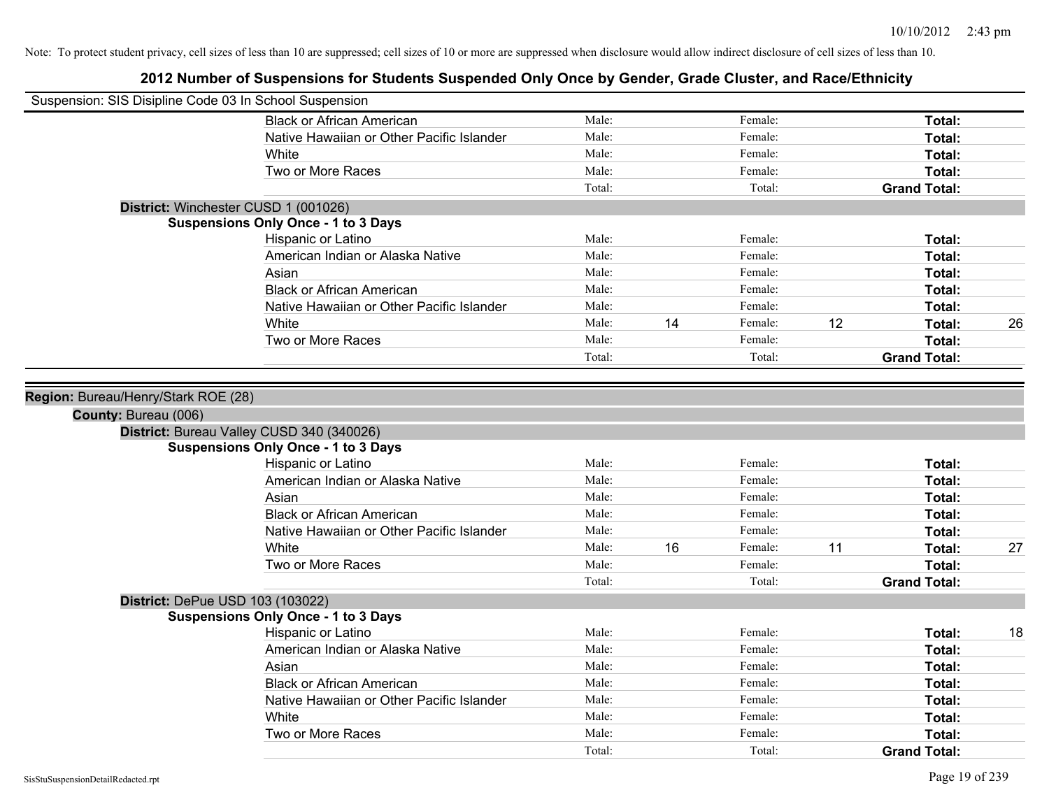Note: To protect student privacy, cell sizes of less than 10 are suppressed; cell sizes of 10 or more are suppressed when disclosure would allow indirect disclosure of cell sizes of less than 10.

# 2012 Number of Suspensions for Students Suspended Only Once by Gender, Grade Cluster, and Race/Ethnicity

Suspension: SIS Disipline Code 03 In School Suspension

| | | | | | |
|---|---|---|---|---|---|
| Black or African American | Male: | | Female: | | **Total:** |
| Native Hawaiian or Other Pacific Islander | Male: | | Female: | | **Total:** |
| White | Male: | | Female: | | **Total:** |
| Two or More Races | Male: | | Female: | | **Total:** |
| | Total: | | Total: | | **Grand Total:** |

**District:** Winchester CUSD 1 (001026)

**Suspensions Only Once - 1 to 3 Days**

| | | | | | | |
|---|---|---|---|---|---|---|
| Hispanic or Latino | Male: | | Female: | | **Total:** | |
| American Indian or Alaska Native | Male: | | Female: | | **Total:** | |
| Asian | Male: | | Female: | | **Total:** | |
| Black or African American | Male: | | Female: | | **Total:** | |
| Native Hawaiian or Other Pacific Islander | Male: | | Female: | | **Total:** | |
| White | Male: | 14 | Female: | 12 | **Total:** | 26 |
| Two or More Races | Male: | | Female: | | **Total:** | |
| | Total: | | Total: | | **Grand Total:** | |

**Region:** Bureau/Henry/Stark ROE (28)

**County:** Bureau (006)

**District:** Bureau Valley CUSD 340 (340026)

**Suspensions Only Once - 1 to 3 Days**

| | | | | | | |
|---|---|---|---|---|---|---|
| Hispanic or Latino | Male: | | Female: | | **Total:** | |
| American Indian or Alaska Native | Male: | | Female: | | **Total:** | |
| Asian | Male: | | Female: | | **Total:** | |
| Black or African American | Male: | | Female: | | **Total:** | |
| Native Hawaiian or Other Pacific Islander | Male: | | Female: | | **Total:** | |
| White | Male: | 16 | Female: | 11 | **Total:** | 27 |
| Two or More Races | Male: | | Female: | | **Total:** | |
| | Total: | | Total: | | **Grand Total:** | |

**District:** DePue USD 103 (103022)

**Suspensions Only Once - 1 to 3 Days**

| | | | | | | |
|---|---|---|---|---|---|---|
| Hispanic or Latino | Male: | | Female: | | **Total:** | 18 |
| American Indian or Alaska Native | Male: | | Female: | | **Total:** | |
| Asian | Male: | | Female: | | **Total:** | |
| Black or African American | Male: | | Female: | | **Total:** | |
| Native Hawaiian or Other Pacific Islander | Male: | | Female: | | **Total:** | |
| White | Male: | | Female: | | **Total:** | |
| Two or More Races | Male: | | Female: | | **Total:** | |
| | Total: | | Total: | | **Grand Total:** | |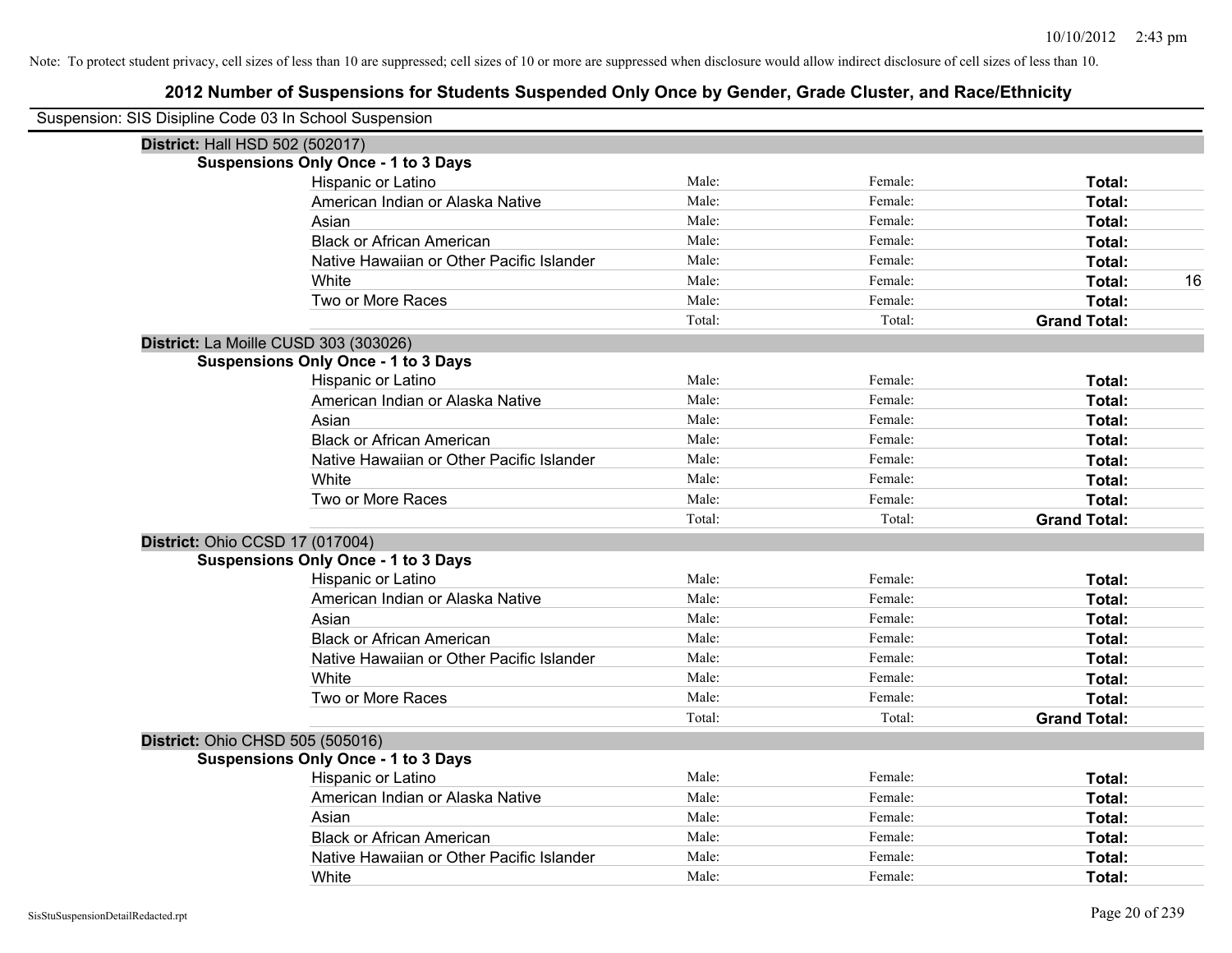Note: To protect student privacy, cell sizes of less than 10 are suppressed; cell sizes of 10 or more are suppressed when disclosure would allow indirect disclosure of cell sizes of less than 10.

# 2012 Number of Suspensions for Students Suspended Only Once by Gender, Grade Cluster, and Race/Ethnicity

Suspension: SIS Disipline Code 03 In School Suspension

**District:** Hall HSD 502 (502017)

**Suspensions Only Once - 1 to 3 Days**

| | | | | |
|---|---|---|---|---|
| Hispanic or Latino | Male: | Female: | **Total:** | |
| American Indian or Alaska Native | Male: | Female: | **Total:** | |
| Asian | Male: | Female: | **Total:** | |
| Black or African American | Male: | Female: | **Total:** | |
| Native Hawaiian or Other Pacific Islander | Male: | Female: | **Total:** | |
| White | Male: | Female: | **Total:** | 16 |
| Two or More Races | Male: | Female: | **Total:** | |
| | Total: | Total: | **Grand Total:** | |

**District:** La Moille CUSD 303 (303026)

**Suspensions Only Once - 1 to 3 Days**

| | | | | |
|---|---|---|---|---|
| Hispanic or Latino | Male: | Female: | **Total:** | |
| American Indian or Alaska Native | Male: | Female: | **Total:** | |
| Asian | Male: | Female: | **Total:** | |
| Black or African American | Male: | Female: | **Total:** | |
| Native Hawaiian or Other Pacific Islander | Male: | Female: | **Total:** | |
| White | Male: | Female: | **Total:** | |
| Two or More Races | Male: | Female: | **Total:** | |
| | Total: | Total: | **Grand Total:** | |

**District:** Ohio CCSD 17 (017004)

**Suspensions Only Once - 1 to 3 Days**

| | | | | |
|---|---|---|---|---|
| Hispanic or Latino | Male: | Female: | **Total:** | |
| American Indian or Alaska Native | Male: | Female: | **Total:** | |
| Asian | Male: | Female: | **Total:** | |
| Black or African American | Male: | Female: | **Total:** | |
| Native Hawaiian or Other Pacific Islander | Male: | Female: | **Total:** | |
| White | Male: | Female: | **Total:** | |
| Two or More Races | Male: | Female: | **Total:** | |
| | Total: | Total: | **Grand Total:** | |

**District:** Ohio CHSD 505 (505016)

**Suspensions Only Once - 1 to 3 Days**

| | | | | |
|---|---|---|---|---|
| Hispanic or Latino | Male: | Female: | **Total:** | |
| American Indian or Alaska Native | Male: | Female: | **Total:** | |
| Asian | Male: | Female: | **Total:** | |
| Black or African American | Male: | Female: | **Total:** | |
| Native Hawaiian or Other Pacific Islander | Male: | Female: | **Total:** | |
| White | Male: | Female: | **Total:** | |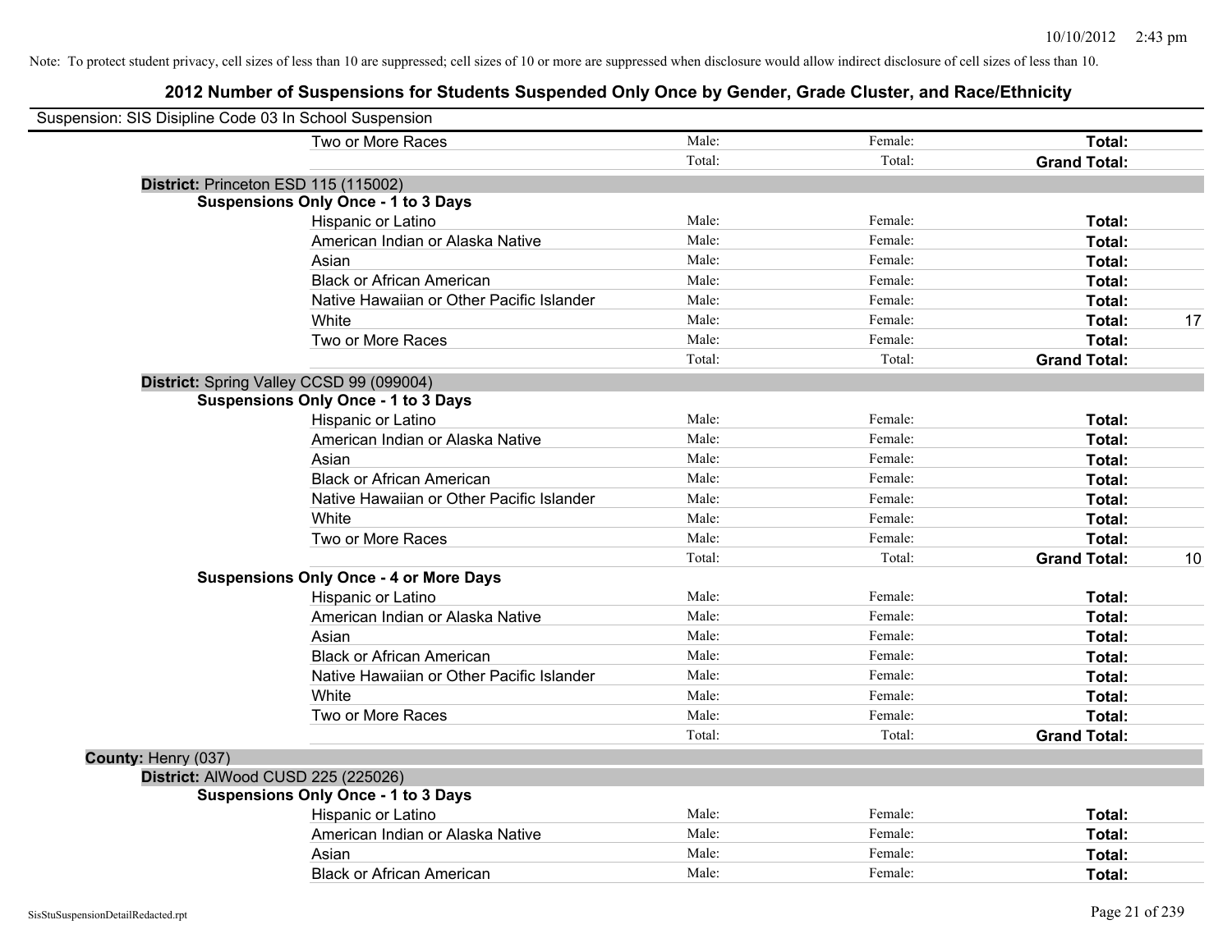Note: To protect student privacy, cell sizes of less than 10 are suppressed; cell sizes of 10 or more are suppressed when disclosure would allow indirect disclosure of cell sizes of less than 10.

## 2012 Number of Suspensions for Students Suspended Only Once by Gender, Grade Cluster, and Race/Ethnicity

Suspension: SIS Disipline Code 03 In School Suspension

| | | | | |
|---|---|---|---|---|
| Two or More Races | Male: | Female: | **Total:** | |
| | Total: | Total: | **Grand Total:** | |

**District:** Princeton ESD 115 (115002)

**Suspensions Only Once - 1 to 3 Days**

| | | | | |
|---|---|---|---|---|
| Hispanic or Latino | Male: | Female: | **Total:** | |
| American Indian or Alaska Native | Male: | Female: | **Total:** | |
| Asian | Male: | Female: | **Total:** | |
| Black or African American | Male: | Female: | **Total:** | |
| Native Hawaiian or Other Pacific Islander | Male: | Female: | **Total:** | |
| White | Male: | Female: | **Total:** | 17 |
| Two or More Races | Male: | Female: | **Total:** | |
| | Total: | Total: | **Grand Total:** | |

**District:** Spring Valley CCSD 99 (099004)

**Suspensions Only Once - 1 to 3 Days**

| | | | | |
|---|---|---|---|---|
| Hispanic or Latino | Male: | Female: | **Total:** | |
| American Indian or Alaska Native | Male: | Female: | **Total:** | |
| Asian | Male: | Female: | **Total:** | |
| Black or African American | Male: | Female: | **Total:** | |
| Native Hawaiian or Other Pacific Islander | Male: | Female: | **Total:** | |
| White | Male: | Female: | **Total:** | |
| Two or More Races | Male: | Female: | **Total:** | |
| | Total: | Total: | **Grand Total:** | 10 |

**Suspensions Only Once - 4 or More Days**

| | | | | |
|---|---|---|---|---|
| Hispanic or Latino | Male: | Female: | **Total:** | |
| American Indian or Alaska Native | Male: | Female: | **Total:** | |
| Asian | Male: | Female: | **Total:** | |
| Black or African American | Male: | Female: | **Total:** | |
| Native Hawaiian or Other Pacific Islander | Male: | Female: | **Total:** | |
| White | Male: | Female: | **Total:** | |
| Two or More Races | Male: | Female: | **Total:** | |
| | Total: | Total: | **Grand Total:** | |

**County:** Henry (037)

**District:** AlWood CUSD 225 (225026)

**Suspensions Only Once - 1 to 3 Days**

| | | | | |
|---|---|---|---|---|
| Hispanic or Latino | Male: | Female: | **Total:** | |
| American Indian or Alaska Native | Male: | Female: | **Total:** | |
| Asian | Male: | Female: | **Total:** | |
| Black or African American | Male: | Female: | **Total:** | |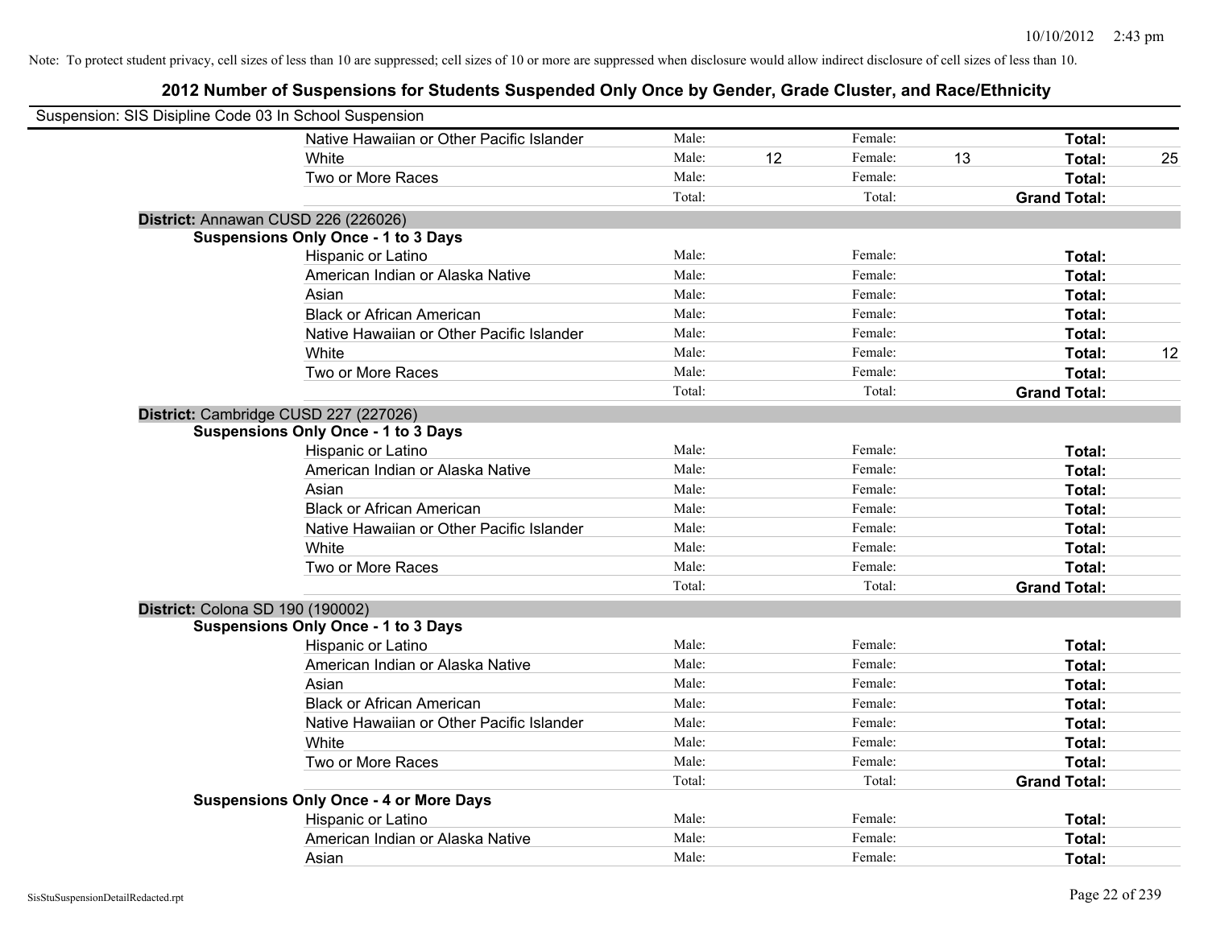Note: To protect student privacy, cell sizes of less than 10 are suppressed; cell sizes of 10 or more are suppressed when disclosure would allow indirect disclosure of cell sizes of less than 10.

# 2012 Number of Suspensions for Students Suspended Only Once by Gender, Grade Cluster, and Race/Ethnicity

Suspension: SIS Disipline Code 03 In School Suspension

| | | | | | |
|---|---|---|---|---|---|
| Native Hawaiian or Other Pacific Islander | Male: | | Female: | | **Total:** |
| White | Male: 12 | | Female: 13 | | **Total:** 25 |
| Two or More Races | Male: | | Female: | | **Total:** |
| | Total: | | Total: | | **Grand Total:** |

**District:** Annawan CUSD 226 (226026)

**Suspensions Only Once - 1 to 3 Days**

| | | | |
|---|---|---|---|
| Hispanic or Latino | Male: | Female: | **Total:** |
| American Indian or Alaska Native | Male: | Female: | **Total:** |
| Asian | Male: | Female: | **Total:** |
| Black or African American | Male: | Female: | **Total:** |
| Native Hawaiian or Other Pacific Islander | Male: | Female: | **Total:** |
| White | Male: | Female: | **Total:** 12 |
| Two or More Races | Male: | Female: | **Total:** |
| | Total: | Total: | **Grand Total:** |

**District:** Cambridge CUSD 227 (227026)

**Suspensions Only Once - 1 to 3 Days**

| | | | |
|---|---|---|---|
| Hispanic or Latino | Male: | Female: | **Total:** |
| American Indian or Alaska Native | Male: | Female: | **Total:** |
| Asian | Male: | Female: | **Total:** |
| Black or African American | Male: | Female: | **Total:** |
| Native Hawaiian or Other Pacific Islander | Male: | Female: | **Total:** |
| White | Male: | Female: | **Total:** |
| Two or More Races | Male: | Female: | **Total:** |
| | Total: | Total: | **Grand Total:** |

**District:** Colona SD 190 (190002)

**Suspensions Only Once - 1 to 3 Days**

| | | | |
|---|---|---|---|
| Hispanic or Latino | Male: | Female: | **Total:** |
| American Indian or Alaska Native | Male: | Female: | **Total:** |
| Asian | Male: | Female: | **Total:** |
| Black or African American | Male: | Female: | **Total:** |
| Native Hawaiian or Other Pacific Islander | Male: | Female: | **Total:** |
| White | Male: | Female: | **Total:** |
| Two or More Races | Male: | Female: | **Total:** |
| | Total: | Total: | **Grand Total:** |

**Suspensions Only Once - 4 or More Days**

| | | | |
|---|---|---|---|
| Hispanic or Latino | Male: | Female: | **Total:** |
| American Indian or Alaska Native | Male: | Female: | **Total:** |
| Asian | Male: | Female: | **Total:** |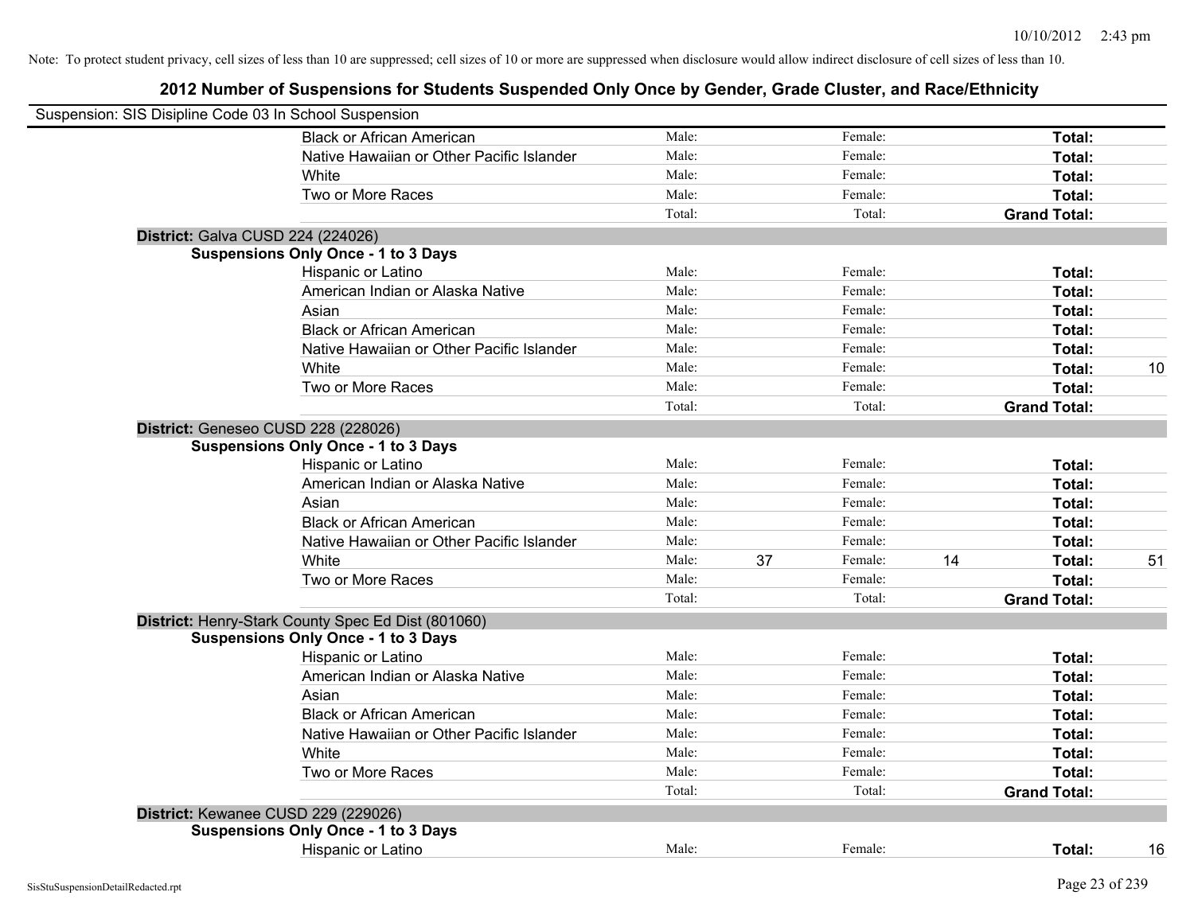Note: To protect student privacy, cell sizes of less than 10 are suppressed; cell sizes of 10 or more are suppressed when disclosure would allow indirect disclosure of cell sizes of less than 10.

# 2012 Number of Suspensions for Students Suspended Only Once by Gender, Grade Cluster, and Race/Ethnicity

Suspension: SIS Disipline Code 03 In School Suspension

| | | | | | | |
|---|---|---|---|---|---|---|
| Black or African American | Male: | | Female: | | **Total:** | |
| Native Hawaiian or Other Pacific Islander | Male: | | Female: | | **Total:** | |
| White | Male: | | Female: | | **Total:** | |
| Two or More Races | Male: | | Female: | | **Total:** | |
| | Total: | | Total: | | **Grand Total:** | |

**District:** Galva CUSD 224 (224026)

**Suspensions Only Once - 1 to 3 Days**

| | | | | | | |
|---|---|---|---|---|---|---|
| Hispanic or Latino | Male: | | Female: | | **Total:** | |
| American Indian or Alaska Native | Male: | | Female: | | **Total:** | |
| Asian | Male: | | Female: | | **Total:** | |
| Black or African American | Male: | | Female: | | **Total:** | |
| Native Hawaiian or Other Pacific Islander | Male: | | Female: | | **Total:** | |
| White | Male: | | Female: | | **Total:** | 10 |
| Two or More Races | Male: | | Female: | | **Total:** | |
| | Total: | | Total: | | **Grand Total:** | |

**District:** Geneseo CUSD 228 (228026)

**Suspensions Only Once - 1 to 3 Days**

| | | | | | | |
|---|---|---|---|---|---|---|
| Hispanic or Latino | Male: | | Female: | | **Total:** | |
| American Indian or Alaska Native | Male: | | Female: | | **Total:** | |
| Asian | Male: | | Female: | | **Total:** | |
| Black or African American | Male: | | Female: | | **Total:** | |
| Native Hawaiian or Other Pacific Islander | Male: | | Female: | | **Total:** | |
| White | Male: | 37 | Female: | 14 | **Total:** | 51 |
| Two or More Races | Male: | | Female: | | **Total:** | |
| | Total: | | Total: | | **Grand Total:** | |

**District:** Henry-Stark County Spec Ed Dist (801060)

**Suspensions Only Once - 1 to 3 Days**

| | | | | | | |
|---|---|---|---|---|---|---|
| Hispanic or Latino | Male: | | Female: | | **Total:** | |
| American Indian or Alaska Native | Male: | | Female: | | **Total:** | |
| Asian | Male: | | Female: | | **Total:** | |
| Black or African American | Male: | | Female: | | **Total:** | |
| Native Hawaiian or Other Pacific Islander | Male: | | Female: | | **Total:** | |
| White | Male: | | Female: | | **Total:** | |
| Two or More Races | Male: | | Female: | | **Total:** | |
| | Total: | | Total: | | **Grand Total:** | |

**District:** Kewanee CUSD 229 (229026)

**Suspensions Only Once - 1 to 3 Days**

| | | | | | | |
|---|---|---|---|---|---|---|
| Hispanic or Latino | Male: | | Female: | | **Total:** | 16 |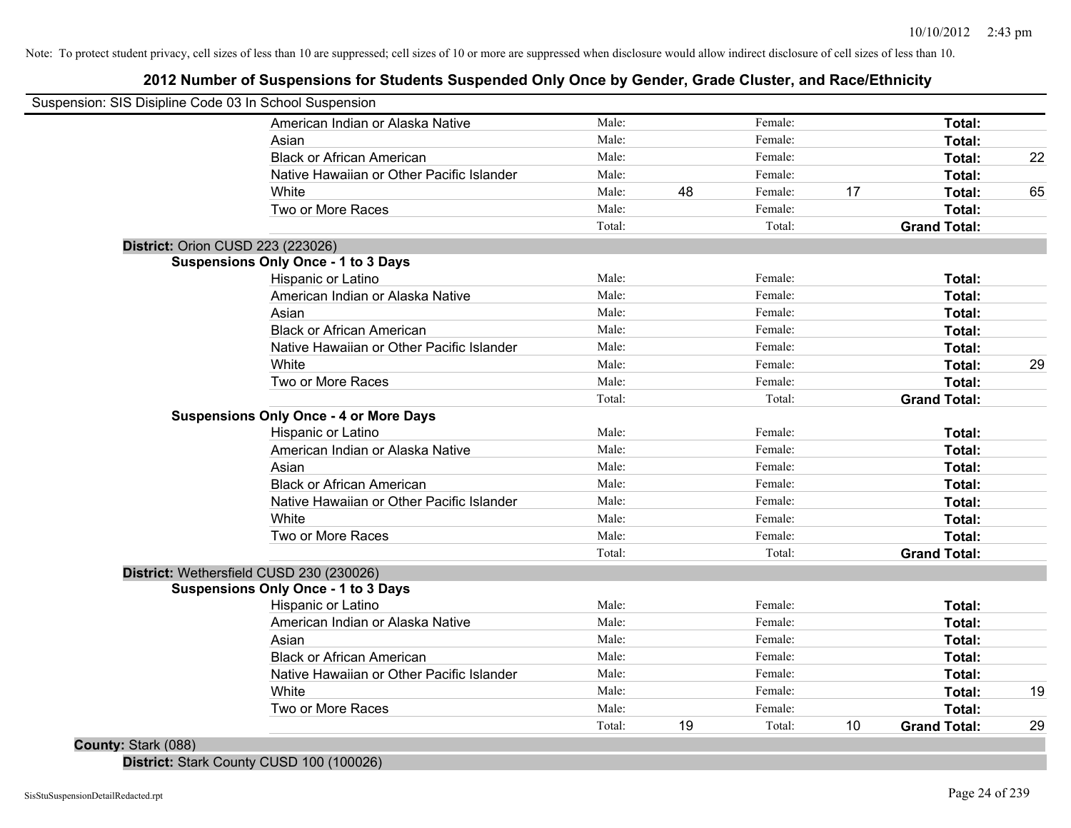Note: To protect student privacy, cell sizes of less than 10 are suppressed; cell sizes of 10 or more are suppressed when disclosure would allow indirect disclosure of cell sizes of less than 10.

## 2012 Number of Suspensions for Students Suspended Only Once by Gender, Grade Cluster, and Race/Ethnicity

Suspension: SIS Disipline Code 03 In School Suspension

| | | | | | | |
|---|---|---|---|---|---|---|
| American Indian or Alaska Native | Male: | | Female: | | **Total:** | |
| Asian | Male: | | Female: | | **Total:** | |
| Black or African American | Male: | | Female: | | **Total:** | 22 |
| Native Hawaiian or Other Pacific Islander | Male: | | Female: | | **Total:** | |
| White | Male: | 48 | Female: | 17 | **Total:** | 65 |
| Two or More Races | Male: | | Female: | | **Total:** | |
| | Total: | | Total: | | **Grand Total:** | |

**District:** Orion CUSD 223 (223026)

**Suspensions Only Once - 1 to 3 Days**

| | | | | | | |
|---|---|---|---|---|---|---|
| Hispanic or Latino | Male: | | Female: | | **Total:** | |
| American Indian or Alaska Native | Male: | | Female: | | **Total:** | |
| Asian | Male: | | Female: | | **Total:** | |
| Black or African American | Male: | | Female: | | **Total:** | |
| Native Hawaiian or Other Pacific Islander | Male: | | Female: | | **Total:** | |
| White | Male: | | Female: | | **Total:** | 29 |
| Two or More Races | Male: | | Female: | | **Total:** | |
| | Total: | | Total: | | **Grand Total:** | |

**Suspensions Only Once - 4 or More Days**

| | | | | | | |
|---|---|---|---|---|---|---|
| Hispanic or Latino | Male: | | Female: | | **Total:** | |
| American Indian or Alaska Native | Male: | | Female: | | **Total:** | |
| Asian | Male: | | Female: | | **Total:** | |
| Black or African American | Male: | | Female: | | **Total:** | |
| Native Hawaiian or Other Pacific Islander | Male: | | Female: | | **Total:** | |
| White | Male: | | Female: | | **Total:** | |
| Two or More Races | Male: | | Female: | | **Total:** | |
| | Total: | | Total: | | **Grand Total:** | |

**District:** Wethersfield CUSD 230 (230026)

**Suspensions Only Once - 1 to 3 Days**

| | | | | | | |
|---|---|---|---|---|---|---|
| Hispanic or Latino | Male: | | Female: | | **Total:** | |
| American Indian or Alaska Native | Male: | | Female: | | **Total:** | |
| Asian | Male: | | Female: | | **Total:** | |
| Black or African American | Male: | | Female: | | **Total:** | |
| Native Hawaiian or Other Pacific Islander | Male: | | Female: | | **Total:** | |
| White | Male: | | Female: | | **Total:** | 19 |
| Two or More Races | Male: | | Female: | | **Total:** | |
| | Total: | 19 | Total: | 10 | **Grand Total:** | 29 |

**County:** Stark (088)

**District:** Stark County CUSD 100 (100026)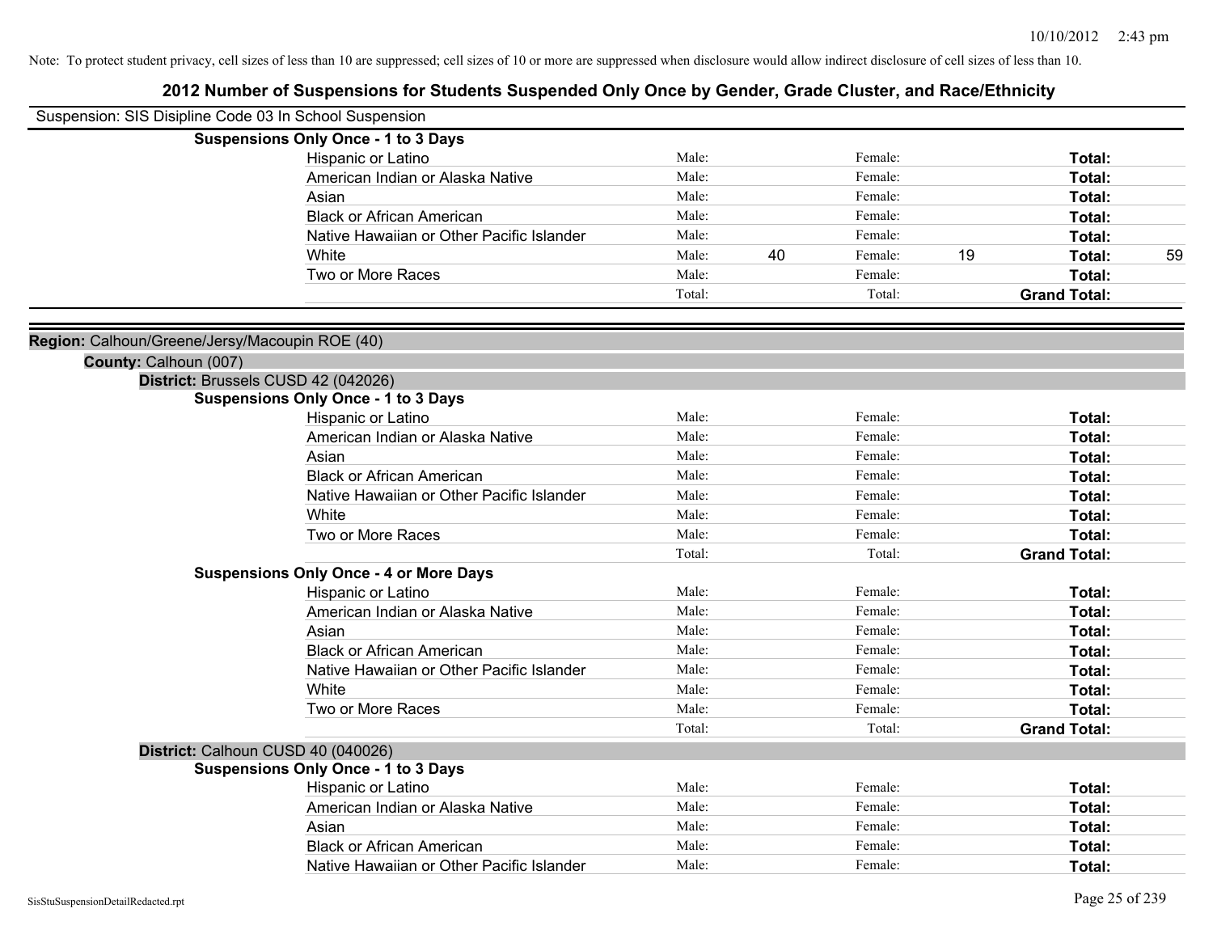Note: To protect student privacy, cell sizes of less than 10 are suppressed; cell sizes of 10 or more are suppressed when disclosure would allow indirect disclosure of cell sizes of less than 10.

# 2012 Number of Suspensions for Students Suspended Only Once by Gender, Grade Cluster, and Race/Ethnicity

Suspension: SIS Disipline Code 03 In School Suspension

**Suspensions Only Once - 1 to 3 Days**

| | | | | | | |
|---|---|---|---|---|---|---|
| Hispanic or Latino | Male: | | Female: | | **Total:** | |
| American Indian or Alaska Native | Male: | | Female: | | **Total:** | |
| Asian | Male: | | Female: | | **Total:** | |
| Black or African American | Male: | | Female: | | **Total:** | |
| Native Hawaiian or Other Pacific Islander | Male: | | Female: | | **Total:** | |
| White | Male: | 40 | Female: | 19 | **Total:** | 59 |
| Two or More Races | Male: | | Female: | | **Total:** | |
| | Total: | | Total: | | **Grand Total:** | |

**Region:** Calhoun/Greene/Jersy/Macoupin ROE (40)

**County:** Calhoun (007)

**District:** Brussels CUSD 42 (042026)

**Suspensions Only Once - 1 to 3 Days**

| | | | | | | |
|---|---|---|---|---|---|---|
| Hispanic or Latino | Male: | | Female: | | **Total:** | |
| American Indian or Alaska Native | Male: | | Female: | | **Total:** | |
| Asian | Male: | | Female: | | **Total:** | |
| Black or African American | Male: | | Female: | | **Total:** | |
| Native Hawaiian or Other Pacific Islander | Male: | | Female: | | **Total:** | |
| White | Male: | | Female: | | **Total:** | |
| Two or More Races | Male: | | Female: | | **Total:** | |
| | Total: | | Total: | | **Grand Total:** | |

**Suspensions Only Once - 4 or More Days**

| | | | | | | |
|---|---|---|---|---|---|---|
| Hispanic or Latino | Male: | | Female: | | **Total:** | |
| American Indian or Alaska Native | Male: | | Female: | | **Total:** | |
| Asian | Male: | | Female: | | **Total:** | |
| Black or African American | Male: | | Female: | | **Total:** | |
| Native Hawaiian or Other Pacific Islander | Male: | | Female: | | **Total:** | |
| White | Male: | | Female: | | **Total:** | |
| Two or More Races | Male: | | Female: | | **Total:** | |
| | Total: | | Total: | | **Grand Total:** | |

**District:** Calhoun CUSD 40 (040026)

**Suspensions Only Once - 1 to 3 Days**

| | | | | | | |
|---|---|---|---|---|---|---|
| Hispanic or Latino | Male: | | Female: | | **Total:** | |
| American Indian or Alaska Native | Male: | | Female: | | **Total:** | |
| Asian | Male: | | Female: | | **Total:** | |
| Black or African American | Male: | | Female: | | **Total:** | |
| Native Hawaiian or Other Pacific Islander | Male: | | Female: | | **Total:** | |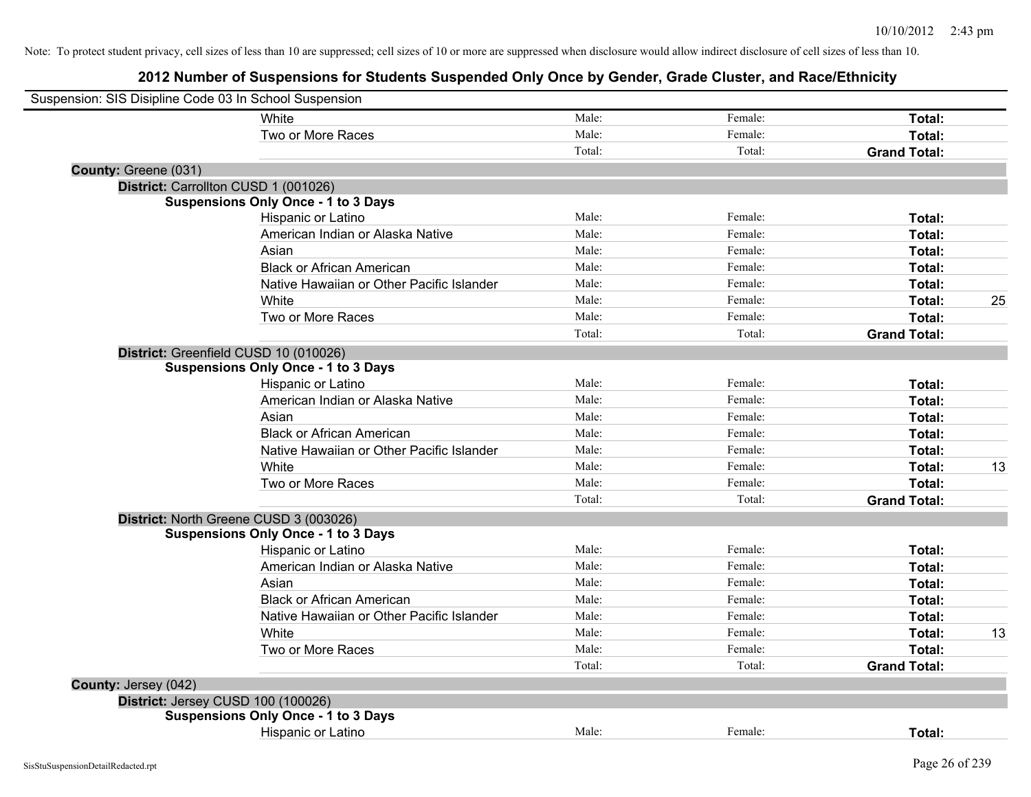Note: To protect student privacy, cell sizes of less than 10 are suppressed; cell sizes of 10 or more are suppressed when disclosure would allow indirect disclosure of cell sizes of less than 10.

# 2012 Number of Suspensions for Students Suspended Only Once by Gender, Grade Cluster, and Race/Ethnicity

Suspension: SIS Disipline Code 03 In School Suspension

| | | | | |
|---|---|---|---|---|
| White | Male: | Female: | **Total:** | |
| Two or More Races | Male: | Female: | **Total:** | |
| | Total: | Total: | **Grand Total:** | |

**County:** Greene (031)

**District:** Carrollton CUSD 1 (001026)

**Suspensions Only Once - 1 to 3 Days**

| | | | | |
|---|---|---|---|---|
| Hispanic or Latino | Male: | Female: | **Total:** | |
| American Indian or Alaska Native | Male: | Female: | **Total:** | |
| Asian | Male: | Female: | **Total:** | |
| Black or African American | Male: | Female: | **Total:** | |
| Native Hawaiian or Other Pacific Islander | Male: | Female: | **Total:** | |
| White | Male: | Female: | **Total:** | 25 |
| Two or More Races | Male: | Female: | **Total:** | |
| | Total: | Total: | **Grand Total:** | |

**District:** Greenfield CUSD 10 (010026)

**Suspensions Only Once - 1 to 3 Days**

| | | | | |
|---|---|---|---|---|
| Hispanic or Latino | Male: | Female: | **Total:** | |
| American Indian or Alaska Native | Male: | Female: | **Total:** | |
| Asian | Male: | Female: | **Total:** | |
| Black or African American | Male: | Female: | **Total:** | |
| Native Hawaiian or Other Pacific Islander | Male: | Female: | **Total:** | |
| White | Male: | Female: | **Total:** | 13 |
| Two or More Races | Male: | Female: | **Total:** | |
| | Total: | Total: | **Grand Total:** | |

**District:** North Greene CUSD 3 (003026)

**Suspensions Only Once - 1 to 3 Days**

| | | | | |
|---|---|---|---|---|
| Hispanic or Latino | Male: | Female: | **Total:** | |
| American Indian or Alaska Native | Male: | Female: | **Total:** | |
| Asian | Male: | Female: | **Total:** | |
| Black or African American | Male: | Female: | **Total:** | |
| Native Hawaiian or Other Pacific Islander | Male: | Female: | **Total:** | |
| White | Male: | Female: | **Total:** | 13 |
| Two or More Races | Male: | Female: | **Total:** | |
| | Total: | Total: | **Grand Total:** | |

**County:** Jersey (042)

**District:** Jersey CUSD 100 (100026)

**Suspensions Only Once - 1 to 3 Days**

| | | | | |
|---|---|---|---|---|
| Hispanic or Latino | Male: | Female: | **Total:** | |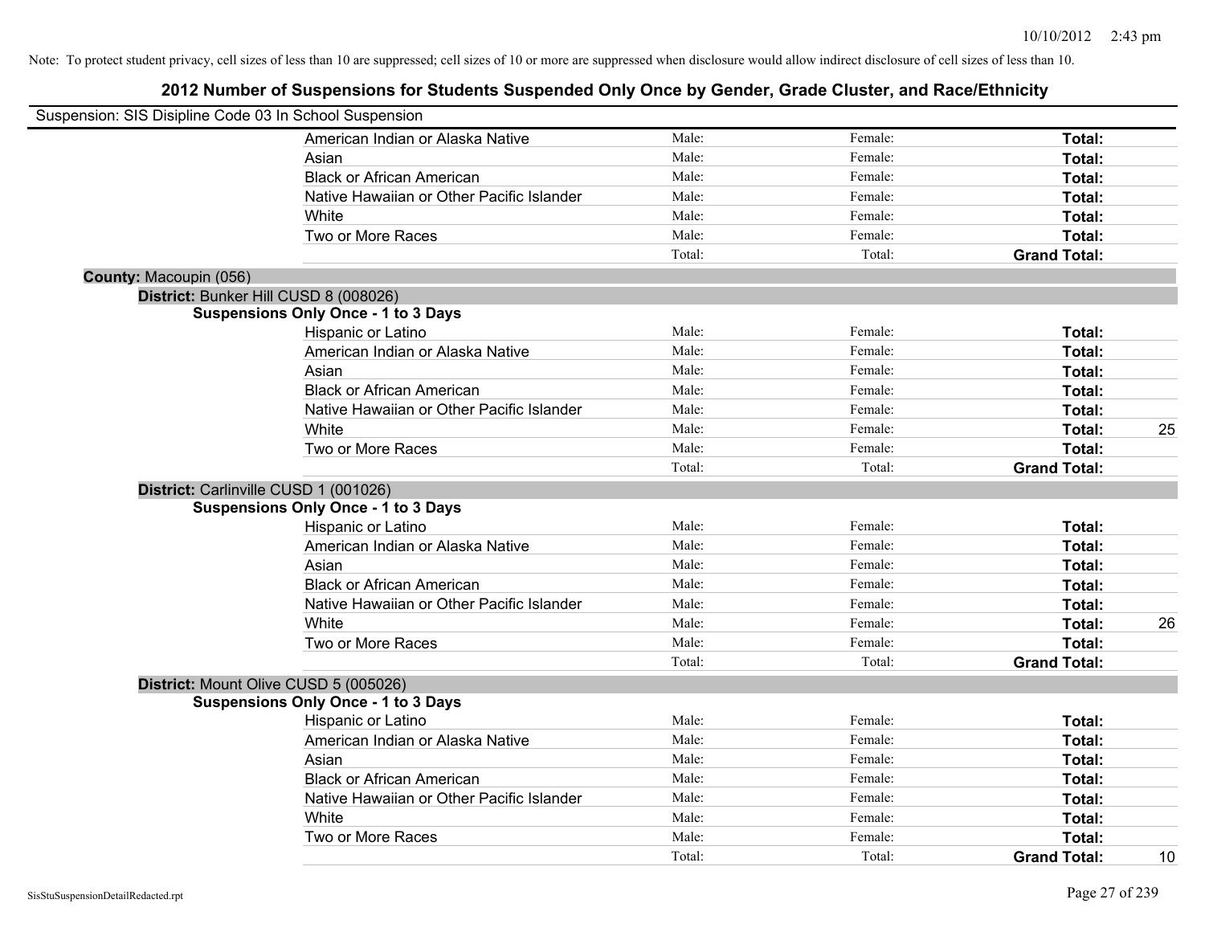Note: To protect student privacy, cell sizes of less than 10 are suppressed; cell sizes of 10 or more are suppressed when disclosure would allow indirect disclosure of cell sizes of less than 10.

## 2012 Number of Suspensions for Students Suspended Only Once by Gender, Grade Cluster, and Race/Ethnicity

Suspension: SIS Disipline Code 03 In School Suspension

| | | | | | |
|---|---|---|---|---|---|
| | American Indian or Alaska Native | Male: | Female: | **Total:** | |
| | Asian | Male: | Female: | **Total:** | |
| | Black or African American | Male: | Female: | **Total:** | |
| | Native Hawaiian or Other Pacific Islander | Male: | Female: | **Total:** | |
| | White | Male: | Female: | **Total:** | |
| | Two or More Races | Male: | Female: | **Total:** | |
| | | Total: | Total: | **Grand Total:** | |

**County:** Macoupin (056)

**District:** Bunker Hill CUSD 8 (008026)

**Suspensions Only Once - 1 to 3 Days**

| | | | | |
|---|---|---|---|---|
| Hispanic or Latino | Male: | Female: | **Total:** | |
| American Indian or Alaska Native | Male: | Female: | **Total:** | |
| Asian | Male: | Female: | **Total:** | |
| Black or African American | Male: | Female: | **Total:** | |
| Native Hawaiian or Other Pacific Islander | Male: | Female: | **Total:** | |
| White | Male: | Female: | **Total:** | 25 |
| Two or More Races | Male: | Female: | **Total:** | |
| | Total: | Total: | **Grand Total:** | |

**District:** Carlinville CUSD 1 (001026)

**Suspensions Only Once - 1 to 3 Days**

| | | | | |
|---|---|---|---|---|
| Hispanic or Latino | Male: | Female: | **Total:** | |
| American Indian or Alaska Native | Male: | Female: | **Total:** | |
| Asian | Male: | Female: | **Total:** | |
| Black or African American | Male: | Female: | **Total:** | |
| Native Hawaiian or Other Pacific Islander | Male: | Female: | **Total:** | |
| White | Male: | Female: | **Total:** | 26 |
| Two or More Races | Male: | Female: | **Total:** | |
| | Total: | Total: | **Grand Total:** | |

**District:** Mount Olive CUSD 5 (005026)

**Suspensions Only Once - 1 to 3 Days**

| | | | | |
|---|---|---|---|---|
| Hispanic or Latino | Male: | Female: | **Total:** | |
| American Indian or Alaska Native | Male: | Female: | **Total:** | |
| Asian | Male: | Female: | **Total:** | |
| Black or African American | Male: | Female: | **Total:** | |
| Native Hawaiian or Other Pacific Islander | Male: | Female: | **Total:** | |
| White | Male: | Female: | **Total:** | |
| Two or More Races | Male: | Female: | **Total:** | |
| | Total: | Total: | **Grand Total:** | 10 |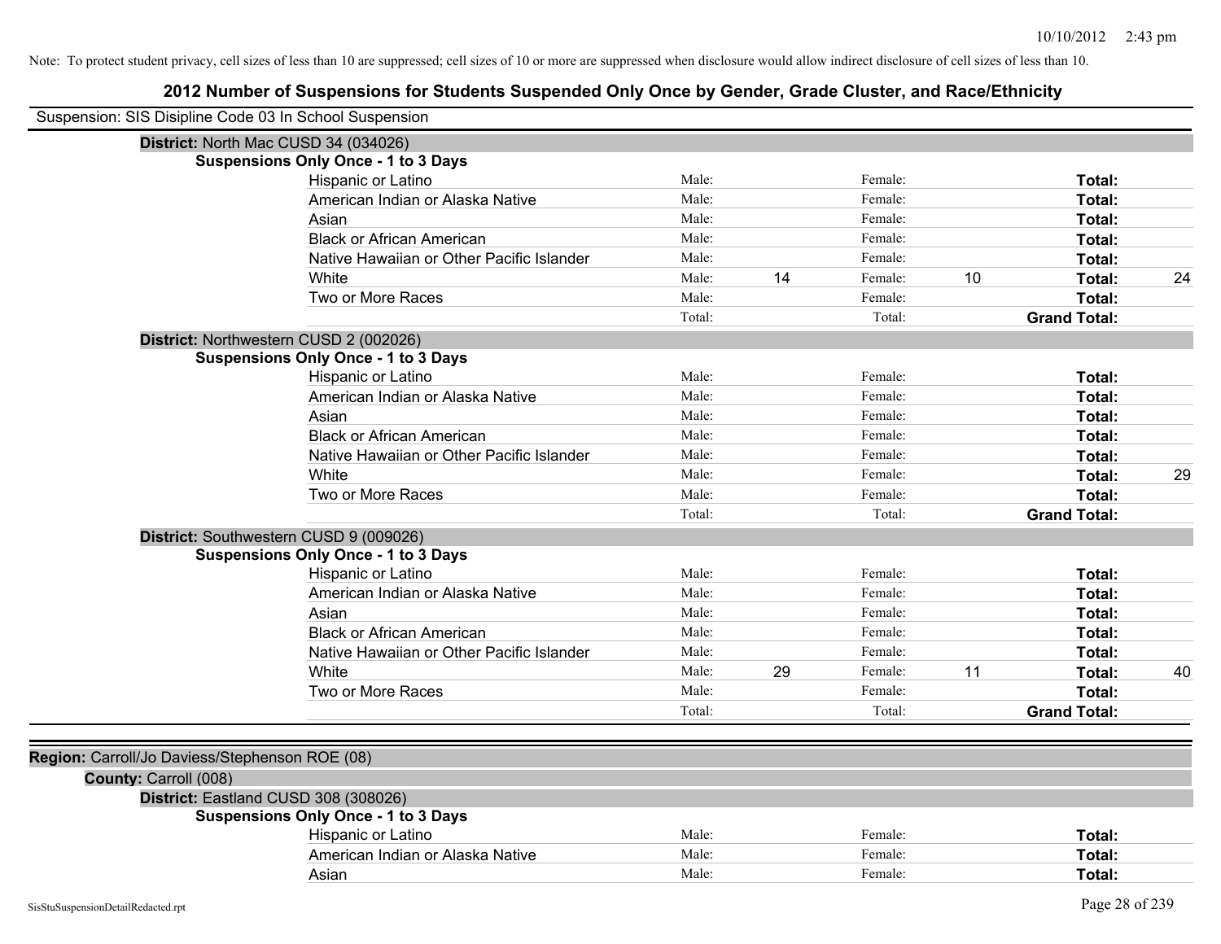Note: To protect student privacy, cell sizes of less than 10 are suppressed; cell sizes of 10 or more are suppressed when disclosure would allow indirect disclosure of cell sizes of less than 10.

## 2012 Number of Suspensions for Students Suspended Only Once by Gender, Grade Cluster, and Race/Ethnicity

Suspension: SIS Disipline Code 03 In School Suspension

**District:** North Mac CUSD 34 (034026)

**Suspensions Only Once - 1 to 3 Days**

| Race/Ethnicity | | | | | | |
|---|---|---|---|---|---|---|
| Hispanic or Latino | Male: | | Female: | | **Total:** | |
| American Indian or Alaska Native | Male: | | Female: | | **Total:** | |
| Asian | Male: | | Female: | | **Total:** | |
| Black or African American | Male: | | Female: | | **Total:** | |
| Native Hawaiian or Other Pacific Islander | Male: | | Female: | | **Total:** | |
| White | Male: | 14 | Female: | 10 | **Total:** | 24 |
| Two or More Races | Male: | | Female: | | **Total:** | |
| | Total: | | Total: | | **Grand Total:** | |

**District:** Northwestern CUSD 2 (002026)

**Suspensions Only Once - 1 to 3 Days**

| Race/Ethnicity | | | | | | |
|---|---|---|---|---|---|---|
| Hispanic or Latino | Male: | | Female: | | **Total:** | |
| American Indian or Alaska Native | Male: | | Female: | | **Total:** | |
| Asian | Male: | | Female: | | **Total:** | |
| Black or African American | Male: | | Female: | | **Total:** | |
| Native Hawaiian or Other Pacific Islander | Male: | | Female: | | **Total:** | |
| White | Male: | | Female: | | **Total:** | 29 |
| Two or More Races | Male: | | Female: | | **Total:** | |
| | Total: | | Total: | | **Grand Total:** | |

**District:** Southwestern CUSD 9 (009026)

**Suspensions Only Once - 1 to 3 Days**

| Race/Ethnicity | | | | | | |
|---|---|---|---|---|---|---|
| Hispanic or Latino | Male: | | Female: | | **Total:** | |
| American Indian or Alaska Native | Male: | | Female: | | **Total:** | |
| Asian | Male: | | Female: | | **Total:** | |
| Black or African American | Male: | | Female: | | **Total:** | |
| Native Hawaiian or Other Pacific Islander | Male: | | Female: | | **Total:** | |
| White | Male: | 29 | Female: | 11 | **Total:** | 40 |
| Two or More Races | Male: | | Female: | | **Total:** | |
| | Total: | | Total: | | **Grand Total:** | |

**Region:** Carroll/Jo Daviess/Stephenson ROE (08)

**County:** Carroll (008)

**District:** Eastland CUSD 308 (308026)

**Suspensions Only Once - 1 to 3 Days**

| Race/Ethnicity | | | | | | |
|---|---|---|---|---|---|---|
| Hispanic or Latino | Male: | | Female: | | **Total:** | |
| American Indian or Alaska Native | Male: | | Female: | | **Total:** | |
| Asian | Male: | | Female: | | **Total:** | |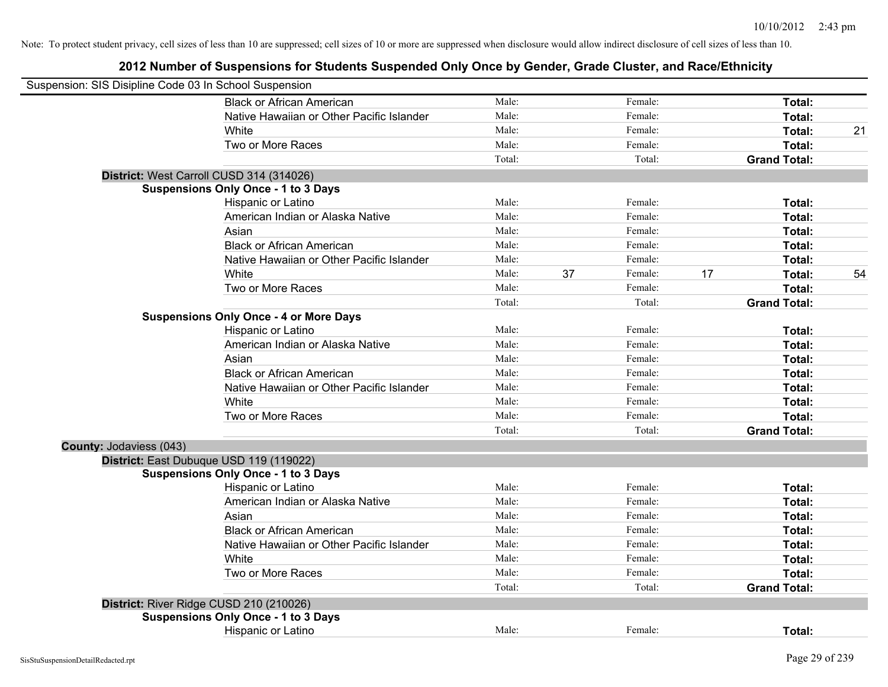Note: To protect student privacy, cell sizes of less than 10 are suppressed; cell sizes of 10 or more are suppressed when disclosure would allow indirect disclosure of cell sizes of less than 10.

# 2012 Number of Suspensions for Students Suspended Only Once by Gender, Grade Cluster, and Race/Ethnicity

Suspension: SIS Disipline Code 03 In School Suspension

| | | | | | | |
|---|---|---|---|---|---|---|
| Black or African American | Male: | | Female: | | **Total:** | |
| Native Hawaiian or Other Pacific Islander | Male: | | Female: | | **Total:** | |
| White | Male: | | Female: | | **Total:** | 21 |
| Two or More Races | Male: | | Female: | | **Total:** | |
| | Total: | | Total: | | **Grand Total:** | |

**District:** West Carroll CUSD 314 (314026)

**Suspensions Only Once - 1 to 3 Days**

| | | | | | | |
|---|---|---|---|---|---|---|
| Hispanic or Latino | Male: | | Female: | | **Total:** | |
| American Indian or Alaska Native | Male: | | Female: | | **Total:** | |
| Asian | Male: | | Female: | | **Total:** | |
| Black or African American | Male: | | Female: | | **Total:** | |
| Native Hawaiian or Other Pacific Islander | Male: | | Female: | | **Total:** | |
| White | Male: | 37 | Female: | 17 | **Total:** | 54 |
| Two or More Races | Male: | | Female: | | **Total:** | |
| | Total: | | Total: | | **Grand Total:** | |

**Suspensions Only Once - 4 or More Days**

| | | | | | | |
|---|---|---|---|---|---|---|
| Hispanic or Latino | Male: | | Female: | | **Total:** | |
| American Indian or Alaska Native | Male: | | Female: | | **Total:** | |
| Asian | Male: | | Female: | | **Total:** | |
| Black or African American | Male: | | Female: | | **Total:** | |
| Native Hawaiian or Other Pacific Islander | Male: | | Female: | | **Total:** | |
| White | Male: | | Female: | | **Total:** | |
| Two or More Races | Male: | | Female: | | **Total:** | |
| | Total: | | Total: | | **Grand Total:** | |

**County:** Jodaviess (043)

**District:** East Dubuque USD 119 (119022)

**Suspensions Only Once - 1 to 3 Days**

| | | | | | | |
|---|---|---|---|---|---|---|
| Hispanic or Latino | Male: | | Female: | | **Total:** | |
| American Indian or Alaska Native | Male: | | Female: | | **Total:** | |
| Asian | Male: | | Female: | | **Total:** | |
| Black or African American | Male: | | Female: | | **Total:** | |
| Native Hawaiian or Other Pacific Islander | Male: | | Female: | | **Total:** | |
| White | Male: | | Female: | | **Total:** | |
| Two or More Races | Male: | | Female: | | **Total:** | |
| | Total: | | Total: | | **Grand Total:** | |

**District:** River Ridge CUSD 210 (210026)

**Suspensions Only Once - 1 to 3 Days**

| | | | | | | |
|---|---|---|---|---|---|---|
| Hispanic or Latino | Male: | | Female: | | **Total:** | |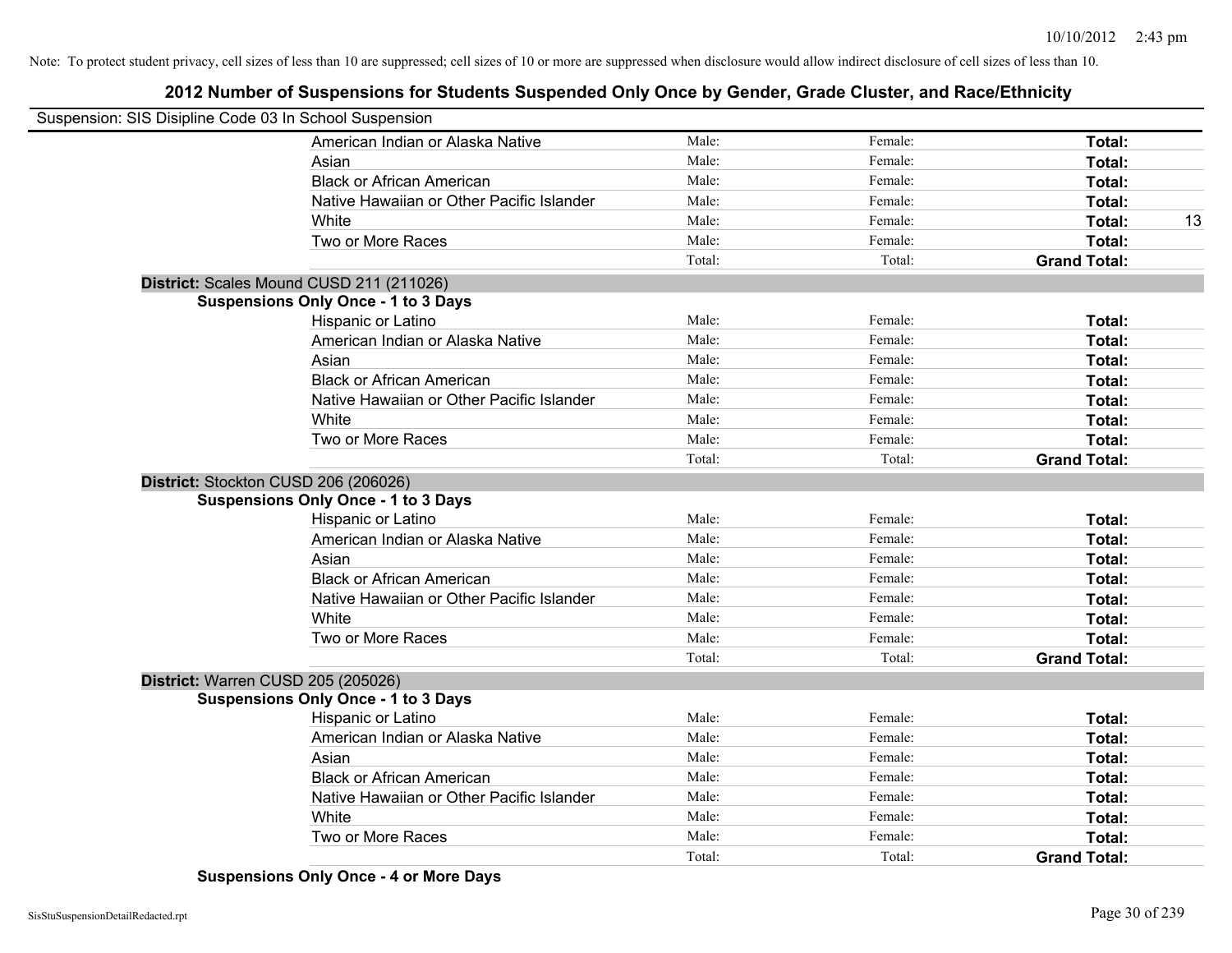Note: To protect student privacy, cell sizes of less than 10 are suppressed; cell sizes of 10 or more are suppressed when disclosure would allow indirect disclosure of cell sizes of less than 10.

## 2012 Number of Suspensions for Students Suspended Only Once by Gender, Grade Cluster, and Race/Ethnicity

Suspension: SIS Disipline Code 03 In School Suspension

| | Male | Female | Total |
|---|---|---|---|
| American Indian or Alaska Native | Male: | Female: | **Total:** |
| Asian | Male: | Female: | **Total:** |
| Black or African American | Male: | Female: | **Total:** |
| Native Hawaiian or Other Pacific Islander | Male: | Female: | **Total:** |
| White | Male: | Female: | **Total:** 13 |
| Two or More Races | Male: | Female: | **Total:** |
| | Total: | Total: | **Grand Total:** |

**District:** Scales Mound CUSD 211 (211026)

**Suspensions Only Once - 1 to 3 Days**

| | Male | Female | Total |
|---|---|---|---|
| Hispanic or Latino | Male: | Female: | **Total:** |
| American Indian or Alaska Native | Male: | Female: | **Total:** |
| Asian | Male: | Female: | **Total:** |
| Black or African American | Male: | Female: | **Total:** |
| Native Hawaiian or Other Pacific Islander | Male: | Female: | **Total:** |
| White | Male: | Female: | **Total:** |
| Two or More Races | Male: | Female: | **Total:** |
| | Total: | Total: | **Grand Total:** |

**District:** Stockton CUSD 206 (206026)

**Suspensions Only Once - 1 to 3 Days**

| | Male | Female | Total |
|---|---|---|---|
| Hispanic or Latino | Male: | Female: | **Total:** |
| American Indian or Alaska Native | Male: | Female: | **Total:** |
| Asian | Male: | Female: | **Total:** |
| Black or African American | Male: | Female: | **Total:** |
| Native Hawaiian or Other Pacific Islander | Male: | Female: | **Total:** |
| White | Male: | Female: | **Total:** |
| Two or More Races | Male: | Female: | **Total:** |
| | Total: | Total: | **Grand Total:** |

**District:** Warren CUSD 205 (205026)

**Suspensions Only Once - 1 to 3 Days**

| | Male | Female | Total |
|---|---|---|---|
| Hispanic or Latino | Male: | Female: | **Total:** |
| American Indian or Alaska Native | Male: | Female: | **Total:** |
| Asian | Male: | Female: | **Total:** |
| Black or African American | Male: | Female: | **Total:** |
| Native Hawaiian or Other Pacific Islander | Male: | Female: | **Total:** |
| White | Male: | Female: | **Total:** |
| Two or More Races | Male: | Female: | **Total:** |
| | Total: | Total: | **Grand Total:** |

**Suspensions Only Once - 4 or More Days**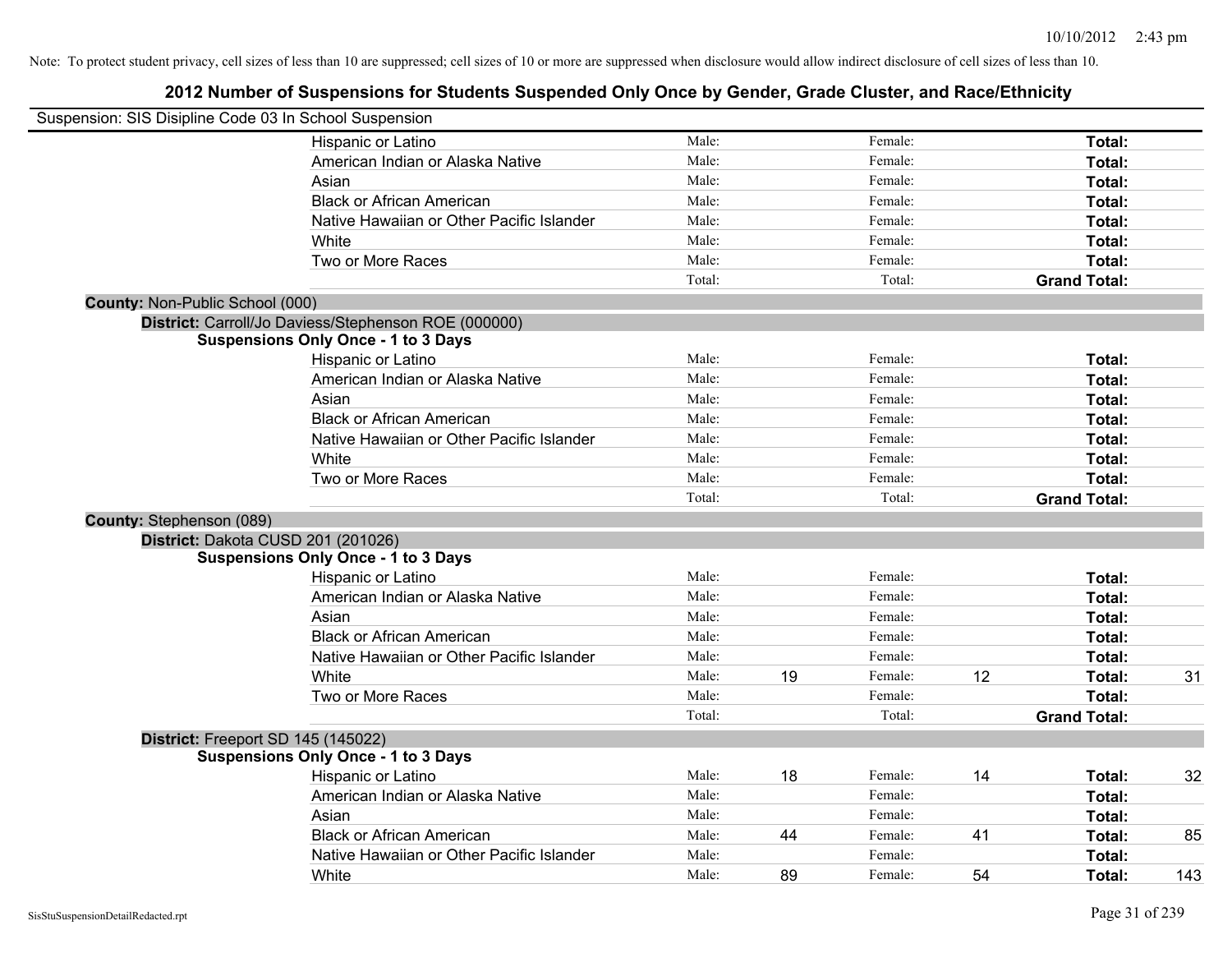Note: To protect student privacy, cell sizes of less than 10 are suppressed; cell sizes of 10 or more are suppressed when disclosure would allow indirect disclosure of cell sizes of less than 10.

# 2012 Number of Suspensions for Students Suspended Only Once by Gender, Grade Cluster, and Race/Ethnicity

Suspension: SIS Disipline Code 03 In School Suspension

| | Male: | | Female: | | Total: | |
|---|---|---|---|---|---|---|
| Hispanic or Latino | Male: | | Female: | | **Total:** | |
| American Indian or Alaska Native | Male: | | Female: | | **Total:** | |
| Asian | Male: | | Female: | | **Total:** | |
| Black or African American | Male: | | Female: | | **Total:** | |
| Native Hawaiian or Other Pacific Islander | Male: | | Female: | | **Total:** | |
| White | Male: | | Female: | | **Total:** | |
| Two or More Races | Male: | | Female: | | **Total:** | |
| | Total: | | Total: | | **Grand Total:** | |

**County:** Non-Public School (000)

**District:** Carroll/Jo Daviess/Stephenson ROE (000000)

**Suspensions Only Once - 1 to 3 Days**

| | Male: | | Female: | | Total: | |
|---|---|---|---|---|---|---|
| Hispanic or Latino | Male: | | Female: | | **Total:** | |
| American Indian or Alaska Native | Male: | | Female: | | **Total:** | |
| Asian | Male: | | Female: | | **Total:** | |
| Black or African American | Male: | | Female: | | **Total:** | |
| Native Hawaiian or Other Pacific Islander | Male: | | Female: | | **Total:** | |
| White | Male: | | Female: | | **Total:** | |
| Two or More Races | Male: | | Female: | | **Total:** | |
| | Total: | | Total: | | **Grand Total:** | |

**County:** Stephenson (089)

**District:** Dakota CUSD 201 (201026)

**Suspensions Only Once - 1 to 3 Days**

| | Male: | | Female: | | Total: | |
|---|---|---|---|---|---|---|
| Hispanic or Latino | Male: | | Female: | | **Total:** | |
| American Indian or Alaska Native | Male: | | Female: | | **Total:** | |
| Asian | Male: | | Female: | | **Total:** | |
| Black or African American | Male: | | Female: | | **Total:** | |
| Native Hawaiian or Other Pacific Islander | Male: | | Female: | | **Total:** | |
| White | Male: | 19 | Female: | 12 | **Total:** | 31 |
| Two or More Races | Male: | | Female: | | **Total:** | |
| | Total: | | Total: | | **Grand Total:** | |

**District:** Freeport SD 145 (145022)

**Suspensions Only Once - 1 to 3 Days**

| | Male: | | Female: | | Total: | |
|---|---|---|---|---|---|---|
| Hispanic or Latino | Male: | 18 | Female: | 14 | **Total:** | 32 |
| American Indian or Alaska Native | Male: | | Female: | | **Total:** | |
| Asian | Male: | | Female: | | **Total:** | |
| Black or African American | Male: | 44 | Female: | 41 | **Total:** | 85 |
| Native Hawaiian or Other Pacific Islander | Male: | | Female: | | **Total:** | |
| White | Male: | 89 | Female: | 54 | **Total:** | 143 |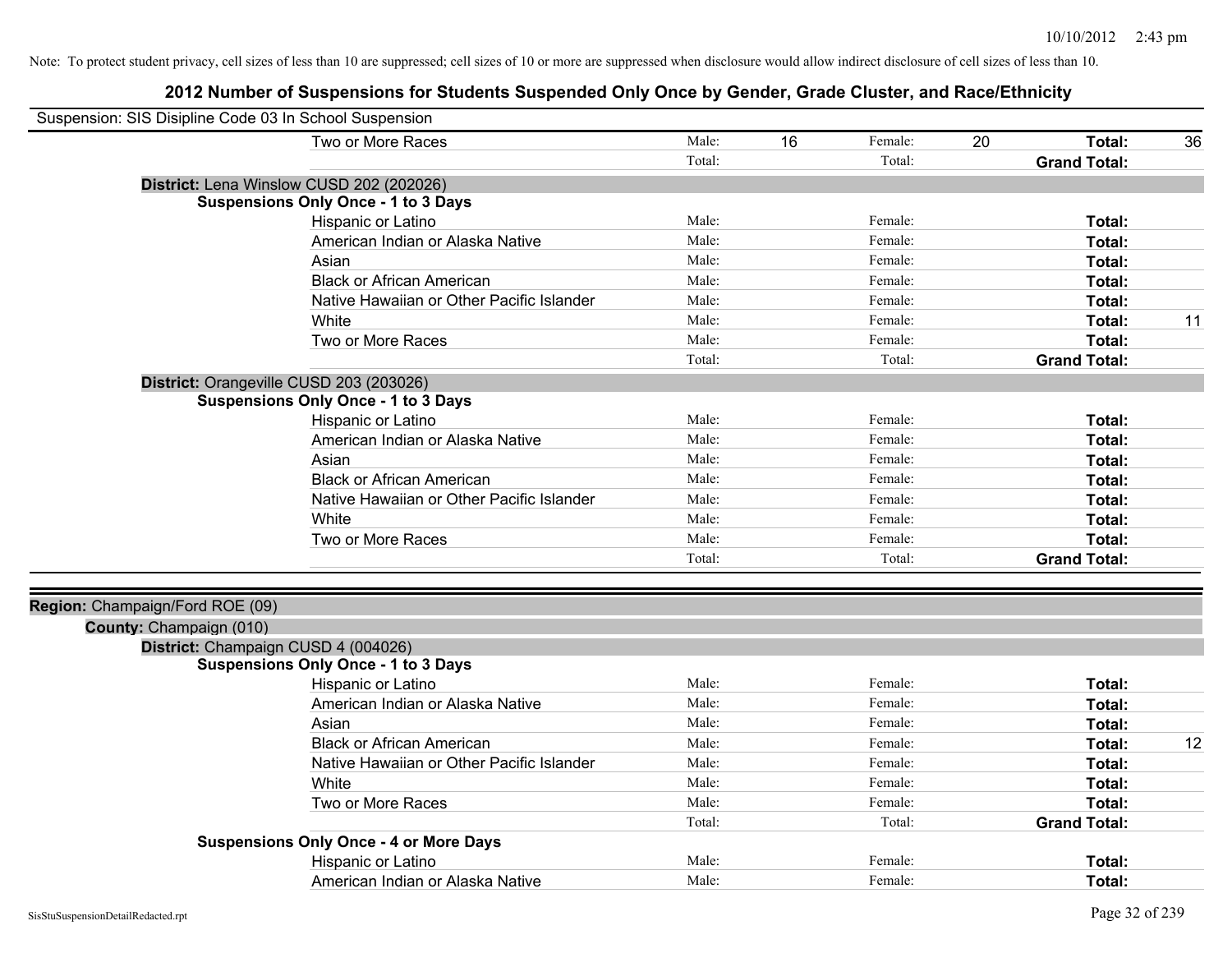Note: To protect student privacy, cell sizes of less than 10 are suppressed; cell sizes of 10 or more are suppressed when disclosure would allow indirect disclosure of cell sizes of less than 10.

# 2012 Number of Suspensions for Students Suspended Only Once by Gender, Grade Cluster, and Race/Ethnicity

Suspension: SIS Disipline Code 03 In School Suspension

| | Male: | | Female: | | Total: | |
|---|---|---|---|---|---|---|
| Two or More Races | Male: | 16 | Female: | 20 | **Total:** | 36 |
| | Total: | | Total: | | **Grand Total:** | |

**District:** Lena Winslow CUSD 202 (202026)

**Suspensions Only Once - 1 to 3 Days**

| | Male: | | Female: | | Total: | |
|---|---|---|---|---|---|---|
| Hispanic or Latino | Male: | | Female: | | **Total:** | |
| American Indian or Alaska Native | Male: | | Female: | | **Total:** | |
| Asian | Male: | | Female: | | **Total:** | |
| Black or African American | Male: | | Female: | | **Total:** | |
| Native Hawaiian or Other Pacific Islander | Male: | | Female: | | **Total:** | |
| White | Male: | | Female: | | **Total:** | 11 |
| Two or More Races | Male: | | Female: | | **Total:** | |
| | Total: | | Total: | | **Grand Total:** | |

**District:** Orangeville CUSD 203 (203026)

**Suspensions Only Once - 1 to 3 Days**

| | Male: | | Female: | | Total: | |
|---|---|---|---|---|---|---|
| Hispanic or Latino | Male: | | Female: | | **Total:** | |
| American Indian or Alaska Native | Male: | | Female: | | **Total:** | |
| Asian | Male: | | Female: | | **Total:** | |
| Black or African American | Male: | | Female: | | **Total:** | |
| Native Hawaiian or Other Pacific Islander | Male: | | Female: | | **Total:** | |
| White | Male: | | Female: | | **Total:** | |
| Two or More Races | Male: | | Female: | | **Total:** | |
| | Total: | | Total: | | **Grand Total:** | |

**Region:** Champaign/Ford ROE (09)

**County:** Champaign (010)

**District:** Champaign CUSD 4 (004026)

**Suspensions Only Once - 1 to 3 Days**

| | Male: | | Female: | | Total: | |
|---|---|---|---|---|---|---|
| Hispanic or Latino | Male: | | Female: | | **Total:** | |
| American Indian or Alaska Native | Male: | | Female: | | **Total:** | |
| Asian | Male: | | Female: | | **Total:** | |
| Black or African American | Male: | | Female: | | **Total:** | 12 |
| Native Hawaiian or Other Pacific Islander | Male: | | Female: | | **Total:** | |
| White | Male: | | Female: | | **Total:** | |
| Two or More Races | Male: | | Female: | | **Total:** | |
| | Total: | | Total: | | **Grand Total:** | |

**Suspensions Only Once - 4 or More Days**

| | Male: | | Female: | | Total: | |
|---|---|---|---|---|---|---|
| Hispanic or Latino | Male: | | Female: | | **Total:** | |
| American Indian or Alaska Native | Male: | | Female: | | **Total:** | |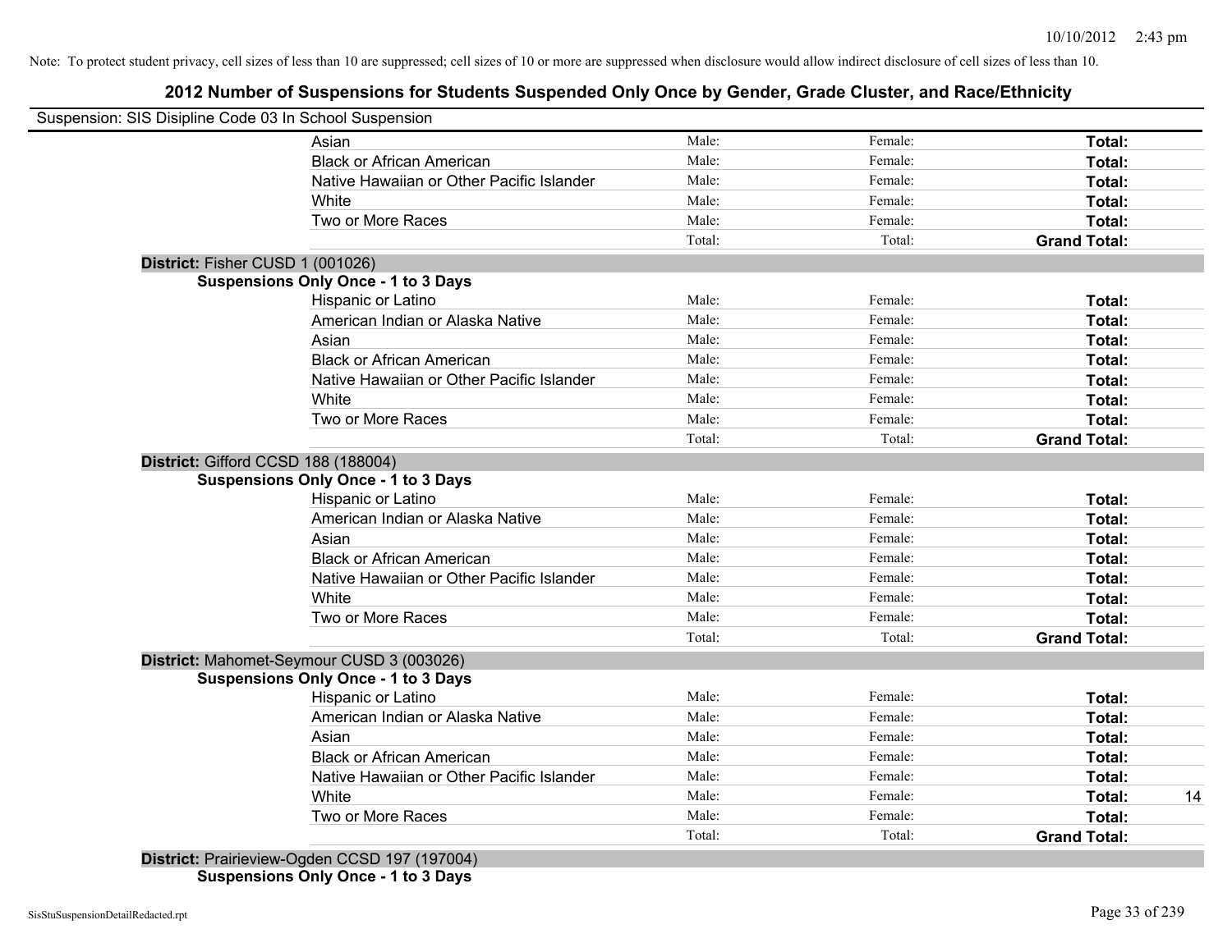Note: To protect student privacy, cell sizes of less than 10 are suppressed; cell sizes of 10 or more are suppressed when disclosure would allow indirect disclosure of cell sizes of less than 10.

## 2012 Number of Suspensions for Students Suspended Only Once by Gender, Grade Cluster, and Race/Ethnicity

Suspension: SIS Disipline Code 03 In School Suspension

| | | | | |
|---|---|---|---|---|
| Asian | Male: | Female: | **Total:** | |
| Black or African American | Male: | Female: | **Total:** | |
| Native Hawaiian or Other Pacific Islander | Male: | Female: | **Total:** | |
| White | Male: | Female: | **Total:** | |
| Two or More Races | Male: | Female: | **Total:** | |
| | Total: | Total: | **Grand Total:** | |

**District:** Fisher CUSD 1 (001026)

**Suspensions Only Once - 1 to 3 Days**

| | | | | |
|---|---|---|---|---|
| Hispanic or Latino | Male: | Female: | **Total:** | |
| American Indian or Alaska Native | Male: | Female: | **Total:** | |
| Asian | Male: | Female: | **Total:** | |
| Black or African American | Male: | Female: | **Total:** | |
| Native Hawaiian or Other Pacific Islander | Male: | Female: | **Total:** | |
| White | Male: | Female: | **Total:** | |
| Two or More Races | Male: | Female: | **Total:** | |
| | Total: | Total: | **Grand Total:** | |

**District:** Gifford CCSD 188 (188004)

**Suspensions Only Once - 1 to 3 Days**

| | | | | |
|---|---|---|---|---|
| Hispanic or Latino | Male: | Female: | **Total:** | |
| American Indian or Alaska Native | Male: | Female: | **Total:** | |
| Asian | Male: | Female: | **Total:** | |
| Black or African American | Male: | Female: | **Total:** | |
| Native Hawaiian or Other Pacific Islander | Male: | Female: | **Total:** | |
| White | Male: | Female: | **Total:** | |
| Two or More Races | Male: | Female: | **Total:** | |
| | Total: | Total: | **Grand Total:** | |

**District:** Mahomet-Seymour CUSD 3 (003026)

**Suspensions Only Once - 1 to 3 Days**

| | | | | |
|---|---|---|---|---|
| Hispanic or Latino | Male: | Female: | **Total:** | |
| American Indian or Alaska Native | Male: | Female: | **Total:** | |
| Asian | Male: | Female: | **Total:** | |
| Black or African American | Male: | Female: | **Total:** | |
| Native Hawaiian or Other Pacific Islander | Male: | Female: | **Total:** | |
| White | Male: | Female: | **Total:** | 14 |
| Two or More Races | Male: | Female: | **Total:** | |
| | Total: | Total: | **Grand Total:** | |

**District:** Prairieview-Ogden CCSD 197 (197004)

**Suspensions Only Once - 1 to 3 Days**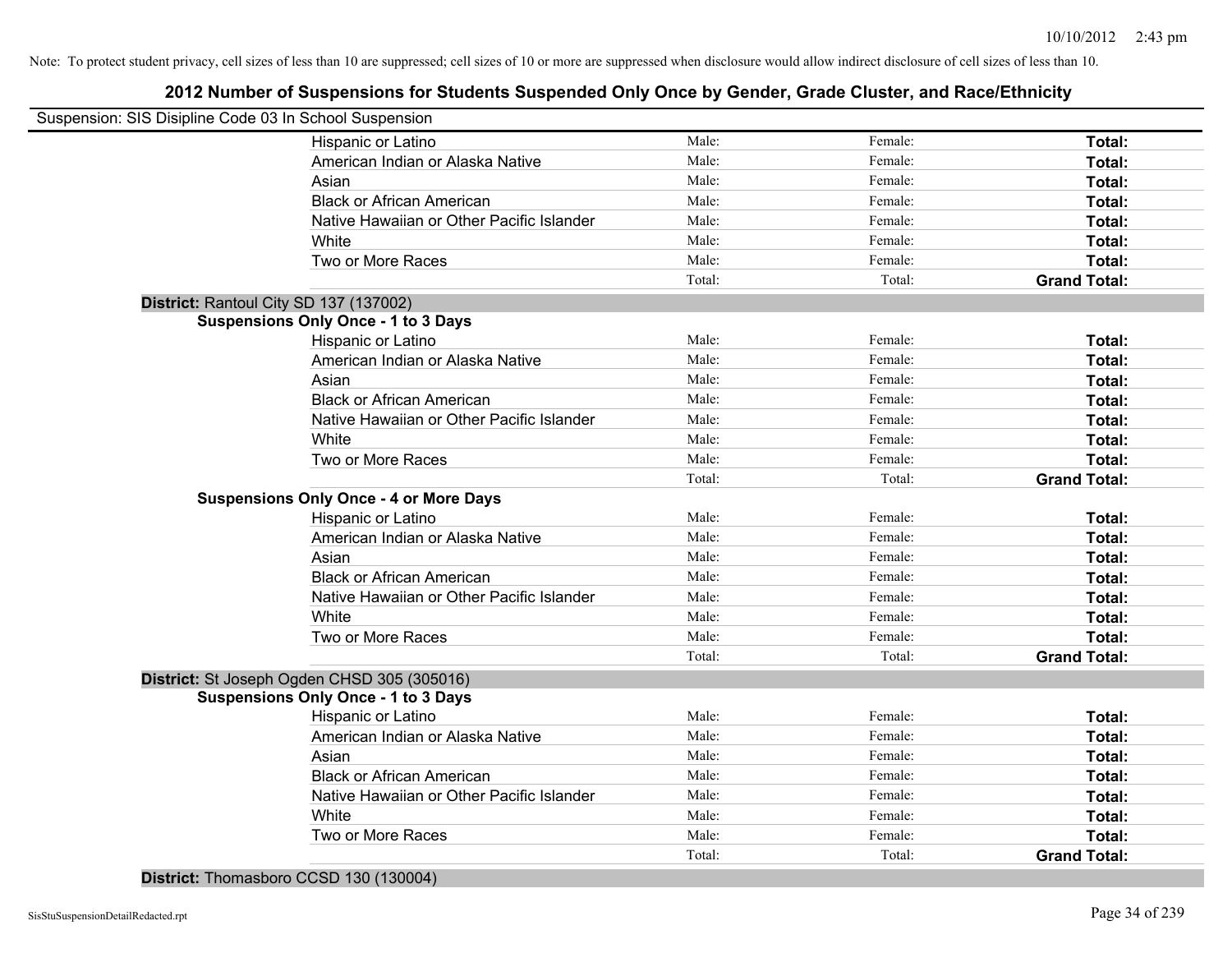Note: To protect student privacy, cell sizes of less than 10 are suppressed; cell sizes of 10 or more are suppressed when disclosure would allow indirect disclosure of cell sizes of less than 10.

# 2012 Number of Suspensions for Students Suspended Only Once by Gender, Grade Cluster, and Race/Ethnicity

Suspension: SIS Disipline Code 03 In School Suspension

| | | | |
|---|---|---|---|
| Hispanic or Latino | Male: | Female: | **Total:** |
| American Indian or Alaska Native | Male: | Female: | **Total:** |
| Asian | Male: | Female: | **Total:** |
| Black or African American | Male: | Female: | **Total:** |
| Native Hawaiian or Other Pacific Islander | Male: | Female: | **Total:** |
| White | Male: | Female: | **Total:** |
| Two or More Races | Male: | Female: | **Total:** |
| | Total: | Total: | **Grand Total:** |

**District:** Rantoul City SD 137 (137002)

**Suspensions Only Once - 1 to 3 Days**

| | | | |
|---|---|---|---|
| Hispanic or Latino | Male: | Female: | **Total:** |
| American Indian or Alaska Native | Male: | Female: | **Total:** |
| Asian | Male: | Female: | **Total:** |
| Black or African American | Male: | Female: | **Total:** |
| Native Hawaiian or Other Pacific Islander | Male: | Female: | **Total:** |
| White | Male: | Female: | **Total:** |
| Two or More Races | Male: | Female: | **Total:** |
| | Total: | Total: | **Grand Total:** |

**Suspensions Only Once - 4 or More Days**

| | | | |
|---|---|---|---|
| Hispanic or Latino | Male: | Female: | **Total:** |
| American Indian or Alaska Native | Male: | Female: | **Total:** |
| Asian | Male: | Female: | **Total:** |
| Black or African American | Male: | Female: | **Total:** |
| Native Hawaiian or Other Pacific Islander | Male: | Female: | **Total:** |
| White | Male: | Female: | **Total:** |
| Two or More Races | Male: | Female: | **Total:** |
| | Total: | Total: | **Grand Total:** |

**District:** St Joseph Ogden CHSD 305 (305016)

**Suspensions Only Once - 1 to 3 Days**

| | | | |
|---|---|---|---|
| Hispanic or Latino | Male: | Female: | **Total:** |
| American Indian or Alaska Native | Male: | Female: | **Total:** |
| Asian | Male: | Female: | **Total:** |
| Black or African American | Male: | Female: | **Total:** |
| Native Hawaiian or Other Pacific Islander | Male: | Female: | **Total:** |
| White | Male: | Female: | **Total:** |
| Two or More Races | Male: | Female: | **Total:** |
| | Total: | Total: | **Grand Total:** |

**District:** Thomasboro CCSD 130 (130004)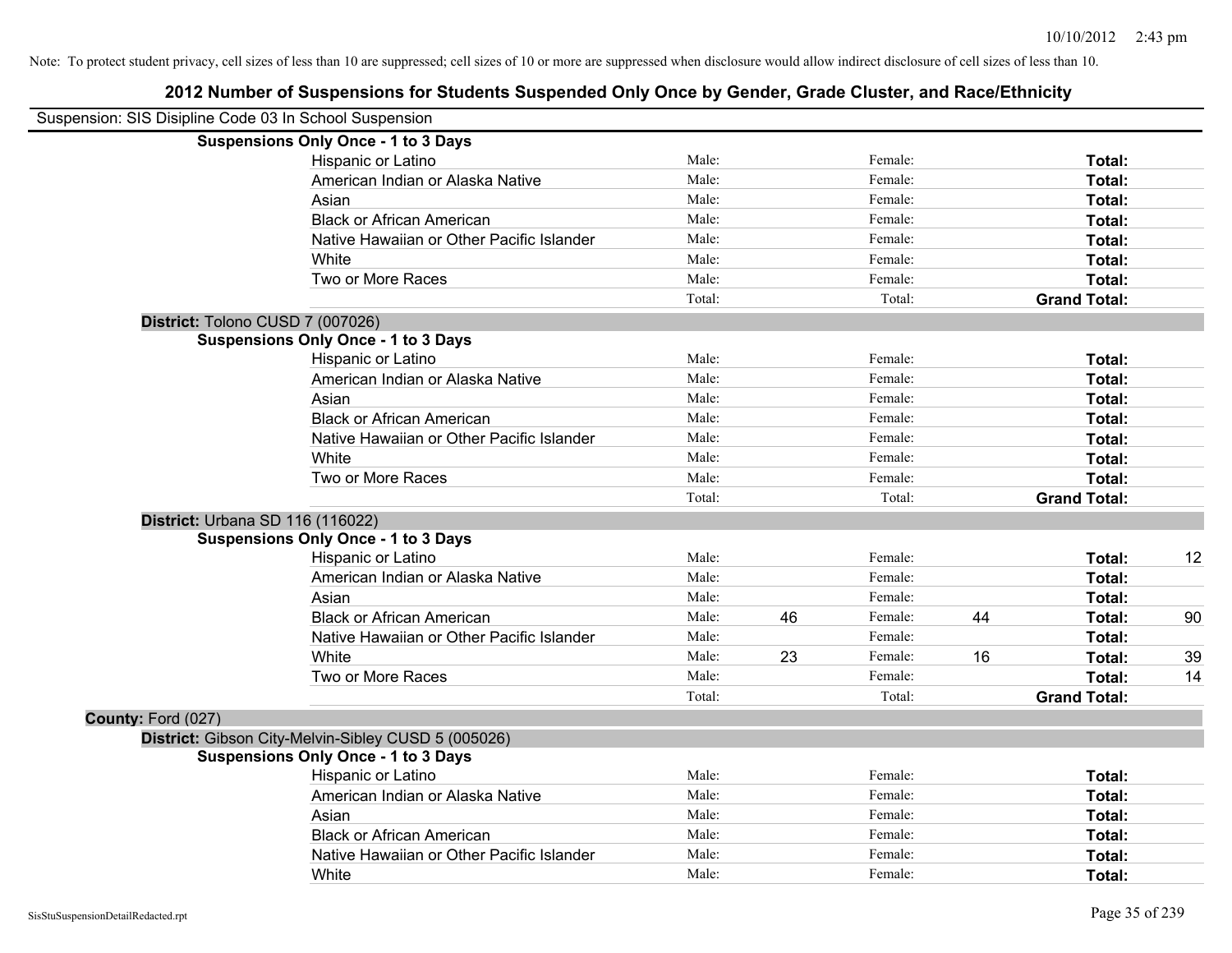Note: To protect student privacy, cell sizes of less than 10 are suppressed; cell sizes of 10 or more are suppressed when disclosure would allow indirect disclosure of cell sizes of less than 10.

## 2012 Number of Suspensions for Students Suspended Only Once by Gender, Grade Cluster, and Race/Ethnicity

Suspension: SIS Disipline Code 03 In School Suspension

**Suspensions Only Once - 1 to 3 Days**

| | | | | | | |
|---|---|---|---|---|---|---|
| Hispanic or Latino | Male: | | Female: | | **Total:** | |
| American Indian or Alaska Native | Male: | | Female: | | **Total:** | |
| Asian | Male: | | Female: | | **Total:** | |
| Black or African American | Male: | | Female: | | **Total:** | |
| Native Hawaiian or Other Pacific Islander | Male: | | Female: | | **Total:** | |
| White | Male: | | Female: | | **Total:** | |
| Two or More Races | Male: | | Female: | | **Total:** | |
| | Total: | | Total: | | **Grand Total:** | |

**District:** Tolono CUSD 7 (007026)

**Suspensions Only Once - 1 to 3 Days**

| | | | | | | |
|---|---|---|---|---|---|---|
| Hispanic or Latino | Male: | | Female: | | **Total:** | |
| American Indian or Alaska Native | Male: | | Female: | | **Total:** | |
| Asian | Male: | | Female: | | **Total:** | |
| Black or African American | Male: | | Female: | | **Total:** | |
| Native Hawaiian or Other Pacific Islander | Male: | | Female: | | **Total:** | |
| White | Male: | | Female: | | **Total:** | |
| Two or More Races | Male: | | Female: | | **Total:** | |
| | Total: | | Total: | | **Grand Total:** | |

**District:** Urbana SD 116 (116022)

**Suspensions Only Once - 1 to 3 Days**

| | | | | | | |
|---|---|---|---|---|---|---|
| Hispanic or Latino | Male: | | Female: | | **Total:** | 12 |
| American Indian or Alaska Native | Male: | | Female: | | **Total:** | |
| Asian | Male: | | Female: | | **Total:** | |
| Black or African American | Male: | 46 | Female: | 44 | **Total:** | 90 |
| Native Hawaiian or Other Pacific Islander | Male: | | Female: | | **Total:** | |
| White | Male: | 23 | Female: | 16 | **Total:** | 39 |
| Two or More Races | Male: | | Female: | | **Total:** | 14 |
| | Total: | | Total: | | **Grand Total:** | |

**County:** Ford (027)

**District:** Gibson City-Melvin-Sibley CUSD 5 (005026)

**Suspensions Only Once - 1 to 3 Days**

| | | | | | | |
|---|---|---|---|---|---|---|
| Hispanic or Latino | Male: | | Female: | | **Total:** | |
| American Indian or Alaska Native | Male: | | Female: | | **Total:** | |
| Asian | Male: | | Female: | | **Total:** | |
| Black or African American | Male: | | Female: | | **Total:** | |
| Native Hawaiian or Other Pacific Islander | Male: | | Female: | | **Total:** | |
| White | Male: | | Female: | | **Total:** | |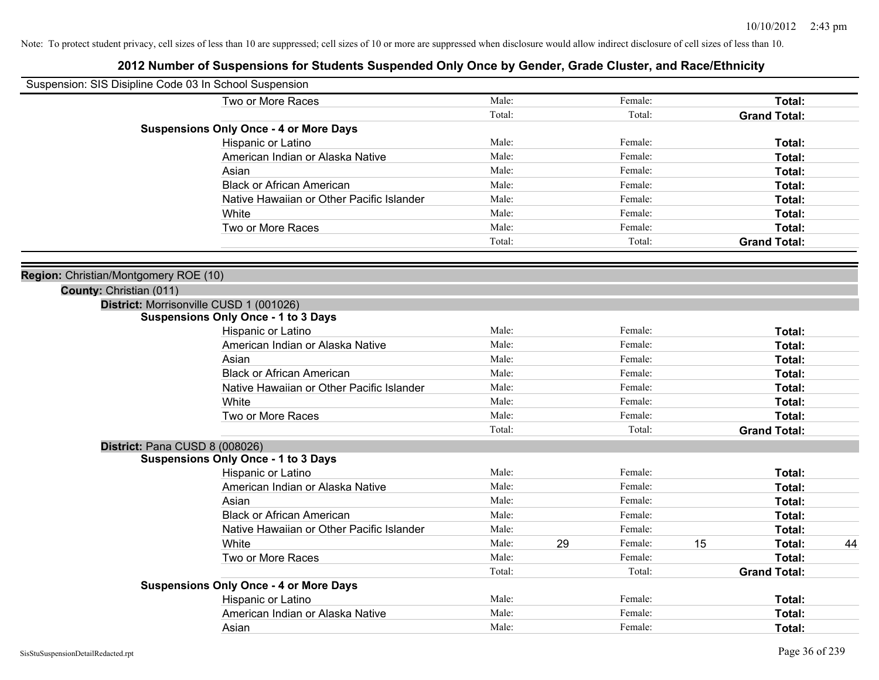Note: To protect student privacy, cell sizes of less than 10 are suppressed; cell sizes of 10 or more are suppressed when disclosure would allow indirect disclosure of cell sizes of less than 10.

## 2012 Number of Suspensions for Students Suspended Only Once by Gender, Grade Cluster, and Race/Ethnicity

Suspension: SIS Disipline Code 03 In School Suspension

| | | | | | | |
|---|---|---|---|---|---|---|
| Two or More Races | Male: | | Female: | | **Total:** | |
| | Total: | | Total: | | **Grand Total:** | |
| **Suspensions Only Once - 4 or More Days** | | | | | | |
| Hispanic or Latino | Male: | | Female: | | **Total:** | |
| American Indian or Alaska Native | Male: | | Female: | | **Total:** | |
| Asian | Male: | | Female: | | **Total:** | |
| Black or African American | Male: | | Female: | | **Total:** | |
| Native Hawaiian or Other Pacific Islander | Male: | | Female: | | **Total:** | |
| White | Male: | | Female: | | **Total:** | |
| Two or More Races | Male: | | Female: | | **Total:** | |
| | Total: | | Total: | | **Grand Total:** | |

**Region:** Christian/Montgomery ROE (10)

**County:** Christian (011)

**District:** Morrisonville CUSD 1 (001026)

| | | | | | | |
|---|---|---|---|---|---|---|
| **Suspensions Only Once - 1 to 3 Days** | | | | | | |
| Hispanic or Latino | Male: | | Female: | | **Total:** | |
| American Indian or Alaska Native | Male: | | Female: | | **Total:** | |
| Asian | Male: | | Female: | | **Total:** | |
| Black or African American | Male: | | Female: | | **Total:** | |
| Native Hawaiian or Other Pacific Islander | Male: | | Female: | | **Total:** | |
| White | Male: | | Female: | | **Total:** | |
| Two or More Races | Male: | | Female: | | **Total:** | |
| | Total: | | Total: | | **Grand Total:** | |

**District:** Pana CUSD 8 (008026)

| | | | | | | |
|---|---|---|---|---|---|---|
| **Suspensions Only Once - 1 to 3 Days** | | | | | | |
| Hispanic or Latino | Male: | | Female: | | **Total:** | |
| American Indian or Alaska Native | Male: | | Female: | | **Total:** | |
| Asian | Male: | | Female: | | **Total:** | |
| Black or African American | Male: | | Female: | | **Total:** | |
| Native Hawaiian or Other Pacific Islander | Male: | | Female: | | **Total:** | |
| White | Male: | 29 | Female: | 15 | **Total:** | 44 |
| Two or More Races | Male: | | Female: | | **Total:** | |
| | Total: | | Total: | | **Grand Total:** | |
| **Suspensions Only Once - 4 or More Days** | | | | | | |
| Hispanic or Latino | Male: | | Female: | | **Total:** | |
| American Indian or Alaska Native | Male: | | Female: | | **Total:** | |
| Asian | Male: | | Female: | | **Total:** | |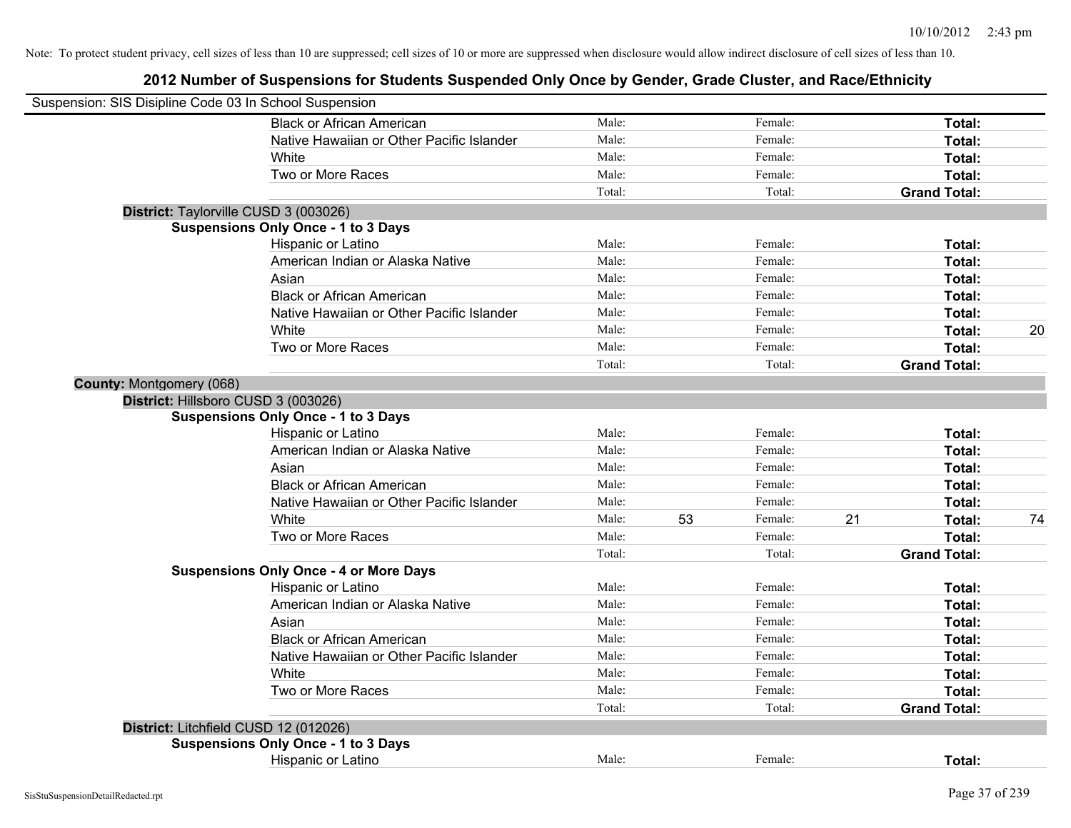Note: To protect student privacy, cell sizes of less than 10 are suppressed; cell sizes of 10 or more are suppressed when disclosure would allow indirect disclosure of cell sizes of less than 10.

# 2012 Number of Suspensions for Students Suspended Only Once by Gender, Grade Cluster, and Race/Ethnicity

Suspension: SIS Disipline Code 03 In School Suspension

| | | | | | | |
|---|---|---|---|---|---|---|
| Black or African American | Male: | | Female: | | **Total:** | |
| Native Hawaiian or Other Pacific Islander | Male: | | Female: | | **Total:** | |
| White | Male: | | Female: | | **Total:** | |
| Two or More Races | Male: | | Female: | | **Total:** | |
| | Total: | | Total: | | **Grand Total:** | |

**District:** Taylorville CUSD 3 (003026)

**Suspensions Only Once - 1 to 3 Days**

| | | | | | | |
|---|---|---|---|---|---|---|
| Hispanic or Latino | Male: | | Female: | | **Total:** | |
| American Indian or Alaska Native | Male: | | Female: | | **Total:** | |
| Asian | Male: | | Female: | | **Total:** | |
| Black or African American | Male: | | Female: | | **Total:** | |
| Native Hawaiian or Other Pacific Islander | Male: | | Female: | | **Total:** | |
| White | Male: | | Female: | | **Total:** | 20 |
| Two or More Races | Male: | | Female: | | **Total:** | |
| | Total: | | Total: | | **Grand Total:** | |

**County:** Montgomery (068)

**District:** Hillsboro CUSD 3 (003026)

**Suspensions Only Once - 1 to 3 Days**

| | | | | | | |
|---|---|---|---|---|---|---|
| Hispanic or Latino | Male: | | Female: | | **Total:** | |
| American Indian or Alaska Native | Male: | | Female: | | **Total:** | |
| Asian | Male: | | Female: | | **Total:** | |
| Black or African American | Male: | | Female: | | **Total:** | |
| Native Hawaiian or Other Pacific Islander | Male: | | Female: | | **Total:** | |
| White | Male: | 53 | Female: | 21 | **Total:** | 74 |
| Two or More Races | Male: | | Female: | | **Total:** | |
| | Total: | | Total: | | **Grand Total:** | |

**Suspensions Only Once - 4 or More Days**

| | | | | | | |
|---|---|---|---|---|---|---|
| Hispanic or Latino | Male: | | Female: | | **Total:** | |
| American Indian or Alaska Native | Male: | | Female: | | **Total:** | |
| Asian | Male: | | Female: | | **Total:** | |
| Black or African American | Male: | | Female: | | **Total:** | |
| Native Hawaiian or Other Pacific Islander | Male: | | Female: | | **Total:** | |
| White | Male: | | Female: | | **Total:** | |
| Two or More Races | Male: | | Female: | | **Total:** | |
| | Total: | | Total: | | **Grand Total:** | |

**District:** Litchfield CUSD 12 (012026)

**Suspensions Only Once - 1 to 3 Days**

| | | | | | | |
|---|---|---|---|---|---|---|
| Hispanic or Latino | Male: | | Female: | | **Total:** | |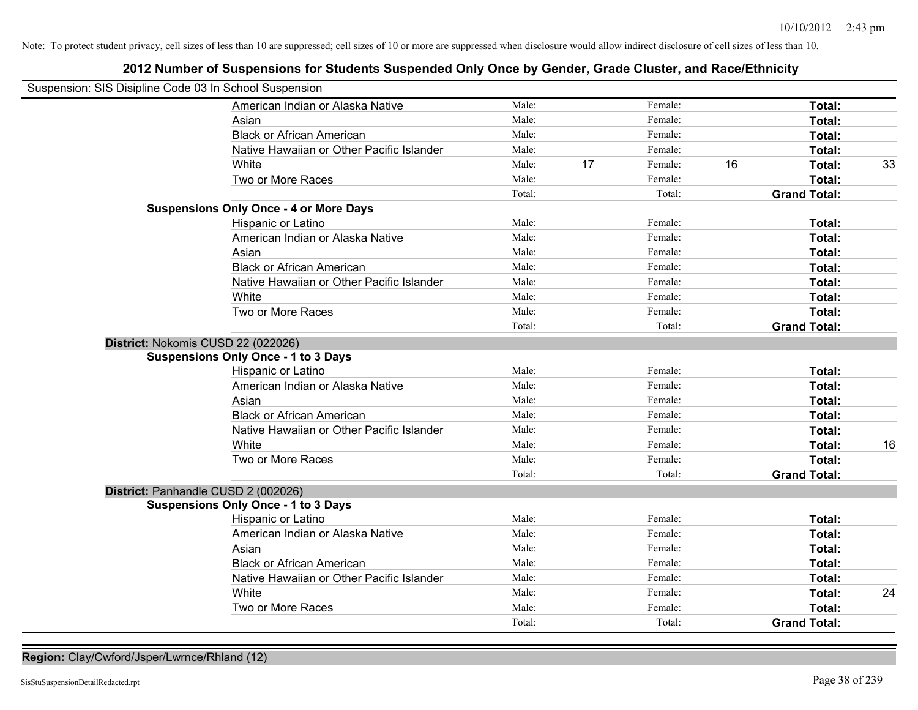Note: To protect student privacy, cell sizes of less than 10 are suppressed; cell sizes of 10 or more are suppressed when disclosure would allow indirect disclosure of cell sizes of less than 10.

## 2012 Number of Suspensions for Students Suspended Only Once by Gender, Grade Cluster, and Race/Ethnicity

Suspension: SIS Disipline Code 03 In School Suspension

| | Male: | | Female: | | | |
|---|---|---|---|---|---|---|
| American Indian or Alaska Native | Male: | | Female: | | **Total:** | |
| Asian | Male: | | Female: | | **Total:** | |
| Black or African American | Male: | | Female: | | **Total:** | |
| Native Hawaiian or Other Pacific Islander | Male: | | Female: | | **Total:** | |
| White | Male: | 17 | Female: | 16 | **Total:** | 33 |
| Two or More Races | Male: | | Female: | | **Total:** | |
| | Total: | | Total: | | **Grand Total:** | |

**Suspensions Only Once - 4 or More Days**

| | | | | | | |
|---|---|---|---|---|---|---|
| Hispanic or Latino | Male: | | Female: | | **Total:** | |
| American Indian or Alaska Native | Male: | | Female: | | **Total:** | |
| Asian | Male: | | Female: | | **Total:** | |
| Black or African American | Male: | | Female: | | **Total:** | |
| Native Hawaiian or Other Pacific Islander | Male: | | Female: | | **Total:** | |
| White | Male: | | Female: | | **Total:** | |
| Two or More Races | Male: | | Female: | | **Total:** | |
| | Total: | | Total: | | **Grand Total:** | |

**District:** Nokomis CUSD 22 (022026)

**Suspensions Only Once - 1 to 3 Days**

| | | | | | | |
|---|---|---|---|---|---|---|
| Hispanic or Latino | Male: | | Female: | | **Total:** | |
| American Indian or Alaska Native | Male: | | Female: | | **Total:** | |
| Asian | Male: | | Female: | | **Total:** | |
| Black or African American | Male: | | Female: | | **Total:** | |
| Native Hawaiian or Other Pacific Islander | Male: | | Female: | | **Total:** | |
| White | Male: | | Female: | | **Total:** | 16 |
| Two or More Races | Male: | | Female: | | **Total:** | |
| | Total: | | Total: | | **Grand Total:** | |

**District:** Panhandle CUSD 2 (002026)

**Suspensions Only Once - 1 to 3 Days**

| | | | | | | |
|---|---|---|---|---|---|---|
| Hispanic or Latino | Male: | | Female: | | **Total:** | |
| American Indian or Alaska Native | Male: | | Female: | | **Total:** | |
| Asian | Male: | | Female: | | **Total:** | |
| Black or African American | Male: | | Female: | | **Total:** | |
| Native Hawaiian or Other Pacific Islander | Male: | | Female: | | **Total:** | |
| White | Male: | | Female: | | **Total:** | 24 |
| Two or More Races | Male: | | Female: | | **Total:** | |
| | Total: | | Total: | | **Grand Total:** | |

**Region:** Clay/Cwford/Jsper/Lwrnce/Rhland (12)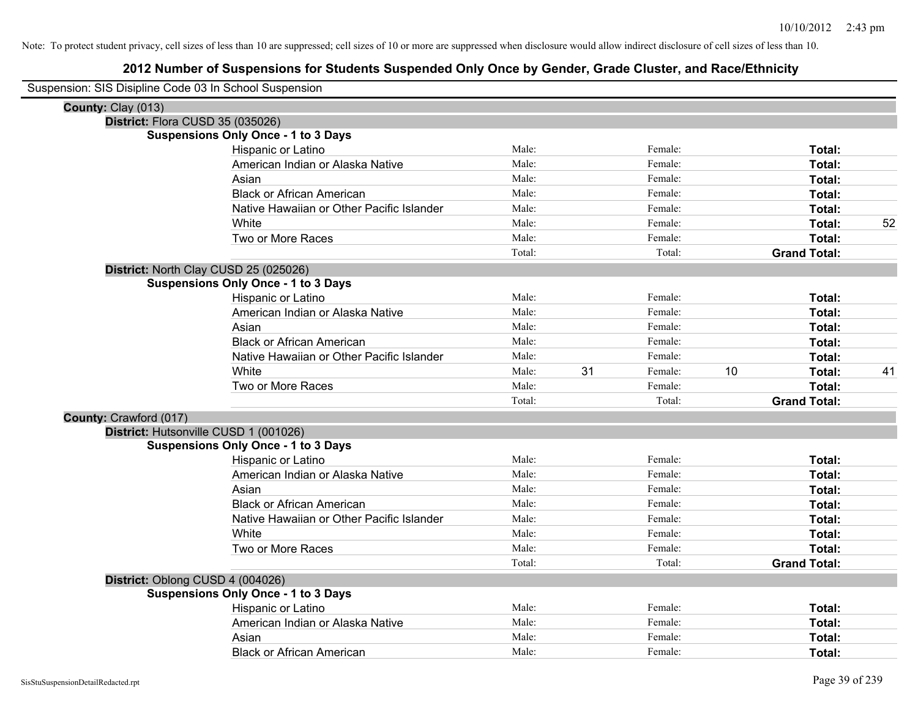Note: To protect student privacy, cell sizes of less than 10 are suppressed; cell sizes of 10 or more are suppressed when disclosure would allow indirect disclosure of cell sizes of less than 10.

# 2012 Number of Suspensions for Students Suspended Only Once by Gender, Grade Cluster, and Race/Ethnicity

Suspension: SIS Disipline Code 03 In School Suspension

**County:** Clay (013)

**District:** Flora CUSD 35 (035026)

**Suspensions Only Once - 1 to 3 Days**

| | | | | | | |
|---|---|---|---|---|---|---|
| Hispanic or Latino | Male: | | Female: | | **Total:** | |
| American Indian or Alaska Native | Male: | | Female: | | **Total:** | |
| Asian | Male: | | Female: | | **Total:** | |
| Black or African American | Male: | | Female: | | **Total:** | |
| Native Hawaiian or Other Pacific Islander | Male: | | Female: | | **Total:** | |
| White | Male: | | Female: | | **Total:** | 52 |
| Two or More Races | Male: | | Female: | | **Total:** | |
| | Total: | | Total: | | **Grand Total:** | |

**District:** North Clay CUSD 25 (025026)

**Suspensions Only Once - 1 to 3 Days**

| | | | | | | |
|---|---|---|---|---|---|---|
| Hispanic or Latino | Male: | | Female: | | **Total:** | |
| American Indian or Alaska Native | Male: | | Female: | | **Total:** | |
| Asian | Male: | | Female: | | **Total:** | |
| Black or African American | Male: | | Female: | | **Total:** | |
| Native Hawaiian or Other Pacific Islander | Male: | | Female: | | **Total:** | |
| White | Male: | 31 | Female: | 10 | **Total:** | 41 |
| Two or More Races | Male: | | Female: | | **Total:** | |
| | Total: | | Total: | | **Grand Total:** | |

**County:** Crawford (017)

**District:** Hutsonville CUSD 1 (001026)

**Suspensions Only Once - 1 to 3 Days**

| | | | | | | |
|---|---|---|---|---|---|---|
| Hispanic or Latino | Male: | | Female: | | **Total:** | |
| American Indian or Alaska Native | Male: | | Female: | | **Total:** | |
| Asian | Male: | | Female: | | **Total:** | |
| Black or African American | Male: | | Female: | | **Total:** | |
| Native Hawaiian or Other Pacific Islander | Male: | | Female: | | **Total:** | |
| White | Male: | | Female: | | **Total:** | |
| Two or More Races | Male: | | Female: | | **Total:** | |
| | Total: | | Total: | | **Grand Total:** | |

**District:** Oblong CUSD 4 (004026)

**Suspensions Only Once - 1 to 3 Days**

| | | | | | | |
|---|---|---|---|---|---|---|
| Hispanic or Latino | Male: | | Female: | | **Total:** | |
| American Indian or Alaska Native | Male: | | Female: | | **Total:** | |
| Asian | Male: | | Female: | | **Total:** | |
| Black or African American | Male: | | Female: | | **Total:** | |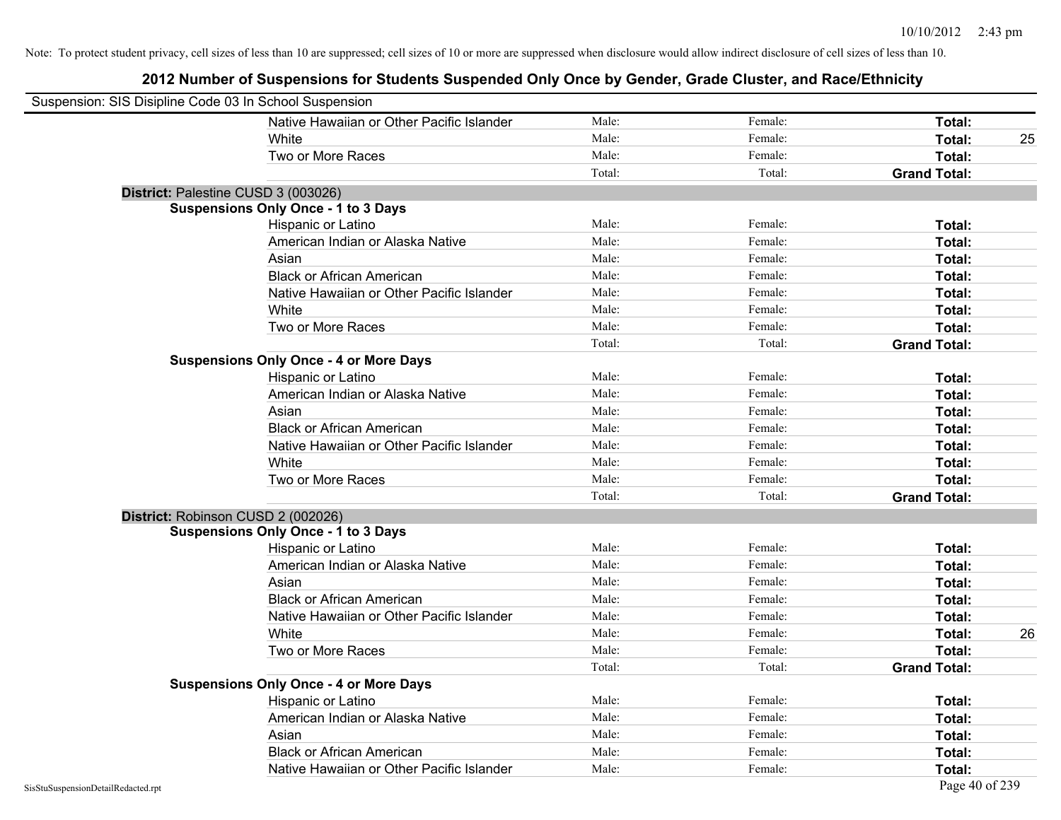Note: To protect student privacy, cell sizes of less than 10 are suppressed; cell sizes of 10 or more are suppressed when disclosure would allow indirect disclosure of cell sizes of less than 10.

## 2012 Number of Suspensions for Students Suspended Only Once by Gender, Grade Cluster, and Race/Ethnicity

Suspension: SIS Disipline Code 03 In School Suspension

| | | | | |
|---|---|---|---|---|
| Native Hawaiian or Other Pacific Islander | Male: | Female: | **Total:** | |
| White | Male: | Female: | **Total:** | 25 |
| Two or More Races | Male: | Female: | **Total:** | |
| | Total: | Total: | **Grand Total:** | |

**District:** Palestine CUSD 3 (003026)

**Suspensions Only Once - 1 to 3 Days**

| | | | | |
|---|---|---|---|---|
| Hispanic or Latino | Male: | Female: | **Total:** | |
| American Indian or Alaska Native | Male: | Female: | **Total:** | |
| Asian | Male: | Female: | **Total:** | |
| Black or African American | Male: | Female: | **Total:** | |
| Native Hawaiian or Other Pacific Islander | Male: | Female: | **Total:** | |
| White | Male: | Female: | **Total:** | |
| Two or More Races | Male: | Female: | **Total:** | |
| | Total: | Total: | **Grand Total:** | |

**Suspensions Only Once - 4 or More Days**

| | | | | |
|---|---|---|---|---|
| Hispanic or Latino | Male: | Female: | **Total:** | |
| American Indian or Alaska Native | Male: | Female: | **Total:** | |
| Asian | Male: | Female: | **Total:** | |
| Black or African American | Male: | Female: | **Total:** | |
| Native Hawaiian or Other Pacific Islander | Male: | Female: | **Total:** | |
| White | Male: | Female: | **Total:** | |
| Two or More Races | Male: | Female: | **Total:** | |
| | Total: | Total: | **Grand Total:** | |

**District:** Robinson CUSD 2 (002026)

**Suspensions Only Once - 1 to 3 Days**

| | | | | |
|---|---|---|---|---|
| Hispanic or Latino | Male: | Female: | **Total:** | |
| American Indian or Alaska Native | Male: | Female: | **Total:** | |
| Asian | Male: | Female: | **Total:** | |
| Black or African American | Male: | Female: | **Total:** | |
| Native Hawaiian or Other Pacific Islander | Male: | Female: | **Total:** | |
| White | Male: | Female: | **Total:** | 26 |
| Two or More Races | Male: | Female: | **Total:** | |
| | Total: | Total: | **Grand Total:** | |

**Suspensions Only Once - 4 or More Days**

| | | | | |
|---|---|---|---|---|
| Hispanic or Latino | Male: | Female: | **Total:** | |
| American Indian or Alaska Native | Male: | Female: | **Total:** | |
| Asian | Male: | Female: | **Total:** | |
| Black or African American | Male: | Female: | **Total:** | |
| Native Hawaiian or Other Pacific Islander | Male: | Female: | **Total:** | |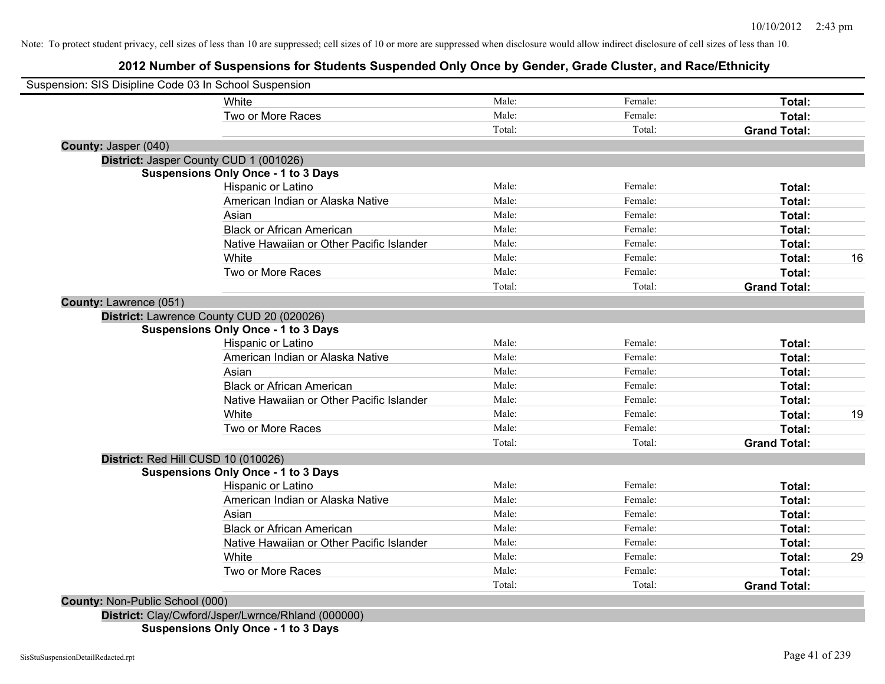Note: To protect student privacy, cell sizes of less than 10 are suppressed; cell sizes of 10 or more are suppressed when disclosure would allow indirect disclosure of cell sizes of less than 10.

## 2012 Number of Suspensions for Students Suspended Only Once by Gender, Grade Cluster, and Race/Ethnicity

Suspension: SIS Disipline Code 03 In School Suspension

| | | | | |
|---|---|---|---|---|
| White | Male: | Female: | **Total:** | |
| Two or More Races | Male: | Female: | **Total:** | |
| | Total: | Total: | **Grand Total:** | |

**County:** Jasper (040)

**District:** Jasper County CUD 1 (001026)

**Suspensions Only Once - 1 to 3 Days**

| | | | | |
|---|---|---|---|---|
| Hispanic or Latino | Male: | Female: | **Total:** | |
| American Indian or Alaska Native | Male: | Female: | **Total:** | |
| Asian | Male: | Female: | **Total:** | |
| Black or African American | Male: | Female: | **Total:** | |
| Native Hawaiian or Other Pacific Islander | Male: | Female: | **Total:** | |
| White | Male: | Female: | **Total:** | 16 |
| Two or More Races | Male: | Female: | **Total:** | |
| | Total: | Total: | **Grand Total:** | |

**County:** Lawrence (051)

**District:** Lawrence County CUD 20 (020026)

**Suspensions Only Once - 1 to 3 Days**

| | | | | |
|---|---|---|---|---|
| Hispanic or Latino | Male: | Female: | **Total:** | |
| American Indian or Alaska Native | Male: | Female: | **Total:** | |
| Asian | Male: | Female: | **Total:** | |
| Black or African American | Male: | Female: | **Total:** | |
| Native Hawaiian or Other Pacific Islander | Male: | Female: | **Total:** | |
| White | Male: | Female: | **Total:** | 19 |
| Two or More Races | Male: | Female: | **Total:** | |
| | Total: | Total: | **Grand Total:** | |

**District:** Red Hill CUSD 10 (010026)

**Suspensions Only Once - 1 to 3 Days**

| | | | | |
|---|---|---|---|---|
| Hispanic or Latino | Male: | Female: | **Total:** | |
| American Indian or Alaska Native | Male: | Female: | **Total:** | |
| Asian | Male: | Female: | **Total:** | |
| Black or African American | Male: | Female: | **Total:** | |
| Native Hawaiian or Other Pacific Islander | Male: | Female: | **Total:** | |
| White | Male: | Female: | **Total:** | 29 |
| Two or More Races | Male: | Female: | **Total:** | |
| | Total: | Total: | **Grand Total:** | |

**County:** Non-Public School (000)

**District:** Clay/Cwford/Jsper/Lwrnce/Rhland (000000)

**Suspensions Only Once - 1 to 3 Days**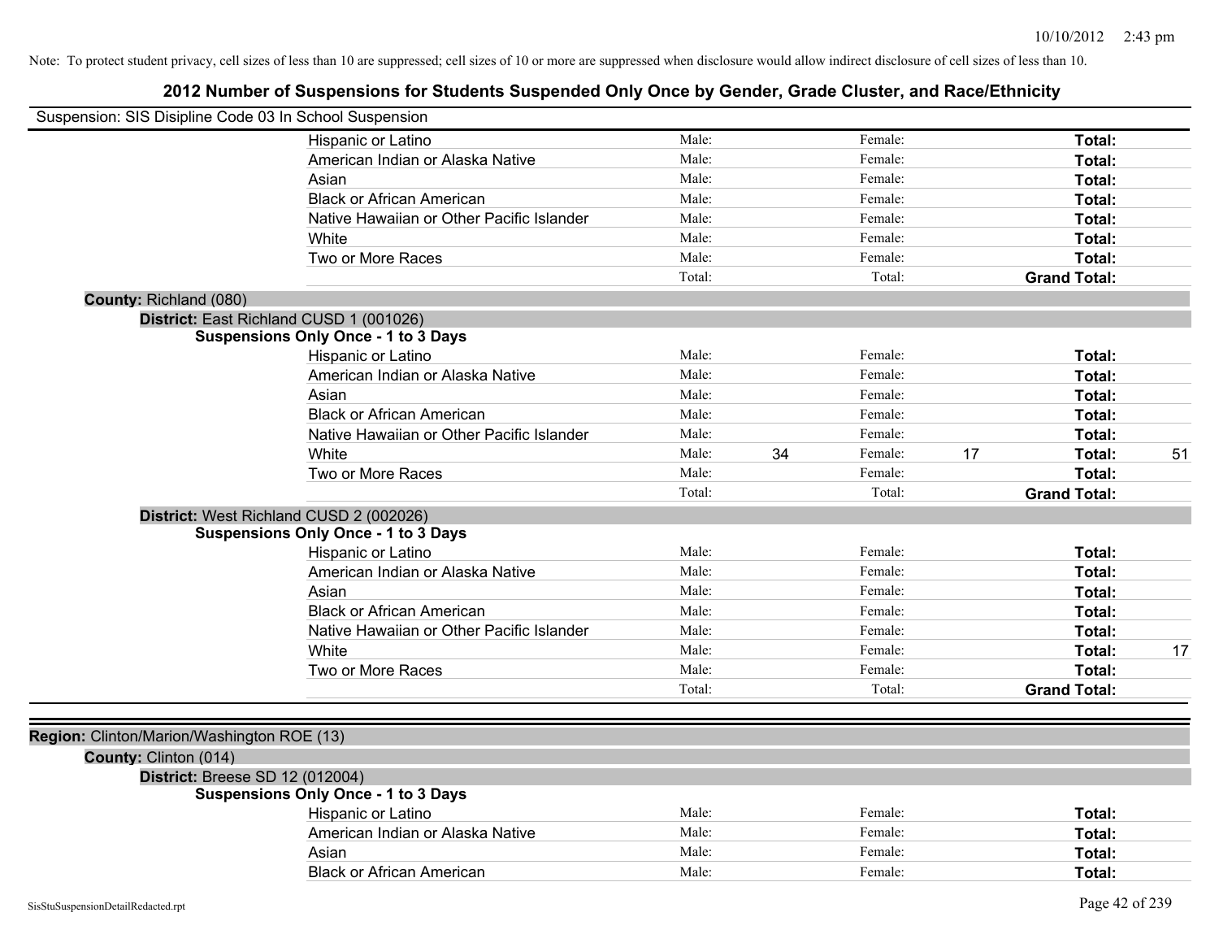Note: To protect student privacy, cell sizes of less than 10 are suppressed; cell sizes of 10 or more are suppressed when disclosure would allow indirect disclosure of cell sizes of less than 10.

# 2012 Number of Suspensions for Students Suspended Only Once by Gender, Grade Cluster, and Race/Ethnicity

Suspension: SIS Disipline Code 03 In School Suspension

| | | | | | |
|---|---|---|---|---|---|
| Hispanic or Latino | Male: | Female: | | Total: | |
| American Indian or Alaska Native | Male: | Female: | | Total: | |
| Asian | Male: | Female: | | Total: | |
| Black or African American | Male: | Female: | | Total: | |
| Native Hawaiian or Other Pacific Islander | Male: | Female: | | Total: | |
| White | Male: | Female: | | Total: | |
| Two or More Races | Male: | Female: | | Total: | |
| | Total: | Total: | | Grand Total: | |

**County:** Richland (080)

**District:** East Richland CUSD 1 (001026)

**Suspensions Only Once - 1 to 3 Days**

| | | | | | | |
|---|---|---|---|---|---|---|
| Hispanic or Latino | Male: | | Female: | | Total: | |
| American Indian or Alaska Native | Male: | | Female: | | Total: | |
| Asian | Male: | | Female: | | Total: | |
| Black or African American | Male: | | Female: | | Total: | |
| Native Hawaiian or Other Pacific Islander | Male: | | Female: | | Total: | |
| White | Male: | 34 | Female: | 17 | Total: | 51 |
| Two or More Races | Male: | | Female: | | Total: | |
| | Total: | | Total: | | Grand Total: | |

**District:** West Richland CUSD 2 (002026)

**Suspensions Only Once - 1 to 3 Days**

| | | | | | | |
|---|---|---|---|---|---|---|
| Hispanic or Latino | Male: | | Female: | | Total: | |
| American Indian or Alaska Native | Male: | | Female: | | Total: | |
| Asian | Male: | | Female: | | Total: | |
| Black or African American | Male: | | Female: | | Total: | |
| Native Hawaiian or Other Pacific Islander | Male: | | Female: | | Total: | |
| White | Male: | | Female: | | Total: | 17 |
| Two or More Races | Male: | | Female: | | Total: | |
| | Total: | | Total: | | Grand Total: | |

**Region:** Clinton/Marion/Washington ROE (13)

**County:** Clinton (014)

**District:** Breese SD 12 (012004)

**Suspensions Only Once - 1 to 3 Days**

| | | | | | | |
|---|---|---|---|---|---|---|
| Hispanic or Latino | Male: | | Female: | | Total: | |
| American Indian or Alaska Native | Male: | | Female: | | Total: | |
| Asian | Male: | | Female: | | Total: | |
| Black or African American | Male: | | Female: | | Total: | |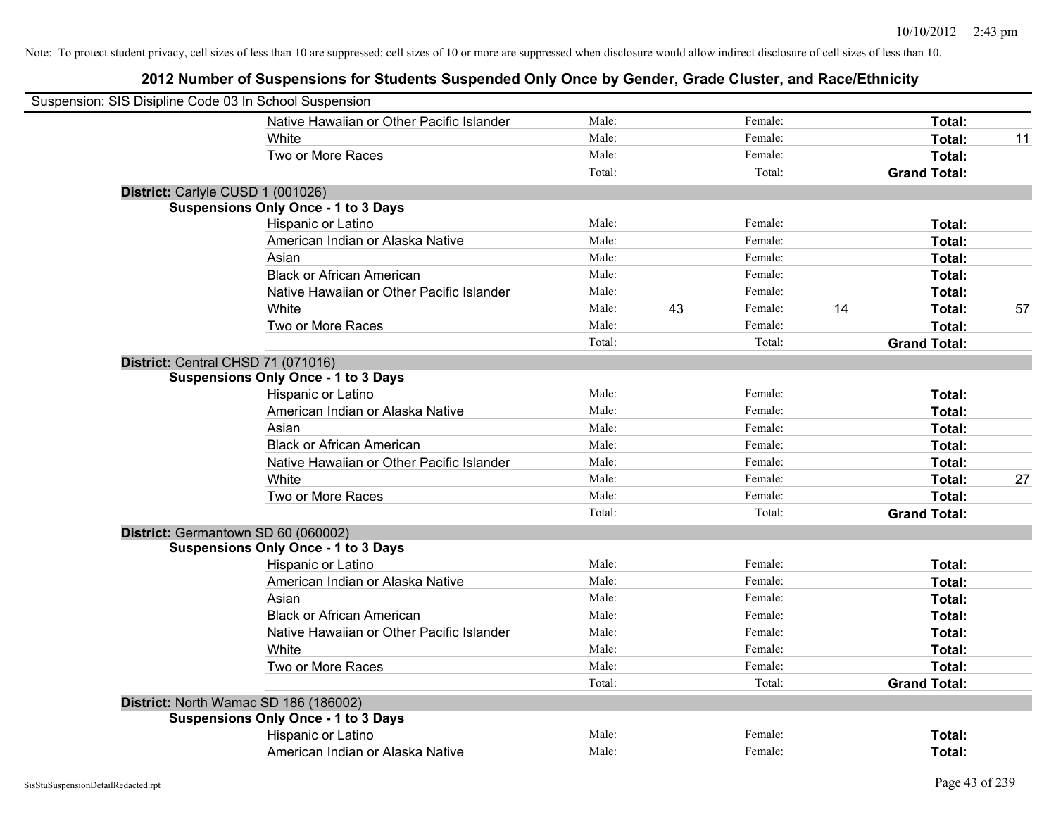Note: To protect student privacy, cell sizes of less than 10 are suppressed; cell sizes of 10 or more are suppressed when disclosure would allow indirect disclosure of cell sizes of less than 10.

# 2012 Number of Suspensions for Students Suspended Only Once by Gender, Grade Cluster, and Race/Ethnicity

Suspension: SIS Disipline Code 03 In School Suspension

| | | | | | |
|---|---|---|---|---|---|
| Native Hawaiian or Other Pacific Islander | Male: | | Female: | | **Total:** | |
| White | Male: | | Female: | | **Total:** 11 |
| Two or More Races | Male: | | Female: | | **Total:** |
| | Total: | | Total: | | **Grand Total:** |

**District:** Carlyle CUSD 1 (001026)

**Suspensions Only Once - 1 to 3 Days**

| | | | | | | |
|---|---|---|---|---|---|---|
| Hispanic or Latino | Male: | | Female: | | **Total:** | |
| American Indian or Alaska Native | Male: | | Female: | | **Total:** | |
| Asian | Male: | | Female: | | **Total:** | |
| Black or African American | Male: | | Female: | | **Total:** | |
| Native Hawaiian or Other Pacific Islander | Male: | | Female: | | **Total:** | |
| White | Male: | 43 | Female: | 14 | **Total:** | 57 |
| Two or More Races | Male: | | Female: | | **Total:** | |
| | Total: | | Total: | | **Grand Total:** | |

**District:** Central CHSD 71 (071016)

**Suspensions Only Once - 1 to 3 Days**

| | | | | | | |
|---|---|---|---|---|---|---|
| Hispanic or Latino | Male: | | Female: | | **Total:** | |
| American Indian or Alaska Native | Male: | | Female: | | **Total:** | |
| Asian | Male: | | Female: | | **Total:** | |
| Black or African American | Male: | | Female: | | **Total:** | |
| Native Hawaiian or Other Pacific Islander | Male: | | Female: | | **Total:** | |
| White | Male: | | Female: | | **Total:** | 27 |
| Two or More Races | Male: | | Female: | | **Total:** | |
| | Total: | | Total: | | **Grand Total:** | |

**District:** Germantown SD 60 (060002)

**Suspensions Only Once - 1 to 3 Days**

| | | | | | | |
|---|---|---|---|---|---|---|
| Hispanic or Latino | Male: | | Female: | | **Total:** | |
| American Indian or Alaska Native | Male: | | Female: | | **Total:** | |
| Asian | Male: | | Female: | | **Total:** | |
| Black or African American | Male: | | Female: | | **Total:** | |
| Native Hawaiian or Other Pacific Islander | Male: | | Female: | | **Total:** | |
| White | Male: | | Female: | | **Total:** | |
| Two or More Races | Male: | | Female: | | **Total:** | |
| | Total: | | Total: | | **Grand Total:** | |

**District:** North Wamac SD 186 (186002)

**Suspensions Only Once - 1 to 3 Days**

| | | | | | | |
|---|---|---|---|---|---|---|
| Hispanic or Latino | Male: | | Female: | | **Total:** | |
| American Indian or Alaska Native | Male: | | Female: | | **Total:** | |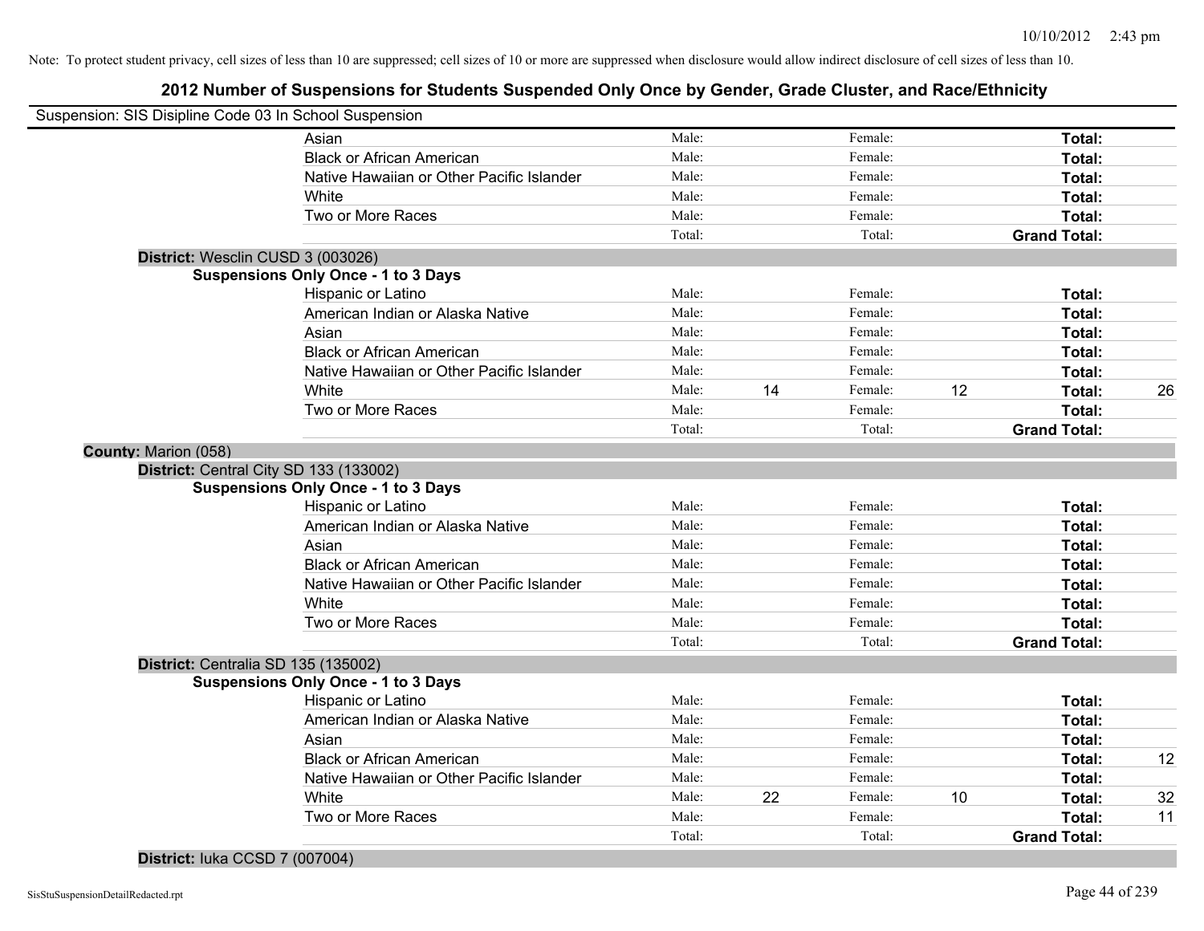Note: To protect student privacy, cell sizes of less than 10 are suppressed; cell sizes of 10 or more are suppressed when disclosure would allow indirect disclosure of cell sizes of less than 10.

## 2012 Number of Suspensions for Students Suspended Only Once by Gender, Grade Cluster, and Race/Ethnicity

Suspension: SIS Disipline Code 03 In School Suspension

| | | | | | | |
|---|---|---|---|---|---|---|
| Asian | Male: | | Female: | | **Total:** | |
| Black or African American | Male: | | Female: | | **Total:** | |
| Native Hawaiian or Other Pacific Islander | Male: | | Female: | | **Total:** | |
| White | Male: | | Female: | | **Total:** | |
| Two or More Races | Male: | | Female: | | **Total:** | |
| | Total: | | Total: | | **Grand Total:** | |

**District:** Wesclin CUSD 3 (003026)

**Suspensions Only Once - 1 to 3 Days**

| | | | | | | |
|---|---|---|---|---|---|---|
| Hispanic or Latino | Male: | | Female: | | **Total:** | |
| American Indian or Alaska Native | Male: | | Female: | | **Total:** | |
| Asian | Male: | | Female: | | **Total:** | |
| Black or African American | Male: | | Female: | | **Total:** | |
| Native Hawaiian or Other Pacific Islander | Male: | | Female: | | **Total:** | |
| White | Male: | 14 | Female: | 12 | **Total:** | 26 |
| Two or More Races | Male: | | Female: | | **Total:** | |
| | Total: | | Total: | | **Grand Total:** | |

**County:** Marion (058)

**District:** Central City SD 133 (133002)

**Suspensions Only Once - 1 to 3 Days**

| | | | | | | |
|---|---|---|---|---|---|---|
| Hispanic or Latino | Male: | | Female: | | **Total:** | |
| American Indian or Alaska Native | Male: | | Female: | | **Total:** | |
| Asian | Male: | | Female: | | **Total:** | |
| Black or African American | Male: | | Female: | | **Total:** | |
| Native Hawaiian or Other Pacific Islander | Male: | | Female: | | **Total:** | |
| White | Male: | | Female: | | **Total:** | |
| Two or More Races | Male: | | Female: | | **Total:** | |
| | Total: | | Total: | | **Grand Total:** | |

**District:** Centralia SD 135 (135002)

**Suspensions Only Once - 1 to 3 Days**

| | | | | | | |
|---|---|---|---|---|---|---|
| Hispanic or Latino | Male: | | Female: | | **Total:** | |
| American Indian or Alaska Native | Male: | | Female: | | **Total:** | |
| Asian | Male: | | Female: | | **Total:** | |
| Black or African American | Male: | | Female: | | **Total:** | 12 |
| Native Hawaiian or Other Pacific Islander | Male: | | Female: | | **Total:** | |
| White | Male: | 22 | Female: | 10 | **Total:** | 32 |
| Two or More Races | Male: | | Female: | | **Total:** | 11 |
| | Total: | | Total: | | **Grand Total:** | |

**District:** Iuka CCSD 7 (007004)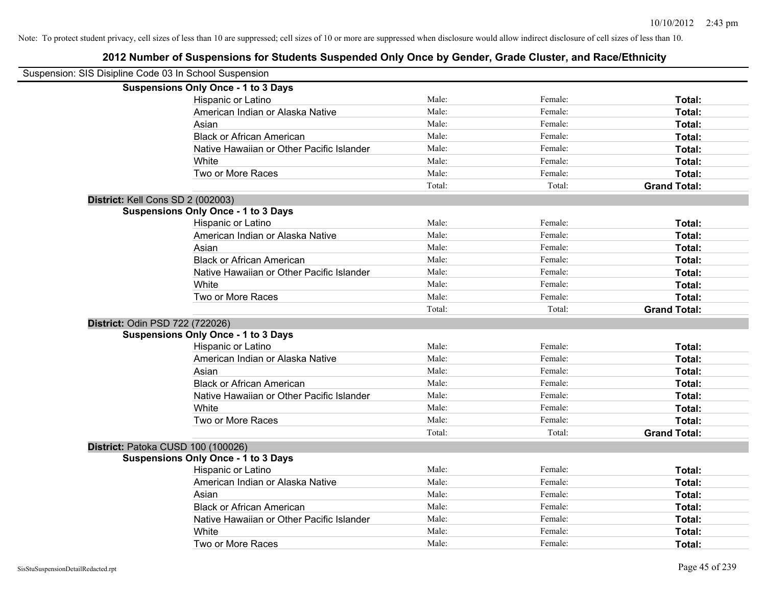Note: To protect student privacy, cell sizes of less than 10 are suppressed; cell sizes of 10 or more are suppressed when disclosure would allow indirect disclosure of cell sizes of less than 10.

# 2012 Number of Suspensions for Students Suspended Only Once by Gender, Grade Cluster, and Race/Ethnicity

Suspension: SIS Disipline Code 03 In School Suspension

**Suspensions Only Once - 1 to 3 Days**

| | | | |
|---|---|---|---|
| Hispanic or Latino | Male: | Female: | **Total:** |
| American Indian or Alaska Native | Male: | Female: | **Total:** |
| Asian | Male: | Female: | **Total:** |
| Black or African American | Male: | Female: | **Total:** |
| Native Hawaiian or Other Pacific Islander | Male: | Female: | **Total:** |
| White | Male: | Female: | **Total:** |
| Two or More Races | Male: | Female: | **Total:** |
| | Total: | Total: | **Grand Total:** |

**District:** Kell Cons SD 2 (002003)

**Suspensions Only Once - 1 to 3 Days**

| | | | |
|---|---|---|---|
| Hispanic or Latino | Male: | Female: | **Total:** |
| American Indian or Alaska Native | Male: | Female: | **Total:** |
| Asian | Male: | Female: | **Total:** |
| Black or African American | Male: | Female: | **Total:** |
| Native Hawaiian or Other Pacific Islander | Male: | Female: | **Total:** |
| White | Male: | Female: | **Total:** |
| Two or More Races | Male: | Female: | **Total:** |
| | Total: | Total: | **Grand Total:** |

**District:** Odin PSD 722 (722026)

**Suspensions Only Once - 1 to 3 Days**

| | | | |
|---|---|---|---|
| Hispanic or Latino | Male: | Female: | **Total:** |
| American Indian or Alaska Native | Male: | Female: | **Total:** |
| Asian | Male: | Female: | **Total:** |
| Black or African American | Male: | Female: | **Total:** |
| Native Hawaiian or Other Pacific Islander | Male: | Female: | **Total:** |
| White | Male: | Female: | **Total:** |
| Two or More Races | Male: | Female: | **Total:** |
| | Total: | Total: | **Grand Total:** |

**District:** Patoka CUSD 100 (100026)

**Suspensions Only Once - 1 to 3 Days**

| | | | |
|---|---|---|---|
| Hispanic or Latino | Male: | Female: | **Total:** |
| American Indian or Alaska Native | Male: | Female: | **Total:** |
| Asian | Male: | Female: | **Total:** |
| Black or African American | Male: | Female: | **Total:** |
| Native Hawaiian or Other Pacific Islander | Male: | Female: | **Total:** |
| White | Male: | Female: | **Total:** |
| Two or More Races | Male: | Female: | **Total:** |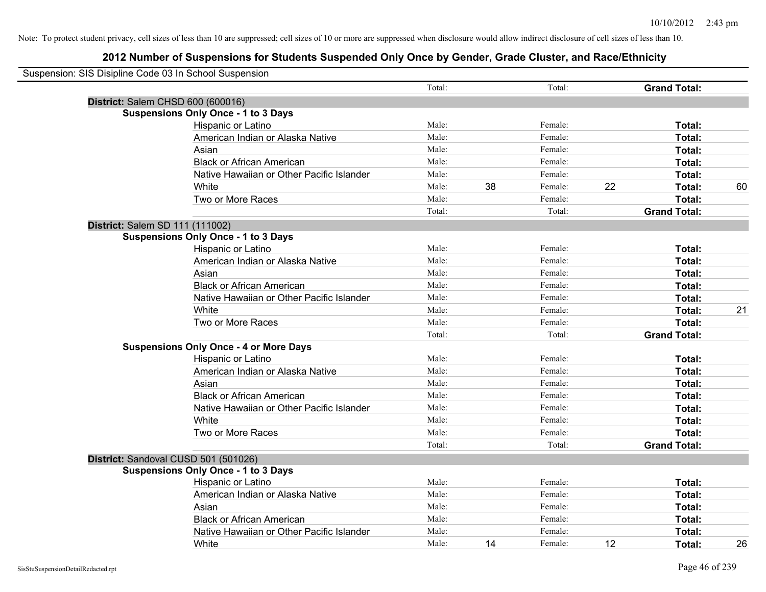Note: To protect student privacy, cell sizes of less than 10 are suppressed; cell sizes of 10 or more are suppressed when disclosure would allow indirect disclosure of cell sizes of less than 10.

# 2012 Number of Suspensions for Students Suspended Only Once by Gender, Grade Cluster, and Race/Ethnicity

Suspension: SIS Disipline Code 03 In School Suspension

| | | | | | | |
|---|---|---|---|---|---|---|
| | Total: | | Total: | | **Grand Total:** | |
| **District:** Salem CHSD 600 (600016) | | | | | | |
| **Suspensions Only Once - 1 to 3 Days** | | | | | | |
| Hispanic or Latino | Male: | | Female: | | **Total:** | |
| American Indian or Alaska Native | Male: | | Female: | | **Total:** | |
| Asian | Male: | | Female: | | **Total:** | |
| Black or African American | Male: | | Female: | | **Total:** | |
| Native Hawaiian or Other Pacific Islander | Male: | | Female: | | **Total:** | |
| White | Male: | 38 | Female: | 22 | **Total:** | 60 |
| Two or More Races | Male: | | Female: | | **Total:** | |
| | Total: | | Total: | | **Grand Total:** | |
| **District:** Salem SD 111 (111002) | | | | | | |
| **Suspensions Only Once - 1 to 3 Days** | | | | | | |
| Hispanic or Latino | Male: | | Female: | | **Total:** | |
| American Indian or Alaska Native | Male: | | Female: | | **Total:** | |
| Asian | Male: | | Female: | | **Total:** | |
| Black or African American | Male: | | Female: | | **Total:** | |
| Native Hawaiian or Other Pacific Islander | Male: | | Female: | | **Total:** | |
| White | Male: | | Female: | | **Total:** | 21 |
| Two or More Races | Male: | | Female: | | **Total:** | |
| | Total: | | Total: | | **Grand Total:** | |
| **Suspensions Only Once - 4 or More Days** | | | | | | |
| Hispanic or Latino | Male: | | Female: | | **Total:** | |
| American Indian or Alaska Native | Male: | | Female: | | **Total:** | |
| Asian | Male: | | Female: | | **Total:** | |
| Black or African American | Male: | | Female: | | **Total:** | |
| Native Hawaiian or Other Pacific Islander | Male: | | Female: | | **Total:** | |
| White | Male: | | Female: | | **Total:** | |
| Two or More Races | Male: | | Female: | | **Total:** | |
| | Total: | | Total: | | **Grand Total:** | |
| **District:** Sandoval CUSD 501 (501026) | | | | | | |
| **Suspensions Only Once - 1 to 3 Days** | | | | | | |
| Hispanic or Latino | Male: | | Female: | | **Total:** | |
| American Indian or Alaska Native | Male: | | Female: | | **Total:** | |
| Asian | Male: | | Female: | | **Total:** | |
| Black or African American | Male: | | Female: | | **Total:** | |
| Native Hawaiian or Other Pacific Islander | Male: | | Female: | | **Total:** | |
| White | Male: | 14 | Female: | 12 | **Total:** | 26 |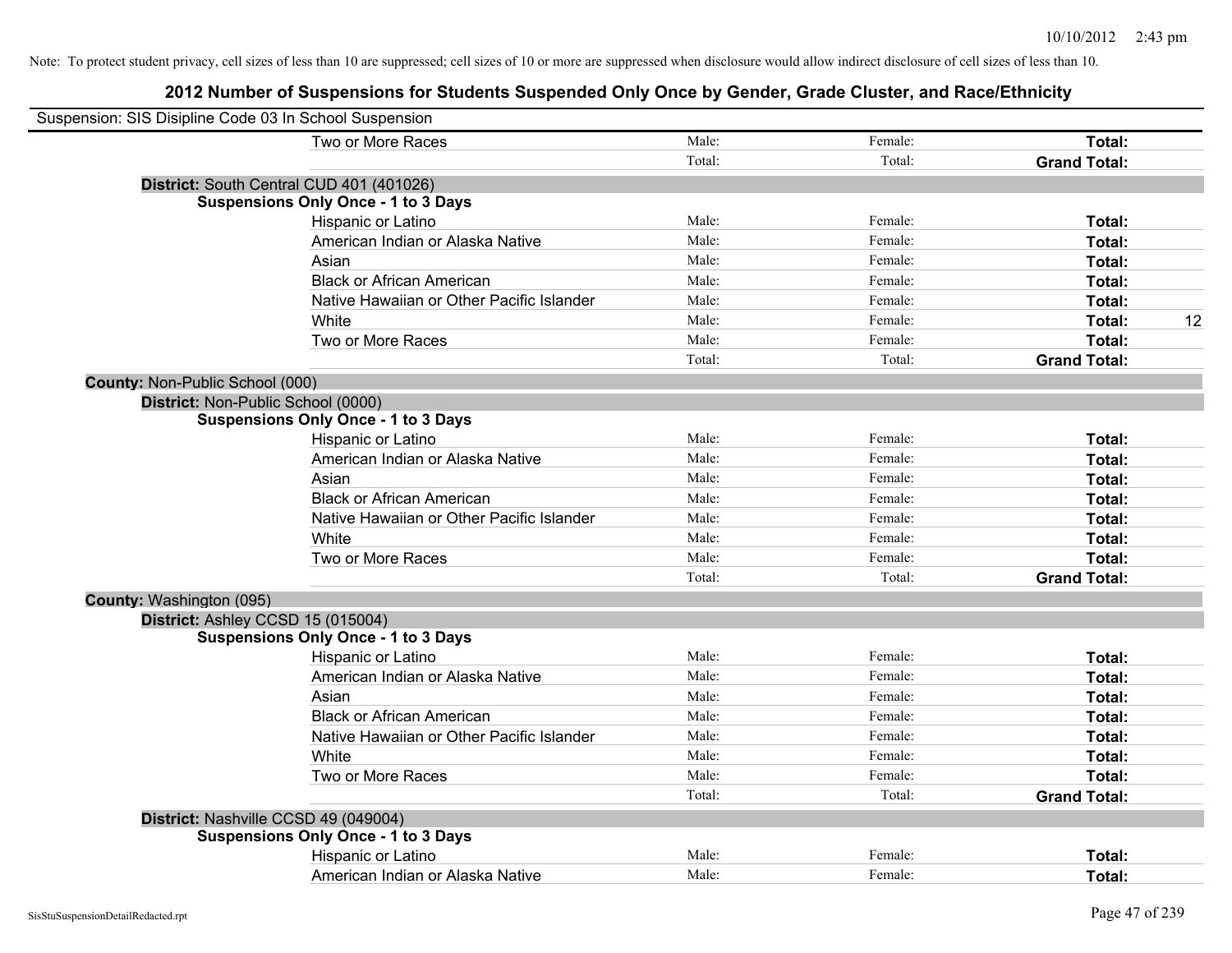Note: To protect student privacy, cell sizes of less than 10 are suppressed; cell sizes of 10 or more are suppressed when disclosure would allow indirect disclosure of cell sizes of less than 10.

# 2012 Number of Suspensions for Students Suspended Only Once by Gender, Grade Cluster, and Race/Ethnicity

Suspension: SIS Disipline Code 03 In School Suspension

| | | | | |
|---|---|---|---|---|
| Two or More Races | Male: | Female: | **Total:** | |
| | Total: | Total: | **Grand Total:** | |

**District:** South Central CUD 401 (401026)

**Suspensions Only Once - 1 to 3 Days**

| | | | | |
|---|---|---|---|---|
| Hispanic or Latino | Male: | Female: | **Total:** | |
| American Indian or Alaska Native | Male: | Female: | **Total:** | |
| Asian | Male: | Female: | **Total:** | |
| Black or African American | Male: | Female: | **Total:** | |
| Native Hawaiian or Other Pacific Islander | Male: | Female: | **Total:** | |
| White | Male: | Female: | **Total:** | 12 |
| Two or More Races | Male: | Female: | **Total:** | |
| | Total: | Total: | **Grand Total:** | |

**County:** Non-Public School (000)

**District:** Non-Public School (0000)

**Suspensions Only Once - 1 to 3 Days**

| | | | | |
|---|---|---|---|---|
| Hispanic or Latino | Male: | Female: | **Total:** | |
| American Indian or Alaska Native | Male: | Female: | **Total:** | |
| Asian | Male: | Female: | **Total:** | |
| Black or African American | Male: | Female: | **Total:** | |
| Native Hawaiian or Other Pacific Islander | Male: | Female: | **Total:** | |
| White | Male: | Female: | **Total:** | |
| Two or More Races | Male: | Female: | **Total:** | |
| | Total: | Total: | **Grand Total:** | |

**County:** Washington (095)

**District:** Ashley CCSD 15 (015004)

**Suspensions Only Once - 1 to 3 Days**

| | | | | |
|---|---|---|---|---|
| Hispanic or Latino | Male: | Female: | **Total:** | |
| American Indian or Alaska Native | Male: | Female: | **Total:** | |
| Asian | Male: | Female: | **Total:** | |
| Black or African American | Male: | Female: | **Total:** | |
| Native Hawaiian or Other Pacific Islander | Male: | Female: | **Total:** | |
| White | Male: | Female: | **Total:** | |
| Two or More Races | Male: | Female: | **Total:** | |
| | Total: | Total: | **Grand Total:** | |

**District:** Nashville CCSD 49 (049004)

**Suspensions Only Once - 1 to 3 Days**

| | | | | |
|---|---|---|---|---|
| Hispanic or Latino | Male: | Female: | **Total:** | |
| American Indian or Alaska Native | Male: | Female: | **Total:** | |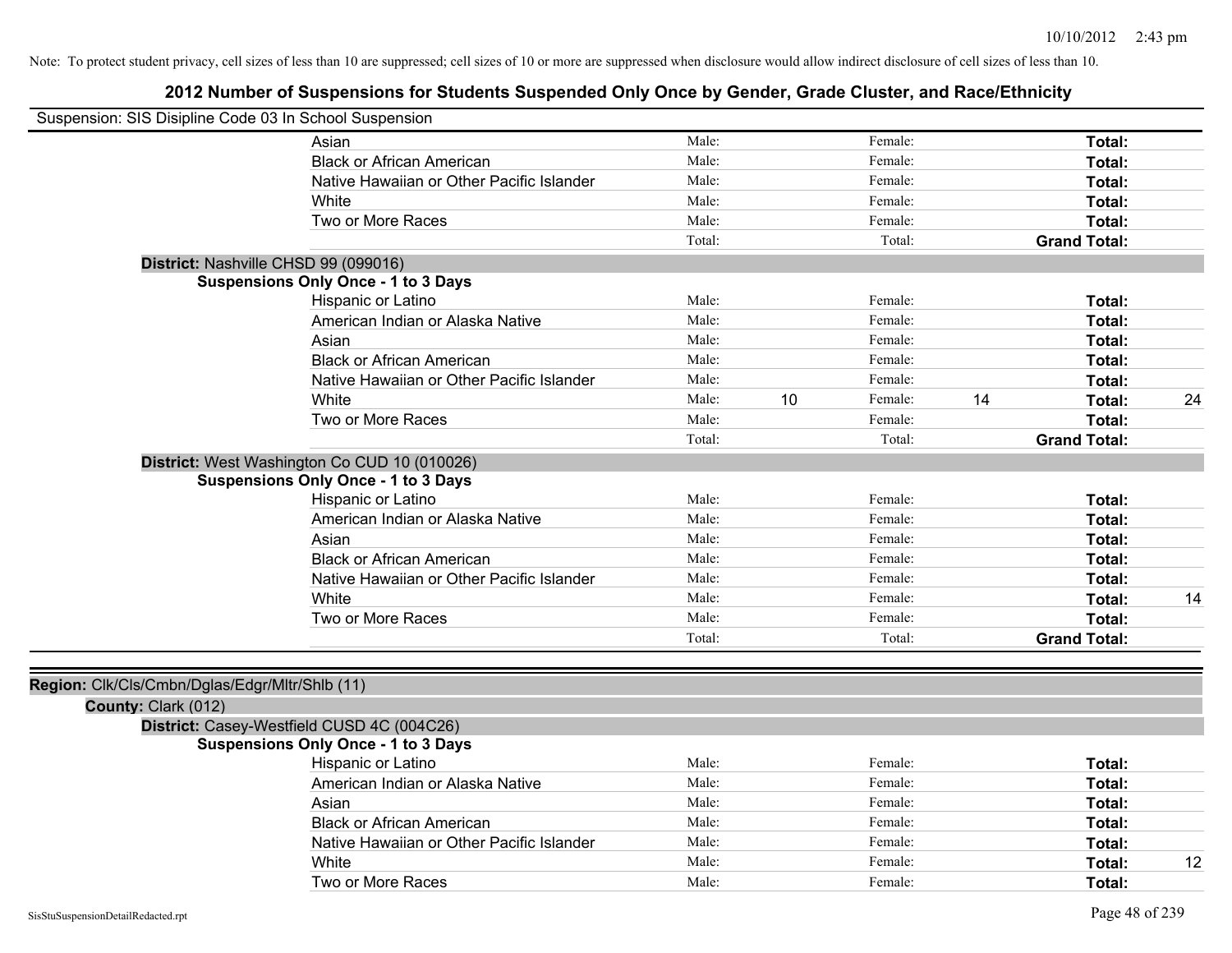Note: To protect student privacy, cell sizes of less than 10 are suppressed; cell sizes of 10 or more are suppressed when disclosure would allow indirect disclosure of cell sizes of less than 10.

# 2012 Number of Suspensions for Students Suspended Only Once by Gender, Grade Cluster, and Race/Ethnicity

Suspension: SIS Disipline Code 03 In School Suspension

| | Male: | | Female: | | | |
|---|---|---|---|---|---|---|
| Asian | Male: | | Female: | | **Total:** | |
| Black or African American | Male: | | Female: | | **Total:** | |
| Native Hawaiian or Other Pacific Islander | Male: | | Female: | | **Total:** | |
| White | Male: | | Female: | | **Total:** | |
| Two or More Races | Male: | | Female: | | **Total:** | |
| | Total: | | Total: | | **Grand Total:** | |

**District:** Nashville CHSD 99 (099016)

**Suspensions Only Once - 1 to 3 Days**

| | | | | | | |
|---|---|---|---|---|---|---|
| Hispanic or Latino | Male: | | Female: | | **Total:** | |
| American Indian or Alaska Native | Male: | | Female: | | **Total:** | |
| Asian | Male: | | Female: | | **Total:** | |
| Black or African American | Male: | | Female: | | **Total:** | |
| Native Hawaiian or Other Pacific Islander | Male: | | Female: | | **Total:** | |
| White | Male: | 10 | Female: | 14 | **Total:** | 24 |
| Two or More Races | Male: | | Female: | | **Total:** | |
| | Total: | | Total: | | **Grand Total:** | |

**District:** West Washington Co CUD 10 (010026)

**Suspensions Only Once - 1 to 3 Days**

| | | | | | | |
|---|---|---|---|---|---|---|
| Hispanic or Latino | Male: | | Female: | | **Total:** | |
| American Indian or Alaska Native | Male: | | Female: | | **Total:** | |
| Asian | Male: | | Female: | | **Total:** | |
| Black or African American | Male: | | Female: | | **Total:** | |
| Native Hawaiian or Other Pacific Islander | Male: | | Female: | | **Total:** | |
| White | Male: | | Female: | | **Total:** | 14 |
| Two or More Races | Male: | | Female: | | **Total:** | |
| | Total: | | Total: | | **Grand Total:** | |

**Region:** Clk/Cls/Cmbn/Dglas/Edgr/Mltr/Shlb (11)

**County:** Clark (012)

**District:** Casey-Westfield CUSD 4C (004C26)

**Suspensions Only Once - 1 to 3 Days**

| | | | | | | |
|---|---|---|---|---|---|---|
| Hispanic or Latino | Male: | | Female: | | **Total:** | |
| American Indian or Alaska Native | Male: | | Female: | | **Total:** | |
| Asian | Male: | | Female: | | **Total:** | |
| Black or African American | Male: | | Female: | | **Total:** | |
| Native Hawaiian or Other Pacific Islander | Male: | | Female: | | **Total:** | |
| White | Male: | | Female: | | **Total:** | 12 |
| Two or More Races | Male: | | Female: | | **Total:** | |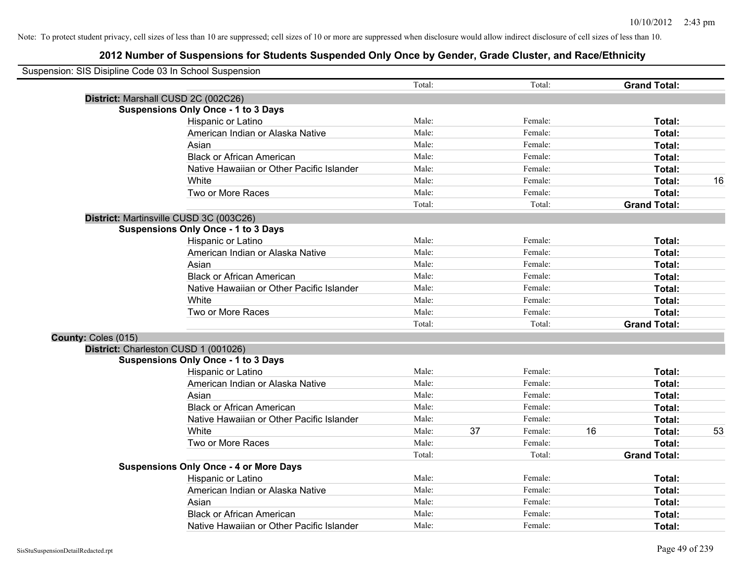Note: To protect student privacy, cell sizes of less than 10 are suppressed; cell sizes of 10 or more are suppressed when disclosure would allow indirect disclosure of cell sizes of less than 10.

## 2012 Number of Suspensions for Students Suspended Only Once by Gender, Grade Cluster, and Race/Ethnicity

Suspension: SIS Disipline Code 03 In School Suspension

| | | | | | | |
|---|---|---|---|---|---|---|
| | Total: | | Total: | | **Grand Total:** | |
| **District:** Marshall CUSD 2C (002C26) | | | | | | |
| **Suspensions Only Once - 1 to 3 Days** | | | | | | |
| Hispanic or Latino | Male: | | Female: | | **Total:** | |
| American Indian or Alaska Native | Male: | | Female: | | **Total:** | |
| Asian | Male: | | Female: | | **Total:** | |
| Black or African American | Male: | | Female: | | **Total:** | |
| Native Hawaiian or Other Pacific Islander | Male: | | Female: | | **Total:** | |
| White | Male: | | Female: | | **Total:** | 16 |
| Two or More Races | Male: | | Female: | | **Total:** | |
| | Total: | | Total: | | **Grand Total:** | |
| **District:** Martinsville CUSD 3C (003C26) | | | | | | |
| **Suspensions Only Once - 1 to 3 Days** | | | | | | |
| Hispanic or Latino | Male: | | Female: | | **Total:** | |
| American Indian or Alaska Native | Male: | | Female: | | **Total:** | |
| Asian | Male: | | Female: | | **Total:** | |
| Black or African American | Male: | | Female: | | **Total:** | |
| Native Hawaiian or Other Pacific Islander | Male: | | Female: | | **Total:** | |
| White | Male: | | Female: | | **Total:** | |
| Two or More Races | Male: | | Female: | | **Total:** | |
| | Total: | | Total: | | **Grand Total:** | |
| **County:** Coles (015) | | | | | | |
| **District:** Charleston CUSD 1 (001026) | | | | | | |
| **Suspensions Only Once - 1 to 3 Days** | | | | | | |
| Hispanic or Latino | Male: | | Female: | | **Total:** | |
| American Indian or Alaska Native | Male: | | Female: | | **Total:** | |
| Asian | Male: | | Female: | | **Total:** | |
| Black or African American | Male: | | Female: | | **Total:** | |
| Native Hawaiian or Other Pacific Islander | Male: | | Female: | | **Total:** | |
| White | Male: | 37 | Female: | 16 | **Total:** | 53 |
| Two or More Races | Male: | | Female: | | **Total:** | |
| | Total: | | Total: | | **Grand Total:** | |
| **Suspensions Only Once - 4 or More Days** | | | | | | |
| Hispanic or Latino | Male: | | Female: | | **Total:** | |
| American Indian or Alaska Native | Male: | | Female: | | **Total:** | |
| Asian | Male: | | Female: | | **Total:** | |
| Black or African American | Male: | | Female: | | **Total:** | |
| Native Hawaiian or Other Pacific Islander | Male: | | Female: | | **Total:** | |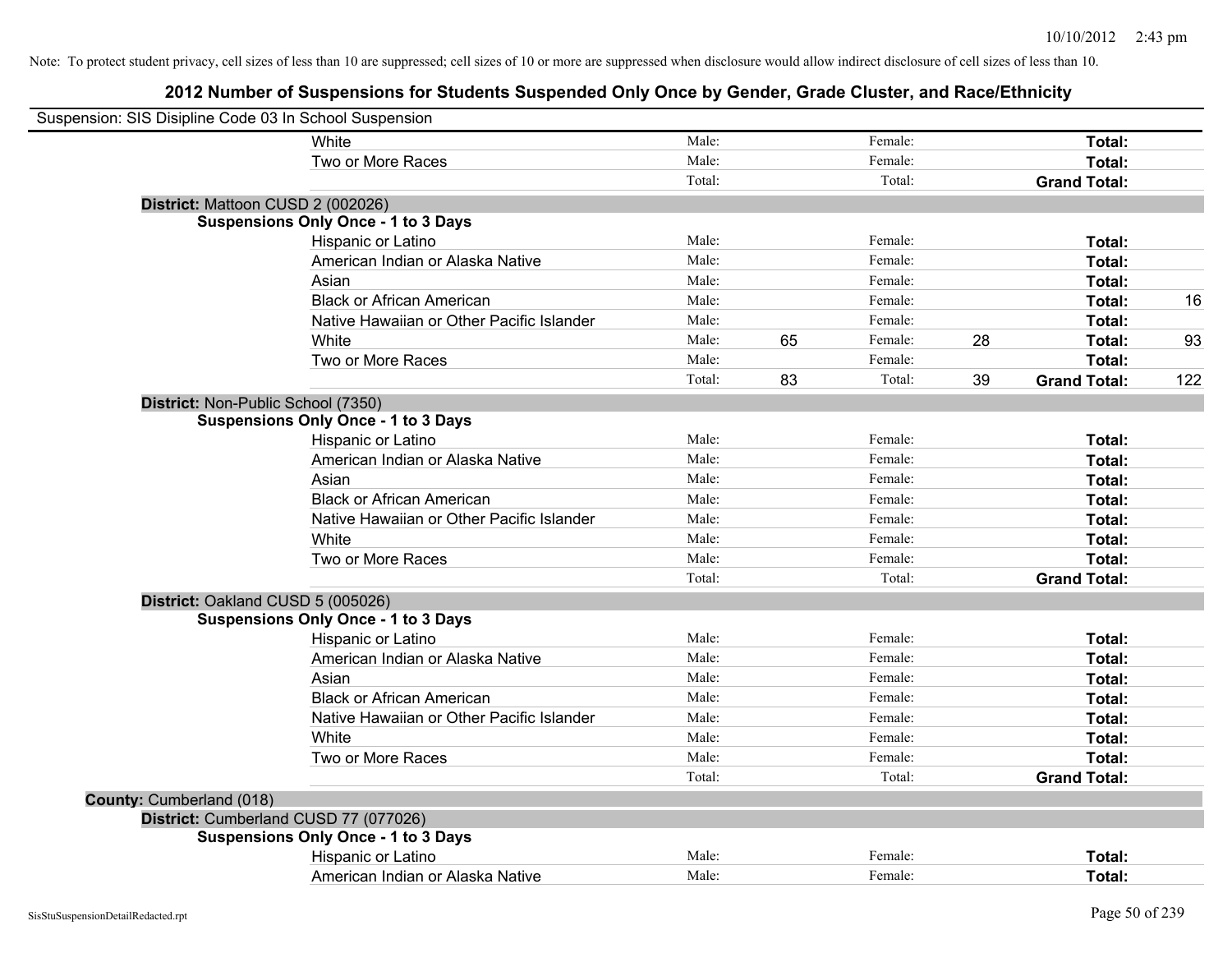Note: To protect student privacy, cell sizes of less than 10 are suppressed; cell sizes of 10 or more are suppressed when disclosure would allow indirect disclosure of cell sizes of less than 10.

# 2012 Number of Suspensions for Students Suspended Only Once by Gender, Grade Cluster, and Race/Ethnicity

Suspension: SIS Disipline Code 03 In School Suspension

| | | | | | | |
|---|---|---|---|---|---|---|
| White | Male: | | Female: | | **Total:** | |
| Two or More Races | Male: | | Female: | | **Total:** | |
| | Total: | | Total: | | **Grand Total:** | |

**District:** Mattoon CUSD 2 (002026)

**Suspensions Only Once - 1 to 3 Days**

| | | | | | | |
|---|---|---|---|---|---|---|
| Hispanic or Latino | Male: | | Female: | | **Total:** | |
| American Indian or Alaska Native | Male: | | Female: | | **Total:** | |
| Asian | Male: | | Female: | | **Total:** | |
| Black or African American | Male: | | Female: | | **Total:** | 16 |
| Native Hawaiian or Other Pacific Islander | Male: | | Female: | | **Total:** | |
| White | Male: | 65 | Female: | 28 | **Total:** | 93 |
| Two or More Races | Male: | | Female: | | **Total:** | |
| | Total: | 83 | Total: | 39 | **Grand Total:** | 122 |

**District:** Non-Public School (7350)

**Suspensions Only Once - 1 to 3 Days**

| | | | | | | |
|---|---|---|---|---|---|---|
| Hispanic or Latino | Male: | | Female: | | **Total:** | |
| American Indian or Alaska Native | Male: | | Female: | | **Total:** | |
| Asian | Male: | | Female: | | **Total:** | |
| Black or African American | Male: | | Female: | | **Total:** | |
| Native Hawaiian or Other Pacific Islander | Male: | | Female: | | **Total:** | |
| White | Male: | | Female: | | **Total:** | |
| Two or More Races | Male: | | Female: | | **Total:** | |
| | Total: | | Total: | | **Grand Total:** | |

**District:** Oakland CUSD 5 (005026)

**Suspensions Only Once - 1 to 3 Days**

| | | | | | | |
|---|---|---|---|---|---|---|
| Hispanic or Latino | Male: | | Female: | | **Total:** | |
| American Indian or Alaska Native | Male: | | Female: | | **Total:** | |
| Asian | Male: | | Female: | | **Total:** | |
| Black or African American | Male: | | Female: | | **Total:** | |
| Native Hawaiian or Other Pacific Islander | Male: | | Female: | | **Total:** | |
| White | Male: | | Female: | | **Total:** | |
| Two or More Races | Male: | | Female: | | **Total:** | |
| | Total: | | Total: | | **Grand Total:** | |

**County:** Cumberland (018)

**District:** Cumberland CUSD 77 (077026)

**Suspensions Only Once - 1 to 3 Days**

| | | | | | | |
|---|---|---|---|---|---|---|
| Hispanic or Latino | Male: | | Female: | | **Total:** | |
| American Indian or Alaska Native | Male: | | Female: | | **Total:** | |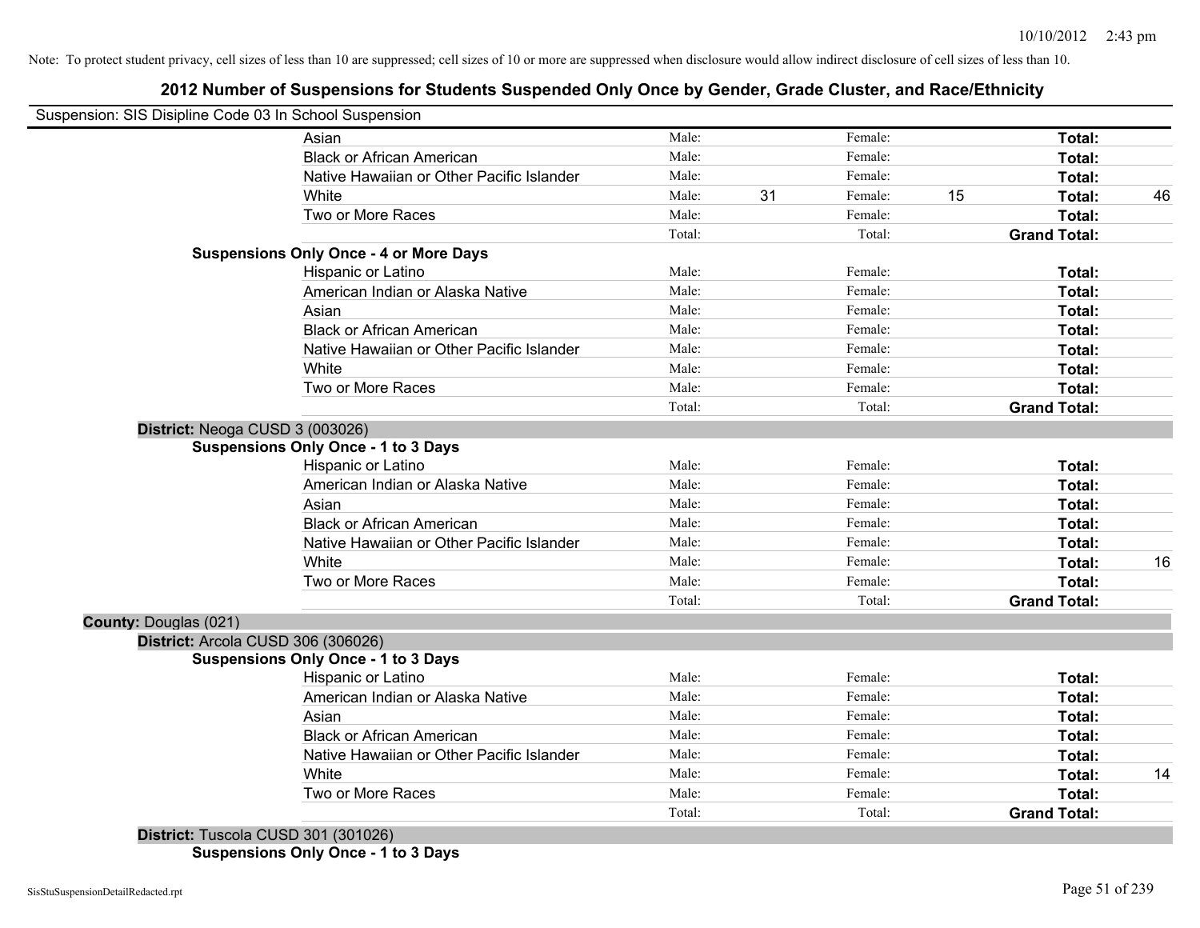Note: To protect student privacy, cell sizes of less than 10 are suppressed; cell sizes of 10 or more are suppressed when disclosure would allow indirect disclosure of cell sizes of less than 10.

# 2012 Number of Suspensions for Students Suspended Only Once by Gender, Grade Cluster, and Race/Ethnicity

Suspension: SIS Disipline Code 03 In School Suspension

| | | | | | | |
|---|---|---|---|---|---|---|
| Asian | Male: | | Female: | | **Total:** | |
| Black or African American | Male: | | Female: | | **Total:** | |
| Native Hawaiian or Other Pacific Islander | Male: | | Female: | | **Total:** | |
| White | Male: | 31 | Female: | 15 | **Total:** | 46 |
| Two or More Races | Male: | | Female: | | **Total:** | |
| | Total: | | Total: | | **Grand Total:** | |

**Suspensions Only Once - 4 or More Days**

| | | | | | | |
|---|---|---|---|---|---|---|
| Hispanic or Latino | Male: | | Female: | | **Total:** | |
| American Indian or Alaska Native | Male: | | Female: | | **Total:** | |
| Asian | Male: | | Female: | | **Total:** | |
| Black or African American | Male: | | Female: | | **Total:** | |
| Native Hawaiian or Other Pacific Islander | Male: | | Female: | | **Total:** | |
| White | Male: | | Female: | | **Total:** | |
| Two or More Races | Male: | | Female: | | **Total:** | |
| | Total: | | Total: | | **Grand Total:** | |

**District:** Neoga CUSD 3 (003026)

**Suspensions Only Once - 1 to 3 Days**

| | | | | | | |
|---|---|---|---|---|---|---|
| Hispanic or Latino | Male: | | Female: | | **Total:** | |
| American Indian or Alaska Native | Male: | | Female: | | **Total:** | |
| Asian | Male: | | Female: | | **Total:** | |
| Black or African American | Male: | | Female: | | **Total:** | |
| Native Hawaiian or Other Pacific Islander | Male: | | Female: | | **Total:** | |
| White | Male: | | Female: | | **Total:** | 16 |
| Two or More Races | Male: | | Female: | | **Total:** | |
| | Total: | | Total: | | **Grand Total:** | |

**County:** Douglas (021)

**District:** Arcola CUSD 306 (306026)

**Suspensions Only Once - 1 to 3 Days**

| | | | | | | |
|---|---|---|---|---|---|---|
| Hispanic or Latino | Male: | | Female: | | **Total:** | |
| American Indian or Alaska Native | Male: | | Female: | | **Total:** | |
| Asian | Male: | | Female: | | **Total:** | |
| Black or African American | Male: | | Female: | | **Total:** | |
| Native Hawaiian or Other Pacific Islander | Male: | | Female: | | **Total:** | |
| White | Male: | | Female: | | **Total:** | 14 |
| Two or More Races | Male: | | Female: | | **Total:** | |
| | Total: | | Total: | | **Grand Total:** | |

**District:** Tuscola CUSD 301 (301026)

**Suspensions Only Once - 1 to 3 Days**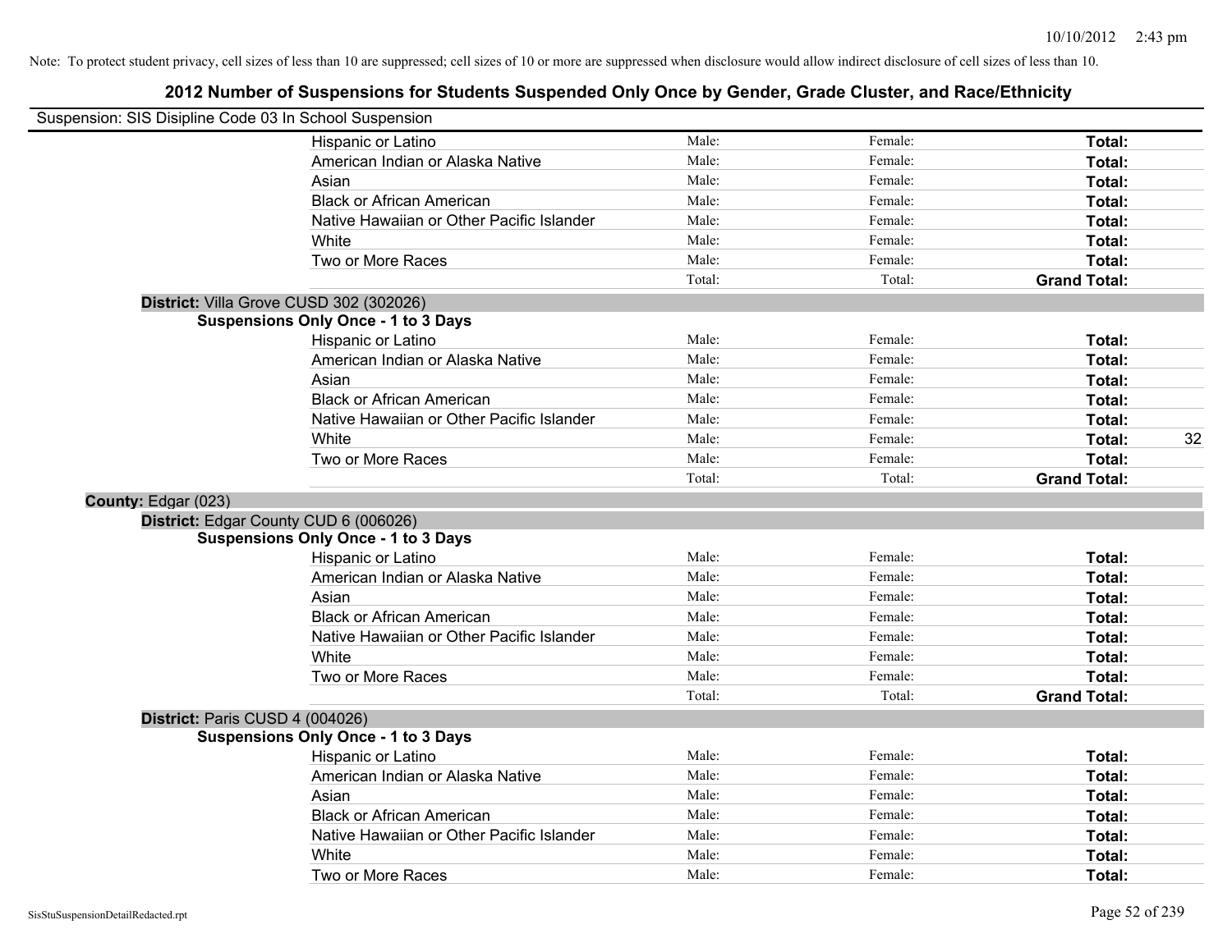Note: To protect student privacy, cell sizes of less than 10 are suppressed; cell sizes of 10 or more are suppressed when disclosure would allow indirect disclosure of cell sizes of less than 10.

# 2012 Number of Suspensions for Students Suspended Only Once by Gender, Grade Cluster, and Race/Ethnicity

Suspension: SIS Disipline Code 03 In School Suspension

| | | | | |
|---|---|---|---|---|
| Hispanic or Latino | Male: | Female: | **Total:** | |
| American Indian or Alaska Native | Male: | Female: | **Total:** | |
| Asian | Male: | Female: | **Total:** | |
| Black or African American | Male: | Female: | **Total:** | |
| Native Hawaiian or Other Pacific Islander | Male: | Female: | **Total:** | |
| White | Male: | Female: | **Total:** | |
| Two or More Races | Male: | Female: | **Total:** | |
| | Total: | Total: | **Grand Total:** | |

**District:** Villa Grove CUSD 302 (302026)

**Suspensions Only Once - 1 to 3 Days**

| | | | | |
|---|---|---|---|---|
| Hispanic or Latino | Male: | Female: | **Total:** | |
| American Indian or Alaska Native | Male: | Female: | **Total:** | |
| Asian | Male: | Female: | **Total:** | |
| Black or African American | Male: | Female: | **Total:** | |
| Native Hawaiian or Other Pacific Islander | Male: | Female: | **Total:** | |
| White | Male: | Female: | **Total:** | 32 |
| Two or More Races | Male: | Female: | **Total:** | |
| | Total: | Total: | **Grand Total:** | |

**County:** Edgar (023)

**District:** Edgar County CUD 6 (006026)

**Suspensions Only Once - 1 to 3 Days**

| | | | | |
|---|---|---|---|---|
| Hispanic or Latino | Male: | Female: | **Total:** | |
| American Indian or Alaska Native | Male: | Female: | **Total:** | |
| Asian | Male: | Female: | **Total:** | |
| Black or African American | Male: | Female: | **Total:** | |
| Native Hawaiian or Other Pacific Islander | Male: | Female: | **Total:** | |
| White | Male: | Female: | **Total:** | |
| Two or More Races | Male: | Female: | **Total:** | |
| | Total: | Total: | **Grand Total:** | |

**District:** Paris CUSD 4 (004026)

**Suspensions Only Once - 1 to 3 Days**

| | | | | |
|---|---|---|---|---|
| Hispanic or Latino | Male: | Female: | **Total:** | |
| American Indian or Alaska Native | Male: | Female: | **Total:** | |
| Asian | Male: | Female: | **Total:** | |
| Black or African American | Male: | Female: | **Total:** | |
| Native Hawaiian or Other Pacific Islander | Male: | Female: | **Total:** | |
| White | Male: | Female: | **Total:** | |
| Two or More Races | Male: | Female: | **Total:** | |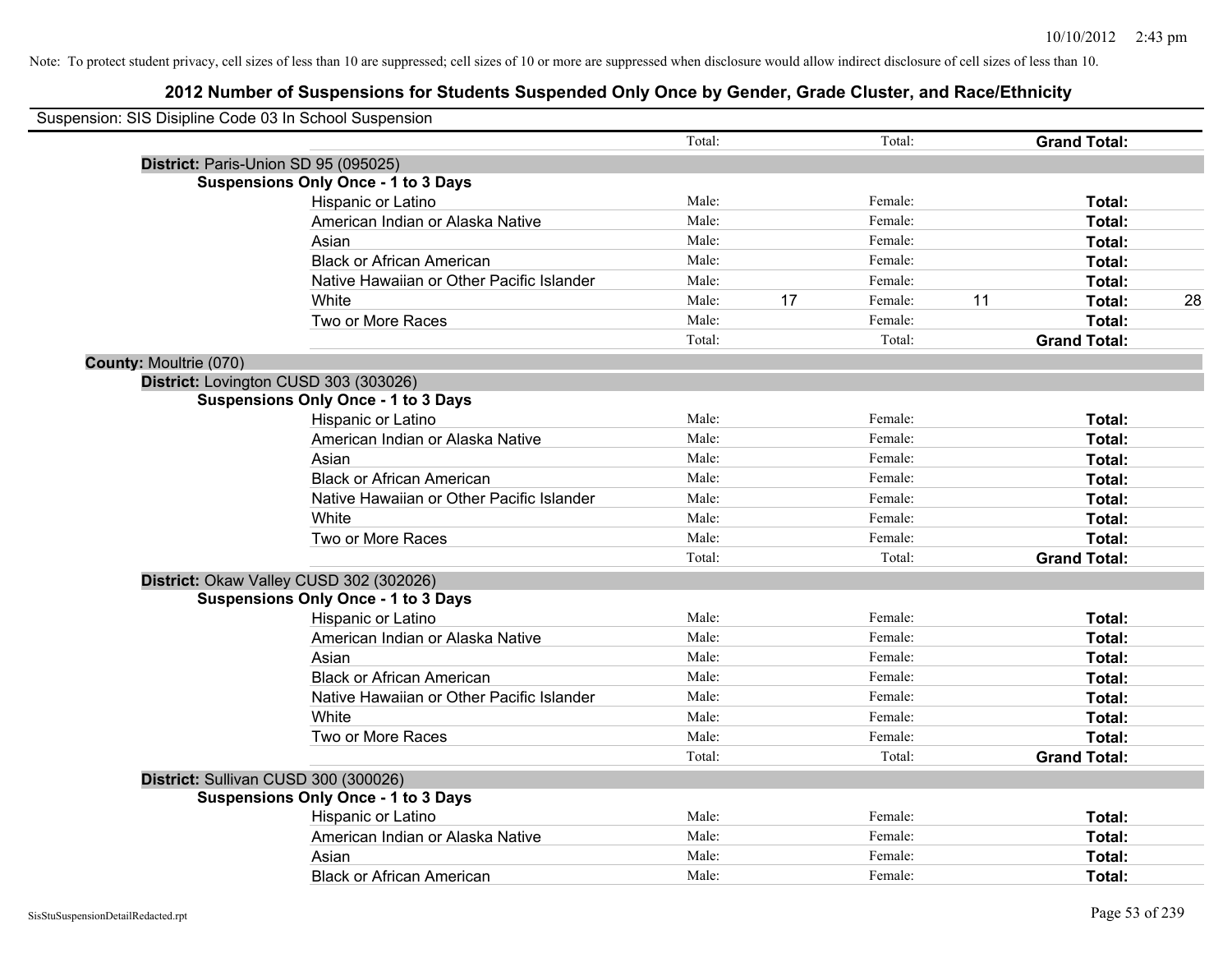Note: To protect student privacy, cell sizes of less than 10 are suppressed; cell sizes of 10 or more are suppressed when disclosure would allow indirect disclosure of cell sizes of less than 10.

# 2012 Number of Suspensions for Students Suspended Only Once by Gender, Grade Cluster, and Race/Ethnicity

Suspension: SIS Disipline Code 03 In School Suspension

| | | | | | | |
|---|---|---|---|---|---|---|
| | Total: | | Total: | | **Grand Total:** | |

**District:** Paris-Union SD 95 (095025)

**Suspensions Only Once - 1 to 3 Days**

| Race/Ethnicity | Male: | | Female: | | Total: | |
|---|---|---|---|---|---|---|
| Hispanic or Latino | Male: | | Female: | | **Total:** | |
| American Indian or Alaska Native | Male: | | Female: | | **Total:** | |
| Asian | Male: | | Female: | | **Total:** | |
| Black or African American | Male: | | Female: | | **Total:** | |
| Native Hawaiian or Other Pacific Islander | Male: | | Female: | | **Total:** | |
| White | Male: | 17 | Female: | 11 | **Total:** | 28 |
| Two or More Races | Male: | | Female: | | **Total:** | |
| | Total: | | Total: | | **Grand Total:** | |

**County:** Moultrie (070)

**District:** Lovington CUSD 303 (303026)

**Suspensions Only Once - 1 to 3 Days**

| Race/Ethnicity | Male: | | Female: | | Total: | |
|---|---|---|---|---|---|---|
| Hispanic or Latino | Male: | | Female: | | **Total:** | |
| American Indian or Alaska Native | Male: | | Female: | | **Total:** | |
| Asian | Male: | | Female: | | **Total:** | |
| Black or African American | Male: | | Female: | | **Total:** | |
| Native Hawaiian or Other Pacific Islander | Male: | | Female: | | **Total:** | |
| White | Male: | | Female: | | **Total:** | |
| Two or More Races | Male: | | Female: | | **Total:** | |
| | Total: | | Total: | | **Grand Total:** | |

**District:** Okaw Valley CUSD 302 (302026)

**Suspensions Only Once - 1 to 3 Days**

| Race/Ethnicity | Male: | | Female: | | Total: | |
|---|---|---|---|---|---|---|
| Hispanic or Latino | Male: | | Female: | | **Total:** | |
| American Indian or Alaska Native | Male: | | Female: | | **Total:** | |
| Asian | Male: | | Female: | | **Total:** | |
| Black or African American | Male: | | Female: | | **Total:** | |
| Native Hawaiian or Other Pacific Islander | Male: | | Female: | | **Total:** | |
| White | Male: | | Female: | | **Total:** | |
| Two or More Races | Male: | | Female: | | **Total:** | |
| | Total: | | Total: | | **Grand Total:** | |

**District:** Sullivan CUSD 300 (300026)

**Suspensions Only Once - 1 to 3 Days**

| Race/Ethnicity | Male: | | Female: | | Total: | |
|---|---|---|---|---|---|---|
| Hispanic or Latino | Male: | | Female: | | **Total:** | |
| American Indian or Alaska Native | Male: | | Female: | | **Total:** | |
| Asian | Male: | | Female: | | **Total:** | |
| Black or African American | Male: | | Female: | | **Total:** | |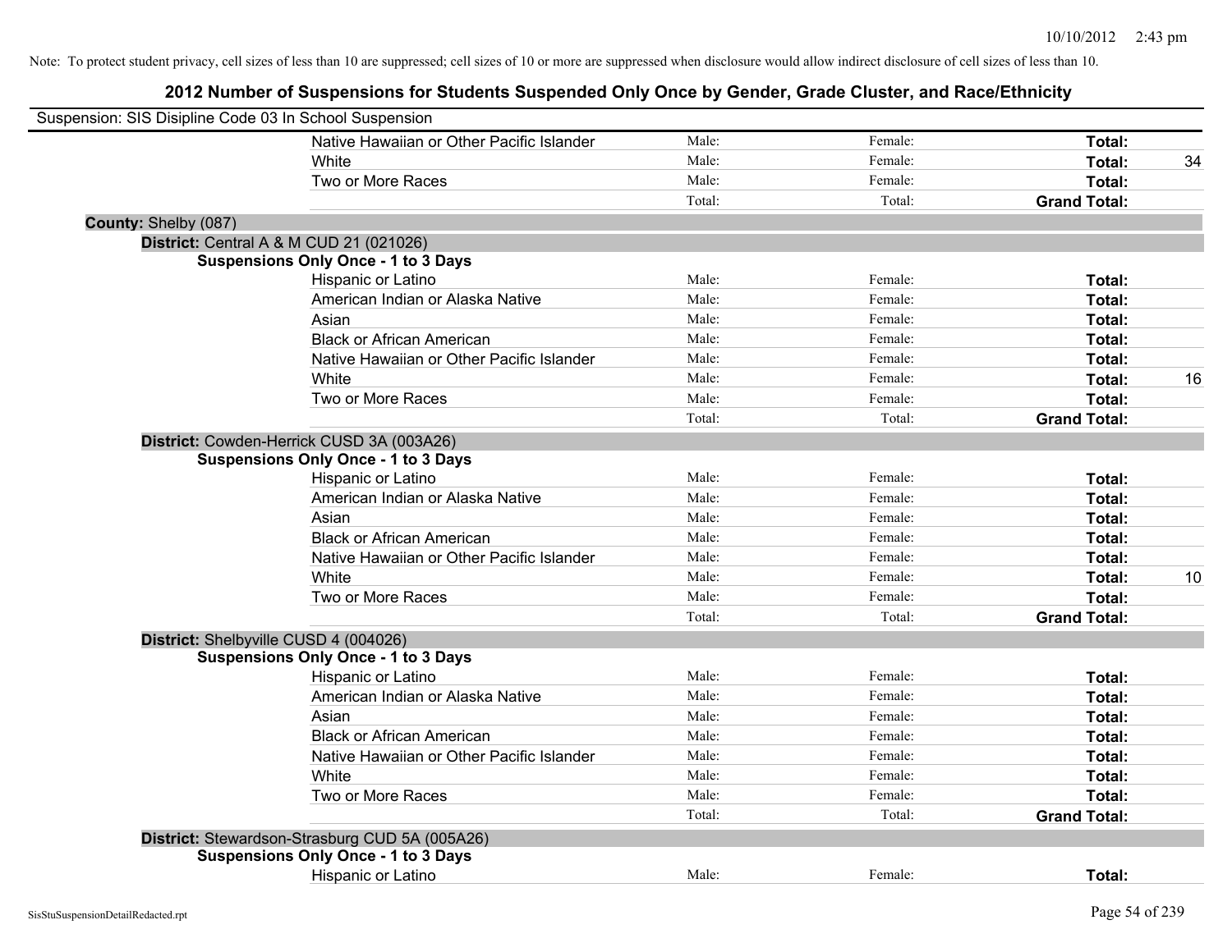Note: To protect student privacy, cell sizes of less than 10 are suppressed; cell sizes of 10 or more are suppressed when disclosure would allow indirect disclosure of cell sizes of less than 10.

## 2012 Number of Suspensions for Students Suspended Only Once by Gender, Grade Cluster, and Race/Ethnicity

Suspension: SIS Disipline Code 03 In School Suspension

| | Male: | Female: | Total: | |
|---|---|---|---|---|
| Native Hawaiian or Other Pacific Islander | Male: | Female: | **Total:** | |
| White | Male: | Female: | **Total:** | 34 |
| Two or More Races | Male: | Female: | **Total:** | |
| | Total: | Total: | **Grand Total:** | |

**County:** Shelby (087)

**District:** Central A & M CUD 21 (021026)

**Suspensions Only Once - 1 to 3 Days**

| | Male: | Female: | Total: | |
|---|---|---|---|---|
| Hispanic or Latino | Male: | Female: | **Total:** | |
| American Indian or Alaska Native | Male: | Female: | **Total:** | |
| Asian | Male: | Female: | **Total:** | |
| Black or African American | Male: | Female: | **Total:** | |
| Native Hawaiian or Other Pacific Islander | Male: | Female: | **Total:** | |
| White | Male: | Female: | **Total:** | 16 |
| Two or More Races | Male: | Female: | **Total:** | |
| | Total: | Total: | **Grand Total:** | |

**District:** Cowden-Herrick CUSD 3A (003A26)

**Suspensions Only Once - 1 to 3 Days**

| | Male: | Female: | Total: | |
|---|---|---|---|---|
| Hispanic or Latino | Male: | Female: | **Total:** | |
| American Indian or Alaska Native | Male: | Female: | **Total:** | |
| Asian | Male: | Female: | **Total:** | |
| Black or African American | Male: | Female: | **Total:** | |
| Native Hawaiian or Other Pacific Islander | Male: | Female: | **Total:** | |
| White | Male: | Female: | **Total:** | 10 |
| Two or More Races | Male: | Female: | **Total:** | |
| | Total: | Total: | **Grand Total:** | |

**District:** Shelbyville CUSD 4 (004026)

**Suspensions Only Once - 1 to 3 Days**

| | Male: | Female: | Total: | |
|---|---|---|---|---|
| Hispanic or Latino | Male: | Female: | **Total:** | |
| American Indian or Alaska Native | Male: | Female: | **Total:** | |
| Asian | Male: | Female: | **Total:** | |
| Black or African American | Male: | Female: | **Total:** | |
| Native Hawaiian or Other Pacific Islander | Male: | Female: | **Total:** | |
| White | Male: | Female: | **Total:** | |
| Two or More Races | Male: | Female: | **Total:** | |
| | Total: | Total: | **Grand Total:** | |

**District:** Stewardson-Strasburg CUD 5A (005A26)

**Suspensions Only Once - 1 to 3 Days**

| | Male: | Female: | Total: | |
|---|---|---|---|---|
| Hispanic or Latino | Male: | Female: | **Total:** | |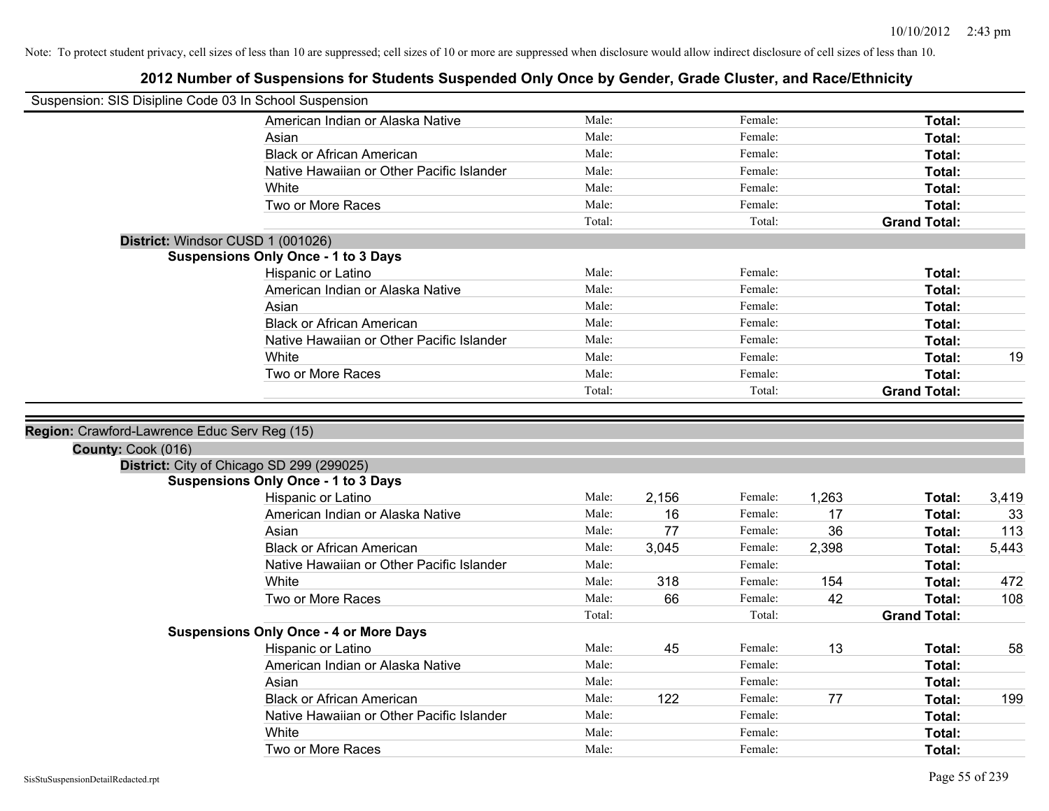Note: To protect student privacy, cell sizes of less than 10 are suppressed; cell sizes of 10 or more are suppressed when disclosure would allow indirect disclosure of cell sizes of less than 10.

# 2012 Number of Suspensions for Students Suspended Only Once by Gender, Grade Cluster, and Race/Ethnicity

Suspension: SIS Disipline Code 03 In School Suspension

| | Male: | | Female: | | | |
|---|---|---|---|---|---|---|
| American Indian or Alaska Native | Male: | | Female: | | Total: | |
| Asian | Male: | | Female: | | Total: | |
| Black or African American | Male: | | Female: | | Total: | |
| Native Hawaiian or Other Pacific Islander | Male: | | Female: | | Total: | |
| White | Male: | | Female: | | Total: | |
| Two or More Races | Male: | | Female: | | Total: | |
| | Total: | | Total: | | Grand Total: | |

**District:** Windsor CUSD 1 (001026)

**Suspensions Only Once - 1 to 3 Days**

| | | | | | | |
|---|---|---|---|---|---|---|
| Hispanic or Latino | Male: | | Female: | | Total: | |
| American Indian or Alaska Native | Male: | | Female: | | Total: | |
| Asian | Male: | | Female: | | Total: | |
| Black or African American | Male: | | Female: | | Total: | |
| Native Hawaiian or Other Pacific Islander | Male: | | Female: | | Total: | |
| White | Male: | | Female: | | Total: | 19 |
| Two or More Races | Male: | | Female: | | Total: | |
| | Total: | | Total: | | Grand Total: | |

**Region:** Crawford-Lawrence Educ Serv Reg (15)

**County:** Cook (016)

**District:** City of Chicago SD 299 (299025)

**Suspensions Only Once - 1 to 3 Days**

| | | | | | | |
|---|---|---|---|---|---|---|
| Hispanic or Latino | Male: | 2,156 | Female: | 1,263 | Total: | 3,419 |
| American Indian or Alaska Native | Male: | 16 | Female: | 17 | Total: | 33 |
| Asian | Male: | 77 | Female: | 36 | Total: | 113 |
| Black or African American | Male: | 3,045 | Female: | 2,398 | Total: | 5,443 |
| Native Hawaiian or Other Pacific Islander | Male: | | Female: | | Total: | |
| White | Male: | 318 | Female: | 154 | Total: | 472 |
| Two or More Races | Male: | 66 | Female: | 42 | Total: | 108 |
| | Total: | | Total: | | Grand Total: | |

**Suspensions Only Once - 4 or More Days**

| | | | | | | |
|---|---|---|---|---|---|---|
| Hispanic or Latino | Male: | 45 | Female: | 13 | Total: | 58 |
| American Indian or Alaska Native | Male: | | Female: | | Total: | |
| Asian | Male: | | Female: | | Total: | |
| Black or African American | Male: | 122 | Female: | 77 | Total: | 199 |
| Native Hawaiian or Other Pacific Islander | Male: | | Female: | | Total: | |
| White | Male: | | Female: | | Total: | |
| Two or More Races | Male: | | Female: | | Total: | |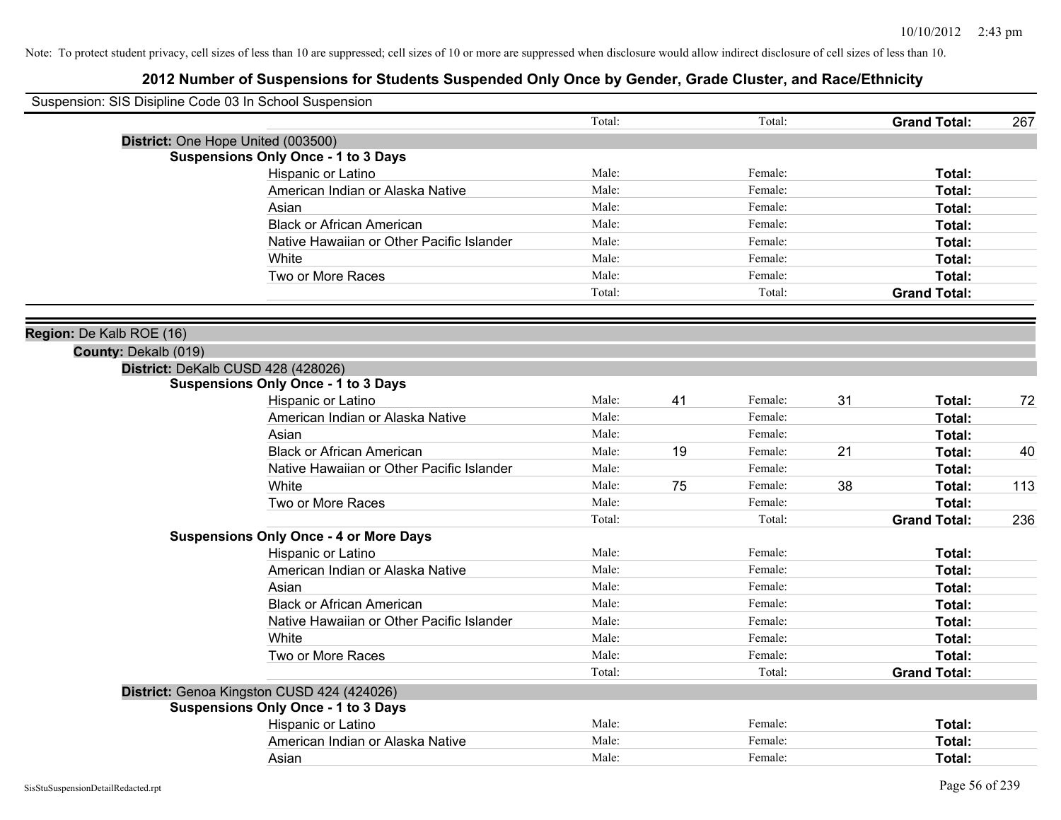Note: To protect student privacy, cell sizes of less than 10 are suppressed; cell sizes of 10 or more are suppressed when disclosure would allow indirect disclosure of cell sizes of less than 10.

# 2012 Number of Suspensions for Students Suspended Only Once by Gender, Grade Cluster, and Race/Ethnicity

Suspension: SIS Disipline Code 03 In School Suspension

| | Total: | | Total: | | Grand Total: | 267 |
|---|---|---|---|---|---|---|

**District:** One Hope United (003500)

**Suspensions Only Once - 1 to 3 Days**

| Race/Ethnicity | | Male | | Female | | Total |
|---|---|---|---|---|---|---|
| Hispanic or Latino | Male: | | Female: | | Total: | |
| American Indian or Alaska Native | Male: | | Female: | | Total: | |
| Asian | Male: | | Female: | | Total: | |
| Black or African American | Male: | | Female: | | Total: | |
| Native Hawaiian or Other Pacific Islander | Male: | | Female: | | Total: | |
| White | Male: | | Female: | | Total: | |
| Two or More Races | Male: | | Female: | | Total: | |
| | Total: | | Total: | | Grand Total: | |

**Region:** De Kalb ROE (16)

**County:** Dekalb (019)

**District:** DeKalb CUSD 428 (428026)

**Suspensions Only Once - 1 to 3 Days**

| Race/Ethnicity | | Male | | Female | | Total |
|---|---|---|---|---|---|---|
| Hispanic or Latino | Male: | 41 | Female: | 31 | Total: | 72 |
| American Indian or Alaska Native | Male: | | Female: | | Total: | |
| Asian | Male: | | Female: | | Total: | |
| Black or African American | Male: | 19 | Female: | 21 | Total: | 40 |
| Native Hawaiian or Other Pacific Islander | Male: | | Female: | | Total: | |
| White | Male: | 75 | Female: | 38 | Total: | 113 |
| Two or More Races | Male: | | Female: | | Total: | |
| | Total: | | Total: | | Grand Total: | 236 |

**Suspensions Only Once - 4 or More Days**

| Race/Ethnicity | | Male | | Female | | Total |
|---|---|---|---|---|---|---|
| Hispanic or Latino | Male: | | Female: | | Total: | |
| American Indian or Alaska Native | Male: | | Female: | | Total: | |
| Asian | Male: | | Female: | | Total: | |
| Black or African American | Male: | | Female: | | Total: | |
| Native Hawaiian or Other Pacific Islander | Male: | | Female: | | Total: | |
| White | Male: | | Female: | | Total: | |
| Two or More Races | Male: | | Female: | | Total: | |
| | Total: | | Total: | | Grand Total: | |

**District:** Genoa Kingston CUSD 424 (424026)

**Suspensions Only Once - 1 to 3 Days**

| Race/Ethnicity | | Male | | Female | | Total |
|---|---|---|---|---|---|---|
| Hispanic or Latino | Male: | | Female: | | Total: | |
| American Indian or Alaska Native | Male: | | Female: | | Total: | |
| Asian | Male: | | Female: | | Total: | |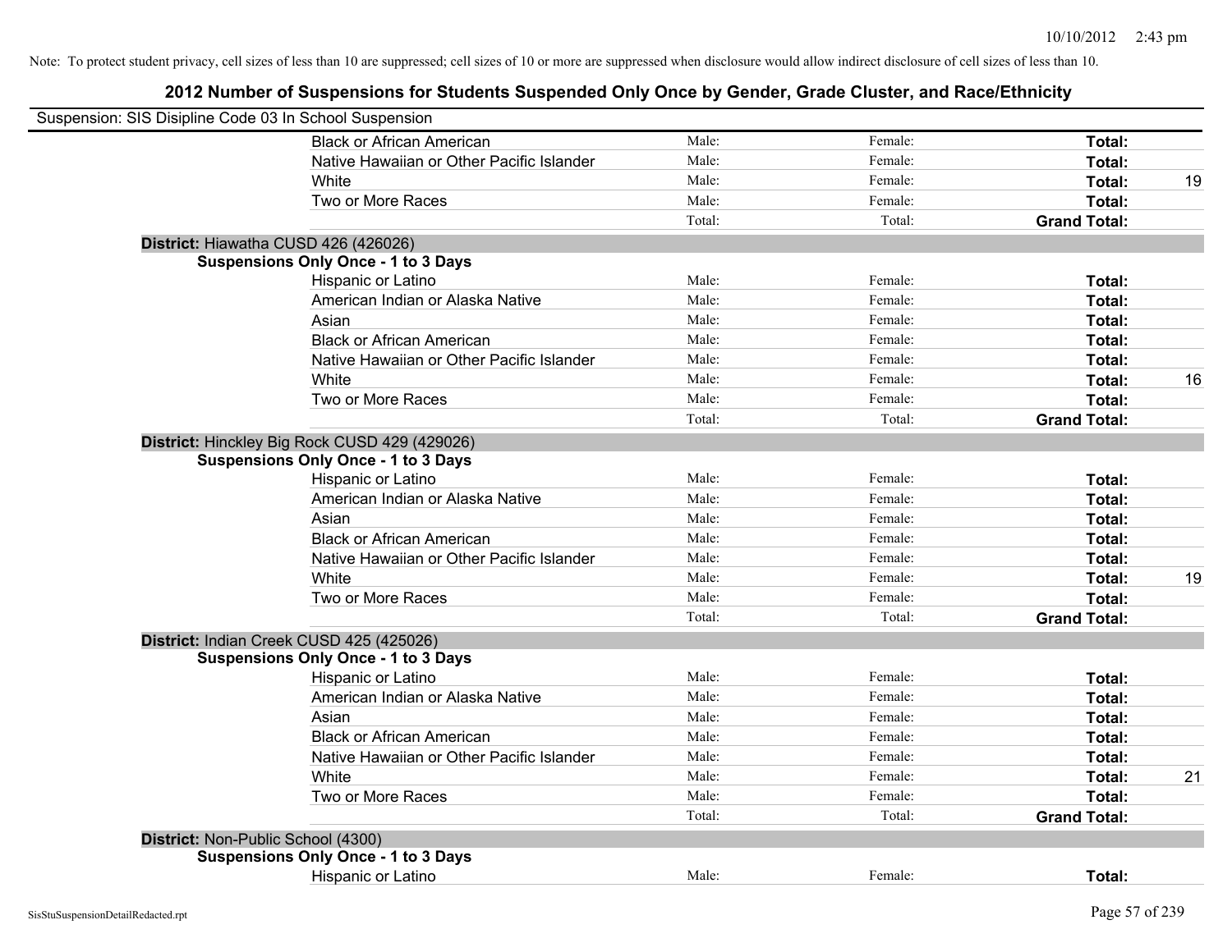10/10/2012 2:43 pm

Note: To protect student privacy, cell sizes of less than 10 are suppressed; cell sizes of 10 or more are suppressed when disclosure would allow indirect disclosure of cell sizes of less than 10.

# 2012 Number of Suspensions for Students Suspended Only Once by Gender, Grade Cluster, and Race/Ethnicity

Suspension: SIS Disipline Code 03 In School Suspension

| | Male | Female | Total | |
|---|---|---|---|---|
| Black or African American | Male: | Female: | **Total:** | |
| Native Hawaiian or Other Pacific Islander | Male: | Female: | **Total:** | |
| White | Male: | Female: | **Total:** | 19 |
| Two or More Races | Male: | Female: | **Total:** | |
| | Total: | Total: | **Grand Total:** | |

**District:** Hiawatha CUSD 426 (426026)

**Suspensions Only Once - 1 to 3 Days**

| | Male | Female | Total | |
|---|---|---|---|---|
| Hispanic or Latino | Male: | Female: | **Total:** | |
| American Indian or Alaska Native | Male: | Female: | **Total:** | |
| Asian | Male: | Female: | **Total:** | |
| Black or African American | Male: | Female: | **Total:** | |
| Native Hawaiian or Other Pacific Islander | Male: | Female: | **Total:** | |
| White | Male: | Female: | **Total:** | 16 |
| Two or More Races | Male: | Female: | **Total:** | |
| | Total: | Total: | **Grand Total:** | |

**District:** Hinckley Big Rock CUSD 429 (429026)

**Suspensions Only Once - 1 to 3 Days**

| | Male | Female | Total | |
|---|---|---|---|---|
| Hispanic or Latino | Male: | Female: | **Total:** | |
| American Indian or Alaska Native | Male: | Female: | **Total:** | |
| Asian | Male: | Female: | **Total:** | |
| Black or African American | Male: | Female: | **Total:** | |
| Native Hawaiian or Other Pacific Islander | Male: | Female: | **Total:** | |
| White | Male: | Female: | **Total:** | 19 |
| Two or More Races | Male: | Female: | **Total:** | |
| | Total: | Total: | **Grand Total:** | |

**District:** Indian Creek CUSD 425 (425026)

**Suspensions Only Once - 1 to 3 Days**

| | Male | Female | Total | |
|---|---|---|---|---|
| Hispanic or Latino | Male: | Female: | **Total:** | |
| American Indian or Alaska Native | Male: | Female: | **Total:** | |
| Asian | Male: | Female: | **Total:** | |
| Black or African American | Male: | Female: | **Total:** | |
| Native Hawaiian or Other Pacific Islander | Male: | Female: | **Total:** | |
| White | Male: | Female: | **Total:** | 21 |
| Two or More Races | Male: | Female: | **Total:** | |
| | Total: | Total: | **Grand Total:** | |

**District:** Non-Public School (4300)

**Suspensions Only Once - 1 to 3 Days**

| | Male | Female | Total | |
|---|---|---|---|---|
| Hispanic or Latino | Male: | Female: | **Total:** | |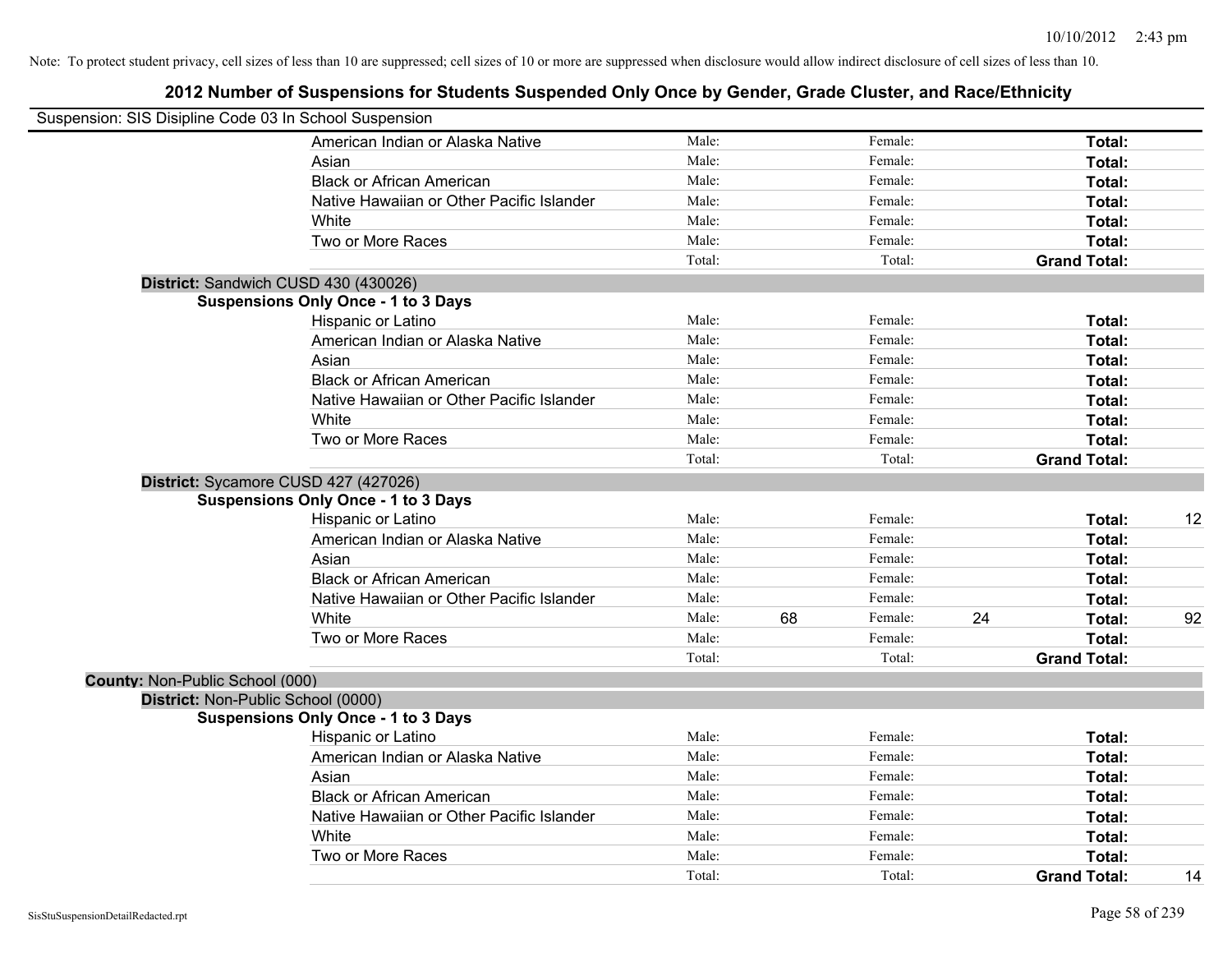Note: To protect student privacy, cell sizes of less than 10 are suppressed; cell sizes of 10 or more are suppressed when disclosure would allow indirect disclosure of cell sizes of less than 10.

## 2012 Number of Suspensions for Students Suspended Only Once by Gender, Grade Cluster, and Race/Ethnicity

Suspension: SIS Disipline Code 03 In School Suspension

| | | | | | | | |
|---|---|---|---|---|---|---|---|
| American Indian or Alaska Native | Male: | | Female: | | **Total:** | |
| Asian | Male: | | Female: | | **Total:** | |
| Black or African American | Male: | | Female: | | **Total:** | |
| Native Hawaiian or Other Pacific Islander | Male: | | Female: | | **Total:** | |
| White | Male: | | Female: | | **Total:** | |
| Two or More Races | Male: | | Female: | | **Total:** | |
| | Total: | | Total: | | **Grand Total:** | |

**District:** Sandwich CUSD 430 (430026)

**Suspensions Only Once - 1 to 3 Days**

| | | | | | | |
|---|---|---|---|---|---|---|
| Hispanic or Latino | Male: | | Female: | | **Total:** | |
| American Indian or Alaska Native | Male: | | Female: | | **Total:** | |
| Asian | Male: | | Female: | | **Total:** | |
| Black or African American | Male: | | Female: | | **Total:** | |
| Native Hawaiian or Other Pacific Islander | Male: | | Female: | | **Total:** | |
| White | Male: | | Female: | | **Total:** | |
| Two or More Races | Male: | | Female: | | **Total:** | |
| | Total: | | Total: | | **Grand Total:** | |

**District:** Sycamore CUSD 427 (427026)

**Suspensions Only Once - 1 to 3 Days**

| | | | | | | |
|---|---|---|---|---|---|---|
| Hispanic or Latino | Male: | | Female: | | **Total:** | 12 |
| American Indian or Alaska Native | Male: | | Female: | | **Total:** | |
| Asian | Male: | | Female: | | **Total:** | |
| Black or African American | Male: | | Female: | | **Total:** | |
| Native Hawaiian or Other Pacific Islander | Male: | | Female: | | **Total:** | |
| White | Male: | 68 | Female: | 24 | **Total:** | 92 |
| Two or More Races | Male: | | Female: | | **Total:** | |
| | Total: | | Total: | | **Grand Total:** | |

**County:** Non-Public School (000)

**District:** Non-Public School (0000)

**Suspensions Only Once - 1 to 3 Days**

| | | | | | | |
|---|---|---|---|---|---|---|
| Hispanic or Latino | Male: | | Female: | | **Total:** | |
| American Indian or Alaska Native | Male: | | Female: | | **Total:** | |
| Asian | Male: | | Female: | | **Total:** | |
| Black or African American | Male: | | Female: | | **Total:** | |
| Native Hawaiian or Other Pacific Islander | Male: | | Female: | | **Total:** | |
| White | Male: | | Female: | | **Total:** | |
| Two or More Races | Male: | | Female: | | **Total:** | |
| | Total: | | Total: | | **Grand Total:** | 14 |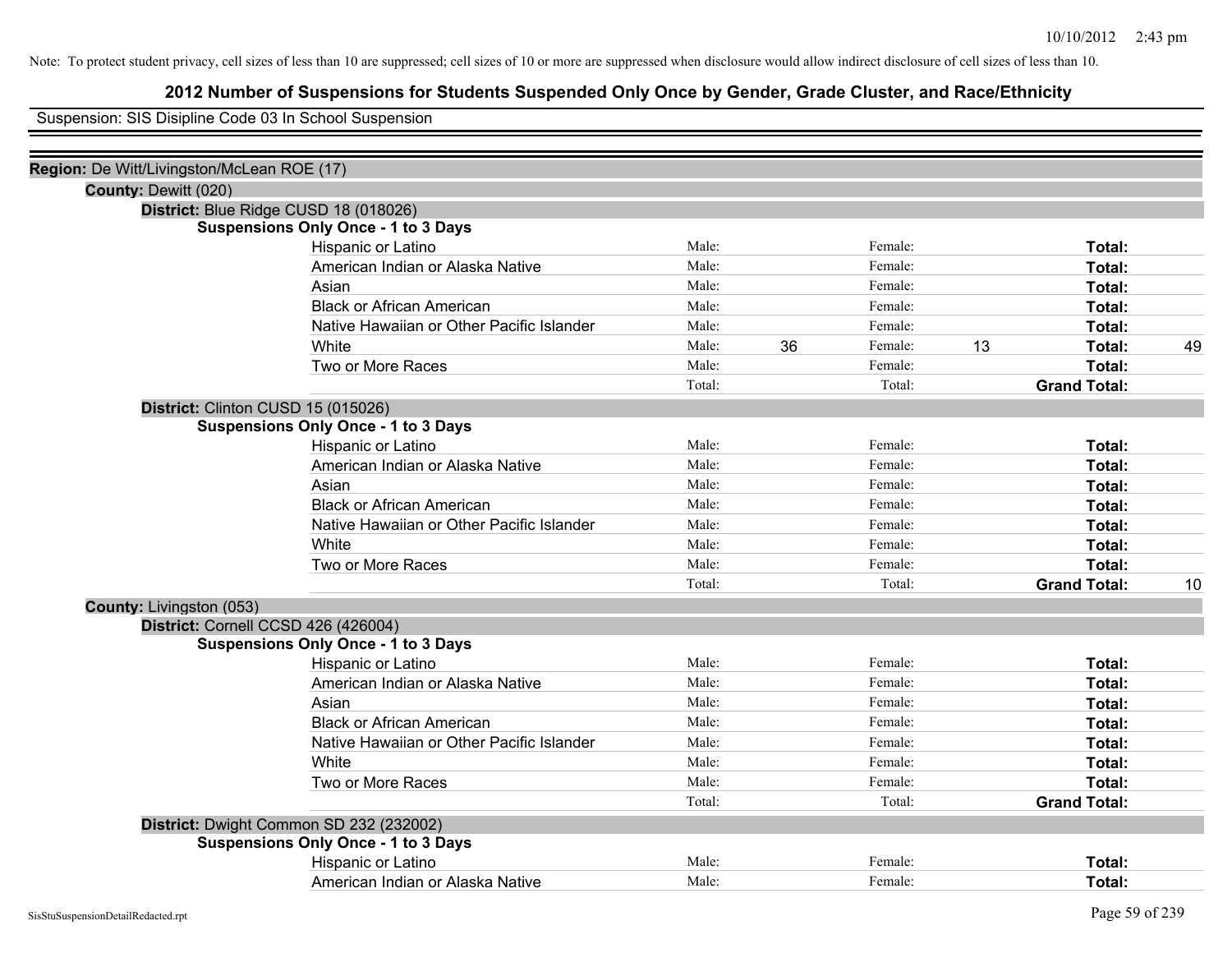Note: To protect student privacy, cell sizes of less than 10 are suppressed; cell sizes of 10 or more are suppressed when disclosure would allow indirect disclosure of cell sizes of less than 10.

# 2012 Number of Suspensions for Students Suspended Only Once by Gender, Grade Cluster, and Race/Ethnicity

Suspension: SIS Disipline Code 03 In School Suspension

**Region:** De Witt/Livingston/McLean ROE (17)

**County:** Dewitt (020)

**District:** Blue Ridge CUSD 18 (018026)

**Suspensions Only Once - 1 to 3 Days**

| | | | | | | |
|---|---|---|---|---|---|---|
| Hispanic or Latino | Male: | | Female: | | **Total:** | |
| American Indian or Alaska Native | Male: | | Female: | | **Total:** | |
| Asian | Male: | | Female: | | **Total:** | |
| Black or African American | Male: | | Female: | | **Total:** | |
| Native Hawaiian or Other Pacific Islander | Male: | | Female: | | **Total:** | |
| White | Male: | 36 | Female: | 13 | **Total:** | 49 |
| Two or More Races | Male: | | Female: | | **Total:** | |
| | Total: | | Total: | | **Grand Total:** | |

**District:** Clinton CUSD 15 (015026)

**Suspensions Only Once - 1 to 3 Days**

| | | | | | | |
|---|---|---|---|---|---|---|
| Hispanic or Latino | Male: | | Female: | | **Total:** | |
| American Indian or Alaska Native | Male: | | Female: | | **Total:** | |
| Asian | Male: | | Female: | | **Total:** | |
| Black or African American | Male: | | Female: | | **Total:** | |
| Native Hawaiian or Other Pacific Islander | Male: | | Female: | | **Total:** | |
| White | Male: | | Female: | | **Total:** | |
| Two or More Races | Male: | | Female: | | **Total:** | |
| | Total: | | Total: | | **Grand Total:** | 10 |

**County:** Livingston (053)

**District:** Cornell CCSD 426 (426004)

**Suspensions Only Once - 1 to 3 Days**

| | | | | | | |
|---|---|---|---|---|---|---|
| Hispanic or Latino | Male: | | Female: | | **Total:** | |
| American Indian or Alaska Native | Male: | | Female: | | **Total:** | |
| Asian | Male: | | Female: | | **Total:** | |
| Black or African American | Male: | | Female: | | **Total:** | |
| Native Hawaiian or Other Pacific Islander | Male: | | Female: | | **Total:** | |
| White | Male: | | Female: | | **Total:** | |
| Two or More Races | Male: | | Female: | | **Total:** | |
| | Total: | | Total: | | **Grand Total:** | |

**District:** Dwight Common SD 232 (232002)

**Suspensions Only Once - 1 to 3 Days**

| | | | | | | |
|---|---|---|---|---|---|---|
| Hispanic or Latino | Male: | | Female: | | **Total:** | |
| American Indian or Alaska Native | Male: | | Female: | | **Total:** | |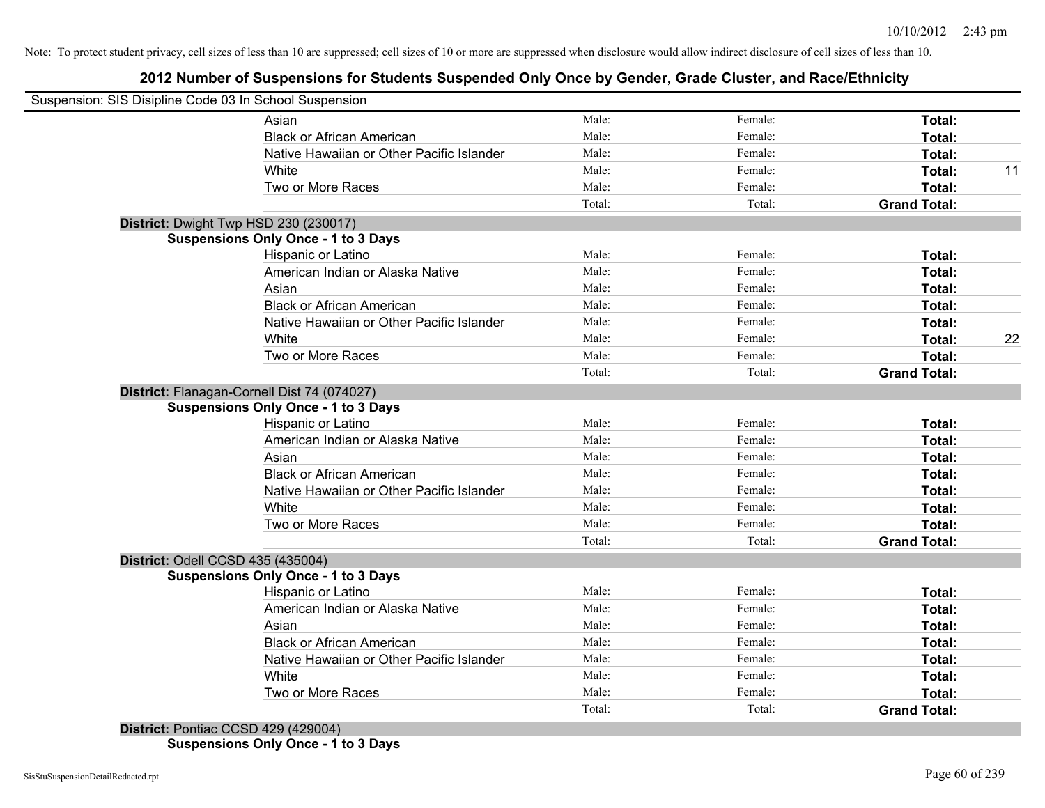Note: To protect student privacy, cell sizes of less than 10 are suppressed; cell sizes of 10 or more are suppressed when disclosure would allow indirect disclosure of cell sizes of less than 10.

## 2012 Number of Suspensions for Students Suspended Only Once by Gender, Grade Cluster, and Race/Ethnicity

Suspension: SIS Disipline Code 03 In School Suspension

| | | | | |
|---|---|---|---|---|
| Asian | Male: | Female: | **Total:** | |
| Black or African American | Male: | Female: | **Total:** | |
| Native Hawaiian or Other Pacific Islander | Male: | Female: | **Total:** | |
| White | Male: | Female: | **Total:** | 11 |
| Two or More Races | Male: | Female: | **Total:** | |
| | Total: | Total: | **Grand Total:** | |

**District:** Dwight Twp HSD 230 (230017)

**Suspensions Only Once - 1 to 3 Days**

| | | | | |
|---|---|---|---|---|
| Hispanic or Latino | Male: | Female: | **Total:** | |
| American Indian or Alaska Native | Male: | Female: | **Total:** | |
| Asian | Male: | Female: | **Total:** | |
| Black or African American | Male: | Female: | **Total:** | |
| Native Hawaiian or Other Pacific Islander | Male: | Female: | **Total:** | |
| White | Male: | Female: | **Total:** | 22 |
| Two or More Races | Male: | Female: | **Total:** | |
| | Total: | Total: | **Grand Total:** | |

**District:** Flanagan-Cornell Dist 74 (074027)

**Suspensions Only Once - 1 to 3 Days**

| | | | | |
|---|---|---|---|---|
| Hispanic or Latino | Male: | Female: | **Total:** | |
| American Indian or Alaska Native | Male: | Female: | **Total:** | |
| Asian | Male: | Female: | **Total:** | |
| Black or African American | Male: | Female: | **Total:** | |
| Native Hawaiian or Other Pacific Islander | Male: | Female: | **Total:** | |
| White | Male: | Female: | **Total:** | |
| Two or More Races | Male: | Female: | **Total:** | |
| | Total: | Total: | **Grand Total:** | |

**District:** Odell CCSD 435 (435004)

**Suspensions Only Once - 1 to 3 Days**

| | | | | |
|---|---|---|---|---|
| Hispanic or Latino | Male: | Female: | **Total:** | |
| American Indian or Alaska Native | Male: | Female: | **Total:** | |
| Asian | Male: | Female: | **Total:** | |
| Black or African American | Male: | Female: | **Total:** | |
| Native Hawaiian or Other Pacific Islander | Male: | Female: | **Total:** | |
| White | Male: | Female: | **Total:** | |
| Two or More Races | Male: | Female: | **Total:** | |
| | Total: | Total: | **Grand Total:** | |

**District:** Pontiac CCSD 429 (429004)

**Suspensions Only Once - 1 to 3 Days**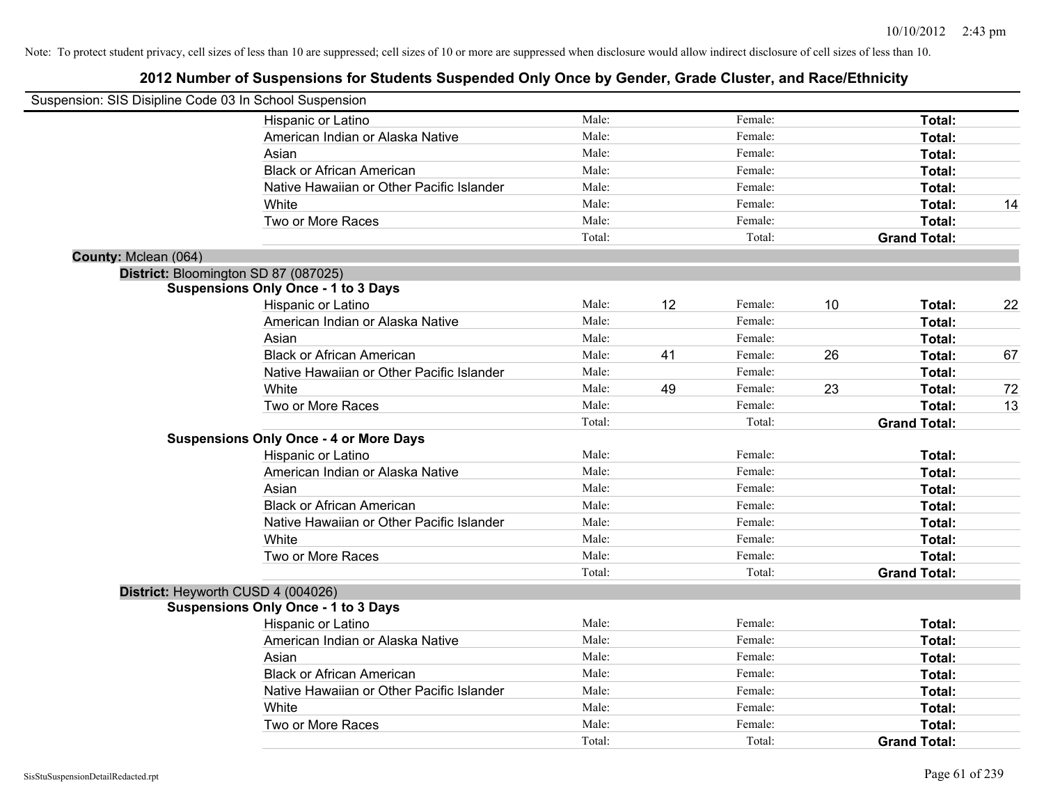Note: To protect student privacy, cell sizes of less than 10 are suppressed; cell sizes of 10 or more are suppressed when disclosure would allow indirect disclosure of cell sizes of less than 10.

## 2012 Number of Suspensions for Students Suspended Only Once by Gender, Grade Cluster, and Race/Ethnicity

Suspension: SIS Disipline Code 03 In School Suspension

| | Male: | | Female: | | | |
|---|---|---|---|---|---|---|
| Hispanic or Latino | Male: | | Female: | | **Total:** | |
| American Indian or Alaska Native | Male: | | Female: | | **Total:** | |
| Asian | Male: | | Female: | | **Total:** | |
| Black or African American | Male: | | Female: | | **Total:** | |
| Native Hawaiian or Other Pacific Islander | Male: | | Female: | | **Total:** | |
| White | Male: | | Female: | | **Total:** | 14 |
| Two or More Races | Male: | | Female: | | **Total:** | |
| | Total: | | Total: | | **Grand Total:** | |

**County:** Mclean (064)

**District:** Bloomington SD 87 (087025)

**Suspensions Only Once - 1 to 3 Days**

| | | | | | | |
|---|---|---|---|---|---|---|
| Hispanic or Latino | Male: | 12 | Female: | 10 | **Total:** | 22 |
| American Indian or Alaska Native | Male: | | Female: | | **Total:** | |
| Asian | Male: | | Female: | | **Total:** | |
| Black or African American | Male: | 41 | Female: | 26 | **Total:** | 67 |
| Native Hawaiian or Other Pacific Islander | Male: | | Female: | | **Total:** | |
| White | Male: | 49 | Female: | 23 | **Total:** | 72 |
| Two or More Races | Male: | | Female: | | **Total:** | 13 |
| | Total: | | Total: | | **Grand Total:** | |

**Suspensions Only Once - 4 or More Days**

| | | | | | | |
|---|---|---|---|---|---|---|
| Hispanic or Latino | Male: | | Female: | | **Total:** | |
| American Indian or Alaska Native | Male: | | Female: | | **Total:** | |
| Asian | Male: | | Female: | | **Total:** | |
| Black or African American | Male: | | Female: | | **Total:** | |
| Native Hawaiian or Other Pacific Islander | Male: | | Female: | | **Total:** | |
| White | Male: | | Female: | | **Total:** | |
| Two or More Races | Male: | | Female: | | **Total:** | |
| | Total: | | Total: | | **Grand Total:** | |

**District:** Heyworth CUSD 4 (004026)

**Suspensions Only Once - 1 to 3 Days**

| | | | | | | |
|---|---|---|---|---|---|---|
| Hispanic or Latino | Male: | | Female: | | **Total:** | |
| American Indian or Alaska Native | Male: | | Female: | | **Total:** | |
| Asian | Male: | | Female: | | **Total:** | |
| Black or African American | Male: | | Female: | | **Total:** | |
| Native Hawaiian or Other Pacific Islander | Male: | | Female: | | **Total:** | |
| White | Male: | | Female: | | **Total:** | |
| Two or More Races | Male: | | Female: | | **Total:** | |
| | Total: | | Total: | | **Grand Total:** | |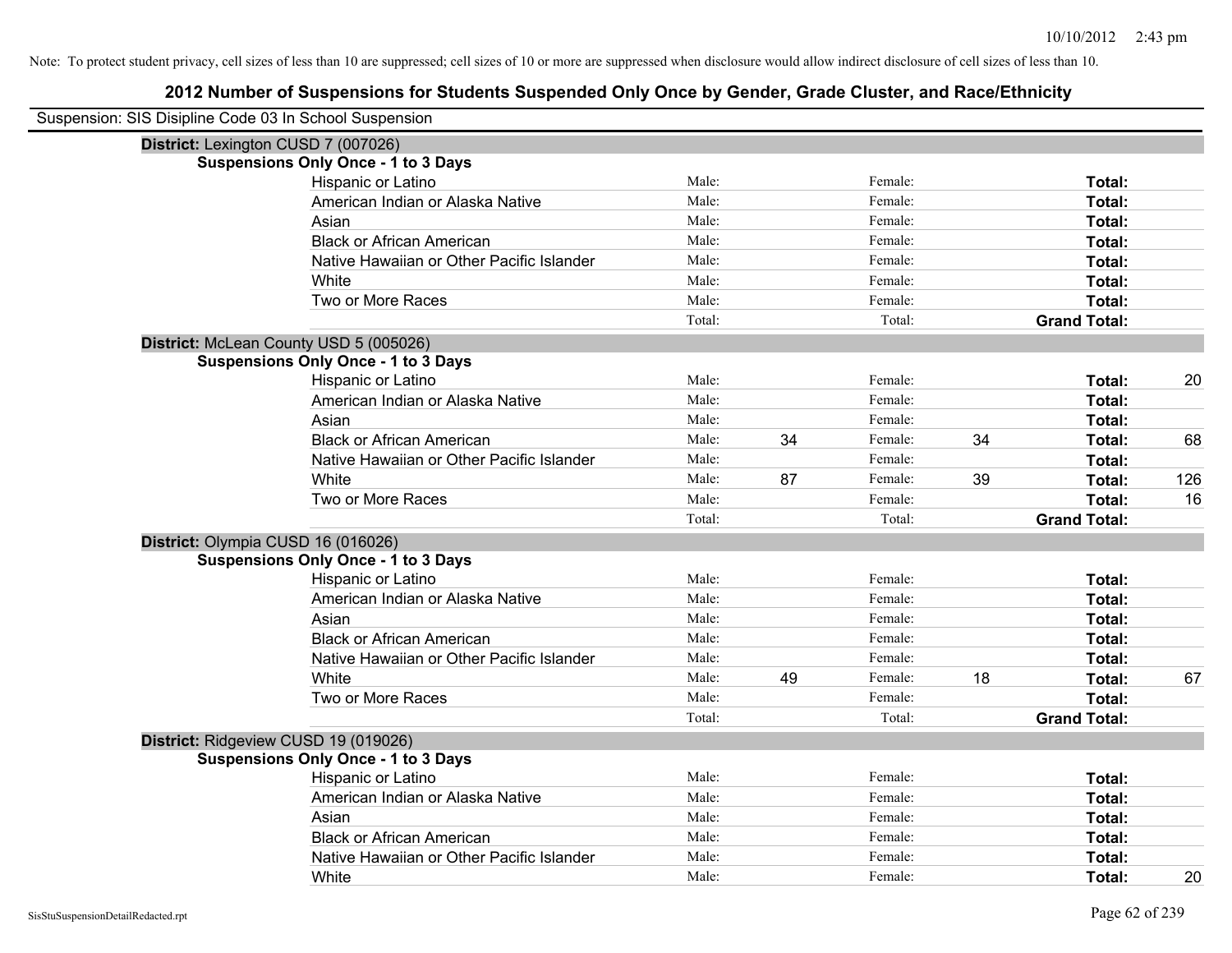Note: To protect student privacy, cell sizes of less than 10 are suppressed; cell sizes of 10 or more are suppressed when disclosure would allow indirect disclosure of cell sizes of less than 10.

## 2012 Number of Suspensions for Students Suspended Only Once by Gender, Grade Cluster, and Race/Ethnicity

Suspension: SIS Disipline Code 03 In School Suspension

### District: Lexington CUSD 7 (007026)

**Suspensions Only Once - 1 to 3 Days**

| Race/Ethnicity | Male: | | Female: | | Total: | |
|---|---|---|---|---|---|---|
| Hispanic or Latino | Male: | | Female: | | **Total:** | |
| American Indian or Alaska Native | Male: | | Female: | | **Total:** | |
| Asian | Male: | | Female: | | **Total:** | |
| Black or African American | Male: | | Female: | | **Total:** | |
| Native Hawaiian or Other Pacific Islander | Male: | | Female: | | **Total:** | |
| White | Male: | | Female: | | **Total:** | |
| Two or More Races | Male: | | Female: | | **Total:** | |
| | Total: | | Total: | | **Grand Total:** | |

### District: McLean County USD 5 (005026)

**Suspensions Only Once - 1 to 3 Days**

| Race/Ethnicity | Male: | | Female: | | Total: | |
|---|---|---|---|---|---|---|
| Hispanic or Latino | Male: | | Female: | | **Total:** | 20 |
| American Indian or Alaska Native | Male: | | Female: | | **Total:** | |
| Asian | Male: | | Female: | | **Total:** | |
| Black or African American | Male: | 34 | Female: | 34 | **Total:** | 68 |
| Native Hawaiian or Other Pacific Islander | Male: | | Female: | | **Total:** | |
| White | Male: | 87 | Female: | 39 | **Total:** | 126 |
| Two or More Races | Male: | | Female: | | **Total:** | 16 |
| | Total: | | Total: | | **Grand Total:** | |

### District: Olympia CUSD 16 (016026)

**Suspensions Only Once - 1 to 3 Days**

| Race/Ethnicity | Male: | | Female: | | Total: | |
|---|---|---|---|---|---|---|
| Hispanic or Latino | Male: | | Female: | | **Total:** | |
| American Indian or Alaska Native | Male: | | Female: | | **Total:** | |
| Asian | Male: | | Female: | | **Total:** | |
| Black or African American | Male: | | Female: | | **Total:** | |
| Native Hawaiian or Other Pacific Islander | Male: | | Female: | | **Total:** | |
| White | Male: | 49 | Female: | 18 | **Total:** | 67 |
| Two or More Races | Male: | | Female: | | **Total:** | |
| | Total: | | Total: | | **Grand Total:** | |

### District: Ridgeview CUSD 19 (019026)

**Suspensions Only Once - 1 to 3 Days**

| Race/Ethnicity | Male: | | Female: | | Total: | |
|---|---|---|---|---|---|---|
| Hispanic or Latino | Male: | | Female: | | **Total:** | |
| American Indian or Alaska Native | Male: | | Female: | | **Total:** | |
| Asian | Male: | | Female: | | **Total:** | |
| Black or African American | Male: | | Female: | | **Total:** | |
| Native Hawaiian or Other Pacific Islander | Male: | | Female: | | **Total:** | |
| White | Male: | | Female: | | **Total:** | 20 |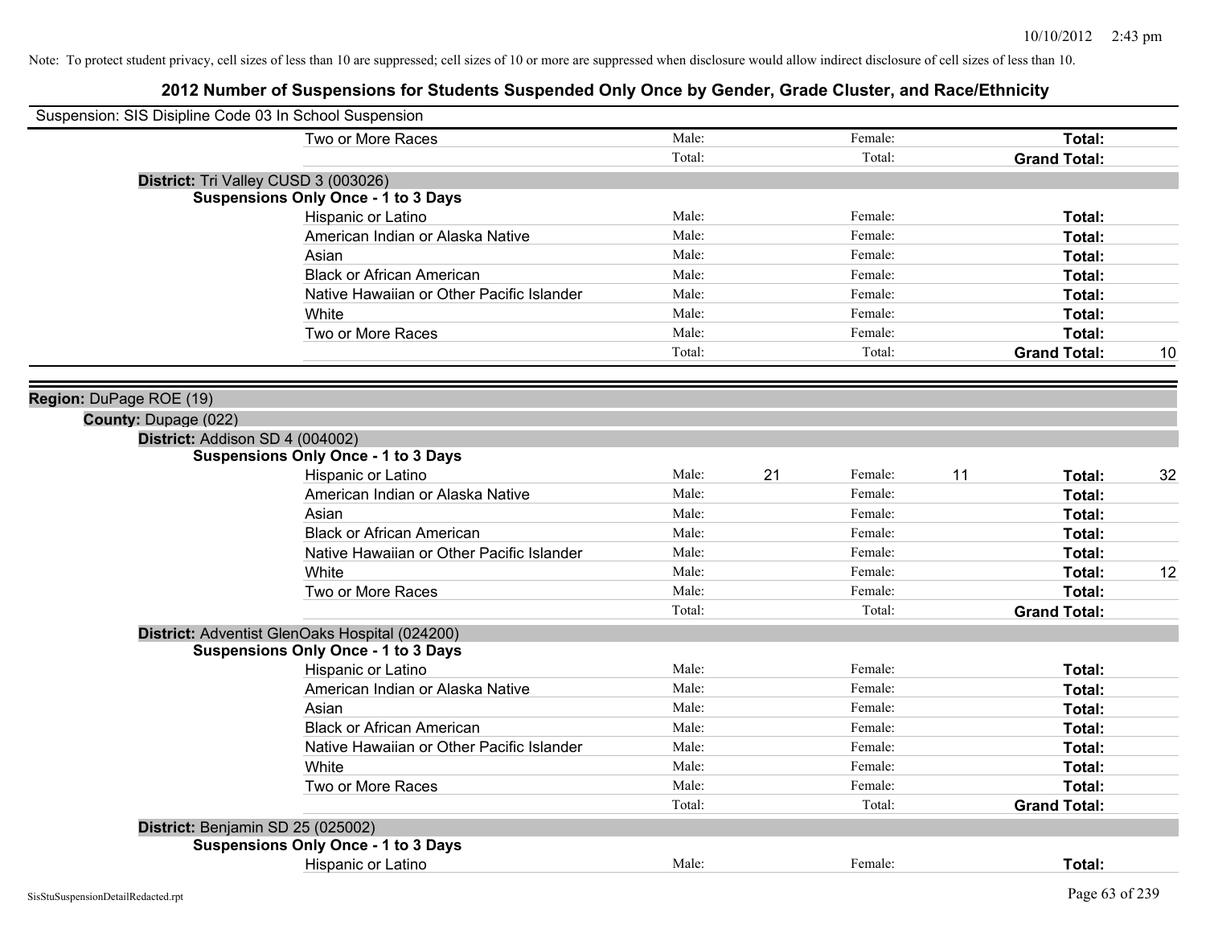Note: To protect student privacy, cell sizes of less than 10 are suppressed; cell sizes of 10 or more are suppressed when disclosure would allow indirect disclosure of cell sizes of less than 10.

## 2012 Number of Suspensions for Students Suspended Only Once by Gender, Grade Cluster, and Race/Ethnicity

Suspension: SIS Disipline Code 03 In School Suspension

| | | | | | |
|---|---|---|---|---|---|
| Two or More Races | Male: | | Female: | | **Total:** |
| | Total: | | Total: | | **Grand Total:** |

**District:** Tri Valley CUSD 3 (003026)

**Suspensions Only Once - 1 to 3 Days**

| | | | | | | |
|---|---|---|---|---|---|---|
| Hispanic or Latino | Male: | | Female: | | **Total:** | |
| American Indian or Alaska Native | Male: | | Female: | | **Total:** | |
| Asian | Male: | | Female: | | **Total:** | |
| Black or African American | Male: | | Female: | | **Total:** | |
| Native Hawaiian or Other Pacific Islander | Male: | | Female: | | **Total:** | |
| White | Male: | | Female: | | **Total:** | |
| Two or More Races | Male: | | Female: | | **Total:** | |
| | Total: | | Total: | | **Grand Total:** | 10 |

**Region:** DuPage ROE (19)

**County:** Dupage (022)

**District:** Addison SD 4 (004002)

**Suspensions Only Once - 1 to 3 Days**

| | | | | | | |
|---|---|---|---|---|---|---|
| Hispanic or Latino | Male: | 21 | Female: | 11 | **Total:** | 32 |
| American Indian or Alaska Native | Male: | | Female: | | **Total:** | |
| Asian | Male: | | Female: | | **Total:** | |
| Black or African American | Male: | | Female: | | **Total:** | |
| Native Hawaiian or Other Pacific Islander | Male: | | Female: | | **Total:** | |
| White | Male: | | Female: | | **Total:** | 12 |
| Two or More Races | Male: | | Female: | | **Total:** | |
| | Total: | | Total: | | **Grand Total:** | |

**District:** Adventist GlenOaks Hospital (024200)

**Suspensions Only Once - 1 to 3 Days**

| | | | | | | |
|---|---|---|---|---|---|---|
| Hispanic or Latino | Male: | | Female: | | **Total:** | |
| American Indian or Alaska Native | Male: | | Female: | | **Total:** | |
| Asian | Male: | | Female: | | **Total:** | |
| Black or African American | Male: | | Female: | | **Total:** | |
| Native Hawaiian or Other Pacific Islander | Male: | | Female: | | **Total:** | |
| White | Male: | | Female: | | **Total:** | |
| Two or More Races | Male: | | Female: | | **Total:** | |
| | Total: | | Total: | | **Grand Total:** | |

**District:** Benjamin SD 25 (025002)

**Suspensions Only Once - 1 to 3 Days**

| | | | | | | |
|---|---|---|---|---|---|---|
| Hispanic or Latino | Male: | | Female: | | **Total:** | |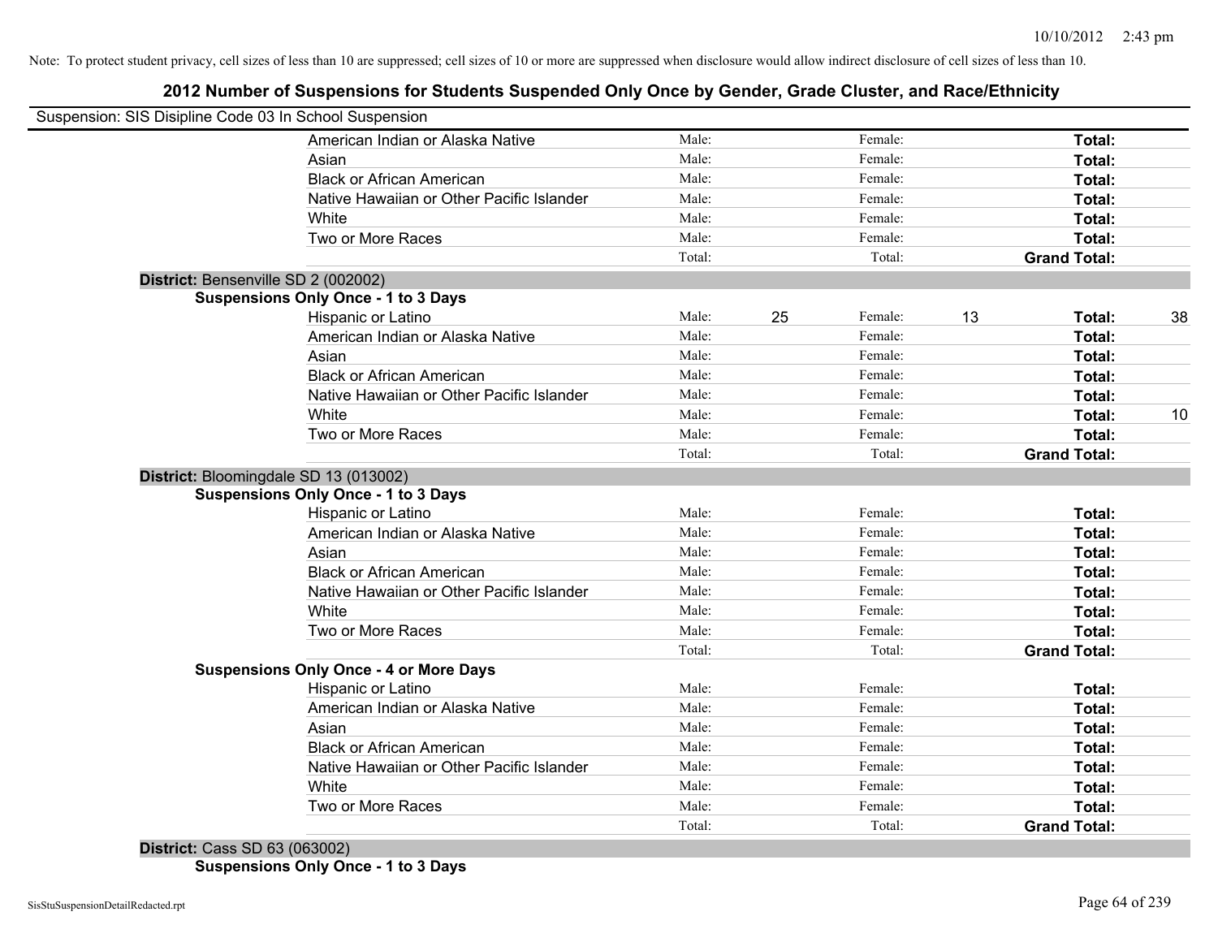Note: To protect student privacy, cell sizes of less than 10 are suppressed; cell sizes of 10 or more are suppressed when disclosure would allow indirect disclosure of cell sizes of less than 10.

## 2012 Number of Suspensions for Students Suspended Only Once by Gender, Grade Cluster, and Race/Ethnicity

Suspension: SIS Disipline Code 03 In School Suspension

| | | | | | | |
|---|---|---|---|---|---|---|
| American Indian or Alaska Native | Male: | | Female: | | **Total:** | |
| Asian | Male: | | Female: | | **Total:** | |
| Black or African American | Male: | | Female: | | **Total:** | |
| Native Hawaiian or Other Pacific Islander | Male: | | Female: | | **Total:** | |
| White | Male: | | Female: | | **Total:** | |
| Two or More Races | Male: | | Female: | | **Total:** | |
| | Total: | | Total: | | **Grand Total:** | |

**District:** Bensenville SD 2 (002002)

**Suspensions Only Once - 1 to 3 Days**

| | | | | | | |
|---|---|---|---|---|---|---|
| Hispanic or Latino | Male: | 25 | Female: | 13 | **Total:** | 38 |
| American Indian or Alaska Native | Male: | | Female: | | **Total:** | |
| Asian | Male: | | Female: | | **Total:** | |
| Black or African American | Male: | | Female: | | **Total:** | |
| Native Hawaiian or Other Pacific Islander | Male: | | Female: | | **Total:** | |
| White | Male: | | Female: | | **Total:** | 10 |
| Two or More Races | Male: | | Female: | | **Total:** | |
| | Total: | | Total: | | **Grand Total:** | |

**District:** Bloomingdale SD 13 (013002)

**Suspensions Only Once - 1 to 3 Days**

| | | | | | | |
|---|---|---|---|---|---|---|
| Hispanic or Latino | Male: | | Female: | | **Total:** | |
| American Indian or Alaska Native | Male: | | Female: | | **Total:** | |
| Asian | Male: | | Female: | | **Total:** | |
| Black or African American | Male: | | Female: | | **Total:** | |
| Native Hawaiian or Other Pacific Islander | Male: | | Female: | | **Total:** | |
| White | Male: | | Female: | | **Total:** | |
| Two or More Races | Male: | | Female: | | **Total:** | |
| | Total: | | Total: | | **Grand Total:** | |

**Suspensions Only Once - 4 or More Days**

| | | | | | | |
|---|---|---|---|---|---|---|
| Hispanic or Latino | Male: | | Female: | | **Total:** | |
| American Indian or Alaska Native | Male: | | Female: | | **Total:** | |
| Asian | Male: | | Female: | | **Total:** | |
| Black or African American | Male: | | Female: | | **Total:** | |
| Native Hawaiian or Other Pacific Islander | Male: | | Female: | | **Total:** | |
| White | Male: | | Female: | | **Total:** | |
| Two or More Races | Male: | | Female: | | **Total:** | |
| | Total: | | Total: | | **Grand Total:** | |

**District:** Cass SD 63 (063002)

**Suspensions Only Once - 1 to 3 Days**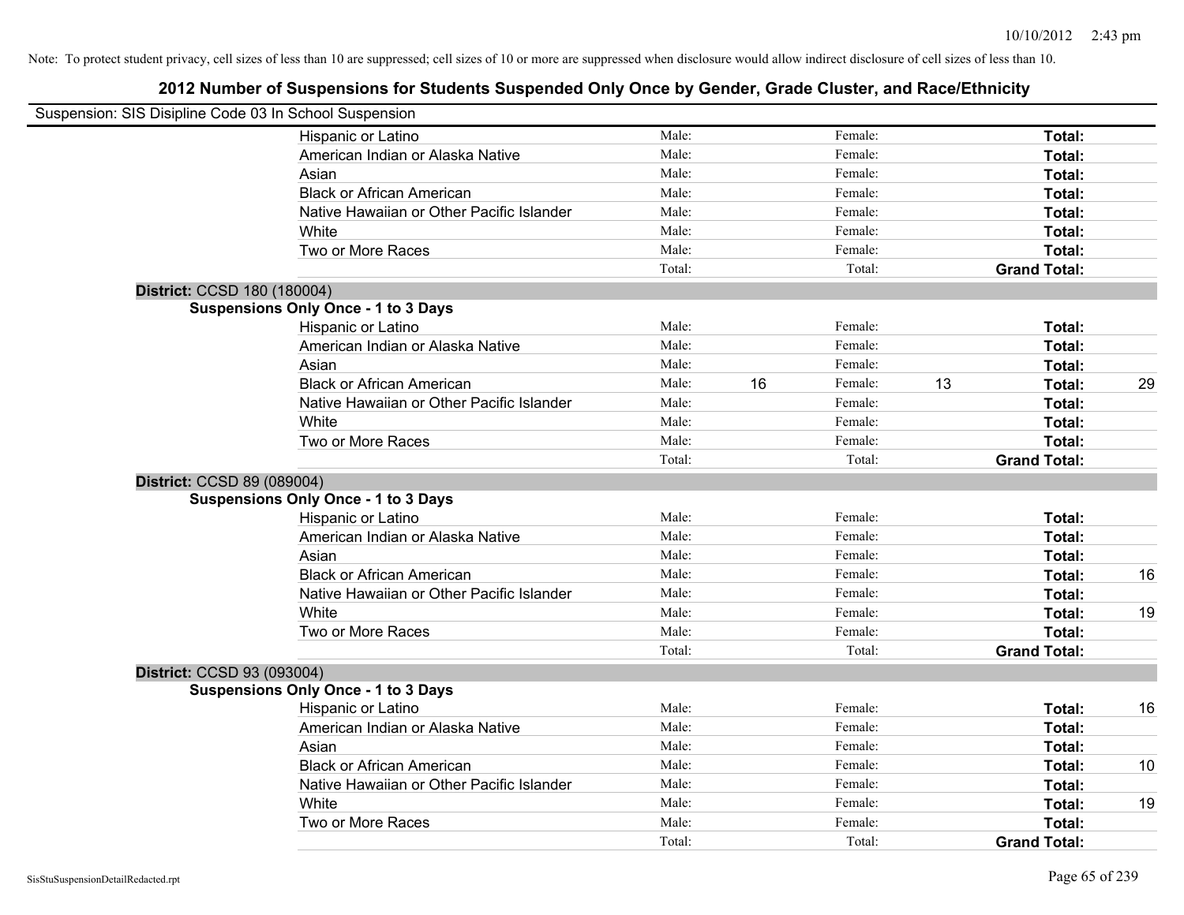Note: To protect student privacy, cell sizes of less than 10 are suppressed; cell sizes of 10 or more are suppressed when disclosure would allow indirect disclosure of cell sizes of less than 10.

## 2012 Number of Suspensions for Students Suspended Only Once by Gender, Grade Cluster, and Race/Ethnicity

Suspension: SIS Disipline Code 03 In School Suspension

| | | | | | | |
|---|---|---|---|---|---|---|
| Hispanic or Latino | Male: | | Female: | | **Total:** | |
| American Indian or Alaska Native | Male: | | Female: | | **Total:** | |
| Asian | Male: | | Female: | | **Total:** | |
| Black or African American | Male: | | Female: | | **Total:** | |
| Native Hawaiian or Other Pacific Islander | Male: | | Female: | | **Total:** | |
| White | Male: | | Female: | | **Total:** | |
| Two or More Races | Male: | | Female: | | **Total:** | |
| | Total: | | Total: | | **Grand Total:** | |

**District:** CCSD 180 (180004)

**Suspensions Only Once - 1 to 3 Days**

| | | | | | | |
|---|---|---|---|---|---|---|
| Hispanic or Latino | Male: | | Female: | | **Total:** | |
| American Indian or Alaska Native | Male: | | Female: | | **Total:** | |
| Asian | Male: | | Female: | | **Total:** | |
| Black or African American | Male: | 16 | Female: | 13 | **Total:** | 29 |
| Native Hawaiian or Other Pacific Islander | Male: | | Female: | | **Total:** | |
| White | Male: | | Female: | | **Total:** | |
| Two or More Races | Male: | | Female: | | **Total:** | |
| | Total: | | Total: | | **Grand Total:** | |

**District:** CCSD 89 (089004)

**Suspensions Only Once - 1 to 3 Days**

| | | | | | | |
|---|---|---|---|---|---|---|
| Hispanic or Latino | Male: | | Female: | | **Total:** | |
| American Indian or Alaska Native | Male: | | Female: | | **Total:** | |
| Asian | Male: | | Female: | | **Total:** | |
| Black or African American | Male: | | Female: | | **Total:** | 16 |
| Native Hawaiian or Other Pacific Islander | Male: | | Female: | | **Total:** | |
| White | Male: | | Female: | | **Total:** | 19 |
| Two or More Races | Male: | | Female: | | **Total:** | |
| | Total: | | Total: | | **Grand Total:** | |

**District:** CCSD 93 (093004)

**Suspensions Only Once - 1 to 3 Days**

| | | | | | | |
|---|---|---|---|---|---|---|
| Hispanic or Latino | Male: | | Female: | | **Total:** | 16 |
| American Indian or Alaska Native | Male: | | Female: | | **Total:** | |
| Asian | Male: | | Female: | | **Total:** | |
| Black or African American | Male: | | Female: | | **Total:** | 10 |
| Native Hawaiian or Other Pacific Islander | Male: | | Female: | | **Total:** | |
| White | Male: | | Female: | | **Total:** | 19 |
| Two or More Races | Male: | | Female: | | **Total:** | |
| | Total: | | Total: | | **Grand Total:** | |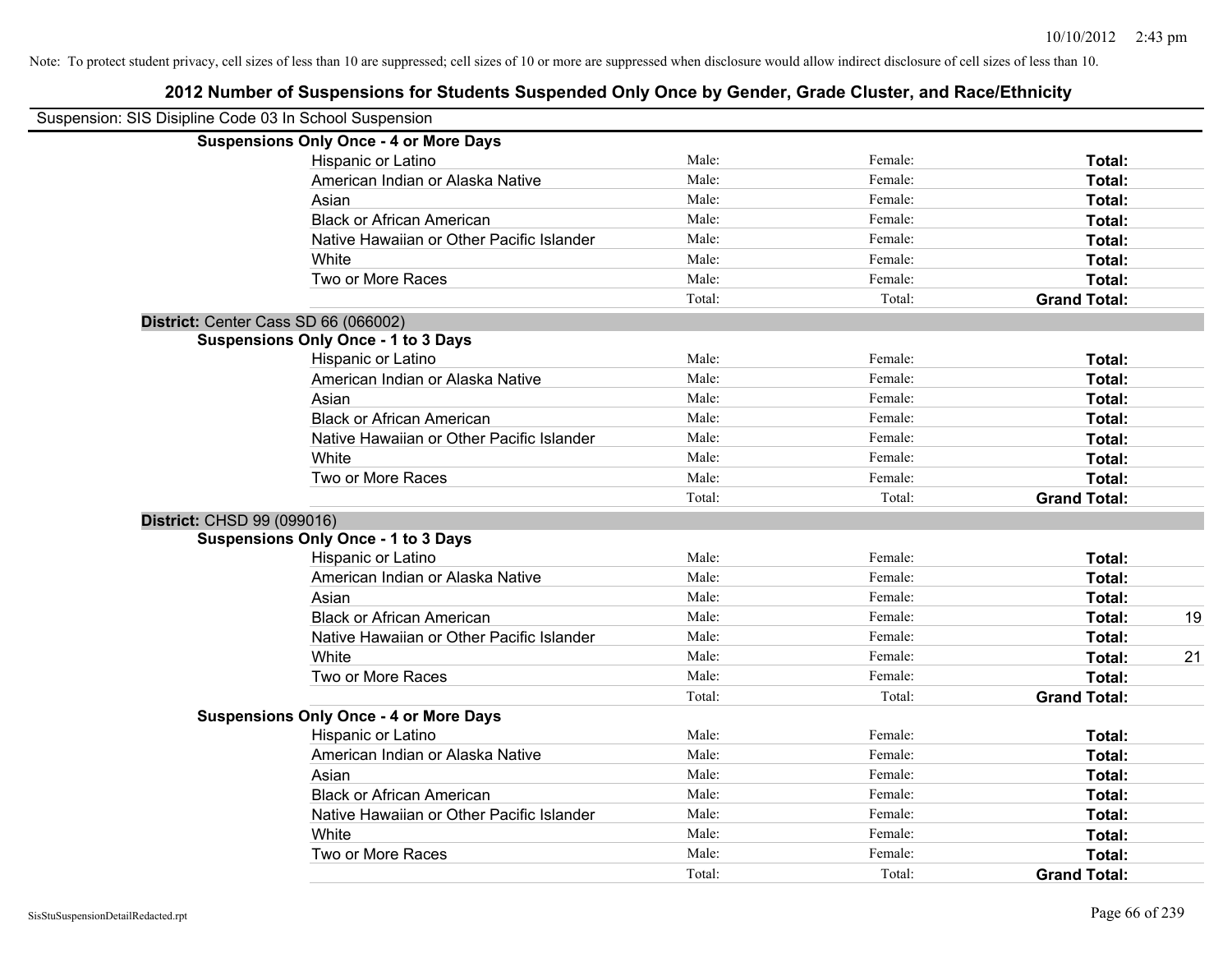Note: To protect student privacy, cell sizes of less than 10 are suppressed; cell sizes of 10 or more are suppressed when disclosure would allow indirect disclosure of cell sizes of less than 10.

# 2012 Number of Suspensions for Students Suspended Only Once by Gender, Grade Cluster, and Race/Ethnicity

Suspension: SIS Disipline Code 03 In School Suspension

**Suspensions Only Once - 4 or More Days**

| | | | | |
|---|---|---|---|---|
| Hispanic or Latino | Male: | Female: | **Total:** | |
| American Indian or Alaska Native | Male: | Female: | **Total:** | |
| Asian | Male: | Female: | **Total:** | |
| Black or African American | Male: | Female: | **Total:** | |
| Native Hawaiian or Other Pacific Islander | Male: | Female: | **Total:** | |
| White | Male: | Female: | **Total:** | |
| Two or More Races | Male: | Female: | **Total:** | |
| | Total: | Total: | **Grand Total:** | |

**District:** Center Cass SD 66 (066002)

**Suspensions Only Once - 1 to 3 Days**

| | | | | |
|---|---|---|---|---|
| Hispanic or Latino | Male: | Female: | **Total:** | |
| American Indian or Alaska Native | Male: | Female: | **Total:** | |
| Asian | Male: | Female: | **Total:** | |
| Black or African American | Male: | Female: | **Total:** | |
| Native Hawaiian or Other Pacific Islander | Male: | Female: | **Total:** | |
| White | Male: | Female: | **Total:** | |
| Two or More Races | Male: | Female: | **Total:** | |
| | Total: | Total: | **Grand Total:** | |

**District:** CHSD 99 (099016)

**Suspensions Only Once - 1 to 3 Days**

| | | | | |
|---|---|---|---|---|
| Hispanic or Latino | Male: | Female: | **Total:** | |
| American Indian or Alaska Native | Male: | Female: | **Total:** | |
| Asian | Male: | Female: | **Total:** | |
| Black or African American | Male: | Female: | **Total:** | 19 |
| Native Hawaiian or Other Pacific Islander | Male: | Female: | **Total:** | |
| White | Male: | Female: | **Total:** | 21 |
| Two or More Races | Male: | Female: | **Total:** | |
| | Total: | Total: | **Grand Total:** | |

**Suspensions Only Once - 4 or More Days**

| | | | | |
|---|---|---|---|---|
| Hispanic or Latino | Male: | Female: | **Total:** | |
| American Indian or Alaska Native | Male: | Female: | **Total:** | |
| Asian | Male: | Female: | **Total:** | |
| Black or African American | Male: | Female: | **Total:** | |
| Native Hawaiian or Other Pacific Islander | Male: | Female: | **Total:** | |
| White | Male: | Female: | **Total:** | |
| Two or More Races | Male: | Female: | **Total:** | |
| | Total: | Total: | **Grand Total:** | |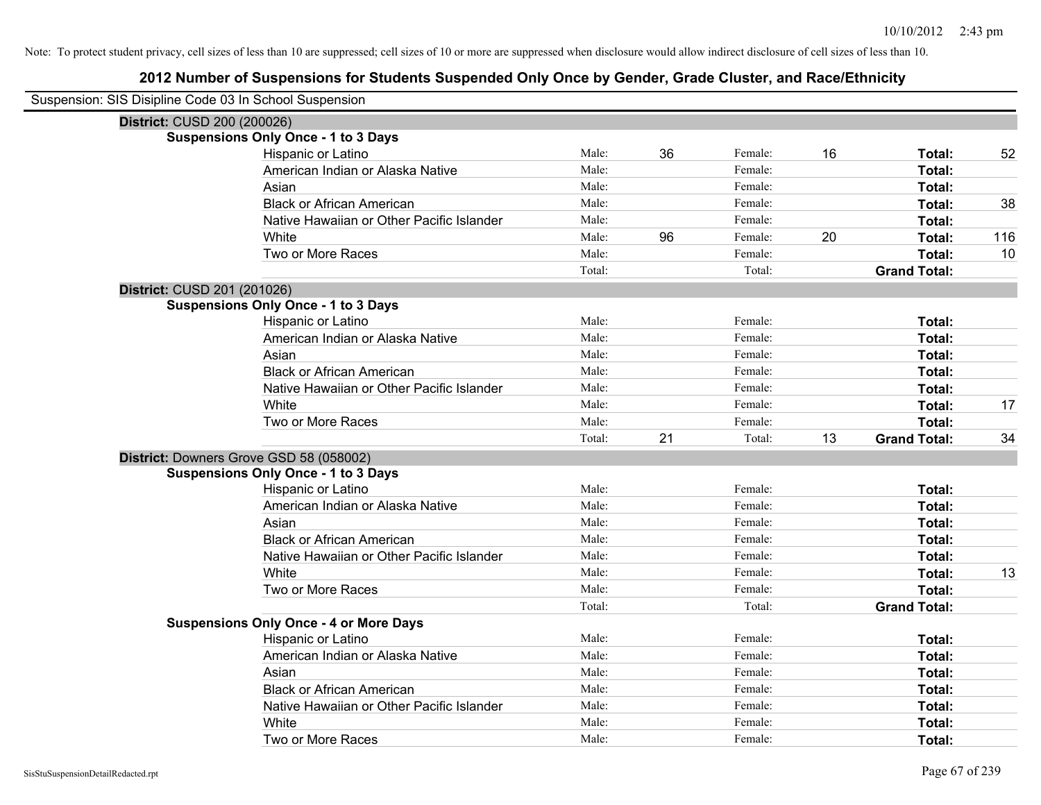Note: To protect student privacy, cell sizes of less than 10 are suppressed; cell sizes of 10 or more are suppressed when disclosure would allow indirect disclosure of cell sizes of less than 10.

# 2012 Number of Suspensions for Students Suspended Only Once by Gender, Grade Cluster, and Race/Ethnicity

Suspension: SIS Disipline Code 03 In School Suspension

## District: CUSD 200 (200026)

### Suspensions Only Once - 1 to 3 Days

| Race/Ethnicity | | Male | | Female | | Total |
|---|---|---|---|---|---|---|
| Hispanic or Latino | Male: | 36 | Female: | 16 | **Total:** | 52 |
| American Indian or Alaska Native | Male: | | Female: | | **Total:** | |
| Asian | Male: | | Female: | | **Total:** | |
| Black or African American | Male: | | Female: | | **Total:** | 38 |
| Native Hawaiian or Other Pacific Islander | Male: | | Female: | | **Total:** | |
| White | Male: | 96 | Female: | 20 | **Total:** | 116 |
| Two or More Races | Male: | | Female: | | **Total:** | 10 |
| | Total: | | Total: | | **Grand Total:** | |

## District: CUSD 201 (201026)

### Suspensions Only Once - 1 to 3 Days

| Race/Ethnicity | | Male | | Female | | Total |
|---|---|---|---|---|---|---|
| Hispanic or Latino | Male: | | Female: | | **Total:** | |
| American Indian or Alaska Native | Male: | | Female: | | **Total:** | |
| Asian | Male: | | Female: | | **Total:** | |
| Black or African American | Male: | | Female: | | **Total:** | |
| Native Hawaiian or Other Pacific Islander | Male: | | Female: | | **Total:** | |
| White | Male: | | Female: | | **Total:** | 17 |
| Two or More Races | Male: | | Female: | | **Total:** | |
| | Total: | 21 | Total: | 13 | **Grand Total:** | 34 |

## District: Downers Grove GSD 58 (058002)

### Suspensions Only Once - 1 to 3 Days

| Race/Ethnicity | | Male | | Female | | Total |
|---|---|---|---|---|---|---|
| Hispanic or Latino | Male: | | Female: | | **Total:** | |
| American Indian or Alaska Native | Male: | | Female: | | **Total:** | |
| Asian | Male: | | Female: | | **Total:** | |
| Black or African American | Male: | | Female: | | **Total:** | |
| Native Hawaiian or Other Pacific Islander | Male: | | Female: | | **Total:** | |
| White | Male: | | Female: | | **Total:** | 13 |
| Two or More Races | Male: | | Female: | | **Total:** | |
| | Total: | | Total: | | **Grand Total:** | |

### Suspensions Only Once - 4 or More Days

| Race/Ethnicity | | Male | | Female | | Total |
|---|---|---|---|---|---|---|
| Hispanic or Latino | Male: | | Female: | | **Total:** | |
| American Indian or Alaska Native | Male: | | Female: | | **Total:** | |
| Asian | Male: | | Female: | | **Total:** | |
| Black or African American | Male: | | Female: | | **Total:** | |
| Native Hawaiian or Other Pacific Islander | Male: | | Female: | | **Total:** | |
| White | Male: | | Female: | | **Total:** | |
| Two or More Races | Male: | | Female: | | **Total:** | |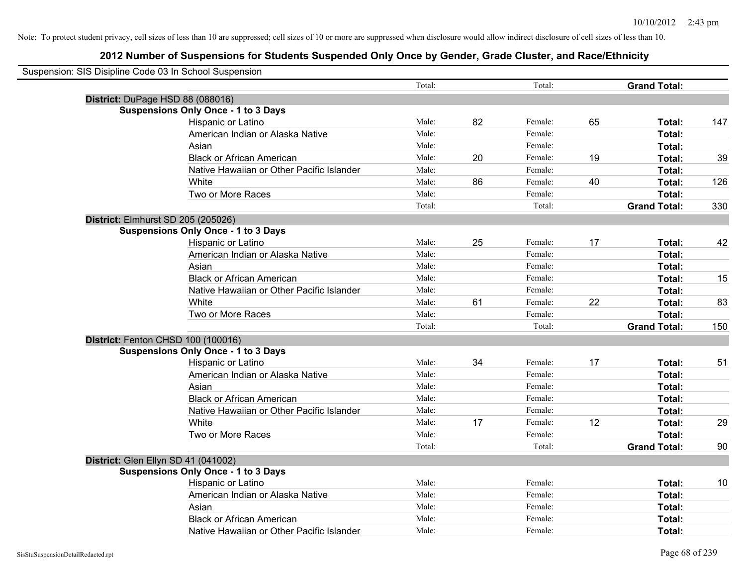Note: To protect student privacy, cell sizes of less than 10 are suppressed; cell sizes of 10 or more are suppressed when disclosure would allow indirect disclosure of cell sizes of less than 10.

## 2012 Number of Suspensions for Students Suspended Only Once by Gender, Grade Cluster, and Race/Ethnicity

Suspension: SIS Disipline Code 03 In School Suspension

| | | | | | | | |
|---|---|---|---|---|---|---|---|
| | Total: | | Total: | | **Grand Total:** | |
| **District:** DuPage HSD 88 (088016) | | | | | | |
| **Suspensions Only Once - 1 to 3 Days** | | | | | | |
| Hispanic or Latino | Male: | 82 | Female: | 65 | **Total:** | 147 |
| American Indian or Alaska Native | Male: | | Female: | | **Total:** | |
| Asian | Male: | | Female: | | **Total:** | |
| Black or African American | Male: | 20 | Female: | 19 | **Total:** | 39 |
| Native Hawaiian or Other Pacific Islander | Male: | | Female: | | **Total:** | |
| White | Male: | 86 | Female: | 40 | **Total:** | 126 |
| Two or More Races | Male: | | Female: | | **Total:** | |
| | Total: | | Total: | | **Grand Total:** | 330 |
| **District:** Elmhurst SD 205 (205026) | | | | | | |
| **Suspensions Only Once - 1 to 3 Days** | | | | | | |
| Hispanic or Latino | Male: | 25 | Female: | 17 | **Total:** | 42 |
| American Indian or Alaska Native | Male: | | Female: | | **Total:** | |
| Asian | Male: | | Female: | | **Total:** | |
| Black or African American | Male: | | Female: | | **Total:** | 15 |
| Native Hawaiian or Other Pacific Islander | Male: | | Female: | | **Total:** | |
| White | Male: | 61 | Female: | 22 | **Total:** | 83 |
| Two or More Races | Male: | | Female: | | **Total:** | |
| | Total: | | Total: | | **Grand Total:** | 150 |
| **District:** Fenton CHSD 100 (100016) | | | | | | |
| **Suspensions Only Once - 1 to 3 Days** | | | | | | |
| Hispanic or Latino | Male: | 34 | Female: | 17 | **Total:** | 51 |
| American Indian or Alaska Native | Male: | | Female: | | **Total:** | |
| Asian | Male: | | Female: | | **Total:** | |
| Black or African American | Male: | | Female: | | **Total:** | |
| Native Hawaiian or Other Pacific Islander | Male: | | Female: | | **Total:** | |
| White | Male: | 17 | Female: | 12 | **Total:** | 29 |
| Two or More Races | Male: | | Female: | | **Total:** | |
| | Total: | | Total: | | **Grand Total:** | 90 |
| **District:** Glen Ellyn SD 41 (041002) | | | | | | |
| **Suspensions Only Once - 1 to 3 Days** | | | | | | |
| Hispanic or Latino | Male: | | Female: | | **Total:** | 10 |
| American Indian or Alaska Native | Male: | | Female: | | **Total:** | |
| Asian | Male: | | Female: | | **Total:** | |
| Black or African American | Male: | | Female: | | **Total:** | |
| Native Hawaiian or Other Pacific Islander | Male: | | Female: | | **Total:** | |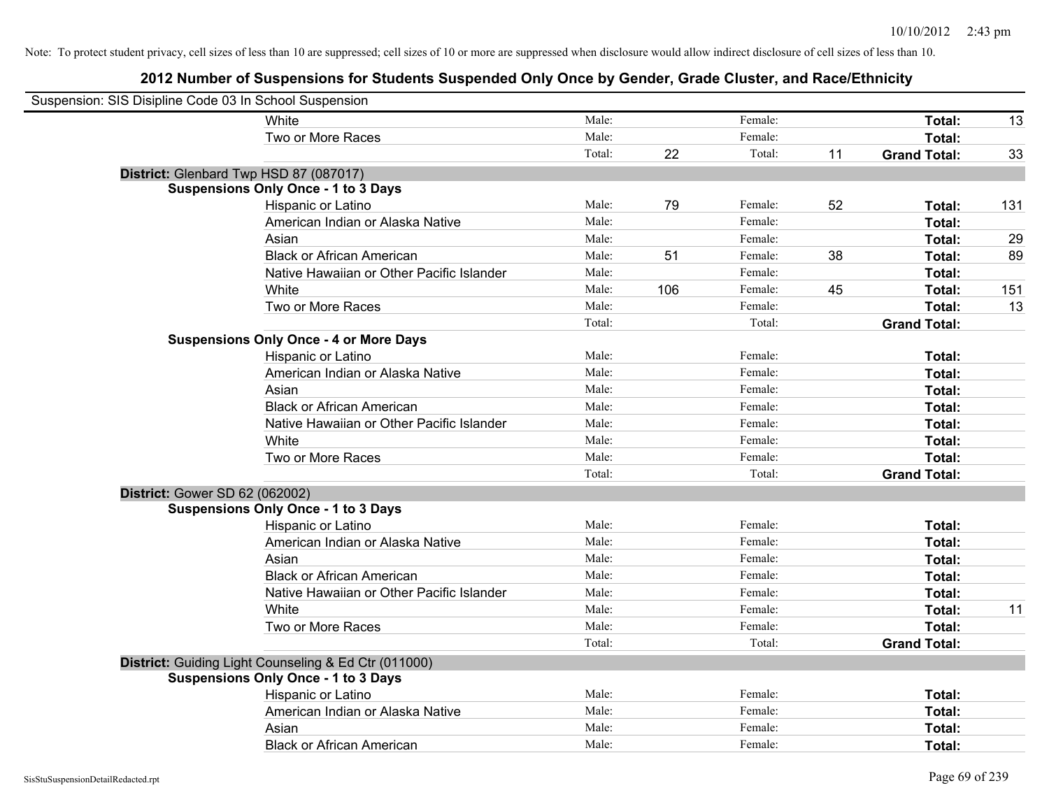Note: To protect student privacy, cell sizes of less than 10 are suppressed; cell sizes of 10 or more are suppressed when disclosure would allow indirect disclosure of cell sizes of less than 10.

## 2012 Number of Suspensions for Students Suspended Only Once by Gender, Grade Cluster, and Race/Ethnicity

Suspension: SIS Disipline Code 03 In School Suspension

| | | | | | | |
|---|---|---|---|---|---|---|
| White | Male: | | Female: | | **Total:** | 13 |
| Two or More Races | Male: | | Female: | | **Total:** | |
| | Total: | 22 | Total: | 11 | **Grand Total:** | 33 |

**District:** Glenbard Twp HSD 87 (087017)

**Suspensions Only Once - 1 to 3 Days**

| | | | | | | |
|---|---|---|---|---|---|---|
| Hispanic or Latino | Male: | 79 | Female: | 52 | **Total:** | 131 |
| American Indian or Alaska Native | Male: | | Female: | | **Total:** | |
| Asian | Male: | | Female: | | **Total:** | 29 |
| Black or African American | Male: | 51 | Female: | 38 | **Total:** | 89 |
| Native Hawaiian or Other Pacific Islander | Male: | | Female: | | **Total:** | |
| White | Male: | 106 | Female: | 45 | **Total:** | 151 |
| Two or More Races | Male: | | Female: | | **Total:** | 13 |
| | Total: | | Total: | | **Grand Total:** | |

**Suspensions Only Once - 4 or More Days**

| | | | | | | |
|---|---|---|---|---|---|---|
| Hispanic or Latino | Male: | | Female: | | **Total:** | |
| American Indian or Alaska Native | Male: | | Female: | | **Total:** | |
| Asian | Male: | | Female: | | **Total:** | |
| Black or African American | Male: | | Female: | | **Total:** | |
| Native Hawaiian or Other Pacific Islander | Male: | | Female: | | **Total:** | |
| White | Male: | | Female: | | **Total:** | |
| Two or More Races | Male: | | Female: | | **Total:** | |
| | Total: | | Total: | | **Grand Total:** | |

**District:** Gower SD 62 (062002)

**Suspensions Only Once - 1 to 3 Days**

| | | | | | | |
|---|---|---|---|---|---|---|
| Hispanic or Latino | Male: | | Female: | | **Total:** | |
| American Indian or Alaska Native | Male: | | Female: | | **Total:** | |
| Asian | Male: | | Female: | | **Total:** | |
| Black or African American | Male: | | Female: | | **Total:** | |
| Native Hawaiian or Other Pacific Islander | Male: | | Female: | | **Total:** | |
| White | Male: | | Female: | | **Total:** | 11 |
| Two or More Races | Male: | | Female: | | **Total:** | |
| | Total: | | Total: | | **Grand Total:** | |

**District:** Guiding Light Counseling & Ed Ctr (011000)

**Suspensions Only Once - 1 to 3 Days**

| | | | | | | |
|---|---|---|---|---|---|---|
| Hispanic or Latino | Male: | | Female: | | **Total:** | |
| American Indian or Alaska Native | Male: | | Female: | | **Total:** | |
| Asian | Male: | | Female: | | **Total:** | |
| Black or African American | Male: | | Female: | | **Total:** | |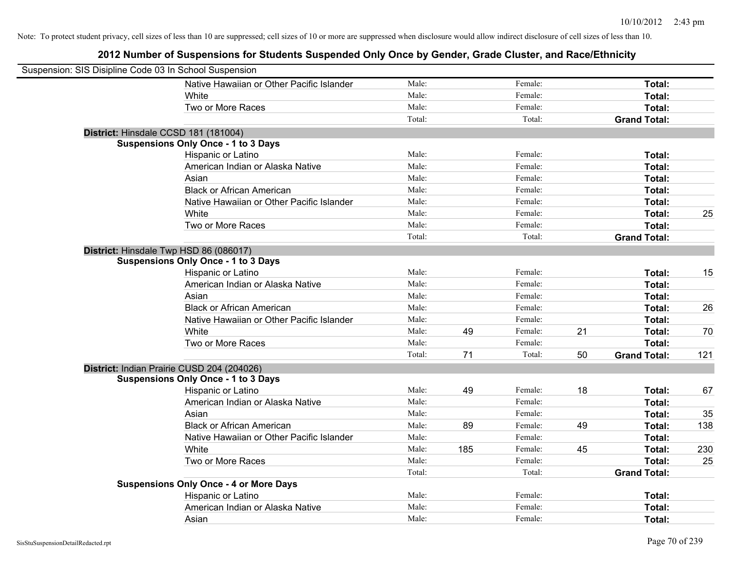Note: To protect student privacy, cell sizes of less than 10 are suppressed; cell sizes of 10 or more are suppressed when disclosure would allow indirect disclosure of cell sizes of less than 10.

## 2012 Number of Suspensions for Students Suspended Only Once by Gender, Grade Cluster, and Race/Ethnicity

Suspension: SIS Disipline Code 03 In School Suspension

| | | | | | | |
|---|---|---|---|---|---|---|
| Native Hawaiian or Other Pacific Islander | Male: | | Female: | | **Total:** | |
| White | Male: | | Female: | | **Total:** | |
| Two or More Races | Male: | | Female: | | **Total:** | |
| | Total: | | Total: | | **Grand Total:** | |

**District:** Hinsdale CCSD 181 (181004)

**Suspensions Only Once - 1 to 3 Days**

| | | | | | | |
|---|---|---|---|---|---|---|
| Hispanic or Latino | Male: | | Female: | | **Total:** | |
| American Indian or Alaska Native | Male: | | Female: | | **Total:** | |
| Asian | Male: | | Female: | | **Total:** | |
| Black or African American | Male: | | Female: | | **Total:** | |
| Native Hawaiian or Other Pacific Islander | Male: | | Female: | | **Total:** | |
| White | Male: | | Female: | | **Total:** | 25 |
| Two or More Races | Male: | | Female: | | **Total:** | |
| | Total: | | Total: | | **Grand Total:** | |

**District:** Hinsdale Twp HSD 86 (086017)

**Suspensions Only Once - 1 to 3 Days**

| | | | | | | |
|---|---|---|---|---|---|---|
| Hispanic or Latino | Male: | | Female: | | **Total:** | 15 |
| American Indian or Alaska Native | Male: | | Female: | | **Total:** | |
| Asian | Male: | | Female: | | **Total:** | |
| Black or African American | Male: | | Female: | | **Total:** | 26 |
| Native Hawaiian or Other Pacific Islander | Male: | | Female: | | **Total:** | |
| White | Male: | 49 | Female: | 21 | **Total:** | 70 |
| Two or More Races | Male: | | Female: | | **Total:** | |
| | Total: | 71 | Total: | 50 | **Grand Total:** | 121 |

**District:** Indian Prairie CUSD 204 (204026)

**Suspensions Only Once - 1 to 3 Days**

| | | | | | | |
|---|---|---|---|---|---|---|
| Hispanic or Latino | Male: | 49 | Female: | 18 | **Total:** | 67 |
| American Indian or Alaska Native | Male: | | Female: | | **Total:** | |
| Asian | Male: | | Female: | | **Total:** | 35 |
| Black or African American | Male: | 89 | Female: | 49 | **Total:** | 138 |
| Native Hawaiian or Other Pacific Islander | Male: | | Female: | | **Total:** | |
| White | Male: | 185 | Female: | 45 | **Total:** | 230 |
| Two or More Races | Male: | | Female: | | **Total:** | 25 |
| | Total: | | Total: | | **Grand Total:** | |

**Suspensions Only Once - 4 or More Days**

| | | | | | | |
|---|---|---|---|---|---|---|
| Hispanic or Latino | Male: | | Female: | | **Total:** | |
| American Indian or Alaska Native | Male: | | Female: | | **Total:** | |
| Asian | Male: | | Female: | | **Total:** | |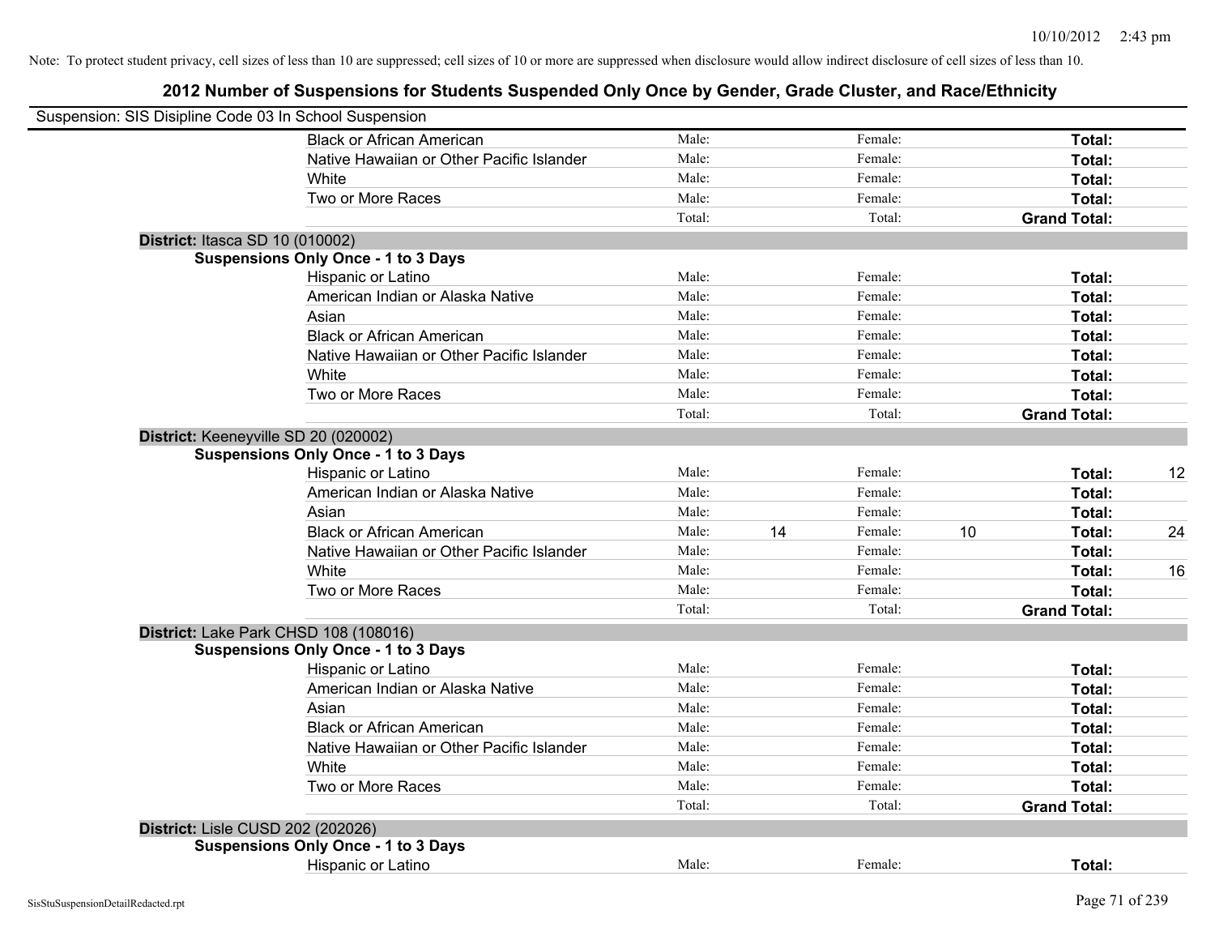Note: To protect student privacy, cell sizes of less than 10 are suppressed; cell sizes of 10 or more are suppressed when disclosure would allow indirect disclosure of cell sizes of less than 10.

# 2012 Number of Suspensions for Students Suspended Only Once by Gender, Grade Cluster, and Race/Ethnicity

Suspension: SIS Disipline Code 03 In School Suspension

| | | | | | | | |
|---|---|---|---|---|---|---|---|
| Black or African American | Male: | | Female: | | **Total:** | |
| Native Hawaiian or Other Pacific Islander | Male: | | Female: | | **Total:** | |
| White | Male: | | Female: | | **Total:** | |
| Two or More Races | Male: | | Female: | | **Total:** | |
| | Total: | | Total: | | **Grand Total:** | |

**District:** Itasca SD 10 (010002)

**Suspensions Only Once - 1 to 3 Days**

| | | | | | | |
|---|---|---|---|---|---|---|
| Hispanic or Latino | Male: | | Female: | | **Total:** | |
| American Indian or Alaska Native | Male: | | Female: | | **Total:** | |
| Asian | Male: | | Female: | | **Total:** | |
| Black or African American | Male: | | Female: | | **Total:** | |
| Native Hawaiian or Other Pacific Islander | Male: | | Female: | | **Total:** | |
| White | Male: | | Female: | | **Total:** | |
| Two or More Races | Male: | | Female: | | **Total:** | |
| | Total: | | Total: | | **Grand Total:** | |

**District:** Keeneyville SD 20 (020002)

**Suspensions Only Once - 1 to 3 Days**

| | | | | | | |
|---|---|---|---|---|---|---|
| Hispanic or Latino | Male: | | Female: | | **Total:** | 12 |
| American Indian or Alaska Native | Male: | | Female: | | **Total:** | |
| Asian | Male: | | Female: | | **Total:** | |
| Black or African American | Male: | 14 | Female: | 10 | **Total:** | 24 |
| Native Hawaiian or Other Pacific Islander | Male: | | Female: | | **Total:** | |
| White | Male: | | Female: | | **Total:** | 16 |
| Two or More Races | Male: | | Female: | | **Total:** | |
| | Total: | | Total: | | **Grand Total:** | |

**District:** Lake Park CHSD 108 (108016)

**Suspensions Only Once - 1 to 3 Days**

| | | | | | | |
|---|---|---|---|---|---|---|
| Hispanic or Latino | Male: | | Female: | | **Total:** | |
| American Indian or Alaska Native | Male: | | Female: | | **Total:** | |
| Asian | Male: | | Female: | | **Total:** | |
| Black or African American | Male: | | Female: | | **Total:** | |
| Native Hawaiian or Other Pacific Islander | Male: | | Female: | | **Total:** | |
| White | Male: | | Female: | | **Total:** | |
| Two or More Races | Male: | | Female: | | **Total:** | |
| | Total: | | Total: | | **Grand Total:** | |

**District:** Lisle CUSD 202 (202026)

**Suspensions Only Once - 1 to 3 Days**

| | | | | | | |
|---|---|---|---|---|---|---|
| Hispanic or Latino | Male: | | Female: | | **Total:** | |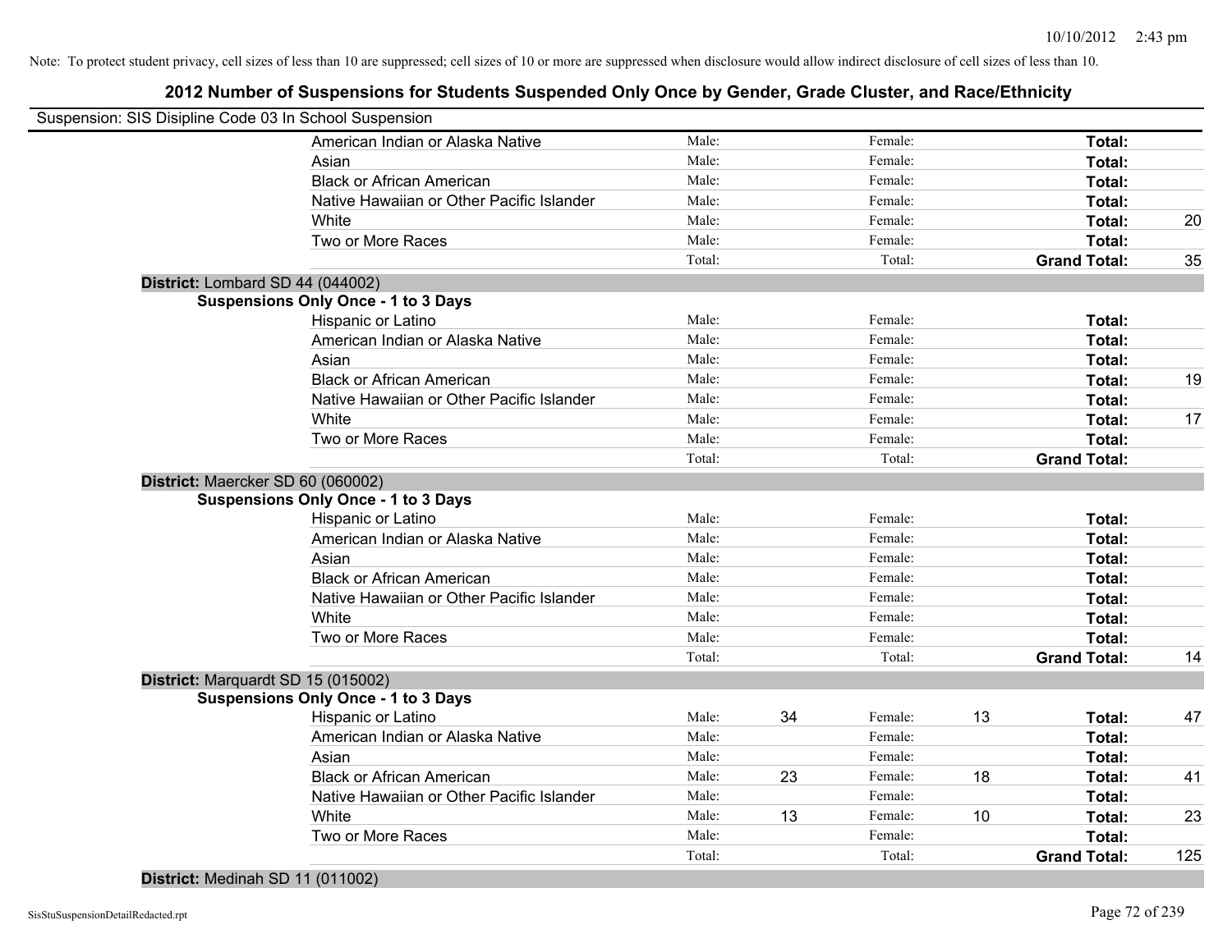Note: To protect student privacy, cell sizes of less than 10 are suppressed; cell sizes of 10 or more are suppressed when disclosure would allow indirect disclosure of cell sizes of less than 10.

## 2012 Number of Suspensions for Students Suspended Only Once by Gender, Grade Cluster, and Race/Ethnicity

Suspension: SIS Disipline Code 03 In School Suspension

| | | | | | | |
|---|---|---|---|---|---|---|
| American Indian or Alaska Native | Male: | | Female: | | **Total:** | |
| Asian | Male: | | Female: | | **Total:** | |
| Black or African American | Male: | | Female: | | **Total:** | |
| Native Hawaiian or Other Pacific Islander | Male: | | Female: | | **Total:** | |
| White | Male: | | Female: | | **Total:** | 20 |
| Two or More Races | Male: | | Female: | | **Total:** | |
| | Total: | | Total: | | **Grand Total:** | 35 |

**District:** Lombard SD 44 (044002)

**Suspensions Only Once - 1 to 3 Days**

| | | | | | | |
|---|---|---|---|---|---|---|
| Hispanic or Latino | Male: | | Female: | | **Total:** | |
| American Indian or Alaska Native | Male: | | Female: | | **Total:** | |
| Asian | Male: | | Female: | | **Total:** | |
| Black or African American | Male: | | Female: | | **Total:** | 19 |
| Native Hawaiian or Other Pacific Islander | Male: | | Female: | | **Total:** | |
| White | Male: | | Female: | | **Total:** | 17 |
| Two or More Races | Male: | | Female: | | **Total:** | |
| | Total: | | Total: | | **Grand Total:** | |

**District:** Maercker SD 60 (060002)

**Suspensions Only Once - 1 to 3 Days**

| | | | | | | |
|---|---|---|---|---|---|---|
| Hispanic or Latino | Male: | | Female: | | **Total:** | |
| American Indian or Alaska Native | Male: | | Female: | | **Total:** | |
| Asian | Male: | | Female: | | **Total:** | |
| Black or African American | Male: | | Female: | | **Total:** | |
| Native Hawaiian or Other Pacific Islander | Male: | | Female: | | **Total:** | |
| White | Male: | | Female: | | **Total:** | |
| Two or More Races | Male: | | Female: | | **Total:** | |
| | Total: | | Total: | | **Grand Total:** | 14 |

**District:** Marquardt SD 15 (015002)

**Suspensions Only Once - 1 to 3 Days**

| | | | | | | |
|---|---|---|---|---|---|---|
| Hispanic or Latino | Male: | 34 | Female: | 13 | **Total:** | 47 |
| American Indian or Alaska Native | Male: | | Female: | | **Total:** | |
| Asian | Male: | | Female: | | **Total:** | |
| Black or African American | Male: | 23 | Female: | 18 | **Total:** | 41 |
| Native Hawaiian or Other Pacific Islander | Male: | | Female: | | **Total:** | |
| White | Male: | 13 | Female: | 10 | **Total:** | 23 |
| Two or More Races | Male: | | Female: | | **Total:** | |
| | Total: | | Total: | | **Grand Total:** | 125 |

**District:** Medinah SD 11 (011002)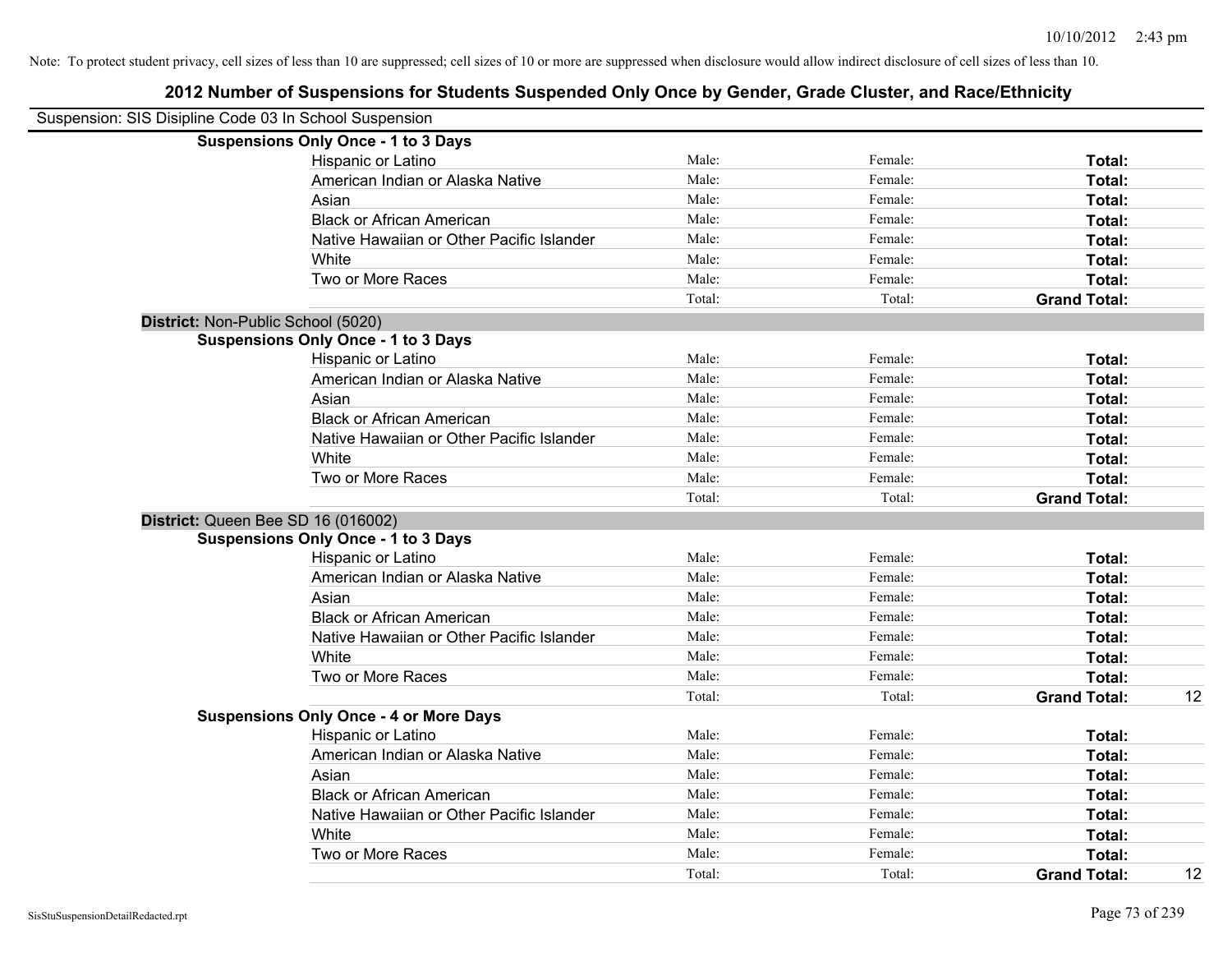Note: To protect student privacy, cell sizes of less than 10 are suppressed; cell sizes of 10 or more are suppressed when disclosure would allow indirect disclosure of cell sizes of less than 10.

# 2012 Number of Suspensions for Students Suspended Only Once by Gender, Grade Cluster, and Race/Ethnicity

Suspension: SIS Disipline Code 03 In School Suspension

**Suspensions Only Once - 1 to 3 Days**

| | | | | |
|---|---|---|---|---|
| Hispanic or Latino | Male: | Female: | **Total:** | |
| American Indian or Alaska Native | Male: | Female: | **Total:** | |
| Asian | Male: | Female: | **Total:** | |
| Black or African American | Male: | Female: | **Total:** | |
| Native Hawaiian or Other Pacific Islander | Male: | Female: | **Total:** | |
| White | Male: | Female: | **Total:** | |
| Two or More Races | Male: | Female: | **Total:** | |
| | Total: | Total: | **Grand Total:** | |

**District:** Non-Public School (5020)

**Suspensions Only Once - 1 to 3 Days**

| | | | | |
|---|---|---|---|---|
| Hispanic or Latino | Male: | Female: | **Total:** | |
| American Indian or Alaska Native | Male: | Female: | **Total:** | |
| Asian | Male: | Female: | **Total:** | |
| Black or African American | Male: | Female: | **Total:** | |
| Native Hawaiian or Other Pacific Islander | Male: | Female: | **Total:** | |
| White | Male: | Female: | **Total:** | |
| Two or More Races | Male: | Female: | **Total:** | |
| | Total: | Total: | **Grand Total:** | |

**District:** Queen Bee SD 16 (016002)

**Suspensions Only Once - 1 to 3 Days**

| | | | | |
|---|---|---|---|---|
| Hispanic or Latino | Male: | Female: | **Total:** | |
| American Indian or Alaska Native | Male: | Female: | **Total:** | |
| Asian | Male: | Female: | **Total:** | |
| Black or African American | Male: | Female: | **Total:** | |
| Native Hawaiian or Other Pacific Islander | Male: | Female: | **Total:** | |
| White | Male: | Female: | **Total:** | |
| Two or More Races | Male: | Female: | **Total:** | |
| | Total: | Total: | **Grand Total:** | 12 |

**Suspensions Only Once - 4 or More Days**

| | | | | |
|---|---|---|---|---|
| Hispanic or Latino | Male: | Female: | **Total:** | |
| American Indian or Alaska Native | Male: | Female: | **Total:** | |
| Asian | Male: | Female: | **Total:** | |
| Black or African American | Male: | Female: | **Total:** | |
| Native Hawaiian or Other Pacific Islander | Male: | Female: | **Total:** | |
| White | Male: | Female: | **Total:** | |
| Two or More Races | Male: | Female: | **Total:** | |
| | Total: | Total: | **Grand Total:** | 12 |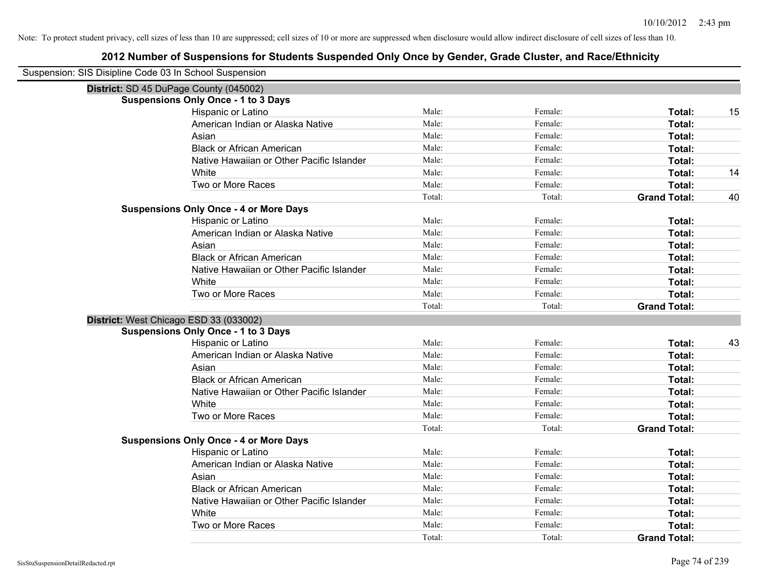Note: To protect student privacy, cell sizes of less than 10 are suppressed; cell sizes of 10 or more are suppressed when disclosure would allow indirect disclosure of cell sizes of less than 10.

# 2012 Number of Suspensions for Students Suspended Only Once by Gender, Grade Cluster, and Race/Ethnicity

Suspension: SIS Disipline Code 03 In School Suspension

## District: SD 45 DuPage County (045002)

### Suspensions Only Once - 1 to 3 Days

| Race/Ethnicity | Male | Female | Total | |
|---|---|---|---|---|
| Hispanic or Latino | Male: | Female: | **Total:** | 15 |
| American Indian or Alaska Native | Male: | Female: | **Total:** | |
| Asian | Male: | Female: | **Total:** | |
| Black or African American | Male: | Female: | **Total:** | |
| Native Hawaiian or Other Pacific Islander | Male: | Female: | **Total:** | |
| White | Male: | Female: | **Total:** | 14 |
| Two or More Races | Male: | Female: | **Total:** | |
| | Total: | Total: | **Grand Total:** | 40 |

### Suspensions Only Once - 4 or More Days

| Race/Ethnicity | Male | Female | Total | |
|---|---|---|---|---|
| Hispanic or Latino | Male: | Female: | **Total:** | |
| American Indian or Alaska Native | Male: | Female: | **Total:** | |
| Asian | Male: | Female: | **Total:** | |
| Black or African American | Male: | Female: | **Total:** | |
| Native Hawaiian or Other Pacific Islander | Male: | Female: | **Total:** | |
| White | Male: | Female: | **Total:** | |
| Two or More Races | Male: | Female: | **Total:** | |
| | Total: | Total: | **Grand Total:** | |

## District: West Chicago ESD 33 (033002)

### Suspensions Only Once - 1 to 3 Days

| Race/Ethnicity | Male | Female | Total | |
|---|---|---|---|---|
| Hispanic or Latino | Male: | Female: | **Total:** | 43 |
| American Indian or Alaska Native | Male: | Female: | **Total:** | |
| Asian | Male: | Female: | **Total:** | |
| Black or African American | Male: | Female: | **Total:** | |
| Native Hawaiian or Other Pacific Islander | Male: | Female: | **Total:** | |
| White | Male: | Female: | **Total:** | |
| Two or More Races | Male: | Female: | **Total:** | |
| | Total: | Total: | **Grand Total:** | |

### Suspensions Only Once - 4 or More Days

| Race/Ethnicity | Male | Female | Total | |
|---|---|---|---|---|
| Hispanic or Latino | Male: | Female: | **Total:** | |
| American Indian or Alaska Native | Male: | Female: | **Total:** | |
| Asian | Male: | Female: | **Total:** | |
| Black or African American | Male: | Female: | **Total:** | |
| Native Hawaiian or Other Pacific Islander | Male: | Female: | **Total:** | |
| White | Male: | Female: | **Total:** | |
| Two or More Races | Male: | Female: | **Total:** | |
| | Total: | Total: | **Grand Total:** | |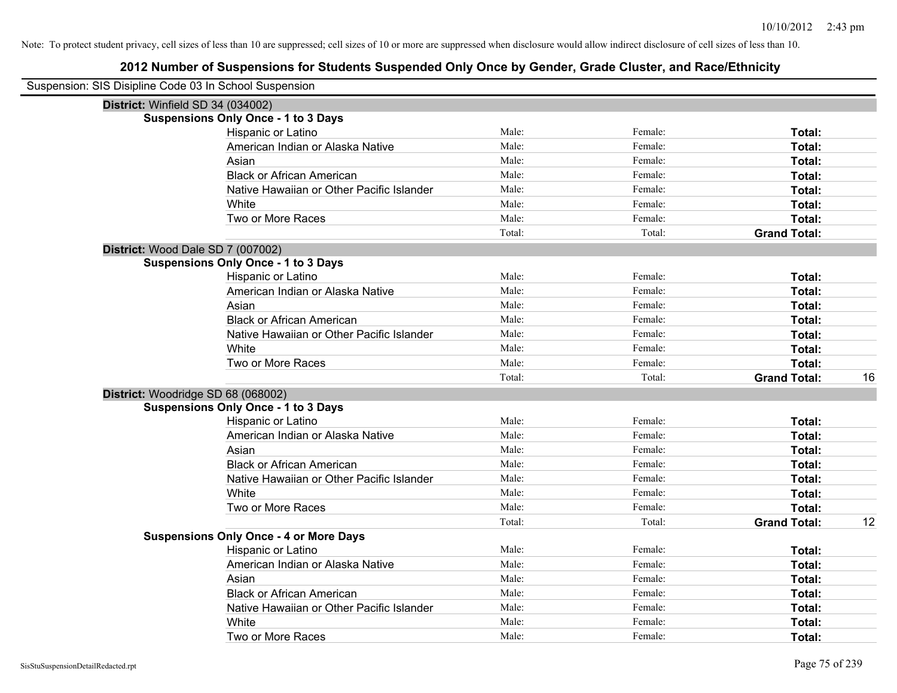Note: To protect student privacy, cell sizes of less than 10 are suppressed; cell sizes of 10 or more are suppressed when disclosure would allow indirect disclosure of cell sizes of less than 10.

# 2012 Number of Suspensions for Students Suspended Only Once by Gender, Grade Cluster, and Race/Ethnicity

Suspension: SIS Disipline Code 03 In School Suspension

## District: Winfield SD 34 (034002)

### Suspensions Only Once - 1 to 3 Days

| Race/Ethnicity | Male | Female | Total |
|---|---|---|---|
| Hispanic or Latino | Male: | Female: | **Total:** |
| American Indian or Alaska Native | Male: | Female: | **Total:** |
| Asian | Male: | Female: | **Total:** |
| Black or African American | Male: | Female: | **Total:** |
| Native Hawaiian or Other Pacific Islander | Male: | Female: | **Total:** |
| White | Male: | Female: | **Total:** |
| Two or More Races | Male: | Female: | **Total:** |
| | Total: | Total: | **Grand Total:** |

## District: Wood Dale SD 7 (007002)

### Suspensions Only Once - 1 to 3 Days

| Race/Ethnicity | Male | Female | Total |
|---|---|---|---|
| Hispanic or Latino | Male: | Female: | **Total:** |
| American Indian or Alaska Native | Male: | Female: | **Total:** |
| Asian | Male: | Female: | **Total:** |
| Black or African American | Male: | Female: | **Total:** |
| Native Hawaiian or Other Pacific Islander | Male: | Female: | **Total:** |
| White | Male: | Female: | **Total:** |
| Two or More Races | Male: | Female: | **Total:** |
| | Total: | Total: | **Grand Total:** 16 |

## District: Woodridge SD 68 (068002)

### Suspensions Only Once - 1 to 3 Days

| Race/Ethnicity | Male | Female | Total |
|---|---|---|---|
| Hispanic or Latino | Male: | Female: | **Total:** |
| American Indian or Alaska Native | Male: | Female: | **Total:** |
| Asian | Male: | Female: | **Total:** |
| Black or African American | Male: | Female: | **Total:** |
| Native Hawaiian or Other Pacific Islander | Male: | Female: | **Total:** |
| White | Male: | Female: | **Total:** |
| Two or More Races | Male: | Female: | **Total:** |
| | Total: | Total: | **Grand Total:** 12 |

### Suspensions Only Once - 4 or More Days

| Race/Ethnicity | Male | Female | Total |
|---|---|---|---|
| Hispanic or Latino | Male: | Female: | **Total:** |
| American Indian or Alaska Native | Male: | Female: | **Total:** |
| Asian | Male: | Female: | **Total:** |
| Black or African American | Male: | Female: | **Total:** |
| Native Hawaiian or Other Pacific Islander | Male: | Female: | **Total:** |
| White | Male: | Female: | **Total:** |
| Two or More Races | Male: | Female: | **Total:** |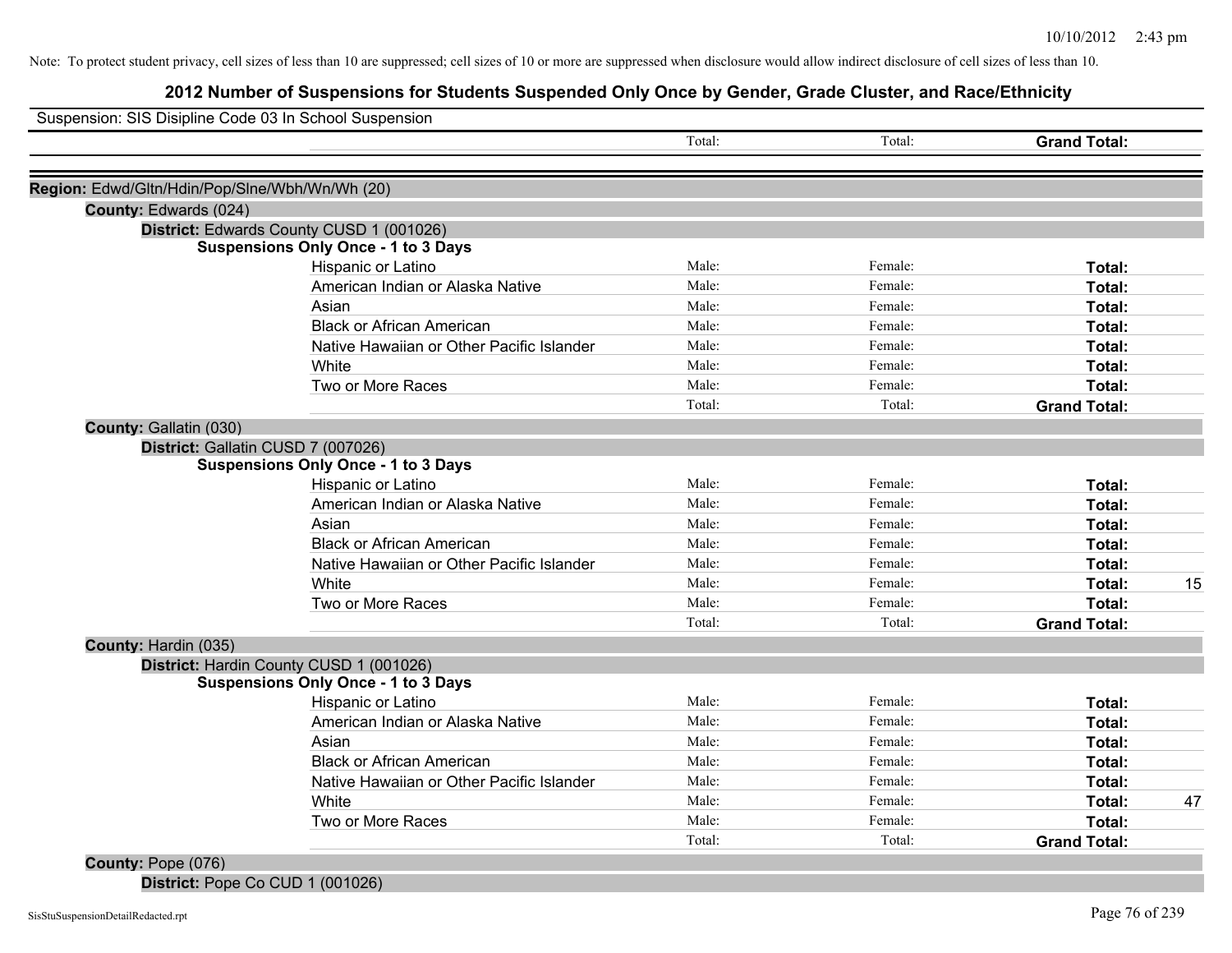Note: To protect student privacy, cell sizes of less than 10 are suppressed; cell sizes of 10 or more are suppressed when disclosure would allow indirect disclosure of cell sizes of less than 10.

# 2012 Number of Suspensions for Students Suspended Only Once by Gender, Grade Cluster, and Race/Ethnicity

Suspension: SIS Disipline Code 03 In School Suspension

| | Total: | Total: | Grand Total: | |
|---|---|---|---|---|

**Region:** Edwd/Gltn/Hdin/Pop/Slne/Wbh/Wn/Wh (20)

**County:** Edwards (024)

**District:** Edwards County CUSD 1 (001026)

**Suspensions Only Once - 1 to 3 Days**

| | | | | |
|---|---|---|---|---|
| Hispanic or Latino | Male: | Female: | Total: | |
| American Indian or Alaska Native | Male: | Female: | Total: | |
| Asian | Male: | Female: | Total: | |
| Black or African American | Male: | Female: | Total: | |
| Native Hawaiian or Other Pacific Islander | Male: | Female: | Total: | |
| White | Male: | Female: | Total: | |
| Two or More Races | Male: | Female: | Total: | |
| | Total: | Total: | Grand Total: | |

**County:** Gallatin (030)

**District:** Gallatin CUSD 7 (007026)

**Suspensions Only Once - 1 to 3 Days**

| | | | | |
|---|---|---|---|---|
| Hispanic or Latino | Male: | Female: | Total: | |
| American Indian or Alaska Native | Male: | Female: | Total: | |
| Asian | Male: | Female: | Total: | |
| Black or African American | Male: | Female: | Total: | |
| Native Hawaiian or Other Pacific Islander | Male: | Female: | Total: | |
| White | Male: | Female: | Total: | 15 |
| Two or More Races | Male: | Female: | Total: | |
| | Total: | Total: | Grand Total: | |

**County:** Hardin (035)

**District:** Hardin County CUSD 1 (001026)

**Suspensions Only Once - 1 to 3 Days**

| | | | | |
|---|---|---|---|---|
| Hispanic or Latino | Male: | Female: | Total: | |
| American Indian or Alaska Native | Male: | Female: | Total: | |
| Asian | Male: | Female: | Total: | |
| Black or African American | Male: | Female: | Total: | |
| Native Hawaiian or Other Pacific Islander | Male: | Female: | Total: | |
| White | Male: | Female: | Total: | 47 |
| Two or More Races | Male: | Female: | Total: | |
| | Total: | Total: | Grand Total: | |

**County:** Pope (076)

**District:** Pope Co CUD 1 (001026)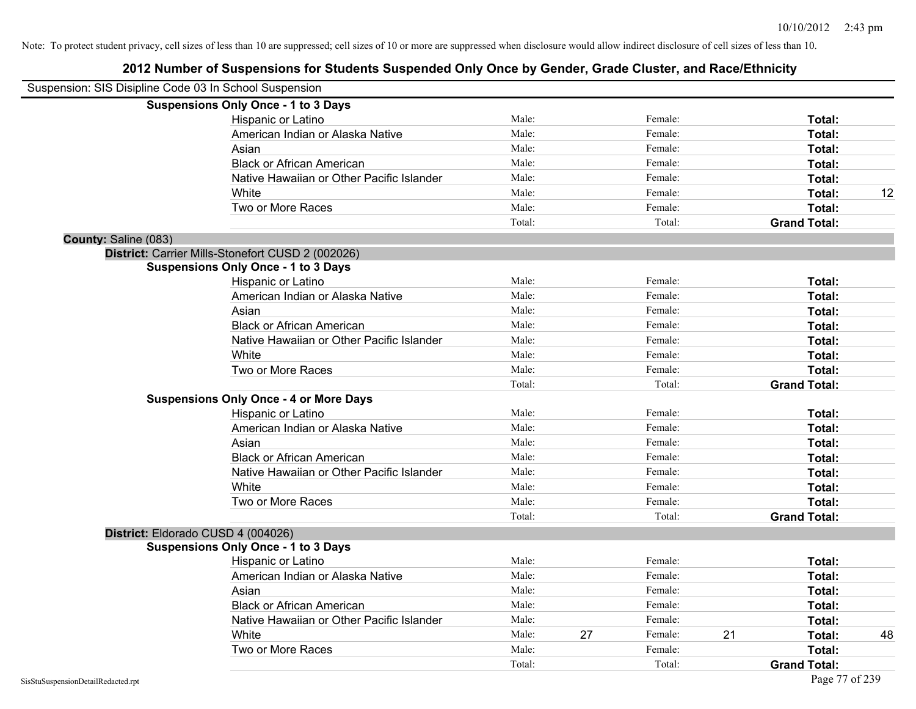Note: To protect student privacy, cell sizes of less than 10 are suppressed; cell sizes of 10 or more are suppressed when disclosure would allow indirect disclosure of cell sizes of less than 10.

# 2012 Number of Suspensions for Students Suspended Only Once by Gender, Grade Cluster, and Race/Ethnicity

Suspension: SIS Disipline Code 03 In School Suspension

**Suspensions Only Once - 1 to 3 Days**

| Race/Ethnicity | Male: | | Female: | | Total: | |
|---|---|---|---|---|---|---|
| Hispanic or Latino | Male: | | Female: | | **Total:** | |
| American Indian or Alaska Native | Male: | | Female: | | **Total:** | |
| Asian | Male: | | Female: | | **Total:** | |
| Black or African American | Male: | | Female: | | **Total:** | |
| Native Hawaiian or Other Pacific Islander | Male: | | Female: | | **Total:** | |
| White | Male: | | Female: | | **Total:** | 12 |
| Two or More Races | Male: | | Female: | | **Total:** | |
| | Total: | | Total: | | **Grand Total:** | |

**County:** Saline (083)

**District:** Carrier Mills-Stonefort CUSD 2 (002026)

**Suspensions Only Once - 1 to 3 Days**

| Race/Ethnicity | Male: | | Female: | | Total: | |
|---|---|---|---|---|---|---|
| Hispanic or Latino | Male: | | Female: | | **Total:** | |
| American Indian or Alaska Native | Male: | | Female: | | **Total:** | |
| Asian | Male: | | Female: | | **Total:** | |
| Black or African American | Male: | | Female: | | **Total:** | |
| Native Hawaiian or Other Pacific Islander | Male: | | Female: | | **Total:** | |
| White | Male: | | Female: | | **Total:** | |
| Two or More Races | Male: | | Female: | | **Total:** | |
| | Total: | | Total: | | **Grand Total:** | |

**Suspensions Only Once - 4 or More Days**

| Race/Ethnicity | Male: | | Female: | | Total: | |
|---|---|---|---|---|---|---|
| Hispanic or Latino | Male: | | Female: | | **Total:** | |
| American Indian or Alaska Native | Male: | | Female: | | **Total:** | |
| Asian | Male: | | Female: | | **Total:** | |
| Black or African American | Male: | | Female: | | **Total:** | |
| Native Hawaiian or Other Pacific Islander | Male: | | Female: | | **Total:** | |
| White | Male: | | Female: | | **Total:** | |
| Two or More Races | Male: | | Female: | | **Total:** | |
| | Total: | | Total: | | **Grand Total:** | |

**District:** Eldorado CUSD 4 (004026)

**Suspensions Only Once - 1 to 3 Days**

| Race/Ethnicity | Male: | | Female: | | Total: | |
|---|---|---|---|---|---|---|
| Hispanic or Latino | Male: | | Female: | | **Total:** | |
| American Indian or Alaska Native | Male: | | Female: | | **Total:** | |
| Asian | Male: | | Female: | | **Total:** | |
| Black or African American | Male: | | Female: | | **Total:** | |
| Native Hawaiian or Other Pacific Islander | Male: | | Female: | | **Total:** | |
| White | Male: | 27 | Female: | 21 | **Total:** | 48 |
| Two or More Races | Male: | | Female: | | **Total:** | |
| | Total: | | Total: | | **Grand Total:** | |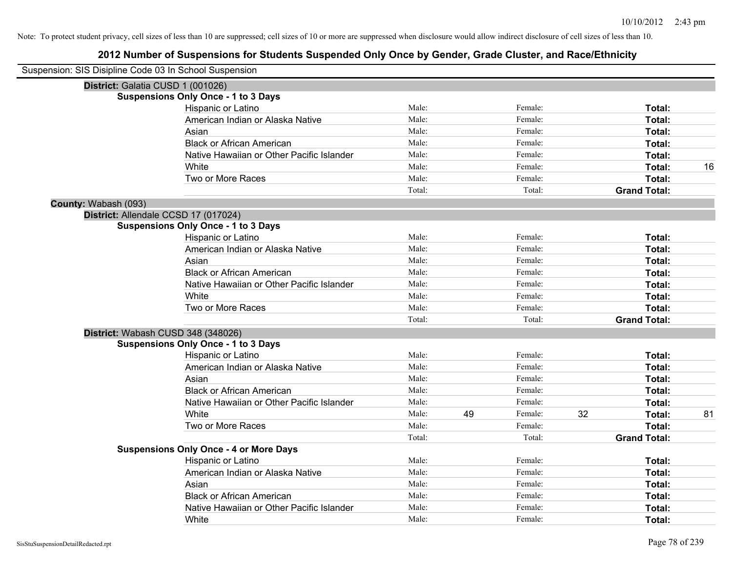Note: To protect student privacy, cell sizes of less than 10 are suppressed; cell sizes of 10 or more are suppressed when disclosure would allow indirect disclosure of cell sizes of less than 10.

# 2012 Number of Suspensions for Students Suspended Only Once by Gender, Grade Cluster, and Race/Ethnicity

Suspension: SIS Disipline Code 03 In School Suspension

**District:** Galatia CUSD 1 (001026)

**Suspensions Only Once - 1 to 3 Days**

| | | | | | | |
|---|---|---|---|---|---|---|
| Hispanic or Latino | Male: | | Female: | | **Total:** | |
| American Indian or Alaska Native | Male: | | Female: | | **Total:** | |
| Asian | Male: | | Female: | | **Total:** | |
| Black or African American | Male: | | Female: | | **Total:** | |
| Native Hawaiian or Other Pacific Islander | Male: | | Female: | | **Total:** | |
| White | Male: | | Female: | | **Total:** | 16 |
| Two or More Races | Male: | | Female: | | **Total:** | |
| | Total: | | Total: | | **Grand Total:** | |

**County:** Wabash (093)

**District:** Allendale CCSD 17 (017024)

**Suspensions Only Once - 1 to 3 Days**

| | | | | | | |
|---|---|---|---|---|---|---|
| Hispanic or Latino | Male: | | Female: | | **Total:** | |
| American Indian or Alaska Native | Male: | | Female: | | **Total:** | |
| Asian | Male: | | Female: | | **Total:** | |
| Black or African American | Male: | | Female: | | **Total:** | |
| Native Hawaiian or Other Pacific Islander | Male: | | Female: | | **Total:** | |
| White | Male: | | Female: | | **Total:** | |
| Two or More Races | Male: | | Female: | | **Total:** | |
| | Total: | | Total: | | **Grand Total:** | |

**District:** Wabash CUSD 348 (348026)

**Suspensions Only Once - 1 to 3 Days**

| | | | | | | |
|---|---|---|---|---|---|---|
| Hispanic or Latino | Male: | | Female: | | **Total:** | |
| American Indian or Alaska Native | Male: | | Female: | | **Total:** | |
| Asian | Male: | | Female: | | **Total:** | |
| Black or African American | Male: | | Female: | | **Total:** | |
| Native Hawaiian or Other Pacific Islander | Male: | | Female: | | **Total:** | |
| White | Male: | 49 | Female: | 32 | **Total:** | 81 |
| Two or More Races | Male: | | Female: | | **Total:** | |
| | Total: | | Total: | | **Grand Total:** | |

**Suspensions Only Once - 4 or More Days**

| | | | | | | |
|---|---|---|---|---|---|---|
| Hispanic or Latino | Male: | | Female: | | **Total:** | |
| American Indian or Alaska Native | Male: | | Female: | | **Total:** | |
| Asian | Male: | | Female: | | **Total:** | |
| Black or African American | Male: | | Female: | | **Total:** | |
| Native Hawaiian or Other Pacific Islander | Male: | | Female: | | **Total:** | |
| White | Male: | | Female: | | **Total:** | |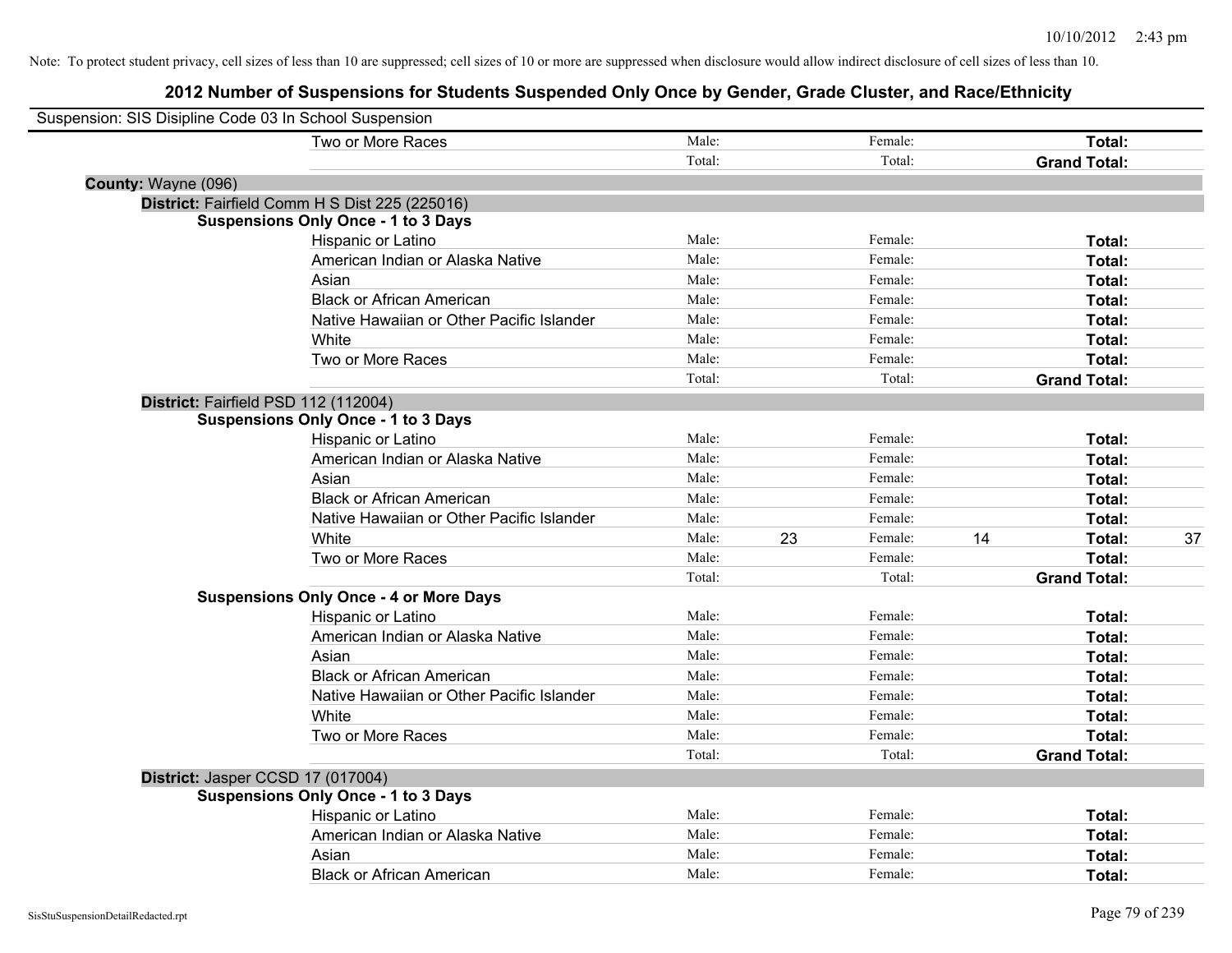Note: To protect student privacy, cell sizes of less than 10 are suppressed; cell sizes of 10 or more are suppressed when disclosure would allow indirect disclosure of cell sizes of less than 10.

# 2012 Number of Suspensions for Students Suspended Only Once by Gender, Grade Cluster, and Race/Ethnicity

Suspension: SIS Disipline Code 03 In School Suspension

| | | | | | | |
|---|---|---|---|---|---|---|
| Two or More Races | Male: | | Female: | | **Total:** | |
| | Total: | | Total: | | **Grand Total:** | |

**County:** Wayne (096)

**District:** Fairfield Comm H S Dist 225 (225016)

**Suspensions Only Once - 1 to 3 Days**

| | | | | | | |
|---|---|---|---|---|---|---|
| Hispanic or Latino | Male: | | Female: | | **Total:** | |
| American Indian or Alaska Native | Male: | | Female: | | **Total:** | |
| Asian | Male: | | Female: | | **Total:** | |
| Black or African American | Male: | | Female: | | **Total:** | |
| Native Hawaiian or Other Pacific Islander | Male: | | Female: | | **Total:** | |
| White | Male: | | Female: | | **Total:** | |
| Two or More Races | Male: | | Female: | | **Total:** | |
| | Total: | | Total: | | **Grand Total:** | |

**District:** Fairfield PSD 112 (112004)

**Suspensions Only Once - 1 to 3 Days**

| | | | | | | |
|---|---|---|---|---|---|---|
| Hispanic or Latino | Male: | | Female: | | **Total:** | |
| American Indian or Alaska Native | Male: | | Female: | | **Total:** | |
| Asian | Male: | | Female: | | **Total:** | |
| Black or African American | Male: | | Female: | | **Total:** | |
| Native Hawaiian or Other Pacific Islander | Male: | | Female: | | **Total:** | |
| White | Male: | 23 | Female: | 14 | **Total:** | 37 |
| Two or More Races | Male: | | Female: | | **Total:** | |
| | Total: | | Total: | | **Grand Total:** | |

**Suspensions Only Once - 4 or More Days**

| | | | | | | |
|---|---|---|---|---|---|---|
| Hispanic or Latino | Male: | | Female: | | **Total:** | |
| American Indian or Alaska Native | Male: | | Female: | | **Total:** | |
| Asian | Male: | | Female: | | **Total:** | |
| Black or African American | Male: | | Female: | | **Total:** | |
| Native Hawaiian or Other Pacific Islander | Male: | | Female: | | **Total:** | |
| White | Male: | | Female: | | **Total:** | |
| Two or More Races | Male: | | Female: | | **Total:** | |
| | Total: | | Total: | | **Grand Total:** | |

**District:** Jasper CCSD 17 (017004)

**Suspensions Only Once - 1 to 3 Days**

| | | | | | | |
|---|---|---|---|---|---|---|
| Hispanic or Latino | Male: | | Female: | | **Total:** | |
| American Indian or Alaska Native | Male: | | Female: | | **Total:** | |
| Asian | Male: | | Female: | | **Total:** | |
| Black or African American | Male: | | Female: | | **Total:** | |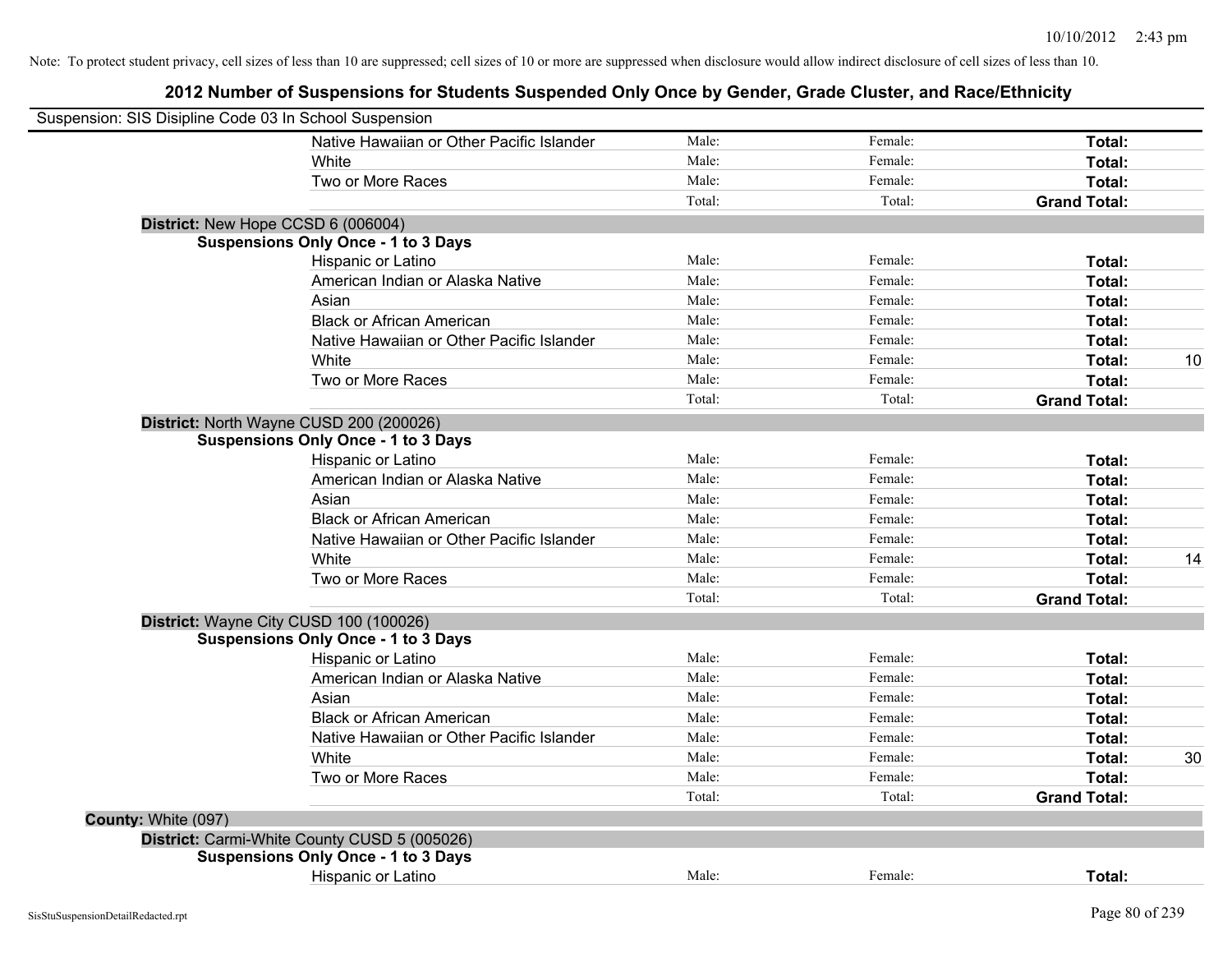Note: To protect student privacy, cell sizes of less than 10 are suppressed; cell sizes of 10 or more are suppressed when disclosure would allow indirect disclosure of cell sizes of less than 10.

# 2012 Number of Suspensions for Students Suspended Only Once by Gender, Grade Cluster, and Race/Ethnicity

Suspension: SIS Disipline Code 03 In School Suspension

| | Male | Female | Total | |
|---|---|---|---|---|
| Native Hawaiian or Other Pacific Islander | Male: | Female: | **Total:** | |
| White | Male: | Female: | **Total:** | |
| Two or More Races | Male: | Female: | **Total:** | |
| | Total: | Total: | **Grand Total:** | |

**District:** New Hope CCSD 6 (006004)

**Suspensions Only Once - 1 to 3 Days**

| | Male | Female | Total | |
|---|---|---|---|---|
| Hispanic or Latino | Male: | Female: | **Total:** | |
| American Indian or Alaska Native | Male: | Female: | **Total:** | |
| Asian | Male: | Female: | **Total:** | |
| Black or African American | Male: | Female: | **Total:** | |
| Native Hawaiian or Other Pacific Islander | Male: | Female: | **Total:** | |
| White | Male: | Female: | **Total:** | 10 |
| Two or More Races | Male: | Female: | **Total:** | |
| | Total: | Total: | **Grand Total:** | |

**District:** North Wayne CUSD 200 (200026)

**Suspensions Only Once - 1 to 3 Days**

| | Male | Female | Total | |
|---|---|---|---|---|
| Hispanic or Latino | Male: | Female: | **Total:** | |
| American Indian or Alaska Native | Male: | Female: | **Total:** | |
| Asian | Male: | Female: | **Total:** | |
| Black or African American | Male: | Female: | **Total:** | |
| Native Hawaiian or Other Pacific Islander | Male: | Female: | **Total:** | |
| White | Male: | Female: | **Total:** | 14 |
| Two or More Races | Male: | Female: | **Total:** | |
| | Total: | Total: | **Grand Total:** | |

**District:** Wayne City CUSD 100 (100026)

**Suspensions Only Once - 1 to 3 Days**

| | Male | Female | Total | |
|---|---|---|---|---|
| Hispanic or Latino | Male: | Female: | **Total:** | |
| American Indian or Alaska Native | Male: | Female: | **Total:** | |
| Asian | Male: | Female: | **Total:** | |
| Black or African American | Male: | Female: | **Total:** | |
| Native Hawaiian or Other Pacific Islander | Male: | Female: | **Total:** | |
| White | Male: | Female: | **Total:** | 30 |
| Two or More Races | Male: | Female: | **Total:** | |
| | Total: | Total: | **Grand Total:** | |

**County:** White (097)

**District:** Carmi-White County CUSD 5 (005026)

**Suspensions Only Once - 1 to 3 Days**

| | Male | Female | Total | |
|---|---|---|---|---|
| Hispanic or Latino | Male: | Female: | **Total:** | |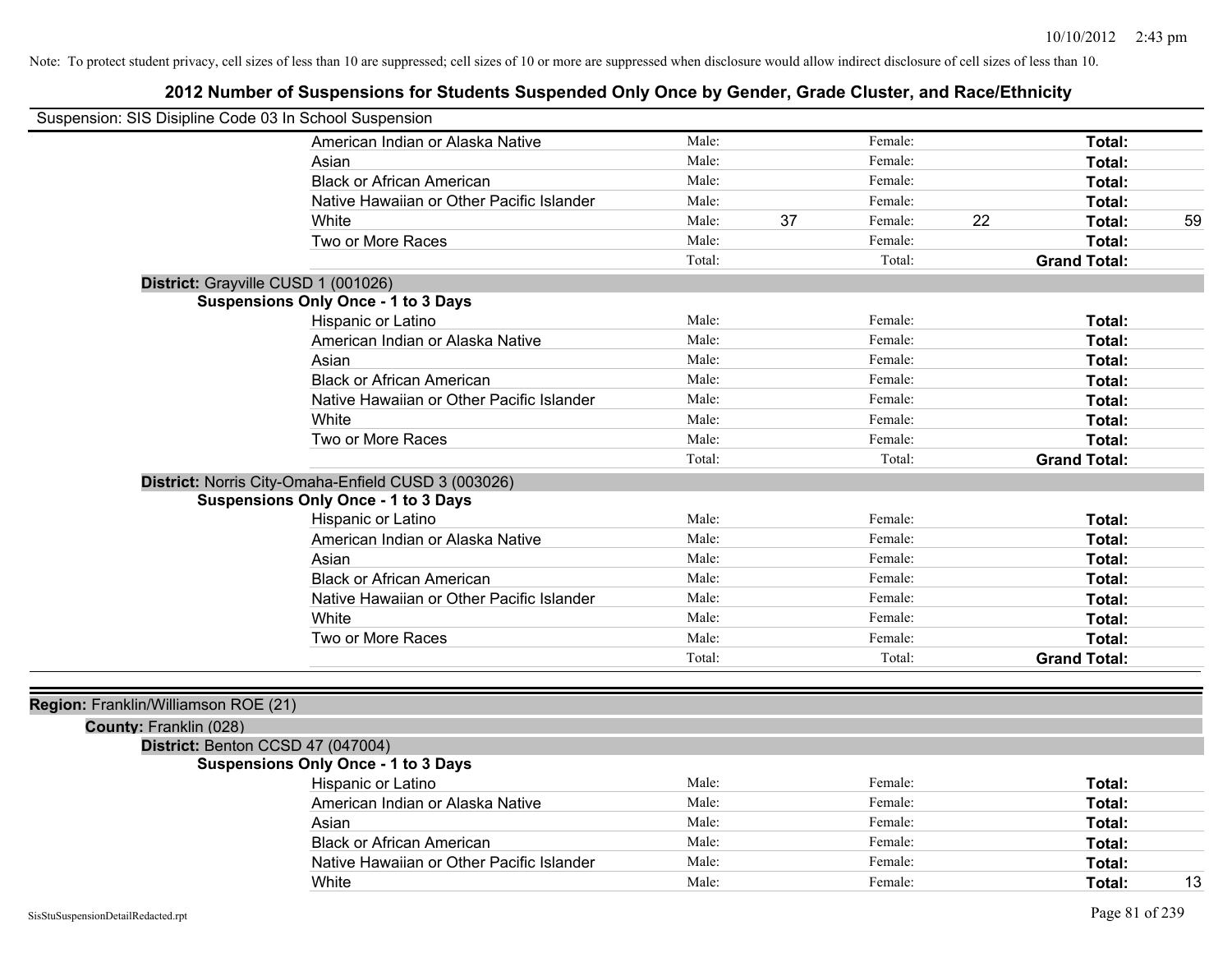Note: To protect student privacy, cell sizes of less than 10 are suppressed; cell sizes of 10 or more are suppressed when disclosure would allow indirect disclosure of cell sizes of less than 10.

# 2012 Number of Suspensions for Students Suspended Only Once by Gender, Grade Cluster, and Race/Ethnicity

Suspension: SIS Disipline Code 03 In School Suspension

| | | | | | | |
|---|---|---|---|---|---|---|
| American Indian or Alaska Native | Male: | | Female: | | **Total:** | |
| Asian | Male: | | Female: | | **Total:** | |
| Black or African American | Male: | | Female: | | **Total:** | |
| Native Hawaiian or Other Pacific Islander | Male: | | Female: | | **Total:** | |
| White | Male: | 37 | Female: | 22 | **Total:** | 59 |
| Two or More Races | Male: | | Female: | | **Total:** | |
| | Total: | | Total: | | **Grand Total:** | |

**District:** Grayville CUSD 1 (001026)

**Suspensions Only Once - 1 to 3 Days**

| | | | | | | |
|---|---|---|---|---|---|---|
| Hispanic or Latino | Male: | | Female: | | **Total:** | |
| American Indian or Alaska Native | Male: | | Female: | | **Total:** | |
| Asian | Male: | | Female: | | **Total:** | |
| Black or African American | Male: | | Female: | | **Total:** | |
| Native Hawaiian or Other Pacific Islander | Male: | | Female: | | **Total:** | |
| White | Male: | | Female: | | **Total:** | |
| Two or More Races | Male: | | Female: | | **Total:** | |
| | Total: | | Total: | | **Grand Total:** | |

**District:** Norris City-Omaha-Enfield CUSD 3 (003026)

**Suspensions Only Once - 1 to 3 Days**

| | | | | | | |
|---|---|---|---|---|---|---|
| Hispanic or Latino | Male: | | Female: | | **Total:** | |
| American Indian or Alaska Native | Male: | | Female: | | **Total:** | |
| Asian | Male: | | Female: | | **Total:** | |
| Black or African American | Male: | | Female: | | **Total:** | |
| Native Hawaiian or Other Pacific Islander | Male: | | Female: | | **Total:** | |
| White | Male: | | Female: | | **Total:** | |
| Two or More Races | Male: | | Female: | | **Total:** | |
| | Total: | | Total: | | **Grand Total:** | |

**Region:** Franklin/Williamson ROE (21)

**County:** Franklin (028)

**District:** Benton CCSD 47 (047004)

**Suspensions Only Once - 1 to 3 Days**

| | | | | | | |
|---|---|---|---|---|---|---|
| Hispanic or Latino | Male: | | Female: | | **Total:** | |
| American Indian or Alaska Native | Male: | | Female: | | **Total:** | |
| Asian | Male: | | Female: | | **Total:** | |
| Black or African American | Male: | | Female: | | **Total:** | |
| Native Hawaiian or Other Pacific Islander | Male: | | Female: | | **Total:** | |
| White | Male: | | Female: | | **Total:** | 13 |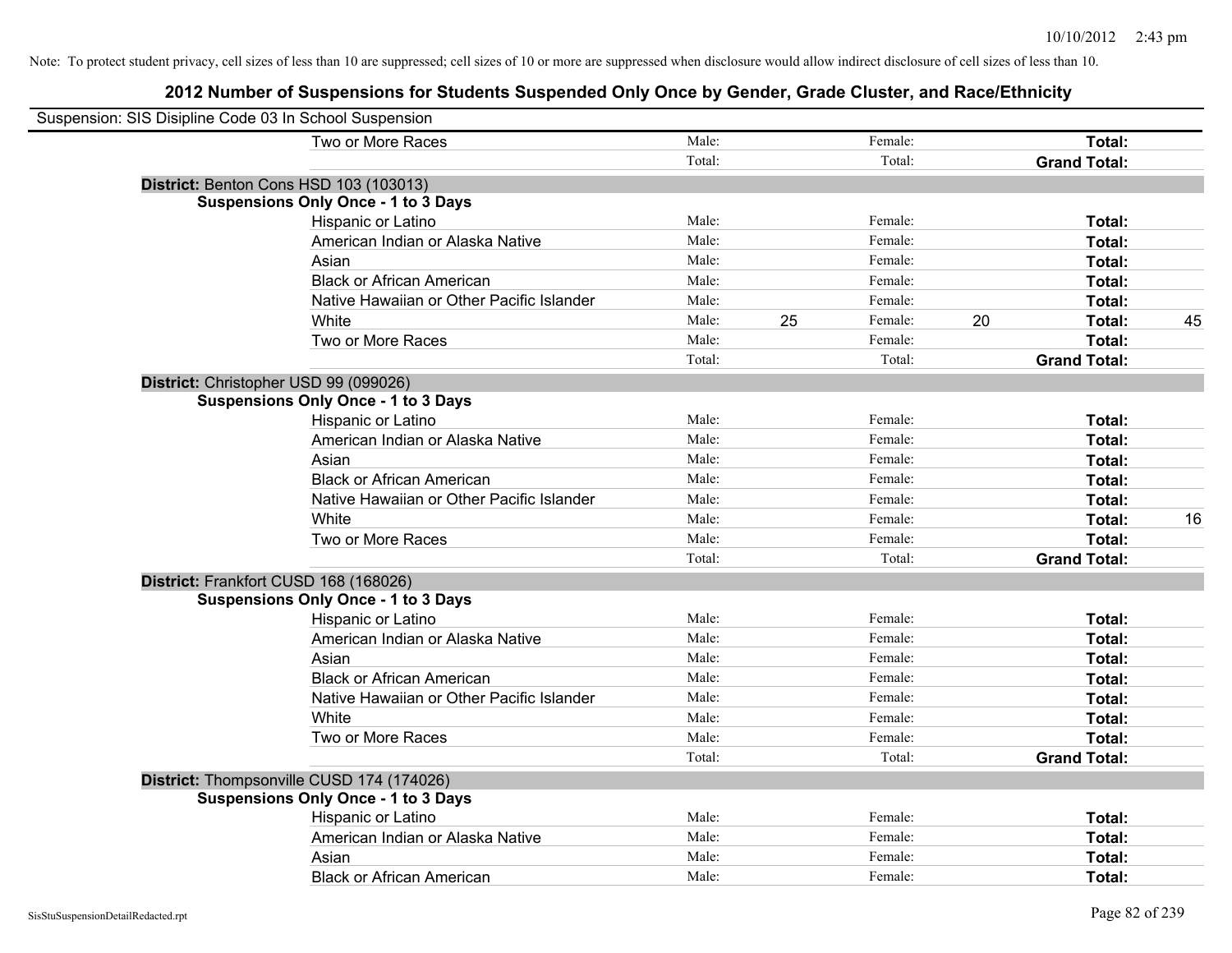Note: To protect student privacy, cell sizes of less than 10 are suppressed; cell sizes of 10 or more are suppressed when disclosure would allow indirect disclosure of cell sizes of less than 10.

# 2012 Number of Suspensions for Students Suspended Only Once by Gender, Grade Cluster, and Race/Ethnicity

Suspension: SIS Disipline Code 03 In School Suspension

| | | | | | | |
|---|---|---|---|---|---|---|
| Two or More Races | Male: | | Female: | | **Total:** | |
| | Total: | | Total: | | **Grand Total:** | |

**District:** Benton Cons HSD 103 (103013)

**Suspensions Only Once - 1 to 3 Days**

| | | | | | | |
|---|---|---|---|---|---|---|
| Hispanic or Latino | Male: | | Female: | | **Total:** | |
| American Indian or Alaska Native | Male: | | Female: | | **Total:** | |
| Asian | Male: | | Female: | | **Total:** | |
| Black or African American | Male: | | Female: | | **Total:** | |
| Native Hawaiian or Other Pacific Islander | Male: | | Female: | | **Total:** | |
| White | Male: | 25 | Female: | 20 | **Total:** | 45 |
| Two or More Races | Male: | | Female: | | **Total:** | |
| | Total: | | Total: | | **Grand Total:** | |

**District:** Christopher USD 99 (099026)

**Suspensions Only Once - 1 to 3 Days**

| | | | | | | |
|---|---|---|---|---|---|---|
| Hispanic or Latino | Male: | | Female: | | **Total:** | |
| American Indian or Alaska Native | Male: | | Female: | | **Total:** | |
| Asian | Male: | | Female: | | **Total:** | |
| Black or African American | Male: | | Female: | | **Total:** | |
| Native Hawaiian or Other Pacific Islander | Male: | | Female: | | **Total:** | |
| White | Male: | | Female: | | **Total:** | 16 |
| Two or More Races | Male: | | Female: | | **Total:** | |
| | Total: | | Total: | | **Grand Total:** | |

**District:** Frankfort CUSD 168 (168026)

**Suspensions Only Once - 1 to 3 Days**

| | | | | | | |
|---|---|---|---|---|---|---|
| Hispanic or Latino | Male: | | Female: | | **Total:** | |
| American Indian or Alaska Native | Male: | | Female: | | **Total:** | |
| Asian | Male: | | Female: | | **Total:** | |
| Black or African American | Male: | | Female: | | **Total:** | |
| Native Hawaiian or Other Pacific Islander | Male: | | Female: | | **Total:** | |
| White | Male: | | Female: | | **Total:** | |
| Two or More Races | Male: | | Female: | | **Total:** | |
| | Total: | | Total: | | **Grand Total:** | |

**District:** Thompsonville CUSD 174 (174026)

**Suspensions Only Once - 1 to 3 Days**

| | | | | | | |
|---|---|---|---|---|---|---|
| Hispanic or Latino | Male: | | Female: | | **Total:** | |
| American Indian or Alaska Native | Male: | | Female: | | **Total:** | |
| Asian | Male: | | Female: | | **Total:** | |
| Black or African American | Male: | | Female: | | **Total:** | |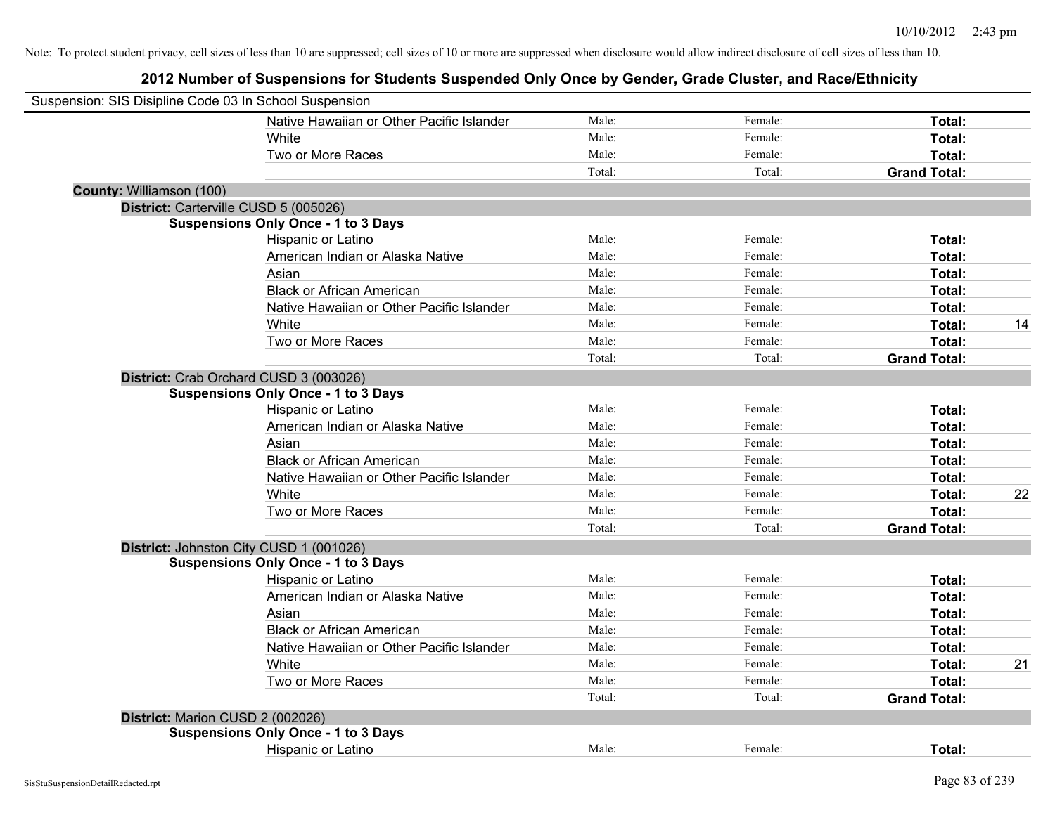Note: To protect student privacy, cell sizes of less than 10 are suppressed; cell sizes of 10 or more are suppressed when disclosure would allow indirect disclosure of cell sizes of less than 10.

# 2012 Number of Suspensions for Students Suspended Only Once by Gender, Grade Cluster, and Race/Ethnicity

Suspension: SIS Disipline Code 03 In School Suspension

| | | | | |
|---|---|---|---|---|
| Native Hawaiian or Other Pacific Islander | Male: | Female: | **Total:** | |
| White | Male: | Female: | **Total:** | |
| Two or More Races | Male: | Female: | **Total:** | |
| | Total: | Total: | **Grand Total:** | |

**County:** Williamson (100)

**District:** Carterville CUSD 5 (005026)

**Suspensions Only Once - 1 to 3 Days**

| | | | | |
|---|---|---|---|---|
| Hispanic or Latino | Male: | Female: | **Total:** | |
| American Indian or Alaska Native | Male: | Female: | **Total:** | |
| Asian | Male: | Female: | **Total:** | |
| Black or African American | Male: | Female: | **Total:** | |
| Native Hawaiian or Other Pacific Islander | Male: | Female: | **Total:** | |
| White | Male: | Female: | **Total:** | 14 |
| Two or More Races | Male: | Female: | **Total:** | |
| | Total: | Total: | **Grand Total:** | |

**District:** Crab Orchard CUSD 3 (003026)

**Suspensions Only Once - 1 to 3 Days**

| | | | | |
|---|---|---|---|---|
| Hispanic or Latino | Male: | Female: | **Total:** | |
| American Indian or Alaska Native | Male: | Female: | **Total:** | |
| Asian | Male: | Female: | **Total:** | |
| Black or African American | Male: | Female: | **Total:** | |
| Native Hawaiian or Other Pacific Islander | Male: | Female: | **Total:** | |
| White | Male: | Female: | **Total:** | 22 |
| Two or More Races | Male: | Female: | **Total:** | |
| | Total: | Total: | **Grand Total:** | |

**District:** Johnston City CUSD 1 (001026)

**Suspensions Only Once - 1 to 3 Days**

| | | | | |
|---|---|---|---|---|
| Hispanic or Latino | Male: | Female: | **Total:** | |
| American Indian or Alaska Native | Male: | Female: | **Total:** | |
| Asian | Male: | Female: | **Total:** | |
| Black or African American | Male: | Female: | **Total:** | |
| Native Hawaiian or Other Pacific Islander | Male: | Female: | **Total:** | |
| White | Male: | Female: | **Total:** | 21 |
| Two or More Races | Male: | Female: | **Total:** | |
| | Total: | Total: | **Grand Total:** | |

**District:** Marion CUSD 2 (002026)

**Suspensions Only Once - 1 to 3 Days**

| | | | | |
|---|---|---|---|---|
| Hispanic or Latino | Male: | Female: | **Total:** | |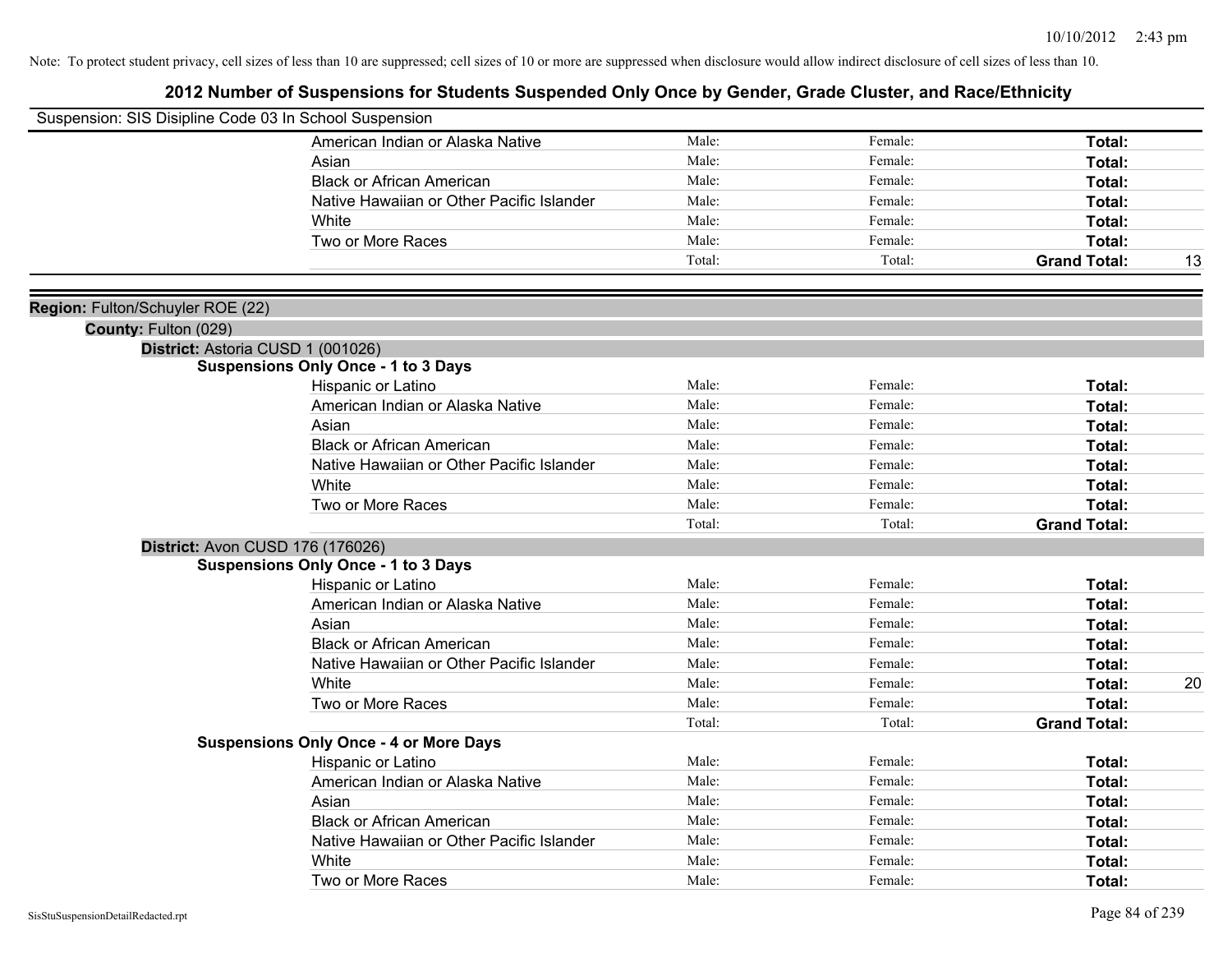Note: To protect student privacy, cell sizes of less than 10 are suppressed; cell sizes of 10 or more are suppressed when disclosure would allow indirect disclosure of cell sizes of less than 10.

# 2012 Number of Suspensions for Students Suspended Only Once by Gender, Grade Cluster, and Race/Ethnicity

Suspension: SIS Disipline Code 03 In School Suspension

| | | | | |
|---|---|---|---|---|
| American Indian or Alaska Native | Male: | Female: | **Total:** | |
| Asian | Male: | Female: | **Total:** | |
| Black or African American | Male: | Female: | **Total:** | |
| Native Hawaiian or Other Pacific Islander | Male: | Female: | **Total:** | |
| White | Male: | Female: | **Total:** | |
| Two or More Races | Male: | Female: | **Total:** | |
| | Total: | Total: | **Grand Total:** | 13 |

**Region:** Fulton/Schuyler ROE (22)

**County:** Fulton (029)

**District:** Astoria CUSD 1 (001026)

**Suspensions Only Once - 1 to 3 Days**

| | | | | |
|---|---|---|---|---|
| Hispanic or Latino | Male: | Female: | **Total:** | |
| American Indian or Alaska Native | Male: | Female: | **Total:** | |
| Asian | Male: | Female: | **Total:** | |
| Black or African American | Male: | Female: | **Total:** | |
| Native Hawaiian or Other Pacific Islander | Male: | Female: | **Total:** | |
| White | Male: | Female: | **Total:** | |
| Two or More Races | Male: | Female: | **Total:** | |
| | Total: | Total: | **Grand Total:** | |

**District:** Avon CUSD 176 (176026)

**Suspensions Only Once - 1 to 3 Days**

| | | | | |
|---|---|---|---|---|
| Hispanic or Latino | Male: | Female: | **Total:** | |
| American Indian or Alaska Native | Male: | Female: | **Total:** | |
| Asian | Male: | Female: | **Total:** | |
| Black or African American | Male: | Female: | **Total:** | |
| Native Hawaiian or Other Pacific Islander | Male: | Female: | **Total:** | |
| White | Male: | Female: | **Total:** | 20 |
| Two or More Races | Male: | Female: | **Total:** | |
| | Total: | Total: | **Grand Total:** | |

**Suspensions Only Once - 4 or More Days**

| | | | | |
|---|---|---|---|---|
| Hispanic or Latino | Male: | Female: | **Total:** | |
| American Indian or Alaska Native | Male: | Female: | **Total:** | |
| Asian | Male: | Female: | **Total:** | |
| Black or African American | Male: | Female: | **Total:** | |
| Native Hawaiian or Other Pacific Islander | Male: | Female: | **Total:** | |
| White | Male: | Female: | **Total:** | |
| Two or More Races | Male: | Female: | **Total:** | |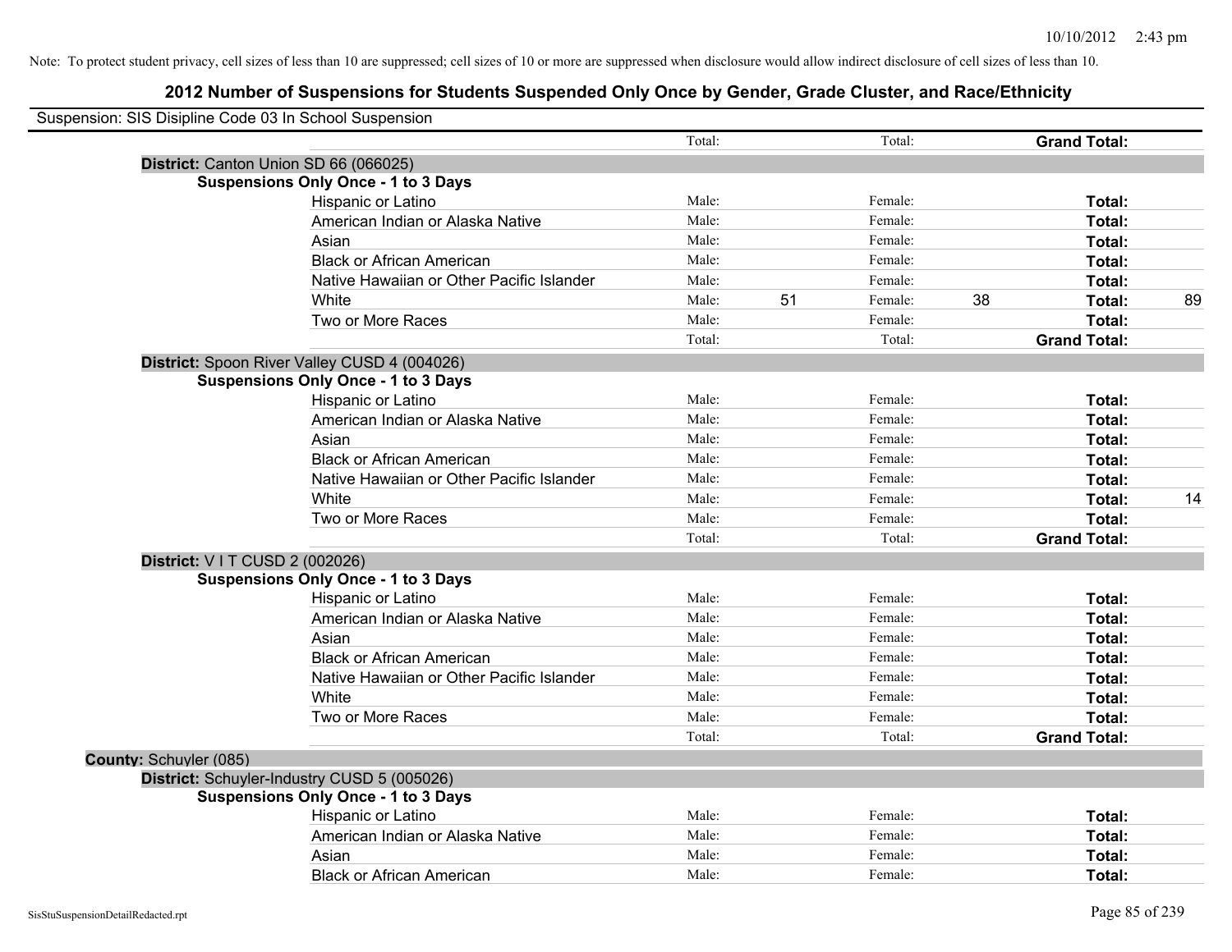Note: To protect student privacy, cell sizes of less than 10 are suppressed; cell sizes of 10 or more are suppressed when disclosure would allow indirect disclosure of cell sizes of less than 10.

## 2012 Number of Suspensions for Students Suspended Only Once by Gender, Grade Cluster, and Race/Ethnicity

Suspension: SIS Disipline Code 03 In School Suspension

| | | | | | | | |
|---|---|---|---|---|---|---|---|
| | Total: | | Total: | | **Grand Total:** | |
| **District:** Canton Union SD 66 (066025) | | | | | | | |
| **Suspensions Only Once - 1 to 3 Days** | | | | | | | |
| Hispanic or Latino | Male: | | Female: | | **Total:** | |
| American Indian or Alaska Native | Male: | | Female: | | **Total:** | |
| Asian | Male: | | Female: | | **Total:** | |
| Black or African American | Male: | | Female: | | **Total:** | |
| Native Hawaiian or Other Pacific Islander | Male: | | Female: | | **Total:** | |
| White | Male: | 51 | Female: | 38 | **Total:** | 89 |
| Two or More Races | Male: | | Female: | | **Total:** | |
| | Total: | | Total: | | **Grand Total:** | |
| **District:** Spoon River Valley CUSD 4 (004026) | | | | | | |
| **Suspensions Only Once - 1 to 3 Days** | | | | | | |
| Hispanic or Latino | Male: | | Female: | | **Total:** | |
| American Indian or Alaska Native | Male: | | Female: | | **Total:** | |
| Asian | Male: | | Female: | | **Total:** | |
| Black or African American | Male: | | Female: | | **Total:** | |
| Native Hawaiian or Other Pacific Islander | Male: | | Female: | | **Total:** | |
| White | Male: | | Female: | | **Total:** | 14 |
| Two or More Races | Male: | | Female: | | **Total:** | |
| | Total: | | Total: | | **Grand Total:** | |
| **District:** V I T CUSD 2 (002026) | | | | | | |
| **Suspensions Only Once - 1 to 3 Days** | | | | | | |
| Hispanic or Latino | Male: | | Female: | | **Total:** | |
| American Indian or Alaska Native | Male: | | Female: | | **Total:** | |
| Asian | Male: | | Female: | | **Total:** | |
| Black or African American | Male: | | Female: | | **Total:** | |
| Native Hawaiian or Other Pacific Islander | Male: | | Female: | | **Total:** | |
| White | Male: | | Female: | | **Total:** | |
| Two or More Races | Male: | | Female: | | **Total:** | |
| | Total: | | Total: | | **Grand Total:** | |
| **County:** Schuyler (085) | | | | | | |
| **District:** Schuyler-Industry CUSD 5 (005026) | | | | | | |
| **Suspensions Only Once - 1 to 3 Days** | | | | | | |
| Hispanic or Latino | Male: | | Female: | | **Total:** | |
| American Indian or Alaska Native | Male: | | Female: | | **Total:** | |
| Asian | Male: | | Female: | | **Total:** | |
| Black or African American | Male: | | Female: | | **Total:** | |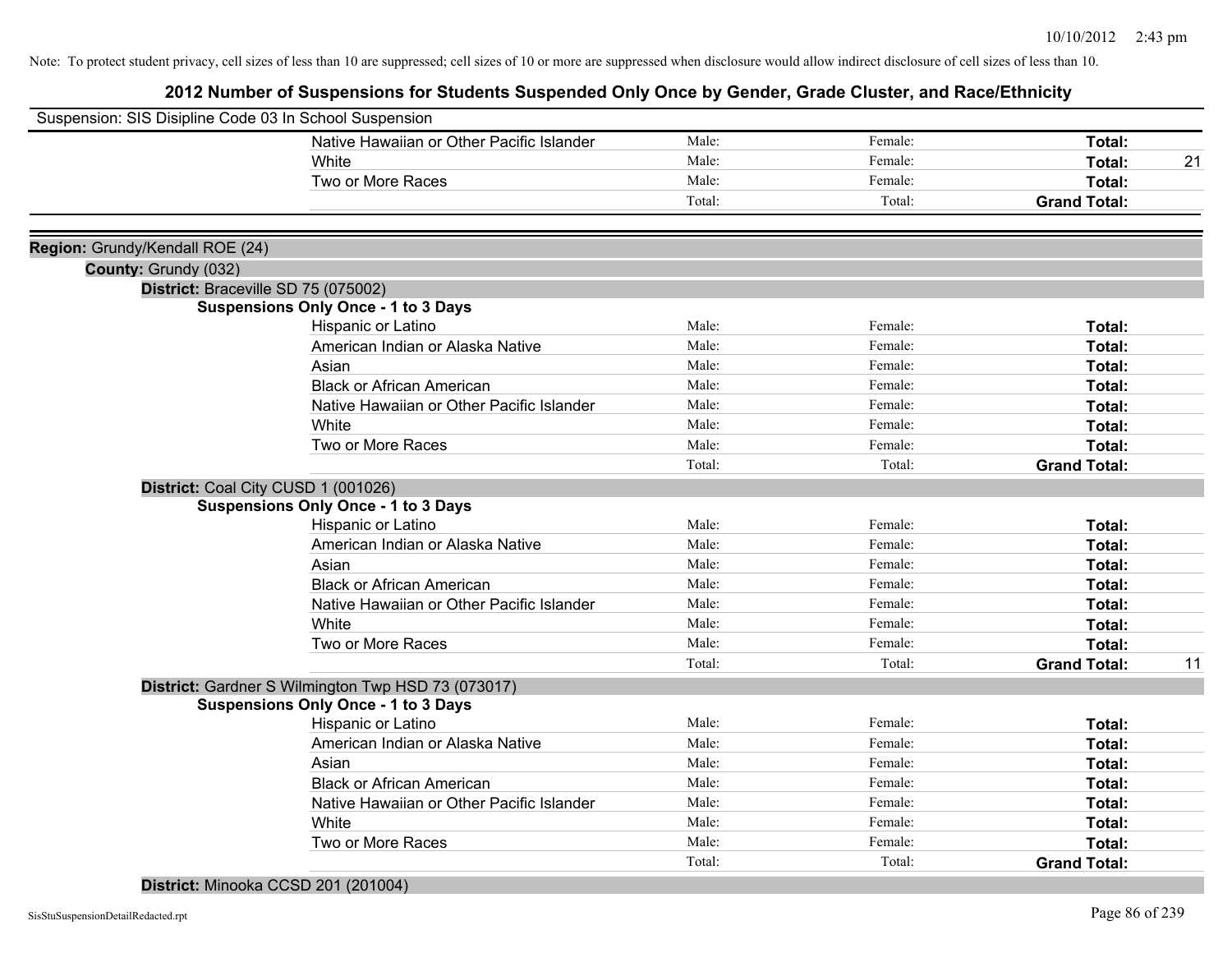Note: To protect student privacy, cell sizes of less than 10 are suppressed; cell sizes of 10 or more are suppressed when disclosure would allow indirect disclosure of cell sizes of less than 10.

# 2012 Number of Suspensions for Students Suspended Only Once by Gender, Grade Cluster, and Race/Ethnicity

Suspension: SIS Disipline Code 03 In School Suspension

| | Male | Female | Total | |
|---|---|---|---|---|
| Native Hawaiian or Other Pacific Islander | Male: | Female: | **Total:** | |
| White | Male: | Female: | **Total:** | 21 |
| Two or More Races | Male: | Female: | **Total:** | |
| | Total: | Total: | **Grand Total:** | |

**Region:** Grundy/Kendall ROE (24)

**County:** Grundy (032)

**District:** Braceville SD 75 (075002)

**Suspensions Only Once - 1 to 3 Days**

| | Male | Female | Total | |
|---|---|---|---|---|
| Hispanic or Latino | Male: | Female: | **Total:** | |
| American Indian or Alaska Native | Male: | Female: | **Total:** | |
| Asian | Male: | Female: | **Total:** | |
| Black or African American | Male: | Female: | **Total:** | |
| Native Hawaiian or Other Pacific Islander | Male: | Female: | **Total:** | |
| White | Male: | Female: | **Total:** | |
| Two or More Races | Male: | Female: | **Total:** | |
| | Total: | Total: | **Grand Total:** | |

**District:** Coal City CUSD 1 (001026)

**Suspensions Only Once - 1 to 3 Days**

| | Male | Female | Total | |
|---|---|---|---|---|
| Hispanic or Latino | Male: | Female: | **Total:** | |
| American Indian or Alaska Native | Male: | Female: | **Total:** | |
| Asian | Male: | Female: | **Total:** | |
| Black or African American | Male: | Female: | **Total:** | |
| Native Hawaiian or Other Pacific Islander | Male: | Female: | **Total:** | |
| White | Male: | Female: | **Total:** | |
| Two or More Races | Male: | Female: | **Total:** | |
| | Total: | Total: | **Grand Total:** | 11 |

**District:** Gardner S Wilmington Twp HSD 73 (073017)

**Suspensions Only Once - 1 to 3 Days**

| | Male | Female | Total | |
|---|---|---|---|---|
| Hispanic or Latino | Male: | Female: | **Total:** | |
| American Indian or Alaska Native | Male: | Female: | **Total:** | |
| Asian | Male: | Female: | **Total:** | |
| Black or African American | Male: | Female: | **Total:** | |
| Native Hawaiian or Other Pacific Islander | Male: | Female: | **Total:** | |
| White | Male: | Female: | **Total:** | |
| Two or More Races | Male: | Female: | **Total:** | |
| | Total: | Total: | **Grand Total:** | |

**District:** Minooka CCSD 201 (201004)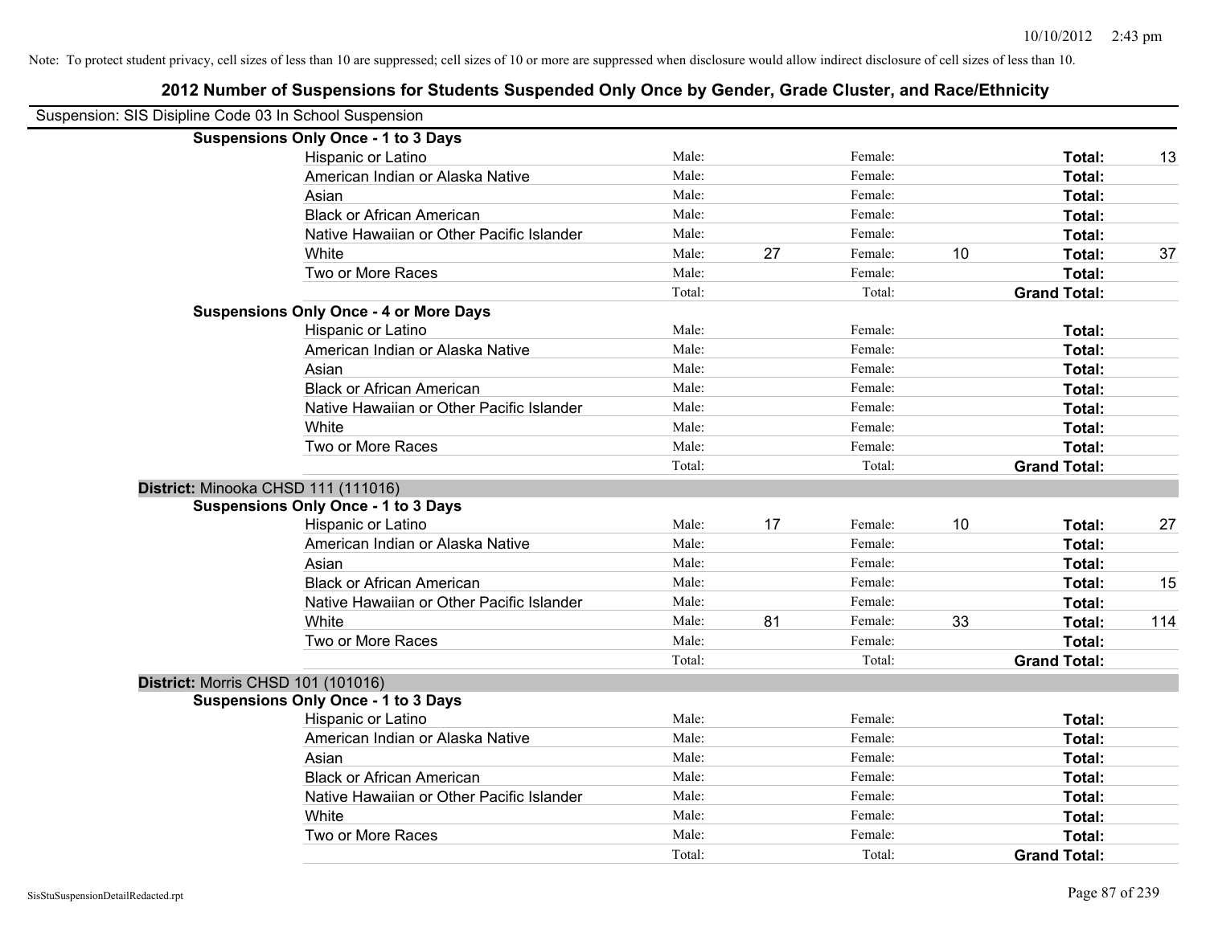Note: To protect student privacy, cell sizes of less than 10 are suppressed; cell sizes of 10 or more are suppressed when disclosure would allow indirect disclosure of cell sizes of less than 10.

## 2012 Number of Suspensions for Students Suspended Only Once by Gender, Grade Cluster, and Race/Ethnicity

Suspension: SIS Disipline Code 03 In School Suspension

**Suspensions Only Once - 1 to 3 Days**

| | | | | | | |
|---|---|---|---|---|---|---|
| Hispanic or Latino | Male: | | Female: | | **Total:** | 13 |
| American Indian or Alaska Native | Male: | | Female: | | **Total:** | |
| Asian | Male: | | Female: | | **Total:** | |
| Black or African American | Male: | | Female: | | **Total:** | |
| Native Hawaiian or Other Pacific Islander | Male: | | Female: | | **Total:** | |
| White | Male: | 27 | Female: | 10 | **Total:** | 37 |
| Two or More Races | Male: | | Female: | | **Total:** | |
| | Total: | | Total: | | **Grand Total:** | |

**Suspensions Only Once - 4 or More Days**

| | | | | | | |
|---|---|---|---|---|---|---|
| Hispanic or Latino | Male: | | Female: | | **Total:** | |
| American Indian or Alaska Native | Male: | | Female: | | **Total:** | |
| Asian | Male: | | Female: | | **Total:** | |
| Black or African American | Male: | | Female: | | **Total:** | |
| Native Hawaiian or Other Pacific Islander | Male: | | Female: | | **Total:** | |
| White | Male: | | Female: | | **Total:** | |
| Two or More Races | Male: | | Female: | | **Total:** | |
| | Total: | | Total: | | **Grand Total:** | |

**District:** Minooka CHSD 111 (111016)

**Suspensions Only Once - 1 to 3 Days**

| | | | | | | |
|---|---|---|---|---|---|---|
| Hispanic or Latino | Male: | 17 | Female: | 10 | **Total:** | 27 |
| American Indian or Alaska Native | Male: | | Female: | | **Total:** | |
| Asian | Male: | | Female: | | **Total:** | |
| Black or African American | Male: | | Female: | | **Total:** | 15 |
| Native Hawaiian or Other Pacific Islander | Male: | | Female: | | **Total:** | |
| White | Male: | 81 | Female: | 33 | **Total:** | 114 |
| Two or More Races | Male: | | Female: | | **Total:** | |
| | Total: | | Total: | | **Grand Total:** | |

**District:** Morris CHSD 101 (101016)

**Suspensions Only Once - 1 to 3 Days**

| | | | | | | |
|---|---|---|---|---|---|---|
| Hispanic or Latino | Male: | | Female: | | **Total:** | |
| American Indian or Alaska Native | Male: | | Female: | | **Total:** | |
| Asian | Male: | | Female: | | **Total:** | |
| Black or African American | Male: | | Female: | | **Total:** | |
| Native Hawaiian or Other Pacific Islander | Male: | | Female: | | **Total:** | |
| White | Male: | | Female: | | **Total:** | |
| Two or More Races | Male: | | Female: | | **Total:** | |
| | Total: | | Total: | | **Grand Total:** | |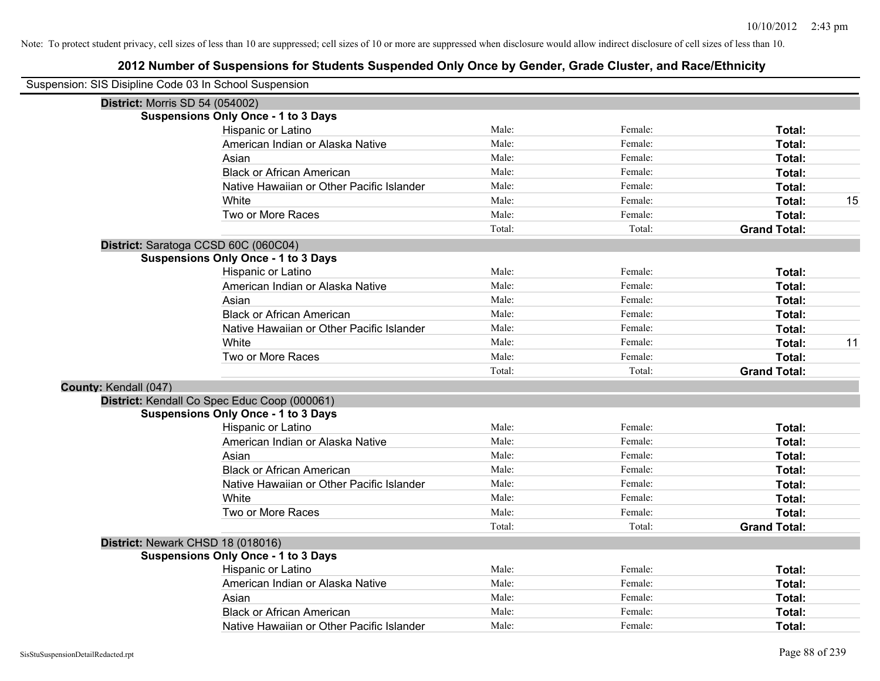Note: To protect student privacy, cell sizes of less than 10 are suppressed; cell sizes of 10 or more are suppressed when disclosure would allow indirect disclosure of cell sizes of less than 10.

# 2012 Number of Suspensions for Students Suspended Only Once by Gender, Grade Cluster, and Race/Ethnicity

Suspension: SIS Disipline Code 03 In School Suspension

**District:** Morris SD 54 (054002)

**Suspensions Only Once - 1 to 3 Days**

| | | | | |
|---|---|---|---|---|
| Hispanic or Latino | Male: | Female: | **Total:** | |
| American Indian or Alaska Native | Male: | Female: | **Total:** | |
| Asian | Male: | Female: | **Total:** | |
| Black or African American | Male: | Female: | **Total:** | |
| Native Hawaiian or Other Pacific Islander | Male: | Female: | **Total:** | |
| White | Male: | Female: | **Total:** | 15 |
| Two or More Races | Male: | Female: | **Total:** | |
| | Total: | Total: | **Grand Total:** | |

**District:** Saratoga CCSD 60C (060C04)

**Suspensions Only Once - 1 to 3 Days**

| | | | | |
|---|---|---|---|---|
| Hispanic or Latino | Male: | Female: | **Total:** | |
| American Indian or Alaska Native | Male: | Female: | **Total:** | |
| Asian | Male: | Female: | **Total:** | |
| Black or African American | Male: | Female: | **Total:** | |
| Native Hawaiian or Other Pacific Islander | Male: | Female: | **Total:** | |
| White | Male: | Female: | **Total:** | 11 |
| Two or More Races | Male: | Female: | **Total:** | |
| | Total: | Total: | **Grand Total:** | |

**County:** Kendall (047)

**District:** Kendall Co Spec Educ Coop (000061)

**Suspensions Only Once - 1 to 3 Days**

| | | | | |
|---|---|---|---|---|
| Hispanic or Latino | Male: | Female: | **Total:** | |
| American Indian or Alaska Native | Male: | Female: | **Total:** | |
| Asian | Male: | Female: | **Total:** | |
| Black or African American | Male: | Female: | **Total:** | |
| Native Hawaiian or Other Pacific Islander | Male: | Female: | **Total:** | |
| White | Male: | Female: | **Total:** | |
| Two or More Races | Male: | Female: | **Total:** | |
| | Total: | Total: | **Grand Total:** | |

**District:** Newark CHSD 18 (018016)

**Suspensions Only Once - 1 to 3 Days**

| | | | | |
|---|---|---|---|---|
| Hispanic or Latino | Male: | Female: | **Total:** | |
| American Indian or Alaska Native | Male: | Female: | **Total:** | |
| Asian | Male: | Female: | **Total:** | |
| Black or African American | Male: | Female: | **Total:** | |
| Native Hawaiian or Other Pacific Islander | Male: | Female: | **Total:** | |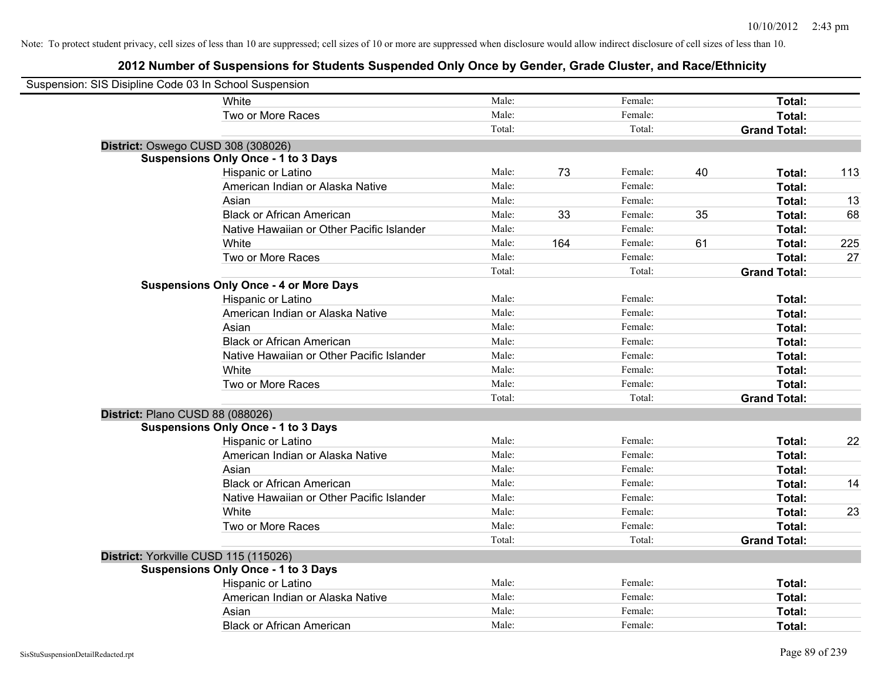Note: To protect student privacy, cell sizes of less than 10 are suppressed; cell sizes of 10 or more are suppressed when disclosure would allow indirect disclosure of cell sizes of less than 10.

## 2012 Number of Suspensions for Students Suspended Only Once by Gender, Grade Cluster, and Race/Ethnicity

Suspension: SIS Disipline Code 03 In School Suspension

| | | | | | | | |
|---|---|---|---|---|---|---|---|
| White | Male: | | Female: | | **Total:** | |
| Two or More Races | Male: | | Female: | | **Total:** | |
| | Total: | | Total: | | **Grand Total:** | |

**District:** Oswego CUSD 308 (308026)

**Suspensions Only Once - 1 to 3 Days**

| | | | | | | |
|---|---|---|---|---|---|---|
| Hispanic or Latino | Male: | 73 | Female: | 40 | **Total:** | 113 |
| American Indian or Alaska Native | Male: | | Female: | | **Total:** | |
| Asian | Male: | | Female: | | **Total:** | 13 |
| Black or African American | Male: | 33 | Female: | 35 | **Total:** | 68 |
| Native Hawaiian or Other Pacific Islander | Male: | | Female: | | **Total:** | |
| White | Male: | 164 | Female: | 61 | **Total:** | 225 |
| Two or More Races | Male: | | Female: | | **Total:** | 27 |
| | Total: | | Total: | | **Grand Total:** | |

**Suspensions Only Once - 4 or More Days**

| | | | | | | |
|---|---|---|---|---|---|---|
| Hispanic or Latino | Male: | | Female: | | **Total:** | |
| American Indian or Alaska Native | Male: | | Female: | | **Total:** | |
| Asian | Male: | | Female: | | **Total:** | |
| Black or African American | Male: | | Female: | | **Total:** | |
| Native Hawaiian or Other Pacific Islander | Male: | | Female: | | **Total:** | |
| White | Male: | | Female: | | **Total:** | |
| Two or More Races | Male: | | Female: | | **Total:** | |
| | Total: | | Total: | | **Grand Total:** | |

**District:** Plano CUSD 88 (088026)

**Suspensions Only Once - 1 to 3 Days**

| | | | | | | |
|---|---|---|---|---|---|---|
| Hispanic or Latino | Male: | | Female: | | **Total:** | 22 |
| American Indian or Alaska Native | Male: | | Female: | | **Total:** | |
| Asian | Male: | | Female: | | **Total:** | |
| Black or African American | Male: | | Female: | | **Total:** | 14 |
| Native Hawaiian or Other Pacific Islander | Male: | | Female: | | **Total:** | |
| White | Male: | | Female: | | **Total:** | 23 |
| Two or More Races | Male: | | Female: | | **Total:** | |
| | Total: | | Total: | | **Grand Total:** | |

**District:** Yorkville CUSD 115 (115026)

**Suspensions Only Once - 1 to 3 Days**

| | | | | | | |
|---|---|---|---|---|---|---|
| Hispanic or Latino | Male: | | Female: | | **Total:** | |
| American Indian or Alaska Native | Male: | | Female: | | **Total:** | |
| Asian | Male: | | Female: | | **Total:** | |
| Black or African American | Male: | | Female: | | **Total:** | |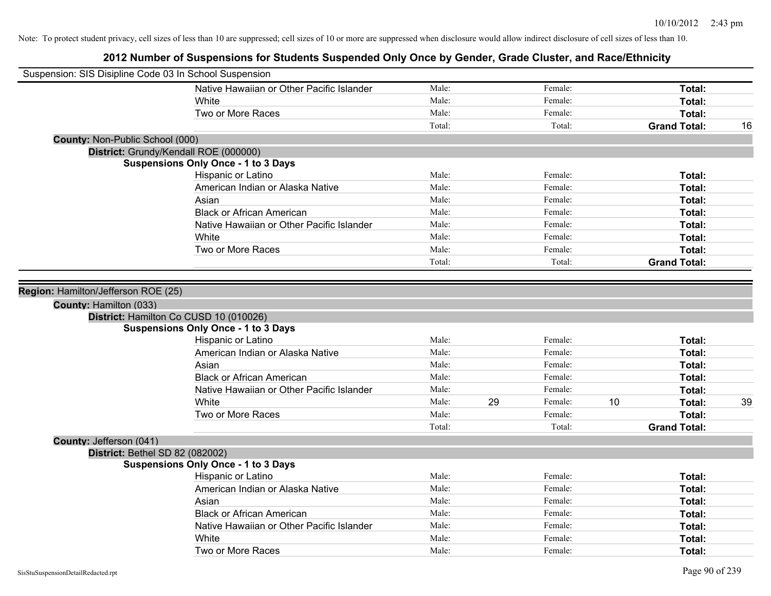Note: To protect student privacy, cell sizes of less than 10 are suppressed; cell sizes of 10 or more are suppressed when disclosure would allow indirect disclosure of cell sizes of less than 10.

## 2012 Number of Suspensions for Students Suspended Only Once by Gender, Grade Cluster, and Race/Ethnicity

Suspension: SIS Disipline Code 03 In School Suspension

| | | | | | | |
|---|---|---|---|---|---|---|
| Native Hawaiian or Other Pacific Islander | Male: | | Female: | | **Total:** | |
| White | Male: | | Female: | | **Total:** | |
| Two or More Races | Male: | | Female: | | **Total:** | |
| | Total: | | Total: | | **Grand Total:** | 16 |

**County:** Non-Public School (000)

**District:** Grundy/Kendall ROE (000000)

**Suspensions Only Once - 1 to 3 Days**

| | | | | | | |
|---|---|---|---|---|---|---|
| Hispanic or Latino | Male: | | Female: | | **Total:** | |
| American Indian or Alaska Native | Male: | | Female: | | **Total:** | |
| Asian | Male: | | Female: | | **Total:** | |
| Black or African American | Male: | | Female: | | **Total:** | |
| Native Hawaiian or Other Pacific Islander | Male: | | Female: | | **Total:** | |
| White | Male: | | Female: | | **Total:** | |
| Two or More Races | Male: | | Female: | | **Total:** | |
| | Total: | | Total: | | **Grand Total:** | |

**Region:** Hamilton/Jefferson ROE (25)

**County:** Hamilton (033)

**District:** Hamilton Co CUSD 10 (010026)

**Suspensions Only Once - 1 to 3 Days**

| | | | | | | |
|---|---|---|---|---|---|---|
| Hispanic or Latino | Male: | | Female: | | **Total:** | |
| American Indian or Alaska Native | Male: | | Female: | | **Total:** | |
| Asian | Male: | | Female: | | **Total:** | |
| Black or African American | Male: | | Female: | | **Total:** | |
| Native Hawaiian or Other Pacific Islander | Male: | | Female: | | **Total:** | |
| White | Male: | 29 | Female: | 10 | **Total:** | 39 |
| Two or More Races | Male: | | Female: | | **Total:** | |
| | Total: | | Total: | | **Grand Total:** | |

**County:** Jefferson (041)

**District:** Bethel SD 82 (082002)

**Suspensions Only Once - 1 to 3 Days**

| | | | | | | |
|---|---|---|---|---|---|---|
| Hispanic or Latino | Male: | | Female: | | **Total:** | |
| American Indian or Alaska Native | Male: | | Female: | | **Total:** | |
| Asian | Male: | | Female: | | **Total:** | |
| Black or African American | Male: | | Female: | | **Total:** | |
| Native Hawaiian or Other Pacific Islander | Male: | | Female: | | **Total:** | |
| White | Male: | | Female: | | **Total:** | |
| Two or More Races | Male: | | Female: | | **Total:** | |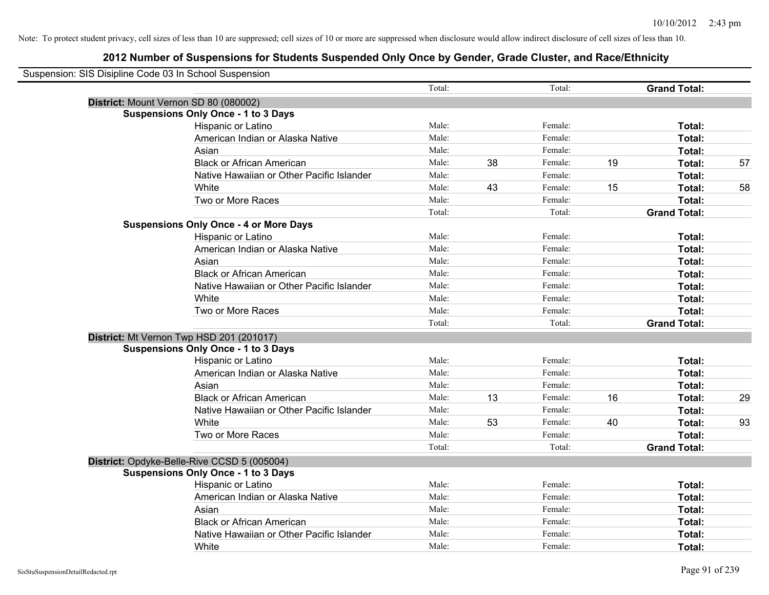Note: To protect student privacy, cell sizes of less than 10 are suppressed; cell sizes of 10 or more are suppressed when disclosure would allow indirect disclosure of cell sizes of less than 10.

# 2012 Number of Suspensions for Students Suspended Only Once by Gender, Grade Cluster, and Race/Ethnicity

Suspension: SIS Disipline Code 03 In School Suspension

| | | | | | | |
|---|---|---|---|---|---|---|
| | Total: | | Total: | | **Grand Total:** | |
| **District:** Mount Vernon SD 80 (080002) | | | | | | |
| **Suspensions Only Once - 1 to 3 Days** | | | | | | |
| Hispanic or Latino | Male: | | Female: | | **Total:** | |
| American Indian or Alaska Native | Male: | | Female: | | **Total:** | |
| Asian | Male: | | Female: | | **Total:** | |
| Black or African American | Male: | 38 | Female: | 19 | **Total:** | 57 |
| Native Hawaiian or Other Pacific Islander | Male: | | Female: | | **Total:** | |
| White | Male: | 43 | Female: | 15 | **Total:** | 58 |
| Two or More Races | Male: | | Female: | | **Total:** | |
| | Total: | | Total: | | **Grand Total:** | |
| **Suspensions Only Once - 4 or More Days** | | | | | | |
| Hispanic or Latino | Male: | | Female: | | **Total:** | |
| American Indian or Alaska Native | Male: | | Female: | | **Total:** | |
| Asian | Male: | | Female: | | **Total:** | |
| Black or African American | Male: | | Female: | | **Total:** | |
| Native Hawaiian or Other Pacific Islander | Male: | | Female: | | **Total:** | |
| White | Male: | | Female: | | **Total:** | |
| Two or More Races | Male: | | Female: | | **Total:** | |
| | Total: | | Total: | | **Grand Total:** | |
| **District:** Mt Vernon Twp HSD 201 (201017) | | | | | | |
| **Suspensions Only Once - 1 to 3 Days** | | | | | | |
| Hispanic or Latino | Male: | | Female: | | **Total:** | |
| American Indian or Alaska Native | Male: | | Female: | | **Total:** | |
| Asian | Male: | | Female: | | **Total:** | |
| Black or African American | Male: | 13 | Female: | 16 | **Total:** | 29 |
| Native Hawaiian or Other Pacific Islander | Male: | | Female: | | **Total:** | |
| White | Male: | 53 | Female: | 40 | **Total:** | 93 |
| Two or More Races | Male: | | Female: | | **Total:** | |
| | Total: | | Total: | | **Grand Total:** | |
| **District:** Opdyke-Belle-Rive CCSD 5 (005004) | | | | | | |
| **Suspensions Only Once - 1 to 3 Days** | | | | | | |
| Hispanic or Latino | Male: | | Female: | | **Total:** | |
| American Indian or Alaska Native | Male: | | Female: | | **Total:** | |
| Asian | Male: | | Female: | | **Total:** | |
| Black or African American | Male: | | Female: | | **Total:** | |
| Native Hawaiian or Other Pacific Islander | Male: | | Female: | | **Total:** | |
| White | Male: | | Female: | | **Total:** | |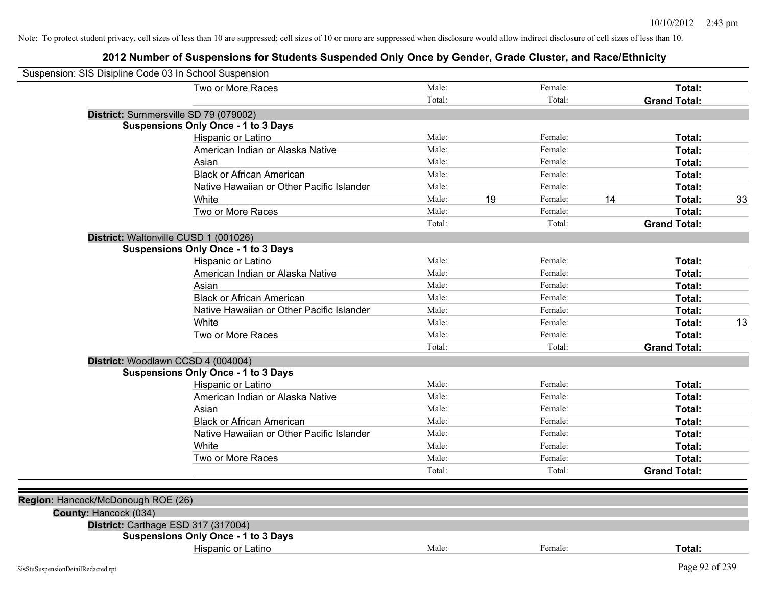Note: To protect student privacy, cell sizes of less than 10 are suppressed; cell sizes of 10 or more are suppressed when disclosure would allow indirect disclosure of cell sizes of less than 10.

# 2012 Number of Suspensions for Students Suspended Only Once by Gender, Grade Cluster, and Race/Ethnicity

Suspension: SIS Disipline Code 03 In School Suspension

| | | | | | |
|---|---|---|---|---|---|
| Two or More Races | Male: | Female: | | **Total:** | |
| | Total: | Total: | | **Grand Total:** | |

**District:** Summersville SD 79 (079002)

**Suspensions Only Once - 1 to 3 Days**

| | | | | | | |
|---|---|---|---|---|---|---|
| Hispanic or Latino | Male: | | Female: | | **Total:** | |
| American Indian or Alaska Native | Male: | | Female: | | **Total:** | |
| Asian | Male: | | Female: | | **Total:** | |
| Black or African American | Male: | | Female: | | **Total:** | |
| Native Hawaiian or Other Pacific Islander | Male: | | Female: | | **Total:** | |
| White | Male: | 19 | Female: | 14 | **Total:** | 33 |
| Two or More Races | Male: | | Female: | | **Total:** | |
| | Total: | | Total: | | **Grand Total:** | |

**District:** Waltonville CUSD 1 (001026)

**Suspensions Only Once - 1 to 3 Days**

| | | | | | | |
|---|---|---|---|---|---|---|
| Hispanic or Latino | Male: | | Female: | | **Total:** | |
| American Indian or Alaska Native | Male: | | Female: | | **Total:** | |
| Asian | Male: | | Female: | | **Total:** | |
| Black or African American | Male: | | Female: | | **Total:** | |
| Native Hawaiian or Other Pacific Islander | Male: | | Female: | | **Total:** | |
| White | Male: | | Female: | | **Total:** | 13 |
| Two or More Races | Male: | | Female: | | **Total:** | |
| | Total: | | Total: | | **Grand Total:** | |

**District:** Woodlawn CCSD 4 (004004)

**Suspensions Only Once - 1 to 3 Days**

| | | | | | | |
|---|---|---|---|---|---|---|
| Hispanic or Latino | Male: | | Female: | | **Total:** | |
| American Indian or Alaska Native | Male: | | Female: | | **Total:** | |
| Asian | Male: | | Female: | | **Total:** | |
| Black or African American | Male: | | Female: | | **Total:** | |
| Native Hawaiian or Other Pacific Islander | Male: | | Female: | | **Total:** | |
| White | Male: | | Female: | | **Total:** | |
| Two or More Races | Male: | | Female: | | **Total:** | |
| | Total: | | Total: | | **Grand Total:** | |

**Region:** Hancock/McDonough ROE (26)

**County:** Hancock (034)

**District:** Carthage ESD 317 (317004)

**Suspensions Only Once - 1 to 3 Days**

| | | | | | | |
|---|---|---|---|---|---|---|
| Hispanic or Latino | Male: | | Female: | | **Total:** | |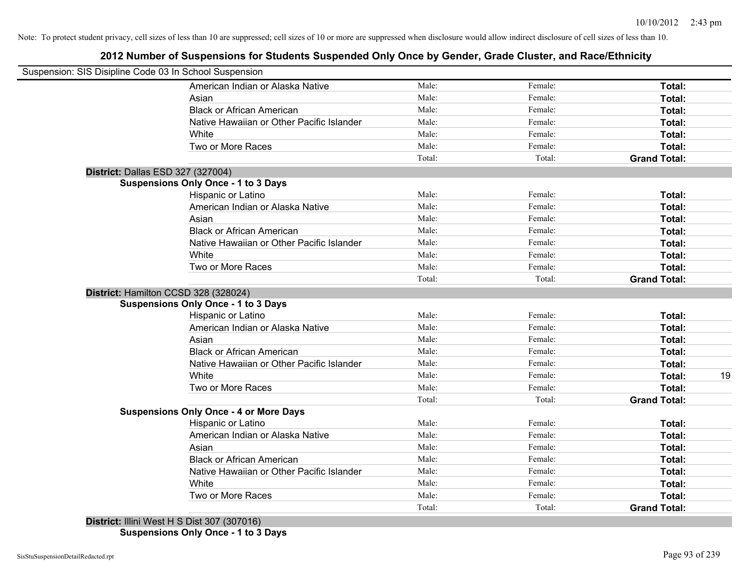Note: To protect student privacy, cell sizes of less than 10 are suppressed; cell sizes of 10 or more are suppressed when disclosure would allow indirect disclosure of cell sizes of less than 10.

# 2012 Number of Suspensions for Students Suspended Only Once by Gender, Grade Cluster, and Race/Ethnicity

Suspension: SIS Disipline Code 03 In School Suspension

| | Male: | Female: | Total: |
|---|---|---|---|
| American Indian or Alaska Native | Male: | Female: | Total: |
| Asian | Male: | Female: | Total: |
| Black or African American | Male: | Female: | Total: |
| Native Hawaiian or Other Pacific Islander | Male: | Female: | Total: |
| White | Male: | Female: | Total: |
| Two or More Races | Male: | Female: | Total: |
| | Total: | Total: | Grand Total: |

**District:** Dallas ESD 327 (327004)

**Suspensions Only Once - 1 to 3 Days**

| | | | |
|---|---|---|---|
| Hispanic or Latino | Male: | Female: | Total: |
| American Indian or Alaska Native | Male: | Female: | Total: |
| Asian | Male: | Female: | Total: |
| Black or African American | Male: | Female: | Total: |
| Native Hawaiian or Other Pacific Islander | Male: | Female: | Total: |
| White | Male: | Female: | Total: |
| Two or More Races | Male: | Female: | Total: |
| | Total: | Total: | Grand Total: |

**District:** Hamilton CCSD 328 (328024)

**Suspensions Only Once - 1 to 3 Days**

| | | | |
|---|---|---|---|
| Hispanic or Latino | Male: | Female: | Total: |
| American Indian or Alaska Native | Male: | Female: | Total: |
| Asian | Male: | Female: | Total: |
| Black or African American | Male: | Female: | Total: |
| Native Hawaiian or Other Pacific Islander | Male: | Female: | Total: |
| White | Male: | Female: | Total: 19 |
| Two or More Races | Male: | Female: | Total: |
| | Total: | Total: | Grand Total: |

**Suspensions Only Once - 4 or More Days**

| | | | |
|---|---|---|---|
| Hispanic or Latino | Male: | Female: | Total: |
| American Indian or Alaska Native | Male: | Female: | Total: |
| Asian | Male: | Female: | Total: |
| Black or African American | Male: | Female: | Total: |
| Native Hawaiian or Other Pacific Islander | Male: | Female: | Total: |
| White | Male: | Female: | Total: |
| Two or More Races | Male: | Female: | Total: |
| | Total: | Total: | Grand Total: |

**District:** Illini West H S Dist 307 (307016)

**Suspensions Only Once - 1 to 3 Days**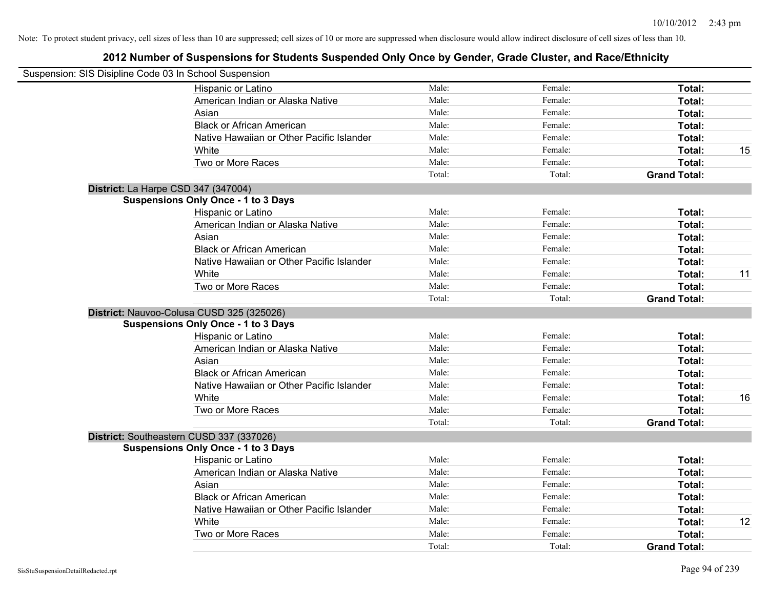Note: To protect student privacy, cell sizes of less than 10 are suppressed; cell sizes of 10 or more are suppressed when disclosure would allow indirect disclosure of cell sizes of less than 10.

## 2012 Number of Suspensions for Students Suspended Only Once by Gender, Grade Cluster, and Race/Ethnicity

Suspension: SIS Disipline Code 03 In School Suspension

| | Male: | Female: | Total: | |
|---|---|---|---|---|
| Hispanic or Latino | Male: | Female: | **Total:** | |
| American Indian or Alaska Native | Male: | Female: | **Total:** | |
| Asian | Male: | Female: | **Total:** | |
| Black or African American | Male: | Female: | **Total:** | |
| Native Hawaiian or Other Pacific Islander | Male: | Female: | **Total:** | |
| White | Male: | Female: | **Total:** | 15 |
| Two or More Races | Male: | Female: | **Total:** | |
| | Total: | Total: | **Grand Total:** | |

**District:** La Harpe CSD 347 (347004)

**Suspensions Only Once - 1 to 3 Days**

| | | | | |
|---|---|---|---|---|
| Hispanic or Latino | Male: | Female: | **Total:** | |
| American Indian or Alaska Native | Male: | Female: | **Total:** | |
| Asian | Male: | Female: | **Total:** | |
| Black or African American | Male: | Female: | **Total:** | |
| Native Hawaiian or Other Pacific Islander | Male: | Female: | **Total:** | |
| White | Male: | Female: | **Total:** | 11 |
| Two or More Races | Male: | Female: | **Total:** | |
| | Total: | Total: | **Grand Total:** | |

**District:** Nauvoo-Colusa CUSD 325 (325026)

**Suspensions Only Once - 1 to 3 Days**

| | | | | |
|---|---|---|---|---|
| Hispanic or Latino | Male: | Female: | **Total:** | |
| American Indian or Alaska Native | Male: | Female: | **Total:** | |
| Asian | Male: | Female: | **Total:** | |
| Black or African American | Male: | Female: | **Total:** | |
| Native Hawaiian or Other Pacific Islander | Male: | Female: | **Total:** | |
| White | Male: | Female: | **Total:** | 16 |
| Two or More Races | Male: | Female: | **Total:** | |
| | Total: | Total: | **Grand Total:** | |

**District:** Southeastern CUSD 337 (337026)

**Suspensions Only Once - 1 to 3 Days**

| | | | | |
|---|---|---|---|---|
| Hispanic or Latino | Male: | Female: | **Total:** | |
| American Indian or Alaska Native | Male: | Female: | **Total:** | |
| Asian | Male: | Female: | **Total:** | |
| Black or African American | Male: | Female: | **Total:** | |
| Native Hawaiian or Other Pacific Islander | Male: | Female: | **Total:** | |
| White | Male: | Female: | **Total:** | 12 |
| Two or More Races | Male: | Female: | **Total:** | |
| | Total: | Total: | **Grand Total:** | |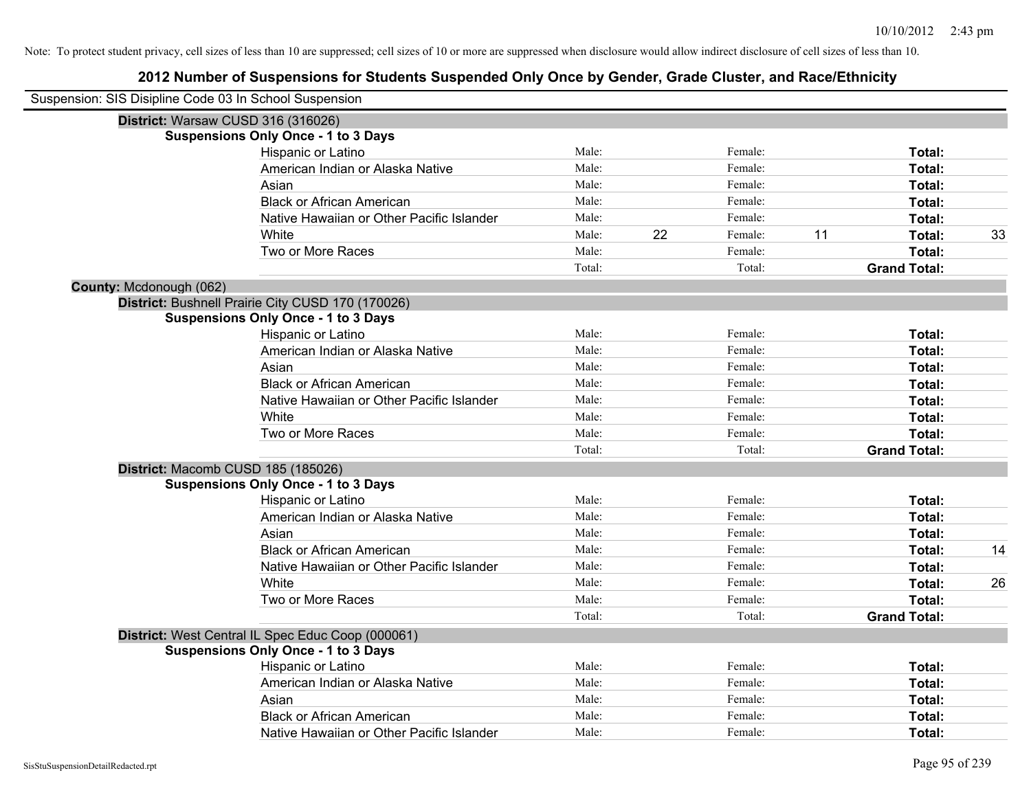Note: To protect student privacy, cell sizes of less than 10 are suppressed; cell sizes of 10 or more are suppressed when disclosure would allow indirect disclosure of cell sizes of less than 10.

# 2012 Number of Suspensions for Students Suspended Only Once by Gender, Grade Cluster, and Race/Ethnicity

Suspension: SIS Disipline Code 03 In School Suspension

**District:** Warsaw CUSD 316 (316026)

**Suspensions Only Once - 1 to 3 Days**

| Race/Ethnicity | Male: | | Female: | | Total: | |
|---|---|---|---|---|---|---|
| Hispanic or Latino | Male: | | Female: | | **Total:** | |
| American Indian or Alaska Native | Male: | | Female: | | **Total:** | |
| Asian | Male: | | Female: | | **Total:** | |
| Black or African American | Male: | | Female: | | **Total:** | |
| Native Hawaiian or Other Pacific Islander | Male: | | Female: | | **Total:** | |
| White | Male: | 22 | Female: | 11 | **Total:** | 33 |
| Two or More Races | Male: | | Female: | | **Total:** | |
| | Total: | | Total: | | **Grand Total:** | |

**County:** Mcdonough (062)

**District:** Bushnell Prairie City CUSD 170 (170026)

**Suspensions Only Once - 1 to 3 Days**

| Race/Ethnicity | Male: | | Female: | | Total: | |
|---|---|---|---|---|---|---|
| Hispanic or Latino | Male: | | Female: | | **Total:** | |
| American Indian or Alaska Native | Male: | | Female: | | **Total:** | |
| Asian | Male: | | Female: | | **Total:** | |
| Black or African American | Male: | | Female: | | **Total:** | |
| Native Hawaiian or Other Pacific Islander | Male: | | Female: | | **Total:** | |
| White | Male: | | Female: | | **Total:** | |
| Two or More Races | Male: | | Female: | | **Total:** | |
| | Total: | | Total: | | **Grand Total:** | |

**District:** Macomb CUSD 185 (185026)

**Suspensions Only Once - 1 to 3 Days**

| Race/Ethnicity | Male: | | Female: | | Total: | |
|---|---|---|---|---|---|---|
| Hispanic or Latino | Male: | | Female: | | **Total:** | |
| American Indian or Alaska Native | Male: | | Female: | | **Total:** | |
| Asian | Male: | | Female: | | **Total:** | |
| Black or African American | Male: | | Female: | | **Total:** | 14 |
| Native Hawaiian or Other Pacific Islander | Male: | | Female: | | **Total:** | |
| White | Male: | | Female: | | **Total:** | 26 |
| Two or More Races | Male: | | Female: | | **Total:** | |
| | Total: | | Total: | | **Grand Total:** | |

**District:** West Central IL Spec Educ Coop (000061)

**Suspensions Only Once - 1 to 3 Days**

| Race/Ethnicity | Male: | | Female: | | Total: | |
|---|---|---|---|---|---|---|
| Hispanic or Latino | Male: | | Female: | | **Total:** | |
| American Indian or Alaska Native | Male: | | Female: | | **Total:** | |
| Asian | Male: | | Female: | | **Total:** | |
| Black or African American | Male: | | Female: | | **Total:** | |
| Native Hawaiian or Other Pacific Islander | Male: | | Female: | | **Total:** | |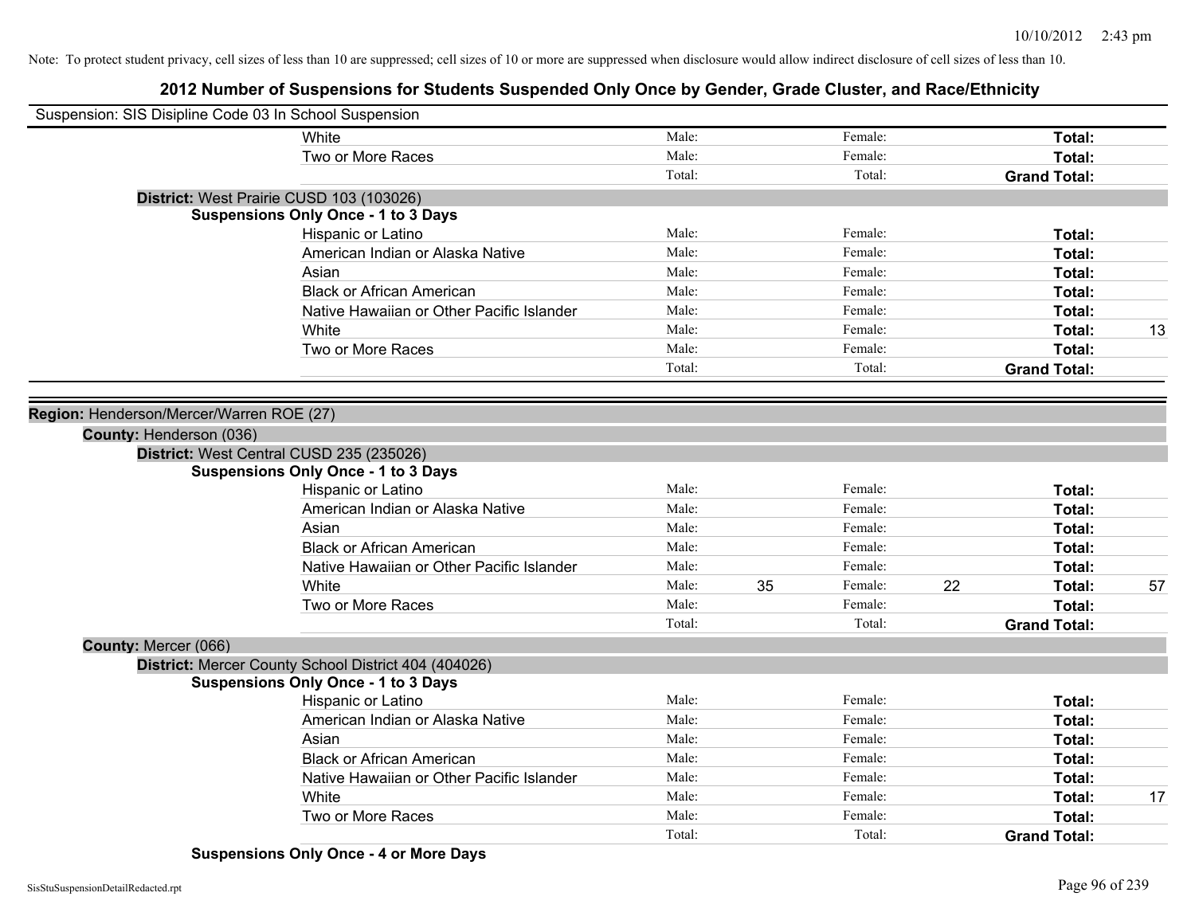Note: To protect student privacy, cell sizes of less than 10 are suppressed; cell sizes of 10 or more are suppressed when disclosure would allow indirect disclosure of cell sizes of less than 10.

# 2012 Number of Suspensions for Students Suspended Only Once by Gender, Grade Cluster, and Race/Ethnicity

Suspension: SIS Disipline Code 03 In School Suspension

| | | | | | | |
|---|---|---|---|---|---|---|
| White | Male: | | Female: | | **Total:** | |
| Two or More Races | Male: | | Female: | | **Total:** | |
| | Total: | | Total: | | **Grand Total:** | |

**District:** West Prairie CUSD 103 (103026)

**Suspensions Only Once - 1 to 3 Days**

| | | | | | | |
|---|---|---|---|---|---|---|
| Hispanic or Latino | Male: | | Female: | | **Total:** | |
| American Indian or Alaska Native | Male: | | Female: | | **Total:** | |
| Asian | Male: | | Female: | | **Total:** | |
| Black or African American | Male: | | Female: | | **Total:** | |
| Native Hawaiian or Other Pacific Islander | Male: | | Female: | | **Total:** | |
| White | Male: | | Female: | | **Total:** | 13 |
| Two or More Races | Male: | | Female: | | **Total:** | |
| | Total: | | Total: | | **Grand Total:** | |

**Region:** Henderson/Mercer/Warren ROE (27)

**County:** Henderson (036)

**District:** West Central CUSD 235 (235026)

**Suspensions Only Once - 1 to 3 Days**

| | | | | | | |
|---|---|---|---|---|---|---|
| Hispanic or Latino | Male: | | Female: | | **Total:** | |
| American Indian or Alaska Native | Male: | | Female: | | **Total:** | |
| Asian | Male: | | Female: | | **Total:** | |
| Black or African American | Male: | | Female: | | **Total:** | |
| Native Hawaiian or Other Pacific Islander | Male: | | Female: | | **Total:** | |
| White | Male: | 35 | Female: | 22 | **Total:** | 57 |
| Two or More Races | Male: | | Female: | | **Total:** | |
| | Total: | | Total: | | **Grand Total:** | |

**County:** Mercer (066)

**District:** Mercer County School District 404 (404026)

**Suspensions Only Once - 1 to 3 Days**

| | | | | | | |
|---|---|---|---|---|---|---|
| Hispanic or Latino | Male: | | Female: | | **Total:** | |
| American Indian or Alaska Native | Male: | | Female: | | **Total:** | |
| Asian | Male: | | Female: | | **Total:** | |
| Black or African American | Male: | | Female: | | **Total:** | |
| Native Hawaiian or Other Pacific Islander | Male: | | Female: | | **Total:** | |
| White | Male: | | Female: | | **Total:** | 17 |
| Two or More Races | Male: | | Female: | | **Total:** | |
| | Total: | | Total: | | **Grand Total:** | |

**Suspensions Only Once - 4 or More Days**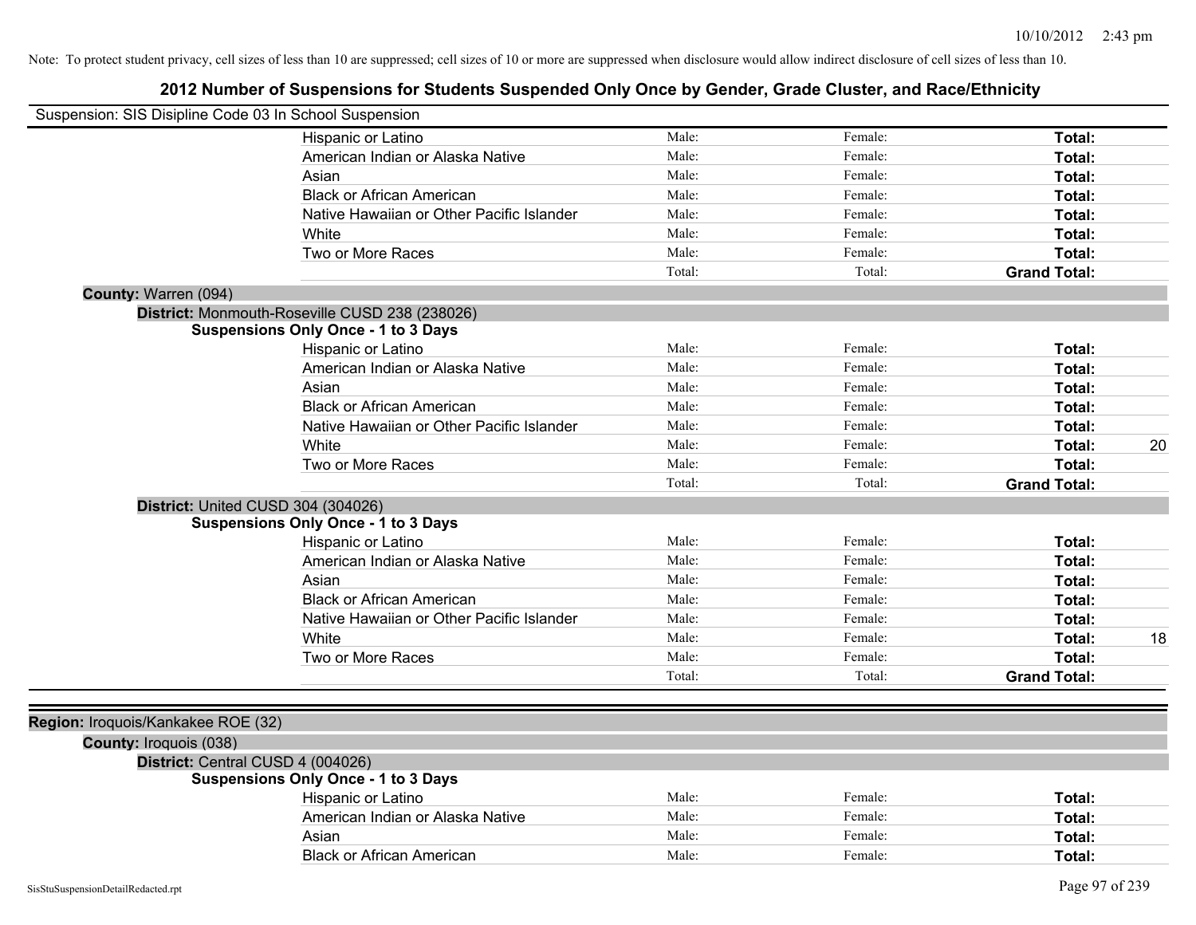Note: To protect student privacy, cell sizes of less than 10 are suppressed; cell sizes of 10 or more are suppressed when disclosure would allow indirect disclosure of cell sizes of less than 10.

# 2012 Number of Suspensions for Students Suspended Only Once by Gender, Grade Cluster, and Race/Ethnicity

Suspension: SIS Disipline Code 03 In School Suspension

| | Male | Female | Total |
|---|---|---|---|
| Hispanic or Latino | Male: | Female: | Total: |
| American Indian or Alaska Native | Male: | Female: | Total: |
| Asian | Male: | Female: | Total: |
| Black or African American | Male: | Female: | Total: |
| Native Hawaiian or Other Pacific Islander | Male: | Female: | Total: |
| White | Male: | Female: | Total: |
| Two or More Races | Male: | Female: | Total: |
| | Total: | Total: | Grand Total: |

**County:** Warren (094)

**District:** Monmouth-Roseville CUSD 238 (238026)

**Suspensions Only Once - 1 to 3 Days**

| | Male | Female | Total |
|---|---|---|---|
| Hispanic or Latino | Male: | Female: | Total: |
| American Indian or Alaska Native | Male: | Female: | Total: |
| Asian | Male: | Female: | Total: |
| Black or African American | Male: | Female: | Total: |
| Native Hawaiian or Other Pacific Islander | Male: | Female: | Total: |
| White | Male: | Female: | Total: 20 |
| Two or More Races | Male: | Female: | Total: |
| | Total: | Total: | Grand Total: |

**District:** United CUSD 304 (304026)

**Suspensions Only Once - 1 to 3 Days**

| | Male | Female | Total |
|---|---|---|---|
| Hispanic or Latino | Male: | Female: | Total: |
| American Indian or Alaska Native | Male: | Female: | Total: |
| Asian | Male: | Female: | Total: |
| Black or African American | Male: | Female: | Total: |
| Native Hawaiian or Other Pacific Islander | Male: | Female: | Total: |
| White | Male: | Female: | Total: 18 |
| Two or More Races | Male: | Female: | Total: |
| | Total: | Total: | Grand Total: |

**Region:** Iroquois/Kankakee ROE (32)

**County:** Iroquois (038)

**District:** Central CUSD 4 (004026)

**Suspensions Only Once - 1 to 3 Days**

| | Male | Female | Total |
|---|---|---|---|
| Hispanic or Latino | Male: | Female: | Total: |
| American Indian or Alaska Native | Male: | Female: | Total: |
| Asian | Male: | Female: | Total: |
| Black or African American | Male: | Female: | Total: |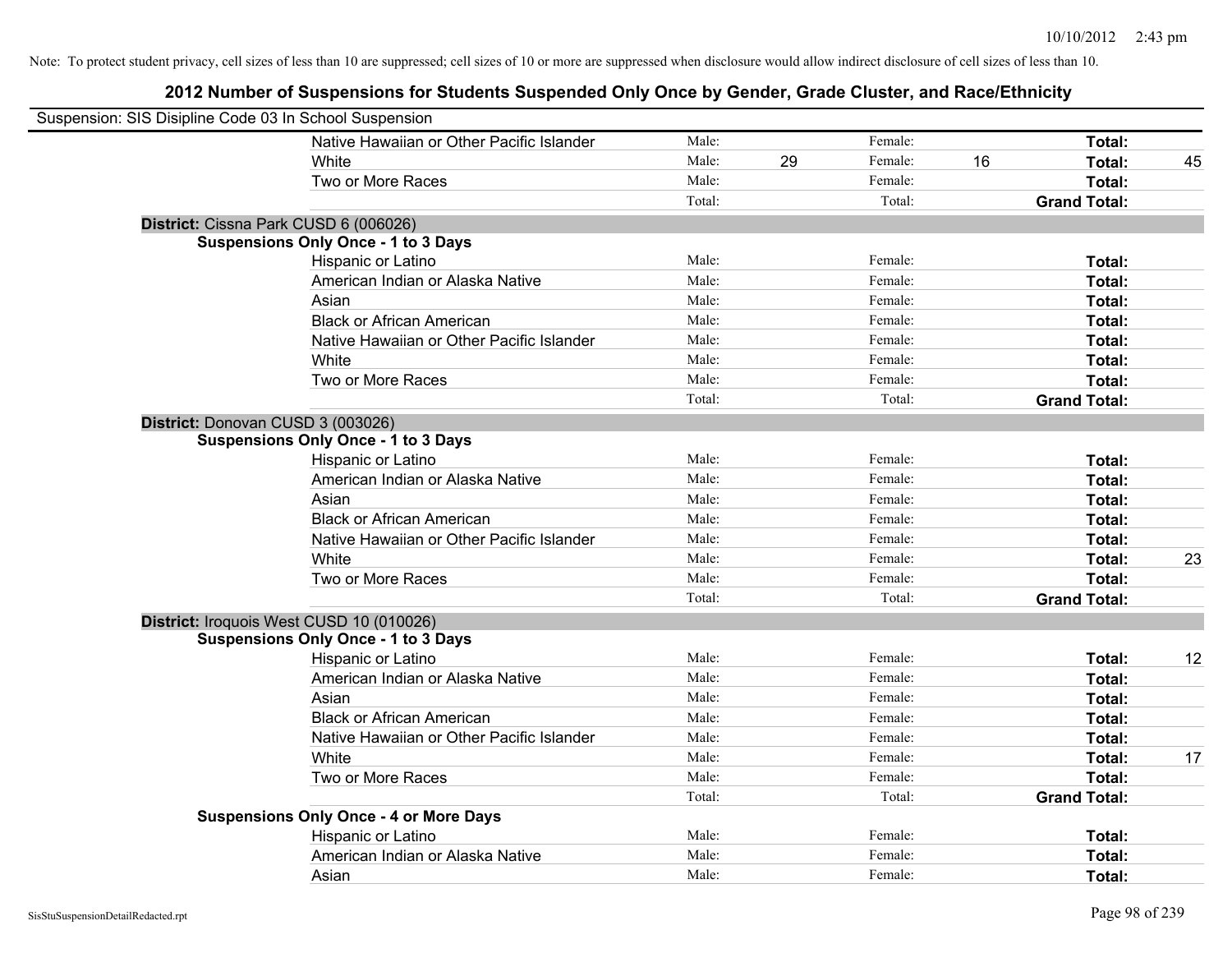Note: To protect student privacy, cell sizes of less than 10 are suppressed; cell sizes of 10 or more are suppressed when disclosure would allow indirect disclosure of cell sizes of less than 10.

# 2012 Number of Suspensions for Students Suspended Only Once by Gender, Grade Cluster, and Race/Ethnicity

Suspension: SIS Disipline Code 03 In School Suspension

| | | | | | | |
|---|---|---|---|---|---|---|
| Native Hawaiian or Other Pacific Islander | Male: | | Female: | | **Total:** | |
| White | Male: | 29 | Female: | 16 | **Total:** | 45 |
| Two or More Races | Male: | | Female: | | **Total:** | |
| | Total: | | Total: | | **Grand Total:** | |

**District:** Cissna Park CUSD 6 (006026)

**Suspensions Only Once - 1 to 3 Days**

| | | | | | | |
|---|---|---|---|---|---|---|
| Hispanic or Latino | Male: | | Female: | | **Total:** | |
| American Indian or Alaska Native | Male: | | Female: | | **Total:** | |
| Asian | Male: | | Female: | | **Total:** | |
| Black or African American | Male: | | Female: | | **Total:** | |
| Native Hawaiian or Other Pacific Islander | Male: | | Female: | | **Total:** | |
| White | Male: | | Female: | | **Total:** | |
| Two or More Races | Male: | | Female: | | **Total:** | |
| | Total: | | Total: | | **Grand Total:** | |

**District:** Donovan CUSD 3 (003026)

**Suspensions Only Once - 1 to 3 Days**

| | | | | | | |
|---|---|---|---|---|---|---|
| Hispanic or Latino | Male: | | Female: | | **Total:** | |
| American Indian or Alaska Native | Male: | | Female: | | **Total:** | |
| Asian | Male: | | Female: | | **Total:** | |
| Black or African American | Male: | | Female: | | **Total:** | |
| Native Hawaiian or Other Pacific Islander | Male: | | Female: | | **Total:** | |
| White | Male: | | Female: | | **Total:** | 23 |
| Two or More Races | Male: | | Female: | | **Total:** | |
| | Total: | | Total: | | **Grand Total:** | |

**District:** Iroquois West CUSD 10 (010026)

**Suspensions Only Once - 1 to 3 Days**

| | | | | | | |
|---|---|---|---|---|---|---|
| Hispanic or Latino | Male: | | Female: | | **Total:** | 12 |
| American Indian or Alaska Native | Male: | | Female: | | **Total:** | |
| Asian | Male: | | Female: | | **Total:** | |
| Black or African American | Male: | | Female: | | **Total:** | |
| Native Hawaiian or Other Pacific Islander | Male: | | Female: | | **Total:** | |
| White | Male: | | Female: | | **Total:** | 17 |
| Two or More Races | Male: | | Female: | | **Total:** | |
| | Total: | | Total: | | **Grand Total:** | |

**Suspensions Only Once - 4 or More Days**

| | | | | | | |
|---|---|---|---|---|---|---|
| Hispanic or Latino | Male: | | Female: | | **Total:** | |
| American Indian or Alaska Native | Male: | | Female: | | **Total:** | |
| Asian | Male: | | Female: | | **Total:** | |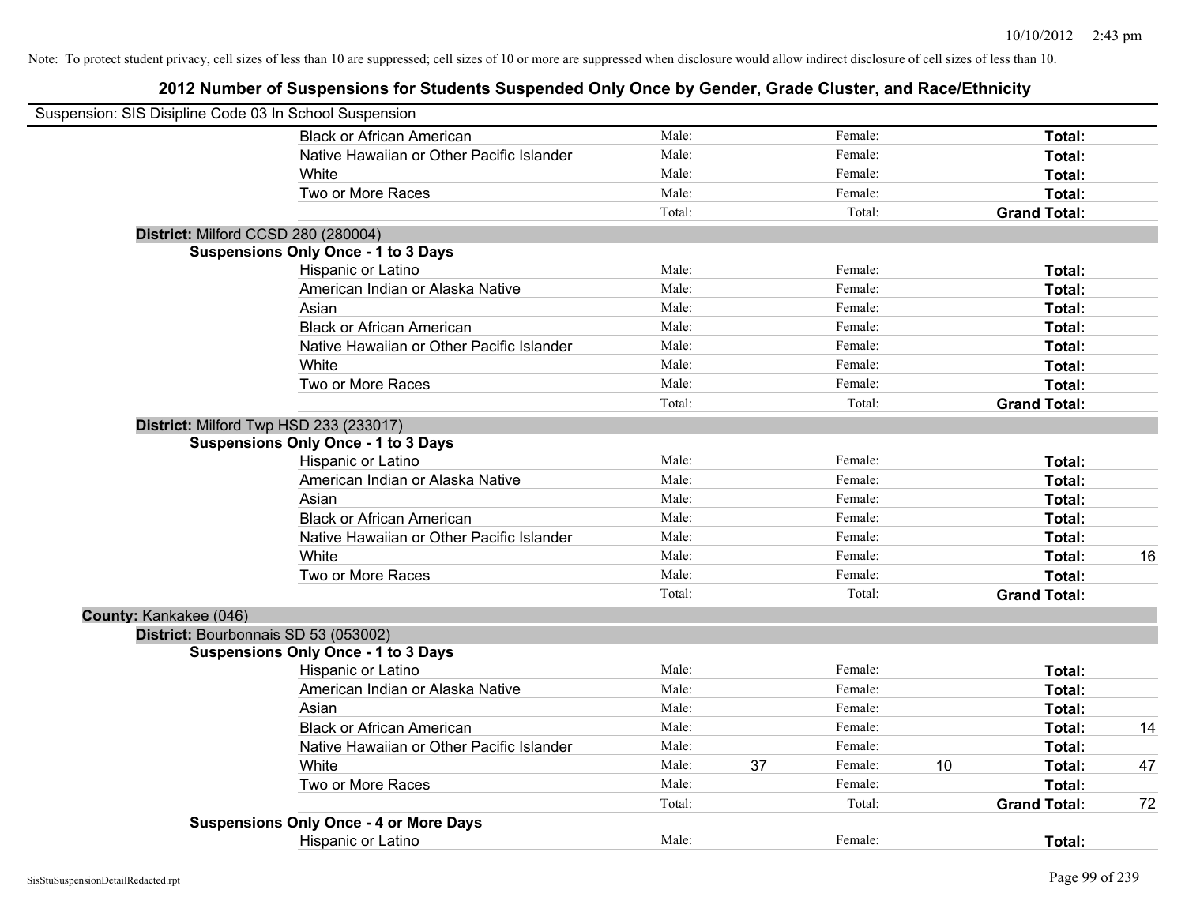Note: To protect student privacy, cell sizes of less than 10 are suppressed; cell sizes of 10 or more are suppressed when disclosure would allow indirect disclosure of cell sizes of less than 10.

## 2012 Number of Suspensions for Students Suspended Only Once by Gender, Grade Cluster, and Race/Ethnicity

Suspension: SIS Disipline Code 03 In School Suspension

| | | | | | | |
|---|---|---|---|---|---|---|
| Black or African American | Male: | | Female: | | **Total:** | |
| Native Hawaiian or Other Pacific Islander | Male: | | Female: | | **Total:** | |
| White | Male: | | Female: | | **Total:** | |
| Two or More Races | Male: | | Female: | | **Total:** | |
| | Total: | | Total: | | **Grand Total:** | |

**District:** Milford CCSD 280 (280004)

**Suspensions Only Once - 1 to 3 Days**

| | | | | | | |
|---|---|---|---|---|---|---|
| Hispanic or Latino | Male: | | Female: | | **Total:** | |
| American Indian or Alaska Native | Male: | | Female: | | **Total:** | |
| Asian | Male: | | Female: | | **Total:** | |
| Black or African American | Male: | | Female: | | **Total:** | |
| Native Hawaiian or Other Pacific Islander | Male: | | Female: | | **Total:** | |
| White | Male: | | Female: | | **Total:** | |
| Two or More Races | Male: | | Female: | | **Total:** | |
| | Total: | | Total: | | **Grand Total:** | |

**District:** Milford Twp HSD 233 (233017)

**Suspensions Only Once - 1 to 3 Days**

| | | | | | | |
|---|---|---|---|---|---|---|
| Hispanic or Latino | Male: | | Female: | | **Total:** | |
| American Indian or Alaska Native | Male: | | Female: | | **Total:** | |
| Asian | Male: | | Female: | | **Total:** | |
| Black or African American | Male: | | Female: | | **Total:** | |
| Native Hawaiian or Other Pacific Islander | Male: | | Female: | | **Total:** | |
| White | Male: | | Female: | | **Total:** | 16 |
| Two or More Races | Male: | | Female: | | **Total:** | |
| | Total: | | Total: | | **Grand Total:** | |

**County:** Kankakee (046)

**District:** Bourbonnais SD 53 (053002)

**Suspensions Only Once - 1 to 3 Days**

| | | | | | | |
|---|---|---|---|---|---|---|
| Hispanic or Latino | Male: | | Female: | | **Total:** | |
| American Indian or Alaska Native | Male: | | Female: | | **Total:** | |
| Asian | Male: | | Female: | | **Total:** | |
| Black or African American | Male: | | Female: | | **Total:** | 14 |
| Native Hawaiian or Other Pacific Islander | Male: | | Female: | | **Total:** | |
| White | Male: | 37 | Female: | 10 | **Total:** | 47 |
| Two or More Races | Male: | | Female: | | **Total:** | |
| | Total: | | Total: | | **Grand Total:** | 72 |

**Suspensions Only Once - 4 or More Days**

| | | | | | | |
|---|---|---|---|---|---|---|
| Hispanic or Latino | Male: | | Female: | | **Total:** | |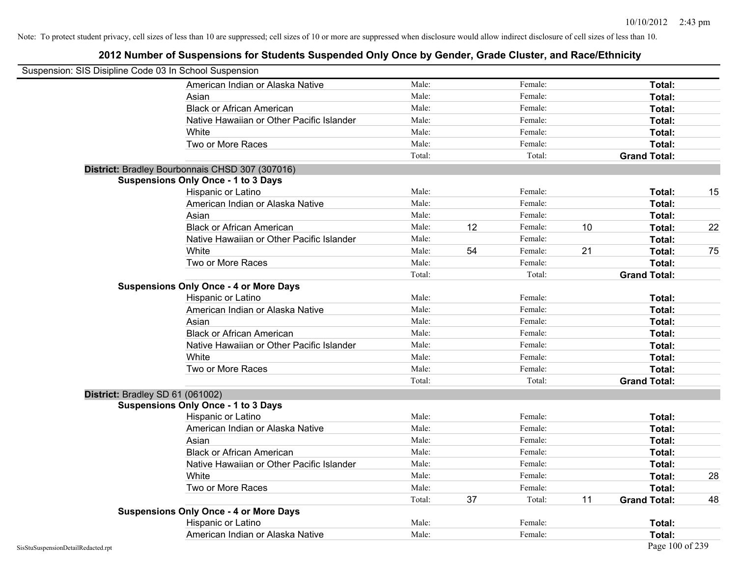Note: To protect student privacy, cell sizes of less than 10 are suppressed; cell sizes of 10 or more are suppressed when disclosure would allow indirect disclosure of cell sizes of less than 10.

# 2012 Number of Suspensions for Students Suspended Only Once by Gender, Grade Cluster, and Race/Ethnicity

Suspension: SIS Disipline Code 03 In School Suspension

| | Male: | | Female: | | | |
|---|---|---|---|---|---|---|
| American Indian or Alaska Native | Male: | | Female: | | **Total:** | |
| Asian | Male: | | Female: | | **Total:** | |
| Black or African American | Male: | | Female: | | **Total:** | |
| Native Hawaiian or Other Pacific Islander | Male: | | Female: | | **Total:** | |
| White | Male: | | Female: | | **Total:** | |
| Two or More Races | Male: | | Female: | | **Total:** | |
| | Total: | | Total: | | **Grand Total:** | |

**District:** Bradley Bourbonnais CHSD 307 (307016)

**Suspensions Only Once - 1 to 3 Days**

| | | | | | | |
|---|---|---|---|---|---|---|
| Hispanic or Latino | Male: | | Female: | | **Total:** | 15 |
| American Indian or Alaska Native | Male: | | Female: | | **Total:** | |
| Asian | Male: | | Female: | | **Total:** | |
| Black or African American | Male: | 12 | Female: | 10 | **Total:** | 22 |
| Native Hawaiian or Other Pacific Islander | Male: | | Female: | | **Total:** | |
| White | Male: | 54 | Female: | 21 | **Total:** | 75 |
| Two or More Races | Male: | | Female: | | **Total:** | |
| | Total: | | Total: | | **Grand Total:** | |

**Suspensions Only Once - 4 or More Days**

| | | | | | | |
|---|---|---|---|---|---|---|
| Hispanic or Latino | Male: | | Female: | | **Total:** | |
| American Indian or Alaska Native | Male: | | Female: | | **Total:** | |
| Asian | Male: | | Female: | | **Total:** | |
| Black or African American | Male: | | Female: | | **Total:** | |
| Native Hawaiian or Other Pacific Islander | Male: | | Female: | | **Total:** | |
| White | Male: | | Female: | | **Total:** | |
| Two or More Races | Male: | | Female: | | **Total:** | |
| | Total: | | Total: | | **Grand Total:** | |

**District:** Bradley SD 61 (061002)

**Suspensions Only Once - 1 to 3 Days**

| | | | | | | |
|---|---|---|---|---|---|---|
| Hispanic or Latino | Male: | | Female: | | **Total:** | |
| American Indian or Alaska Native | Male: | | Female: | | **Total:** | |
| Asian | Male: | | Female: | | **Total:** | |
| Black or African American | Male: | | Female: | | **Total:** | |
| Native Hawaiian or Other Pacific Islander | Male: | | Female: | | **Total:** | |
| White | Male: | | Female: | | **Total:** | 28 |
| Two or More Races | Male: | | Female: | | **Total:** | |
| | Total: | 37 | Total: | 11 | **Grand Total:** | 48 |

**Suspensions Only Once - 4 or More Days**

| | | | | | | |
|---|---|---|---|---|---|---|
| Hispanic or Latino | Male: | | Female: | | **Total:** | |
| American Indian or Alaska Native | Male: | | Female: | | **Total:** | |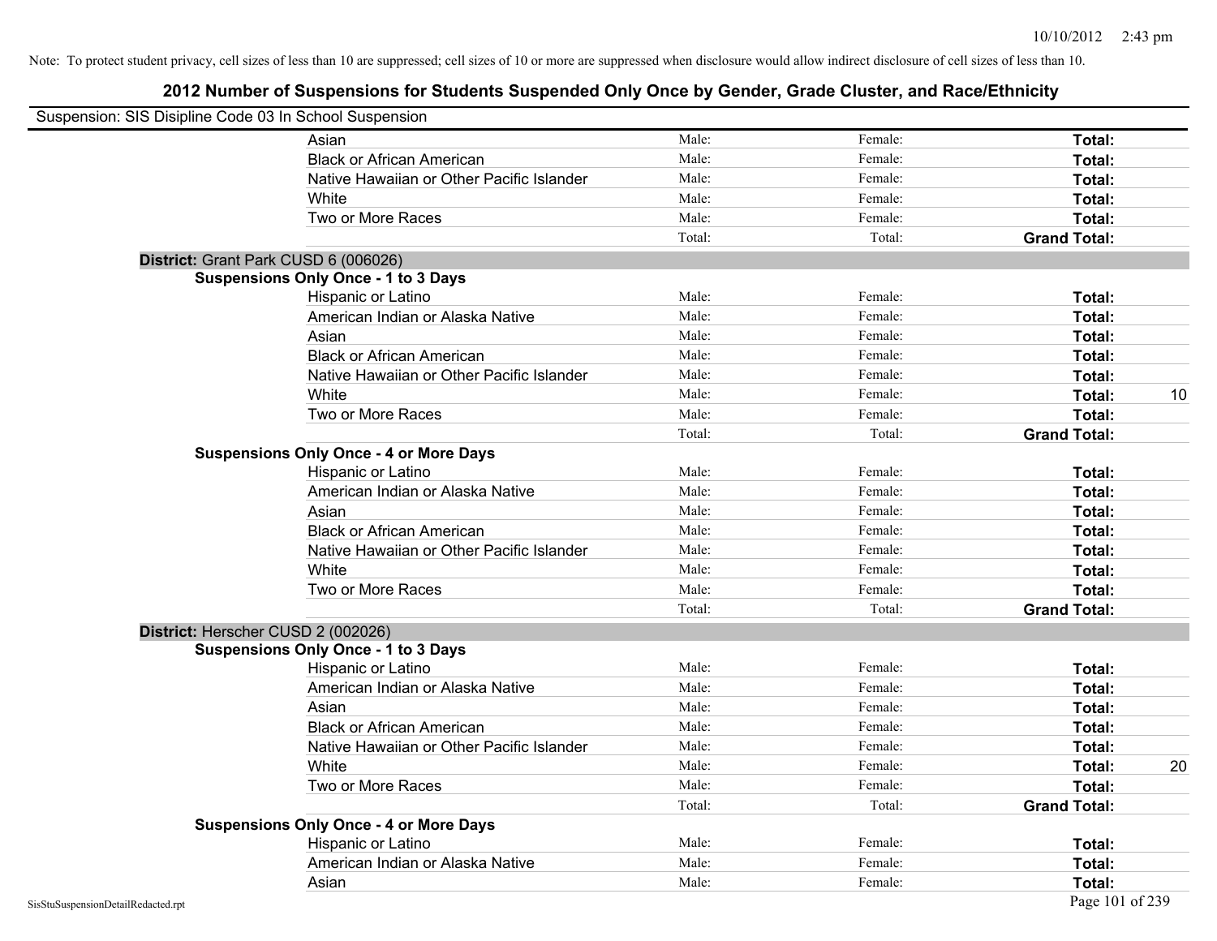Note: To protect student privacy, cell sizes of less than 10 are suppressed; cell sizes of 10 or more are suppressed when disclosure would allow indirect disclosure of cell sizes of less than 10.

# 2012 Number of Suspensions for Students Suspended Only Once by Gender, Grade Cluster, and Race/Ethnicity

Suspension: SIS Disipline Code 03 In School Suspension

| | | | | |
|---|---|---|---|---|
| Asian | Male: | Female: | **Total:** | |
| Black or African American | Male: | Female: | **Total:** | |
| Native Hawaiian or Other Pacific Islander | Male: | Female: | **Total:** | |
| White | Male: | Female: | **Total:** | |
| Two or More Races | Male: | Female: | **Total:** | |
| | Total: | Total: | **Grand Total:** | |

**District:** Grant Park CUSD 6 (006026)

**Suspensions Only Once - 1 to 3 Days**

| | | | | |
|---|---|---|---|---|
| Hispanic or Latino | Male: | Female: | **Total:** | |
| American Indian or Alaska Native | Male: | Female: | **Total:** | |
| Asian | Male: | Female: | **Total:** | |
| Black or African American | Male: | Female: | **Total:** | |
| Native Hawaiian or Other Pacific Islander | Male: | Female: | **Total:** | |
| White | Male: | Female: | **Total:** | 10 |
| Two or More Races | Male: | Female: | **Total:** | |
| | Total: | Total: | **Grand Total:** | |

**Suspensions Only Once - 4 or More Days**

| | | | | |
|---|---|---|---|---|
| Hispanic or Latino | Male: | Female: | **Total:** | |
| American Indian or Alaska Native | Male: | Female: | **Total:** | |
| Asian | Male: | Female: | **Total:** | |
| Black or African American | Male: | Female: | **Total:** | |
| Native Hawaiian or Other Pacific Islander | Male: | Female: | **Total:** | |
| White | Male: | Female: | **Total:** | |
| Two or More Races | Male: | Female: | **Total:** | |
| | Total: | Total: | **Grand Total:** | |

**District:** Herscher CUSD 2 (002026)

**Suspensions Only Once - 1 to 3 Days**

| | | | | |
|---|---|---|---|---|
| Hispanic or Latino | Male: | Female: | **Total:** | |
| American Indian or Alaska Native | Male: | Female: | **Total:** | |
| Asian | Male: | Female: | **Total:** | |
| Black or African American | Male: | Female: | **Total:** | |
| Native Hawaiian or Other Pacific Islander | Male: | Female: | **Total:** | |
| White | Male: | Female: | **Total:** | 20 |
| Two or More Races | Male: | Female: | **Total:** | |
| | Total: | Total: | **Grand Total:** | |

**Suspensions Only Once - 4 or More Days**

| | | | | |
|---|---|---|---|---|
| Hispanic or Latino | Male: | Female: | **Total:** | |
| American Indian or Alaska Native | Male: | Female: | **Total:** | |
| Asian | Male: | Female: | **Total:** | |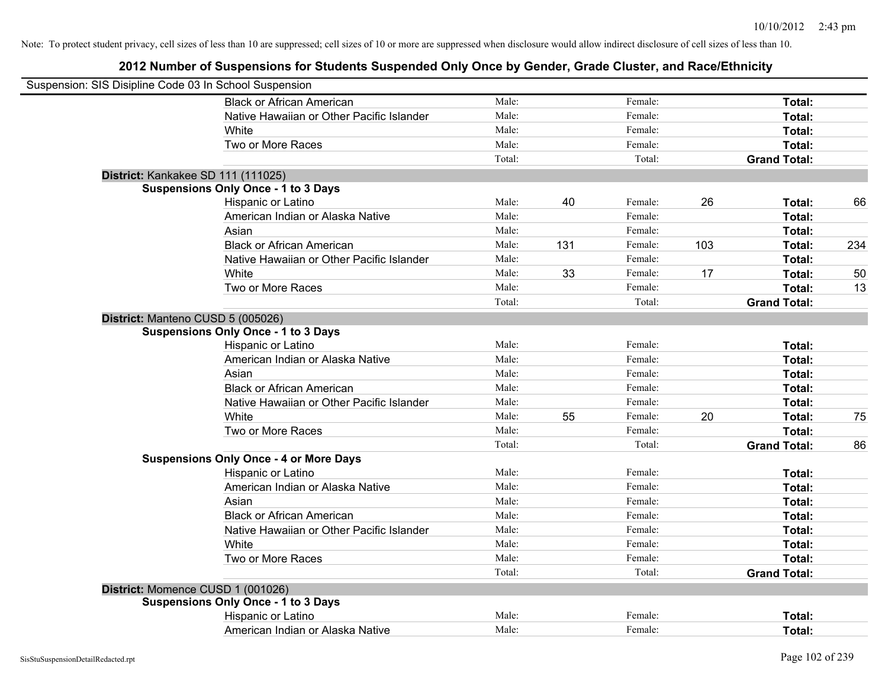Note: To protect student privacy, cell sizes of less than 10 are suppressed; cell sizes of 10 or more are suppressed when disclosure would allow indirect disclosure of cell sizes of less than 10.

# 2012 Number of Suspensions for Students Suspended Only Once by Gender, Grade Cluster, and Race/Ethnicity

Suspension: SIS Disipline Code 03 In School Suspension

| | | | | | | |
|---|---|---|---|---|---|---|
| Black or African American | Male: | | Female: | | **Total:** | |
| Native Hawaiian or Other Pacific Islander | Male: | | Female: | | **Total:** | |
| White | Male: | | Female: | | **Total:** | |
| Two or More Races | Male: | | Female: | | **Total:** | |
| | Total: | | Total: | | **Grand Total:** | |

**District:** Kankakee SD 111 (111025)

**Suspensions Only Once - 1 to 3 Days**

| | | | | | | |
|---|---|---|---|---|---|---|
| Hispanic or Latino | Male: | 40 | Female: | 26 | **Total:** | 66 |
| American Indian or Alaska Native | Male: | | Female: | | **Total:** | |
| Asian | Male: | | Female: | | **Total:** | |
| Black or African American | Male: | 131 | Female: | 103 | **Total:** | 234 |
| Native Hawaiian or Other Pacific Islander | Male: | | Female: | | **Total:** | |
| White | Male: | 33 | Female: | 17 | **Total:** | 50 |
| Two or More Races | Male: | | Female: | | **Total:** | 13 |
| | Total: | | Total: | | **Grand Total:** | |

**District:** Manteno CUSD 5 (005026)

**Suspensions Only Once - 1 to 3 Days**

| | | | | | | |
|---|---|---|---|---|---|---|
| Hispanic or Latino | Male: | | Female: | | **Total:** | |
| American Indian or Alaska Native | Male: | | Female: | | **Total:** | |
| Asian | Male: | | Female: | | **Total:** | |
| Black or African American | Male: | | Female: | | **Total:** | |
| Native Hawaiian or Other Pacific Islander | Male: | | Female: | | **Total:** | |
| White | Male: | 55 | Female: | 20 | **Total:** | 75 |
| Two or More Races | Male: | | Female: | | **Total:** | |
| | Total: | | Total: | | **Grand Total:** | 86 |

**Suspensions Only Once - 4 or More Days**

| | | | | | | |
|---|---|---|---|---|---|---|
| Hispanic or Latino | Male: | | Female: | | **Total:** | |
| American Indian or Alaska Native | Male: | | Female: | | **Total:** | |
| Asian | Male: | | Female: | | **Total:** | |
| Black or African American | Male: | | Female: | | **Total:** | |
| Native Hawaiian or Other Pacific Islander | Male: | | Female: | | **Total:** | |
| White | Male: | | Female: | | **Total:** | |
| Two or More Races | Male: | | Female: | | **Total:** | |
| | Total: | | Total: | | **Grand Total:** | |

**District:** Momence CUSD 1 (001026)

**Suspensions Only Once - 1 to 3 Days**

| | | | | | | |
|---|---|---|---|---|---|---|
| Hispanic or Latino | Male: | | Female: | | **Total:** | |
| American Indian or Alaska Native | Male: | | Female: | | **Total:** | |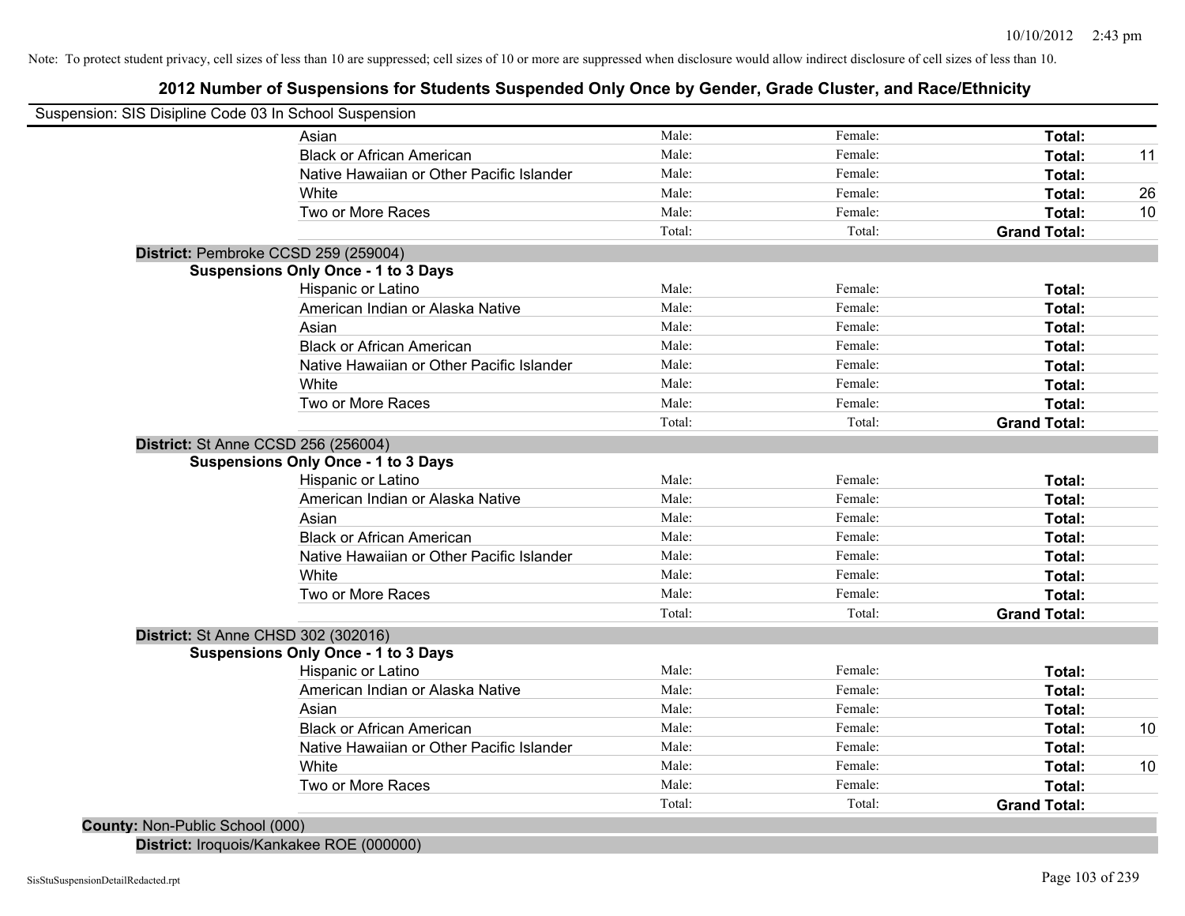Note: To protect student privacy, cell sizes of less than 10 are suppressed; cell sizes of 10 or more are suppressed when disclosure would allow indirect disclosure of cell sizes of less than 10.

## 2012 Number of Suspensions for Students Suspended Only Once by Gender, Grade Cluster, and Race/Ethnicity

Suspension: SIS Disipline Code 03 In School Suspension

| | Male | Female | Total | |
|---|---|---|---|---|
| Asian | Male: | Female: | **Total:** | |
| Black or African American | Male: | Female: | **Total:** | 11 |
| Native Hawaiian or Other Pacific Islander | Male: | Female: | **Total:** | |
| White | Male: | Female: | **Total:** | 26 |
| Two or More Races | Male: | Female: | **Total:** | 10 |
| | Total: | Total: | **Grand Total:** | |

**District:** Pembroke CCSD 259 (259004)

**Suspensions Only Once - 1 to 3 Days**

| | Male | Female | Total | |
|---|---|---|---|---|
| Hispanic or Latino | Male: | Female: | **Total:** | |
| American Indian or Alaska Native | Male: | Female: | **Total:** | |
| Asian | Male: | Female: | **Total:** | |
| Black or African American | Male: | Female: | **Total:** | |
| Native Hawaiian or Other Pacific Islander | Male: | Female: | **Total:** | |
| White | Male: | Female: | **Total:** | |
| Two or More Races | Male: | Female: | **Total:** | |
| | Total: | Total: | **Grand Total:** | |

**District:** St Anne CCSD 256 (256004)

**Suspensions Only Once - 1 to 3 Days**

| | Male | Female | Total | |
|---|---|---|---|---|
| Hispanic or Latino | Male: | Female: | **Total:** | |
| American Indian or Alaska Native | Male: | Female: | **Total:** | |
| Asian | Male: | Female: | **Total:** | |
| Black or African American | Male: | Female: | **Total:** | |
| Native Hawaiian or Other Pacific Islander | Male: | Female: | **Total:** | |
| White | Male: | Female: | **Total:** | |
| Two or More Races | Male: | Female: | **Total:** | |
| | Total: | Total: | **Grand Total:** | |

**District:** St Anne CHSD 302 (302016)

**Suspensions Only Once - 1 to 3 Days**

| | Male | Female | Total | |
|---|---|---|---|---|
| Hispanic or Latino | Male: | Female: | **Total:** | |
| American Indian or Alaska Native | Male: | Female: | **Total:** | |
| Asian | Male: | Female: | **Total:** | |
| Black or African American | Male: | Female: | **Total:** | 10 |
| Native Hawaiian or Other Pacific Islander | Male: | Female: | **Total:** | |
| White | Male: | Female: | **Total:** | 10 |
| Two or More Races | Male: | Female: | **Total:** | |
| | Total: | Total: | **Grand Total:** | |

**County:** Non-Public School (000)

**District:** Iroquois/Kankakee ROE (000000)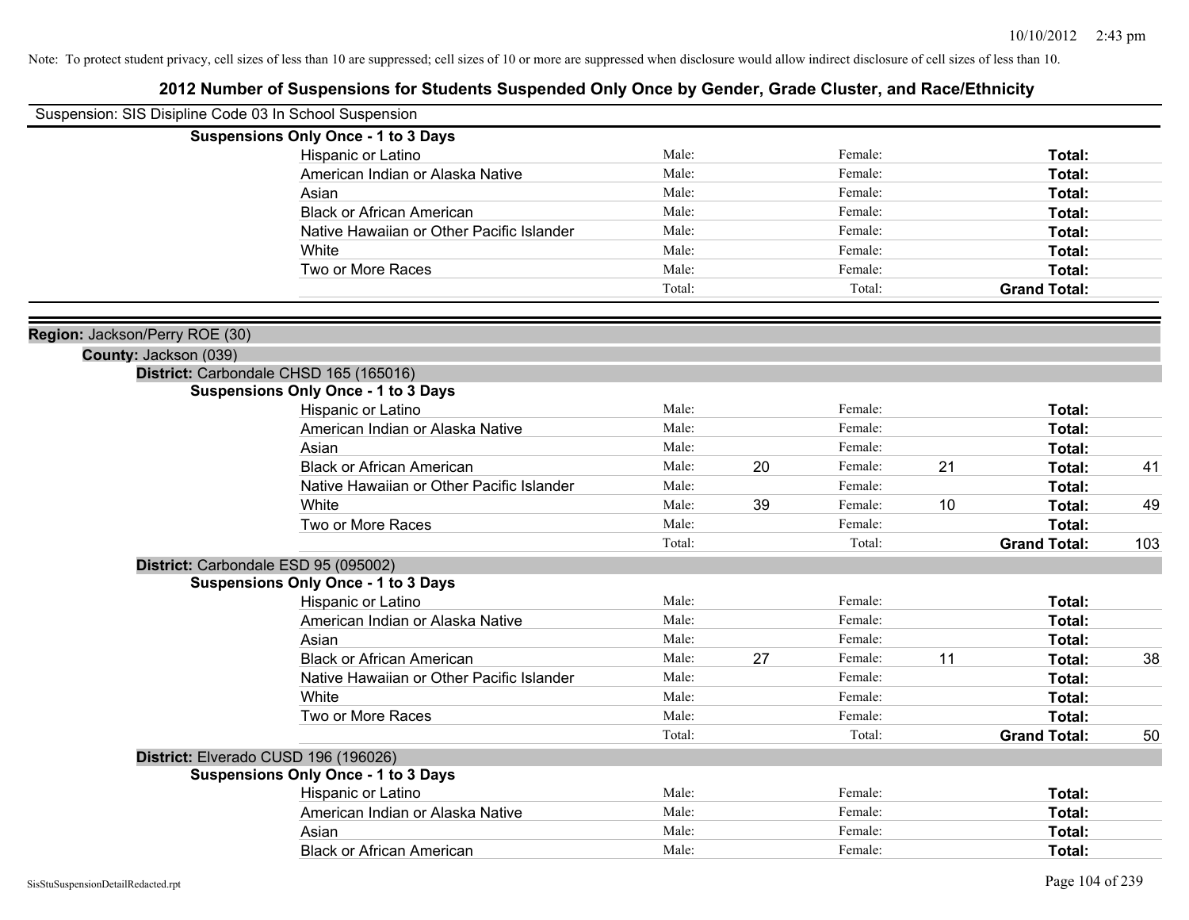Note: To protect student privacy, cell sizes of less than 10 are suppressed; cell sizes of 10 or more are suppressed when disclosure would allow indirect disclosure of cell sizes of less than 10.

# 2012 Number of Suspensions for Students Suspended Only Once by Gender, Grade Cluster, and Race/Ethnicity

Suspension: SIS Disipline Code 03 In School Suspension

**Suspensions Only Once - 1 to 3 Days**

| | | | | | | |
|---|---|---|---|---|---|---|
| Hispanic or Latino | Male: | | Female: | | **Total:** | |
| American Indian or Alaska Native | Male: | | Female: | | **Total:** | |
| Asian | Male: | | Female: | | **Total:** | |
| Black or African American | Male: | | Female: | | **Total:** | |
| Native Hawaiian or Other Pacific Islander | Male: | | Female: | | **Total:** | |
| White | Male: | | Female: | | **Total:** | |
| Two or More Races | Male: | | Female: | | **Total:** | |
| | Total: | | Total: | | **Grand Total:** | |

**Region:** Jackson/Perry ROE (30)

**County:** Jackson (039)

**District:** Carbondale CHSD 165 (165016)

**Suspensions Only Once - 1 to 3 Days**

| | | | | | | |
|---|---|---|---|---|---|---|
| Hispanic or Latino | Male: | | Female: | | **Total:** | |
| American Indian or Alaska Native | Male: | | Female: | | **Total:** | |
| Asian | Male: | | Female: | | **Total:** | |
| Black or African American | Male: | 20 | Female: | 21 | **Total:** | 41 |
| Native Hawaiian or Other Pacific Islander | Male: | | Female: | | **Total:** | |
| White | Male: | 39 | Female: | 10 | **Total:** | 49 |
| Two or More Races | Male: | | Female: | | **Total:** | |
| | Total: | | Total: | | **Grand Total:** | 103 |

**District:** Carbondale ESD 95 (095002)

**Suspensions Only Once - 1 to 3 Days**

| | | | | | | |
|---|---|---|---|---|---|---|
| Hispanic or Latino | Male: | | Female: | | **Total:** | |
| American Indian or Alaska Native | Male: | | Female: | | **Total:** | |
| Asian | Male: | | Female: | | **Total:** | |
| Black or African American | Male: | 27 | Female: | 11 | **Total:** | 38 |
| Native Hawaiian or Other Pacific Islander | Male: | | Female: | | **Total:** | |
| White | Male: | | Female: | | **Total:** | |
| Two or More Races | Male: | | Female: | | **Total:** | |
| | Total: | | Total: | | **Grand Total:** | 50 |

**District:** Elverado CUSD 196 (196026)

**Suspensions Only Once - 1 to 3 Days**

| | | | | | | |
|---|---|---|---|---|---|---|
| Hispanic or Latino | Male: | | Female: | | **Total:** | |
| American Indian or Alaska Native | Male: | | Female: | | **Total:** | |
| Asian | Male: | | Female: | | **Total:** | |
| Black or African American | Male: | | Female: | | **Total:** | |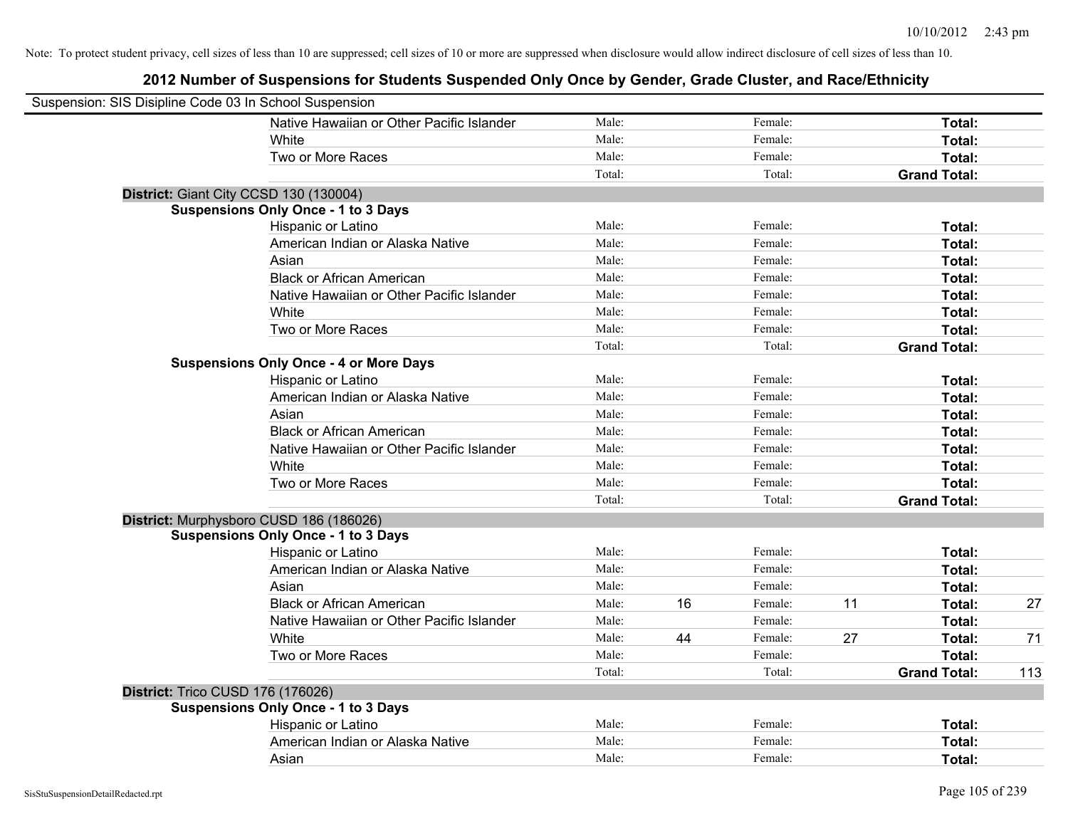Note: To protect student privacy, cell sizes of less than 10 are suppressed; cell sizes of 10 or more are suppressed when disclosure would allow indirect disclosure of cell sizes of less than 10.

## 2012 Number of Suspensions for Students Suspended Only Once by Gender, Grade Cluster, and Race/Ethnicity

Suspension: SIS Disipline Code 03 In School Suspension

| | | | | | | |
|---|---|---|---|---|---|---|
| Native Hawaiian or Other Pacific Islander | Male: | | Female: | | **Total:** | |
| White | Male: | | Female: | | **Total:** | |
| Two or More Races | Male: | | Female: | | **Total:** | |
| | Total: | | Total: | | **Grand Total:** | |

**District:** Giant City CCSD 130 (130004)

**Suspensions Only Once - 1 to 3 Days**

| | | | | | | |
|---|---|---|---|---|---|---|
| Hispanic or Latino | Male: | | Female: | | **Total:** | |
| American Indian or Alaska Native | Male: | | Female: | | **Total:** | |
| Asian | Male: | | Female: | | **Total:** | |
| Black or African American | Male: | | Female: | | **Total:** | |
| Native Hawaiian or Other Pacific Islander | Male: | | Female: | | **Total:** | |
| White | Male: | | Female: | | **Total:** | |
| Two or More Races | Male: | | Female: | | **Total:** | |
| | Total: | | Total: | | **Grand Total:** | |

**Suspensions Only Once - 4 or More Days**

| | | | | | | |
|---|---|---|---|---|---|---|
| Hispanic or Latino | Male: | | Female: | | **Total:** | |
| American Indian or Alaska Native | Male: | | Female: | | **Total:** | |
| Asian | Male: | | Female: | | **Total:** | |
| Black or African American | Male: | | Female: | | **Total:** | |
| Native Hawaiian or Other Pacific Islander | Male: | | Female: | | **Total:** | |
| White | Male: | | Female: | | **Total:** | |
| Two or More Races | Male: | | Female: | | **Total:** | |
| | Total: | | Total: | | **Grand Total:** | |

**District:** Murphysboro CUSD 186 (186026)

**Suspensions Only Once - 1 to 3 Days**

| | | | | | | |
|---|---|---|---|---|---|---|
| Hispanic or Latino | Male: | | Female: | | **Total:** | |
| American Indian or Alaska Native | Male: | | Female: | | **Total:** | |
| Asian | Male: | | Female: | | **Total:** | |
| Black or African American | Male: | 16 | Female: | 11 | **Total:** | 27 |
| Native Hawaiian or Other Pacific Islander | Male: | | Female: | | **Total:** | |
| White | Male: | 44 | Female: | 27 | **Total:** | 71 |
| Two or More Races | Male: | | Female: | | **Total:** | |
| | Total: | | Total: | | **Grand Total:** | 113 |

**District:** Trico CUSD 176 (176026)

**Suspensions Only Once - 1 to 3 Days**

| | | | | | | |
|---|---|---|---|---|---|---|
| Hispanic or Latino | Male: | | Female: | | **Total:** | |
| American Indian or Alaska Native | Male: | | Female: | | **Total:** | |
| Asian | Male: | | Female: | | **Total:** | |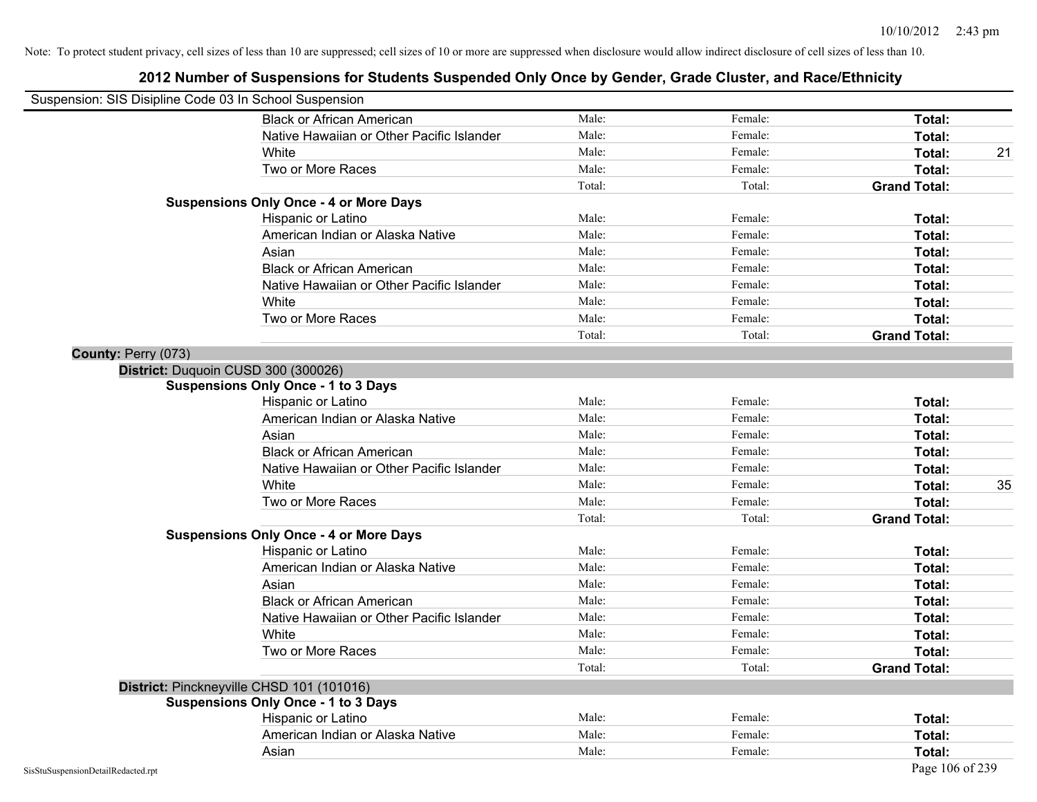Note: To protect student privacy, cell sizes of less than 10 are suppressed; cell sizes of 10 or more are suppressed when disclosure would allow indirect disclosure of cell sizes of less than 10.

# 2012 Number of Suspensions for Students Suspended Only Once by Gender, Grade Cluster, and Race/Ethnicity

Suspension: SIS Disipline Code 03 In School Suspension

| | | | | | |
|---|---|---|---|---|---|
| | Black or African American | Male: | Female: | **Total:** | |
| | Native Hawaiian or Other Pacific Islander | Male: | Female: | **Total:** | |
| | White | Male: | Female: | **Total:** | 21 |
| | Two or More Races | Male: | Female: | **Total:** | |
| | | Total: | Total: | **Grand Total:** | |
| **Suspensions Only Once - 4 or More Days** | | | | | |
| | Hispanic or Latino | Male: | Female: | **Total:** | |
| | American Indian or Alaska Native | Male: | Female: | **Total:** | |
| | Asian | Male: | Female: | **Total:** | |
| | Black or African American | Male: | Female: | **Total:** | |
| | Native Hawaiian or Other Pacific Islander | Male: | Female: | **Total:** | |
| | White | Male: | Female: | **Total:** | |
| | Two or More Races | Male: | Female: | **Total:** | |
| | | Total: | Total: | **Grand Total:** | |

**County:** Perry (073)

**District:** Duquoin CUSD 300 (300026)

| | | | | | |
|---|---|---|---|---|---|
| **Suspensions Only Once - 1 to 3 Days** | | | | | |
| | Hispanic or Latino | Male: | Female: | **Total:** | |
| | American Indian or Alaska Native | Male: | Female: | **Total:** | |
| | Asian | Male: | Female: | **Total:** | |
| | Black or African American | Male: | Female: | **Total:** | |
| | Native Hawaiian or Other Pacific Islander | Male: | Female: | **Total:** | |
| | White | Male: | Female: | **Total:** | 35 |
| | Two or More Races | Male: | Female: | **Total:** | |
| | | Total: | Total: | **Grand Total:** | |
| **Suspensions Only Once - 4 or More Days** | | | | | |
| | Hispanic or Latino | Male: | Female: | **Total:** | |
| | American Indian or Alaska Native | Male: | Female: | **Total:** | |
| | Asian | Male: | Female: | **Total:** | |
| | Black or African American | Male: | Female: | **Total:** | |
| | Native Hawaiian or Other Pacific Islander | Male: | Female: | **Total:** | |
| | White | Male: | Female: | **Total:** | |
| | Two or More Races | Male: | Female: | **Total:** | |
| | | Total: | Total: | **Grand Total:** | |

**District:** Pinckneyville CHSD 101 (101016)

| | | | | | |
|---|---|---|---|---|---|
| **Suspensions Only Once - 1 to 3 Days** | | | | | |
| | Hispanic or Latino | Male: | Female: | **Total:** | |
| | American Indian or Alaska Native | Male: | Female: | **Total:** | |
| | Asian | Male: | Female: | **Total:** | |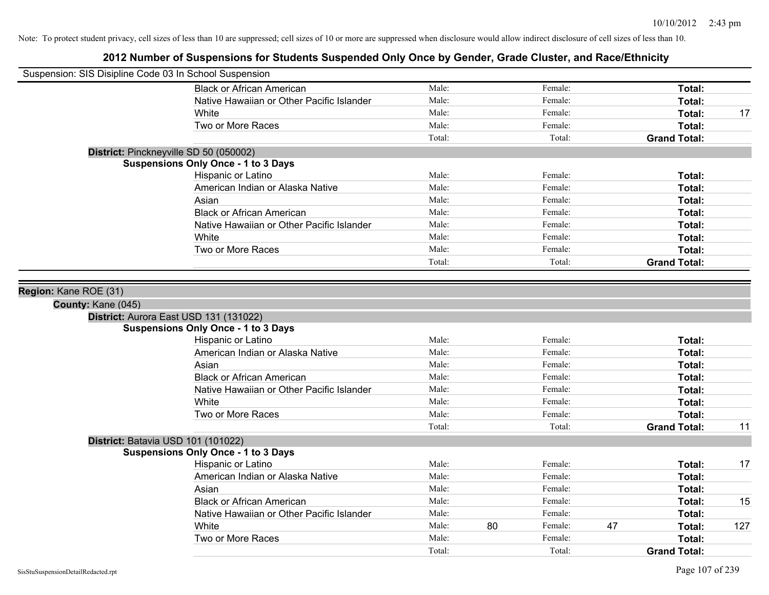Note: To protect student privacy, cell sizes of less than 10 are suppressed; cell sizes of 10 or more are suppressed when disclosure would allow indirect disclosure of cell sizes of less than 10.

# 2012 Number of Suspensions for Students Suspended Only Once by Gender, Grade Cluster, and Race/Ethnicity

Suspension: SIS Disipline Code 03 In School Suspension

| | Race/Ethnicity | | | | | | |
|---|---|---|---|---|---|---|---|
| | Black or African American | Male: | | Female: | | **Total:** | |
| | Native Hawaiian or Other Pacific Islander | Male: | | Female: | | **Total:** | |
| | White | Male: | | Female: | | **Total:** | 17 |
| | Two or More Races | Male: | | Female: | | **Total:** | |
| | | Total: | | Total: | | **Grand Total:** | |

**District:** Pinckneyville SD 50 (050002)

**Suspensions Only Once - 1 to 3 Days**

| Race/Ethnicity | | | | | | |
|---|---|---|---|---|---|---|
| Hispanic or Latino | Male: | | Female: | | **Total:** | |
| American Indian or Alaska Native | Male: | | Female: | | **Total:** | |
| Asian | Male: | | Female: | | **Total:** | |
| Black or African American | Male: | | Female: | | **Total:** | |
| Native Hawaiian or Other Pacific Islander | Male: | | Female: | | **Total:** | |
| White | Male: | | Female: | | **Total:** | |
| Two or More Races | Male: | | Female: | | **Total:** | |
| | Total: | | Total: | | **Grand Total:** | |

**Region:** Kane ROE (31)

**County:** Kane (045)

**District:** Aurora East USD 131 (131022)

**Suspensions Only Once - 1 to 3 Days**

| Race/Ethnicity | | | | | | |
|---|---|---|---|---|---|---|
| Hispanic or Latino | Male: | | Female: | | **Total:** | |
| American Indian or Alaska Native | Male: | | Female: | | **Total:** | |
| Asian | Male: | | Female: | | **Total:** | |
| Black or African American | Male: | | Female: | | **Total:** | |
| Native Hawaiian or Other Pacific Islander | Male: | | Female: | | **Total:** | |
| White | Male: | | Female: | | **Total:** | |
| Two or More Races | Male: | | Female: | | **Total:** | |
| | Total: | | Total: | | **Grand Total:** | 11 |

**District:** Batavia USD 101 (101022)

**Suspensions Only Once - 1 to 3 Days**

| Race/Ethnicity | | | | | | |
|---|---|---|---|---|---|---|
| Hispanic or Latino | Male: | | Female: | | **Total:** | 17 |
| American Indian or Alaska Native | Male: | | Female: | | **Total:** | |
| Asian | Male: | | Female: | | **Total:** | |
| Black or African American | Male: | | Female: | | **Total:** | 15 |
| Native Hawaiian or Other Pacific Islander | Male: | | Female: | | **Total:** | |
| White | Male: | 80 | Female: | 47 | **Total:** | 127 |
| Two or More Races | Male: | | Female: | | **Total:** | |
| | Total: | | Total: | | **Grand Total:** | |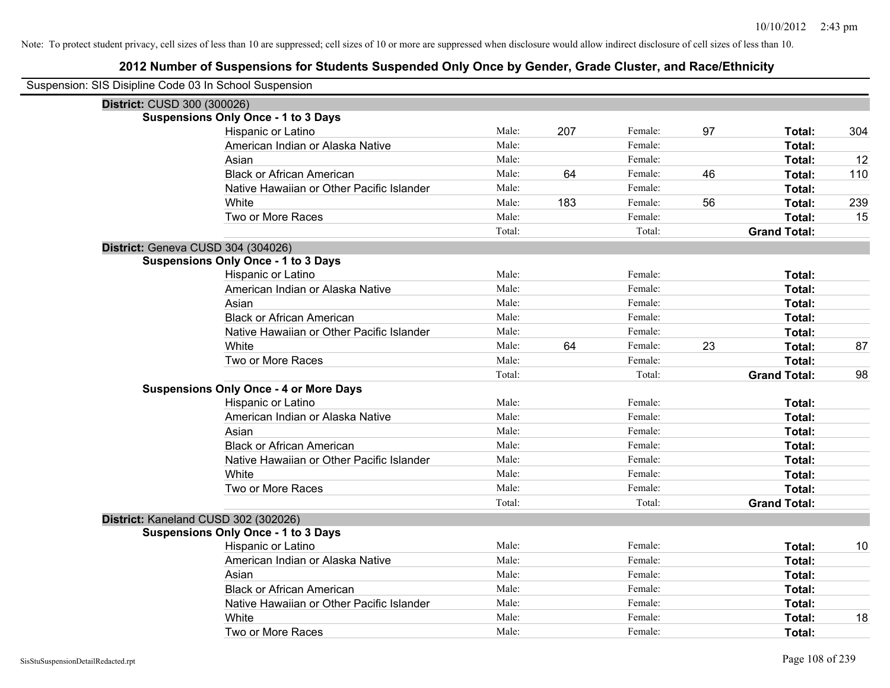Note: To protect student privacy, cell sizes of less than 10 are suppressed; cell sizes of 10 or more are suppressed when disclosure would allow indirect disclosure of cell sizes of less than 10.

## 2012 Number of Suspensions for Students Suspended Only Once by Gender, Grade Cluster, and Race/Ethnicity

Suspension: SIS Disipline Code 03 In School Suspension

**District:** CUSD 300 (300026)

**Suspensions Only Once - 1 to 3 Days**

| Race/Ethnicity | | Male | | Female | | Total |
|---|---|---|---|---|---|---|
| Hispanic or Latino | Male: | 207 | Female: | 97 | **Total:** | 304 |
| American Indian or Alaska Native | Male: | | Female: | | **Total:** | |
| Asian | Male: | | Female: | | **Total:** | 12 |
| Black or African American | Male: | 64 | Female: | 46 | **Total:** | 110 |
| Native Hawaiian or Other Pacific Islander | Male: | | Female: | | **Total:** | |
| White | Male: | 183 | Female: | 56 | **Total:** | 239 |
| Two or More Races | Male: | | Female: | | **Total:** | 15 |
| | Total: | | Total: | | **Grand Total:** | |

**District:** Geneva CUSD 304 (304026)

**Suspensions Only Once - 1 to 3 Days**

| Race/Ethnicity | | Male | | Female | | Total |
|---|---|---|---|---|---|---|
| Hispanic or Latino | Male: | | Female: | | **Total:** | |
| American Indian or Alaska Native | Male: | | Female: | | **Total:** | |
| Asian | Male: | | Female: | | **Total:** | |
| Black or African American | Male: | | Female: | | **Total:** | |
| Native Hawaiian or Other Pacific Islander | Male: | | Female: | | **Total:** | |
| White | Male: | 64 | Female: | 23 | **Total:** | 87 |
| Two or More Races | Male: | | Female: | | **Total:** | |
| | Total: | | Total: | | **Grand Total:** | 98 |

**Suspensions Only Once - 4 or More Days**

| Race/Ethnicity | | Male | | Female | | Total |
|---|---|---|---|---|---|---|
| Hispanic or Latino | Male: | | Female: | | **Total:** | |
| American Indian or Alaska Native | Male: | | Female: | | **Total:** | |
| Asian | Male: | | Female: | | **Total:** | |
| Black or African American | Male: | | Female: | | **Total:** | |
| Native Hawaiian or Other Pacific Islander | Male: | | Female: | | **Total:** | |
| White | Male: | | Female: | | **Total:** | |
| Two or More Races | Male: | | Female: | | **Total:** | |
| | Total: | | Total: | | **Grand Total:** | |

**District:** Kaneland CUSD 302 (302026)

**Suspensions Only Once - 1 to 3 Days**

| Race/Ethnicity | | Male | | Female | | Total |
|---|---|---|---|---|---|---|
| Hispanic or Latino | Male: | | Female: | | **Total:** | 10 |
| American Indian or Alaska Native | Male: | | Female: | | **Total:** | |
| Asian | Male: | | Female: | | **Total:** | |
| Black or African American | Male: | | Female: | | **Total:** | |
| Native Hawaiian or Other Pacific Islander | Male: | | Female: | | **Total:** | |
| White | Male: | | Female: | | **Total:** | 18 |
| Two or More Races | Male: | | Female: | | **Total:** | |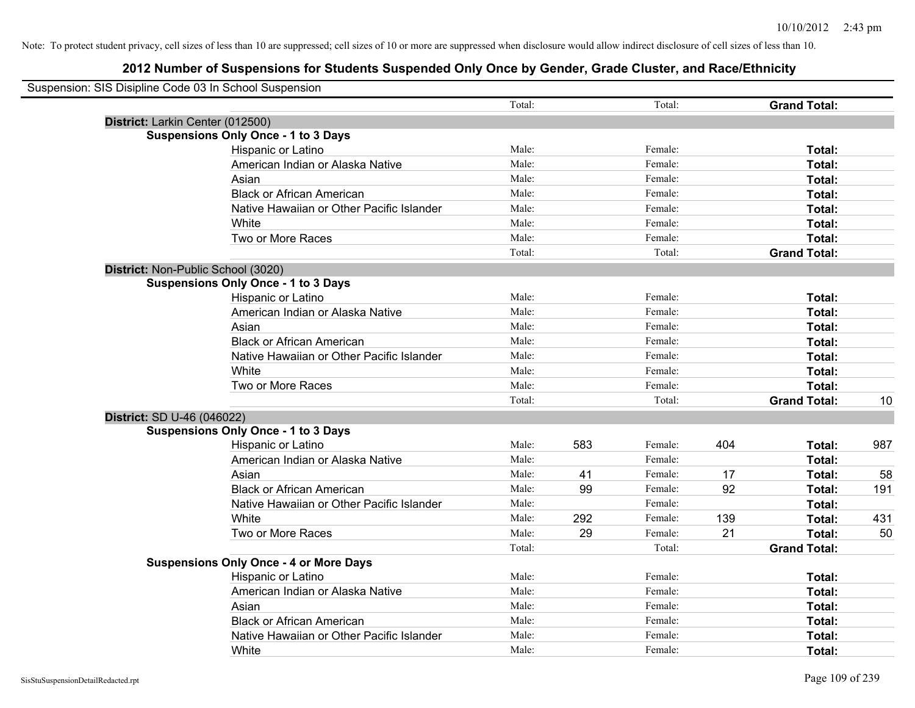Note: To protect student privacy, cell sizes of less than 10 are suppressed; cell sizes of 10 or more are suppressed when disclosure would allow indirect disclosure of cell sizes of less than 10.

# 2012 Number of Suspensions for Students Suspended Only Once by Gender, Grade Cluster, and Race/Ethnicity

Suspension: SIS Disipline Code 03 In School Suspension

| | | | | | | | |
|---|---|---|---|---|---|---|---|
| | Total: | | Total: | | **Grand Total:** | |
| **District:** Larkin Center (012500) | | | | | | |
| **Suspensions Only Once - 1 to 3 Days** | | | | | | |
| Hispanic or Latino | Male: | | Female: | | **Total:** | |
| American Indian or Alaska Native | Male: | | Female: | | **Total:** | |
| Asian | Male: | | Female: | | **Total:** | |
| Black or African American | Male: | | Female: | | **Total:** | |
| Native Hawaiian or Other Pacific Islander | Male: | | Female: | | **Total:** | |
| White | Male: | | Female: | | **Total:** | |
| Two or More Races | Male: | | Female: | | **Total:** | |
| | Total: | | Total: | | **Grand Total:** | |
| **District:** Non-Public School (3020) | | | | | | |
| **Suspensions Only Once - 1 to 3 Days** | | | | | | |
| Hispanic or Latino | Male: | | Female: | | **Total:** | |
| American Indian or Alaska Native | Male: | | Female: | | **Total:** | |
| Asian | Male: | | Female: | | **Total:** | |
| Black or African American | Male: | | Female: | | **Total:** | |
| Native Hawaiian or Other Pacific Islander | Male: | | Female: | | **Total:** | |
| White | Male: | | Female: | | **Total:** | |
| Two or More Races | Male: | | Female: | | **Total:** | |
| | Total: | | Total: | | **Grand Total:** | 10 |
| **District:** SD U-46 (046022) | | | | | | |
| **Suspensions Only Once - 1 to 3 Days** | | | | | | |
| Hispanic or Latino | Male: | 583 | Female: | 404 | **Total:** | 987 |
| American Indian or Alaska Native | Male: | | Female: | | **Total:** | |
| Asian | Male: | 41 | Female: | 17 | **Total:** | 58 |
| Black or African American | Male: | 99 | Female: | 92 | **Total:** | 191 |
| Native Hawaiian or Other Pacific Islander | Male: | | Female: | | **Total:** | |
| White | Male: | 292 | Female: | 139 | **Total:** | 431 |
| Two or More Races | Male: | 29 | Female: | 21 | **Total:** | 50 |
| | Total: | | Total: | | **Grand Total:** | |
| **Suspensions Only Once - 4 or More Days** | | | | | | |
| Hispanic or Latino | Male: | | Female: | | **Total:** | |
| American Indian or Alaska Native | Male: | | Female: | | **Total:** | |
| Asian | Male: | | Female: | | **Total:** | |
| Black or African American | Male: | | Female: | | **Total:** | |
| Native Hawaiian or Other Pacific Islander | Male: | | Female: | | **Total:** | |
| White | Male: | | Female: | | **Total:** | |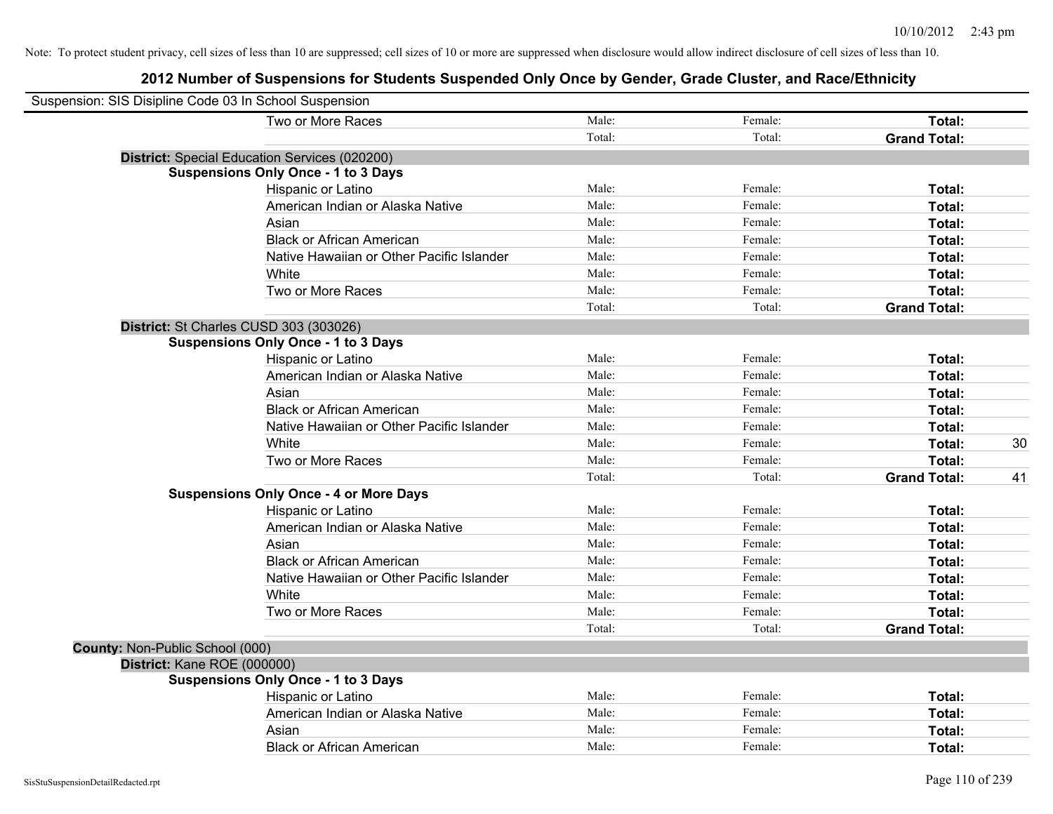Note: To protect student privacy, cell sizes of less than 10 are suppressed; cell sizes of 10 or more are suppressed when disclosure would allow indirect disclosure of cell sizes of less than 10.

# 2012 Number of Suspensions for Students Suspended Only Once by Gender, Grade Cluster, and Race/Ethnicity

Suspension: SIS Disipline Code 03 In School Suspension

| | | | | |
|---|---|---|---|---|
| Two or More Races | Male: | Female: | **Total:** | |
| | Total: | Total: | **Grand Total:** | |

**District:** Special Education Services (020200)

**Suspensions Only Once - 1 to 3 Days**

| | | | | |
|---|---|---|---|---|
| Hispanic or Latino | Male: | Female: | **Total:** | |
| American Indian or Alaska Native | Male: | Female: | **Total:** | |
| Asian | Male: | Female: | **Total:** | |
| Black or African American | Male: | Female: | **Total:** | |
| Native Hawaiian or Other Pacific Islander | Male: | Female: | **Total:** | |
| White | Male: | Female: | **Total:** | |
| Two or More Races | Male: | Female: | **Total:** | |
| | Total: | Total: | **Grand Total:** | |

**District:** St Charles CUSD 303 (303026)

**Suspensions Only Once - 1 to 3 Days**

| | | | | |
|---|---|---|---|---|
| Hispanic or Latino | Male: | Female: | **Total:** | |
| American Indian or Alaska Native | Male: | Female: | **Total:** | |
| Asian | Male: | Female: | **Total:** | |
| Black or African American | Male: | Female: | **Total:** | |
| Native Hawaiian or Other Pacific Islander | Male: | Female: | **Total:** | |
| White | Male: | Female: | **Total:** | 30 |
| Two or More Races | Male: | Female: | **Total:** | |
| | Total: | Total: | **Grand Total:** | 41 |

**Suspensions Only Once - 4 or More Days**

| | | | | |
|---|---|---|---|---|
| Hispanic or Latino | Male: | Female: | **Total:** | |
| American Indian or Alaska Native | Male: | Female: | **Total:** | |
| Asian | Male: | Female: | **Total:** | |
| Black or African American | Male: | Female: | **Total:** | |
| Native Hawaiian or Other Pacific Islander | Male: | Female: | **Total:** | |
| White | Male: | Female: | **Total:** | |
| Two or More Races | Male: | Female: | **Total:** | |
| | Total: | Total: | **Grand Total:** | |

**County:** Non-Public School (000)

**District:** Kane ROE (000000)

**Suspensions Only Once - 1 to 3 Days**

| | | | | |
|---|---|---|---|---|
| Hispanic or Latino | Male: | Female: | **Total:** | |
| American Indian or Alaska Native | Male: | Female: | **Total:** | |
| Asian | Male: | Female: | **Total:** | |
| Black or African American | Male: | Female: | **Total:** | |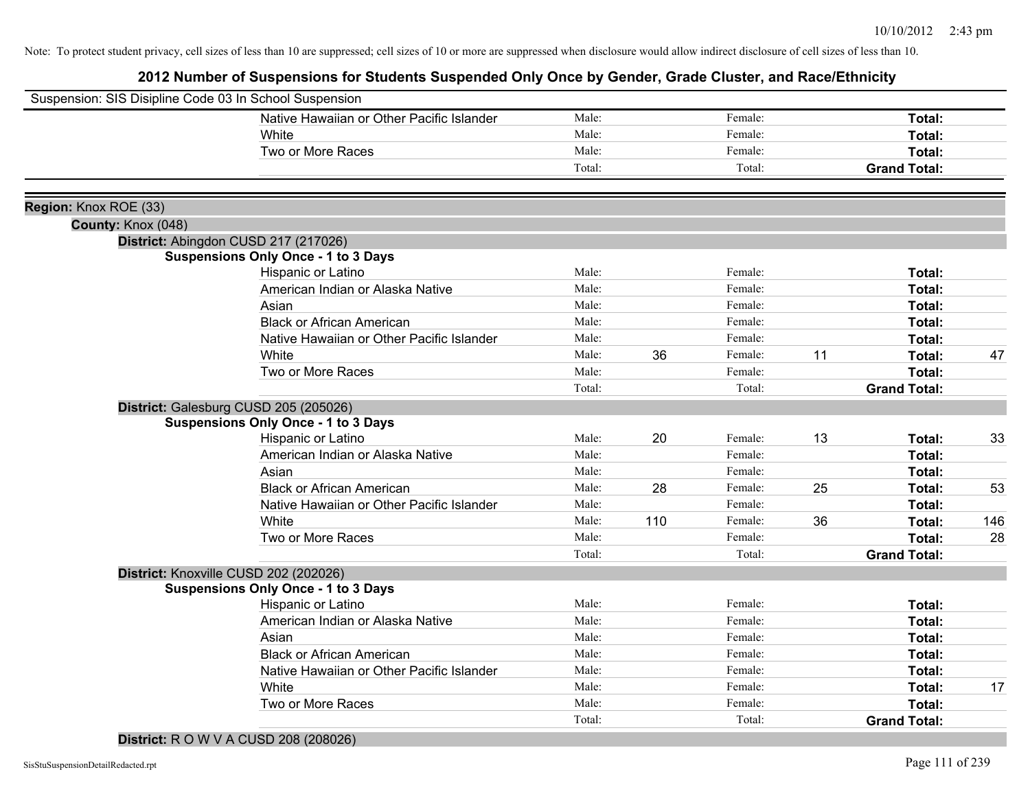Note: To protect student privacy, cell sizes of less than 10 are suppressed; cell sizes of 10 or more are suppressed when disclosure would allow indirect disclosure of cell sizes of less than 10.

# 2012 Number of Suspensions for Students Suspended Only Once by Gender, Grade Cluster, and Race/Ethnicity

Suspension: SIS Disipline Code 03 In School Suspension

| | Male: | | Female: | | Total: | |
|---|---|---|---|---|---|---|
| Native Hawaiian or Other Pacific Islander | Male: | | Female: | | **Total:** | |
| White | Male: | | Female: | | **Total:** | |
| Two or More Races | Male: | | Female: | | **Total:** | |
| | Total: | | Total: | | **Grand Total:** | |

**Region:** Knox ROE (33)

**County:** Knox (048)

**District:** Abingdon CUSD 217 (217026)

**Suspensions Only Once - 1 to 3 Days**

| Race/Ethnicity | | Male | | Female | | Total |
|---|---|---|---|---|---|---|
| Hispanic or Latino | Male: | | Female: | | **Total:** | |
| American Indian or Alaska Native | Male: | | Female: | | **Total:** | |
| Asian | Male: | | Female: | | **Total:** | |
| Black or African American | Male: | | Female: | | **Total:** | |
| Native Hawaiian or Other Pacific Islander | Male: | | Female: | | **Total:** | |
| White | Male: | 36 | Female: | 11 | **Total:** | 47 |
| Two or More Races | Male: | | Female: | | **Total:** | |
| | Total: | | Total: | | **Grand Total:** | |

**District:** Galesburg CUSD 205 (205026)

**Suspensions Only Once - 1 to 3 Days**

| Race/Ethnicity | | Male | | Female | | Total |
|---|---|---|---|---|---|---|
| Hispanic or Latino | Male: | 20 | Female: | 13 | **Total:** | 33 |
| American Indian or Alaska Native | Male: | | Female: | | **Total:** | |
| Asian | Male: | | Female: | | **Total:** | |
| Black or African American | Male: | 28 | Female: | 25 | **Total:** | 53 |
| Native Hawaiian or Other Pacific Islander | Male: | | Female: | | **Total:** | |
| White | Male: | 110 | Female: | 36 | **Total:** | 146 |
| Two or More Races | Male: | | Female: | | **Total:** | 28 |
| | Total: | | Total: | | **Grand Total:** | |

**District:** Knoxville CUSD 202 (202026)

**Suspensions Only Once - 1 to 3 Days**

| Race/Ethnicity | | Male | | Female | | Total |
|---|---|---|---|---|---|---|
| Hispanic or Latino | Male: | | Female: | | **Total:** | |
| American Indian or Alaska Native | Male: | | Female: | | **Total:** | |
| Asian | Male: | | Female: | | **Total:** | |
| Black or African American | Male: | | Female: | | **Total:** | |
| Native Hawaiian or Other Pacific Islander | Male: | | Female: | | **Total:** | |
| White | Male: | | Female: | | **Total:** | 17 |
| Two or More Races | Male: | | Female: | | **Total:** | |
| | Total: | | Total: | | **Grand Total:** | |

**District:** R O W V A CUSD 208 (208026)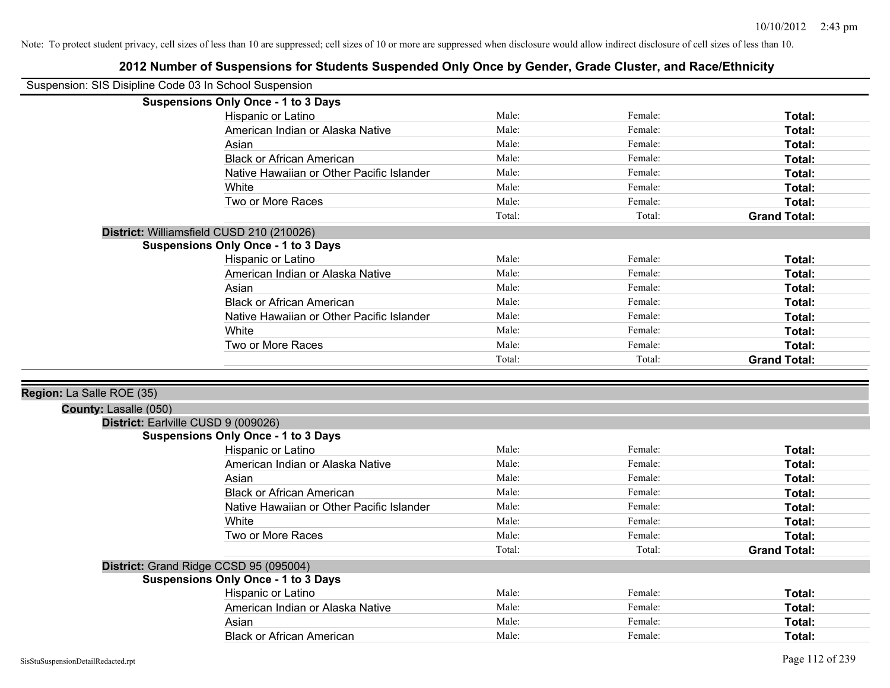Note: To protect student privacy, cell sizes of less than 10 are suppressed; cell sizes of 10 or more are suppressed when disclosure would allow indirect disclosure of cell sizes of less than 10.

# 2012 Number of Suspensions for Students Suspended Only Once by Gender, Grade Cluster, and Race/Ethnicity

Suspension: SIS Disipline Code 03 In School Suspension

**Suspensions Only Once - 1 to 3 Days**

| | | | |
|---|---|---|---|
| Hispanic or Latino | Male: | Female: | **Total:** |
| American Indian or Alaska Native | Male: | Female: | **Total:** |
| Asian | Male: | Female: | **Total:** |
| Black or African American | Male: | Female: | **Total:** |
| Native Hawaiian or Other Pacific Islander | Male: | Female: | **Total:** |
| White | Male: | Female: | **Total:** |
| Two or More Races | Male: | Female: | **Total:** |
| | Total: | Total: | **Grand Total:** |

**District:** Williamsfield CUSD 210 (210026)

**Suspensions Only Once - 1 to 3 Days**

| | | | |
|---|---|---|---|
| Hispanic or Latino | Male: | Female: | **Total:** |
| American Indian or Alaska Native | Male: | Female: | **Total:** |
| Asian | Male: | Female: | **Total:** |
| Black or African American | Male: | Female: | **Total:** |
| Native Hawaiian or Other Pacific Islander | Male: | Female: | **Total:** |
| White | Male: | Female: | **Total:** |
| Two or More Races | Male: | Female: | **Total:** |
| | Total: | Total: | **Grand Total:** |

**Region:** La Salle ROE (35)

**County:** Lasalle (050)

**District:** Earlville CUSD 9 (009026)

**Suspensions Only Once - 1 to 3 Days**

| | | | |
|---|---|---|---|
| Hispanic or Latino | Male: | Female: | **Total:** |
| American Indian or Alaska Native | Male: | Female: | **Total:** |
| Asian | Male: | Female: | **Total:** |
| Black or African American | Male: | Female: | **Total:** |
| Native Hawaiian or Other Pacific Islander | Male: | Female: | **Total:** |
| White | Male: | Female: | **Total:** |
| Two or More Races | Male: | Female: | **Total:** |
| | Total: | Total: | **Grand Total:** |

**District:** Grand Ridge CCSD 95 (095004)

**Suspensions Only Once - 1 to 3 Days**

| | | | |
|---|---|---|---|
| Hispanic or Latino | Male: | Female: | **Total:** |
| American Indian or Alaska Native | Male: | Female: | **Total:** |
| Asian | Male: | Female: | **Total:** |
| Black or African American | Male: | Female: | **Total:** |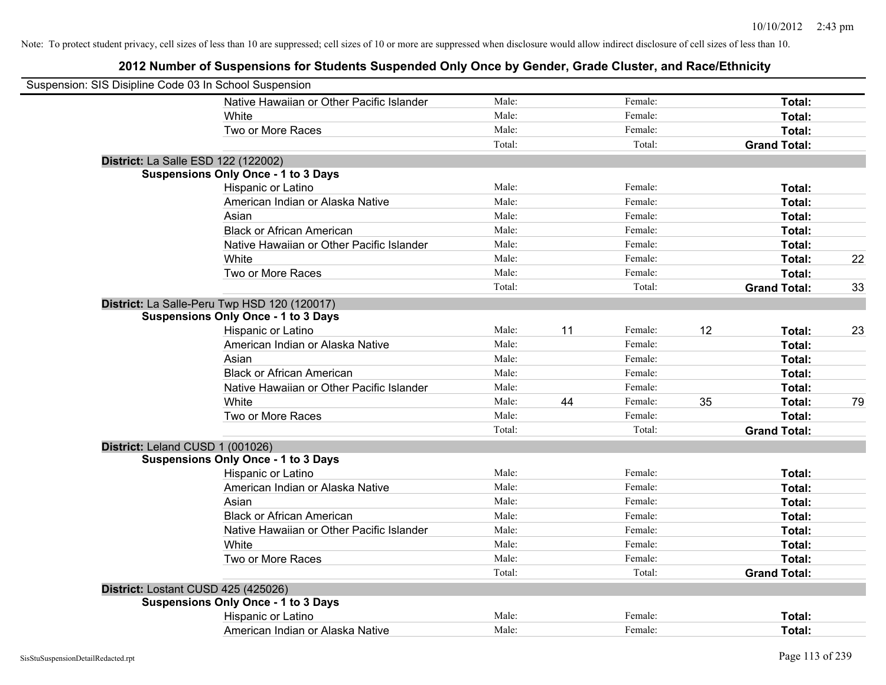Note: To protect student privacy, cell sizes of less than 10 are suppressed; cell sizes of 10 or more are suppressed when disclosure would allow indirect disclosure of cell sizes of less than 10.

## 2012 Number of Suspensions for Students Suspended Only Once by Gender, Grade Cluster, and Race/Ethnicity

Suspension: SIS Disipline Code 03 In School Suspension

| | | | | | | | |
|---|---|---|---|---|---|---|---|
| Native Hawaiian or Other Pacific Islander | Male: | | Female: | | **Total:** | |
| White | Male: | | Female: | | **Total:** | |
| Two or More Races | Male: | | Female: | | **Total:** | |
| | Total: | | Total: | | **Grand Total:** | |

**District:** La Salle ESD 122 (122002)

**Suspensions Only Once - 1 to 3 Days**

| | | | | | | |
|---|---|---|---|---|---|---|
| Hispanic or Latino | Male: | | Female: | | **Total:** | |
| American Indian or Alaska Native | Male: | | Female: | | **Total:** | |
| Asian | Male: | | Female: | | **Total:** | |
| Black or African American | Male: | | Female: | | **Total:** | |
| Native Hawaiian or Other Pacific Islander | Male: | | Female: | | **Total:** | |
| White | Male: | | Female: | | **Total:** | 22 |
| Two or More Races | Male: | | Female: | | **Total:** | |
| | Total: | | Total: | | **Grand Total:** | 33 |

**District:** La Salle-Peru Twp HSD 120 (120017)

**Suspensions Only Once - 1 to 3 Days**

| | | | | | | |
|---|---|---|---|---|---|---|
| Hispanic or Latino | Male: | 11 | Female: | 12 | **Total:** | 23 |
| American Indian or Alaska Native | Male: | | Female: | | **Total:** | |
| Asian | Male: | | Female: | | **Total:** | |
| Black or African American | Male: | | Female: | | **Total:** | |
| Native Hawaiian or Other Pacific Islander | Male: | | Female: | | **Total:** | |
| White | Male: | 44 | Female: | 35 | **Total:** | 79 |
| Two or More Races | Male: | | Female: | | **Total:** | |
| | Total: | | Total: | | **Grand Total:** | |

**District:** Leland CUSD 1 (001026)

**Suspensions Only Once - 1 to 3 Days**

| | | | | | | |
|---|---|---|---|---|---|---|
| Hispanic or Latino | Male: | | Female: | | **Total:** | |
| American Indian or Alaska Native | Male: | | Female: | | **Total:** | |
| Asian | Male: | | Female: | | **Total:** | |
| Black or African American | Male: | | Female: | | **Total:** | |
| Native Hawaiian or Other Pacific Islander | Male: | | Female: | | **Total:** | |
| White | Male: | | Female: | | **Total:** | |
| Two or More Races | Male: | | Female: | | **Total:** | |
| | Total: | | Total: | | **Grand Total:** | |

**District:** Lostant CUSD 425 (425026)

**Suspensions Only Once - 1 to 3 Days**

| | | | | | | |
|---|---|---|---|---|---|---|
| Hispanic or Latino | Male: | | Female: | | **Total:** | |
| American Indian or Alaska Native | Male: | | Female: | | **Total:** | |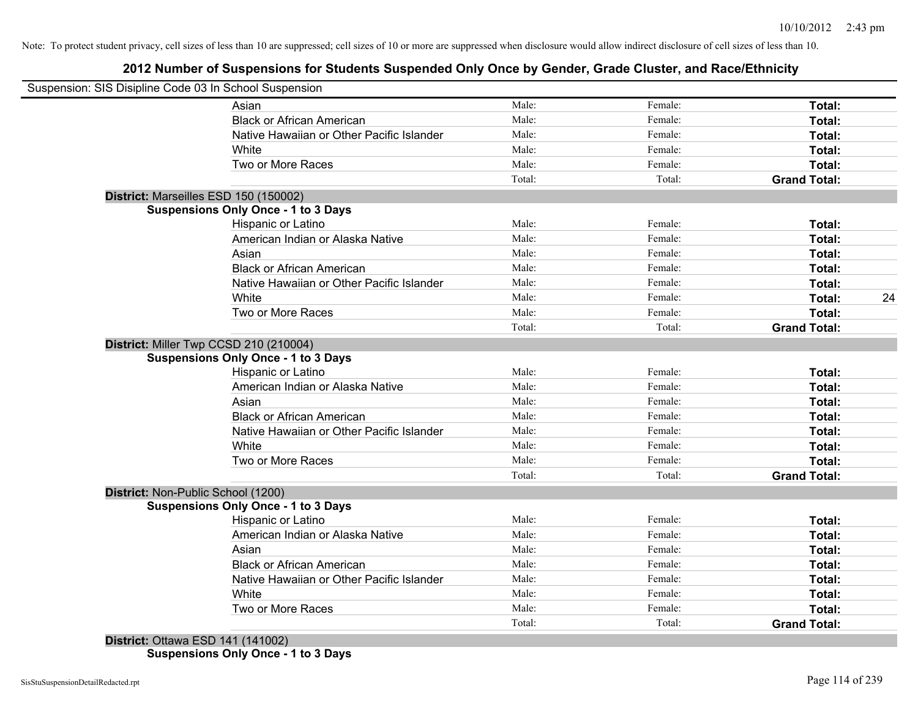Note: To protect student privacy, cell sizes of less than 10 are suppressed; cell sizes of 10 or more are suppressed when disclosure would allow indirect disclosure of cell sizes of less than 10.

## 2012 Number of Suspensions for Students Suspended Only Once by Gender, Grade Cluster, and Race/Ethnicity

Suspension: SIS Disipline Code 03 In School Suspension

| | | | | |
|---|---|---|---|---|
| Asian | Male: | Female: | **Total:** | |
| Black or African American | Male: | Female: | **Total:** | |
| Native Hawaiian or Other Pacific Islander | Male: | Female: | **Total:** | |
| White | Male: | Female: | **Total:** | |
| Two or More Races | Male: | Female: | **Total:** | |
| | Total: | Total: | **Grand Total:** | |

**District:** Marseilles ESD 150 (150002)

**Suspensions Only Once - 1 to 3 Days**

| | | | | |
|---|---|---|---|---|
| Hispanic or Latino | Male: | Female: | **Total:** | |
| American Indian or Alaska Native | Male: | Female: | **Total:** | |
| Asian | Male: | Female: | **Total:** | |
| Black or African American | Male: | Female: | **Total:** | |
| Native Hawaiian or Other Pacific Islander | Male: | Female: | **Total:** | |
| White | Male: | Female: | **Total:** | 24 |
| Two or More Races | Male: | Female: | **Total:** | |
| | Total: | Total: | **Grand Total:** | |

**District:** Miller Twp CCSD 210 (210004)

**Suspensions Only Once - 1 to 3 Days**

| | | | | |
|---|---|---|---|---|
| Hispanic or Latino | Male: | Female: | **Total:** | |
| American Indian or Alaska Native | Male: | Female: | **Total:** | |
| Asian | Male: | Female: | **Total:** | |
| Black or African American | Male: | Female: | **Total:** | |
| Native Hawaiian or Other Pacific Islander | Male: | Female: | **Total:** | |
| White | Male: | Female: | **Total:** | |
| Two or More Races | Male: | Female: | **Total:** | |
| | Total: | Total: | **Grand Total:** | |

**District:** Non-Public School (1200)

**Suspensions Only Once - 1 to 3 Days**

| | | | | |
|---|---|---|---|---|
| Hispanic or Latino | Male: | Female: | **Total:** | |
| American Indian or Alaska Native | Male: | Female: | **Total:** | |
| Asian | Male: | Female: | **Total:** | |
| Black or African American | Male: | Female: | **Total:** | |
| Native Hawaiian or Other Pacific Islander | Male: | Female: | **Total:** | |
| White | Male: | Female: | **Total:** | |
| Two or More Races | Male: | Female: | **Total:** | |
| | Total: | Total: | **Grand Total:** | |

**District:** Ottawa ESD 141 (141002)

**Suspensions Only Once - 1 to 3 Days**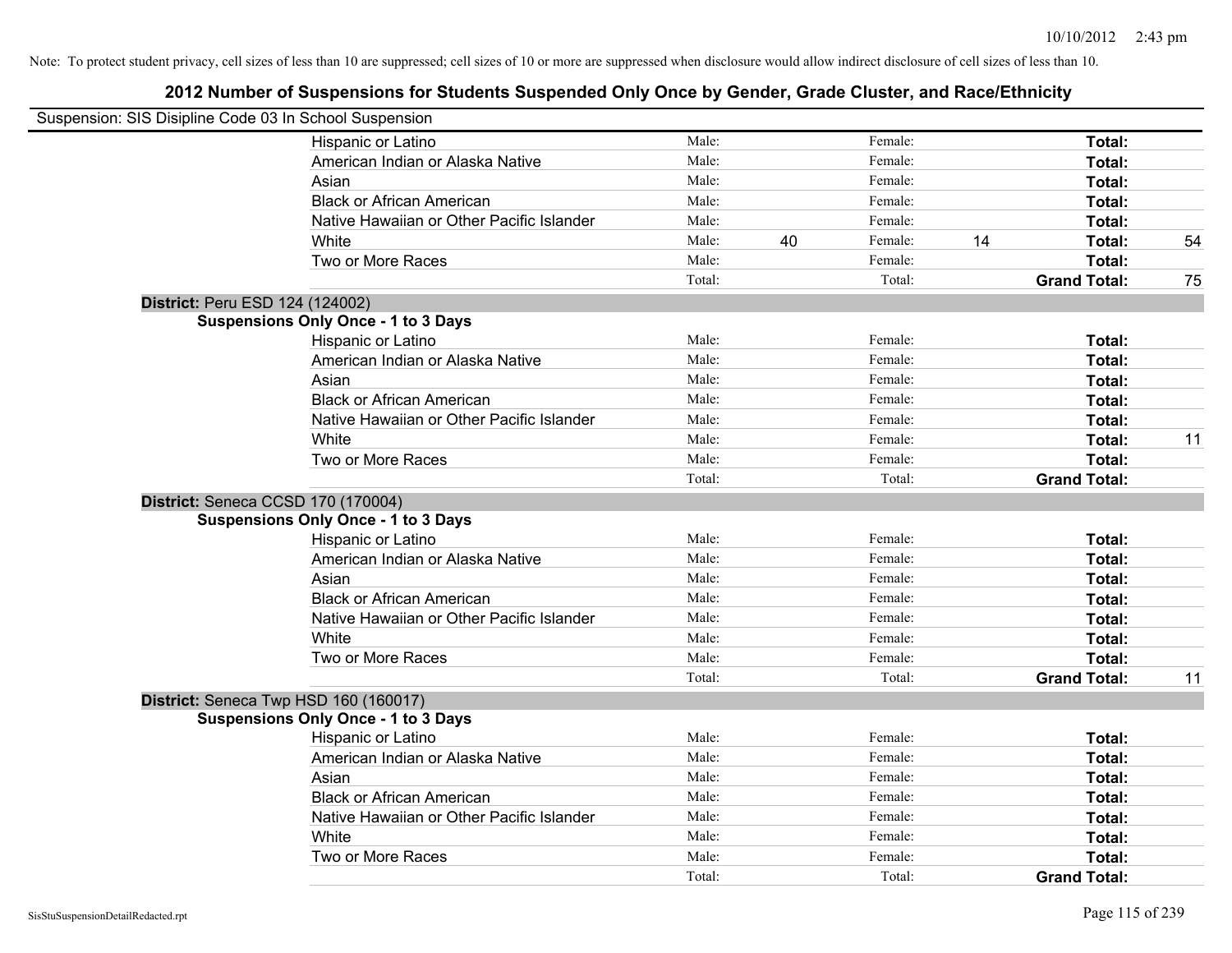Note: To protect student privacy, cell sizes of less than 10 are suppressed; cell sizes of 10 or more are suppressed when disclosure would allow indirect disclosure of cell sizes of less than 10.

## 2012 Number of Suspensions for Students Suspended Only Once by Gender, Grade Cluster, and Race/Ethnicity

Suspension: SIS Disipline Code 03 In School Suspension

| | | | | | | |
|---|---|---|---|---|---|---|
| Hispanic or Latino | Male: | | Female: | | **Total:** | |
| American Indian or Alaska Native | Male: | | Female: | | **Total:** | |
| Asian | Male: | | Female: | | **Total:** | |
| Black or African American | Male: | | Female: | | **Total:** | |
| Native Hawaiian or Other Pacific Islander | Male: | | Female: | | **Total:** | |
| White | Male: | 40 | Female: | 14 | **Total:** | 54 |
| Two or More Races | Male: | | Female: | | **Total:** | |
| | Total: | | Total: | | **Grand Total:** | 75 |

**District:** Peru ESD 124 (124002)

**Suspensions Only Once - 1 to 3 Days**

| | | | | | | |
|---|---|---|---|---|---|---|
| Hispanic or Latino | Male: | | Female: | | **Total:** | |
| American Indian or Alaska Native | Male: | | Female: | | **Total:** | |
| Asian | Male: | | Female: | | **Total:** | |
| Black or African American | Male: | | Female: | | **Total:** | |
| Native Hawaiian or Other Pacific Islander | Male: | | Female: | | **Total:** | |
| White | Male: | | Female: | | **Total:** | 11 |
| Two or More Races | Male: | | Female: | | **Total:** | |
| | Total: | | Total: | | **Grand Total:** | |

**District:** Seneca CCSD 170 (170004)

**Suspensions Only Once - 1 to 3 Days**

| | | | | | | |
|---|---|---|---|---|---|---|
| Hispanic or Latino | Male: | | Female: | | **Total:** | |
| American Indian or Alaska Native | Male: | | Female: | | **Total:** | |
| Asian | Male: | | Female: | | **Total:** | |
| Black or African American | Male: | | Female: | | **Total:** | |
| Native Hawaiian or Other Pacific Islander | Male: | | Female: | | **Total:** | |
| White | Male: | | Female: | | **Total:** | |
| Two or More Races | Male: | | Female: | | **Total:** | |
| | Total: | | Total: | | **Grand Total:** | 11 |

**District:** Seneca Twp HSD 160 (160017)

**Suspensions Only Once - 1 to 3 Days**

| | | | | | | |
|---|---|---|---|---|---|---|
| Hispanic or Latino | Male: | | Female: | | **Total:** | |
| American Indian or Alaska Native | Male: | | Female: | | **Total:** | |
| Asian | Male: | | Female: | | **Total:** | |
| Black or African American | Male: | | Female: | | **Total:** | |
| Native Hawaiian or Other Pacific Islander | Male: | | Female: | | **Total:** | |
| White | Male: | | Female: | | **Total:** | |
| Two or More Races | Male: | | Female: | | **Total:** | |
| | Total: | | Total: | | **Grand Total:** | |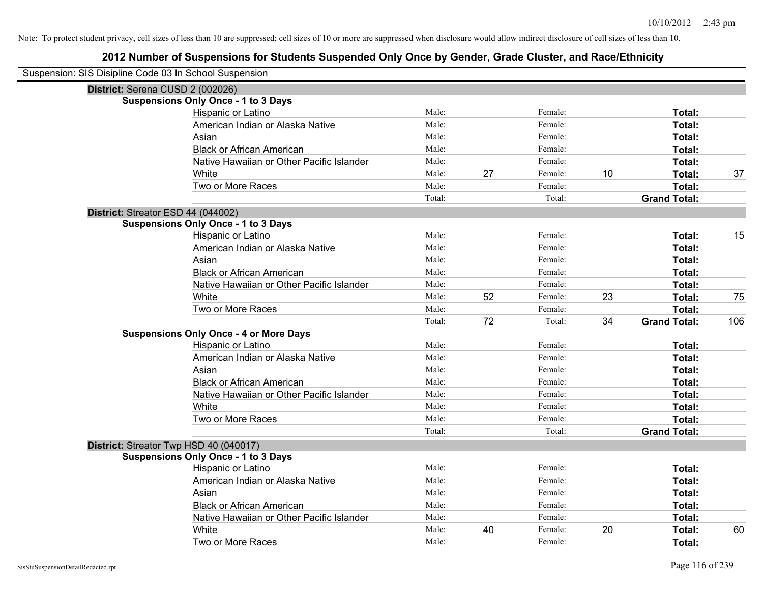Note: To protect student privacy, cell sizes of less than 10 are suppressed; cell sizes of 10 or more are suppressed when disclosure would allow indirect disclosure of cell sizes of less than 10.

# 2012 Number of Suspensions for Students Suspended Only Once by Gender, Grade Cluster, and Race/Ethnicity

Suspension: SIS Disipline Code 03 In School Suspension

**District:** Serena CUSD 2 (002026)

**Suspensions Only Once - 1 to 3 Days**

| Race/Ethnicity | | | | | | |
|---|---|---|---|---|---|---|
| Hispanic or Latino | Male: | | Female: | | **Total:** | |
| American Indian or Alaska Native | Male: | | Female: | | **Total:** | |
| Asian | Male: | | Female: | | **Total:** | |
| Black or African American | Male: | | Female: | | **Total:** | |
| Native Hawaiian or Other Pacific Islander | Male: | | Female: | | **Total:** | |
| White | Male: | 27 | Female: | 10 | **Total:** | 37 |
| Two or More Races | Male: | | Female: | | **Total:** | |
| | Total: | | Total: | | **Grand Total:** | |

**District:** Streator ESD 44 (044002)

**Suspensions Only Once - 1 to 3 Days**

| Race/Ethnicity | | | | | | |
|---|---|---|---|---|---|---|
| Hispanic or Latino | Male: | | Female: | | **Total:** | 15 |
| American Indian or Alaska Native | Male: | | Female: | | **Total:** | |
| Asian | Male: | | Female: | | **Total:** | |
| Black or African American | Male: | | Female: | | **Total:** | |
| Native Hawaiian or Other Pacific Islander | Male: | | Female: | | **Total:** | |
| White | Male: | 52 | Female: | 23 | **Total:** | 75 |
| Two or More Races | Male: | | Female: | | **Total:** | |
| | Total: | 72 | Total: | 34 | **Grand Total:** | 106 |

**Suspensions Only Once - 4 or More Days**

| Race/Ethnicity | | | | | | |
|---|---|---|---|---|---|---|
| Hispanic or Latino | Male: | | Female: | | **Total:** | |
| American Indian or Alaska Native | Male: | | Female: | | **Total:** | |
| Asian | Male: | | Female: | | **Total:** | |
| Black or African American | Male: | | Female: | | **Total:** | |
| Native Hawaiian or Other Pacific Islander | Male: | | Female: | | **Total:** | |
| White | Male: | | Female: | | **Total:** | |
| Two or More Races | Male: | | Female: | | **Total:** | |
| | Total: | | Total: | | **Grand Total:** | |

**District:** Streator Twp HSD 40 (040017)

**Suspensions Only Once - 1 to 3 Days**

| Race/Ethnicity | | | | | | |
|---|---|---|---|---|---|---|
| Hispanic or Latino | Male: | | Female: | | **Total:** | |
| American Indian or Alaska Native | Male: | | Female: | | **Total:** | |
| Asian | Male: | | Female: | | **Total:** | |
| Black or African American | Male: | | Female: | | **Total:** | |
| Native Hawaiian or Other Pacific Islander | Male: | | Female: | | **Total:** | |
| White | Male: | 40 | Female: | 20 | **Total:** | 60 |
| Two or More Races | Male: | | Female: | | **Total:** | |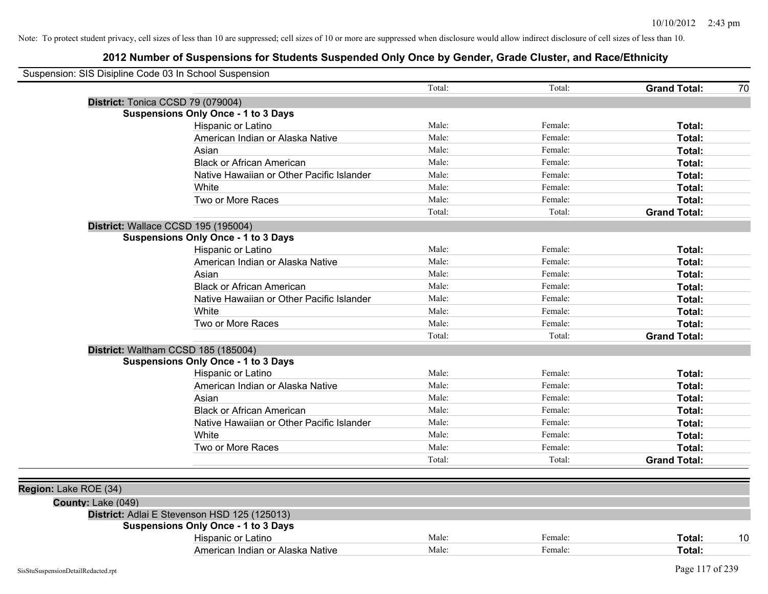Note: To protect student privacy, cell sizes of less than 10 are suppressed; cell sizes of 10 or more are suppressed when disclosure would allow indirect disclosure of cell sizes of less than 10.

# 2012 Number of Suspensions for Students Suspended Only Once by Gender, Grade Cluster, and Race/Ethnicity

Suspension: SIS Disipline Code 03 In School Suspension

| | Total: | Total: | **Grand Total:** | 70 |
|---|---|---|---|---|

**District:** Tonica CCSD 79 (079004)

**Suspensions Only Once - 1 to 3 Days**

| | | | | |
|---|---|---|---|---|
| Hispanic or Latino | Male: | Female: | **Total:** | |
| American Indian or Alaska Native | Male: | Female: | **Total:** | |
| Asian | Male: | Female: | **Total:** | |
| Black or African American | Male: | Female: | **Total:** | |
| Native Hawaiian or Other Pacific Islander | Male: | Female: | **Total:** | |
| White | Male: | Female: | **Total:** | |
| Two or More Races | Male: | Female: | **Total:** | |
| | Total: | Total: | **Grand Total:** | |

**District:** Wallace CCSD 195 (195004)

**Suspensions Only Once - 1 to 3 Days**

| | | | | |
|---|---|---|---|---|
| Hispanic or Latino | Male: | Female: | **Total:** | |
| American Indian or Alaska Native | Male: | Female: | **Total:** | |
| Asian | Male: | Female: | **Total:** | |
| Black or African American | Male: | Female: | **Total:** | |
| Native Hawaiian or Other Pacific Islander | Male: | Female: | **Total:** | |
| White | Male: | Female: | **Total:** | |
| Two or More Races | Male: | Female: | **Total:** | |
| | Total: | Total: | **Grand Total:** | |

**District:** Waltham CCSD 185 (185004)

**Suspensions Only Once - 1 to 3 Days**

| | | | | |
|---|---|---|---|---|
| Hispanic or Latino | Male: | Female: | **Total:** | |
| American Indian or Alaska Native | Male: | Female: | **Total:** | |
| Asian | Male: | Female: | **Total:** | |
| Black or African American | Male: | Female: | **Total:** | |
| Native Hawaiian or Other Pacific Islander | Male: | Female: | **Total:** | |
| White | Male: | Female: | **Total:** | |
| Two or More Races | Male: | Female: | **Total:** | |
| | Total: | Total: | **Grand Total:** | |

**Region:** Lake ROE (34)

**County:** Lake (049)

**District:** Adlai E Stevenson HSD 125 (125013)

**Suspensions Only Once - 1 to 3 Days**

| | | | | |
|---|---|---|---|---|
| Hispanic or Latino | Male: | Female: | **Total:** | 10 |
| American Indian or Alaska Native | Male: | Female: | **Total:** | |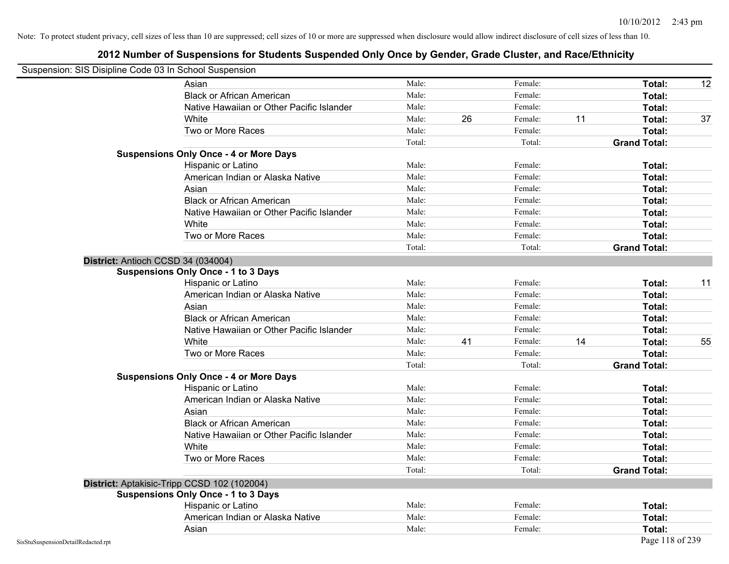Note: To protect student privacy, cell sizes of less than 10 are suppressed; cell sizes of 10 or more are suppressed when disclosure would allow indirect disclosure of cell sizes of less than 10.

# 2012 Number of Suspensions for Students Suspended Only Once by Gender, Grade Cluster, and Race/Ethnicity

Suspension: SIS Disipline Code 03 In School Suspension

| | | | | | | | |
|---|---|---|---|---|---|---|---|
| Asian | Male: | | Female: | | **Total:** | 12 |
| Black or African American | Male: | | Female: | | **Total:** | |
| Native Hawaiian or Other Pacific Islander | Male: | | Female: | | **Total:** | |
| White | Male: | 26 | Female: | 11 | **Total:** | 37 |
| Two or More Races | Male: | | Female: | | **Total:** | |
| | Total: | | Total: | | **Grand Total:** | |

**Suspensions Only Once - 4 or More Days**

| | | | | | | |
|---|---|---|---|---|---|---|
| Hispanic or Latino | Male: | | Female: | | **Total:** | |
| American Indian or Alaska Native | Male: | | Female: | | **Total:** | |
| Asian | Male: | | Female: | | **Total:** | |
| Black or African American | Male: | | Female: | | **Total:** | |
| Native Hawaiian or Other Pacific Islander | Male: | | Female: | | **Total:** | |
| White | Male: | | Female: | | **Total:** | |
| Two or More Races | Male: | | Female: | | **Total:** | |
| | Total: | | Total: | | **Grand Total:** | |

**District:** Antioch CCSD 34 (034004)

**Suspensions Only Once - 1 to 3 Days**

| | | | | | | |
|---|---|---|---|---|---|---|
| Hispanic or Latino | Male: | | Female: | | **Total:** | 11 |
| American Indian or Alaska Native | Male: | | Female: | | **Total:** | |
| Asian | Male: | | Female: | | **Total:** | |
| Black or African American | Male: | | Female: | | **Total:** | |
| Native Hawaiian or Other Pacific Islander | Male: | | Female: | | **Total:** | |
| White | Male: | 41 | Female: | 14 | **Total:** | 55 |
| Two or More Races | Male: | | Female: | | **Total:** | |
| | Total: | | Total: | | **Grand Total:** | |

**Suspensions Only Once - 4 or More Days**

| | | | | | | |
|---|---|---|---|---|---|---|
| Hispanic or Latino | Male: | | Female: | | **Total:** | |
| American Indian or Alaska Native | Male: | | Female: | | **Total:** | |
| Asian | Male: | | Female: | | **Total:** | |
| Black or African American | Male: | | Female: | | **Total:** | |
| Native Hawaiian or Other Pacific Islander | Male: | | Female: | | **Total:** | |
| White | Male: | | Female: | | **Total:** | |
| Two or More Races | Male: | | Female: | | **Total:** | |
| | Total: | | Total: | | **Grand Total:** | |

**District:** Aptakisic-Tripp CCSD 102 (102004)

**Suspensions Only Once - 1 to 3 Days**

| | | | | | | |
|---|---|---|---|---|---|---|
| Hispanic or Latino | Male: | | Female: | | **Total:** | |
| American Indian or Alaska Native | Male: | | Female: | | **Total:** | |
| Asian | Male: | | Female: | | **Total:** | |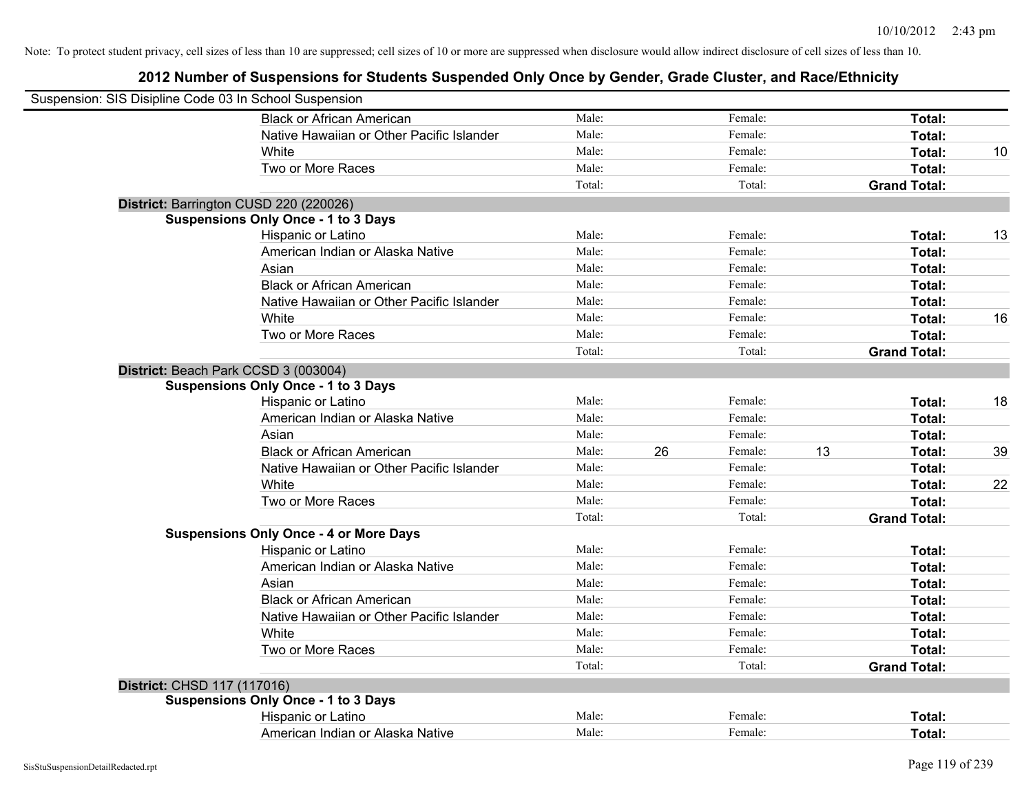Note: To protect student privacy, cell sizes of less than 10 are suppressed; cell sizes of 10 or more are suppressed when disclosure would allow indirect disclosure of cell sizes of less than 10.

# 2012 Number of Suspensions for Students Suspended Only Once by Gender, Grade Cluster, and Race/Ethnicity

Suspension: SIS Disipline Code 03 In School Suspension

| | | | | | | |
|---|---|---|---|---|---|---|
| Black or African American | Male: | | Female: | | **Total:** | |
| Native Hawaiian or Other Pacific Islander | Male: | | Female: | | **Total:** | |
| White | Male: | | Female: | | **Total:** | 10 |
| Two or More Races | Male: | | Female: | | **Total:** | |
| | Total: | | Total: | | **Grand Total:** | |

**District:** Barrington CUSD 220 (220026)

**Suspensions Only Once - 1 to 3 Days**

| | | | | | | |
|---|---|---|---|---|---|---|
| Hispanic or Latino | Male: | | Female: | | **Total:** | 13 |
| American Indian or Alaska Native | Male: | | Female: | | **Total:** | |
| Asian | Male: | | Female: | | **Total:** | |
| Black or African American | Male: | | Female: | | **Total:** | |
| Native Hawaiian or Other Pacific Islander | Male: | | Female: | | **Total:** | |
| White | Male: | | Female: | | **Total:** | 16 |
| Two or More Races | Male: | | Female: | | **Total:** | |
| | Total: | | Total: | | **Grand Total:** | |

**District:** Beach Park CCSD 3 (003004)

**Suspensions Only Once - 1 to 3 Days**

| | | | | | | |
|---|---|---|---|---|---|---|
| Hispanic or Latino | Male: | | Female: | | **Total:** | 18 |
| American Indian or Alaska Native | Male: | | Female: | | **Total:** | |
| Asian | Male: | | Female: | | **Total:** | |
| Black or African American | Male: | 26 | Female: | 13 | **Total:** | 39 |
| Native Hawaiian or Other Pacific Islander | Male: | | Female: | | **Total:** | |
| White | Male: | | Female: | | **Total:** | 22 |
| Two or More Races | Male: | | Female: | | **Total:** | |
| | Total: | | Total: | | **Grand Total:** | |

**Suspensions Only Once - 4 or More Days**

| | | | | | | |
|---|---|---|---|---|---|---|
| Hispanic or Latino | Male: | | Female: | | **Total:** | |
| American Indian or Alaska Native | Male: | | Female: | | **Total:** | |
| Asian | Male: | | Female: | | **Total:** | |
| Black or African American | Male: | | Female: | | **Total:** | |
| Native Hawaiian or Other Pacific Islander | Male: | | Female: | | **Total:** | |
| White | Male: | | Female: | | **Total:** | |
| Two or More Races | Male: | | Female: | | **Total:** | |
| | Total: | | Total: | | **Grand Total:** | |

**District:** CHSD 117 (117016)

**Suspensions Only Once - 1 to 3 Days**

| | | | | | | |
|---|---|---|---|---|---|---|
| Hispanic or Latino | Male: | | Female: | | **Total:** | |
| American Indian or Alaska Native | Male: | | Female: | | **Total:** | |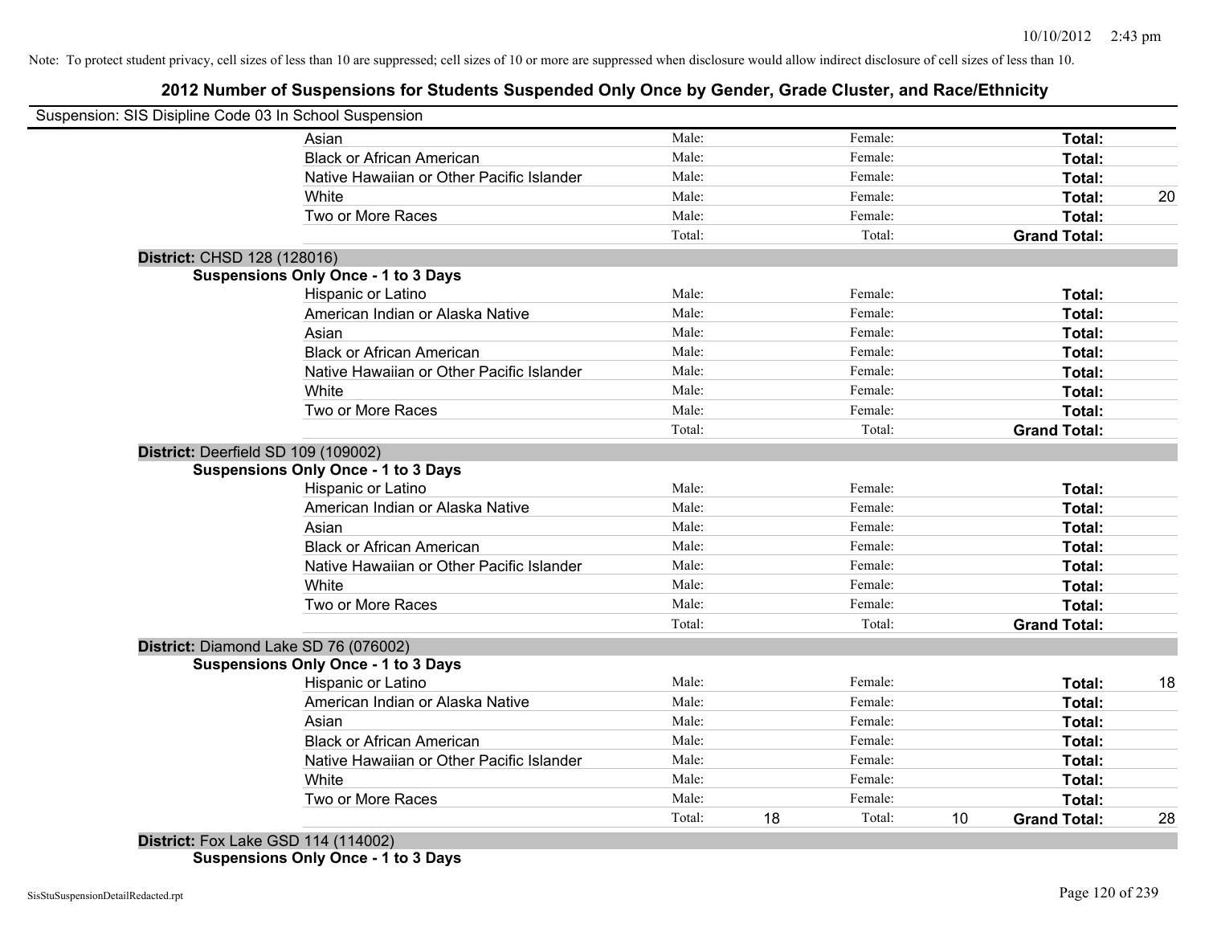Note: To protect student privacy, cell sizes of less than 10 are suppressed; cell sizes of 10 or more are suppressed when disclosure would allow indirect disclosure of cell sizes of less than 10.

## 2012 Number of Suspensions for Students Suspended Only Once by Gender, Grade Cluster, and Race/Ethnicity

Suspension: SIS Disipline Code 03 In School Suspension

| | | | | | | |
|---|---|---|---|---|---|---|
| Asian | Male: | | Female: | | **Total:** | |
| Black or African American | Male: | | Female: | | **Total:** | |
| Native Hawaiian or Other Pacific Islander | Male: | | Female: | | **Total:** | |
| White | Male: | | Female: | | **Total:** | 20 |
| Two or More Races | Male: | | Female: | | **Total:** | |
| | Total: | | Total: | | **Grand Total:** | |

**District:** CHSD 128 (128016)

**Suspensions Only Once - 1 to 3 Days**

| | | | | | | |
|---|---|---|---|---|---|---|
| Hispanic or Latino | Male: | | Female: | | **Total:** | |
| American Indian or Alaska Native | Male: | | Female: | | **Total:** | |
| Asian | Male: | | Female: | | **Total:** | |
| Black or African American | Male: | | Female: | | **Total:** | |
| Native Hawaiian or Other Pacific Islander | Male: | | Female: | | **Total:** | |
| White | Male: | | Female: | | **Total:** | |
| Two or More Races | Male: | | Female: | | **Total:** | |
| | Total: | | Total: | | **Grand Total:** | |

**District:** Deerfield SD 109 (109002)

**Suspensions Only Once - 1 to 3 Days**

| | | | | | | |
|---|---|---|---|---|---|---|
| Hispanic or Latino | Male: | | Female: | | **Total:** | |
| American Indian or Alaska Native | Male: | | Female: | | **Total:** | |
| Asian | Male: | | Female: | | **Total:** | |
| Black or African American | Male: | | Female: | | **Total:** | |
| Native Hawaiian or Other Pacific Islander | Male: | | Female: | | **Total:** | |
| White | Male: | | Female: | | **Total:** | |
| Two or More Races | Male: | | Female: | | **Total:** | |
| | Total: | | Total: | | **Grand Total:** | |

**District:** Diamond Lake SD 76 (076002)

**Suspensions Only Once - 1 to 3 Days**

| | | | | | | |
|---|---|---|---|---|---|---|
| Hispanic or Latino | Male: | | Female: | | **Total:** | 18 |
| American Indian or Alaska Native | Male: | | Female: | | **Total:** | |
| Asian | Male: | | Female: | | **Total:** | |
| Black or African American | Male: | | Female: | | **Total:** | |
| Native Hawaiian or Other Pacific Islander | Male: | | Female: | | **Total:** | |
| White | Male: | | Female: | | **Total:** | |
| Two or More Races | Male: | | Female: | | **Total:** | |
| | Total: | 18 | Total: | 10 | **Grand Total:** | 28 |

**District:** Fox Lake GSD 114 (114002)

**Suspensions Only Once - 1 to 3 Days**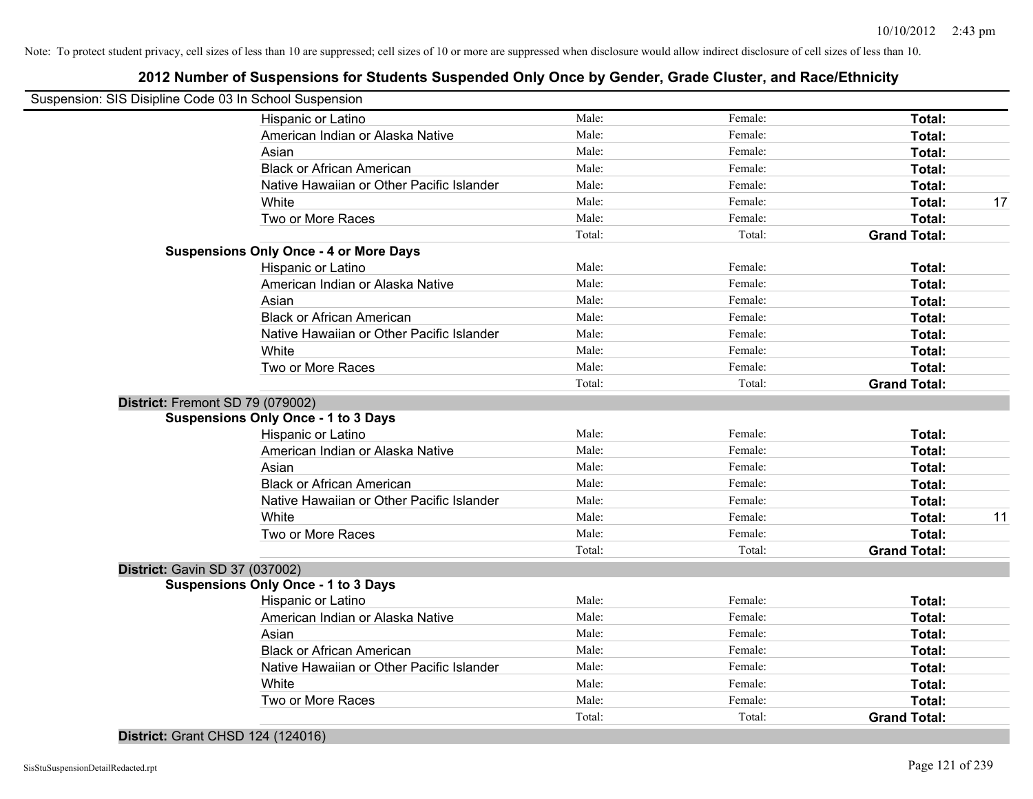Note: To protect student privacy, cell sizes of less than 10 are suppressed; cell sizes of 10 or more are suppressed when disclosure would allow indirect disclosure of cell sizes of less than 10.

## 2012 Number of Suspensions for Students Suspended Only Once by Gender, Grade Cluster, and Race/Ethnicity

Suspension: SIS Disipline Code 03 In School Suspension

| | | | | |
|---|---|---|---|---|
| Hispanic or Latino | Male: | Female: | **Total:** | |
| American Indian or Alaska Native | Male: | Female: | **Total:** | |
| Asian | Male: | Female: | **Total:** | |
| Black or African American | Male: | Female: | **Total:** | |
| Native Hawaiian or Other Pacific Islander | Male: | Female: | **Total:** | |
| White | Male: | Female: | **Total:** | 17 |
| Two or More Races | Male: | Female: | **Total:** | |
| | Total: | Total: | **Grand Total:** | |
| **Suspensions Only Once - 4 or More Days** | | | | |
| Hispanic or Latino | Male: | Female: | **Total:** | |
| American Indian or Alaska Native | Male: | Female: | **Total:** | |
| Asian | Male: | Female: | **Total:** | |
| Black or African American | Male: | Female: | **Total:** | |
| Native Hawaiian or Other Pacific Islander | Male: | Female: | **Total:** | |
| White | Male: | Female: | **Total:** | |
| Two or More Races | Male: | Female: | **Total:** | |
| | Total: | Total: | **Grand Total:** | |

**District:** Fremont SD 79 (079002)

| **Suspensions Only Once - 1 to 3 Days** | | | | |
|---|---|---|---|---|
| Hispanic or Latino | Male: | Female: | **Total:** | |
| American Indian or Alaska Native | Male: | Female: | **Total:** | |
| Asian | Male: | Female: | **Total:** | |
| Black or African American | Male: | Female: | **Total:** | |
| Native Hawaiian or Other Pacific Islander | Male: | Female: | **Total:** | |
| White | Male: | Female: | **Total:** | 11 |
| Two or More Races | Male: | Female: | **Total:** | |
| | Total: | Total: | **Grand Total:** | |

**District:** Gavin SD 37 (037002)

| **Suspensions Only Once - 1 to 3 Days** | | | | |
|---|---|---|---|---|
| Hispanic or Latino | Male: | Female: | **Total:** | |
| American Indian or Alaska Native | Male: | Female: | **Total:** | |
| Asian | Male: | Female: | **Total:** | |
| Black or African American | Male: | Female: | **Total:** | |
| Native Hawaiian or Other Pacific Islander | Male: | Female: | **Total:** | |
| White | Male: | Female: | **Total:** | |
| Two or More Races | Male: | Female: | **Total:** | |
| | Total: | Total: | **Grand Total:** | |

**District:** Grant CHSD 124 (124016)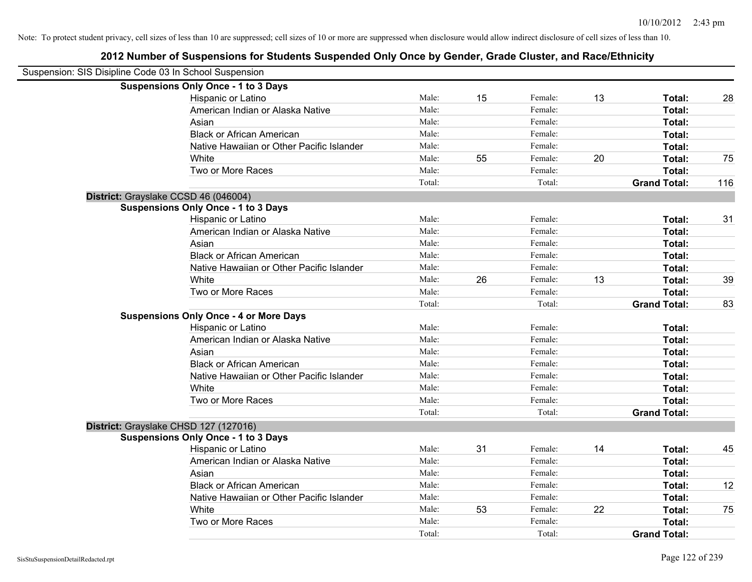Note: To protect student privacy, cell sizes of less than 10 are suppressed; cell sizes of 10 or more are suppressed when disclosure would allow indirect disclosure of cell sizes of less than 10.

## 2012 Number of Suspensions for Students Suspended Only Once by Gender, Grade Cluster, and Race/Ethnicity

Suspension: SIS Disipline Code 03 In School Suspension

**Suspensions Only Once - 1 to 3 Days**

| | | | | | | |
|---|---|---|---|---|---|---|
| Hispanic or Latino | Male: | 15 | Female: | 13 | **Total:** | 28 |
| American Indian or Alaska Native | Male: | | Female: | | **Total:** | |
| Asian | Male: | | Female: | | **Total:** | |
| Black or African American | Male: | | Female: | | **Total:** | |
| Native Hawaiian or Other Pacific Islander | Male: | | Female: | | **Total:** | |
| White | Male: | 55 | Female: | 20 | **Total:** | 75 |
| Two or More Races | Male: | | Female: | | **Total:** | |
| | Total: | | Total: | | **Grand Total:** | 116 |

**District:** Grayslake CCSD 46 (046004)

**Suspensions Only Once - 1 to 3 Days**

| | | | | | | |
|---|---|---|---|---|---|---|
| Hispanic or Latino | Male: | | Female: | | **Total:** | 31 |
| American Indian or Alaska Native | Male: | | Female: | | **Total:** | |
| Asian | Male: | | Female: | | **Total:** | |
| Black or African American | Male: | | Female: | | **Total:** | |
| Native Hawaiian or Other Pacific Islander | Male: | | Female: | | **Total:** | |
| White | Male: | 26 | Female: | 13 | **Total:** | 39 |
| Two or More Races | Male: | | Female: | | **Total:** | |
| | Total: | | Total: | | **Grand Total:** | 83 |

**Suspensions Only Once - 4 or More Days**

| | | | | | | |
|---|---|---|---|---|---|---|
| Hispanic or Latino | Male: | | Female: | | **Total:** | |
| American Indian or Alaska Native | Male: | | Female: | | **Total:** | |
| Asian | Male: | | Female: | | **Total:** | |
| Black or African American | Male: | | Female: | | **Total:** | |
| Native Hawaiian or Other Pacific Islander | Male: | | Female: | | **Total:** | |
| White | Male: | | Female: | | **Total:** | |
| Two or More Races | Male: | | Female: | | **Total:** | |
| | Total: | | Total: | | **Grand Total:** | |

**District:** Grayslake CHSD 127 (127016)

**Suspensions Only Once - 1 to 3 Days**

| | | | | | | |
|---|---|---|---|---|---|---|
| Hispanic or Latino | Male: | 31 | Female: | 14 | **Total:** | 45 |
| American Indian or Alaska Native | Male: | | Female: | | **Total:** | |
| Asian | Male: | | Female: | | **Total:** | |
| Black or African American | Male: | | Female: | | **Total:** | 12 |
| Native Hawaiian or Other Pacific Islander | Male: | | Female: | | **Total:** | |
| White | Male: | 53 | Female: | 22 | **Total:** | 75 |
| Two or More Races | Male: | | Female: | | **Total:** | |
| | Total: | | Total: | | **Grand Total:** | |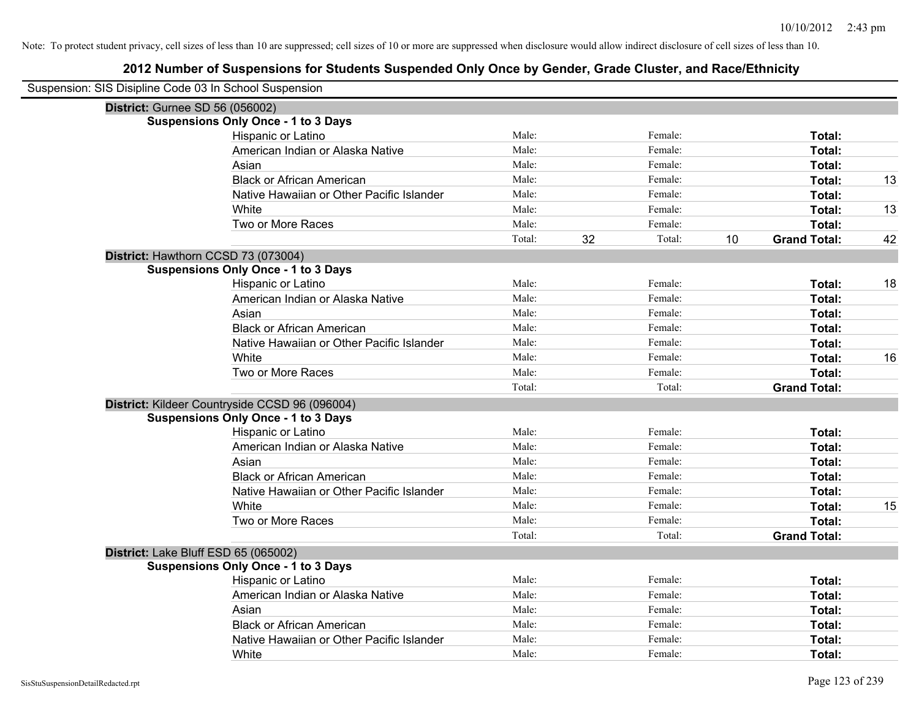Note: To protect student privacy, cell sizes of less than 10 are suppressed; cell sizes of 10 or more are suppressed when disclosure would allow indirect disclosure of cell sizes of less than 10.

# 2012 Number of Suspensions for Students Suspended Only Once by Gender, Grade Cluster, and Race/Ethnicity

Suspension: SIS Disipline Code 03 In School Suspension

## District: Gurnee SD 56 (056002)

### Suspensions Only Once - 1 to 3 Days

| Race/Ethnicity | Male: | | Female: | | Total: | |
|---|---|---|---|---|---|---|
| Hispanic or Latino | Male: | | Female: | | **Total:** | |
| American Indian or Alaska Native | Male: | | Female: | | **Total:** | |
| Asian | Male: | | Female: | | **Total:** | |
| Black or African American | Male: | | Female: | | **Total:** | 13 |
| Native Hawaiian or Other Pacific Islander | Male: | | Female: | | **Total:** | |
| White | Male: | | Female: | | **Total:** | 13 |
| Two or More Races | Male: | | Female: | | **Total:** | |
| | Total: | 32 | Total: | 10 | **Grand Total:** | 42 |

## District: Hawthorn CCSD 73 (073004)

### Suspensions Only Once - 1 to 3 Days

| Race/Ethnicity | Male: | | Female: | | Total: | |
|---|---|---|---|---|---|---|
| Hispanic or Latino | Male: | | Female: | | **Total:** | 18 |
| American Indian or Alaska Native | Male: | | Female: | | **Total:** | |
| Asian | Male: | | Female: | | **Total:** | |
| Black or African American | Male: | | Female: | | **Total:** | |
| Native Hawaiian or Other Pacific Islander | Male: | | Female: | | **Total:** | |
| White | Male: | | Female: | | **Total:** | 16 |
| Two or More Races | Male: | | Female: | | **Total:** | |
| | Total: | | Total: | | **Grand Total:** | |

## District: Kildeer Countryside CCSD 96 (096004)

### Suspensions Only Once - 1 to 3 Days

| Race/Ethnicity | Male: | | Female: | | Total: | |
|---|---|---|---|---|---|---|
| Hispanic or Latino | Male: | | Female: | | **Total:** | |
| American Indian or Alaska Native | Male: | | Female: | | **Total:** | |
| Asian | Male: | | Female: | | **Total:** | |
| Black or African American | Male: | | Female: | | **Total:** | |
| Native Hawaiian or Other Pacific Islander | Male: | | Female: | | **Total:** | |
| White | Male: | | Female: | | **Total:** | 15 |
| Two or More Races | Male: | | Female: | | **Total:** | |
| | Total: | | Total: | | **Grand Total:** | |

## District: Lake Bluff ESD 65 (065002)

### Suspensions Only Once - 1 to 3 Days

| Race/Ethnicity | Male: | | Female: | | Total: | |
|---|---|---|---|---|---|---|
| Hispanic or Latino | Male: | | Female: | | **Total:** | |
| American Indian or Alaska Native | Male: | | Female: | | **Total:** | |
| Asian | Male: | | Female: | | **Total:** | |
| Black or African American | Male: | | Female: | | **Total:** | |
| Native Hawaiian or Other Pacific Islander | Male: | | Female: | | **Total:** | |
| White | Male: | | Female: | | **Total:** | |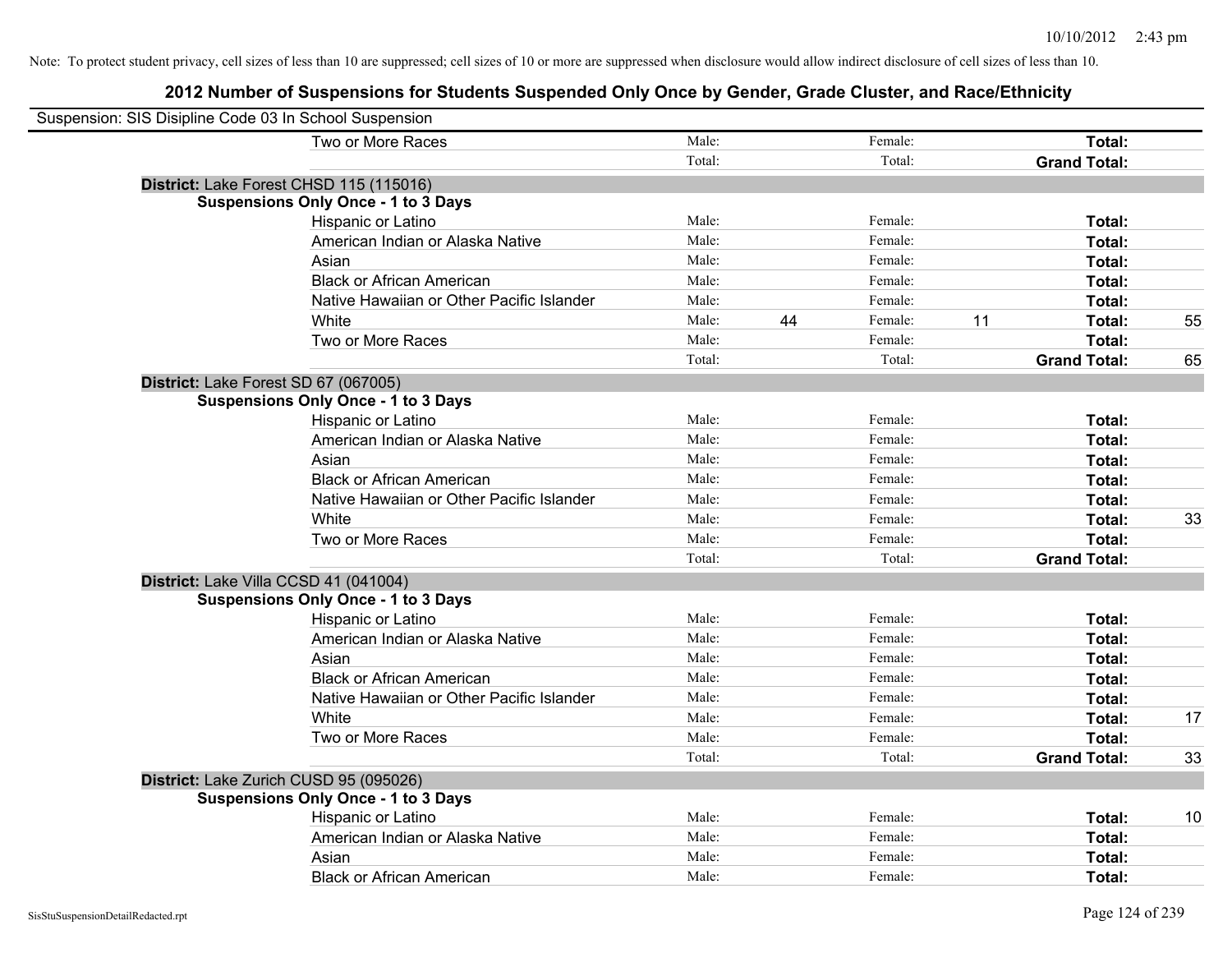Note: To protect student privacy, cell sizes of less than 10 are suppressed; cell sizes of 10 or more are suppressed when disclosure would allow indirect disclosure of cell sizes of less than 10.

# 2012 Number of Suspensions for Students Suspended Only Once by Gender, Grade Cluster, and Race/Ethnicity

Suspension: SIS Disipline Code 03 In School Suspension

| | | | | | | |
|---|---|---|---|---|---|---|
| Two or More Races | Male: | | Female: | | **Total:** | |
| | Total: | | Total: | | **Grand Total:** | |

**District:** Lake Forest CHSD 115 (115016)

**Suspensions Only Once - 1 to 3 Days**

| | | | | | | |
|---|---|---|---|---|---|---|
| Hispanic or Latino | Male: | | Female: | | **Total:** | |
| American Indian or Alaska Native | Male: | | Female: | | **Total:** | |
| Asian | Male: | | Female: | | **Total:** | |
| Black or African American | Male: | | Female: | | **Total:** | |
| Native Hawaiian or Other Pacific Islander | Male: | | Female: | | **Total:** | |
| White | Male: | 44 | Female: | 11 | **Total:** | 55 |
| Two or More Races | Male: | | Female: | | **Total:** | |
| | Total: | | Total: | | **Grand Total:** | 65 |

**District:** Lake Forest SD 67 (067005)

**Suspensions Only Once - 1 to 3 Days**

| | | | | | | |
|---|---|---|---|---|---|---|
| Hispanic or Latino | Male: | | Female: | | **Total:** | |
| American Indian or Alaska Native | Male: | | Female: | | **Total:** | |
| Asian | Male: | | Female: | | **Total:** | |
| Black or African American | Male: | | Female: | | **Total:** | |
| Native Hawaiian or Other Pacific Islander | Male: | | Female: | | **Total:** | |
| White | Male: | | Female: | | **Total:** | 33 |
| Two or More Races | Male: | | Female: | | **Total:** | |
| | Total: | | Total: | | **Grand Total:** | |

**District:** Lake Villa CCSD 41 (041004)

**Suspensions Only Once - 1 to 3 Days**

| | | | | | | |
|---|---|---|---|---|---|---|
| Hispanic or Latino | Male: | | Female: | | **Total:** | |
| American Indian or Alaska Native | Male: | | Female: | | **Total:** | |
| Asian | Male: | | Female: | | **Total:** | |
| Black or African American | Male: | | Female: | | **Total:** | |
| Native Hawaiian or Other Pacific Islander | Male: | | Female: | | **Total:** | |
| White | Male: | | Female: | | **Total:** | 17 |
| Two or More Races | Male: | | Female: | | **Total:** | |
| | Total: | | Total: | | **Grand Total:** | 33 |

**District:** Lake Zurich CUSD 95 (095026)

**Suspensions Only Once - 1 to 3 Days**

| | | | | | | |
|---|---|---|---|---|---|---|
| Hispanic or Latino | Male: | | Female: | | **Total:** | 10 |
| American Indian or Alaska Native | Male: | | Female: | | **Total:** | |
| Asian | Male: | | Female: | | **Total:** | |
| Black or African American | Male: | | Female: | | **Total:** | |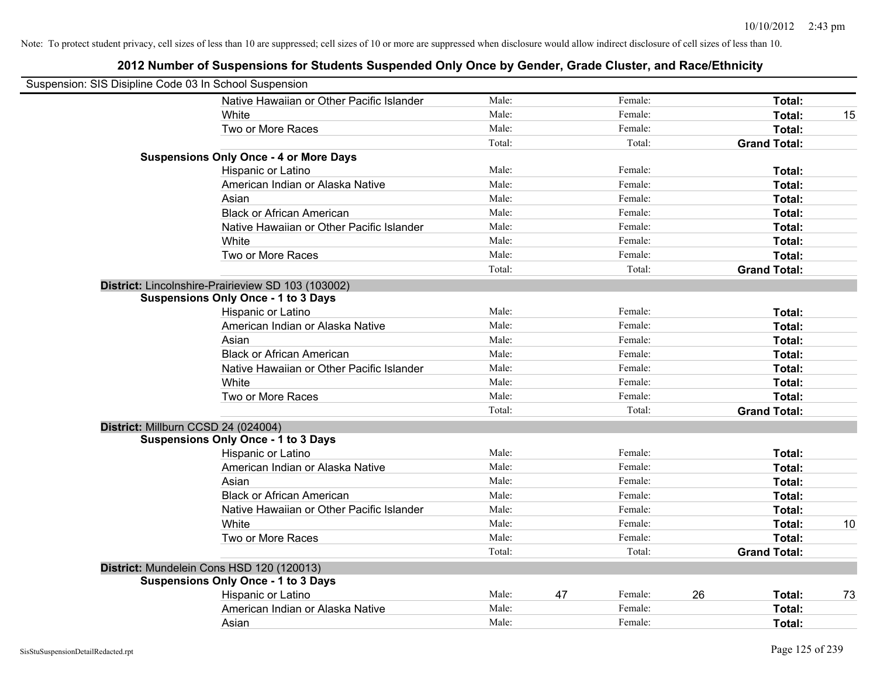Note: To protect student privacy, cell sizes of less than 10 are suppressed; cell sizes of 10 or more are suppressed when disclosure would allow indirect disclosure of cell sizes of less than 10.

# 2012 Number of Suspensions for Students Suspended Only Once by Gender, Grade Cluster, and Race/Ethnicity

Suspension: SIS Disipline Code 03 In School Suspension

| | | | | | | |
|---|---|---|---|---|---|---|
| Native Hawaiian or Other Pacific Islander | Male: | | Female: | | **Total:** | |
| White | Male: | | Female: | | **Total:** | 15 |
| Two or More Races | Male: | | Female: | | **Total:** | |
| | Total: | | Total: | | **Grand Total:** | |
| **Suspensions Only Once - 4 or More Days** | | | | | | |
| Hispanic or Latino | Male: | | Female: | | **Total:** | |
| American Indian or Alaska Native | Male: | | Female: | | **Total:** | |
| Asian | Male: | | Female: | | **Total:** | |
| Black or African American | Male: | | Female: | | **Total:** | |
| Native Hawaiian or Other Pacific Islander | Male: | | Female: | | **Total:** | |
| White | Male: | | Female: | | **Total:** | |
| Two or More Races | Male: | | Female: | | **Total:** | |
| | Total: | | Total: | | **Grand Total:** | |
| **District:** Lincolnshire-Prairieview SD 103 (103002) | | | | | | |
| **Suspensions Only Once - 1 to 3 Days** | | | | | | |
| Hispanic or Latino | Male: | | Female: | | **Total:** | |
| American Indian or Alaska Native | Male: | | Female: | | **Total:** | |
| Asian | Male: | | Female: | | **Total:** | |
| Black or African American | Male: | | Female: | | **Total:** | |
| Native Hawaiian or Other Pacific Islander | Male: | | Female: | | **Total:** | |
| White | Male: | | Female: | | **Total:** | |
| Two or More Races | Male: | | Female: | | **Total:** | |
| | Total: | | Total: | | **Grand Total:** | |
| **District:** Millburn CCSD 24 (024004) | | | | | | |
| **Suspensions Only Once - 1 to 3 Days** | | | | | | |
| Hispanic or Latino | Male: | | Female: | | **Total:** | |
| American Indian or Alaska Native | Male: | | Female: | | **Total:** | |
| Asian | Male: | | Female: | | **Total:** | |
| Black or African American | Male: | | Female: | | **Total:** | |
| Native Hawaiian or Other Pacific Islander | Male: | | Female: | | **Total:** | |
| White | Male: | | Female: | | **Total:** | 10 |
| Two or More Races | Male: | | Female: | | **Total:** | |
| | Total: | | Total: | | **Grand Total:** | |
| **District:** Mundelein Cons HSD 120 (120013) | | | | | | |
| **Suspensions Only Once - 1 to 3 Days** | | | | | | |
| Hispanic or Latino | Male: | 47 | Female: | 26 | **Total:** | 73 |
| American Indian or Alaska Native | Male: | | Female: | | **Total:** | |
| Asian | Male: | | Female: | | **Total:** | |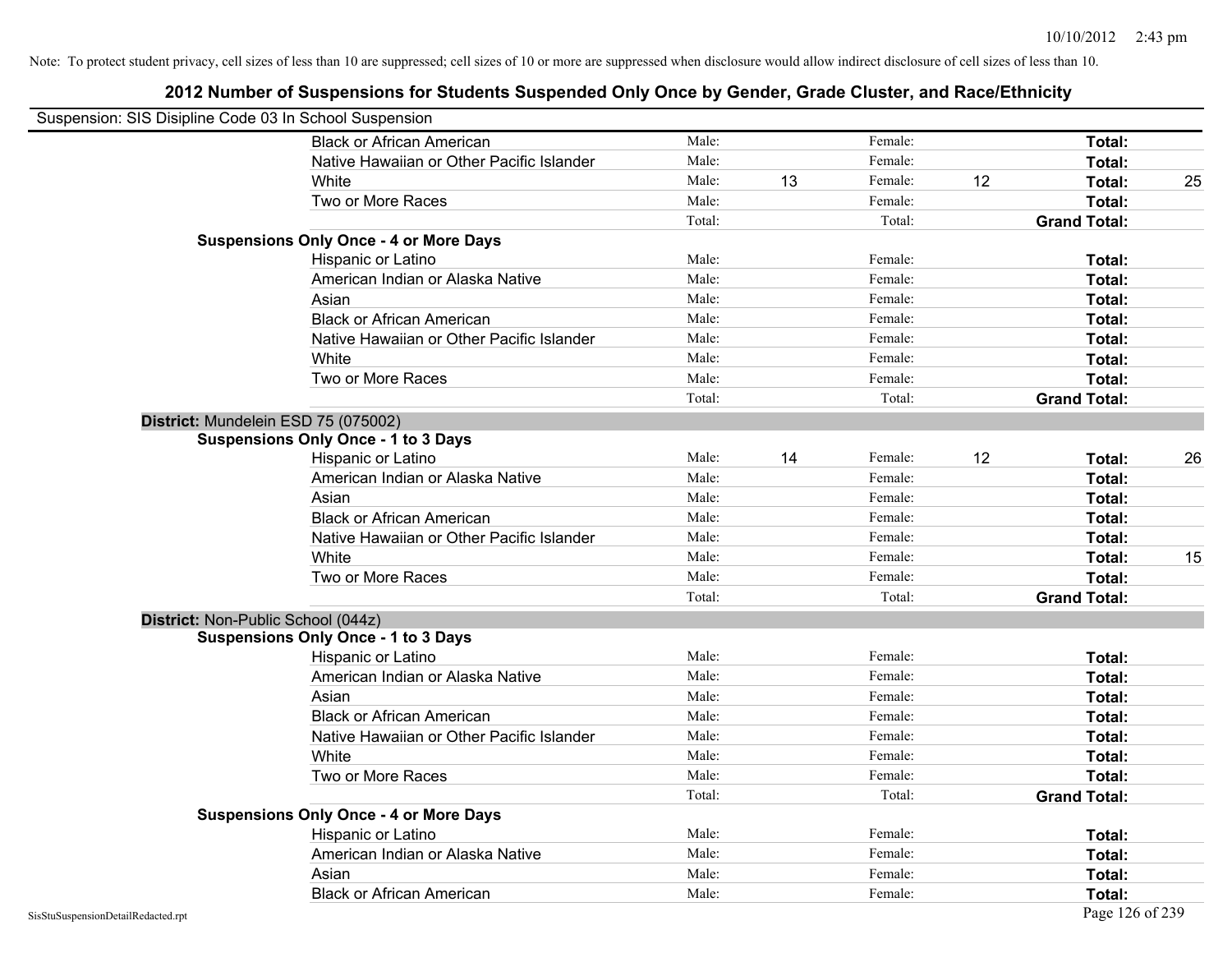Note: To protect student privacy, cell sizes of less than 10 are suppressed; cell sizes of 10 or more are suppressed when disclosure would allow indirect disclosure of cell sizes of less than 10.

# 2012 Number of Suspensions for Students Suspended Only Once by Gender, Grade Cluster, and Race/Ethnicity

Suspension: SIS Disipline Code 03 In School Suspension

| | | | | | |
|---|---|---|---|---|---|
| Black or African American | Male: | | Female: | | **Total:** | |
| Native Hawaiian or Other Pacific Islander | Male: | | Female: | | **Total:** | |
| White | Male: | 13 | Female: | 12 | **Total:** | 25 |
| Two or More Races | Male: | | Female: | | **Total:** | |
| | Total: | | Total: | | **Grand Total:** | |

**Suspensions Only Once - 4 or More Days**

| | | | | | | |
|---|---|---|---|---|---|---|
| Hispanic or Latino | Male: | | Female: | | **Total:** | |
| American Indian or Alaska Native | Male: | | Female: | | **Total:** | |
| Asian | Male: | | Female: | | **Total:** | |
| Black or African American | Male: | | Female: | | **Total:** | |
| Native Hawaiian or Other Pacific Islander | Male: | | Female: | | **Total:** | |
| White | Male: | | Female: | | **Total:** | |
| Two or More Races | Male: | | Female: | | **Total:** | |
| | Total: | | Total: | | **Grand Total:** | |

**District:** Mundelein ESD 75 (075002)

**Suspensions Only Once - 1 to 3 Days**

| | | | | | | |
|---|---|---|---|---|---|---|
| Hispanic or Latino | Male: | 14 | Female: | 12 | **Total:** | 26 |
| American Indian or Alaska Native | Male: | | Female: | | **Total:** | |
| Asian | Male: | | Female: | | **Total:** | |
| Black or African American | Male: | | Female: | | **Total:** | |
| Native Hawaiian or Other Pacific Islander | Male: | | Female: | | **Total:** | |
| White | Male: | | Female: | | **Total:** | 15 |
| Two or More Races | Male: | | Female: | | **Total:** | |
| | Total: | | Total: | | **Grand Total:** | |

**District:** Non-Public School (044z)

**Suspensions Only Once - 1 to 3 Days**

| | | | | | | |
|---|---|---|---|---|---|---|
| Hispanic or Latino | Male: | | Female: | | **Total:** | |
| American Indian or Alaska Native | Male: | | Female: | | **Total:** | |
| Asian | Male: | | Female: | | **Total:** | |
| Black or African American | Male: | | Female: | | **Total:** | |
| Native Hawaiian or Other Pacific Islander | Male: | | Female: | | **Total:** | |
| White | Male: | | Female: | | **Total:** | |
| Two or More Races | Male: | | Female: | | **Total:** | |
| | Total: | | Total: | | **Grand Total:** | |

**Suspensions Only Once - 4 or More Days**

| | | | | | | |
|---|---|---|---|---|---|---|
| Hispanic or Latino | Male: | | Female: | | **Total:** | |
| American Indian or Alaska Native | Male: | | Female: | | **Total:** | |
| Asian | Male: | | Female: | | **Total:** | |
| Black or African American | Male: | | Female: | | **Total:** | |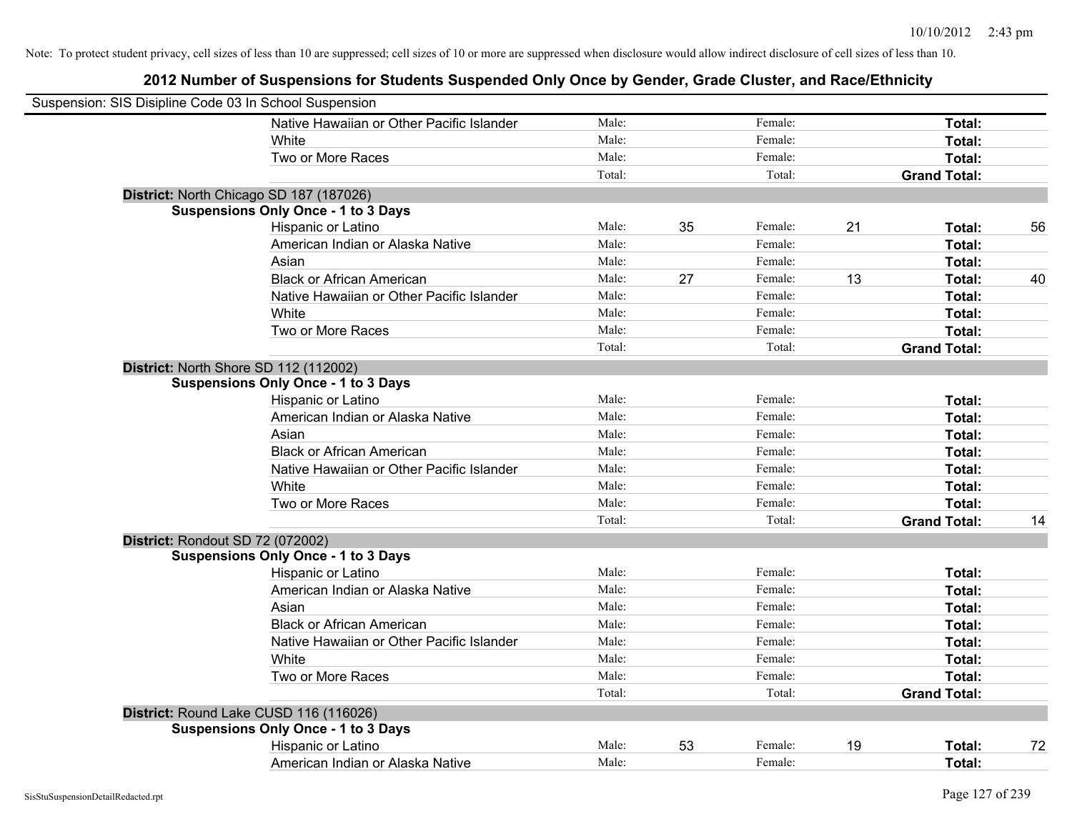Note: To protect student privacy, cell sizes of less than 10 are suppressed; cell sizes of 10 or more are suppressed when disclosure would allow indirect disclosure of cell sizes of less than 10.

## 2012 Number of Suspensions for Students Suspended Only Once by Gender, Grade Cluster, and Race/Ethnicity

Suspension: SIS Disipline Code 03 In School Suspension

| | | | | | | |
|---|---|---|---|---|---|---|
| Native Hawaiian or Other Pacific Islander | Male: | | Female: | | **Total:** | |
| White | Male: | | Female: | | **Total:** | |
| Two or More Races | Male: | | Female: | | **Total:** | |
| | Total: | | Total: | | **Grand Total:** | |

**District:** North Chicago SD 187 (187026)

**Suspensions Only Once - 1 to 3 Days**

| | | | | | | |
|---|---|---|---|---|---|---|
| Hispanic or Latino | Male: | 35 | Female: | 21 | **Total:** | 56 |
| American Indian or Alaska Native | Male: | | Female: | | **Total:** | |
| Asian | Male: | | Female: | | **Total:** | |
| Black or African American | Male: | 27 | Female: | 13 | **Total:** | 40 |
| Native Hawaiian or Other Pacific Islander | Male: | | Female: | | **Total:** | |
| White | Male: | | Female: | | **Total:** | |
| Two or More Races | Male: | | Female: | | **Total:** | |
| | Total: | | Total: | | **Grand Total:** | |

**District:** North Shore SD 112 (112002)

**Suspensions Only Once - 1 to 3 Days**

| | | | | | | |
|---|---|---|---|---|---|---|
| Hispanic or Latino | Male: | | Female: | | **Total:** | |
| American Indian or Alaska Native | Male: | | Female: | | **Total:** | |
| Asian | Male: | | Female: | | **Total:** | |
| Black or African American | Male: | | Female: | | **Total:** | |
| Native Hawaiian or Other Pacific Islander | Male: | | Female: | | **Total:** | |
| White | Male: | | Female: | | **Total:** | |
| Two or More Races | Male: | | Female: | | **Total:** | |
| | Total: | | Total: | | **Grand Total:** | 14 |

**District:** Rondout SD 72 (072002)

**Suspensions Only Once - 1 to 3 Days**

| | | | | | | |
|---|---|---|---|---|---|---|
| Hispanic or Latino | Male: | | Female: | | **Total:** | |
| American Indian or Alaska Native | Male: | | Female: | | **Total:** | |
| Asian | Male: | | Female: | | **Total:** | |
| Black or African American | Male: | | Female: | | **Total:** | |
| Native Hawaiian or Other Pacific Islander | Male: | | Female: | | **Total:** | |
| White | Male: | | Female: | | **Total:** | |
| Two or More Races | Male: | | Female: | | **Total:** | |
| | Total: | | Total: | | **Grand Total:** | |

**District:** Round Lake CUSD 116 (116026)

**Suspensions Only Once - 1 to 3 Days**

| | | | | | | |
|---|---|---|---|---|---|---|
| Hispanic or Latino | Male: | 53 | Female: | 19 | **Total:** | 72 |
| American Indian or Alaska Native | Male: | | Female: | | **Total:** | |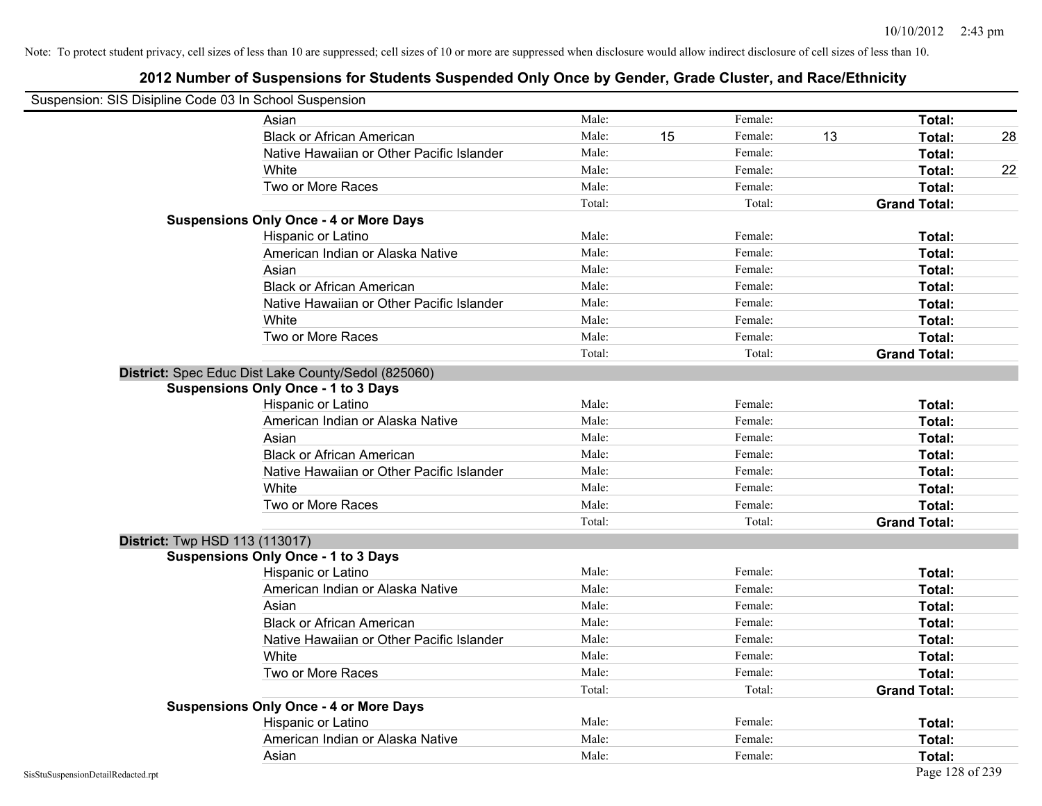Note: To protect student privacy, cell sizes of less than 10 are suppressed; cell sizes of 10 or more are suppressed when disclosure would allow indirect disclosure of cell sizes of less than 10.

# 2012 Number of Suspensions for Students Suspended Only Once by Gender, Grade Cluster, and Race/Ethnicity

Suspension: SIS Disipline Code 03 In School Suspension

| | | | | | | |
|---|---|---|---|---|---|---|
| Asian | Male: | | Female: | | **Total:** | |
| Black or African American | Male: | 15 | Female: | 13 | **Total:** | 28 |
| Native Hawaiian or Other Pacific Islander | Male: | | Female: | | **Total:** | |
| White | Male: | | Female: | | **Total:** | 22 |
| Two or More Races | Male: | | Female: | | **Total:** | |
| | Total: | | Total: | | **Grand Total:** | |

**Suspensions Only Once - 4 or More Days**

| | | | | | | |
|---|---|---|---|---|---|---|
| Hispanic or Latino | Male: | | Female: | | **Total:** | |
| American Indian or Alaska Native | Male: | | Female: | | **Total:** | |
| Asian | Male: | | Female: | | **Total:** | |
| Black or African American | Male: | | Female: | | **Total:** | |
| Native Hawaiian or Other Pacific Islander | Male: | | Female: | | **Total:** | |
| White | Male: | | Female: | | **Total:** | |
| Two or More Races | Male: | | Female: | | **Total:** | |
| | Total: | | Total: | | **Grand Total:** | |

**District:** Spec Educ Dist Lake County/Sedol (825060)

**Suspensions Only Once - 1 to 3 Days**

| | | | | | | |
|---|---|---|---|---|---|---|
| Hispanic or Latino | Male: | | Female: | | **Total:** | |
| American Indian or Alaska Native | Male: | | Female: | | **Total:** | |
| Asian | Male: | | Female: | | **Total:** | |
| Black or African American | Male: | | Female: | | **Total:** | |
| Native Hawaiian or Other Pacific Islander | Male: | | Female: | | **Total:** | |
| White | Male: | | Female: | | **Total:** | |
| Two or More Races | Male: | | Female: | | **Total:** | |
| | Total: | | Total: | | **Grand Total:** | |

**District:** Twp HSD 113 (113017)

**Suspensions Only Once - 1 to 3 Days**

| | | | | | | |
|---|---|---|---|---|---|---|
| Hispanic or Latino | Male: | | Female: | | **Total:** | |
| American Indian or Alaska Native | Male: | | Female: | | **Total:** | |
| Asian | Male: | | Female: | | **Total:** | |
| Black or African American | Male: | | Female: | | **Total:** | |
| Native Hawaiian or Other Pacific Islander | Male: | | Female: | | **Total:** | |
| White | Male: | | Female: | | **Total:** | |
| Two or More Races | Male: | | Female: | | **Total:** | |
| | Total: | | Total: | | **Grand Total:** | |

**Suspensions Only Once - 4 or More Days**

| | | | | | | |
|---|---|---|---|---|---|---|
| Hispanic or Latino | Male: | | Female: | | **Total:** | |
| American Indian or Alaska Native | Male: | | Female: | | **Total:** | |
| Asian | Male: | | Female: | | **Total:** | |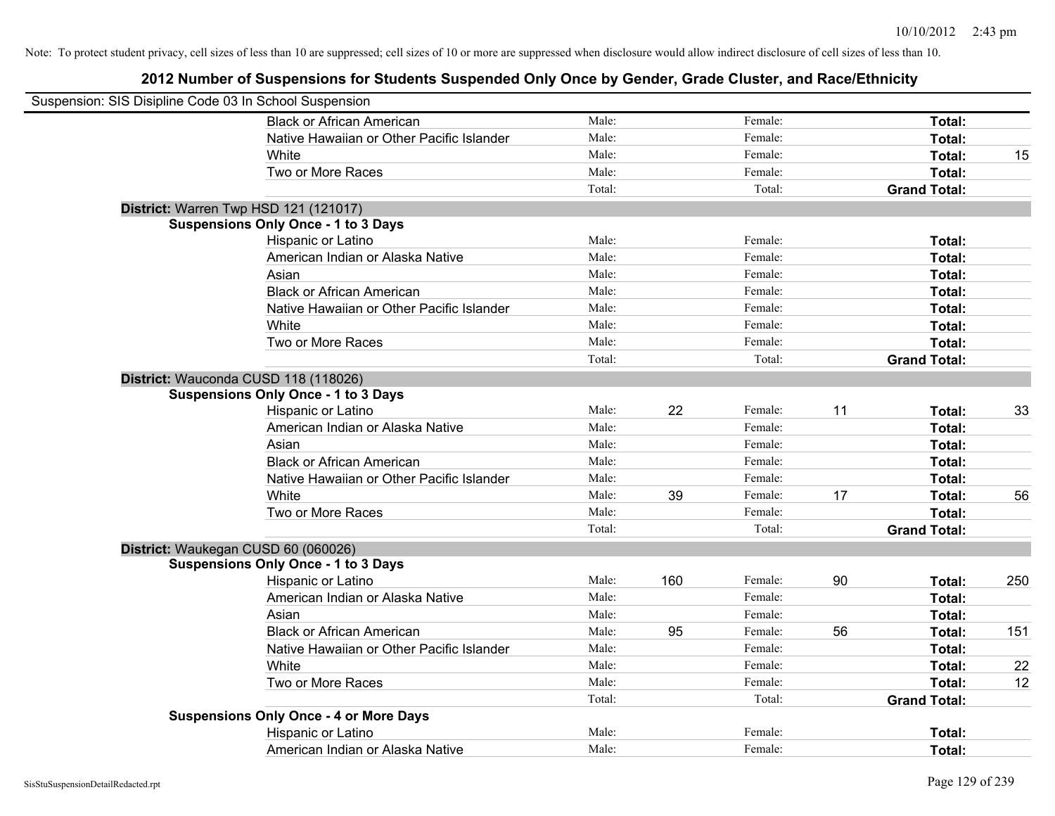Note: To protect student privacy, cell sizes of less than 10 are suppressed; cell sizes of 10 or more are suppressed when disclosure would allow indirect disclosure of cell sizes of less than 10.

# 2012 Number of Suspensions for Students Suspended Only Once by Gender, Grade Cluster, and Race/Ethnicity

Suspension: SIS Disipline Code 03 In School Suspension

| | | | | | | |
|---|---|---|---|---|---|---|
| Black or African American | Male: | | Female: | | **Total:** | |
| Native Hawaiian or Other Pacific Islander | Male: | | Female: | | **Total:** | |
| White | Male: | | Female: | | **Total:** | 15 |
| Two or More Races | Male: | | Female: | | **Total:** | |
| | Total: | | Total: | | **Grand Total:** | |

**District:** Warren Twp HSD 121 (121017)

**Suspensions Only Once - 1 to 3 Days**

| | | | | | | |
|---|---|---|---|---|---|---|
| Hispanic or Latino | Male: | | Female: | | **Total:** | |
| American Indian or Alaska Native | Male: | | Female: | | **Total:** | |
| Asian | Male: | | Female: | | **Total:** | |
| Black or African American | Male: | | Female: | | **Total:** | |
| Native Hawaiian or Other Pacific Islander | Male: | | Female: | | **Total:** | |
| White | Male: | | Female: | | **Total:** | |
| Two or More Races | Male: | | Female: | | **Total:** | |
| | Total: | | Total: | | **Grand Total:** | |

**District:** Wauconda CUSD 118 (118026)

**Suspensions Only Once - 1 to 3 Days**

| | | | | | | |
|---|---|---|---|---|---|---|
| Hispanic or Latino | Male: | 22 | Female: | 11 | **Total:** | 33 |
| American Indian or Alaska Native | Male: | | Female: | | **Total:** | |
| Asian | Male: | | Female: | | **Total:** | |
| Black or African American | Male: | | Female: | | **Total:** | |
| Native Hawaiian or Other Pacific Islander | Male: | | Female: | | **Total:** | |
| White | Male: | 39 | Female: | 17 | **Total:** | 56 |
| Two or More Races | Male: | | Female: | | **Total:** | |
| | Total: | | Total: | | **Grand Total:** | |

**District:** Waukegan CUSD 60 (060026)

**Suspensions Only Once - 1 to 3 Days**

| | | | | | | |
|---|---|---|---|---|---|---|
| Hispanic or Latino | Male: | 160 | Female: | 90 | **Total:** | 250 |
| American Indian or Alaska Native | Male: | | Female: | | **Total:** | |
| Asian | Male: | | Female: | | **Total:** | |
| Black or African American | Male: | 95 | Female: | 56 | **Total:** | 151 |
| Native Hawaiian or Other Pacific Islander | Male: | | Female: | | **Total:** | |
| White | Male: | | Female: | | **Total:** | 22 |
| Two or More Races | Male: | | Female: | | **Total:** | 12 |
| | Total: | | Total: | | **Grand Total:** | |

**Suspensions Only Once - 4 or More Days**

| | | | | | | |
|---|---|---|---|---|---|---|
| Hispanic or Latino | Male: | | Female: | | **Total:** | |
| American Indian or Alaska Native | Male: | | Female: | | **Total:** | |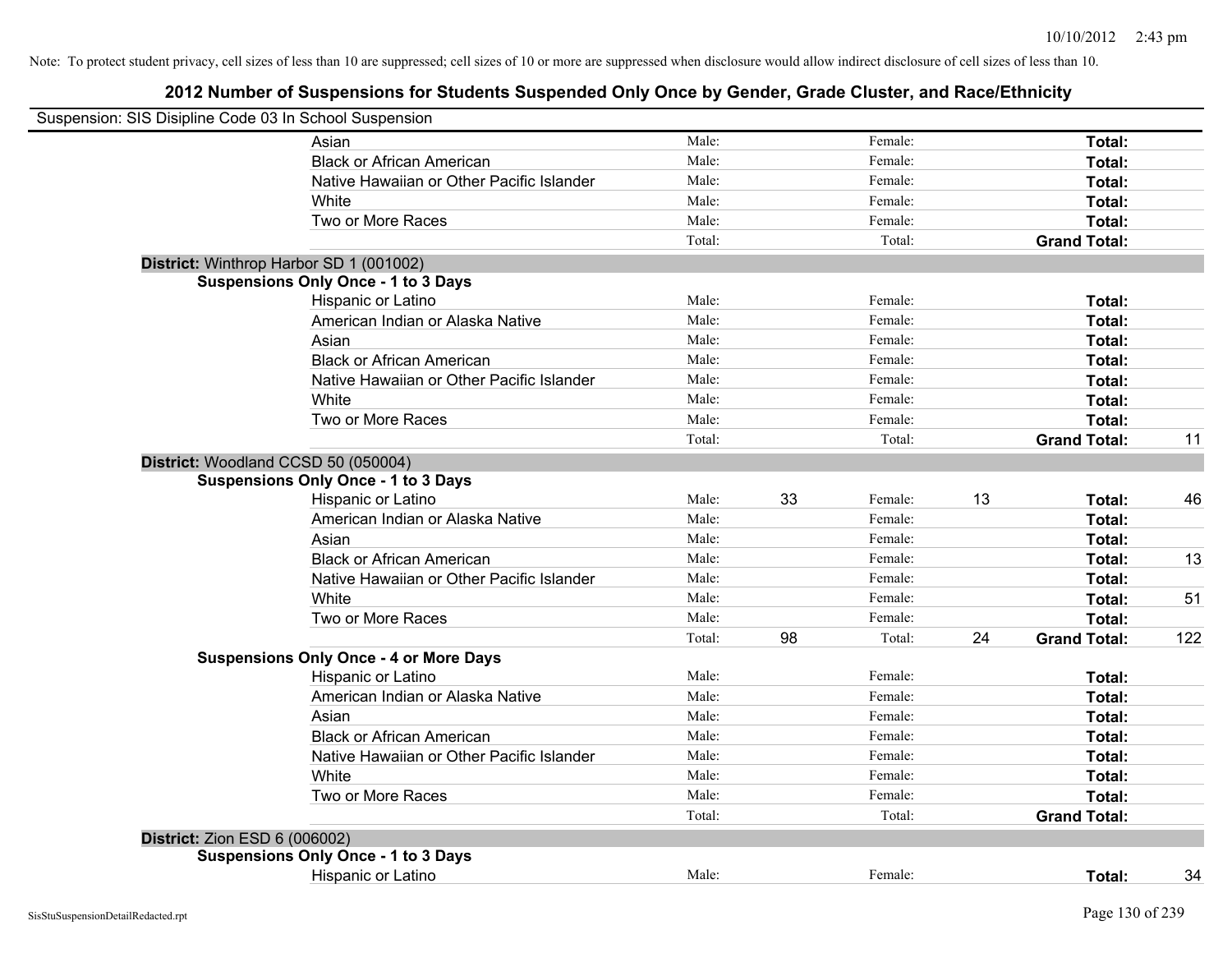Note: To protect student privacy, cell sizes of less than 10 are suppressed; cell sizes of 10 or more are suppressed when disclosure would allow indirect disclosure of cell sizes of less than 10.

# 2012 Number of Suspensions for Students Suspended Only Once by Gender, Grade Cluster, and Race/Ethnicity

Suspension: SIS Disipline Code 03 In School Suspension

| | | | | | | |
|---|---|---|---|---|---|---|
| Asian | Male: | | Female: | | **Total:** | |
| Black or African American | Male: | | Female: | | **Total:** | |
| Native Hawaiian or Other Pacific Islander | Male: | | Female: | | **Total:** | |
| White | Male: | | Female: | | **Total:** | |
| Two or More Races | Male: | | Female: | | **Total:** | |
| | Total: | | Total: | | **Grand Total:** | |

**District:** Winthrop Harbor SD 1 (001002)

**Suspensions Only Once - 1 to 3 Days**

| | | | | | | |
|---|---|---|---|---|---|---|
| Hispanic or Latino | Male: | | Female: | | **Total:** | |
| American Indian or Alaska Native | Male: | | Female: | | **Total:** | |
| Asian | Male: | | Female: | | **Total:** | |
| Black or African American | Male: | | Female: | | **Total:** | |
| Native Hawaiian or Other Pacific Islander | Male: | | Female: | | **Total:** | |
| White | Male: | | Female: | | **Total:** | |
| Two or More Races | Male: | | Female: | | **Total:** | |
| | Total: | | Total: | | **Grand Total:** | 11 |

**District:** Woodland CCSD 50 (050004)

**Suspensions Only Once - 1 to 3 Days**

| | | | | | | |
|---|---|---|---|---|---|---|
| Hispanic or Latino | Male: | 33 | Female: | 13 | **Total:** | 46 |
| American Indian or Alaska Native | Male: | | Female: | | **Total:** | |
| Asian | Male: | | Female: | | **Total:** | |
| Black or African American | Male: | | Female: | | **Total:** | 13 |
| Native Hawaiian or Other Pacific Islander | Male: | | Female: | | **Total:** | |
| White | Male: | | Female: | | **Total:** | 51 |
| Two or More Races | Male: | | Female: | | **Total:** | |
| | Total: | 98 | Total: | 24 | **Grand Total:** | 122 |

**Suspensions Only Once - 4 or More Days**

| | | | | | | |
|---|---|---|---|---|---|---|
| Hispanic or Latino | Male: | | Female: | | **Total:** | |
| American Indian or Alaska Native | Male: | | Female: | | **Total:** | |
| Asian | Male: | | Female: | | **Total:** | |
| Black or African American | Male: | | Female: | | **Total:** | |
| Native Hawaiian or Other Pacific Islander | Male: | | Female: | | **Total:** | |
| White | Male: | | Female: | | **Total:** | |
| Two or More Races | Male: | | Female: | | **Total:** | |
| | Total: | | Total: | | **Grand Total:** | |

**District:** Zion ESD 6 (006002)

**Suspensions Only Once - 1 to 3 Days**

| | | | | | | |
|---|---|---|---|---|---|---|
| Hispanic or Latino | Male: | | Female: | | **Total:** | 34 |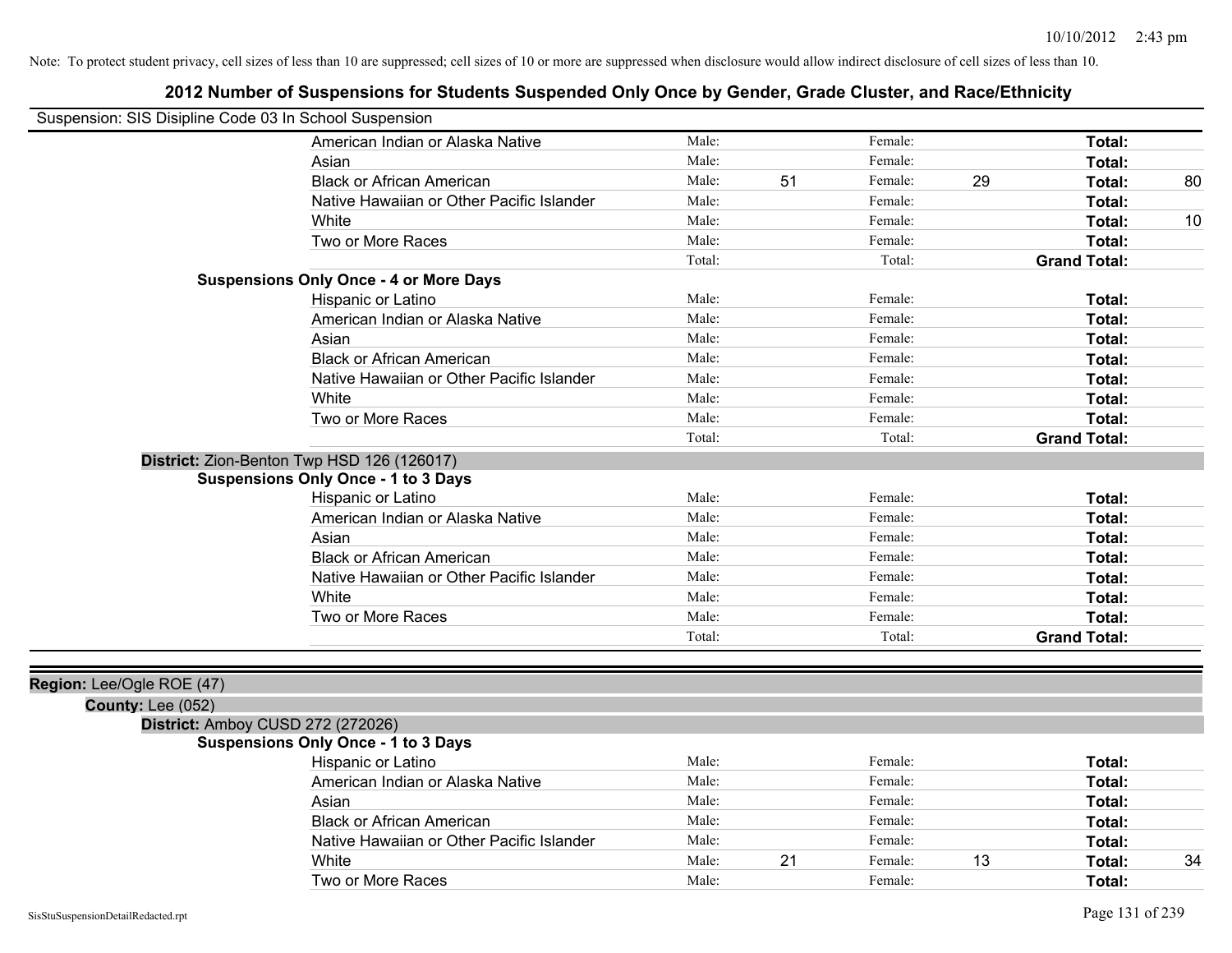Note: To protect student privacy, cell sizes of less than 10 are suppressed; cell sizes of 10 or more are suppressed when disclosure would allow indirect disclosure of cell sizes of less than 10.

# 2012 Number of Suspensions for Students Suspended Only Once by Gender, Grade Cluster, and Race/Ethnicity

Suspension: SIS Disipline Code 03 In School Suspension

| | | | | | | |
|---|---|---|---|---|---|---|
| American Indian or Alaska Native | Male: | | Female: | | **Total:** | |
| Asian | Male: | | Female: | | **Total:** | |
| Black or African American | Male: | 51 | Female: | 29 | **Total:** | 80 |
| Native Hawaiian or Other Pacific Islander | Male: | | Female: | | **Total:** | |
| White | Male: | | Female: | | **Total:** | 10 |
| Two or More Races | Male: | | Female: | | **Total:** | |
| | Total: | | Total: | | **Grand Total:** | |

**Suspensions Only Once - 4 or More Days**

| | | | | | | |
|---|---|---|---|---|---|---|
| Hispanic or Latino | Male: | | Female: | | **Total:** | |
| American Indian or Alaska Native | Male: | | Female: | | **Total:** | |
| Asian | Male: | | Female: | | **Total:** | |
| Black or African American | Male: | | Female: | | **Total:** | |
| Native Hawaiian or Other Pacific Islander | Male: | | Female: | | **Total:** | |
| White | Male: | | Female: | | **Total:** | |
| Two or More Races | Male: | | Female: | | **Total:** | |
| | Total: | | Total: | | **Grand Total:** | |

**District:** Zion-Benton Twp HSD 126 (126017)

**Suspensions Only Once - 1 to 3 Days**

| | | | | | | |
|---|---|---|---|---|---|---|
| Hispanic or Latino | Male: | | Female: | | **Total:** | |
| American Indian or Alaska Native | Male: | | Female: | | **Total:** | |
| Asian | Male: | | Female: | | **Total:** | |
| Black or African American | Male: | | Female: | | **Total:** | |
| Native Hawaiian or Other Pacific Islander | Male: | | Female: | | **Total:** | |
| White | Male: | | Female: | | **Total:** | |
| Two or More Races | Male: | | Female: | | **Total:** | |
| | Total: | | Total: | | **Grand Total:** | |

**Region:** Lee/Ogle ROE (47)

**County:** Lee (052)

**District:** Amboy CUSD 272 (272026)

**Suspensions Only Once - 1 to 3 Days**

| | | | | | | |
|---|---|---|---|---|---|---|
| Hispanic or Latino | Male: | | Female: | | **Total:** | |
| American Indian or Alaska Native | Male: | | Female: | | **Total:** | |
| Asian | Male: | | Female: | | **Total:** | |
| Black or African American | Male: | | Female: | | **Total:** | |
| Native Hawaiian or Other Pacific Islander | Male: | | Female: | | **Total:** | |
| White | Male: | 21 | Female: | 13 | **Total:** | 34 |
| Two or More Races | Male: | | Female: | | **Total:** | |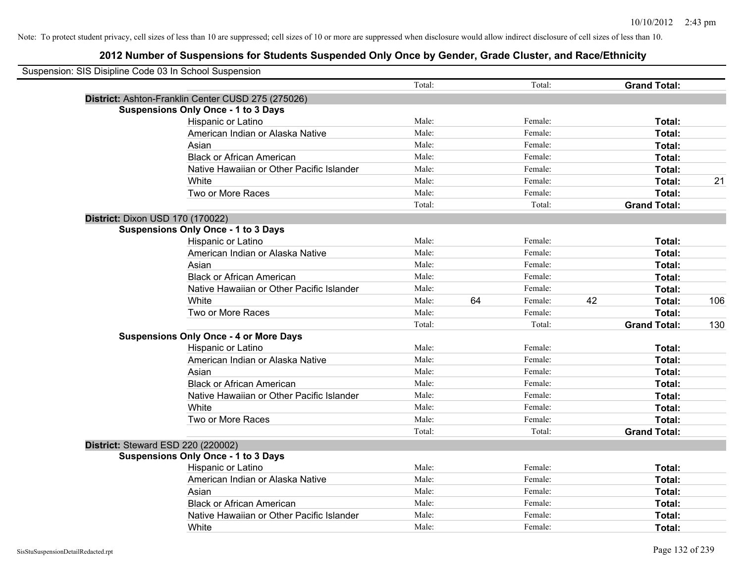Note: To protect student privacy, cell sizes of less than 10 are suppressed; cell sizes of 10 or more are suppressed when disclosure would allow indirect disclosure of cell sizes of less than 10.

## 2012 Number of Suspensions for Students Suspended Only Once by Gender, Grade Cluster, and Race/Ethnicity

Suspension: SIS Disipline Code 03 In School Suspension

| | | | | | | |
|---|---|---|---|---|---|---|
| | Total: | | Total: | | **Grand Total:** | |
| **District:** Ashton-Franklin Center CUSD 275 (275026) | | | | | | |
| **Suspensions Only Once - 1 to 3 Days** | | | | | | |
| Hispanic or Latino | Male: | | Female: | | **Total:** | |
| American Indian or Alaska Native | Male: | | Female: | | **Total:** | |
| Asian | Male: | | Female: | | **Total:** | |
| Black or African American | Male: | | Female: | | **Total:** | |
| Native Hawaiian or Other Pacific Islander | Male: | | Female: | | **Total:** | |
| White | Male: | | Female: | | **Total:** | 21 |
| Two or More Races | Male: | | Female: | | **Total:** | |
| | Total: | | Total: | | **Grand Total:** | |
| **District:** Dixon USD 170 (170022) | | | | | | |
| **Suspensions Only Once - 1 to 3 Days** | | | | | | |
| Hispanic or Latino | Male: | | Female: | | **Total:** | |
| American Indian or Alaska Native | Male: | | Female: | | **Total:** | |
| Asian | Male: | | Female: | | **Total:** | |
| Black or African American | Male: | | Female: | | **Total:** | |
| Native Hawaiian or Other Pacific Islander | Male: | | Female: | | **Total:** | |
| White | Male: | 64 | Female: | 42 | **Total:** | 106 |
| Two or More Races | Male: | | Female: | | **Total:** | |
| | Total: | | Total: | | **Grand Total:** | 130 |
| **Suspensions Only Once - 4 or More Days** | | | | | | |
| Hispanic or Latino | Male: | | Female: | | **Total:** | |
| American Indian or Alaska Native | Male: | | Female: | | **Total:** | |
| Asian | Male: | | Female: | | **Total:** | |
| Black or African American | Male: | | Female: | | **Total:** | |
| Native Hawaiian or Other Pacific Islander | Male: | | Female: | | **Total:** | |
| White | Male: | | Female: | | **Total:** | |
| Two or More Races | Male: | | Female: | | **Total:** | |
| | Total: | | Total: | | **Grand Total:** | |
| **District:** Steward ESD 220 (220002) | | | | | | |
| **Suspensions Only Once - 1 to 3 Days** | | | | | | |
| Hispanic or Latino | Male: | | Female: | | **Total:** | |
| American Indian or Alaska Native | Male: | | Female: | | **Total:** | |
| Asian | Male: | | Female: | | **Total:** | |
| Black or African American | Male: | | Female: | | **Total:** | |
| Native Hawaiian or Other Pacific Islander | Male: | | Female: | | **Total:** | |
| White | Male: | | Female: | | **Total:** | |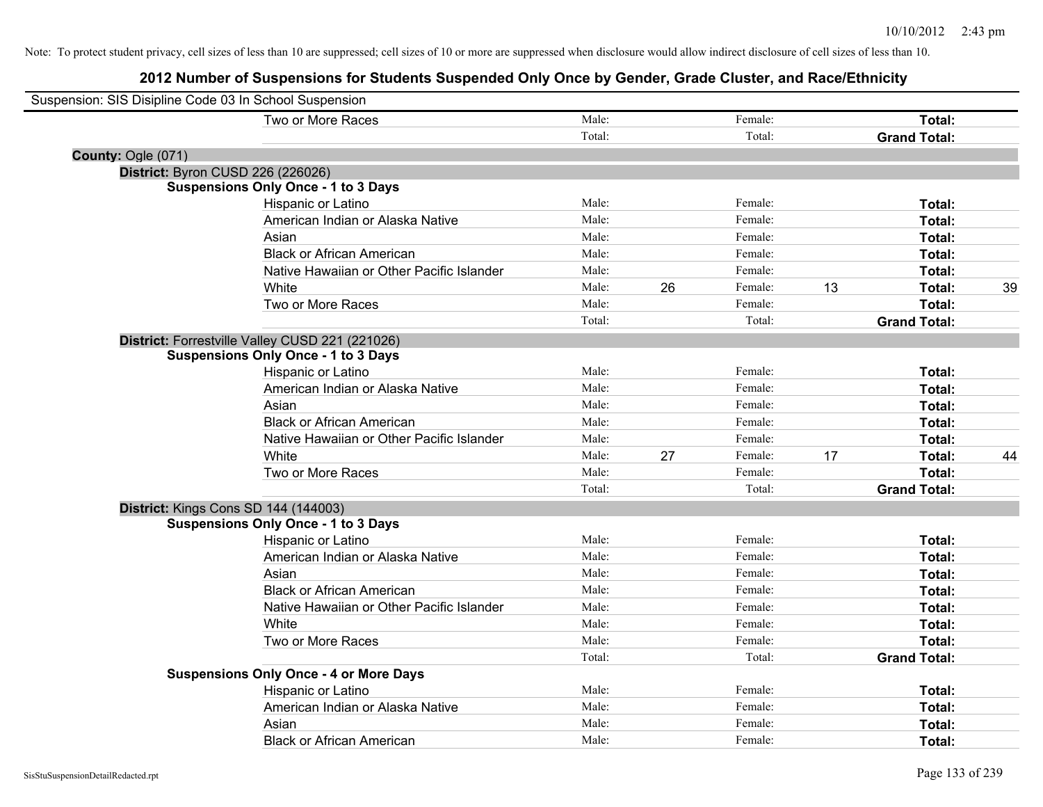Note: To protect student privacy, cell sizes of less than 10 are suppressed; cell sizes of 10 or more are suppressed when disclosure would allow indirect disclosure of cell sizes of less than 10.

## 2012 Number of Suspensions for Students Suspended Only Once by Gender, Grade Cluster, and Race/Ethnicity

Suspension: SIS Disipline Code 03 In School Suspension

| | | | | | | | |
|---|---|---|---|---|---|---|---|
| | Two or More Races | Male: | | Female: | | **Total:** | |
| | | Total: | | Total: | | **Grand Total:** | |
| **County:** Ogle (071) | | | | | | | |
| **District:** Byron CUSD 226 (226026) | | | | | | | |
| **Suspensions Only Once - 1 to 3 Days** | | | | | | | |
| | Hispanic or Latino | Male: | | Female: | | **Total:** | |
| | American Indian or Alaska Native | Male: | | Female: | | **Total:** | |
| | Asian | Male: | | Female: | | **Total:** | |
| | Black or African American | Male: | | Female: | | **Total:** | |
| | Native Hawaiian or Other Pacific Islander | Male: | | Female: | | **Total:** | |
| | White | Male: | 26 | Female: | 13 | **Total:** | 39 |
| | Two or More Races | Male: | | Female: | | **Total:** | |
| | | Total: | | Total: | | **Grand Total:** | |
| **District:** Forrestville Valley CUSD 221 (221026) | | | | | | | |
| **Suspensions Only Once - 1 to 3 Days** | | | | | | | |
| | Hispanic or Latino | Male: | | Female: | | **Total:** | |
| | American Indian or Alaska Native | Male: | | Female: | | **Total:** | |
| | Asian | Male: | | Female: | | **Total:** | |
| | Black or African American | Male: | | Female: | | **Total:** | |
| | Native Hawaiian or Other Pacific Islander | Male: | | Female: | | **Total:** | |
| | White | Male: | 27 | Female: | 17 | **Total:** | 44 |
| | Two or More Races | Male: | | Female: | | **Total:** | |
| | | Total: | | Total: | | **Grand Total:** | |
| **District:** Kings Cons SD 144 (144003) | | | | | | | |
| **Suspensions Only Once - 1 to 3 Days** | | | | | | | |
| | Hispanic or Latino | Male: | | Female: | | **Total:** | |
| | American Indian or Alaska Native | Male: | | Female: | | **Total:** | |
| | Asian | Male: | | Female: | | **Total:** | |
| | Black or African American | Male: | | Female: | | **Total:** | |
| | Native Hawaiian or Other Pacific Islander | Male: | | Female: | | **Total:** | |
| | White | Male: | | Female: | | **Total:** | |
| | Two or More Races | Male: | | Female: | | **Total:** | |
| | | Total: | | Total: | | **Grand Total:** | |
| **Suspensions Only Once - 4 or More Days** | | | | | | | |
| | Hispanic or Latino | Male: | | Female: | | **Total:** | |
| | American Indian or Alaska Native | Male: | | Female: | | **Total:** | |
| | Asian | Male: | | Female: | | **Total:** | |
| | Black or African American | Male: | | Female: | | **Total:** | |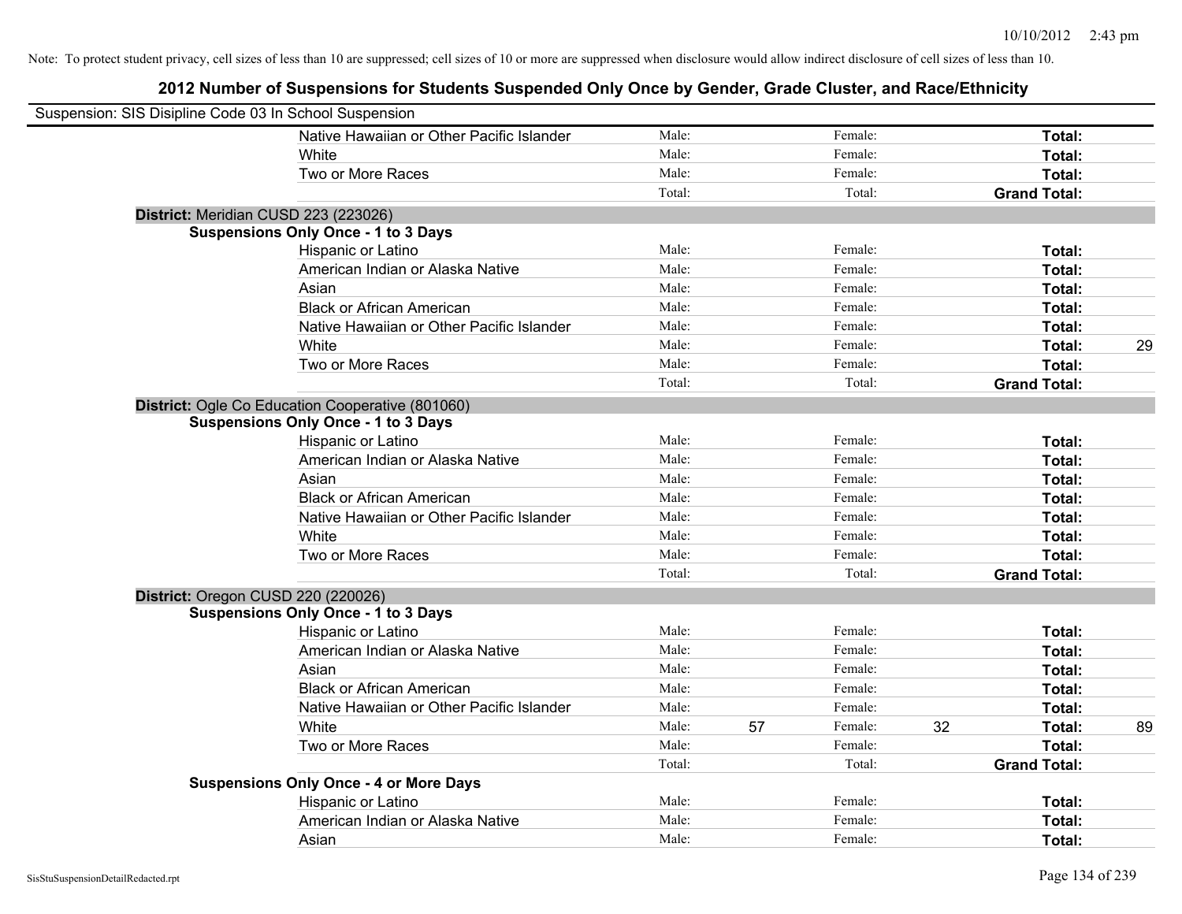Note: To protect student privacy, cell sizes of less than 10 are suppressed; cell sizes of 10 or more are suppressed when disclosure would allow indirect disclosure of cell sizes of less than 10.

## 2012 Number of Suspensions for Students Suspended Only Once by Gender, Grade Cluster, and Race/Ethnicity

Suspension: SIS Disipline Code 03 In School Suspension

| | | | | | | |
|---|---|---|---|---|---|---|
| Native Hawaiian or Other Pacific Islander | Male: | | Female: | | **Total:** | |
| White | Male: | | Female: | | **Total:** | |
| Two or More Races | Male: | | Female: | | **Total:** | |
| | Total: | | Total: | | **Grand Total:** | |

**District:** Meridian CUSD 223 (223026)

**Suspensions Only Once - 1 to 3 Days**

| | | | | | | |
|---|---|---|---|---|---|---|
| Hispanic or Latino | Male: | | Female: | | **Total:** | |
| American Indian or Alaska Native | Male: | | Female: | | **Total:** | |
| Asian | Male: | | Female: | | **Total:** | |
| Black or African American | Male: | | Female: | | **Total:** | |
| Native Hawaiian or Other Pacific Islander | Male: | | Female: | | **Total:** | |
| White | Male: | | Female: | | **Total:** | 29 |
| Two or More Races | Male: | | Female: | | **Total:** | |
| | Total: | | Total: | | **Grand Total:** | |

**District:** Ogle Co Education Cooperative (801060)

**Suspensions Only Once - 1 to 3 Days**

| | | | | | | |
|---|---|---|---|---|---|---|
| Hispanic or Latino | Male: | | Female: | | **Total:** | |
| American Indian or Alaska Native | Male: | | Female: | | **Total:** | |
| Asian | Male: | | Female: | | **Total:** | |
| Black or African American | Male: | | Female: | | **Total:** | |
| Native Hawaiian or Other Pacific Islander | Male: | | Female: | | **Total:** | |
| White | Male: | | Female: | | **Total:** | |
| Two or More Races | Male: | | Female: | | **Total:** | |
| | Total: | | Total: | | **Grand Total:** | |

**District:** Oregon CUSD 220 (220026)

**Suspensions Only Once - 1 to 3 Days**

| | | | | | | |
|---|---|---|---|---|---|---|
| Hispanic or Latino | Male: | | Female: | | **Total:** | |
| American Indian or Alaska Native | Male: | | Female: | | **Total:** | |
| Asian | Male: | | Female: | | **Total:** | |
| Black or African American | Male: | | Female: | | **Total:** | |
| Native Hawaiian or Other Pacific Islander | Male: | | Female: | | **Total:** | |
| White | Male: | 57 | Female: | 32 | **Total:** | 89 |
| Two or More Races | Male: | | Female: | | **Total:** | |
| | Total: | | Total: | | **Grand Total:** | |

**Suspensions Only Once - 4 or More Days**

| | | | | | | |
|---|---|---|---|---|---|---|
| Hispanic or Latino | Male: | | Female: | | **Total:** | |
| American Indian or Alaska Native | Male: | | Female: | | **Total:** | |
| Asian | Male: | | Female: | | **Total:** | |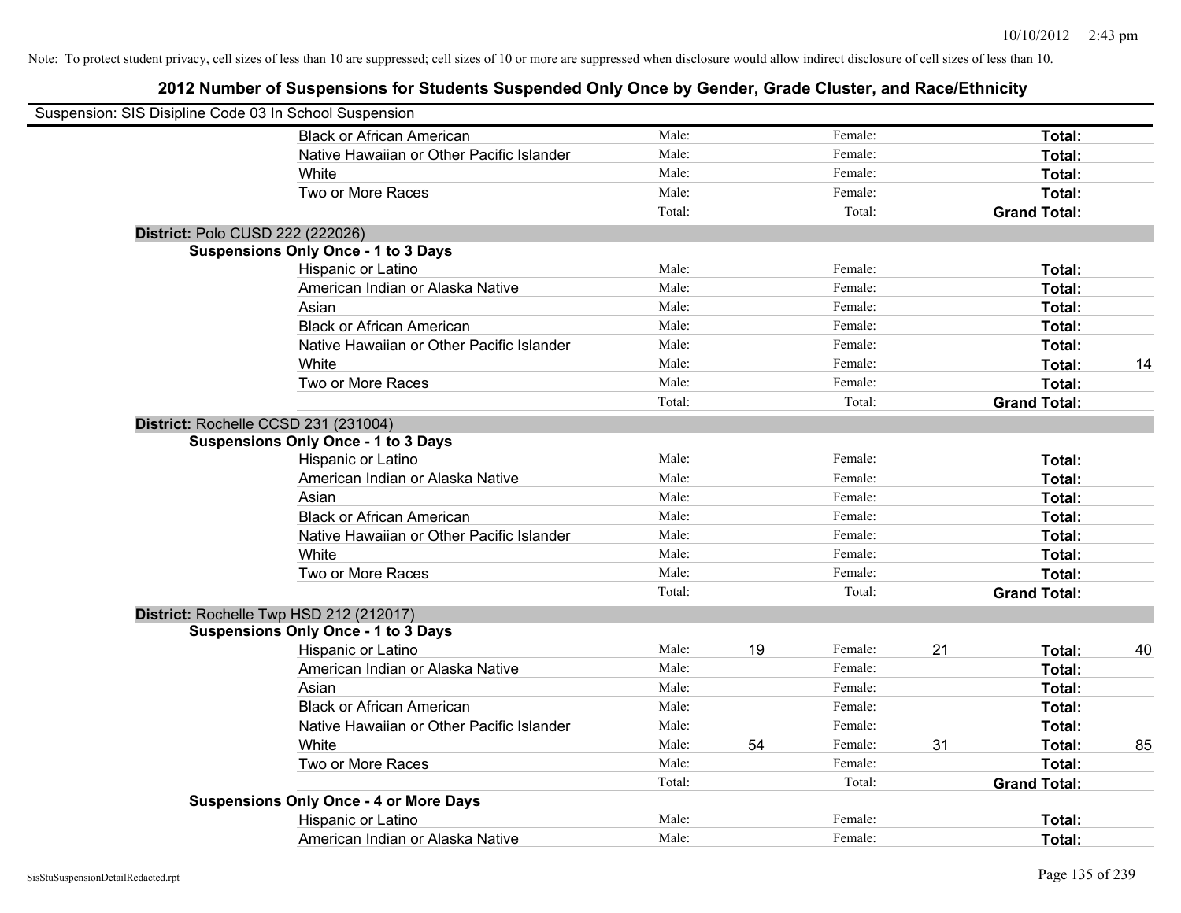Note: To protect student privacy, cell sizes of less than 10 are suppressed; cell sizes of 10 or more are suppressed when disclosure would allow indirect disclosure of cell sizes of less than 10.

## 2012 Number of Suspensions for Students Suspended Only Once by Gender, Grade Cluster, and Race/Ethnicity

Suspension: SIS Disipline Code 03 In School Suspension

| | | | | | | |
|---|---|---|---|---|---|---|
| Black or African American | Male: | | Female: | | **Total:** | |
| Native Hawaiian or Other Pacific Islander | Male: | | Female: | | **Total:** | |
| White | Male: | | Female: | | **Total:** | |
| Two or More Races | Male: | | Female: | | **Total:** | |
| | Total: | | Total: | | **Grand Total:** | |

**District:** Polo CUSD 222 (222026)

**Suspensions Only Once - 1 to 3 Days**

| | | | | | | |
|---|---|---|---|---|---|---|
| Hispanic or Latino | Male: | | Female: | | **Total:** | |
| American Indian or Alaska Native | Male: | | Female: | | **Total:** | |
| Asian | Male: | | Female: | | **Total:** | |
| Black or African American | Male: | | Female: | | **Total:** | |
| Native Hawaiian or Other Pacific Islander | Male: | | Female: | | **Total:** | |
| White | Male: | | Female: | | **Total:** | 14 |
| Two or More Races | Male: | | Female: | | **Total:** | |
| | Total: | | Total: | | **Grand Total:** | |

**District:** Rochelle CCSD 231 (231004)

**Suspensions Only Once - 1 to 3 Days**

| | | | | | | |
|---|---|---|---|---|---|---|
| Hispanic or Latino | Male: | | Female: | | **Total:** | |
| American Indian or Alaska Native | Male: | | Female: | | **Total:** | |
| Asian | Male: | | Female: | | **Total:** | |
| Black or African American | Male: | | Female: | | **Total:** | |
| Native Hawaiian or Other Pacific Islander | Male: | | Female: | | **Total:** | |
| White | Male: | | Female: | | **Total:** | |
| Two or More Races | Male: | | Female: | | **Total:** | |
| | Total: | | Total: | | **Grand Total:** | |

**District:** Rochelle Twp HSD 212 (212017)

**Suspensions Only Once - 1 to 3 Days**

| | | | | | | |
|---|---|---|---|---|---|---|
| Hispanic or Latino | Male: | 19 | Female: | 21 | **Total:** | 40 |
| American Indian or Alaska Native | Male: | | Female: | | **Total:** | |
| Asian | Male: | | Female: | | **Total:** | |
| Black or African American | Male: | | Female: | | **Total:** | |
| Native Hawaiian or Other Pacific Islander | Male: | | Female: | | **Total:** | |
| White | Male: | 54 | Female: | 31 | **Total:** | 85 |
| Two or More Races | Male: | | Female: | | **Total:** | |
| | Total: | | Total: | | **Grand Total:** | |

**Suspensions Only Once - 4 or More Days**

| | | | | | | |
|---|---|---|---|---|---|---|
| Hispanic or Latino | Male: | | Female: | | **Total:** | |
| American Indian or Alaska Native | Male: | | Female: | | **Total:** | |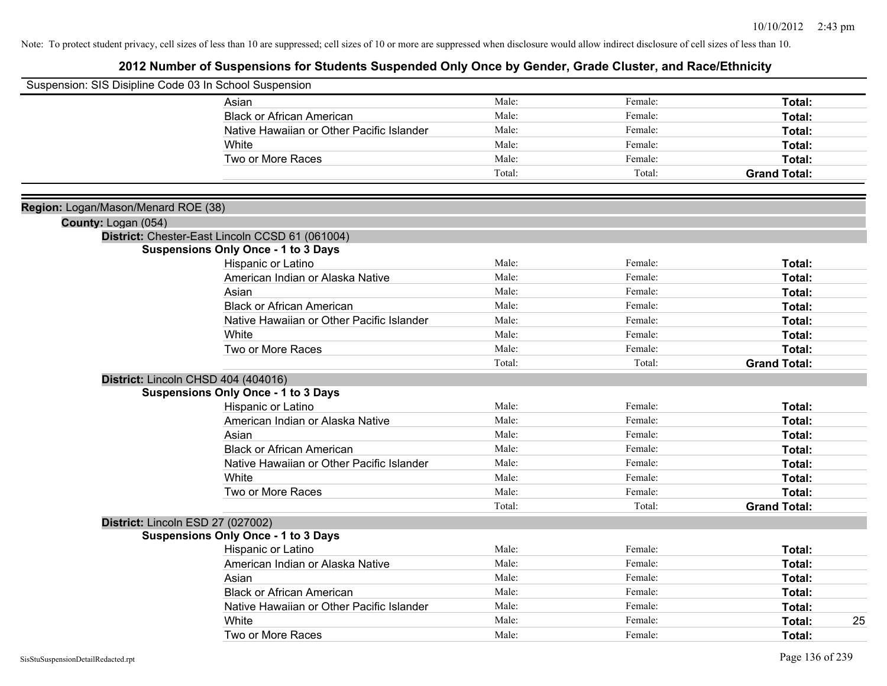Note: To protect student privacy, cell sizes of less than 10 are suppressed; cell sizes of 10 or more are suppressed when disclosure would allow indirect disclosure of cell sizes of less than 10.

# 2012 Number of Suspensions for Students Suspended Only Once by Gender, Grade Cluster, and Race/Ethnicity

Suspension: SIS Disipline Code 03 In School Suspension

| | | | | |
|---|---|---|---|---|
| Asian | Male: | Female: | **Total:** | |
| Black or African American | Male: | Female: | **Total:** | |
| Native Hawaiian or Other Pacific Islander | Male: | Female: | **Total:** | |
| White | Male: | Female: | **Total:** | |
| Two or More Races | Male: | Female: | **Total:** | |
| | Total: | Total: | **Grand Total:** | |

**Region:** Logan/Mason/Menard ROE (38)

**County:** Logan (054)

**District:** Chester-East Lincoln CCSD 61 (061004)

**Suspensions Only Once - 1 to 3 Days**

| | | | | |
|---|---|---|---|---|
| Hispanic or Latino | Male: | Female: | **Total:** | |
| American Indian or Alaska Native | Male: | Female: | **Total:** | |
| Asian | Male: | Female: | **Total:** | |
| Black or African American | Male: | Female: | **Total:** | |
| Native Hawaiian or Other Pacific Islander | Male: | Female: | **Total:** | |
| White | Male: | Female: | **Total:** | |
| Two or More Races | Male: | Female: | **Total:** | |
| | Total: | Total: | **Grand Total:** | |

**District:** Lincoln CHSD 404 (404016)

**Suspensions Only Once - 1 to 3 Days**

| | | | | |
|---|---|---|---|---|
| Hispanic or Latino | Male: | Female: | **Total:** | |
| American Indian or Alaska Native | Male: | Female: | **Total:** | |
| Asian | Male: | Female: | **Total:** | |
| Black or African American | Male: | Female: | **Total:** | |
| Native Hawaiian or Other Pacific Islander | Male: | Female: | **Total:** | |
| White | Male: | Female: | **Total:** | |
| Two or More Races | Male: | Female: | **Total:** | |
| | Total: | Total: | **Grand Total:** | |

**District:** Lincoln ESD 27 (027002)

**Suspensions Only Once - 1 to 3 Days**

| | | | | |
|---|---|---|---|---|
| Hispanic or Latino | Male: | Female: | **Total:** | |
| American Indian or Alaska Native | Male: | Female: | **Total:** | |
| Asian | Male: | Female: | **Total:** | |
| Black or African American | Male: | Female: | **Total:** | |
| Native Hawaiian or Other Pacific Islander | Male: | Female: | **Total:** | |
| White | Male: | Female: | **Total:** | 25 |
| Two or More Races | Male: | Female: | **Total:** | |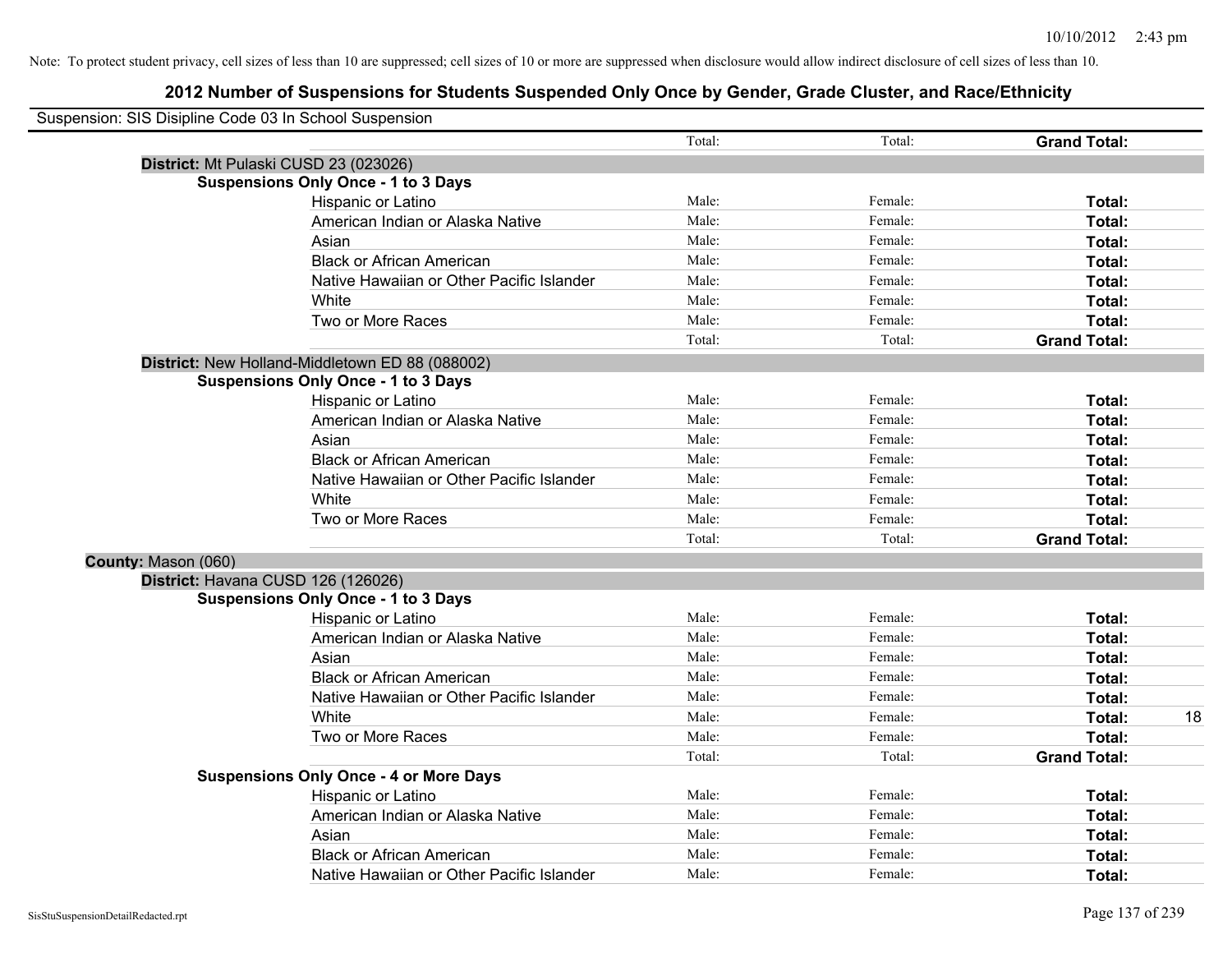Note: To protect student privacy, cell sizes of less than 10 are suppressed; cell sizes of 10 or more are suppressed when disclosure would allow indirect disclosure of cell sizes of less than 10.

# 2012 Number of Suspensions for Students Suspended Only Once by Gender, Grade Cluster, and Race/Ethnicity

Suspension: SIS Disipline Code 03 In School Suspension

| | Total: | Total: | **Grand Total:** | |
|---|---|---|---|---|
| **District:** Mt Pulaski CUSD 23 (023026) | | | | |
| **Suspensions Only Once - 1 to 3 Days** | | | | |
| Hispanic or Latino | Male: | Female: | **Total:** | |
| American Indian or Alaska Native | Male: | Female: | **Total:** | |
| Asian | Male: | Female: | **Total:** | |
| Black or African American | Male: | Female: | **Total:** | |
| Native Hawaiian or Other Pacific Islander | Male: | Female: | **Total:** | |
| White | Male: | Female: | **Total:** | |
| Two or More Races | Male: | Female: | **Total:** | |
| | Total: | Total: | **Grand Total:** | |
| **District:** New Holland-Middletown ED 88 (088002) | | | | |
| **Suspensions Only Once - 1 to 3 Days** | | | | |
| Hispanic or Latino | Male: | Female: | **Total:** | |
| American Indian or Alaska Native | Male: | Female: | **Total:** | |
| Asian | Male: | Female: | **Total:** | |
| Black or African American | Male: | Female: | **Total:** | |
| Native Hawaiian or Other Pacific Islander | Male: | Female: | **Total:** | |
| White | Male: | Female: | **Total:** | |
| Two or More Races | Male: | Female: | **Total:** | |
| | Total: | Total: | **Grand Total:** | |
| **County:** Mason (060) | | | | |
| **District:** Havana CUSD 126 (126026) | | | | |
| **Suspensions Only Once - 1 to 3 Days** | | | | |
| Hispanic or Latino | Male: | Female: | **Total:** | |
| American Indian or Alaska Native | Male: | Female: | **Total:** | |
| Asian | Male: | Female: | **Total:** | |
| Black or African American | Male: | Female: | **Total:** | |
| Native Hawaiian or Other Pacific Islander | Male: | Female: | **Total:** | |
| White | Male: | Female: | **Total:** | 18 |
| Two or More Races | Male: | Female: | **Total:** | |
| | Total: | Total: | **Grand Total:** | |
| **Suspensions Only Once - 4 or More Days** | | | | |
| Hispanic or Latino | Male: | Female: | **Total:** | |
| American Indian or Alaska Native | Male: | Female: | **Total:** | |
| Asian | Male: | Female: | **Total:** | |
| Black or African American | Male: | Female: | **Total:** | |
| Native Hawaiian or Other Pacific Islander | Male: | Female: | **Total:** | |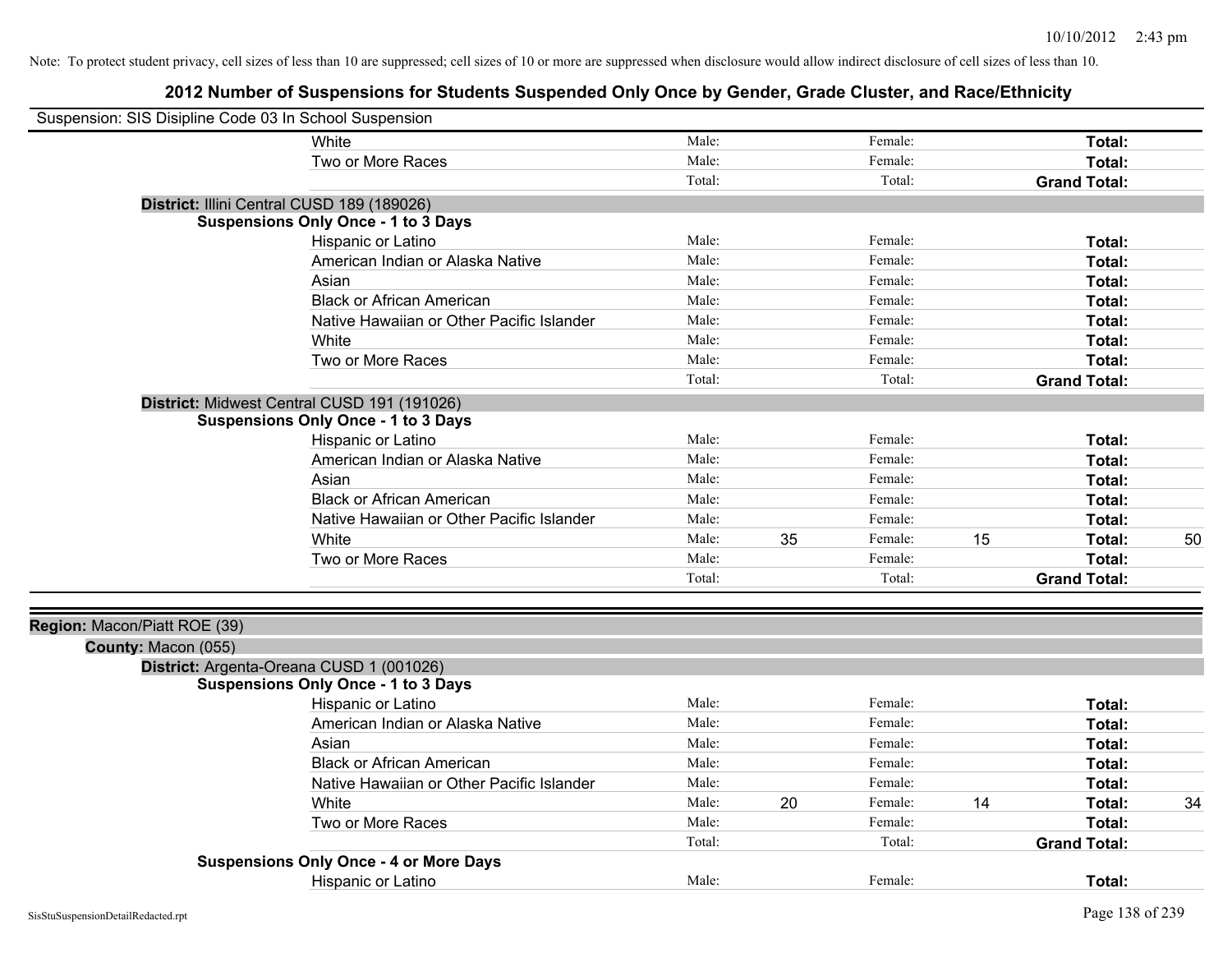Note: To protect student privacy, cell sizes of less than 10 are suppressed; cell sizes of 10 or more are suppressed when disclosure would allow indirect disclosure of cell sizes of less than 10.

# 2012 Number of Suspensions for Students Suspended Only Once by Gender, Grade Cluster, and Race/Ethnicity

Suspension: SIS Disipline Code 03 In School Suspension

| | Male: | | Female: | | | |
|---|---|---|---|---|---|---|
| White | Male: | | Female: | | **Total:** | |
| Two or More Races | Male: | | Female: | | **Total:** | |
| | Total: | | Total: | | **Grand Total:** | |

**District:** Illini Central CUSD 189 (189026)

**Suspensions Only Once - 1 to 3 Days**

| Race/Ethnicity | Male: | | Female: | | Total: | |
|---|---|---|---|---|---|---|
| Hispanic or Latino | Male: | | Female: | | **Total:** | |
| American Indian or Alaska Native | Male: | | Female: | | **Total:** | |
| Asian | Male: | | Female: | | **Total:** | |
| Black or African American | Male: | | Female: | | **Total:** | |
| Native Hawaiian or Other Pacific Islander | Male: | | Female: | | **Total:** | |
| White | Male: | | Female: | | **Total:** | |
| Two or More Races | Male: | | Female: | | **Total:** | |
| | Total: | | Total: | | **Grand Total:** | |

**District:** Midwest Central CUSD 191 (191026)

**Suspensions Only Once - 1 to 3 Days**

| Race/Ethnicity | Male: | | Female: | | Total: | |
|---|---|---|---|---|---|---|
| Hispanic or Latino | Male: | | Female: | | **Total:** | |
| American Indian or Alaska Native | Male: | | Female: | | **Total:** | |
| Asian | Male: | | Female: | | **Total:** | |
| Black or African American | Male: | | Female: | | **Total:** | |
| Native Hawaiian or Other Pacific Islander | Male: | | Female: | | **Total:** | |
| White | Male: | 35 | Female: | 15 | **Total:** | 50 |
| Two or More Races | Male: | | Female: | | **Total:** | |
| | Total: | | Total: | | **Grand Total:** | |

**Region:** Macon/Piatt ROE (39)

**County:** Macon (055)

**District:** Argenta-Oreana CUSD 1 (001026)

**Suspensions Only Once - 1 to 3 Days**

| Race/Ethnicity | Male: | | Female: | | Total: | |
|---|---|---|---|---|---|---|
| Hispanic or Latino | Male: | | Female: | | **Total:** | |
| American Indian or Alaska Native | Male: | | Female: | | **Total:** | |
| Asian | Male: | | Female: | | **Total:** | |
| Black or African American | Male: | | Female: | | **Total:** | |
| Native Hawaiian or Other Pacific Islander | Male: | | Female: | | **Total:** | |
| White | Male: | 20 | Female: | 14 | **Total:** | 34 |
| Two or More Races | Male: | | Female: | | **Total:** | |
| | Total: | | Total: | | **Grand Total:** | |

**Suspensions Only Once - 4 or More Days**

| Race/Ethnicity | Male: | | Female: | | Total: | |
|---|---|---|---|---|---|---|
| Hispanic or Latino | Male: | | Female: | | **Total:** | |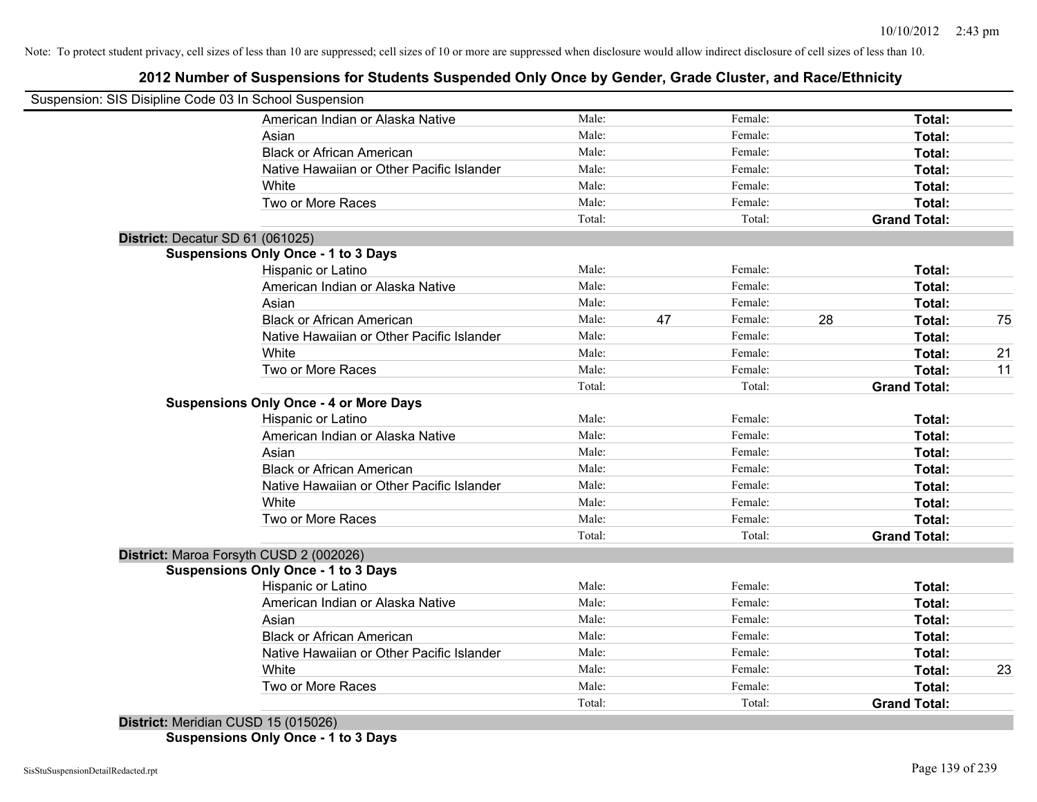Note: To protect student privacy, cell sizes of less than 10 are suppressed; cell sizes of 10 or more are suppressed when disclosure would allow indirect disclosure of cell sizes of less than 10.

# 2012 Number of Suspensions for Students Suspended Only Once by Gender, Grade Cluster, and Race/Ethnicity

Suspension: SIS Disipline Code 03 In School Suspension

| | | | | | | |
|---|---|---|---|---|---|---|
| American Indian or Alaska Native | Male: | | Female: | | **Total:** | |
| Asian | Male: | | Female: | | **Total:** | |
| Black or African American | Male: | | Female: | | **Total:** | |
| Native Hawaiian or Other Pacific Islander | Male: | | Female: | | **Total:** | |
| White | Male: | | Female: | | **Total:** | |
| Two or More Races | Male: | | Female: | | **Total:** | |
| | Total: | | Total: | | **Grand Total:** | |

**District:** Decatur SD 61 (061025)

**Suspensions Only Once - 1 to 3 Days**

| | | | | | | |
|---|---|---|---|---|---|---|
| Hispanic or Latino | Male: | | Female: | | **Total:** | |
| American Indian or Alaska Native | Male: | | Female: | | **Total:** | |
| Asian | Male: | | Female: | | **Total:** | |
| Black or African American | Male: | 47 | Female: | 28 | **Total:** | 75 |
| Native Hawaiian or Other Pacific Islander | Male: | | Female: | | **Total:** | |
| White | Male: | | Female: | | **Total:** | 21 |
| Two or More Races | Male: | | Female: | | **Total:** | 11 |
| | Total: | | Total: | | **Grand Total:** | |

**Suspensions Only Once - 4 or More Days**

| | | | | | | |
|---|---|---|---|---|---|---|
| Hispanic or Latino | Male: | | Female: | | **Total:** | |
| American Indian or Alaska Native | Male: | | Female: | | **Total:** | |
| Asian | Male: | | Female: | | **Total:** | |
| Black or African American | Male: | | Female: | | **Total:** | |
| Native Hawaiian or Other Pacific Islander | Male: | | Female: | | **Total:** | |
| White | Male: | | Female: | | **Total:** | |
| Two or More Races | Male: | | Female: | | **Total:** | |
| | Total: | | Total: | | **Grand Total:** | |

**District:** Maroa Forsyth CUSD 2 (002026)

**Suspensions Only Once - 1 to 3 Days**

| | | | | | | |
|---|---|---|---|---|---|---|
| Hispanic or Latino | Male: | | Female: | | **Total:** | |
| American Indian or Alaska Native | Male: | | Female: | | **Total:** | |
| Asian | Male: | | Female: | | **Total:** | |
| Black or African American | Male: | | Female: | | **Total:** | |
| Native Hawaiian or Other Pacific Islander | Male: | | Female: | | **Total:** | |
| White | Male: | | Female: | | **Total:** | 23 |
| Two or More Races | Male: | | Female: | | **Total:** | |
| | Total: | | Total: | | **Grand Total:** | |

**District:** Meridian CUSD 15 (015026)

**Suspensions Only Once - 1 to 3 Days**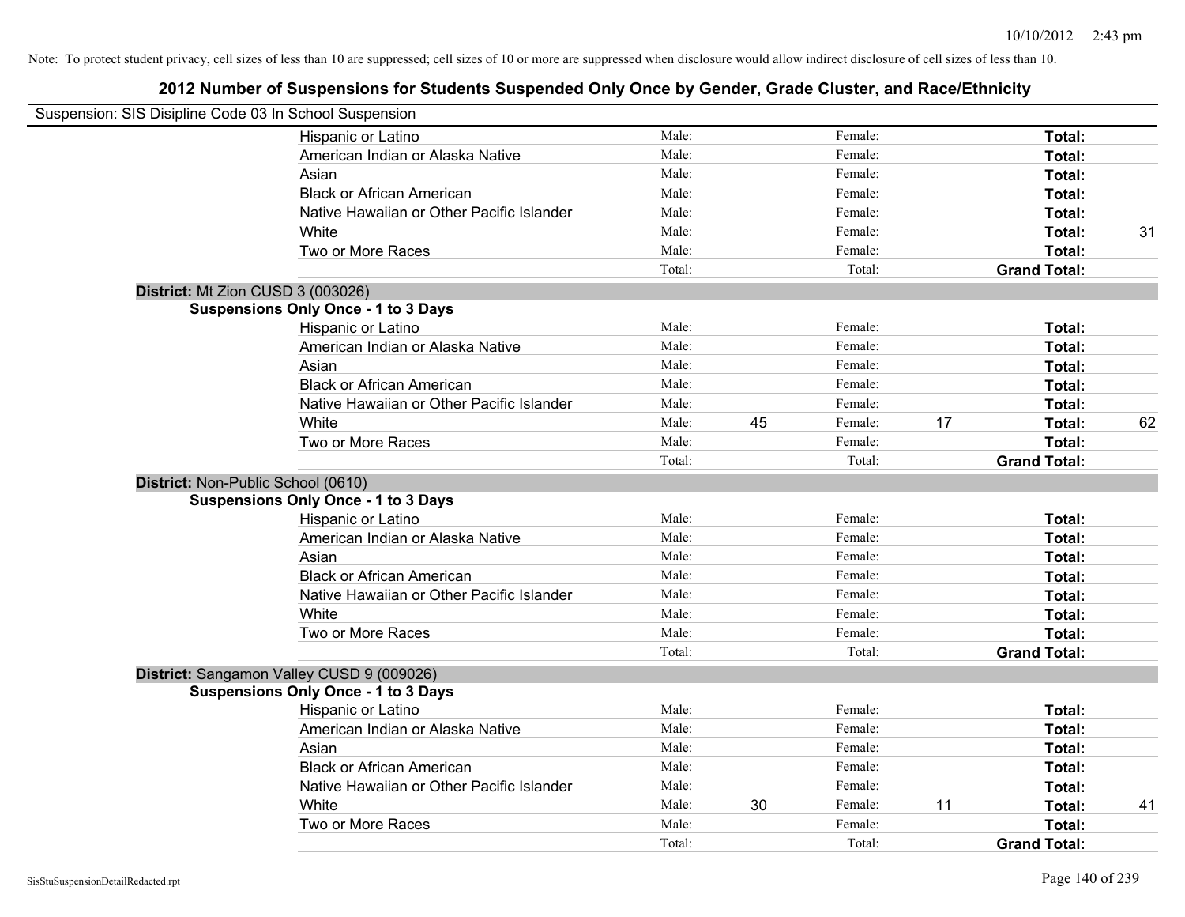Note: To protect student privacy, cell sizes of less than 10 are suppressed; cell sizes of 10 or more are suppressed when disclosure would allow indirect disclosure of cell sizes of less than 10.

## 2012 Number of Suspensions for Students Suspended Only Once by Gender, Grade Cluster, and Race/Ethnicity

Suspension: SIS Disipline Code 03 In School Suspension

| | | | | | | |
|---|---|---|---|---|---|---|
| Hispanic or Latino | Male: | | Female: | | **Total:** | |
| American Indian or Alaska Native | Male: | | Female: | | **Total:** | |
| Asian | Male: | | Female: | | **Total:** | |
| Black or African American | Male: | | Female: | | **Total:** | |
| Native Hawaiian or Other Pacific Islander | Male: | | Female: | | **Total:** | |
| White | Male: | | Female: | | **Total:** | 31 |
| Two or More Races | Male: | | Female: | | **Total:** | |
| | Total: | | Total: | | **Grand Total:** | |

**District:** Mt Zion CUSD 3 (003026)

**Suspensions Only Once - 1 to 3 Days**

| | | | | | | |
|---|---|---|---|---|---|---|
| Hispanic or Latino | Male: | | Female: | | **Total:** | |
| American Indian or Alaska Native | Male: | | Female: | | **Total:** | |
| Asian | Male: | | Female: | | **Total:** | |
| Black or African American | Male: | | Female: | | **Total:** | |
| Native Hawaiian or Other Pacific Islander | Male: | | Female: | | **Total:** | |
| White | Male: | 45 | Female: | 17 | **Total:** | 62 |
| Two or More Races | Male: | | Female: | | **Total:** | |
| | Total: | | Total: | | **Grand Total:** | |

**District:** Non-Public School (0610)

**Suspensions Only Once - 1 to 3 Days**

| | | | | | | |
|---|---|---|---|---|---|---|
| Hispanic or Latino | Male: | | Female: | | **Total:** | |
| American Indian or Alaska Native | Male: | | Female: | | **Total:** | |
| Asian | Male: | | Female: | | **Total:** | |
| Black or African American | Male: | | Female: | | **Total:** | |
| Native Hawaiian or Other Pacific Islander | Male: | | Female: | | **Total:** | |
| White | Male: | | Female: | | **Total:** | |
| Two or More Races | Male: | | Female: | | **Total:** | |
| | Total: | | Total: | | **Grand Total:** | |

**District:** Sangamon Valley CUSD 9 (009026)

**Suspensions Only Once - 1 to 3 Days**

| | | | | | | |
|---|---|---|---|---|---|---|
| Hispanic or Latino | Male: | | Female: | | **Total:** | |
| American Indian or Alaska Native | Male: | | Female: | | **Total:** | |
| Asian | Male: | | Female: | | **Total:** | |
| Black or African American | Male: | | Female: | | **Total:** | |
| Native Hawaiian or Other Pacific Islander | Male: | | Female: | | **Total:** | |
| White | Male: | 30 | Female: | 11 | **Total:** | 41 |
| Two or More Races | Male: | | Female: | | **Total:** | |
| | Total: | | Total: | | **Grand Total:** | |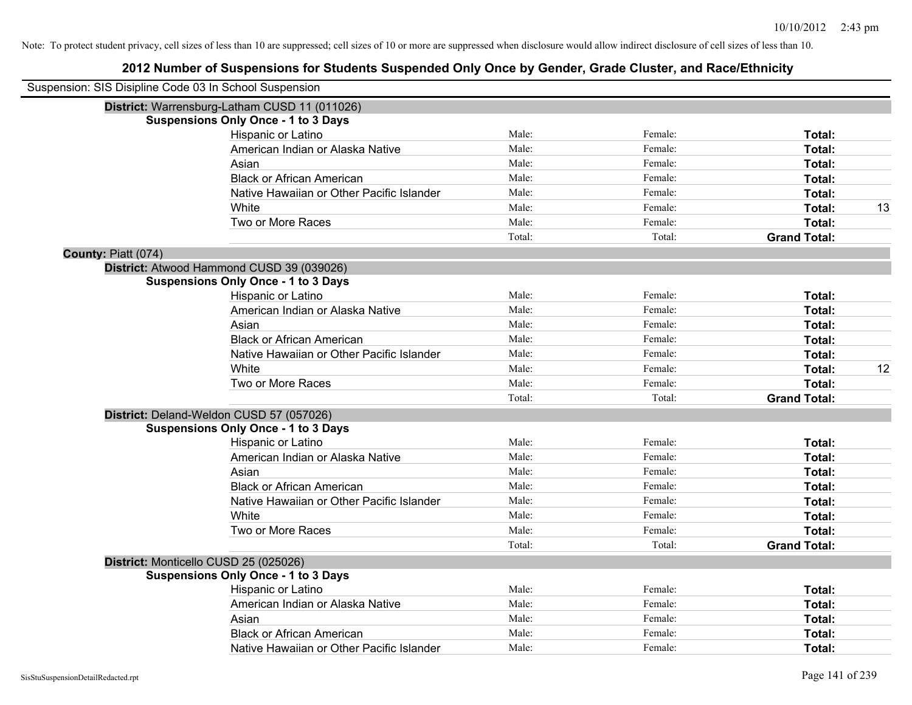Note: To protect student privacy, cell sizes of less than 10 are suppressed; cell sizes of 10 or more are suppressed when disclosure would allow indirect disclosure of cell sizes of less than 10.

# 2012 Number of Suspensions for Students Suspended Only Once by Gender, Grade Cluster, and Race/Ethnicity

Suspension: SIS Disipline Code 03 In School Suspension

**District:** Warrensburg-Latham CUSD 11 (011026)

**Suspensions Only Once - 1 to 3 Days**

| Race/Ethnicity | Male | Female | Total | |
|---|---|---|---|---|
| Hispanic or Latino | Male: | Female: | **Total:** | |
| American Indian or Alaska Native | Male: | Female: | **Total:** | |
| Asian | Male: | Female: | **Total:** | |
| Black or African American | Male: | Female: | **Total:** | |
| Native Hawaiian or Other Pacific Islander | Male: | Female: | **Total:** | |
| White | Male: | Female: | **Total:** | 13 |
| Two or More Races | Male: | Female: | **Total:** | |
| | Total: | Total: | **Grand Total:** | |

**County:** Piatt (074)

**District:** Atwood Hammond CUSD 39 (039026)

**Suspensions Only Once - 1 to 3 Days**

| Race/Ethnicity | Male | Female | Total | |
|---|---|---|---|---|
| Hispanic or Latino | Male: | Female: | **Total:** | |
| American Indian or Alaska Native | Male: | Female: | **Total:** | |
| Asian | Male: | Female: | **Total:** | |
| Black or African American | Male: | Female: | **Total:** | |
| Native Hawaiian or Other Pacific Islander | Male: | Female: | **Total:** | |
| White | Male: | Female: | **Total:** | 12 |
| Two or More Races | Male: | Female: | **Total:** | |
| | Total: | Total: | **Grand Total:** | |

**District:** Deland-Weldon CUSD 57 (057026)

**Suspensions Only Once - 1 to 3 Days**

| Race/Ethnicity | Male | Female | Total | |
|---|---|---|---|---|
| Hispanic or Latino | Male: | Female: | **Total:** | |
| American Indian or Alaska Native | Male: | Female: | **Total:** | |
| Asian | Male: | Female: | **Total:** | |
| Black or African American | Male: | Female: | **Total:** | |
| Native Hawaiian or Other Pacific Islander | Male: | Female: | **Total:** | |
| White | Male: | Female: | **Total:** | |
| Two or More Races | Male: | Female: | **Total:** | |
| | Total: | Total: | **Grand Total:** | |

**District:** Monticello CUSD 25 (025026)

**Suspensions Only Once - 1 to 3 Days**

| Race/Ethnicity | Male | Female | Total | |
|---|---|---|---|---|
| Hispanic or Latino | Male: | Female: | **Total:** | |
| American Indian or Alaska Native | Male: | Female: | **Total:** | |
| Asian | Male: | Female: | **Total:** | |
| Black or African American | Male: | Female: | **Total:** | |
| Native Hawaiian or Other Pacific Islander | Male: | Female: | **Total:** | |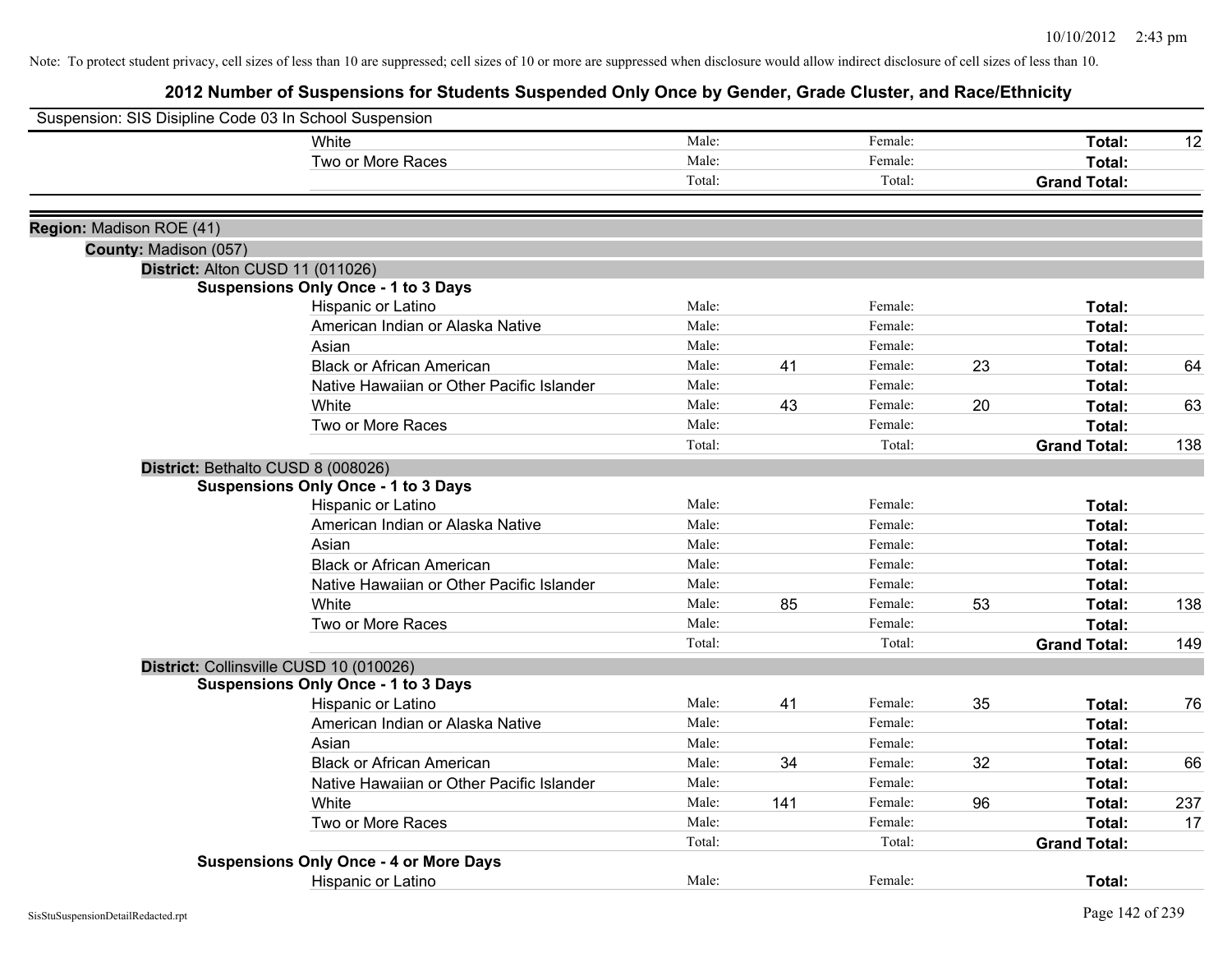Note: To protect student privacy, cell sizes of less than 10 are suppressed; cell sizes of 10 or more are suppressed when disclosure would allow indirect disclosure of cell sizes of less than 10.

# 2012 Number of Suspensions for Students Suspended Only Once by Gender, Grade Cluster, and Race/Ethnicity

Suspension: SIS Disipline Code 03 In School Suspension

| | | | | | | |
|---|---|---|---|---|---|---|
| White | Male: | | Female: | | **Total:** | 12 |
| Two or More Races | Male: | | Female: | | **Total:** | |
| | Total: | | Total: | | **Grand Total:** | |

**Region:** Madison ROE (41)

**County:** Madison (057)

**District:** Alton CUSD 11 (011026)

**Suspensions Only Once - 1 to 3 Days**

| | | | | | | |
|---|---|---|---|---|---|---|
| Hispanic or Latino | Male: | | Female: | | **Total:** | |
| American Indian or Alaska Native | Male: | | Female: | | **Total:** | |
| Asian | Male: | | Female: | | **Total:** | |
| Black or African American | Male: | 41 | Female: | 23 | **Total:** | 64 |
| Native Hawaiian or Other Pacific Islander | Male: | | Female: | | **Total:** | |
| White | Male: | 43 | Female: | 20 | **Total:** | 63 |
| Two or More Races | Male: | | Female: | | **Total:** | |
| | Total: | | Total: | | **Grand Total:** | 138 |

**District:** Bethalto CUSD 8 (008026)

**Suspensions Only Once - 1 to 3 Days**

| | | | | | | |
|---|---|---|---|---|---|---|
| Hispanic or Latino | Male: | | Female: | | **Total:** | |
| American Indian or Alaska Native | Male: | | Female: | | **Total:** | |
| Asian | Male: | | Female: | | **Total:** | |
| Black or African American | Male: | | Female: | | **Total:** | |
| Native Hawaiian or Other Pacific Islander | Male: | | Female: | | **Total:** | |
| White | Male: | 85 | Female: | 53 | **Total:** | 138 |
| Two or More Races | Male: | | Female: | | **Total:** | |
| | Total: | | Total: | | **Grand Total:** | 149 |

**District:** Collinsville CUSD 10 (010026)

**Suspensions Only Once - 1 to 3 Days**

| | | | | | | |
|---|---|---|---|---|---|---|
| Hispanic or Latino | Male: | 41 | Female: | 35 | **Total:** | 76 |
| American Indian or Alaska Native | Male: | | Female: | | **Total:** | |
| Asian | Male: | | Female: | | **Total:** | |
| Black or African American | Male: | 34 | Female: | 32 | **Total:** | 66 |
| Native Hawaiian or Other Pacific Islander | Male: | | Female: | | **Total:** | |
| White | Male: | 141 | Female: | 96 | **Total:** | 237 |
| Two or More Races | Male: | | Female: | | **Total:** | 17 |
| | Total: | | Total: | | **Grand Total:** | |

**Suspensions Only Once - 4 or More Days**

| | | | | | | |
|---|---|---|---|---|---|---|
| Hispanic or Latino | Male: | | Female: | | **Total:** | |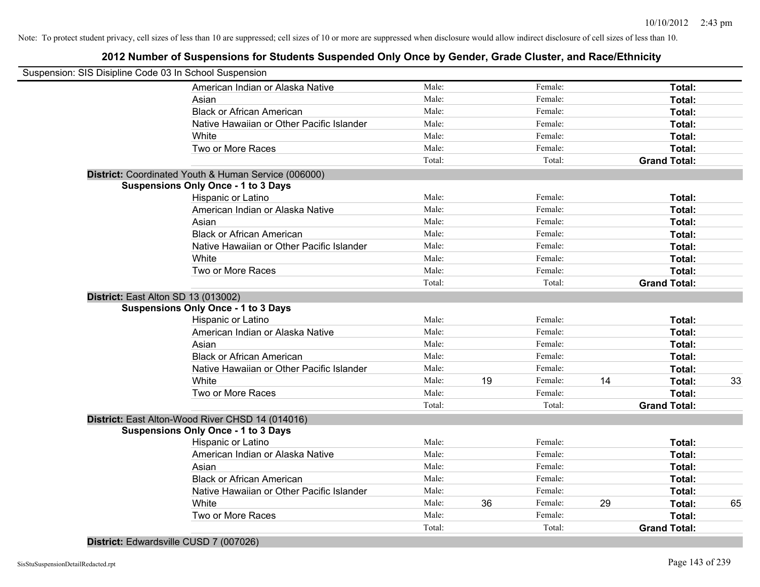Note: To protect student privacy, cell sizes of less than 10 are suppressed; cell sizes of 10 or more are suppressed when disclosure would allow indirect disclosure of cell sizes of less than 10.

# 2012 Number of Suspensions for Students Suspended Only Once by Gender, Grade Cluster, and Race/Ethnicity

Suspension: SIS Disipline Code 03 In School Suspension

| | | | | | |
|---|---|---|---|---|---|
| American Indian or Alaska Native | Male: | Female: | | **Total:** | |
| Asian | Male: | Female: | | **Total:** | |
| Black or African American | Male: | Female: | | **Total:** | |
| Native Hawaiian or Other Pacific Islander | Male: | Female: | | **Total:** | |
| White | Male: | Female: | | **Total:** | |
| Two or More Races | Male: | Female: | | **Total:** | |
| | Total: | Total: | | **Grand Total:** | |

**District:** Coordinated Youth & Human Service (006000)

**Suspensions Only Once - 1 to 3 Days**

| | | | | | | |
|---|---|---|---|---|---|---|
| Hispanic or Latino | Male: | | Female: | | **Total:** | |
| American Indian or Alaska Native | Male: | | Female: | | **Total:** | |
| Asian | Male: | | Female: | | **Total:** | |
| Black or African American | Male: | | Female: | | **Total:** | |
| Native Hawaiian or Other Pacific Islander | Male: | | Female: | | **Total:** | |
| White | Male: | | Female: | | **Total:** | |
| Two or More Races | Male: | | Female: | | **Total:** | |
| | Total: | | Total: | | **Grand Total:** | |

**District:** East Alton SD 13 (013002)

**Suspensions Only Once - 1 to 3 Days**

| | | | | | | |
|---|---|---|---|---|---|---|
| Hispanic or Latino | Male: | | Female: | | **Total:** | |
| American Indian or Alaska Native | Male: | | Female: | | **Total:** | |
| Asian | Male: | | Female: | | **Total:** | |
| Black or African American | Male: | | Female: | | **Total:** | |
| Native Hawaiian or Other Pacific Islander | Male: | | Female: | | **Total:** | |
| White | Male: | 19 | Female: | 14 | **Total:** | 33 |
| Two or More Races | Male: | | Female: | | **Total:** | |
| | Total: | | Total: | | **Grand Total:** | |

**District:** East Alton-Wood River CHSD 14 (014016)

**Suspensions Only Once - 1 to 3 Days**

| | | | | | | |
|---|---|---|---|---|---|---|
| Hispanic or Latino | Male: | | Female: | | **Total:** | |
| American Indian or Alaska Native | Male: | | Female: | | **Total:** | |
| Asian | Male: | | Female: | | **Total:** | |
| Black or African American | Male: | | Female: | | **Total:** | |
| Native Hawaiian or Other Pacific Islander | Male: | | Female: | | **Total:** | |
| White | Male: | 36 | Female: | 29 | **Total:** | 65 |
| Two or More Races | Male: | | Female: | | **Total:** | |
| | Total: | | Total: | | **Grand Total:** | |

**District:** Edwardsville CUSD 7 (007026)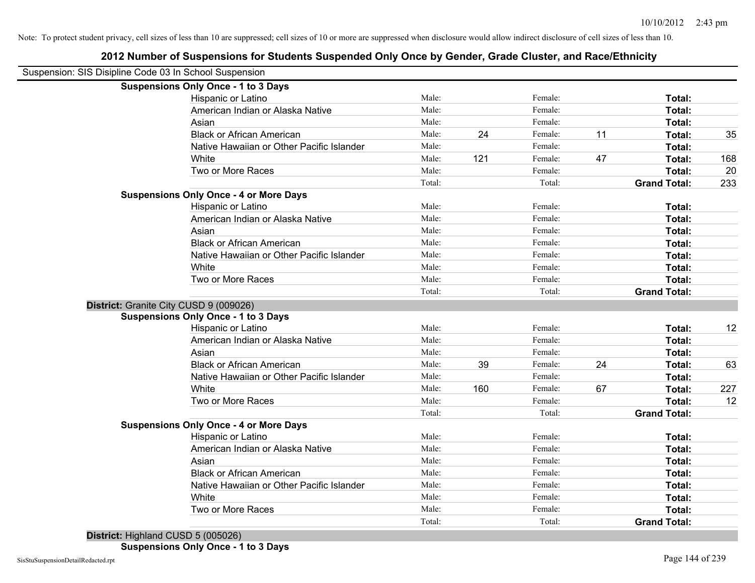Note: To protect student privacy, cell sizes of less than 10 are suppressed; cell sizes of 10 or more are suppressed when disclosure would allow indirect disclosure of cell sizes of less than 10.

## 2012 Number of Suspensions for Students Suspended Only Once by Gender, Grade Cluster, and Race/Ethnicity

Suspension: SIS Disipline Code 03 In School Suspension

### Suspensions Only Once - 1 to 3 Days

| Race/Ethnicity | | Male | | Female | | Total |
|---|---|---|---|---|---|---|
| Hispanic or Latino | Male: | | Female: | | Total: | |
| American Indian or Alaska Native | Male: | | Female: | | Total: | |
| Asian | Male: | | Female: | | Total: | |
| Black or African American | Male: | 24 | Female: | 11 | Total: | 35 |
| Native Hawaiian or Other Pacific Islander | Male: | | Female: | | Total: | |
| White | Male: | 121 | Female: | 47 | Total: | 168 |
| Two or More Races | Male: | | Female: | | Total: | 20 |
| | Total: | | Total: | | Grand Total: | 233 |

### Suspensions Only Once - 4 or More Days

| Race/Ethnicity | | Male | | Female | | Total |
|---|---|---|---|---|---|---|
| Hispanic or Latino | Male: | | Female: | | Total: | |
| American Indian or Alaska Native | Male: | | Female: | | Total: | |
| Asian | Male: | | Female: | | Total: | |
| Black or African American | Male: | | Female: | | Total: | |
| Native Hawaiian or Other Pacific Islander | Male: | | Female: | | Total: | |
| White | Male: | | Female: | | Total: | |
| Two or More Races | Male: | | Female: | | Total: | |
| | Total: | | Total: | | Grand Total: | |

**District:** Granite City CUSD 9 (009026)

### Suspensions Only Once - 1 to 3 Days

| Race/Ethnicity | | Male | | Female | | Total |
|---|---|---|---|---|---|---|
| Hispanic or Latino | Male: | | Female: | | Total: | 12 |
| American Indian or Alaska Native | Male: | | Female: | | Total: | |
| Asian | Male: | | Female: | | Total: | |
| Black or African American | Male: | 39 | Female: | 24 | Total: | 63 |
| Native Hawaiian or Other Pacific Islander | Male: | | Female: | | Total: | |
| White | Male: | 160 | Female: | 67 | Total: | 227 |
| Two or More Races | Male: | | Female: | | Total: | 12 |
| | Total: | | Total: | | Grand Total: | |

### Suspensions Only Once - 4 or More Days

| Race/Ethnicity | | Male | | Female | | Total |
|---|---|---|---|---|---|---|
| Hispanic or Latino | Male: | | Female: | | Total: | |
| American Indian or Alaska Native | Male: | | Female: | | Total: | |
| Asian | Male: | | Female: | | Total: | |
| Black or African American | Male: | | Female: | | Total: | |
| Native Hawaiian or Other Pacific Islander | Male: | | Female: | | Total: | |
| White | Male: | | Female: | | Total: | |
| Two or More Races | Male: | | Female: | | Total: | |
| | Total: | | Total: | | Grand Total: | |

**District:** Highland CUSD 5 (005026)

### Suspensions Only Once - 1 to 3 Days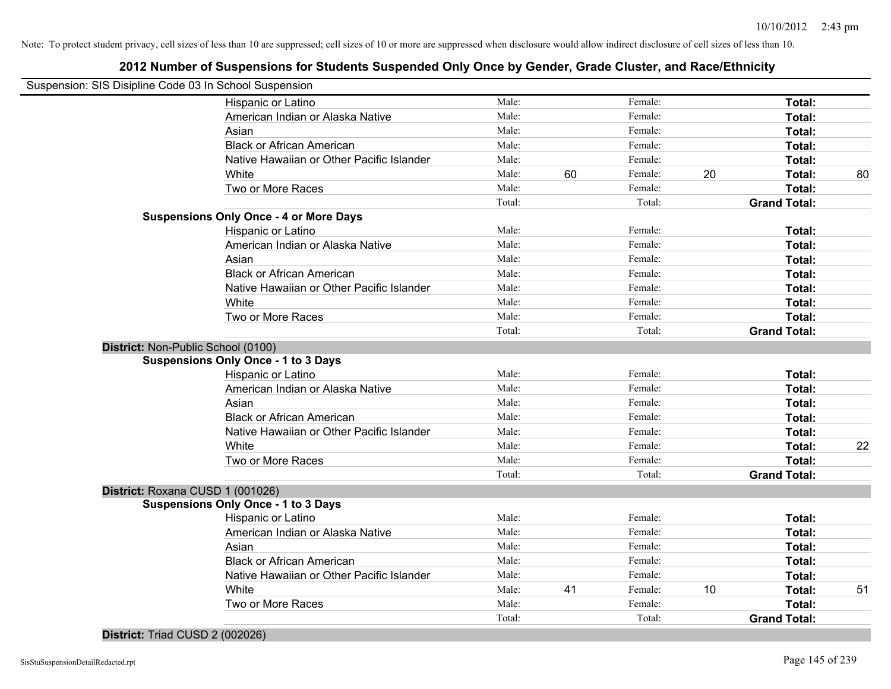Note: To protect student privacy, cell sizes of less than 10 are suppressed; cell sizes of 10 or more are suppressed when disclosure would allow indirect disclosure of cell sizes of less than 10.

## 2012 Number of Suspensions for Students Suspended Only Once by Gender, Grade Cluster, and Race/Ethnicity

Suspension: SIS Disipline Code 03 In School Suspension

| | | | | | | |
|---|---|---|---|---|---|---|
| Hispanic or Latino | Male: | | Female: | | **Total:** | |
| American Indian or Alaska Native | Male: | | Female: | | **Total:** | |
| Asian | Male: | | Female: | | **Total:** | |
| Black or African American | Male: | | Female: | | **Total:** | |
| Native Hawaiian or Other Pacific Islander | Male: | | Female: | | **Total:** | |
| White | Male: | 60 | Female: | 20 | **Total:** | 80 |
| Two or More Races | Male: | | Female: | | **Total:** | |
| | Total: | | Total: | | **Grand Total:** | |

**Suspensions Only Once - 4 or More Days**

| | | | | | | |
|---|---|---|---|---|---|---|
| Hispanic or Latino | Male: | | Female: | | **Total:** | |
| American Indian or Alaska Native | Male: | | Female: | | **Total:** | |
| Asian | Male: | | Female: | | **Total:** | |
| Black or African American | Male: | | Female: | | **Total:** | |
| Native Hawaiian or Other Pacific Islander | Male: | | Female: | | **Total:** | |
| White | Male: | | Female: | | **Total:** | |
| Two or More Races | Male: | | Female: | | **Total:** | |
| | Total: | | Total: | | **Grand Total:** | |

**District:** Non-Public School (0100)

**Suspensions Only Once - 1 to 3 Days**

| | | | | | | |
|---|---|---|---|---|---|---|
| Hispanic or Latino | Male: | | Female: | | **Total:** | |
| American Indian or Alaska Native | Male: | | Female: | | **Total:** | |
| Asian | Male: | | Female: | | **Total:** | |
| Black or African American | Male: | | Female: | | **Total:** | |
| Native Hawaiian or Other Pacific Islander | Male: | | Female: | | **Total:** | |
| White | Male: | | Female: | | **Total:** | 22 |
| Two or More Races | Male: | | Female: | | **Total:** | |
| | Total: | | Total: | | **Grand Total:** | |

**District:** Roxana CUSD 1 (001026)

**Suspensions Only Once - 1 to 3 Days**

| | | | | | | |
|---|---|---|---|---|---|---|
| Hispanic or Latino | Male: | | Female: | | **Total:** | |
| American Indian or Alaska Native | Male: | | Female: | | **Total:** | |
| Asian | Male: | | Female: | | **Total:** | |
| Black or African American | Male: | | Female: | | **Total:** | |
| Native Hawaiian or Other Pacific Islander | Male: | | Female: | | **Total:** | |
| White | Male: | 41 | Female: | 10 | **Total:** | 51 |
| Two or More Races | Male: | | Female: | | **Total:** | |
| | Total: | | Total: | | **Grand Total:** | |

**District:** Triad CUSD 2 (002026)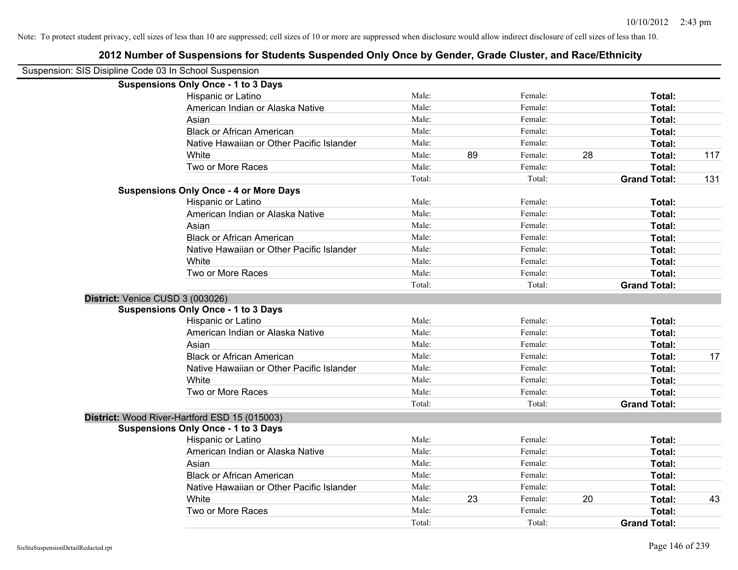Note: To protect student privacy, cell sizes of less than 10 are suppressed; cell sizes of 10 or more are suppressed when disclosure would allow indirect disclosure of cell sizes of less than 10.

## 2012 Number of Suspensions for Students Suspended Only Once by Gender, Grade Cluster, and Race/Ethnicity

Suspension: SIS Disipline Code 03 In School Suspension

**Suspensions Only Once - 1 to 3 Days**

| Race/Ethnicity | | Male | | Female | | Total |
|---|---|---|---|---|---|---|
| Hispanic or Latino | Male: | | Female: | | **Total:** | |
| American Indian or Alaska Native | Male: | | Female: | | **Total:** | |
| Asian | Male: | | Female: | | **Total:** | |
| Black or African American | Male: | | Female: | | **Total:** | |
| Native Hawaiian or Other Pacific Islander | Male: | | Female: | | **Total:** | |
| White | Male: | 89 | Female: | 28 | **Total:** | 117 |
| Two or More Races | Male: | | Female: | | **Total:** | |
| | Total: | | Total: | | **Grand Total:** | 131 |

**Suspensions Only Once - 4 or More Days**

| Race/Ethnicity | | Male | | Female | | Total |
|---|---|---|---|---|---|---|
| Hispanic or Latino | Male: | | Female: | | **Total:** | |
| American Indian or Alaska Native | Male: | | Female: | | **Total:** | |
| Asian | Male: | | Female: | | **Total:** | |
| Black or African American | Male: | | Female: | | **Total:** | |
| Native Hawaiian or Other Pacific Islander | Male: | | Female: | | **Total:** | |
| White | Male: | | Female: | | **Total:** | |
| Two or More Races | Male: | | Female: | | **Total:** | |
| | Total: | | Total: | | **Grand Total:** | |

**District:** Venice CUSD 3 (003026)

**Suspensions Only Once - 1 to 3 Days**

| Race/Ethnicity | | Male | | Female | | Total |
|---|---|---|---|---|---|---|
| Hispanic or Latino | Male: | | Female: | | **Total:** | |
| American Indian or Alaska Native | Male: | | Female: | | **Total:** | |
| Asian | Male: | | Female: | | **Total:** | |
| Black or African American | Male: | | Female: | | **Total:** | 17 |
| Native Hawaiian or Other Pacific Islander | Male: | | Female: | | **Total:** | |
| White | Male: | | Female: | | **Total:** | |
| Two or More Races | Male: | | Female: | | **Total:** | |
| | Total: | | Total: | | **Grand Total:** | |

**District:** Wood River-Hartford ESD 15 (015003)

**Suspensions Only Once - 1 to 3 Days**

| Race/Ethnicity | | Male | | Female | | Total |
|---|---|---|---|---|---|---|
| Hispanic or Latino | Male: | | Female: | | **Total:** | |
| American Indian or Alaska Native | Male: | | Female: | | **Total:** | |
| Asian | Male: | | Female: | | **Total:** | |
| Black or African American | Male: | | Female: | | **Total:** | |
| Native Hawaiian or Other Pacific Islander | Male: | | Female: | | **Total:** | |
| White | Male: | 23 | Female: | 20 | **Total:** | 43 |
| Two or More Races | Male: | | Female: | | **Total:** | |
| | Total: | | Total: | | **Grand Total:** | |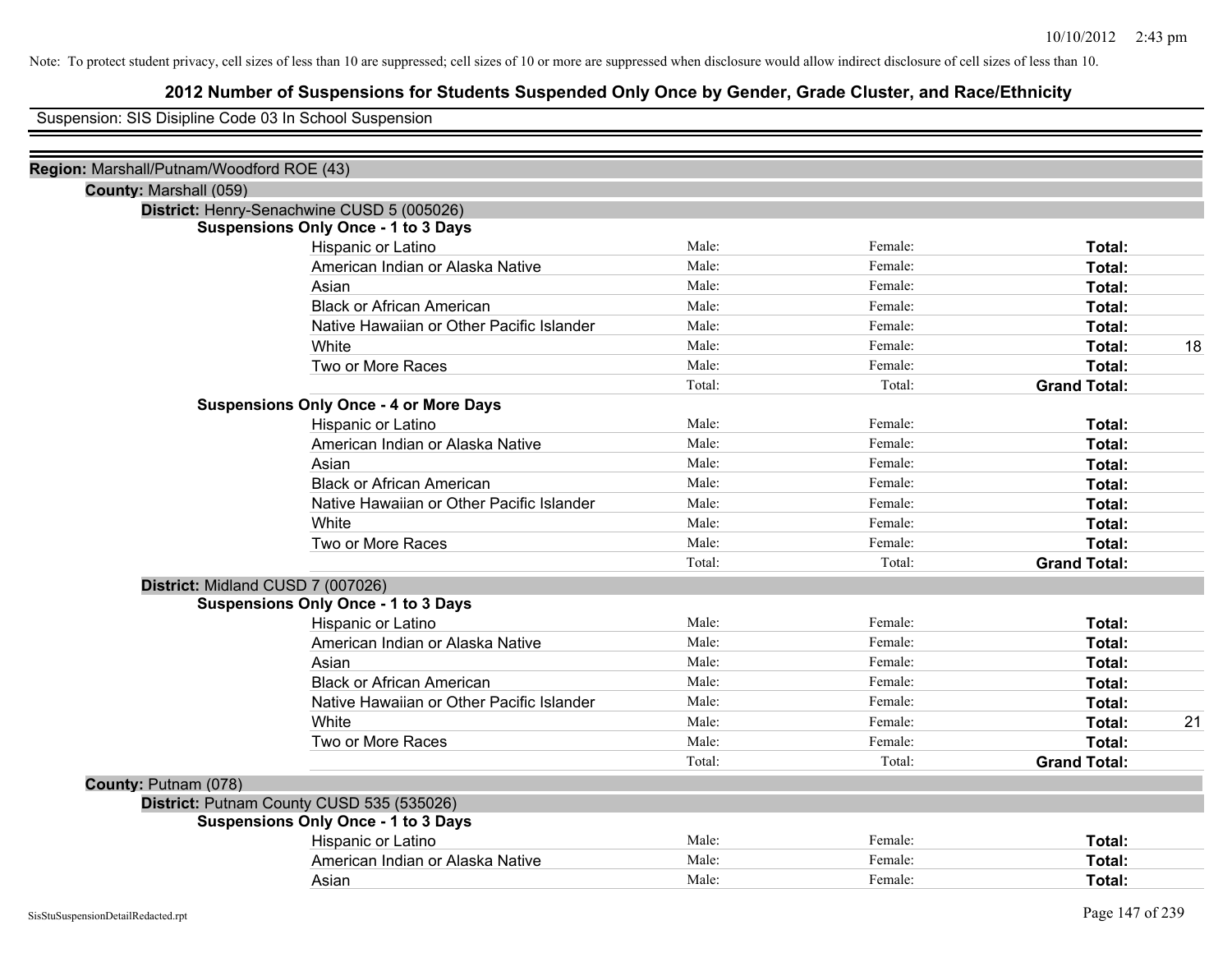Note: To protect student privacy, cell sizes of less than 10 are suppressed; cell sizes of 10 or more are suppressed when disclosure would allow indirect disclosure of cell sizes of less than 10.

# 2012 Number of Suspensions for Students Suspended Only Once by Gender, Grade Cluster, and Race/Ethnicity

Suspension: SIS Disipline Code 03 In School Suspension

**Region:** Marshall/Putnam/Woodford ROE (43)

**County:** Marshall (059)

**District:** Henry-Senachwine CUSD 5 (005026)

**Suspensions Only Once - 1 to 3 Days**

| Race/Ethnicity | Male | Female | Total |
|---|---|---|---|
| Hispanic or Latino | Male: | Female: | **Total:** |
| American Indian or Alaska Native | Male: | Female: | **Total:** |
| Asian | Male: | Female: | **Total:** |
| Black or African American | Male: | Female: | **Total:** |
| Native Hawaiian or Other Pacific Islander | Male: | Female: | **Total:** |
| White | Male: | Female: | **Total:** 18 |
| Two or More Races | Male: | Female: | **Total:** |
| | Total: | Total: | **Grand Total:** |

**Suspensions Only Once - 4 or More Days**

| Race/Ethnicity | Male | Female | Total |
|---|---|---|---|
| Hispanic or Latino | Male: | Female: | **Total:** |
| American Indian or Alaska Native | Male: | Female: | **Total:** |
| Asian | Male: | Female: | **Total:** |
| Black or African American | Male: | Female: | **Total:** |
| Native Hawaiian or Other Pacific Islander | Male: | Female: | **Total:** |
| White | Male: | Female: | **Total:** |
| Two or More Races | Male: | Female: | **Total:** |
| | Total: | Total: | **Grand Total:** |

**District:** Midland CUSD 7 (007026)

**Suspensions Only Once - 1 to 3 Days**

| Race/Ethnicity | Male | Female | Total |
|---|---|---|---|
| Hispanic or Latino | Male: | Female: | **Total:** |
| American Indian or Alaska Native | Male: | Female: | **Total:** |
| Asian | Male: | Female: | **Total:** |
| Black or African American | Male: | Female: | **Total:** |
| Native Hawaiian or Other Pacific Islander | Male: | Female: | **Total:** |
| White | Male: | Female: | **Total:** 21 |
| Two or More Races | Male: | Female: | **Total:** |
| | Total: | Total: | **Grand Total:** |

**County:** Putnam (078)

**District:** Putnam County CUSD 535 (535026)

**Suspensions Only Once - 1 to 3 Days**

| Race/Ethnicity | Male | Female | Total |
|---|---|---|---|
| Hispanic or Latino | Male: | Female: | **Total:** |
| American Indian or Alaska Native | Male: | Female: | **Total:** |
| Asian | Male: | Female: | **Total:** |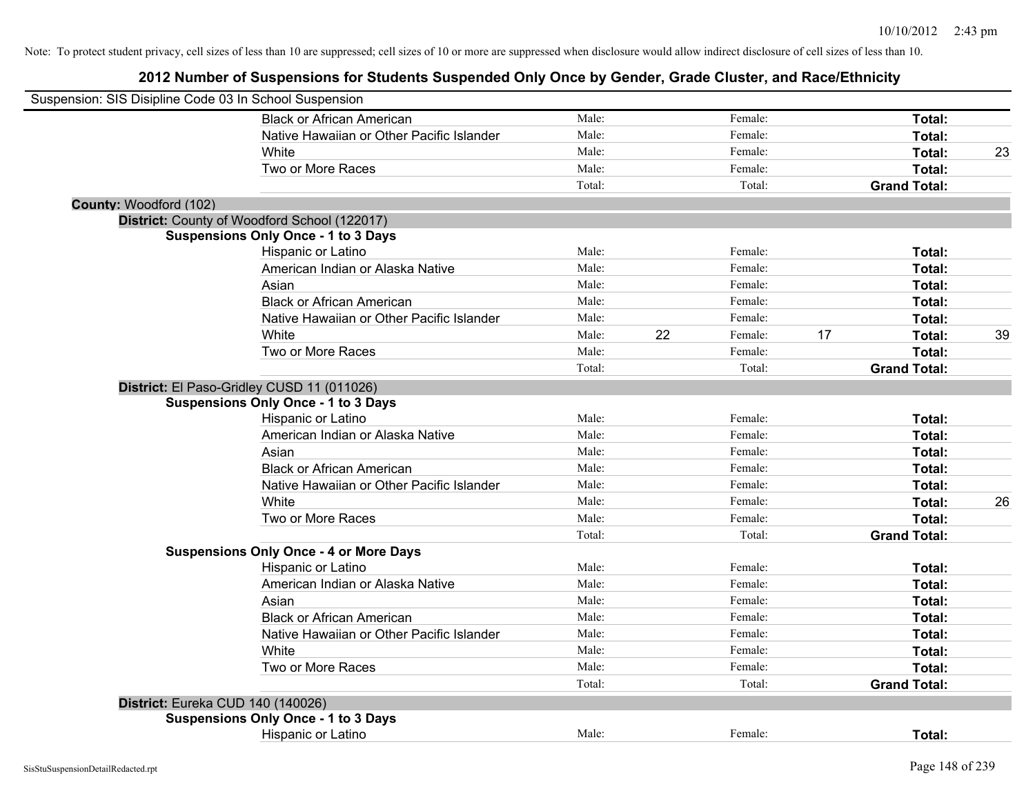Note: To protect student privacy, cell sizes of less than 10 are suppressed; cell sizes of 10 or more are suppressed when disclosure would allow indirect disclosure of cell sizes of less than 10.

## 2012 Number of Suspensions for Students Suspended Only Once by Gender, Grade Cluster, and Race/Ethnicity

Suspension: SIS Disipline Code 03 In School Suspension

| | | | | | | |
|---|---|---|---|---|---|---|
| Black or African American | Male: | | Female: | | **Total:** | |
| Native Hawaiian or Other Pacific Islander | Male: | | Female: | | **Total:** | |
| White | Male: | | Female: | | **Total:** | 23 |
| Two or More Races | Male: | | Female: | | **Total:** | |
| | Total: | | Total: | | **Grand Total:** | |

**County:** Woodford (102)

**District:** County of Woodford School (122017)

**Suspensions Only Once - 1 to 3 Days**

| | | | | | | |
|---|---|---|---|---|---|---|
| Hispanic or Latino | Male: | | Female: | | **Total:** | |
| American Indian or Alaska Native | Male: | | Female: | | **Total:** | |
| Asian | Male: | | Female: | | **Total:** | |
| Black or African American | Male: | | Female: | | **Total:** | |
| Native Hawaiian or Other Pacific Islander | Male: | | Female: | | **Total:** | |
| White | Male: | 22 | Female: | 17 | **Total:** | 39 |
| Two or More Races | Male: | | Female: | | **Total:** | |
| | Total: | | Total: | | **Grand Total:** | |

**District:** El Paso-Gridley CUSD 11 (011026)

**Suspensions Only Once - 1 to 3 Days**

| | | | | | | |
|---|---|---|---|---|---|---|
| Hispanic or Latino | Male: | | Female: | | **Total:** | |
| American Indian or Alaska Native | Male: | | Female: | | **Total:** | |
| Asian | Male: | | Female: | | **Total:** | |
| Black or African American | Male: | | Female: | | **Total:** | |
| Native Hawaiian or Other Pacific Islander | Male: | | Female: | | **Total:** | |
| White | Male: | | Female: | | **Total:** | 26 |
| Two or More Races | Male: | | Female: | | **Total:** | |
| | Total: | | Total: | | **Grand Total:** | |

**Suspensions Only Once - 4 or More Days**

| | | | | | | |
|---|---|---|---|---|---|---|
| Hispanic or Latino | Male: | | Female: | | **Total:** | |
| American Indian or Alaska Native | Male: | | Female: | | **Total:** | |
| Asian | Male: | | Female: | | **Total:** | |
| Black or African American | Male: | | Female: | | **Total:** | |
| Native Hawaiian or Other Pacific Islander | Male: | | Female: | | **Total:** | |
| White | Male: | | Female: | | **Total:** | |
| Two or More Races | Male: | | Female: | | **Total:** | |
| | Total: | | Total: | | **Grand Total:** | |

**District:** Eureka CUD 140 (140026)

**Suspensions Only Once - 1 to 3 Days**

| | | | | | | |
|---|---|---|---|---|---|---|
| Hispanic or Latino | Male: | | Female: | | **Total:** | |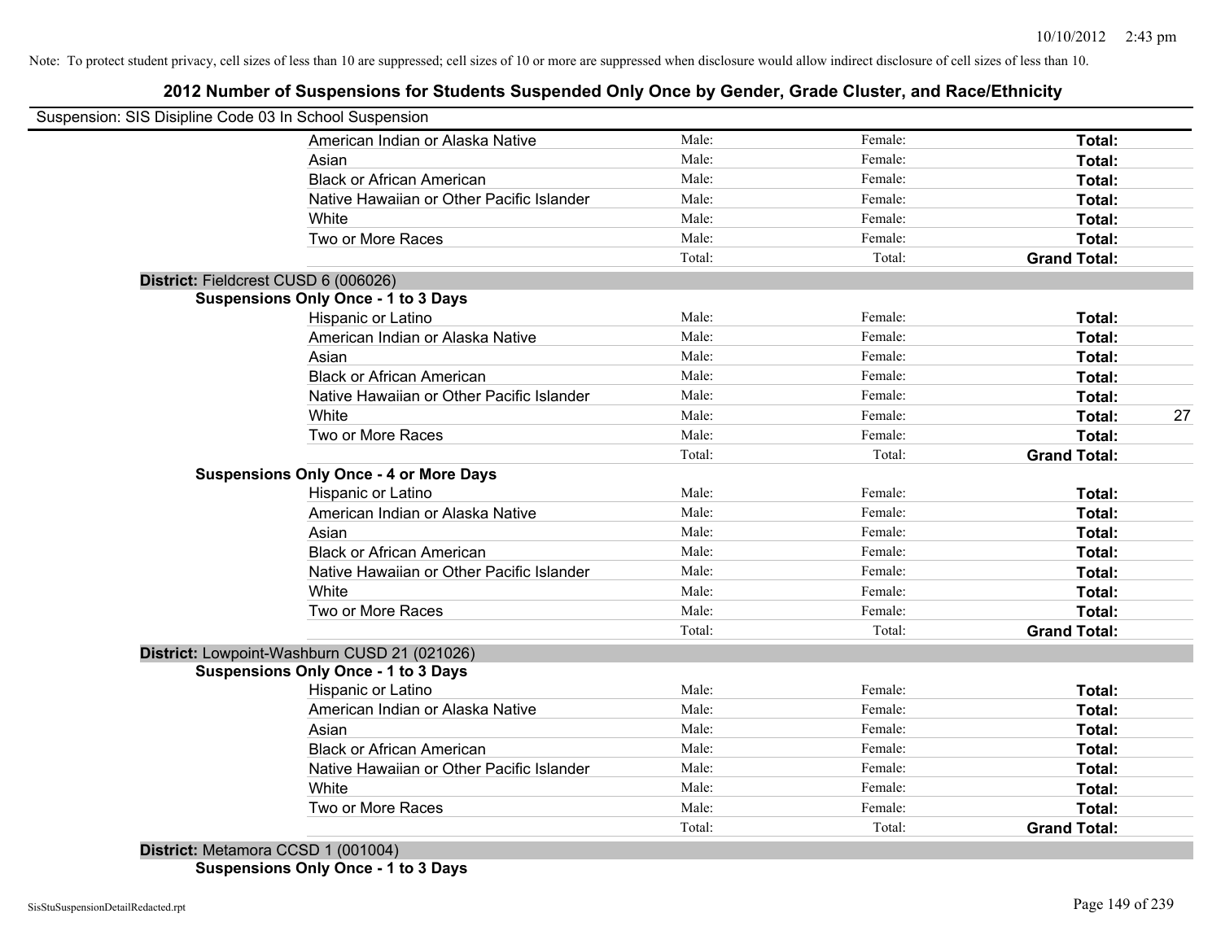Note: To protect student privacy, cell sizes of less than 10 are suppressed; cell sizes of 10 or more are suppressed when disclosure would allow indirect disclosure of cell sizes of less than 10.

## 2012 Number of Suspensions for Students Suspended Only Once by Gender, Grade Cluster, and Race/Ethnicity

Suspension: SIS Disipline Code 03 In School Suspension

| | | | | |
|---|---|---|---|---|
| American Indian or Alaska Native | Male: | Female: | **Total:** | |
| Asian | Male: | Female: | **Total:** | |
| Black or African American | Male: | Female: | **Total:** | |
| Native Hawaiian or Other Pacific Islander | Male: | Female: | **Total:** | |
| White | Male: | Female: | **Total:** | |
| Two or More Races | Male: | Female: | **Total:** | |
| | Total: | Total: | **Grand Total:** | |

**District:** Fieldcrest CUSD 6 (006026)

**Suspensions Only Once - 1 to 3 Days**

| | | | | |
|---|---|---|---|---|
| Hispanic or Latino | Male: | Female: | **Total:** | |
| American Indian or Alaska Native | Male: | Female: | **Total:** | |
| Asian | Male: | Female: | **Total:** | |
| Black or African American | Male: | Female: | **Total:** | |
| Native Hawaiian or Other Pacific Islander | Male: | Female: | **Total:** | |
| White | Male: | Female: | **Total:** | 27 |
| Two or More Races | Male: | Female: | **Total:** | |
| | Total: | Total: | **Grand Total:** | |

**Suspensions Only Once - 4 or More Days**

| | | | | |
|---|---|---|---|---|
| Hispanic or Latino | Male: | Female: | **Total:** | |
| American Indian or Alaska Native | Male: | Female: | **Total:** | |
| Asian | Male: | Female: | **Total:** | |
| Black or African American | Male: | Female: | **Total:** | |
| Native Hawaiian or Other Pacific Islander | Male: | Female: | **Total:** | |
| White | Male: | Female: | **Total:** | |
| Two or More Races | Male: | Female: | **Total:** | |
| | Total: | Total: | **Grand Total:** | |

**District:** Lowpoint-Washburn CUSD 21 (021026)

**Suspensions Only Once - 1 to 3 Days**

| | | | | |
|---|---|---|---|---|
| Hispanic or Latino | Male: | Female: | **Total:** | |
| American Indian or Alaska Native | Male: | Female: | **Total:** | |
| Asian | Male: | Female: | **Total:** | |
| Black or African American | Male: | Female: | **Total:** | |
| Native Hawaiian or Other Pacific Islander | Male: | Female: | **Total:** | |
| White | Male: | Female: | **Total:** | |
| Two or More Races | Male: | Female: | **Total:** | |
| | Total: | Total: | **Grand Total:** | |

**District:** Metamora CCSD 1 (001004)

**Suspensions Only Once - 1 to 3 Days**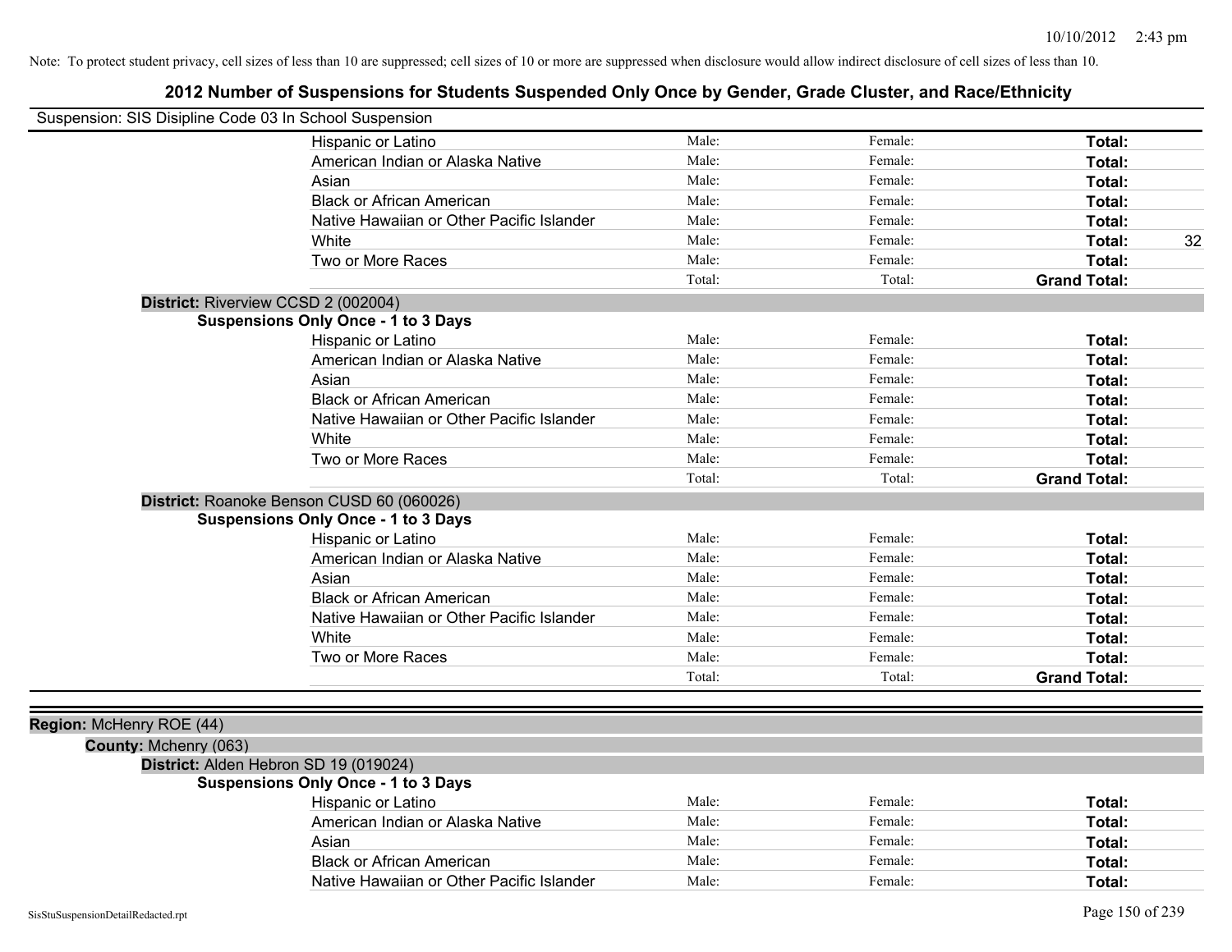Note: To protect student privacy, cell sizes of less than 10 are suppressed; cell sizes of 10 or more are suppressed when disclosure would allow indirect disclosure of cell sizes of less than 10.

## 2012 Number of Suspensions for Students Suspended Only Once by Gender, Grade Cluster, and Race/Ethnicity

Suspension: SIS Disipline Code 03 In School Suspension

| | | | | |
|---|---|---|---|---|
| Hispanic or Latino | Male: | Female: | **Total:** | |
| American Indian or Alaska Native | Male: | Female: | **Total:** | |
| Asian | Male: | Female: | **Total:** | |
| Black or African American | Male: | Female: | **Total:** | |
| Native Hawaiian or Other Pacific Islander | Male: | Female: | **Total:** | |
| White | Male: | Female: | **Total:** | 32 |
| Two or More Races | Male: | Female: | **Total:** | |
| | Total: | Total: | **Grand Total:** | |

**District:** Riverview CCSD 2 (002004)

**Suspensions Only Once - 1 to 3 Days**

| | | | | |
|---|---|---|---|---|
| Hispanic or Latino | Male: | Female: | **Total:** | |
| American Indian or Alaska Native | Male: | Female: | **Total:** | |
| Asian | Male: | Female: | **Total:** | |
| Black or African American | Male: | Female: | **Total:** | |
| Native Hawaiian or Other Pacific Islander | Male: | Female: | **Total:** | |
| White | Male: | Female: | **Total:** | |
| Two or More Races | Male: | Female: | **Total:** | |
| | Total: | Total: | **Grand Total:** | |

**District:** Roanoke Benson CUSD 60 (060026)

**Suspensions Only Once - 1 to 3 Days**

| | | | | |
|---|---|---|---|---|
| Hispanic or Latino | Male: | Female: | **Total:** | |
| American Indian or Alaska Native | Male: | Female: | **Total:** | |
| Asian | Male: | Female: | **Total:** | |
| Black or African American | Male: | Female: | **Total:** | |
| Native Hawaiian or Other Pacific Islander | Male: | Female: | **Total:** | |
| White | Male: | Female: | **Total:** | |
| Two or More Races | Male: | Female: | **Total:** | |
| | Total: | Total: | **Grand Total:** | |

**Region:** McHenry ROE (44)

**County:** Mchenry (063)

**District:** Alden Hebron SD 19 (019024)

**Suspensions Only Once - 1 to 3 Days**

| | | | | |
|---|---|---|---|---|
| Hispanic or Latino | Male: | Female: | **Total:** | |
| American Indian or Alaska Native | Male: | Female: | **Total:** | |
| Asian | Male: | Female: | **Total:** | |
| Black or African American | Male: | Female: | **Total:** | |
| Native Hawaiian or Other Pacific Islander | Male: | Female: | **Total:** | |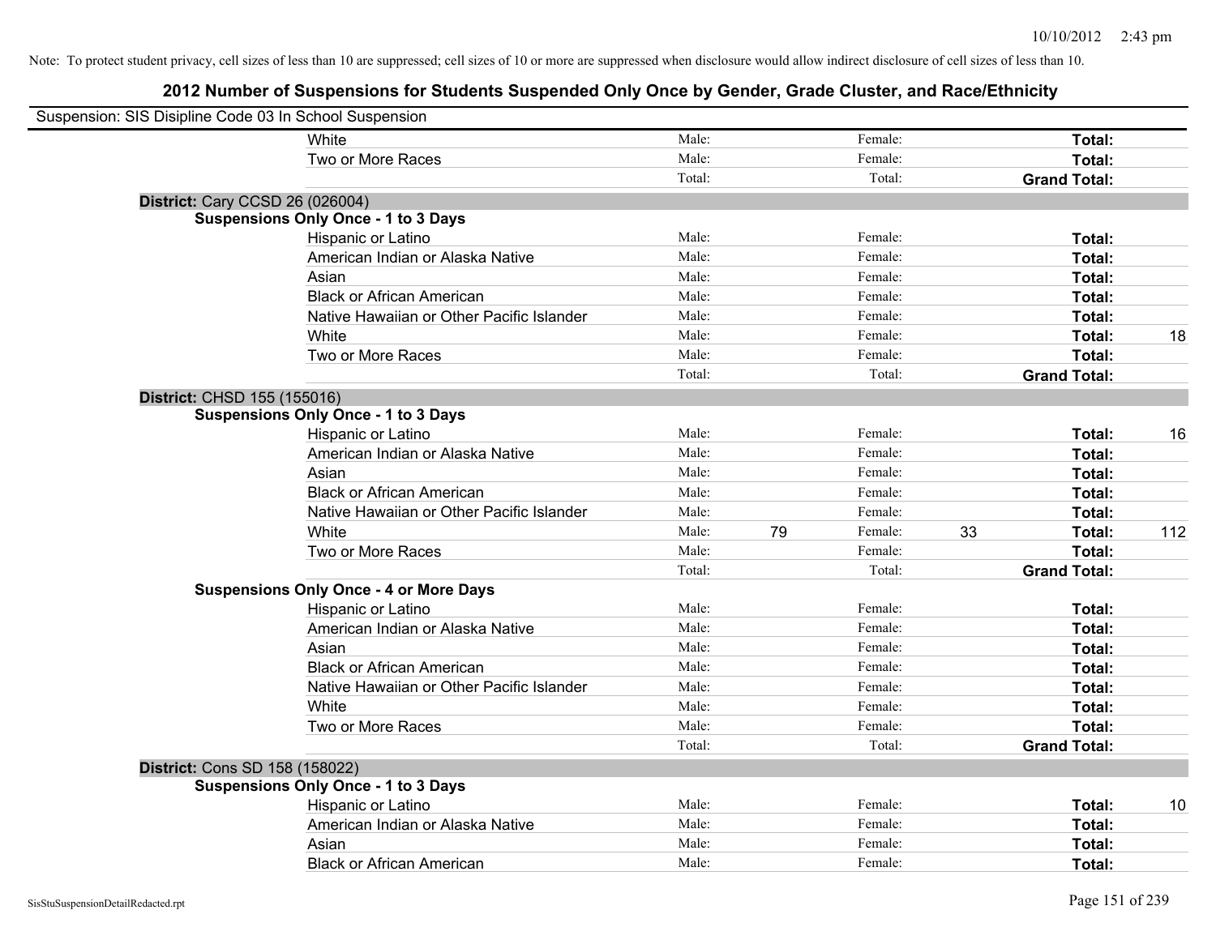Note: To protect student privacy, cell sizes of less than 10 are suppressed; cell sizes of 10 or more are suppressed when disclosure would allow indirect disclosure of cell sizes of less than 10.

# 2012 Number of Suspensions for Students Suspended Only Once by Gender, Grade Cluster, and Race/Ethnicity

Suspension: SIS Disipline Code 03 In School Suspension

| | | | | | | |
|---|---|---|---|---|---|---|
| White | Male: | | Female: | | **Total:** | |
| Two or More Races | Male: | | Female: | | **Total:** | |
| | Total: | | Total: | | **Grand Total:** | |

**District:** Cary CCSD 26 (026004)

**Suspensions Only Once - 1 to 3 Days**

| | | | | | | |
|---|---|---|---|---|---|---|
| Hispanic or Latino | Male: | | Female: | | **Total:** | |
| American Indian or Alaska Native | Male: | | Female: | | **Total:** | |
| Asian | Male: | | Female: | | **Total:** | |
| Black or African American | Male: | | Female: | | **Total:** | |
| Native Hawaiian or Other Pacific Islander | Male: | | Female: | | **Total:** | |
| White | Male: | | Female: | | **Total:** | 18 |
| Two or More Races | Male: | | Female: | | **Total:** | |
| | Total: | | Total: | | **Grand Total:** | |

**District:** CHSD 155 (155016)

**Suspensions Only Once - 1 to 3 Days**

| | | | | | | |
|---|---|---|---|---|---|---|
| Hispanic or Latino | Male: | | Female: | | **Total:** | 16 |
| American Indian or Alaska Native | Male: | | Female: | | **Total:** | |
| Asian | Male: | | Female: | | **Total:** | |
| Black or African American | Male: | | Female: | | **Total:** | |
| Native Hawaiian or Other Pacific Islander | Male: | | Female: | | **Total:** | |
| White | Male: | 79 | Female: | 33 | **Total:** | 112 |
| Two or More Races | Male: | | Female: | | **Total:** | |
| | Total: | | Total: | | **Grand Total:** | |

**Suspensions Only Once - 4 or More Days**

| | | | | | | |
|---|---|---|---|---|---|---|
| Hispanic or Latino | Male: | | Female: | | **Total:** | |
| American Indian or Alaska Native | Male: | | Female: | | **Total:** | |
| Asian | Male: | | Female: | | **Total:** | |
| Black or African American | Male: | | Female: | | **Total:** | |
| Native Hawaiian or Other Pacific Islander | Male: | | Female: | | **Total:** | |
| White | Male: | | Female: | | **Total:** | |
| Two or More Races | Male: | | Female: | | **Total:** | |
| | Total: | | Total: | | **Grand Total:** | |

**District:** Cons SD 158 (158022)

**Suspensions Only Once - 1 to 3 Days**

| | | | | | | |
|---|---|---|---|---|---|---|
| Hispanic or Latino | Male: | | Female: | | **Total:** | 10 |
| American Indian or Alaska Native | Male: | | Female: | | **Total:** | |
| Asian | Male: | | Female: | | **Total:** | |
| Black or African American | Male: | | Female: | | **Total:** | |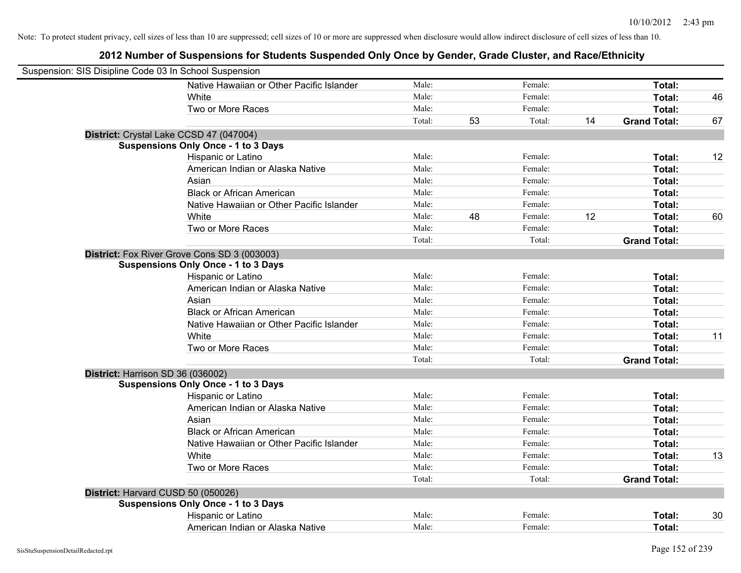Note: To protect student privacy, cell sizes of less than 10 are suppressed; cell sizes of 10 or more are suppressed when disclosure would allow indirect disclosure of cell sizes of less than 10.

# 2012 Number of Suspensions for Students Suspended Only Once by Gender, Grade Cluster, and Race/Ethnicity

Suspension: SIS Disipline Code 03 In School Suspension

| | | | | | | |
|---|---|---|---|---|---|---|
| Native Hawaiian or Other Pacific Islander | Male: | | Female: | | **Total:** | |
| White | Male: | | Female: | | **Total:** | 46 |
| Two or More Races | Male: | | Female: | | **Total:** | |
| | Total: | 53 | Total: | 14 | **Grand Total:** | 67 |

**District:** Crystal Lake CCSD 47 (047004)

**Suspensions Only Once - 1 to 3 Days**

| | | | | | | |
|---|---|---|---|---|---|---|
| Hispanic or Latino | Male: | | Female: | | **Total:** | 12 |
| American Indian or Alaska Native | Male: | | Female: | | **Total:** | |
| Asian | Male: | | Female: | | **Total:** | |
| Black or African American | Male: | | Female: | | **Total:** | |
| Native Hawaiian or Other Pacific Islander | Male: | | Female: | | **Total:** | |
| White | Male: | 48 | Female: | 12 | **Total:** | 60 |
| Two or More Races | Male: | | Female: | | **Total:** | |
| | Total: | | Total: | | **Grand Total:** | |

**District:** Fox River Grove Cons SD 3 (003003)

**Suspensions Only Once - 1 to 3 Days**

| | | | | | | |
|---|---|---|---|---|---|---|
| Hispanic or Latino | Male: | | Female: | | **Total:** | |
| American Indian or Alaska Native | Male: | | Female: | | **Total:** | |
| Asian | Male: | | Female: | | **Total:** | |
| Black or African American | Male: | | Female: | | **Total:** | |
| Native Hawaiian or Other Pacific Islander | Male: | | Female: | | **Total:** | |
| White | Male: | | Female: | | **Total:** | 11 |
| Two or More Races | Male: | | Female: | | **Total:** | |
| | Total: | | Total: | | **Grand Total:** | |

**District:** Harrison SD 36 (036002)

**Suspensions Only Once - 1 to 3 Days**

| | | | | | | |
|---|---|---|---|---|---|---|
| Hispanic or Latino | Male: | | Female: | | **Total:** | |
| American Indian or Alaska Native | Male: | | Female: | | **Total:** | |
| Asian | Male: | | Female: | | **Total:** | |
| Black or African American | Male: | | Female: | | **Total:** | |
| Native Hawaiian or Other Pacific Islander | Male: | | Female: | | **Total:** | |
| White | Male: | | Female: | | **Total:** | 13 |
| Two or More Races | Male: | | Female: | | **Total:** | |
| | Total: | | Total: | | **Grand Total:** | |

**District:** Harvard CUSD 50 (050026)

**Suspensions Only Once - 1 to 3 Days**

| | | | | | | |
|---|---|---|---|---|---|---|
| Hispanic or Latino | Male: | | Female: | | **Total:** | 30 |
| American Indian or Alaska Native | Male: | | Female: | | **Total:** | |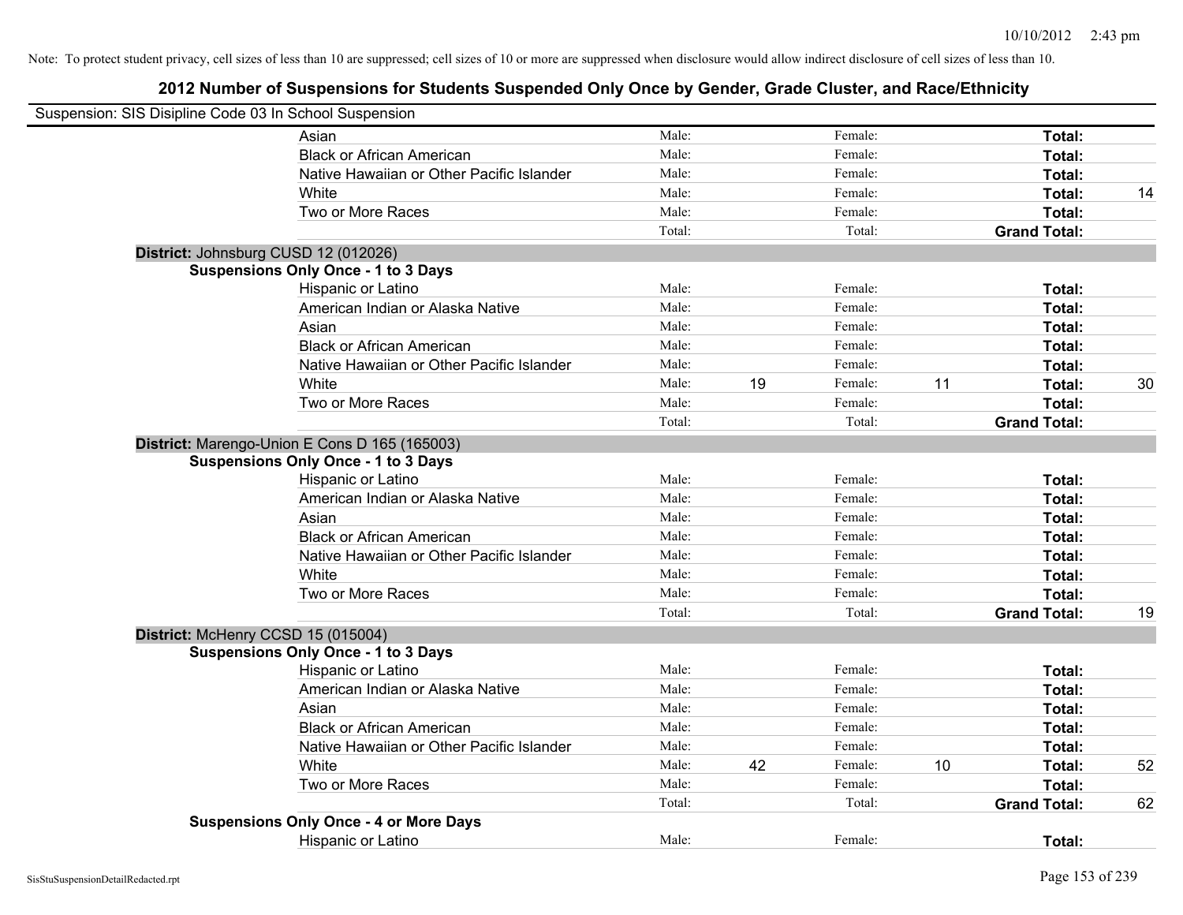10/10/2012 2:43 pm

Note: To protect student privacy, cell sizes of less than 10 are suppressed; cell sizes of 10 or more are suppressed when disclosure would allow indirect disclosure of cell sizes of less than 10.

## 2012 Number of Suspensions for Students Suspended Only Once by Gender, Grade Cluster, and Race/Ethnicity

Suspension: SIS Disipline Code 03 In School Suspension

| | Male: | | Female: | | | |
|---|---|---|---|---|---|---|
| Asian | Male: | | Female: | | **Total:** | |
| Black or African American | Male: | | Female: | | **Total:** | |
| Native Hawaiian or Other Pacific Islander | Male: | | Female: | | **Total:** | |
| White | Male: | | Female: | | **Total:** | 14 |
| Two or More Races | Male: | | Female: | | **Total:** | |
| | Total: | | Total: | | **Grand Total:** | |

**District:** Johnsburg CUSD 12 (012026)

**Suspensions Only Once - 1 to 3 Days**

| | | | | | | |
|---|---|---|---|---|---|---|
| Hispanic or Latino | Male: | | Female: | | **Total:** | |
| American Indian or Alaska Native | Male: | | Female: | | **Total:** | |
| Asian | Male: | | Female: | | **Total:** | |
| Black or African American | Male: | | Female: | | **Total:** | |
| Native Hawaiian or Other Pacific Islander | Male: | | Female: | | **Total:** | |
| White | Male: | 19 | Female: | 11 | **Total:** | 30 |
| Two or More Races | Male: | | Female: | | **Total:** | |
| | Total: | | Total: | | **Grand Total:** | |

**District:** Marengo-Union E Cons D 165 (165003)

**Suspensions Only Once - 1 to 3 Days**

| | | | | | | |
|---|---|---|---|---|---|---|
| Hispanic or Latino | Male: | | Female: | | **Total:** | |
| American Indian or Alaska Native | Male: | | Female: | | **Total:** | |
| Asian | Male: | | Female: | | **Total:** | |
| Black or African American | Male: | | Female: | | **Total:** | |
| Native Hawaiian or Other Pacific Islander | Male: | | Female: | | **Total:** | |
| White | Male: | | Female: | | **Total:** | |
| Two or More Races | Male: | | Female: | | **Total:** | |
| | Total: | | Total: | | **Grand Total:** | 19 |

**District:** McHenry CCSD 15 (015004)

**Suspensions Only Once - 1 to 3 Days**

| | | | | | | |
|---|---|---|---|---|---|---|
| Hispanic or Latino | Male: | | Female: | | **Total:** | |
| American Indian or Alaska Native | Male: | | Female: | | **Total:** | |
| Asian | Male: | | Female: | | **Total:** | |
| Black or African American | Male: | | Female: | | **Total:** | |
| Native Hawaiian or Other Pacific Islander | Male: | | Female: | | **Total:** | |
| White | Male: | 42 | Female: | 10 | **Total:** | 52 |
| Two or More Races | Male: | | Female: | | **Total:** | |
| | Total: | | Total: | | **Grand Total:** | 62 |

**Suspensions Only Once - 4 or More Days**

| | | | | | | |
|---|---|---|---|---|---|---|
| Hispanic or Latino | Male: | | Female: | | **Total:** | |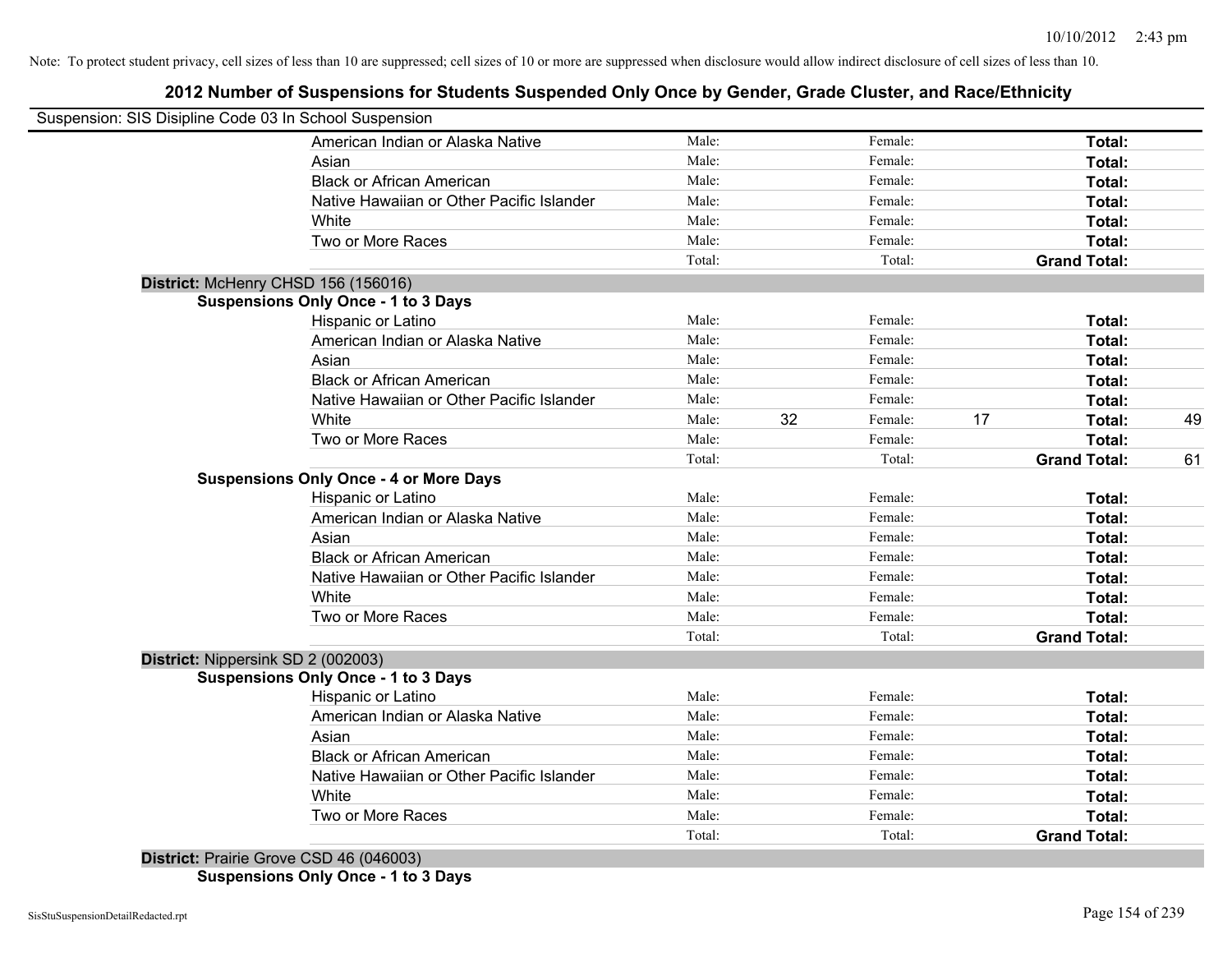Note: To protect student privacy, cell sizes of less than 10 are suppressed; cell sizes of 10 or more are suppressed when disclosure would allow indirect disclosure of cell sizes of less than 10.

## 2012 Number of Suspensions for Students Suspended Only Once by Gender, Grade Cluster, and Race/Ethnicity

Suspension: SIS Disipline Code 03 In School Suspension

| | Male: | | Female: | | Total: | |
|---|---|---|---|---|---|---|
| American Indian or Alaska Native | Male: | | Female: | | **Total:** | |
| Asian | Male: | | Female: | | **Total:** | |
| Black or African American | Male: | | Female: | | **Total:** | |
| Native Hawaiian or Other Pacific Islander | Male: | | Female: | | **Total:** | |
| White | Male: | | Female: | | **Total:** | |
| Two or More Races | Male: | | Female: | | **Total:** | |
| | Total: | | Total: | | **Grand Total:** | |

**District:** McHenry CHSD 156 (156016)

**Suspensions Only Once - 1 to 3 Days**

| | | | | | | |
|---|---|---|---|---|---|---|
| Hispanic or Latino | Male: | | Female: | | **Total:** | |
| American Indian or Alaska Native | Male: | | Female: | | **Total:** | |
| Asian | Male: | | Female: | | **Total:** | |
| Black or African American | Male: | | Female: | | **Total:** | |
| Native Hawaiian or Other Pacific Islander | Male: | | Female: | | **Total:** | |
| White | Male: | 32 | Female: | 17 | **Total:** | 49 |
| Two or More Races | Male: | | Female: | | **Total:** | |
| | Total: | | Total: | | **Grand Total:** | 61 |

**Suspensions Only Once - 4 or More Days**

| | | | | | | |
|---|---|---|---|---|---|---|
| Hispanic or Latino | Male: | | Female: | | **Total:** | |
| American Indian or Alaska Native | Male: | | Female: | | **Total:** | |
| Asian | Male: | | Female: | | **Total:** | |
| Black or African American | Male: | | Female: | | **Total:** | |
| Native Hawaiian or Other Pacific Islander | Male: | | Female: | | **Total:** | |
| White | Male: | | Female: | | **Total:** | |
| Two or More Races | Male: | | Female: | | **Total:** | |
| | Total: | | Total: | | **Grand Total:** | |

**District:** Nippersink SD 2 (002003)

**Suspensions Only Once - 1 to 3 Days**

| | | | | | | |
|---|---|---|---|---|---|---|
| Hispanic or Latino | Male: | | Female: | | **Total:** | |
| American Indian or Alaska Native | Male: | | Female: | | **Total:** | |
| Asian | Male: | | Female: | | **Total:** | |
| Black or African American | Male: | | Female: | | **Total:** | |
| Native Hawaiian or Other Pacific Islander | Male: | | Female: | | **Total:** | |
| White | Male: | | Female: | | **Total:** | |
| Two or More Races | Male: | | Female: | | **Total:** | |
| | Total: | | Total: | | **Grand Total:** | |

**District:** Prairie Grove CSD 46 (046003)

**Suspensions Only Once - 1 to 3 Days**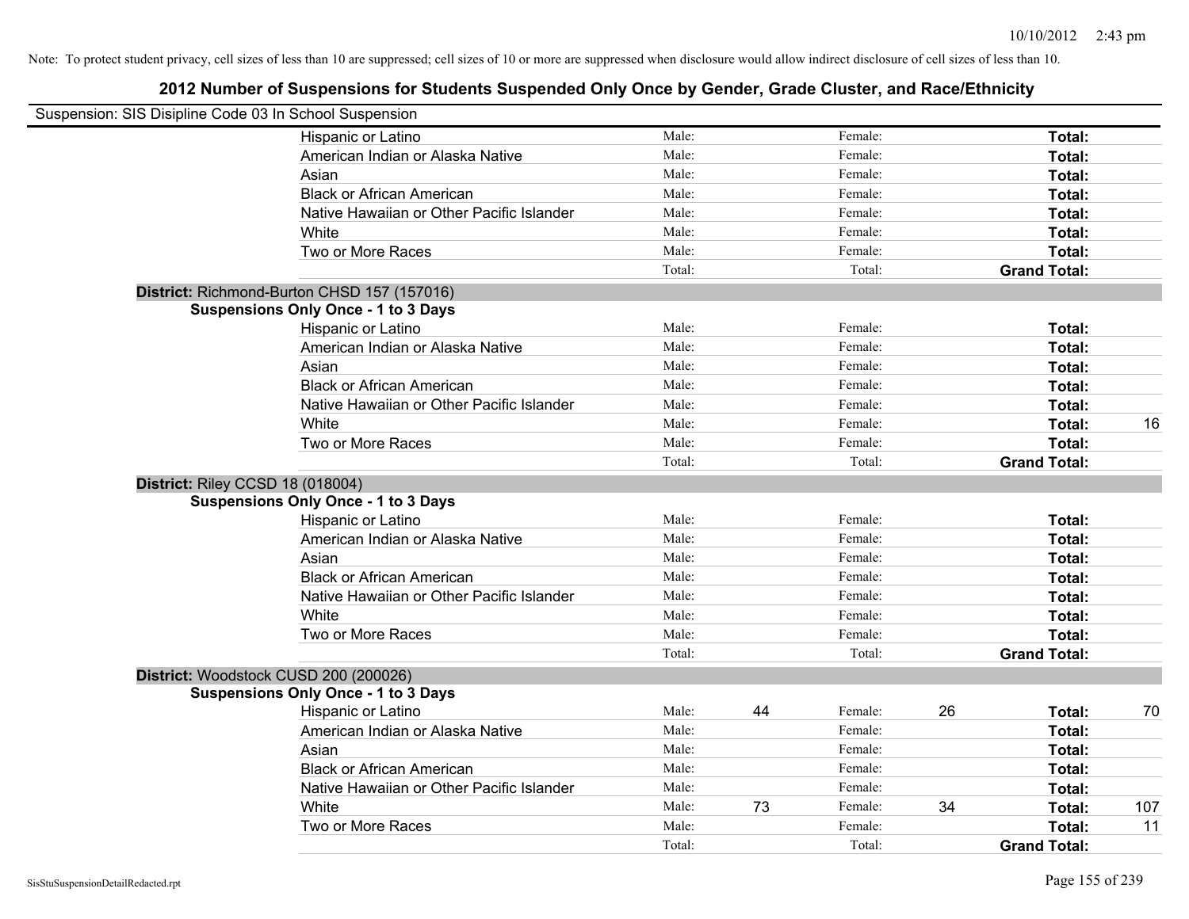Note: To protect student privacy, cell sizes of less than 10 are suppressed; cell sizes of 10 or more are suppressed when disclosure would allow indirect disclosure of cell sizes of less than 10.

## 2012 Number of Suspensions for Students Suspended Only Once by Gender, Grade Cluster, and Race/Ethnicity

Suspension: SIS Disipline Code 03 In School Suspension

| | Male: | | Female: | | Total: | |
|---|---|---|---|---|---|---|
| Hispanic or Latino | Male: | | Female: | | **Total:** | |
| American Indian or Alaska Native | Male: | | Female: | | **Total:** | |
| Asian | Male: | | Female: | | **Total:** | |
| Black or African American | Male: | | Female: | | **Total:** | |
| Native Hawaiian or Other Pacific Islander | Male: | | Female: | | **Total:** | |
| White | Male: | | Female: | | **Total:** | |
| Two or More Races | Male: | | Female: | | **Total:** | |
| | Total: | | Total: | | **Grand Total:** | |

**District:** Richmond-Burton CHSD 157 (157016)

**Suspensions Only Once - 1 to 3 Days**

| | Male: | | Female: | | Total: | |
|---|---|---|---|---|---|---|
| Hispanic or Latino | Male: | | Female: | | **Total:** | |
| American Indian or Alaska Native | Male: | | Female: | | **Total:** | |
| Asian | Male: | | Female: | | **Total:** | |
| Black or African American | Male: | | Female: | | **Total:** | |
| Native Hawaiian or Other Pacific Islander | Male: | | Female: | | **Total:** | |
| White | Male: | | Female: | | **Total:** | 16 |
| Two or More Races | Male: | | Female: | | **Total:** | |
| | Total: | | Total: | | **Grand Total:** | |

**District:** Riley CCSD 18 (018004)

**Suspensions Only Once - 1 to 3 Days**

| | Male: | | Female: | | Total: | |
|---|---|---|---|---|---|---|
| Hispanic or Latino | Male: | | Female: | | **Total:** | |
| American Indian or Alaska Native | Male: | | Female: | | **Total:** | |
| Asian | Male: | | Female: | | **Total:** | |
| Black or African American | Male: | | Female: | | **Total:** | |
| Native Hawaiian or Other Pacific Islander | Male: | | Female: | | **Total:** | |
| White | Male: | | Female: | | **Total:** | |
| Two or More Races | Male: | | Female: | | **Total:** | |
| | Total: | | Total: | | **Grand Total:** | |

**District:** Woodstock CUSD 200 (200026)

**Suspensions Only Once - 1 to 3 Days**

| | Male: | | Female: | | Total: | |
|---|---|---|---|---|---|---|
| Hispanic or Latino | Male: | 44 | Female: | 26 | **Total:** | 70 |
| American Indian or Alaska Native | Male: | | Female: | | **Total:** | |
| Asian | Male: | | Female: | | **Total:** | |
| Black or African American | Male: | | Female: | | **Total:** | |
| Native Hawaiian or Other Pacific Islander | Male: | | Female: | | **Total:** | |
| White | Male: | 73 | Female: | 34 | **Total:** | 107 |
| Two or More Races | Male: | | Female: | | **Total:** | 11 |
| | Total: | | Total: | | **Grand Total:** | |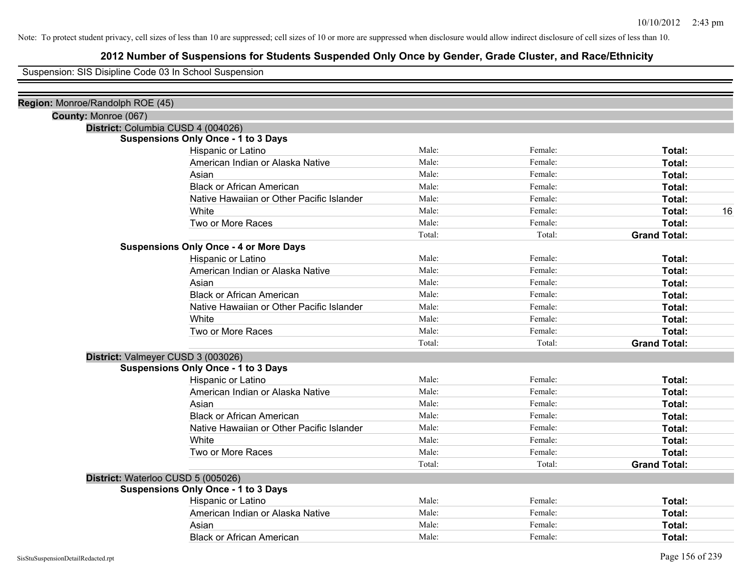Note: To protect student privacy, cell sizes of less than 10 are suppressed; cell sizes of 10 or more are suppressed when disclosure would allow indirect disclosure of cell sizes of less than 10.

# 2012 Number of Suspensions for Students Suspended Only Once by Gender, Grade Cluster, and Race/Ethnicity

Suspension: SIS Disipline Code 03 In School Suspension

**Region:** Monroe/Randolph ROE (45)

**County:** Monroe (067)

**District:** Columbia CUSD 4 (004026)

**Suspensions Only Once - 1 to 3 Days**

| | | | | |
|---|---|---|---|---|
| Hispanic or Latino | Male: | Female: | **Total:** | |
| American Indian or Alaska Native | Male: | Female: | **Total:** | |
| Asian | Male: | Female: | **Total:** | |
| Black or African American | Male: | Female: | **Total:** | |
| Native Hawaiian or Other Pacific Islander | Male: | Female: | **Total:** | |
| White | Male: | Female: | **Total:** | 16 |
| Two or More Races | Male: | Female: | **Total:** | |
| | Total: | Total: | **Grand Total:** | |

**Suspensions Only Once - 4 or More Days**

| | | | | |
|---|---|---|---|---|
| Hispanic or Latino | Male: | Female: | **Total:** | |
| American Indian or Alaska Native | Male: | Female: | **Total:** | |
| Asian | Male: | Female: | **Total:** | |
| Black or African American | Male: | Female: | **Total:** | |
| Native Hawaiian or Other Pacific Islander | Male: | Female: | **Total:** | |
| White | Male: | Female: | **Total:** | |
| Two or More Races | Male: | Female: | **Total:** | |
| | Total: | Total: | **Grand Total:** | |

**District:** Valmeyer CUSD 3 (003026)

**Suspensions Only Once - 1 to 3 Days**

| | | | | |
|---|---|---|---|---|
| Hispanic or Latino | Male: | Female: | **Total:** | |
| American Indian or Alaska Native | Male: | Female: | **Total:** | |
| Asian | Male: | Female: | **Total:** | |
| Black or African American | Male: | Female: | **Total:** | |
| Native Hawaiian or Other Pacific Islander | Male: | Female: | **Total:** | |
| White | Male: | Female: | **Total:** | |
| Two or More Races | Male: | Female: | **Total:** | |
| | Total: | Total: | **Grand Total:** | |

**District:** Waterloo CUSD 5 (005026)

**Suspensions Only Once - 1 to 3 Days**

| | | | | |
|---|---|---|---|---|
| Hispanic or Latino | Male: | Female: | **Total:** | |
| American Indian or Alaska Native | Male: | Female: | **Total:** | |
| Asian | Male: | Female: | **Total:** | |
| Black or African American | Male: | Female: | **Total:** | |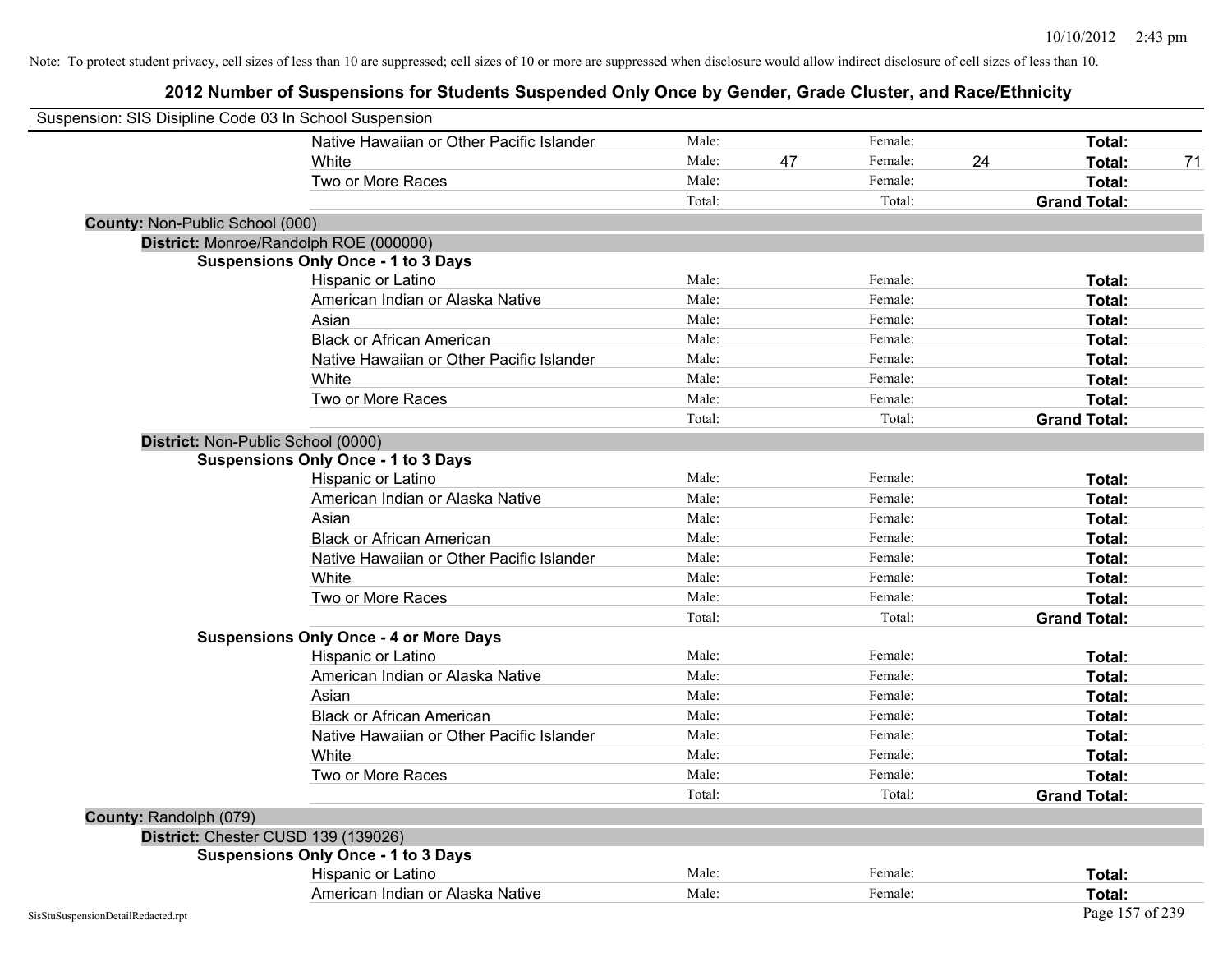Note: To protect student privacy, cell sizes of less than 10 are suppressed; cell sizes of 10 or more are suppressed when disclosure would allow indirect disclosure of cell sizes of less than 10.

# 2012 Number of Suspensions for Students Suspended Only Once by Gender, Grade Cluster, and Race/Ethnicity

Suspension: SIS Disipline Code 03 In School Suspension

| | | | | | |
|---|---|---|---|---|---|
| Native Hawaiian or Other Pacific Islander | Male: | | Female: | | **Total:** | |
| White | Male: | 47 | Female: | 24 | **Total:** | 71 |
| Two or More Races | Male: | | Female: | | **Total:** | |
| | Total: | | Total: | | **Grand Total:** | |

**County:** Non-Public School (000)

**District:** Monroe/Randolph ROE (000000)

**Suspensions Only Once - 1 to 3 Days**

| | | | | | | |
|---|---|---|---|---|---|---|
| Hispanic or Latino | Male: | | Female: | | **Total:** | |
| American Indian or Alaska Native | Male: | | Female: | | **Total:** | |
| Asian | Male: | | Female: | | **Total:** | |
| Black or African American | Male: | | Female: | | **Total:** | |
| Native Hawaiian or Other Pacific Islander | Male: | | Female: | | **Total:** | |
| White | Male: | | Female: | | **Total:** | |
| Two or More Races | Male: | | Female: | | **Total:** | |
| | Total: | | Total: | | **Grand Total:** | |

**District:** Non-Public School (0000)

**Suspensions Only Once - 1 to 3 Days**

| | | | | | | |
|---|---|---|---|---|---|---|
| Hispanic or Latino | Male: | | Female: | | **Total:** | |
| American Indian or Alaska Native | Male: | | Female: | | **Total:** | |
| Asian | Male: | | Female: | | **Total:** | |
| Black or African American | Male: | | Female: | | **Total:** | |
| Native Hawaiian or Other Pacific Islander | Male: | | Female: | | **Total:** | |
| White | Male: | | Female: | | **Total:** | |
| Two or More Races | Male: | | Female: | | **Total:** | |
| | Total: | | Total: | | **Grand Total:** | |

**Suspensions Only Once - 4 or More Days**

| | | | | | | |
|---|---|---|---|---|---|---|
| Hispanic or Latino | Male: | | Female: | | **Total:** | |
| American Indian or Alaska Native | Male: | | Female: | | **Total:** | |
| Asian | Male: | | Female: | | **Total:** | |
| Black or African American | Male: | | Female: | | **Total:** | |
| Native Hawaiian or Other Pacific Islander | Male: | | Female: | | **Total:** | |
| White | Male: | | Female: | | **Total:** | |
| Two or More Races | Male: | | Female: | | **Total:** | |
| | Total: | | Total: | | **Grand Total:** | |

**County:** Randolph (079)

**District:** Chester CUSD 139 (139026)

**Suspensions Only Once - 1 to 3 Days**

| | | | | | | |
|---|---|---|---|---|---|---|
| Hispanic or Latino | Male: | | Female: | | **Total:** | |
| American Indian or Alaska Native | Male: | | Female: | | **Total:** | |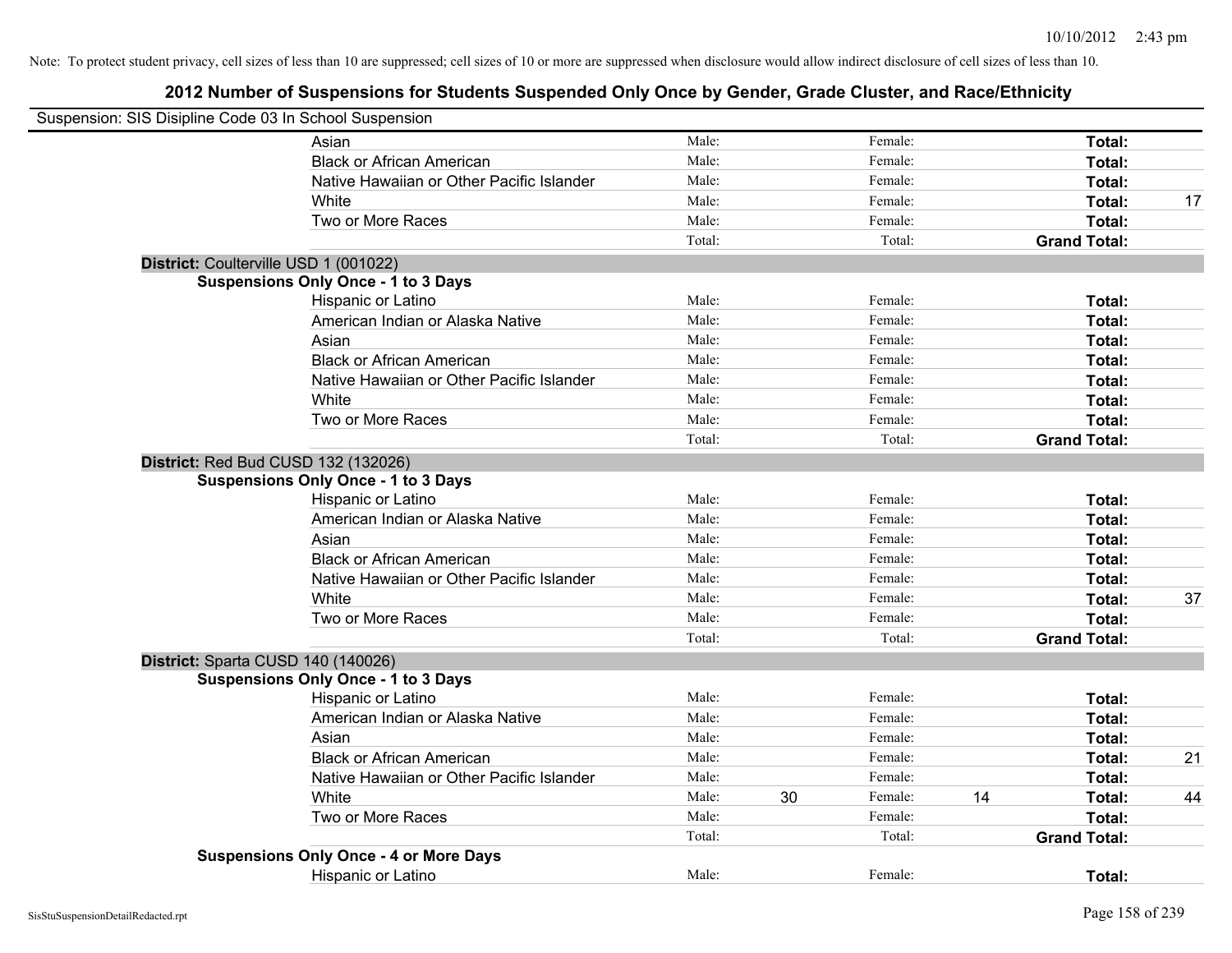Note: To protect student privacy, cell sizes of less than 10 are suppressed; cell sizes of 10 or more are suppressed when disclosure would allow indirect disclosure of cell sizes of less than 10.

# 2012 Number of Suspensions for Students Suspended Only Once by Gender, Grade Cluster, and Race/Ethnicity

Suspension: SIS Disipline Code 03 In School Suspension

| | | | | | |
|---|---|---|---|---|---|
| Asian | Male: | | Female: | | Total: | |
| Black or African American | Male: | | Female: | | Total: | |
| Native Hawaiian or Other Pacific Islander | Male: | | Female: | | Total: | |
| White | Male: | | Female: | | Total: | 17 |
| Two or More Races | Male: | | Female: | | Total: | |
| | Total: | | Total: | | Grand Total: | |

**District:** Coulterville USD 1 (001022)

**Suspensions Only Once - 1 to 3 Days**

| | | | | | | |
|---|---|---|---|---|---|---|
| Hispanic or Latino | Male: | | Female: | | Total: | |
| American Indian or Alaska Native | Male: | | Female: | | Total: | |
| Asian | Male: | | Female: | | Total: | |
| Black or African American | Male: | | Female: | | Total: | |
| Native Hawaiian or Other Pacific Islander | Male: | | Female: | | Total: | |
| White | Male: | | Female: | | Total: | |
| Two or More Races | Male: | | Female: | | Total: | |
| | Total: | | Total: | | Grand Total: | |

**District:** Red Bud CUSD 132 (132026)

**Suspensions Only Once - 1 to 3 Days**

| | | | | | | |
|---|---|---|---|---|---|---|
| Hispanic or Latino | Male: | | Female: | | Total: | |
| American Indian or Alaska Native | Male: | | Female: | | Total: | |
| Asian | Male: | | Female: | | Total: | |
| Black or African American | Male: | | Female: | | Total: | |
| Native Hawaiian or Other Pacific Islander | Male: | | Female: | | Total: | |
| White | Male: | | Female: | | Total: | 37 |
| Two or More Races | Male: | | Female: | | Total: | |
| | Total: | | Total: | | Grand Total: | |

**District:** Sparta CUSD 140 (140026)

**Suspensions Only Once - 1 to 3 Days**

| | | | | | | |
|---|---|---|---|---|---|---|
| Hispanic or Latino | Male: | | Female: | | Total: | |
| American Indian or Alaska Native | Male: | | Female: | | Total: | |
| Asian | Male: | | Female: | | Total: | |
| Black or African American | Male: | | Female: | | Total: | 21 |
| Native Hawaiian or Other Pacific Islander | Male: | | Female: | | Total: | |
| White | Male: | 30 | Female: | 14 | Total: | 44 |
| Two or More Races | Male: | | Female: | | Total: | |
| | Total: | | Total: | | Grand Total: | |

**Suspensions Only Once - 4 or More Days**

| | | | | | | |
|---|---|---|---|---|---|---|
| Hispanic or Latino | Male: | | Female: | | Total: | |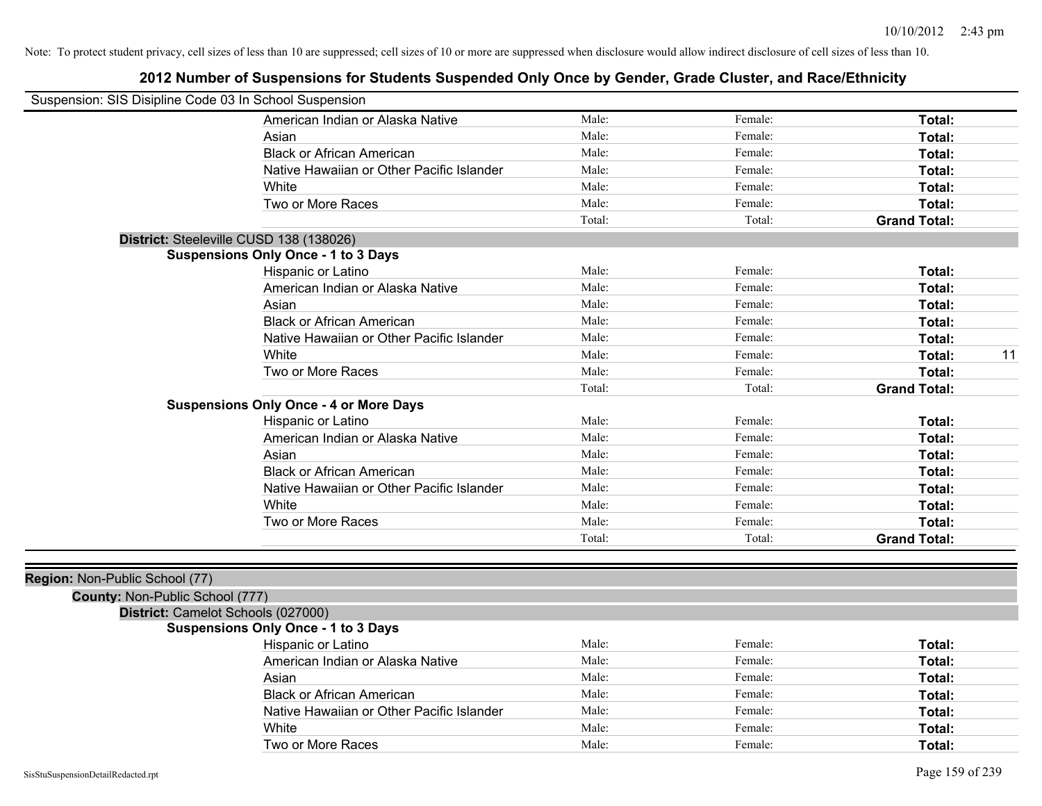Note: To protect student privacy, cell sizes of less than 10 are suppressed; cell sizes of 10 or more are suppressed when disclosure would allow indirect disclosure of cell sizes of less than 10.

# 2012 Number of Suspensions for Students Suspended Only Once by Gender, Grade Cluster, and Race/Ethnicity

Suspension: SIS Disipline Code 03 In School Suspension

| | Male: | Female: | Total: |
|---|---|---|---|
| American Indian or Alaska Native | Male: | Female: | **Total:** |
| Asian | Male: | Female: | **Total:** |
| Black or African American | Male: | Female: | **Total:** |
| Native Hawaiian or Other Pacific Islander | Male: | Female: | **Total:** |
| White | Male: | Female: | **Total:** |
| Two or More Races | Male: | Female: | **Total:** |
| | Total: | Total: | **Grand Total:** |

**District:** Steeleville CUSD 138 (138026)

**Suspensions Only Once - 1 to 3 Days**

| | | | |
|---|---|---|---|
| Hispanic or Latino | Male: | Female: | **Total:** |
| American Indian or Alaska Native | Male: | Female: | **Total:** |
| Asian | Male: | Female: | **Total:** |
| Black or African American | Male: | Female: | **Total:** |
| Native Hawaiian or Other Pacific Islander | Male: | Female: | **Total:** |
| White | Male: | Female: | **Total:** 11 |
| Two or More Races | Male: | Female: | **Total:** |
| | Total: | Total: | **Grand Total:** |

**Suspensions Only Once - 4 or More Days**

| | | | |
|---|---|---|---|
| Hispanic or Latino | Male: | Female: | **Total:** |
| American Indian or Alaska Native | Male: | Female: | **Total:** |
| Asian | Male: | Female: | **Total:** |
| Black or African American | Male: | Female: | **Total:** |
| Native Hawaiian or Other Pacific Islander | Male: | Female: | **Total:** |
| White | Male: | Female: | **Total:** |
| Two or More Races | Male: | Female: | **Total:** |
| | Total: | Total: | **Grand Total:** |

**Region:** Non-Public School (77)

**County:** Non-Public School (777)

**District:** Camelot Schools (027000)

**Suspensions Only Once - 1 to 3 Days**

| | | | |
|---|---|---|---|
| Hispanic or Latino | Male: | Female: | **Total:** |
| American Indian or Alaska Native | Male: | Female: | **Total:** |
| Asian | Male: | Female: | **Total:** |
| Black or African American | Male: | Female: | **Total:** |
| Native Hawaiian or Other Pacific Islander | Male: | Female: | **Total:** |
| White | Male: | Female: | **Total:** |
| Two or More Races | Male: | Female: | **Total:** |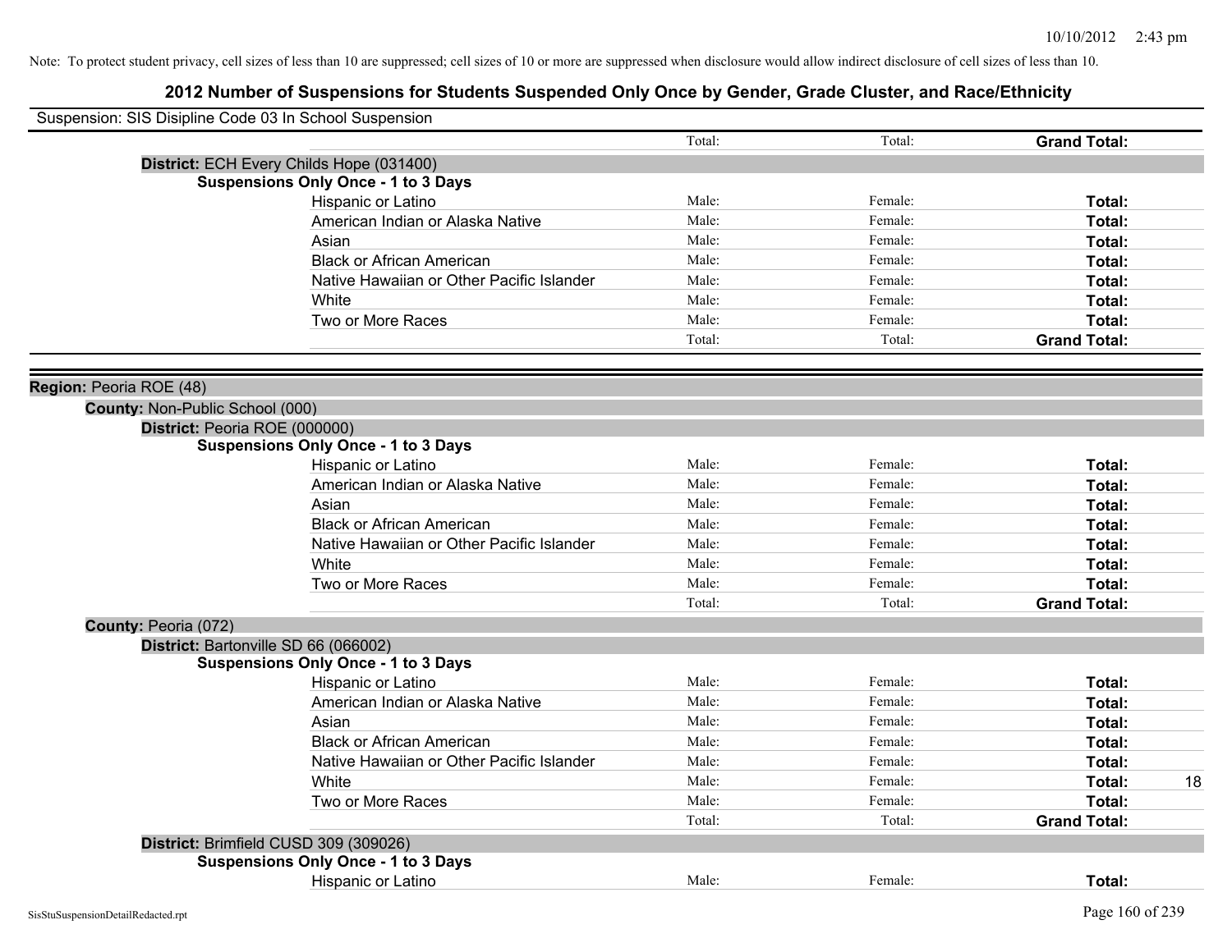Note: To protect student privacy, cell sizes of less than 10 are suppressed; cell sizes of 10 or more are suppressed when disclosure would allow indirect disclosure of cell sizes of less than 10.

# 2012 Number of Suspensions for Students Suspended Only Once by Gender, Grade Cluster, and Race/Ethnicity

Suspension: SIS Disipline Code 03 In School Suspension

| | | | | | |
|---|---|---|---|---|---|
| | | Total: | Total: | **Grand Total:** | |
| **District:** ECH Every Childs Hope (031400) | | | | | |
| **Suspensions Only Once - 1 to 3 Days** | | | | | |
| | Hispanic or Latino | Male: | Female: | **Total:** | |
| | American Indian or Alaska Native | Male: | Female: | **Total:** | |
| | Asian | Male: | Female: | **Total:** | |
| | Black or African American | Male: | Female: | **Total:** | |
| | Native Hawaiian or Other Pacific Islander | Male: | Female: | **Total:** | |
| | White | Male: | Female: | **Total:** | |
| | Two or More Races | Male: | Female: | **Total:** | |
| | | Total: | Total: | **Grand Total:** | |

**Region:** Peoria ROE (48)

**County:** Non-Public School (000)

| | | | | | |
|---|---|---|---|---|---|
| **District:** Peoria ROE (000000) | | | | | |
| **Suspensions Only Once - 1 to 3 Days** | | | | | |
| | Hispanic or Latino | Male: | Female: | **Total:** | |
| | American Indian or Alaska Native | Male: | Female: | **Total:** | |
| | Asian | Male: | Female: | **Total:** | |
| | Black or African American | Male: | Female: | **Total:** | |
| | Native Hawaiian or Other Pacific Islander | Male: | Female: | **Total:** | |
| | White | Male: | Female: | **Total:** | |
| | Two or More Races | Male: | Female: | **Total:** | |
| | | Total: | Total: | **Grand Total:** | |

**County:** Peoria (072)

| | | | | | |
|---|---|---|---|---|---|
| **District:** Bartonville SD 66 (066002) | | | | | |
| **Suspensions Only Once - 1 to 3 Days** | | | | | |
| | Hispanic or Latino | Male: | Female: | **Total:** | |
| | American Indian or Alaska Native | Male: | Female: | **Total:** | |
| | Asian | Male: | Female: | **Total:** | |
| | Black or African American | Male: | Female: | **Total:** | |
| | Native Hawaiian or Other Pacific Islander | Male: | Female: | **Total:** | |
| | White | Male: | Female: | **Total:** | 18 |
| | Two or More Races | Male: | Female: | **Total:** | |
| | | Total: | Total: | **Grand Total:** | |
| **District:** Brimfield CUSD 309 (309026) | | | | | |
| **Suspensions Only Once - 1 to 3 Days** | | | | | |
| | Hispanic or Latino | Male: | Female: | **Total:** | |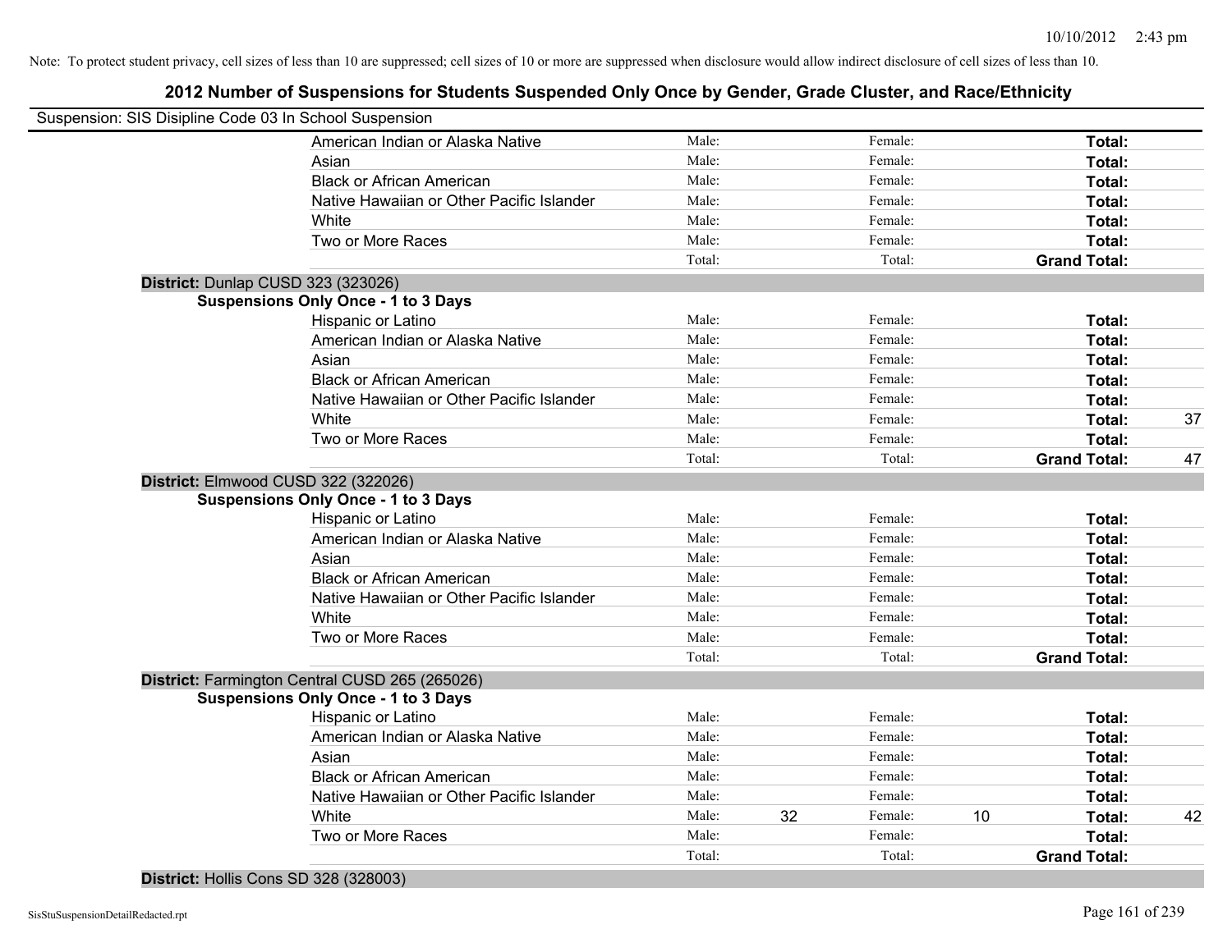Note: To protect student privacy, cell sizes of less than 10 are suppressed; cell sizes of 10 or more are suppressed when disclosure would allow indirect disclosure of cell sizes of less than 10.

# 2012 Number of Suspensions for Students Suspended Only Once by Gender, Grade Cluster, and Race/Ethnicity

Suspension: SIS Disipline Code 03 In School Suspension

| | | | | | | |
|---|---|---|---|---|---|---|
| American Indian or Alaska Native | Male: | | Female: | | **Total:** | |
| Asian | Male: | | Female: | | **Total:** | |
| Black or African American | Male: | | Female: | | **Total:** | |
| Native Hawaiian or Other Pacific Islander | Male: | | Female: | | **Total:** | |
| White | Male: | | Female: | | **Total:** | |
| Two or More Races | Male: | | Female: | | **Total:** | |
| | Total: | | Total: | | **Grand Total:** | |

**District:** Dunlap CUSD 323 (323026)

**Suspensions Only Once - 1 to 3 Days**

| | | | | | | |
|---|---|---|---|---|---|---|
| Hispanic or Latino | Male: | | Female: | | **Total:** | |
| American Indian or Alaska Native | Male: | | Female: | | **Total:** | |
| Asian | Male: | | Female: | | **Total:** | |
| Black or African American | Male: | | Female: | | **Total:** | |
| Native Hawaiian or Other Pacific Islander | Male: | | Female: | | **Total:** | |
| White | Male: | | Female: | | **Total:** | 37 |
| Two or More Races | Male: | | Female: | | **Total:** | |
| | Total: | | Total: | | **Grand Total:** | 47 |

**District:** Elmwood CUSD 322 (322026)

**Suspensions Only Once - 1 to 3 Days**

| | | | | | | |
|---|---|---|---|---|---|---|
| Hispanic or Latino | Male: | | Female: | | **Total:** | |
| American Indian or Alaska Native | Male: | | Female: | | **Total:** | |
| Asian | Male: | | Female: | | **Total:** | |
| Black or African American | Male: | | Female: | | **Total:** | |
| Native Hawaiian or Other Pacific Islander | Male: | | Female: | | **Total:** | |
| White | Male: | | Female: | | **Total:** | |
| Two or More Races | Male: | | Female: | | **Total:** | |
| | Total: | | Total: | | **Grand Total:** | |

**District:** Farmington Central CUSD 265 (265026)

**Suspensions Only Once - 1 to 3 Days**

| | | | | | | |
|---|---|---|---|---|---|---|
| Hispanic or Latino | Male: | | Female: | | **Total:** | |
| American Indian or Alaska Native | Male: | | Female: | | **Total:** | |
| Asian | Male: | | Female: | | **Total:** | |
| Black or African American | Male: | | Female: | | **Total:** | |
| Native Hawaiian or Other Pacific Islander | Male: | | Female: | | **Total:** | |
| White | Male: | 32 | Female: | 10 | **Total:** | 42 |
| Two or More Races | Male: | | Female: | | **Total:** | |
| | Total: | | Total: | | **Grand Total:** | |

**District:** Hollis Cons SD 328 (328003)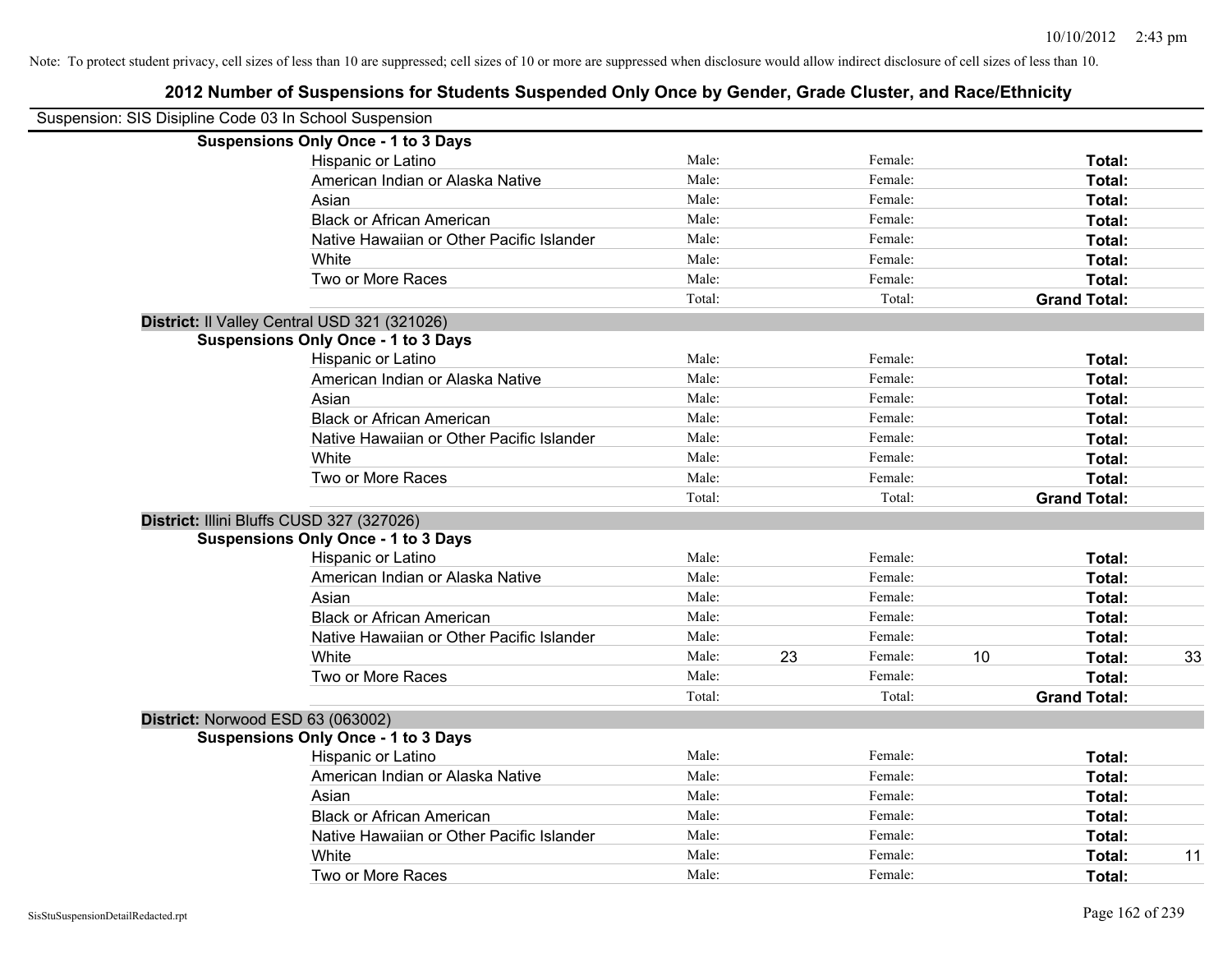Note: To protect student privacy, cell sizes of less than 10 are suppressed; cell sizes of 10 or more are suppressed when disclosure would allow indirect disclosure of cell sizes of less than 10.

## 2012 Number of Suspensions for Students Suspended Only Once by Gender, Grade Cluster, and Race/Ethnicity

Suspension: SIS Disipline Code 03 In School Suspension

**Suspensions Only Once - 1 to 3 Days**

| | | | | | | |
|---|---|---|---|---|---|---|
| Hispanic or Latino | Male: | | Female: | | **Total:** | |
| American Indian or Alaska Native | Male: | | Female: | | **Total:** | |
| Asian | Male: | | Female: | | **Total:** | |
| Black or African American | Male: | | Female: | | **Total:** | |
| Native Hawaiian or Other Pacific Islander | Male: | | Female: | | **Total:** | |
| White | Male: | | Female: | | **Total:** | |
| Two or More Races | Male: | | Female: | | **Total:** | |
| | Total: | | Total: | | **Grand Total:** | |

**District:** Il Valley Central USD 321 (321026)

**Suspensions Only Once - 1 to 3 Days**

| | | | | | | |
|---|---|---|---|---|---|---|
| Hispanic or Latino | Male: | | Female: | | **Total:** | |
| American Indian or Alaska Native | Male: | | Female: | | **Total:** | |
| Asian | Male: | | Female: | | **Total:** | |
| Black or African American | Male: | | Female: | | **Total:** | |
| Native Hawaiian or Other Pacific Islander | Male: | | Female: | | **Total:** | |
| White | Male: | | Female: | | **Total:** | |
| Two or More Races | Male: | | Female: | | **Total:** | |
| | Total: | | Total: | | **Grand Total:** | |

**District:** Illini Bluffs CUSD 327 (327026)

**Suspensions Only Once - 1 to 3 Days**

| | | | | | | |
|---|---|---|---|---|---|---|
| Hispanic or Latino | Male: | | Female: | | **Total:** | |
| American Indian or Alaska Native | Male: | | Female: | | **Total:** | |
| Asian | Male: | | Female: | | **Total:** | |
| Black or African American | Male: | | Female: | | **Total:** | |
| Native Hawaiian or Other Pacific Islander | Male: | | Female: | | **Total:** | |
| White | Male: | 23 | Female: | 10 | **Total:** | 33 |
| Two or More Races | Male: | | Female: | | **Total:** | |
| | Total: | | Total: | | **Grand Total:** | |

**District:** Norwood ESD 63 (063002)

**Suspensions Only Once - 1 to 3 Days**

| | | | | | | |
|---|---|---|---|---|---|---|
| Hispanic or Latino | Male: | | Female: | | **Total:** | |
| American Indian or Alaska Native | Male: | | Female: | | **Total:** | |
| Asian | Male: | | Female: | | **Total:** | |
| Black or African American | Male: | | Female: | | **Total:** | |
| Native Hawaiian or Other Pacific Islander | Male: | | Female: | | **Total:** | |
| White | Male: | | Female: | | **Total:** | 11 |
| Two or More Races | Male: | | Female: | | **Total:** | |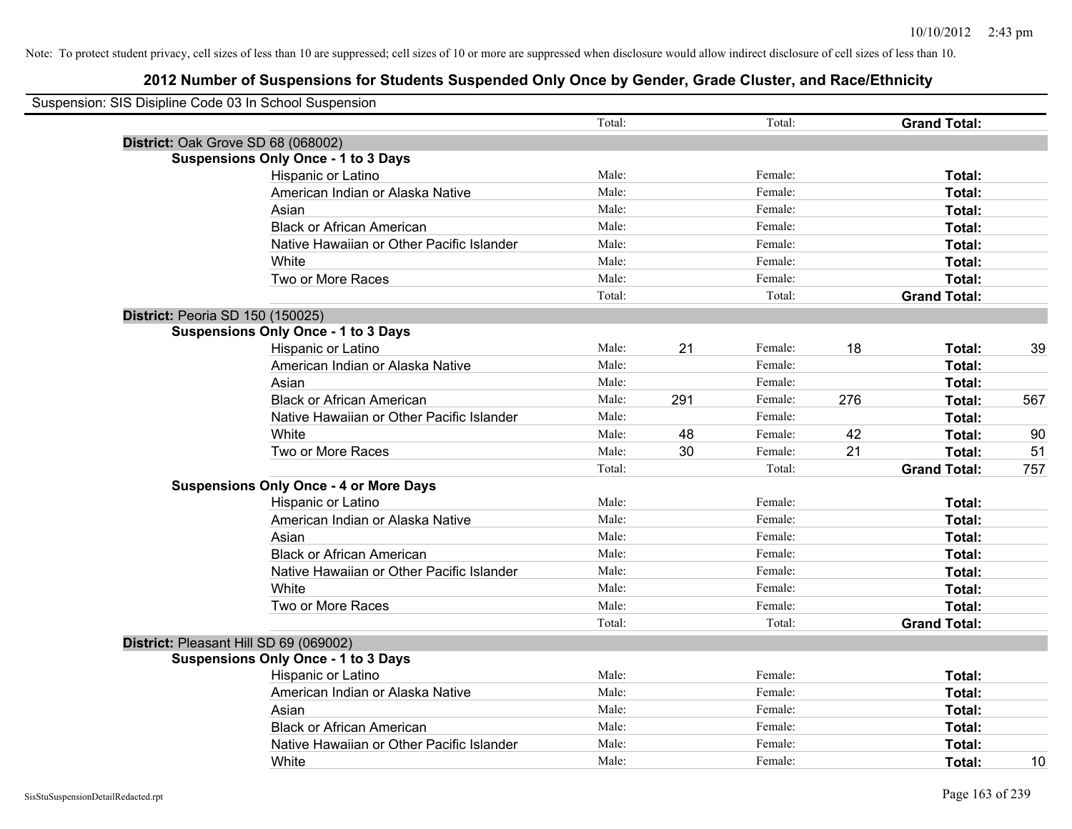Note: To protect student privacy, cell sizes of less than 10 are suppressed; cell sizes of 10 or more are suppressed when disclosure would allow indirect disclosure of cell sizes of less than 10.

## 2012 Number of Suspensions for Students Suspended Only Once by Gender, Grade Cluster, and Race/Ethnicity

Suspension: SIS Disipline Code 03 In School Suspension

| | | | | | | | |
|---|---|---|---|---|---|---|---|
| | Total: | | Total: | | **Grand Total:** | |
| **District:** Oak Grove SD 68 (068002) | | | | | | |
| **Suspensions Only Once - 1 to 3 Days** | | | | | | |
| Hispanic or Latino | Male: | | Female: | | **Total:** | |
| American Indian or Alaska Native | Male: | | Female: | | **Total:** | |
| Asian | Male: | | Female: | | **Total:** | |
| Black or African American | Male: | | Female: | | **Total:** | |
| Native Hawaiian or Other Pacific Islander | Male: | | Female: | | **Total:** | |
| White | Male: | | Female: | | **Total:** | |
| Two or More Races | Male: | | Female: | | **Total:** | |
| | Total: | | Total: | | **Grand Total:** | |
| **District:** Peoria SD 150 (150025) | | | | | | |
| **Suspensions Only Once - 1 to 3 Days** | | | | | | |
| Hispanic or Latino | Male: | 21 | Female: | 18 | **Total:** | 39 |
| American Indian or Alaska Native | Male: | | Female: | | **Total:** | |
| Asian | Male: | | Female: | | **Total:** | |
| Black or African American | Male: | 291 | Female: | 276 | **Total:** | 567 |
| Native Hawaiian or Other Pacific Islander | Male: | | Female: | | **Total:** | |
| White | Male: | 48 | Female: | 42 | **Total:** | 90 |
| Two or More Races | Male: | 30 | Female: | 21 | **Total:** | 51 |
| | Total: | | Total: | | **Grand Total:** | 757 |
| **Suspensions Only Once - 4 or More Days** | | | | | | |
| Hispanic or Latino | Male: | | Female: | | **Total:** | |
| American Indian or Alaska Native | Male: | | Female: | | **Total:** | |
| Asian | Male: | | Female: | | **Total:** | |
| Black or African American | Male: | | Female: | | **Total:** | |
| Native Hawaiian or Other Pacific Islander | Male: | | Female: | | **Total:** | |
| White | Male: | | Female: | | **Total:** | |
| Two or More Races | Male: | | Female: | | **Total:** | |
| | Total: | | Total: | | **Grand Total:** | |
| **District:** Pleasant Hill SD 69 (069002) | | | | | | |
| **Suspensions Only Once - 1 to 3 Days** | | | | | | |
| Hispanic or Latino | Male: | | Female: | | **Total:** | |
| American Indian or Alaska Native | Male: | | Female: | | **Total:** | |
| Asian | Male: | | Female: | | **Total:** | |
| Black or African American | Male: | | Female: | | **Total:** | |
| Native Hawaiian or Other Pacific Islander | Male: | | Female: | | **Total:** | |
| White | Male: | | Female: | | **Total:** | 10 |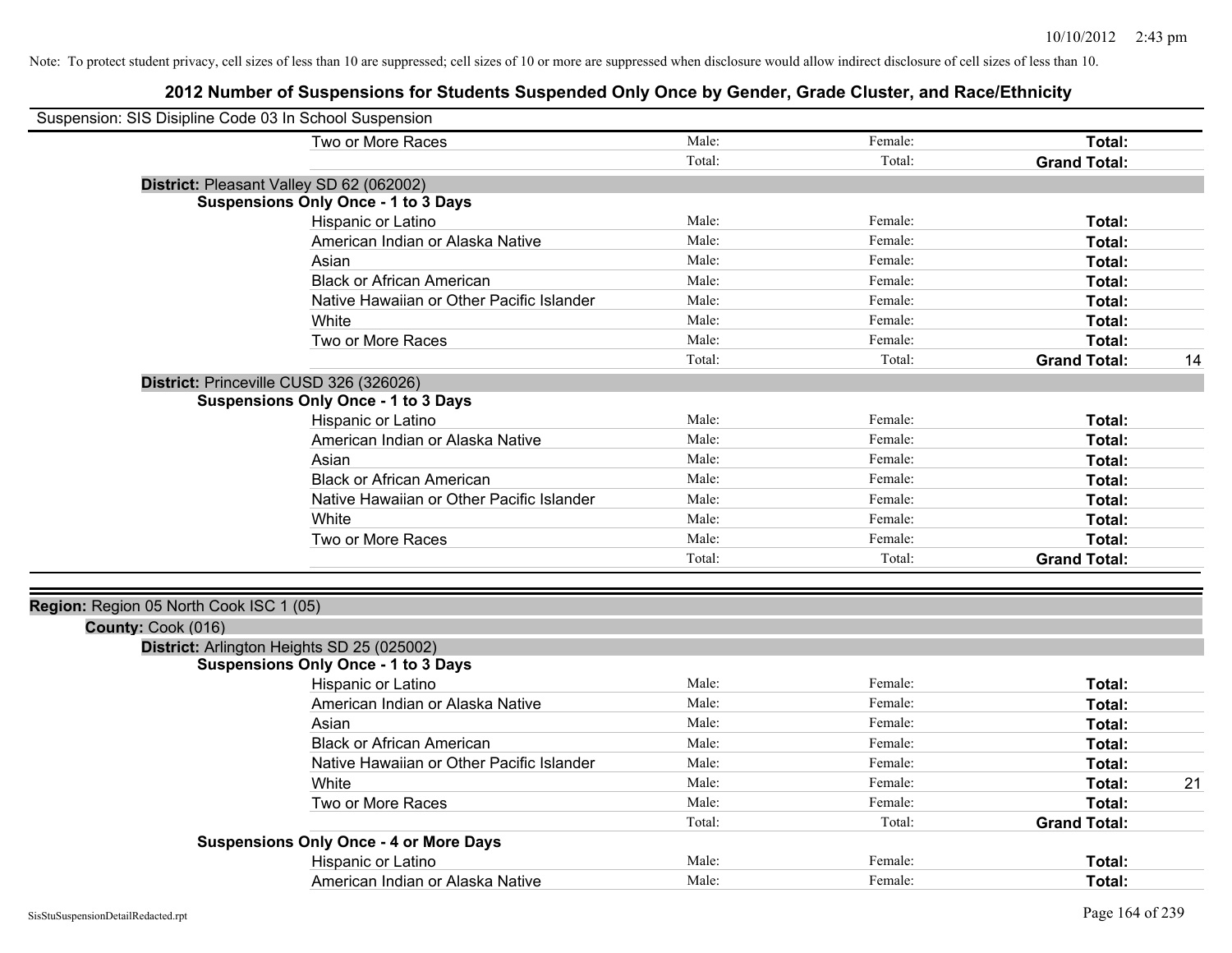Note: To protect student privacy, cell sizes of less than 10 are suppressed; cell sizes of 10 or more are suppressed when disclosure would allow indirect disclosure of cell sizes of less than 10.

# 2012 Number of Suspensions for Students Suspended Only Once by Gender, Grade Cluster, and Race/Ethnicity

Suspension: SIS Disipline Code 03 In School Suspension

| | Male: | Female: | Total: | |
|---|---|---|---|---|
| Two or More Races | Male: | Female: | **Total:** | |
| | Total: | Total: | **Grand Total:** | |

**District:** Pleasant Valley SD 62 (062002)

**Suspensions Only Once - 1 to 3 Days**

| | | | | |
|---|---|---|---|---|
| Hispanic or Latino | Male: | Female: | **Total:** | |
| American Indian or Alaska Native | Male: | Female: | **Total:** | |
| Asian | Male: | Female: | **Total:** | |
| Black or African American | Male: | Female: | **Total:** | |
| Native Hawaiian or Other Pacific Islander | Male: | Female: | **Total:** | |
| White | Male: | Female: | **Total:** | |
| Two or More Races | Male: | Female: | **Total:** | |
| | Total: | Total: | **Grand Total:** | 14 |

**District:** Princeville CUSD 326 (326026)

**Suspensions Only Once - 1 to 3 Days**

| | | | | |
|---|---|---|---|---|
| Hispanic or Latino | Male: | Female: | **Total:** | |
| American Indian or Alaska Native | Male: | Female: | **Total:** | |
| Asian | Male: | Female: | **Total:** | |
| Black or African American | Male: | Female: | **Total:** | |
| Native Hawaiian or Other Pacific Islander | Male: | Female: | **Total:** | |
| White | Male: | Female: | **Total:** | |
| Two or More Races | Male: | Female: | **Total:** | |
| | Total: | Total: | **Grand Total:** | |

**Region:** Region 05 North Cook ISC 1 (05)

**County:** Cook (016)

**District:** Arlington Heights SD 25 (025002)

**Suspensions Only Once - 1 to 3 Days**

| | | | | |
|---|---|---|---|---|
| Hispanic or Latino | Male: | Female: | **Total:** | |
| American Indian or Alaska Native | Male: | Female: | **Total:** | |
| Asian | Male: | Female: | **Total:** | |
| Black or African American | Male: | Female: | **Total:** | |
| Native Hawaiian or Other Pacific Islander | Male: | Female: | **Total:** | |
| White | Male: | Female: | **Total:** | 21 |
| Two or More Races | Male: | Female: | **Total:** | |
| | Total: | Total: | **Grand Total:** | |

**Suspensions Only Once - 4 or More Days**

| | | | | |
|---|---|---|---|---|
| Hispanic or Latino | Male: | Female: | **Total:** | |
| American Indian or Alaska Native | Male: | Female: | **Total:** | |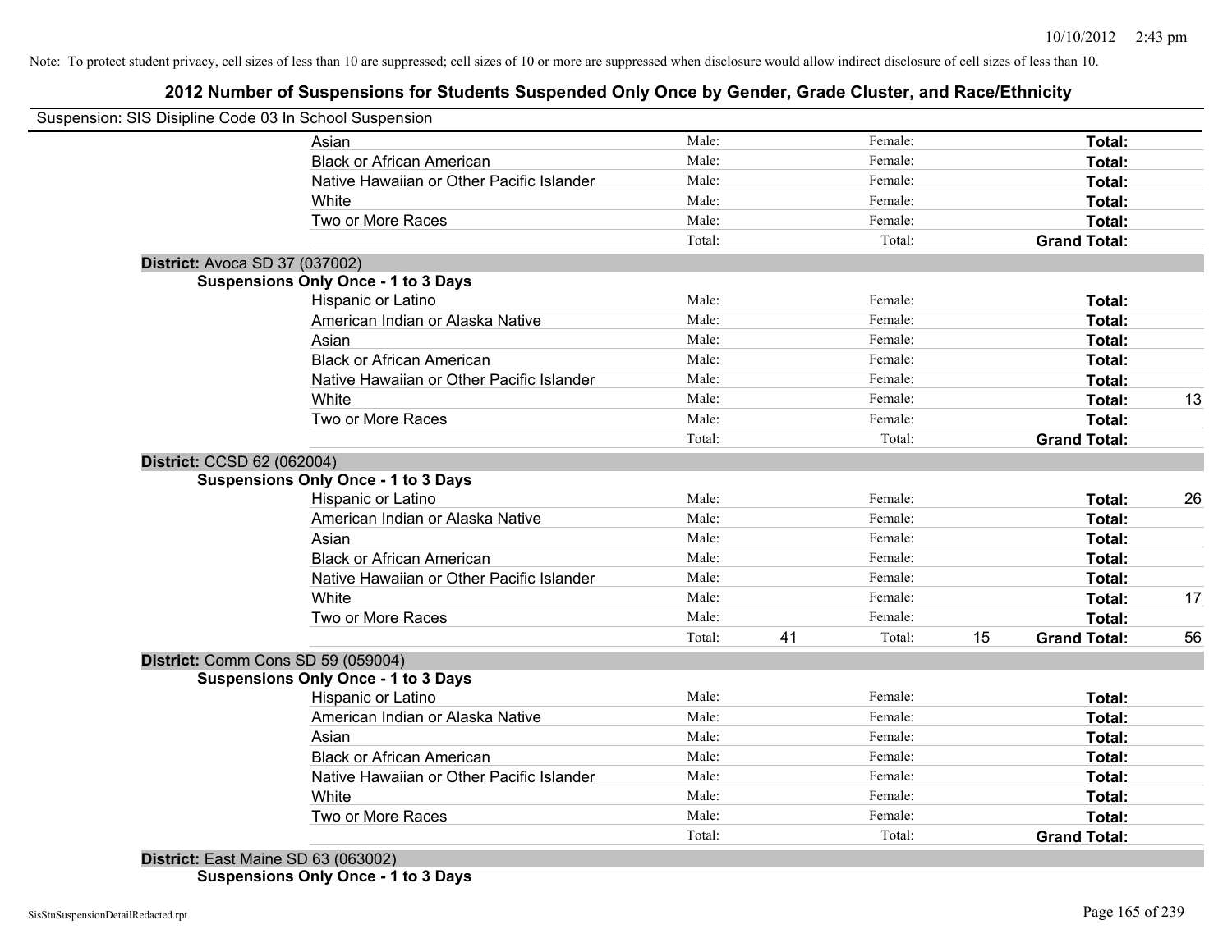Note: To protect student privacy, cell sizes of less than 10 are suppressed; cell sizes of 10 or more are suppressed when disclosure would allow indirect disclosure of cell sizes of less than 10.

## 2012 Number of Suspensions for Students Suspended Only Once by Gender, Grade Cluster, and Race/Ethnicity

Suspension: SIS Disipline Code 03 In School Suspension

| | | | | | | |
|---|---|---|---|---|---|---|
| Asian | Male: | | Female: | | **Total:** | |
| Black or African American | Male: | | Female: | | **Total:** | |
| Native Hawaiian or Other Pacific Islander | Male: | | Female: | | **Total:** | |
| White | Male: | | Female: | | **Total:** | |
| Two or More Races | Male: | | Female: | | **Total:** | |
| | Total: | | Total: | | **Grand Total:** | |

**District:** Avoca SD 37 (037002)

**Suspensions Only Once - 1 to 3 Days**

| | | | | | | |
|---|---|---|---|---|---|---|
| Hispanic or Latino | Male: | | Female: | | **Total:** | |
| American Indian or Alaska Native | Male: | | Female: | | **Total:** | |
| Asian | Male: | | Female: | | **Total:** | |
| Black or African American | Male: | | Female: | | **Total:** | |
| Native Hawaiian or Other Pacific Islander | Male: | | Female: | | **Total:** | |
| White | Male: | | Female: | | **Total:** | 13 |
| Two or More Races | Male: | | Female: | | **Total:** | |
| | Total: | | Total: | | **Grand Total:** | |

**District:** CCSD 62 (062004)

**Suspensions Only Once - 1 to 3 Days**

| | | | | | | |
|---|---|---|---|---|---|---|
| Hispanic or Latino | Male: | | Female: | | **Total:** | 26 |
| American Indian or Alaska Native | Male: | | Female: | | **Total:** | |
| Asian | Male: | | Female: | | **Total:** | |
| Black or African American | Male: | | Female: | | **Total:** | |
| Native Hawaiian or Other Pacific Islander | Male: | | Female: | | **Total:** | |
| White | Male: | | Female: | | **Total:** | 17 |
| Two or More Races | Male: | | Female: | | **Total:** | |
| | Total: | 41 | Total: | 15 | **Grand Total:** | 56 |

**District:** Comm Cons SD 59 (059004)

**Suspensions Only Once - 1 to 3 Days**

| | | | | | | |
|---|---|---|---|---|---|---|
| Hispanic or Latino | Male: | | Female: | | **Total:** | |
| American Indian or Alaska Native | Male: | | Female: | | **Total:** | |
| Asian | Male: | | Female: | | **Total:** | |
| Black or African American | Male: | | Female: | | **Total:** | |
| Native Hawaiian or Other Pacific Islander | Male: | | Female: | | **Total:** | |
| White | Male: | | Female: | | **Total:** | |
| Two or More Races | Male: | | Female: | | **Total:** | |
| | Total: | | Total: | | **Grand Total:** | |

**District:** East Maine SD 63 (063002)

**Suspensions Only Once - 1 to 3 Days**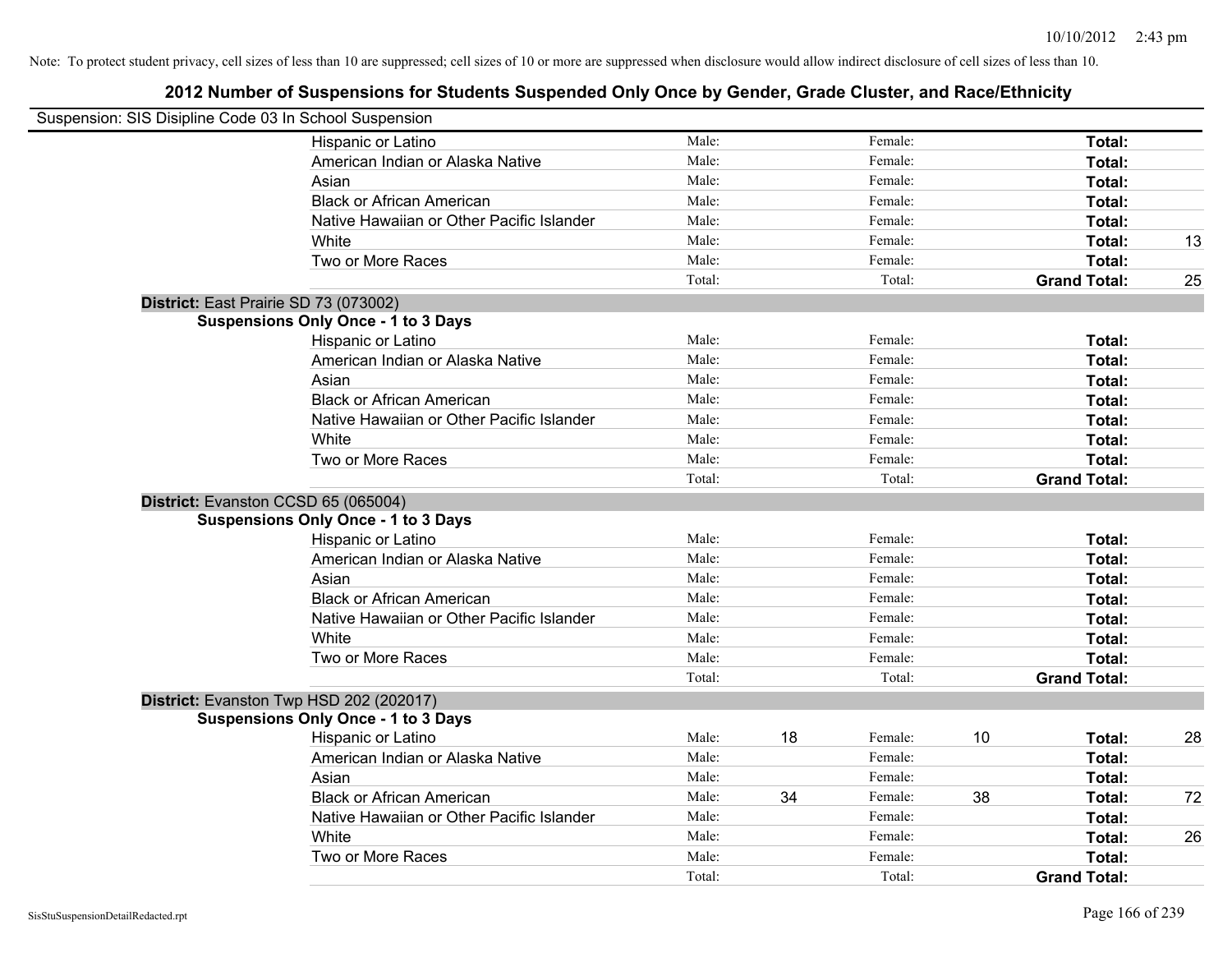Note: To protect student privacy, cell sizes of less than 10 are suppressed; cell sizes of 10 or more are suppressed when disclosure would allow indirect disclosure of cell sizes of less than 10.

# 2012 Number of Suspensions for Students Suspended Only Once by Gender, Grade Cluster, and Race/Ethnicity

Suspension: SIS Disipline Code 03 In School Suspension

| | Male: | | Female: | | | |
|---|---|---|---|---|---|---|
| Hispanic or Latino | Male: | | Female: | | **Total:** | |
| American Indian or Alaska Native | Male: | | Female: | | **Total:** | |
| Asian | Male: | | Female: | | **Total:** | |
| Black or African American | Male: | | Female: | | **Total:** | |
| Native Hawaiian or Other Pacific Islander | Male: | | Female: | | **Total:** | |
| White | Male: | | Female: | | **Total:** | 13 |
| Two or More Races | Male: | | Female: | | **Total:** | |
| | Total: | | Total: | | **Grand Total:** | 25 |

**District:** East Prairie SD 73 (073002)

**Suspensions Only Once - 1 to 3 Days**

| | | | | | | |
|---|---|---|---|---|---|---|
| Hispanic or Latino | Male: | | Female: | | **Total:** | |
| American Indian or Alaska Native | Male: | | Female: | | **Total:** | |
| Asian | Male: | | Female: | | **Total:** | |
| Black or African American | Male: | | Female: | | **Total:** | |
| Native Hawaiian or Other Pacific Islander | Male: | | Female: | | **Total:** | |
| White | Male: | | Female: | | **Total:** | |
| Two or More Races | Male: | | Female: | | **Total:** | |
| | Total: | | Total: | | **Grand Total:** | |

**District:** Evanston CCSD 65 (065004)

**Suspensions Only Once - 1 to 3 Days**

| | | | | | | |
|---|---|---|---|---|---|---|
| Hispanic or Latino | Male: | | Female: | | **Total:** | |
| American Indian or Alaska Native | Male: | | Female: | | **Total:** | |
| Asian | Male: | | Female: | | **Total:** | |
| Black or African American | Male: | | Female: | | **Total:** | |
| Native Hawaiian or Other Pacific Islander | Male: | | Female: | | **Total:** | |
| White | Male: | | Female: | | **Total:** | |
| Two or More Races | Male: | | Female: | | **Total:** | |
| | Total: | | Total: | | **Grand Total:** | |

**District:** Evanston Twp HSD 202 (202017)

**Suspensions Only Once - 1 to 3 Days**

| | | | | | | |
|---|---|---|---|---|---|---|
| Hispanic or Latino | Male: | 18 | Female: | 10 | **Total:** | 28 |
| American Indian or Alaska Native | Male: | | Female: | | **Total:** | |
| Asian | Male: | | Female: | | **Total:** | |
| Black or African American | Male: | 34 | Female: | 38 | **Total:** | 72 |
| Native Hawaiian or Other Pacific Islander | Male: | | Female: | | **Total:** | |
| White | Male: | | Female: | | **Total:** | 26 |
| Two or More Races | Male: | | Female: | | **Total:** | |
| | Total: | | Total: | | **Grand Total:** | |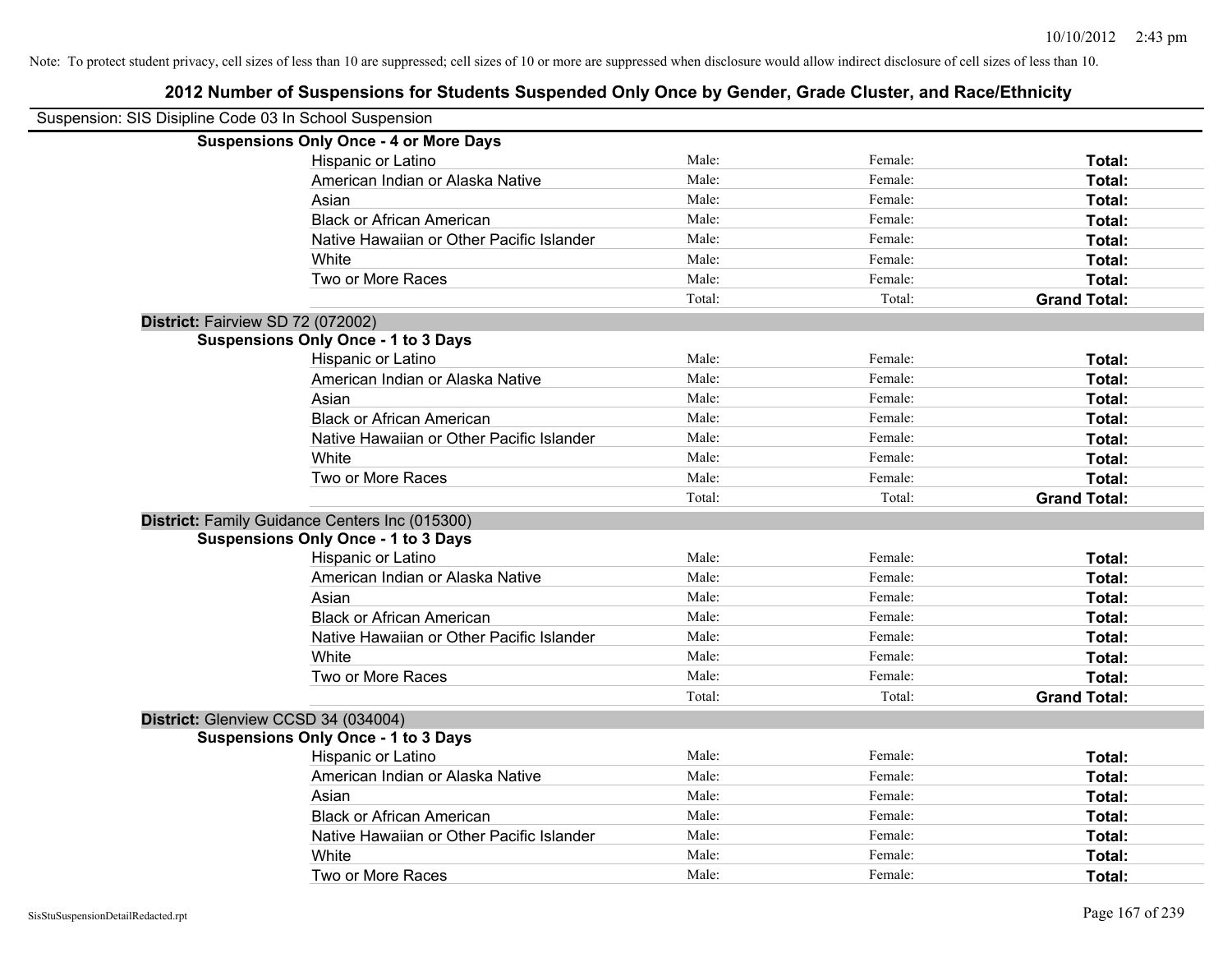Note: To protect student privacy, cell sizes of less than 10 are suppressed; cell sizes of 10 or more are suppressed when disclosure would allow indirect disclosure of cell sizes of less than 10.

# 2012 Number of Suspensions for Students Suspended Only Once by Gender, Grade Cluster, and Race/Ethnicity

Suspension: SIS Disipline Code 03 In School Suspension

**Suspensions Only Once - 4 or More Days**

| | | | |
|---|---|---|---|
| Hispanic or Latino | Male: | Female: | **Total:** |
| American Indian or Alaska Native | Male: | Female: | **Total:** |
| Asian | Male: | Female: | **Total:** |
| Black or African American | Male: | Female: | **Total:** |
| Native Hawaiian or Other Pacific Islander | Male: | Female: | **Total:** |
| White | Male: | Female: | **Total:** |
| Two or More Races | Male: | Female: | **Total:** |
| | Total: | Total: | **Grand Total:** |

**District:** Fairview SD 72 (072002)

**Suspensions Only Once - 1 to 3 Days**

| | | | |
|---|---|---|---|
| Hispanic or Latino | Male: | Female: | **Total:** |
| American Indian or Alaska Native | Male: | Female: | **Total:** |
| Asian | Male: | Female: | **Total:** |
| Black or African American | Male: | Female: | **Total:** |
| Native Hawaiian or Other Pacific Islander | Male: | Female: | **Total:** |
| White | Male: | Female: | **Total:** |
| Two or More Races | Male: | Female: | **Total:** |
| | Total: | Total: | **Grand Total:** |

**District:** Family Guidance Centers Inc (015300)

**Suspensions Only Once - 1 to 3 Days**

| | | | |
|---|---|---|---|
| Hispanic or Latino | Male: | Female: | **Total:** |
| American Indian or Alaska Native | Male: | Female: | **Total:** |
| Asian | Male: | Female: | **Total:** |
| Black or African American | Male: | Female: | **Total:** |
| Native Hawaiian or Other Pacific Islander | Male: | Female: | **Total:** |
| White | Male: | Female: | **Total:** |
| Two or More Races | Male: | Female: | **Total:** |
| | Total: | Total: | **Grand Total:** |

**District:** Glenview CCSD 34 (034004)

**Suspensions Only Once - 1 to 3 Days**

| | | | |
|---|---|---|---|
| Hispanic or Latino | Male: | Female: | **Total:** |
| American Indian or Alaska Native | Male: | Female: | **Total:** |
| Asian | Male: | Female: | **Total:** |
| Black or African American | Male: | Female: | **Total:** |
| Native Hawaiian or Other Pacific Islander | Male: | Female: | **Total:** |
| White | Male: | Female: | **Total:** |
| Two or More Races | Male: | Female: | **Total:** |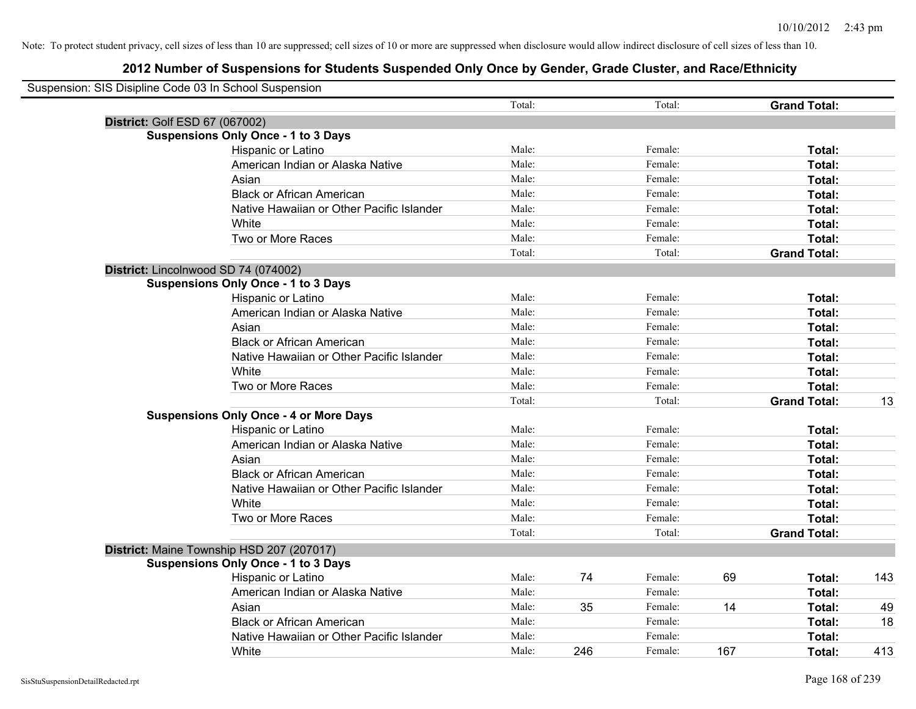Note: To protect student privacy, cell sizes of less than 10 are suppressed; cell sizes of 10 or more are suppressed when disclosure would allow indirect disclosure of cell sizes of less than 10.

## 2012 Number of Suspensions for Students Suspended Only Once by Gender, Grade Cluster, and Race/Ethnicity

Suspension: SIS Disipline Code 03 In School Suspension

| | | | | | | | |
|---|---|---|---|---|---|---|---|
| | Total: | | Total: | | **Grand Total:** | |
| **District:** Golf ESD 67 (067002) | | | | | | |
| **Suspensions Only Once - 1 to 3 Days** | | | | | | |
| Hispanic or Latino | Male: | | Female: | | **Total:** | |
| American Indian or Alaska Native | Male: | | Female: | | **Total:** | |
| Asian | Male: | | Female: | | **Total:** | |
| Black or African American | Male: | | Female: | | **Total:** | |
| Native Hawaiian or Other Pacific Islander | Male: | | Female: | | **Total:** | |
| White | Male: | | Female: | | **Total:** | |
| Two or More Races | Male: | | Female: | | **Total:** | |
| | Total: | | Total: | | **Grand Total:** | |
| **District:** Lincolnwood SD 74 (074002) | | | | | | |
| **Suspensions Only Once - 1 to 3 Days** | | | | | | |
| Hispanic or Latino | Male: | | Female: | | **Total:** | |
| American Indian or Alaska Native | Male: | | Female: | | **Total:** | |
| Asian | Male: | | Female: | | **Total:** | |
| Black or African American | Male: | | Female: | | **Total:** | |
| Native Hawaiian or Other Pacific Islander | Male: | | Female: | | **Total:** | |
| White | Male: | | Female: | | **Total:** | |
| Two or More Races | Male: | | Female: | | **Total:** | |
| | Total: | | Total: | | **Grand Total:** | 13 |
| **Suspensions Only Once - 4 or More Days** | | | | | | |
| Hispanic or Latino | Male: | | Female: | | **Total:** | |
| American Indian or Alaska Native | Male: | | Female: | | **Total:** | |
| Asian | Male: | | Female: | | **Total:** | |
| Black or African American | Male: | | Female: | | **Total:** | |
| Native Hawaiian or Other Pacific Islander | Male: | | Female: | | **Total:** | |
| White | Male: | | Female: | | **Total:** | |
| Two or More Races | Male: | | Female: | | **Total:** | |
| | Total: | | Total: | | **Grand Total:** | |
| **District:** Maine Township HSD 207 (207017) | | | | | | |
| **Suspensions Only Once - 1 to 3 Days** | | | | | | |
| Hispanic or Latino | Male: | 74 | Female: | 69 | **Total:** | 143 |
| American Indian or Alaska Native | Male: | | Female: | | **Total:** | |
| Asian | Male: | 35 | Female: | 14 | **Total:** | 49 |
| Black or African American | Male: | | Female: | | **Total:** | 18 |
| Native Hawaiian or Other Pacific Islander | Male: | | Female: | | **Total:** | |
| White | Male: | 246 | Female: | 167 | **Total:** | 413 |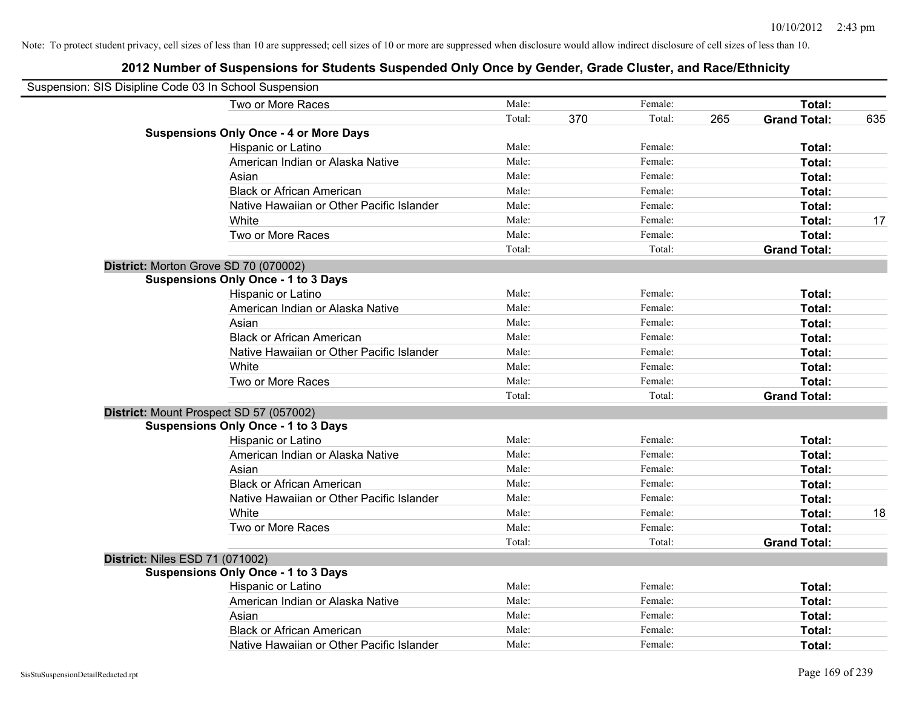Note: To protect student privacy, cell sizes of less than 10 are suppressed; cell sizes of 10 or more are suppressed when disclosure would allow indirect disclosure of cell sizes of less than 10.

## 2012 Number of Suspensions for Students Suspended Only Once by Gender, Grade Cluster, and Race/Ethnicity

Suspension: SIS Disipline Code 03 In School Suspension

| | | | | | | |
|---|---|---|---|---|---|---|
| Two or More Races | Male: | | Female: | | **Total:** | |
| | Total: | 370 | Total: | 265 | **Grand Total:** | 635 |
| **Suspensions Only Once - 4 or More Days** | | | | | | |
| Hispanic or Latino | Male: | | Female: | | **Total:** | |
| American Indian or Alaska Native | Male: | | Female: | | **Total:** | |
| Asian | Male: | | Female: | | **Total:** | |
| Black or African American | Male: | | Female: | | **Total:** | |
| Native Hawaiian or Other Pacific Islander | Male: | | Female: | | **Total:** | |
| White | Male: | | Female: | | **Total:** | 17 |
| Two or More Races | Male: | | Female: | | **Total:** | |
| | Total: | | Total: | | **Grand Total:** | |
| **District:** Morton Grove SD 70 (070002) | | | | | | |
| **Suspensions Only Once - 1 to 3 Days** | | | | | | |
| Hispanic or Latino | Male: | | Female: | | **Total:** | |
| American Indian or Alaska Native | Male: | | Female: | | **Total:** | |
| Asian | Male: | | Female: | | **Total:** | |
| Black or African American | Male: | | Female: | | **Total:** | |
| Native Hawaiian or Other Pacific Islander | Male: | | Female: | | **Total:** | |
| White | Male: | | Female: | | **Total:** | |
| Two or More Races | Male: | | Female: | | **Total:** | |
| | Total: | | Total: | | **Grand Total:** | |
| **District:** Mount Prospect SD 57 (057002) | | | | | | |
| **Suspensions Only Once - 1 to 3 Days** | | | | | | |
| Hispanic or Latino | Male: | | Female: | | **Total:** | |
| American Indian or Alaska Native | Male: | | Female: | | **Total:** | |
| Asian | Male: | | Female: | | **Total:** | |
| Black or African American | Male: | | Female: | | **Total:** | |
| Native Hawaiian or Other Pacific Islander | Male: | | Female: | | **Total:** | |
| White | Male: | | Female: | | **Total:** | 18 |
| Two or More Races | Male: | | Female: | | **Total:** | |
| | Total: | | Total: | | **Grand Total:** | |
| **District:** Niles ESD 71 (071002) | | | | | | |
| **Suspensions Only Once - 1 to 3 Days** | | | | | | |
| Hispanic or Latino | Male: | | Female: | | **Total:** | |
| American Indian or Alaska Native | Male: | | Female: | | **Total:** | |
| Asian | Male: | | Female: | | **Total:** | |
| Black or African American | Male: | | Female: | | **Total:** | |
| Native Hawaiian or Other Pacific Islander | Male: | | Female: | | **Total:** | |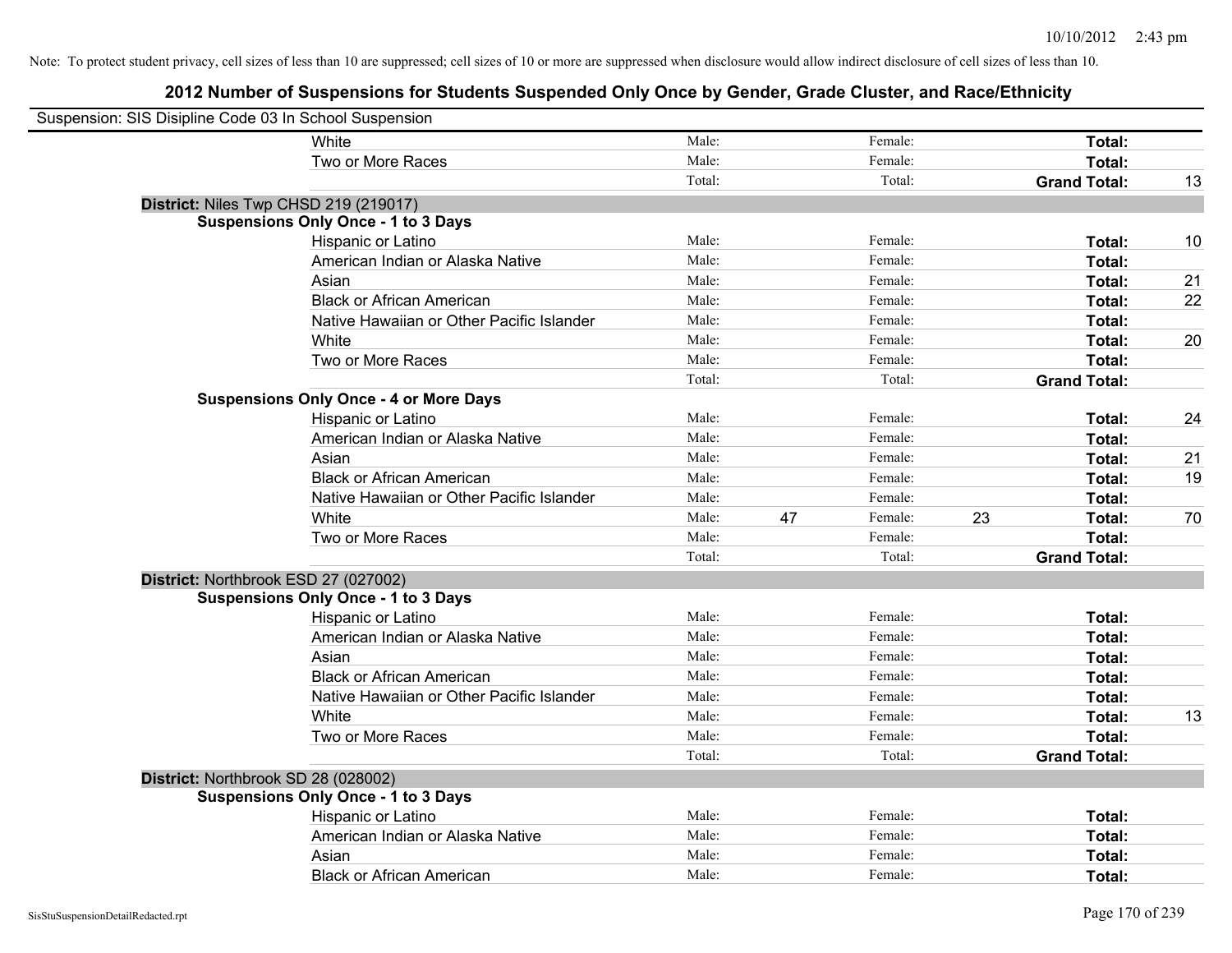Note: To protect student privacy, cell sizes of less than 10 are suppressed; cell sizes of 10 or more are suppressed when disclosure would allow indirect disclosure of cell sizes of less than 10.

# 2012 Number of Suspensions for Students Suspended Only Once by Gender, Grade Cluster, and Race/Ethnicity

Suspension: SIS Disipline Code 03 In School Suspension

| | | | | | | | |
|---|---|---|---|---|---|---|---|
| White | Male: | | Female: | | **Total:** | |
| Two or More Races | Male: | | Female: | | **Total:** | |
| | Total: | | Total: | | **Grand Total:** | 13 |

**District:** Niles Twp CHSD 219 (219017)

**Suspensions Only Once - 1 to 3 Days**

| | | | | | | |
|---|---|---|---|---|---|---|
| Hispanic or Latino | Male: | | Female: | | **Total:** | 10 |
| American Indian or Alaska Native | Male: | | Female: | | **Total:** | |
| Asian | Male: | | Female: | | **Total:** | 21 |
| Black or African American | Male: | | Female: | | **Total:** | 22 |
| Native Hawaiian or Other Pacific Islander | Male: | | Female: | | **Total:** | |
| White | Male: | | Female: | | **Total:** | 20 |
| Two or More Races | Male: | | Female: | | **Total:** | |
| | Total: | | Total: | | **Grand Total:** | |

**Suspensions Only Once - 4 or More Days**

| | | | | | | |
|---|---|---|---|---|---|---|
| Hispanic or Latino | Male: | | Female: | | **Total:** | 24 |
| American Indian or Alaska Native | Male: | | Female: | | **Total:** | |
| Asian | Male: | | Female: | | **Total:** | 21 |
| Black or African American | Male: | | Female: | | **Total:** | 19 |
| Native Hawaiian or Other Pacific Islander | Male: | | Female: | | **Total:** | |
| White | Male: | 47 | Female: | 23 | **Total:** | 70 |
| Two or More Races | Male: | | Female: | | **Total:** | |
| | Total: | | Total: | | **Grand Total:** | |

**District:** Northbrook ESD 27 (027002)

**Suspensions Only Once - 1 to 3 Days**

| | | | | | | |
|---|---|---|---|---|---|---|
| Hispanic or Latino | Male: | | Female: | | **Total:** | |
| American Indian or Alaska Native | Male: | | Female: | | **Total:** | |
| Asian | Male: | | Female: | | **Total:** | |
| Black or African American | Male: | | Female: | | **Total:** | |
| Native Hawaiian or Other Pacific Islander | Male: | | Female: | | **Total:** | |
| White | Male: | | Female: | | **Total:** | 13 |
| Two or More Races | Male: | | Female: | | **Total:** | |
| | Total: | | Total: | | **Grand Total:** | |

**District:** Northbrook SD 28 (028002)

**Suspensions Only Once - 1 to 3 Days**

| | | | | | | |
|---|---|---|---|---|---|---|
| Hispanic or Latino | Male: | | Female: | | **Total:** | |
| American Indian or Alaska Native | Male: | | Female: | | **Total:** | |
| Asian | Male: | | Female: | | **Total:** | |
| Black or African American | Male: | | Female: | | **Total:** | |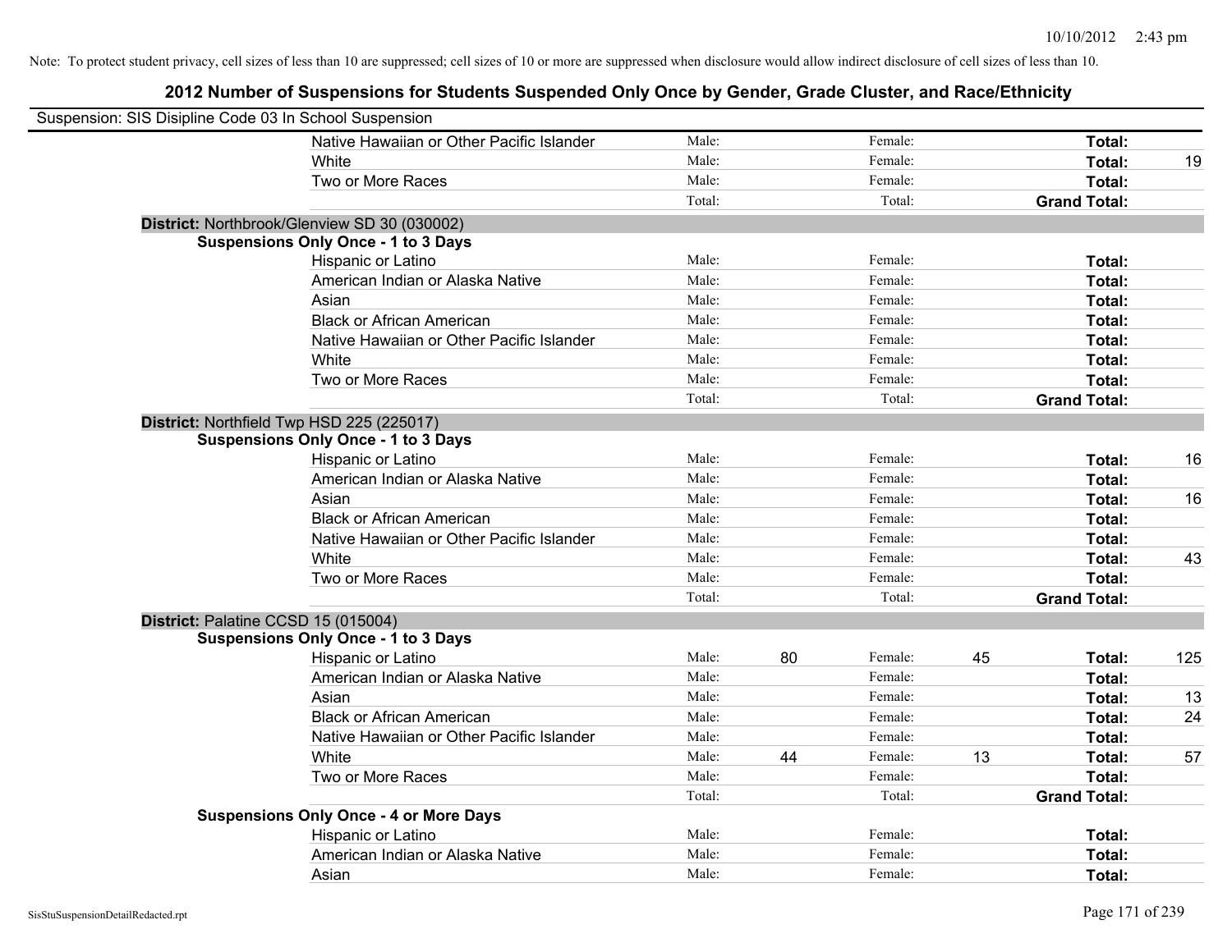Note: To protect student privacy, cell sizes of less than 10 are suppressed; cell sizes of 10 or more are suppressed when disclosure would allow indirect disclosure of cell sizes of less than 10.

# 2012 Number of Suspensions for Students Suspended Only Once by Gender, Grade Cluster, and Race/Ethnicity

Suspension: SIS Disipline Code 03 In School Suspension

| | | | | | | |
|---|---|---|---|---|---|---|
| Native Hawaiian or Other Pacific Islander | Male: | | Female: | | **Total:** | |
| White | Male: | | Female: | | **Total:** | 19 |
| Two or More Races | Male: | | Female: | | **Total:** | |
| | Total: | | Total: | | **Grand Total:** | |

**District:** Northbrook/Glenview SD 30 (030002)

**Suspensions Only Once - 1 to 3 Days**

| | | | | | | |
|---|---|---|---|---|---|---|
| Hispanic or Latino | Male: | | Female: | | **Total:** | |
| American Indian or Alaska Native | Male: | | Female: | | **Total:** | |
| Asian | Male: | | Female: | | **Total:** | |
| Black or African American | Male: | | Female: | | **Total:** | |
| Native Hawaiian or Other Pacific Islander | Male: | | Female: | | **Total:** | |
| White | Male: | | Female: | | **Total:** | |
| Two or More Races | Male: | | Female: | | **Total:** | |
| | Total: | | Total: | | **Grand Total:** | |

**District:** Northfield Twp HSD 225 (225017)

**Suspensions Only Once - 1 to 3 Days**

| | | | | | | |
|---|---|---|---|---|---|---|
| Hispanic or Latino | Male: | | Female: | | **Total:** | 16 |
| American Indian or Alaska Native | Male: | | Female: | | **Total:** | |
| Asian | Male: | | Female: | | **Total:** | 16 |
| Black or African American | Male: | | Female: | | **Total:** | |
| Native Hawaiian or Other Pacific Islander | Male: | | Female: | | **Total:** | |
| White | Male: | | Female: | | **Total:** | 43 |
| Two or More Races | Male: | | Female: | | **Total:** | |
| | Total: | | Total: | | **Grand Total:** | |

**District:** Palatine CCSD 15 (015004)

**Suspensions Only Once - 1 to 3 Days**

| | | | | | | |
|---|---|---|---|---|---|---|
| Hispanic or Latino | Male: | 80 | Female: | 45 | **Total:** | 125 |
| American Indian or Alaska Native | Male: | | Female: | | **Total:** | |
| Asian | Male: | | Female: | | **Total:** | 13 |
| Black or African American | Male: | | Female: | | **Total:** | 24 |
| Native Hawaiian or Other Pacific Islander | Male: | | Female: | | **Total:** | |
| White | Male: | 44 | Female: | 13 | **Total:** | 57 |
| Two or More Races | Male: | | Female: | | **Total:** | |
| | Total: | | Total: | | **Grand Total:** | |

**Suspensions Only Once - 4 or More Days**

| | | | | | | |
|---|---|---|---|---|---|---|
| Hispanic or Latino | Male: | | Female: | | **Total:** | |
| American Indian or Alaska Native | Male: | | Female: | | **Total:** | |
| Asian | Male: | | Female: | | **Total:** | |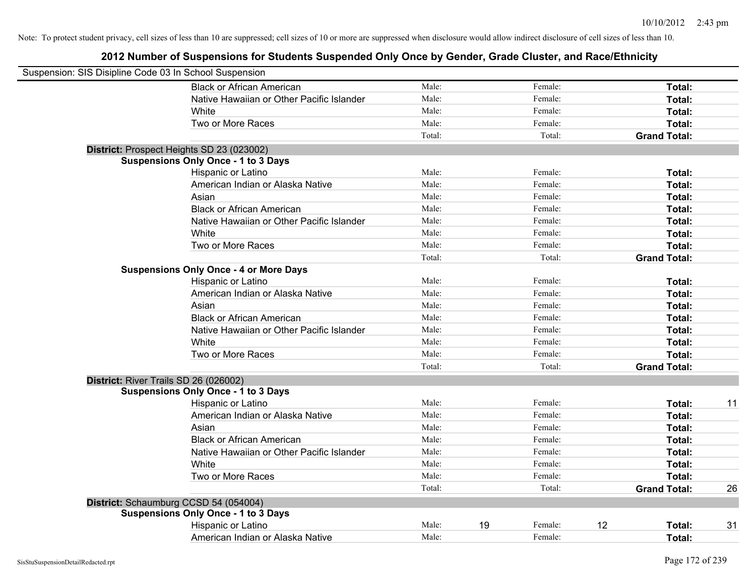Note: To protect student privacy, cell sizes of less than 10 are suppressed; cell sizes of 10 or more are suppressed when disclosure would allow indirect disclosure of cell sizes of less than 10.

## 2012 Number of Suspensions for Students Suspended Only Once by Gender, Grade Cluster, and Race/Ethnicity

Suspension: SIS Disipline Code 03 In School Suspension

| | | | | | | |
|---|---|---|---|---|---|---|
| Black or African American | Male: | | Female: | | **Total:** | |
| Native Hawaiian or Other Pacific Islander | Male: | | Female: | | **Total:** | |
| White | Male: | | Female: | | **Total:** | |
| Two or More Races | Male: | | Female: | | **Total:** | |
| | Total: | | Total: | | **Grand Total:** | |

**District:** Prospect Heights SD 23 (023002)

**Suspensions Only Once - 1 to 3 Days**

| | | | | | | |
|---|---|---|---|---|---|---|
| Hispanic or Latino | Male: | | Female: | | **Total:** | |
| American Indian or Alaska Native | Male: | | Female: | | **Total:** | |
| Asian | Male: | | Female: | | **Total:** | |
| Black or African American | Male: | | Female: | | **Total:** | |
| Native Hawaiian or Other Pacific Islander | Male: | | Female: | | **Total:** | |
| White | Male: | | Female: | | **Total:** | |
| Two or More Races | Male: | | Female: | | **Total:** | |
| | Total: | | Total: | | **Grand Total:** | |

**Suspensions Only Once - 4 or More Days**

| | | | | | | |
|---|---|---|---|---|---|---|
| Hispanic or Latino | Male: | | Female: | | **Total:** | |
| American Indian or Alaska Native | Male: | | Female: | | **Total:** | |
| Asian | Male: | | Female: | | **Total:** | |
| Black or African American | Male: | | Female: | | **Total:** | |
| Native Hawaiian or Other Pacific Islander | Male: | | Female: | | **Total:** | |
| White | Male: | | Female: | | **Total:** | |
| Two or More Races | Male: | | Female: | | **Total:** | |
| | Total: | | Total: | | **Grand Total:** | |

**District:** River Trails SD 26 (026002)

**Suspensions Only Once - 1 to 3 Days**

| | | | | | | |
|---|---|---|---|---|---|---|
| Hispanic or Latino | Male: | | Female: | | **Total:** | 11 |
| American Indian or Alaska Native | Male: | | Female: | | **Total:** | |
| Asian | Male: | | Female: | | **Total:** | |
| Black or African American | Male: | | Female: | | **Total:** | |
| Native Hawaiian or Other Pacific Islander | Male: | | Female: | | **Total:** | |
| White | Male: | | Female: | | **Total:** | |
| Two or More Races | Male: | | Female: | | **Total:** | |
| | Total: | | Total: | | **Grand Total:** | 26 |

**District:** Schaumburg CCSD 54 (054004)

**Suspensions Only Once - 1 to 3 Days**

| | | | | | | |
|---|---|---|---|---|---|---|
| Hispanic or Latino | Male: | 19 | Female: | 12 | **Total:** | 31 |
| American Indian or Alaska Native | Male: | | Female: | | **Total:** | |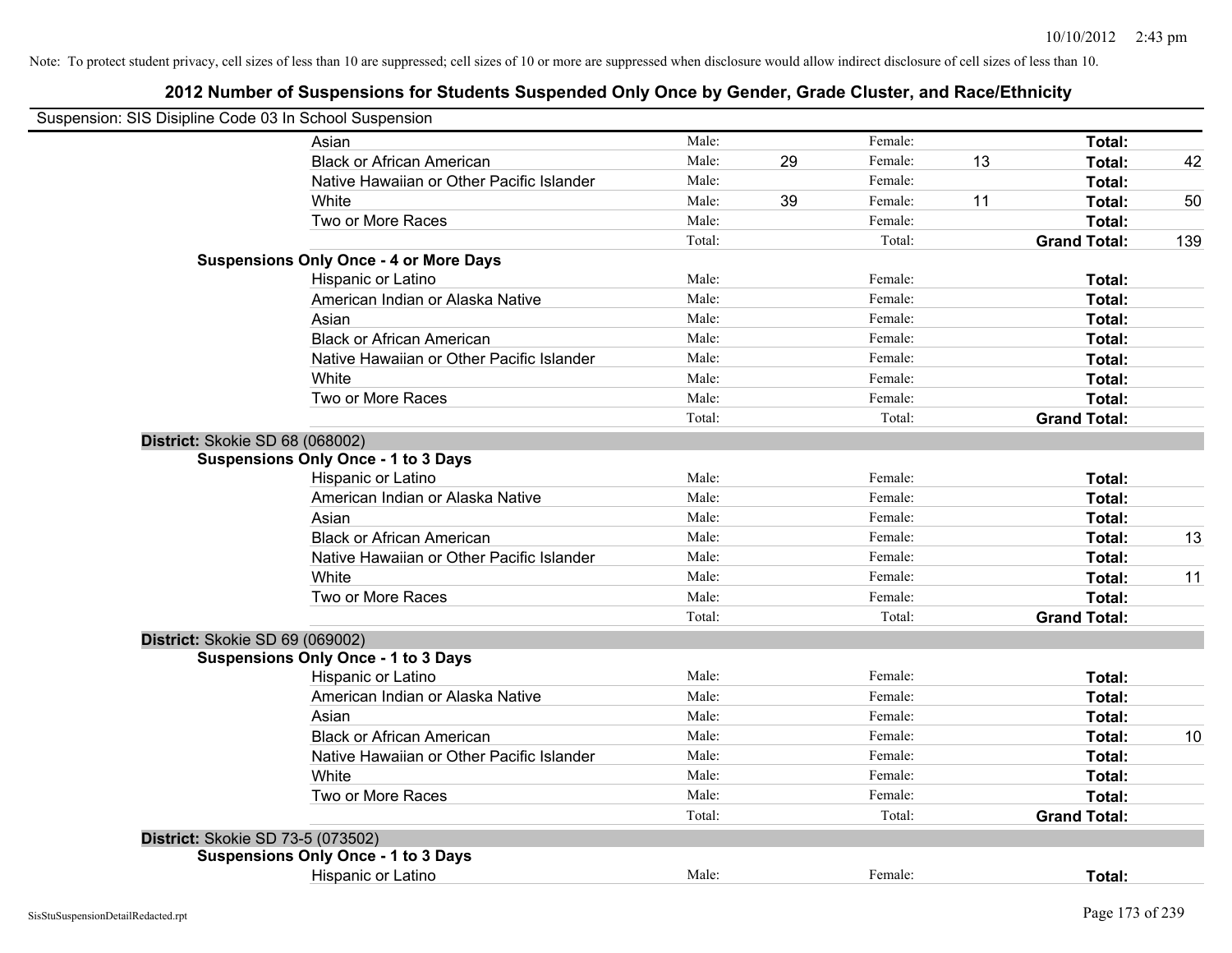Note: To protect student privacy, cell sizes of less than 10 are suppressed; cell sizes of 10 or more are suppressed when disclosure would allow indirect disclosure of cell sizes of less than 10.

## 2012 Number of Suspensions for Students Suspended Only Once by Gender, Grade Cluster, and Race/Ethnicity

Suspension: SIS Disipline Code 03 In School Suspension

| | | | | | | | |
|---|---|---|---|---|---|---|---|
| Asian | Male: | | Female: | | **Total:** | |
| Black or African American | Male: | 29 | Female: | 13 | **Total:** | 42 |
| Native Hawaiian or Other Pacific Islander | Male: | | Female: | | **Total:** | |
| White | Male: | 39 | Female: | 11 | **Total:** | 50 |
| Two or More Races | Male: | | Female: | | **Total:** | |
| | Total: | | Total: | | **Grand Total:** | 139 |

**Suspensions Only Once - 4 or More Days**

| | | | | | | |
|---|---|---|---|---|---|---|
| Hispanic or Latino | Male: | | Female: | | **Total:** | |
| American Indian or Alaska Native | Male: | | Female: | | **Total:** | |
| Asian | Male: | | Female: | | **Total:** | |
| Black or African American | Male: | | Female: | | **Total:** | |
| Native Hawaiian or Other Pacific Islander | Male: | | Female: | | **Total:** | |
| White | Male: | | Female: | | **Total:** | |
| Two or More Races | Male: | | Female: | | **Total:** | |
| | Total: | | Total: | | **Grand Total:** | |

**District:** Skokie SD 68 (068002)

**Suspensions Only Once - 1 to 3 Days**

| | | | | | | |
|---|---|---|---|---|---|---|
| Hispanic or Latino | Male: | | Female: | | **Total:** | |
| American Indian or Alaska Native | Male: | | Female: | | **Total:** | |
| Asian | Male: | | Female: | | **Total:** | |
| Black or African American | Male: | | Female: | | **Total:** | 13 |
| Native Hawaiian or Other Pacific Islander | Male: | | Female: | | **Total:** | |
| White | Male: | | Female: | | **Total:** | 11 |
| Two or More Races | Male: | | Female: | | **Total:** | |
| | Total: | | Total: | | **Grand Total:** | |

**District:** Skokie SD 69 (069002)

**Suspensions Only Once - 1 to 3 Days**

| | | | | | | |
|---|---|---|---|---|---|---|
| Hispanic or Latino | Male: | | Female: | | **Total:** | |
| American Indian or Alaska Native | Male: | | Female: | | **Total:** | |
| Asian | Male: | | Female: | | **Total:** | |
| Black or African American | Male: | | Female: | | **Total:** | 10 |
| Native Hawaiian or Other Pacific Islander | Male: | | Female: | | **Total:** | |
| White | Male: | | Female: | | **Total:** | |
| Two or More Races | Male: | | Female: | | **Total:** | |
| | Total: | | Total: | | **Grand Total:** | |

**District:** Skokie SD 73-5 (073502)

**Suspensions Only Once - 1 to 3 Days**

| | | | | | | |
|---|---|---|---|---|---|---|
| Hispanic or Latino | Male: | | Female: | | **Total:** | |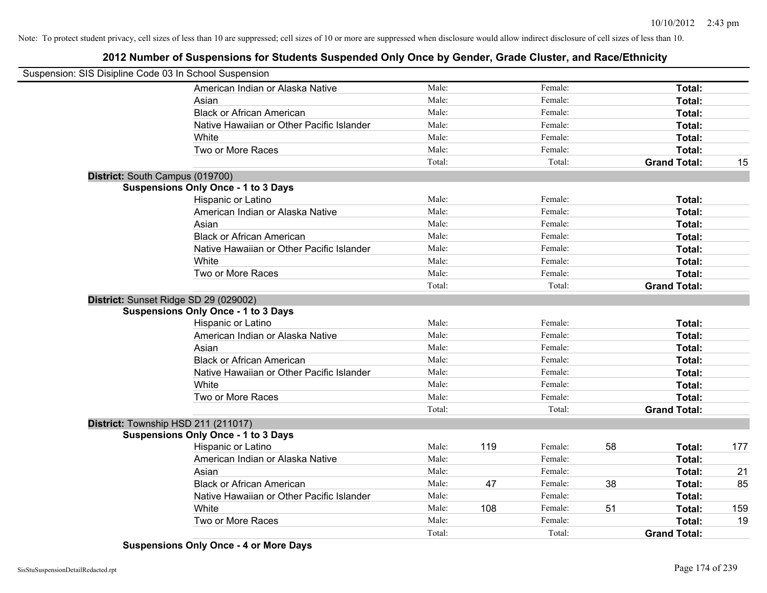Note: To protect student privacy, cell sizes of less than 10 are suppressed; cell sizes of 10 or more are suppressed when disclosure would allow indirect disclosure of cell sizes of less than 10.

## 2012 Number of Suspensions for Students Suspended Only Once by Gender, Grade Cluster, and Race/Ethnicity

Suspension: SIS Disipline Code 03 In School Suspension

| | | | | | | |
|---|---|---|---|---|---|---|
| American Indian or Alaska Native | Male: | | Female: | | **Total:** | |
| Asian | Male: | | Female: | | **Total:** | |
| Black or African American | Male: | | Female: | | **Total:** | |
| Native Hawaiian or Other Pacific Islander | Male: | | Female: | | **Total:** | |
| White | Male: | | Female: | | **Total:** | |
| Two or More Races | Male: | | Female: | | **Total:** | |
| | Total: | | Total: | | **Grand Total:** | 15 |

**District:** South Campus (019700)

**Suspensions Only Once - 1 to 3 Days**

| | | | | | | |
|---|---|---|---|---|---|---|
| Hispanic or Latino | Male: | | Female: | | **Total:** | |
| American Indian or Alaska Native | Male: | | Female: | | **Total:** | |
| Asian | Male: | | Female: | | **Total:** | |
| Black or African American | Male: | | Female: | | **Total:** | |
| Native Hawaiian or Other Pacific Islander | Male: | | Female: | | **Total:** | |
| White | Male: | | Female: | | **Total:** | |
| Two or More Races | Male: | | Female: | | **Total:** | |
| | Total: | | Total: | | **Grand Total:** | |

**District:** Sunset Ridge SD 29 (029002)

**Suspensions Only Once - 1 to 3 Days**

| | | | | | | |
|---|---|---|---|---|---|---|
| Hispanic or Latino | Male: | | Female: | | **Total:** | |
| American Indian or Alaska Native | Male: | | Female: | | **Total:** | |
| Asian | Male: | | Female: | | **Total:** | |
| Black or African American | Male: | | Female: | | **Total:** | |
| Native Hawaiian or Other Pacific Islander | Male: | | Female: | | **Total:** | |
| White | Male: | | Female: | | **Total:** | |
| Two or More Races | Male: | | Female: | | **Total:** | |
| | Total: | | Total: | | **Grand Total:** | |

**District:** Township HSD 211 (211017)

**Suspensions Only Once - 1 to 3 Days**

| | | | | | | |
|---|---|---|---|---|---|---|
| Hispanic or Latino | Male: | 119 | Female: | 58 | **Total:** | 177 |
| American Indian or Alaska Native | Male: | | Female: | | **Total:** | |
| Asian | Male: | | Female: | | **Total:** | 21 |
| Black or African American | Male: | 47 | Female: | 38 | **Total:** | 85 |
| Native Hawaiian or Other Pacific Islander | Male: | | Female: | | **Total:** | |
| White | Male: | 108 | Female: | 51 | **Total:** | 159 |
| Two or More Races | Male: | | Female: | | **Total:** | 19 |
| | Total: | | Total: | | **Grand Total:** | |

**Suspensions Only Once - 4 or More Days**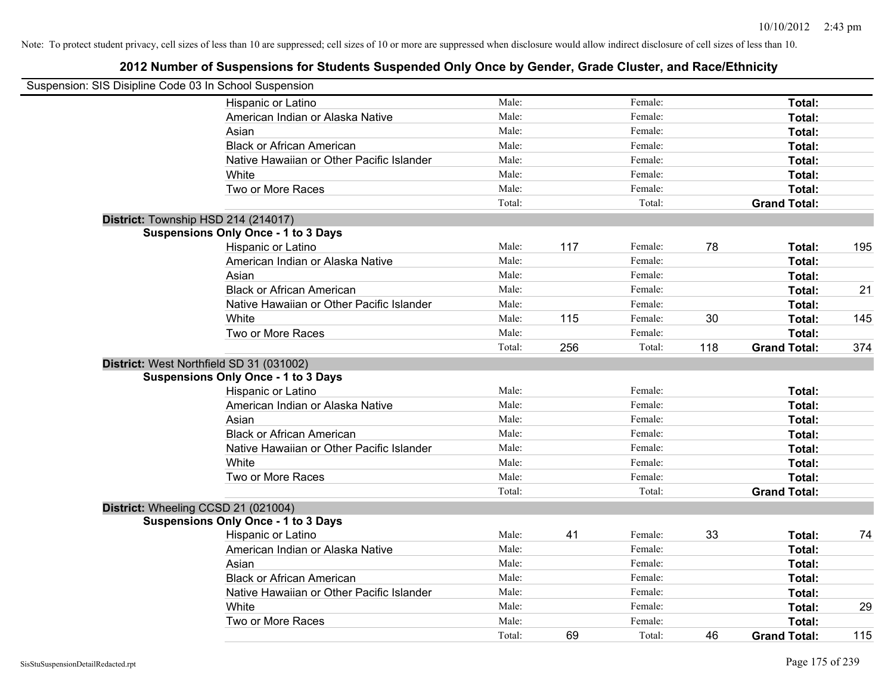Note: To protect student privacy, cell sizes of less than 10 are suppressed; cell sizes of 10 or more are suppressed when disclosure would allow indirect disclosure of cell sizes of less than 10.

## 2012 Number of Suspensions for Students Suspended Only Once by Gender, Grade Cluster, and Race/Ethnicity

Suspension: SIS Disipline Code 03 In School Suspension

| | | | | | | |
|---|---|---|---|---|---|---|
| Hispanic or Latino | Male: | | Female: | | **Total:** | |
| American Indian or Alaska Native | Male: | | Female: | | **Total:** | |
| Asian | Male: | | Female: | | **Total:** | |
| Black or African American | Male: | | Female: | | **Total:** | |
| Native Hawaiian or Other Pacific Islander | Male: | | Female: | | **Total:** | |
| White | Male: | | Female: | | **Total:** | |
| Two or More Races | Male: | | Female: | | **Total:** | |
| | Total: | | Total: | | **Grand Total:** | |

**District:** Township HSD 214 (214017)

**Suspensions Only Once - 1 to 3 Days**

| | | | | | | |
|---|---|---|---|---|---|---|
| Hispanic or Latino | Male: | 117 | Female: | 78 | **Total:** | 195 |
| American Indian or Alaska Native | Male: | | Female: | | **Total:** | |
| Asian | Male: | | Female: | | **Total:** | |
| Black or African American | Male: | | Female: | | **Total:** | 21 |
| Native Hawaiian or Other Pacific Islander | Male: | | Female: | | **Total:** | |
| White | Male: | 115 | Female: | 30 | **Total:** | 145 |
| Two or More Races | Male: | | Female: | | **Total:** | |
| | Total: | 256 | Total: | 118 | **Grand Total:** | 374 |

**District:** West Northfield SD 31 (031002)

**Suspensions Only Once - 1 to 3 Days**

| | | | | | | |
|---|---|---|---|---|---|---|
| Hispanic or Latino | Male: | | Female: | | **Total:** | |
| American Indian or Alaska Native | Male: | | Female: | | **Total:** | |
| Asian | Male: | | Female: | | **Total:** | |
| Black or African American | Male: | | Female: | | **Total:** | |
| Native Hawaiian or Other Pacific Islander | Male: | | Female: | | **Total:** | |
| White | Male: | | Female: | | **Total:** | |
| Two or More Races | Male: | | Female: | | **Total:** | |
| | Total: | | Total: | | **Grand Total:** | |

**District:** Wheeling CCSD 21 (021004)

**Suspensions Only Once - 1 to 3 Days**

| | | | | | | |
|---|---|---|---|---|---|---|
| Hispanic or Latino | Male: | 41 | Female: | 33 | **Total:** | 74 |
| American Indian or Alaska Native | Male: | | Female: | | **Total:** | |
| Asian | Male: | | Female: | | **Total:** | |
| Black or African American | Male: | | Female: | | **Total:** | |
| Native Hawaiian or Other Pacific Islander | Male: | | Female: | | **Total:** | |
| White | Male: | | Female: | | **Total:** | 29 |
| Two or More Races | Male: | | Female: | | **Total:** | |
| | Total: | 69 | Total: | 46 | **Grand Total:** | 115 |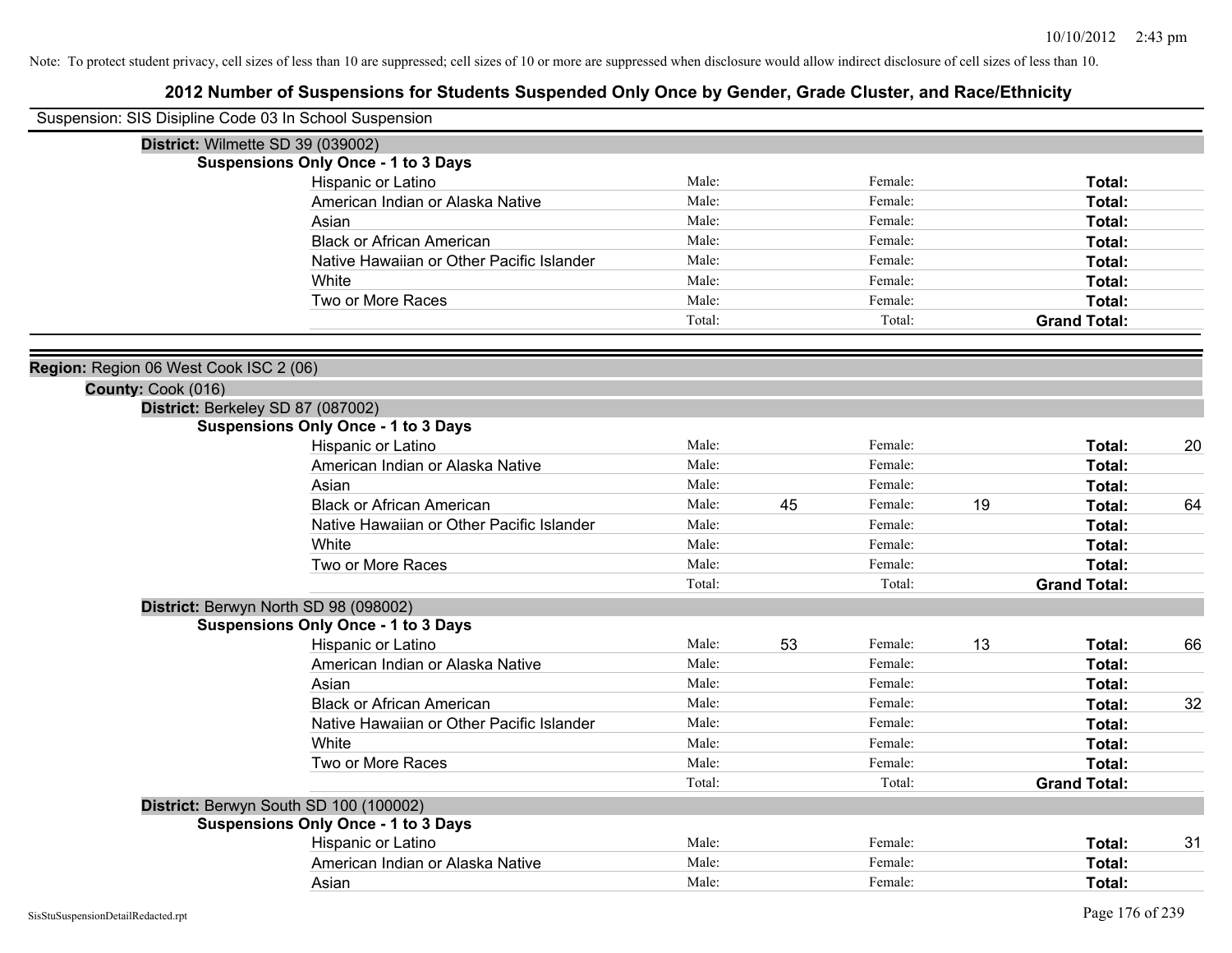Note: To protect student privacy, cell sizes of less than 10 are suppressed; cell sizes of 10 or more are suppressed when disclosure would allow indirect disclosure of cell sizes of less than 10.

# 2012 Number of Suspensions for Students Suspended Only Once by Gender, Grade Cluster, and Race/Ethnicity

Suspension: SIS Disipline Code 03 In School Suspension

**District:** Wilmette SD 39 (039002)

**Suspensions Only Once - 1 to 3 Days**

| | | | | | | |
|---|---|---|---|---|---|---|
| Hispanic or Latino | Male: | | Female: | | **Total:** | |
| American Indian or Alaska Native | Male: | | Female: | | **Total:** | |
| Asian | Male: | | Female: | | **Total:** | |
| Black or African American | Male: | | Female: | | **Total:** | |
| Native Hawaiian or Other Pacific Islander | Male: | | Female: | | **Total:** | |
| White | Male: | | Female: | | **Total:** | |
| Two or More Races | Male: | | Female: | | **Total:** | |
| | Total: | | Total: | | **Grand Total:** | |

**Region:** Region 06 West Cook ISC 2 (06)

**County:** Cook (016)

**District:** Berkeley SD 87 (087002)

**Suspensions Only Once - 1 to 3 Days**

| | | | | | | |
|---|---|---|---|---|---|---|
| Hispanic or Latino | Male: | | Female: | | **Total:** | 20 |
| American Indian or Alaska Native | Male: | | Female: | | **Total:** | |
| Asian | Male: | | Female: | | **Total:** | |
| Black or African American | Male: | 45 | Female: | 19 | **Total:** | 64 |
| Native Hawaiian or Other Pacific Islander | Male: | | Female: | | **Total:** | |
| White | Male: | | Female: | | **Total:** | |
| Two or More Races | Male: | | Female: | | **Total:** | |
| | Total: | | Total: | | **Grand Total:** | |

**District:** Berwyn North SD 98 (098002)

**Suspensions Only Once - 1 to 3 Days**

| | | | | | | |
|---|---|---|---|---|---|---|
| Hispanic or Latino | Male: | 53 | Female: | 13 | **Total:** | 66 |
| American Indian or Alaska Native | Male: | | Female: | | **Total:** | |
| Asian | Male: | | Female: | | **Total:** | |
| Black or African American | Male: | | Female: | | **Total:** | 32 |
| Native Hawaiian or Other Pacific Islander | Male: | | Female: | | **Total:** | |
| White | Male: | | Female: | | **Total:** | |
| Two or More Races | Male: | | Female: | | **Total:** | |
| | Total: | | Total: | | **Grand Total:** | |

**District:** Berwyn South SD 100 (100002)

**Suspensions Only Once - 1 to 3 Days**

| | | | | | | |
|---|---|---|---|---|---|---|
| Hispanic or Latino | Male: | | Female: | | **Total:** | 31 |
| American Indian or Alaska Native | Male: | | Female: | | **Total:** | |
| Asian | Male: | | Female: | | **Total:** | |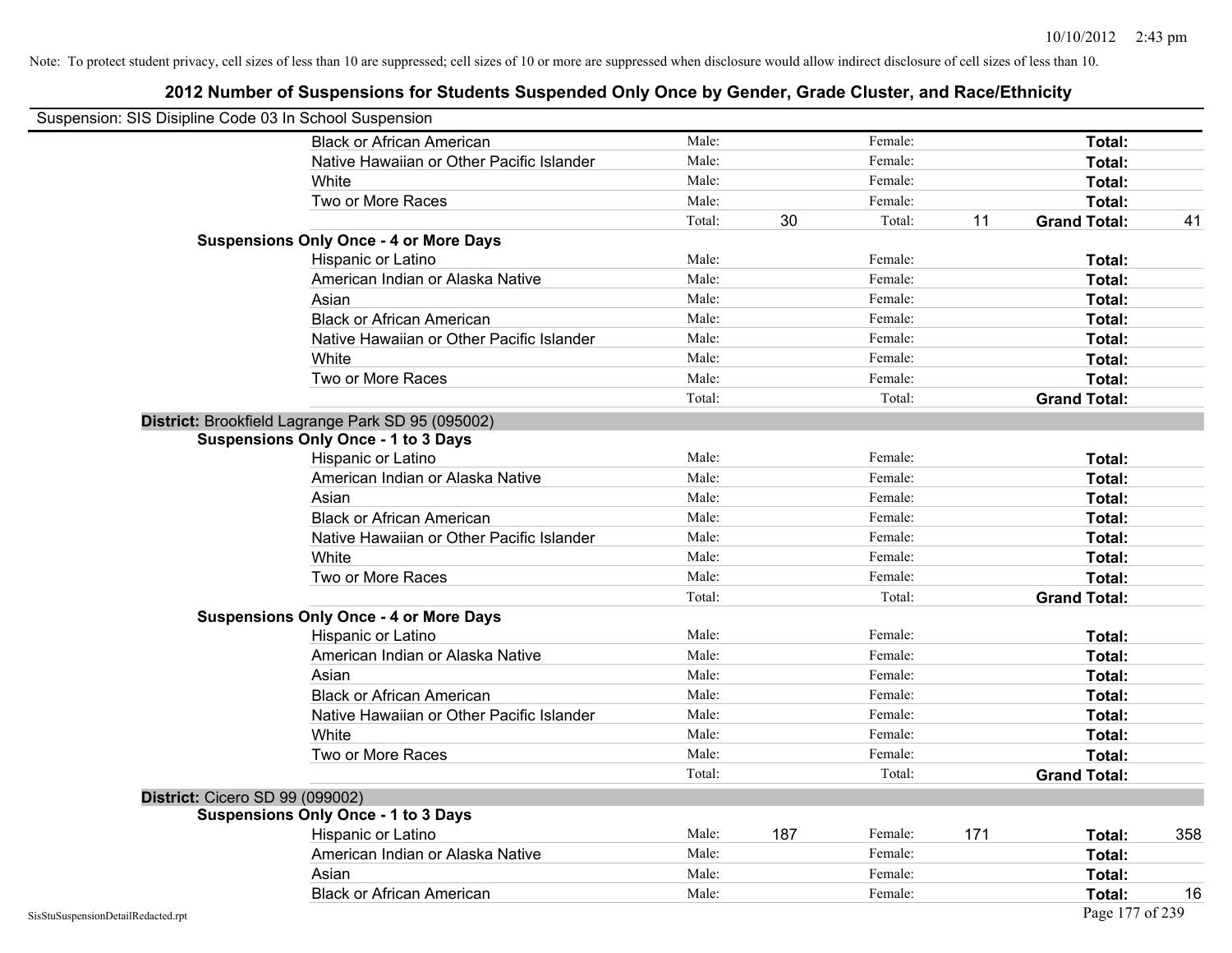Note: To protect student privacy, cell sizes of less than 10 are suppressed; cell sizes of 10 or more are suppressed when disclosure would allow indirect disclosure of cell sizes of less than 10.

## 2012 Number of Suspensions for Students Suspended Only Once by Gender, Grade Cluster, and Race/Ethnicity

Suspension: SIS Disipline Code 03 In School Suspension

| | | | | | | |
|---|---|---|---|---|---|---|
| Black or African American | Male: | | Female: | | **Total:** | |
| Native Hawaiian or Other Pacific Islander | Male: | | Female: | | **Total:** | |
| White | Male: | | Female: | | **Total:** | |
| Two or More Races | Male: | | Female: | | **Total:** | |
| | Total: | 30 | Total: | 11 | **Grand Total:** | 41 |

**Suspensions Only Once - 4 or More Days**

| | | | | | | |
|---|---|---|---|---|---|---|
| Hispanic or Latino | Male: | | Female: | | **Total:** | |
| American Indian or Alaska Native | Male: | | Female: | | **Total:** | |
| Asian | Male: | | Female: | | **Total:** | |
| Black or African American | Male: | | Female: | | **Total:** | |
| Native Hawaiian or Other Pacific Islander | Male: | | Female: | | **Total:** | |
| White | Male: | | Female: | | **Total:** | |
| Two or More Races | Male: | | Female: | | **Total:** | |
| | Total: | | Total: | | **Grand Total:** | |

### District: Brookfield Lagrange Park SD 95 (095002)

**Suspensions Only Once - 1 to 3 Days**

| | | | | | | |
|---|---|---|---|---|---|---|
| Hispanic or Latino | Male: | | Female: | | **Total:** | |
| American Indian or Alaska Native | Male: | | Female: | | **Total:** | |
| Asian | Male: | | Female: | | **Total:** | |
| Black or African American | Male: | | Female: | | **Total:** | |
| Native Hawaiian or Other Pacific Islander | Male: | | Female: | | **Total:** | |
| White | Male: | | Female: | | **Total:** | |
| Two or More Races | Male: | | Female: | | **Total:** | |
| | Total: | | Total: | | **Grand Total:** | |

**Suspensions Only Once - 4 or More Days**

| | | | | | | |
|---|---|---|---|---|---|---|
| Hispanic or Latino | Male: | | Female: | | **Total:** | |
| American Indian or Alaska Native | Male: | | Female: | | **Total:** | |
| Asian | Male: | | Female: | | **Total:** | |
| Black or African American | Male: | | Female: | | **Total:** | |
| Native Hawaiian or Other Pacific Islander | Male: | | Female: | | **Total:** | |
| White | Male: | | Female: | | **Total:** | |
| Two or More Races | Male: | | Female: | | **Total:** | |
| | Total: | | Total: | | **Grand Total:** | |

### District: Cicero SD 99 (099002)

**Suspensions Only Once - 1 to 3 Days**

| | | | | | | |
|---|---|---|---|---|---|---|
| Hispanic or Latino | Male: | 187 | Female: | 171 | **Total:** | 358 |
| American Indian or Alaska Native | Male: | | Female: | | **Total:** | |
| Asian | Male: | | Female: | | **Total:** | |
| Black or African American | Male: | | Female: | | **Total:** | 16 |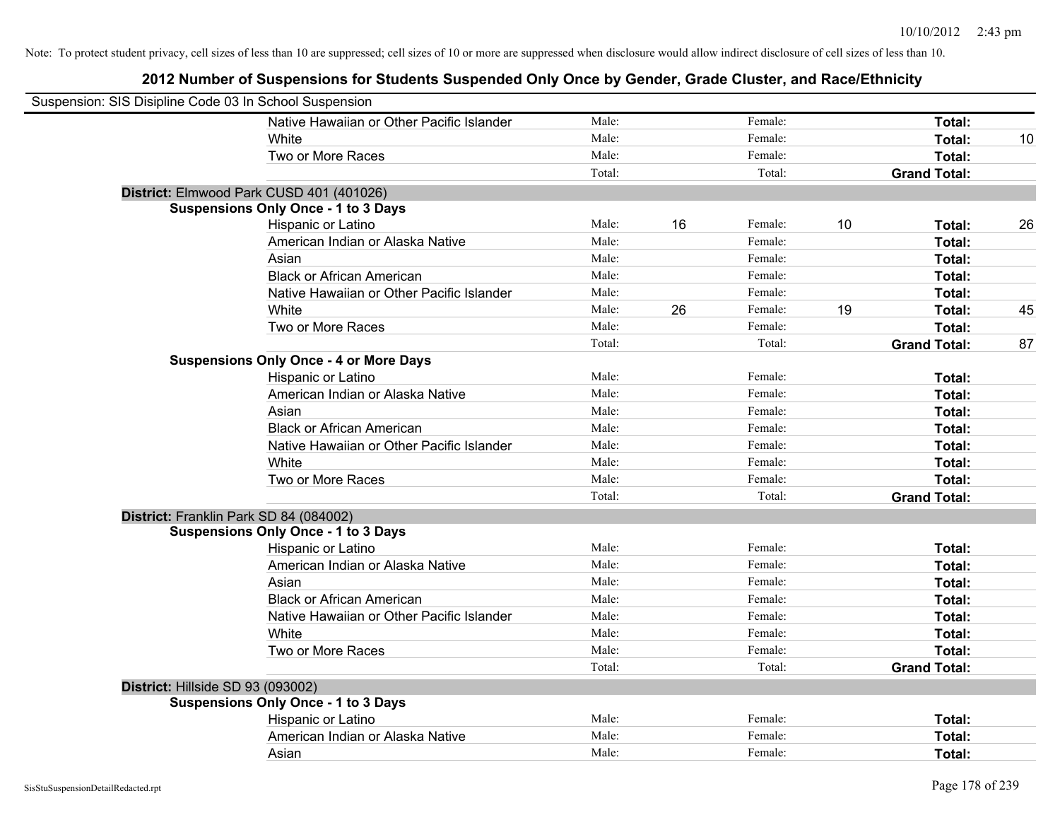Note: To protect student privacy, cell sizes of less than 10 are suppressed; cell sizes of 10 or more are suppressed when disclosure would allow indirect disclosure of cell sizes of less than 10.

# 2012 Number of Suspensions for Students Suspended Only Once by Gender, Grade Cluster, and Race/Ethnicity

Suspension: SIS Disipline Code 03 In School Suspension

| | | | | | | |
|---|---|---|---|---|---|---|
| Native Hawaiian or Other Pacific Islander | Male: | | Female: | | **Total:** | |
| White | Male: | | Female: | | **Total:** | 10 |
| Two or More Races | Male: | | Female: | | **Total:** | |
| | Total: | | Total: | | **Grand Total:** | |

**District:** Elmwood Park CUSD 401 (401026)

**Suspensions Only Once - 1 to 3 Days**

| | | | | | | |
|---|---|---|---|---|---|---|
| Hispanic or Latino | Male: | 16 | Female: | 10 | **Total:** | 26 |
| American Indian or Alaska Native | Male: | | Female: | | **Total:** | |
| Asian | Male: | | Female: | | **Total:** | |
| Black or African American | Male: | | Female: | | **Total:** | |
| Native Hawaiian or Other Pacific Islander | Male: | | Female: | | **Total:** | |
| White | Male: | 26 | Female: | 19 | **Total:** | 45 |
| Two or More Races | Male: | | Female: | | **Total:** | |
| | Total: | | Total: | | **Grand Total:** | 87 |

**Suspensions Only Once - 4 or More Days**

| | | | | | | |
|---|---|---|---|---|---|---|
| Hispanic or Latino | Male: | | Female: | | **Total:** | |
| American Indian or Alaska Native | Male: | | Female: | | **Total:** | |
| Asian | Male: | | Female: | | **Total:** | |
| Black or African American | Male: | | Female: | | **Total:** | |
| Native Hawaiian or Other Pacific Islander | Male: | | Female: | | **Total:** | |
| White | Male: | | Female: | | **Total:** | |
| Two or More Races | Male: | | Female: | | **Total:** | |
| | Total: | | Total: | | **Grand Total:** | |

**District:** Franklin Park SD 84 (084002)

**Suspensions Only Once - 1 to 3 Days**

| | | | | | | |
|---|---|---|---|---|---|---|
| Hispanic or Latino | Male: | | Female: | | **Total:** | |
| American Indian or Alaska Native | Male: | | Female: | | **Total:** | |
| Asian | Male: | | Female: | | **Total:** | |
| Black or African American | Male: | | Female: | | **Total:** | |
| Native Hawaiian or Other Pacific Islander | Male: | | Female: | | **Total:** | |
| White | Male: | | Female: | | **Total:** | |
| Two or More Races | Male: | | Female: | | **Total:** | |
| | Total: | | Total: | | **Grand Total:** | |

**District:** Hillside SD 93 (093002)

**Suspensions Only Once - 1 to 3 Days**

| | | | | | | |
|---|---|---|---|---|---|---|
| Hispanic or Latino | Male: | | Female: | | **Total:** | |
| American Indian or Alaska Native | Male: | | Female: | | **Total:** | |
| Asian | Male: | | Female: | | **Total:** | |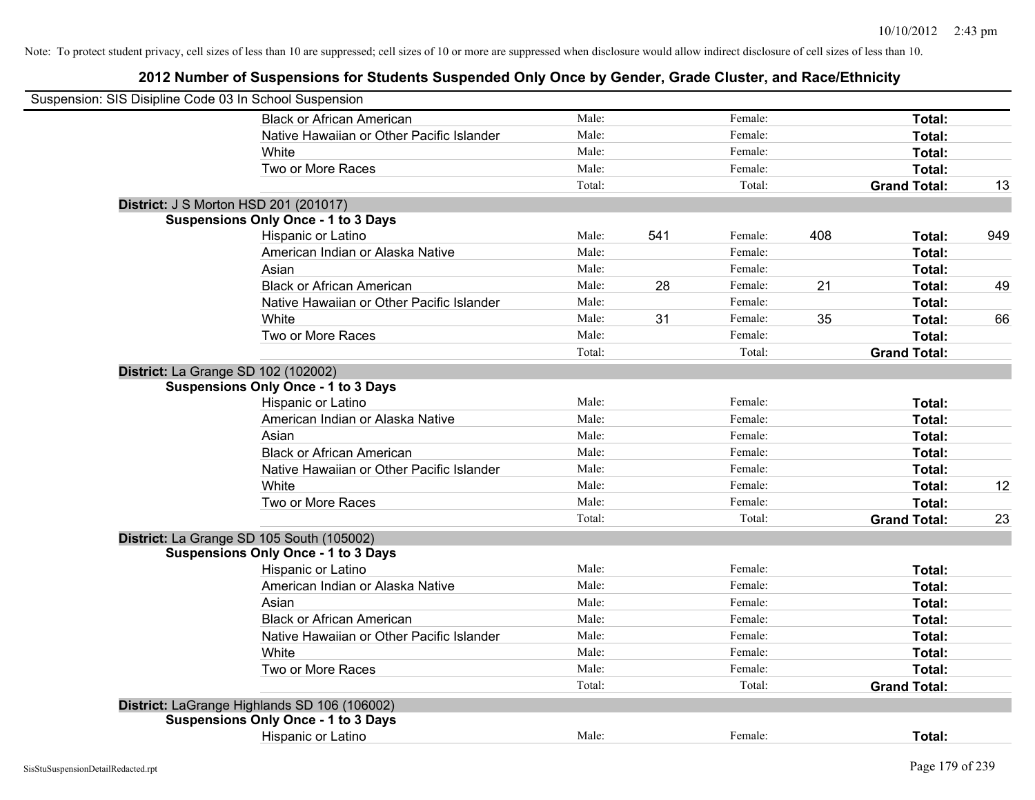Note: To protect student privacy, cell sizes of less than 10 are suppressed; cell sizes of 10 or more are suppressed when disclosure would allow indirect disclosure of cell sizes of less than 10.

# 2012 Number of Suspensions for Students Suspended Only Once by Gender, Grade Cluster, and Race/Ethnicity

Suspension: SIS Disipline Code 03 In School Suspension

| | | | | | | |
|---|---|---|---|---|---|---|
| Black or African American | Male: | | Female: | | **Total:** | |
| Native Hawaiian or Other Pacific Islander | Male: | | Female: | | **Total:** | |
| White | Male: | | Female: | | **Total:** | |
| Two or More Races | Male: | | Female: | | **Total:** | |
| | Total: | | Total: | | **Grand Total:** | 13 |

**District:** J S Morton HSD 201 (201017)

**Suspensions Only Once - 1 to 3 Days**

| | | | | | | |
|---|---|---|---|---|---|---|
| Hispanic or Latino | Male: | 541 | Female: | 408 | **Total:** | 949 |
| American Indian or Alaska Native | Male: | | Female: | | **Total:** | |
| Asian | Male: | | Female: | | **Total:** | |
| Black or African American | Male: | 28 | Female: | 21 | **Total:** | 49 |
| Native Hawaiian or Other Pacific Islander | Male: | | Female: | | **Total:** | |
| White | Male: | 31 | Female: | 35 | **Total:** | 66 |
| Two or More Races | Male: | | Female: | | **Total:** | |
| | Total: | | Total: | | **Grand Total:** | |

**District:** La Grange SD 102 (102002)

**Suspensions Only Once - 1 to 3 Days**

| | | | | | | |
|---|---|---|---|---|---|---|
| Hispanic or Latino | Male: | | Female: | | **Total:** | |
| American Indian or Alaska Native | Male: | | Female: | | **Total:** | |
| Asian | Male: | | Female: | | **Total:** | |
| Black or African American | Male: | | Female: | | **Total:** | |
| Native Hawaiian or Other Pacific Islander | Male: | | Female: | | **Total:** | |
| White | Male: | | Female: | | **Total:** | 12 |
| Two or More Races | Male: | | Female: | | **Total:** | |
| | Total: | | Total: | | **Grand Total:** | 23 |

**District:** La Grange SD 105 South (105002)

**Suspensions Only Once - 1 to 3 Days**

| | | | | | | |
|---|---|---|---|---|---|---|
| Hispanic or Latino | Male: | | Female: | | **Total:** | |
| American Indian or Alaska Native | Male: | | Female: | | **Total:** | |
| Asian | Male: | | Female: | | **Total:** | |
| Black or African American | Male: | | Female: | | **Total:** | |
| Native Hawaiian or Other Pacific Islander | Male: | | Female: | | **Total:** | |
| White | Male: | | Female: | | **Total:** | |
| Two or More Races | Male: | | Female: | | **Total:** | |
| | Total: | | Total: | | **Grand Total:** | |

**District:** LaGrange Highlands SD 106 (106002)

**Suspensions Only Once - 1 to 3 Days**

| | | | | | | |
|---|---|---|---|---|---|---|
| Hispanic or Latino | Male: | | Female: | | **Total:** | |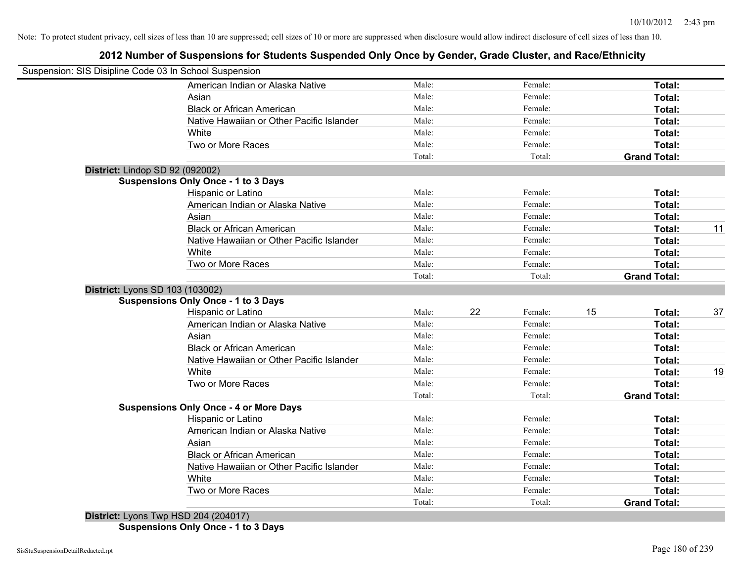Note: To protect student privacy, cell sizes of less than 10 are suppressed; cell sizes of 10 or more are suppressed when disclosure would allow indirect disclosure of cell sizes of less than 10.

# 2012 Number of Suspensions for Students Suspended Only Once by Gender, Grade Cluster, and Race/Ethnicity

Suspension: SIS Disipline Code 03 In School Suspension

| | | | | | | |
|---|---|---|---|---|---|---|
| American Indian or Alaska Native | Male: | | Female: | | **Total:** | |
| Asian | Male: | | Female: | | **Total:** | |
| Black or African American | Male: | | Female: | | **Total:** | |
| Native Hawaiian or Other Pacific Islander | Male: | | Female: | | **Total:** | |
| White | Male: | | Female: | | **Total:** | |
| Two or More Races | Male: | | Female: | | **Total:** | |
| | Total: | | Total: | | **Grand Total:** | |

**District:** Lindop SD 92 (092002)

**Suspensions Only Once - 1 to 3 Days**

| | | | | | | |
|---|---|---|---|---|---|---|
| Hispanic or Latino | Male: | | Female: | | **Total:** | |
| American Indian or Alaska Native | Male: | | Female: | | **Total:** | |
| Asian | Male: | | Female: | | **Total:** | |
| Black or African American | Male: | | Female: | | **Total:** | 11 |
| Native Hawaiian or Other Pacific Islander | Male: | | Female: | | **Total:** | |
| White | Male: | | Female: | | **Total:** | |
| Two or More Races | Male: | | Female: | | **Total:** | |
| | Total: | | Total: | | **Grand Total:** | |

**District:** Lyons SD 103 (103002)

**Suspensions Only Once - 1 to 3 Days**

| | | | | | | |
|---|---|---|---|---|---|---|
| Hispanic or Latino | Male: | 22 | Female: | 15 | **Total:** | 37 |
| American Indian or Alaska Native | Male: | | Female: | | **Total:** | |
| Asian | Male: | | Female: | | **Total:** | |
| Black or African American | Male: | | Female: | | **Total:** | |
| Native Hawaiian or Other Pacific Islander | Male: | | Female: | | **Total:** | |
| White | Male: | | Female: | | **Total:** | 19 |
| Two or More Races | Male: | | Female: | | **Total:** | |
| | Total: | | Total: | | **Grand Total:** | |

**Suspensions Only Once - 4 or More Days**

| | | | | | | |
|---|---|---|---|---|---|---|
| Hispanic or Latino | Male: | | Female: | | **Total:** | |
| American Indian or Alaska Native | Male: | | Female: | | **Total:** | |
| Asian | Male: | | Female: | | **Total:** | |
| Black or African American | Male: | | Female: | | **Total:** | |
| Native Hawaiian or Other Pacific Islander | Male: | | Female: | | **Total:** | |
| White | Male: | | Female: | | **Total:** | |
| Two or More Races | Male: | | Female: | | **Total:** | |
| | Total: | | Total: | | **Grand Total:** | |

**District:** Lyons Twp HSD 204 (204017)

**Suspensions Only Once - 1 to 3 Days**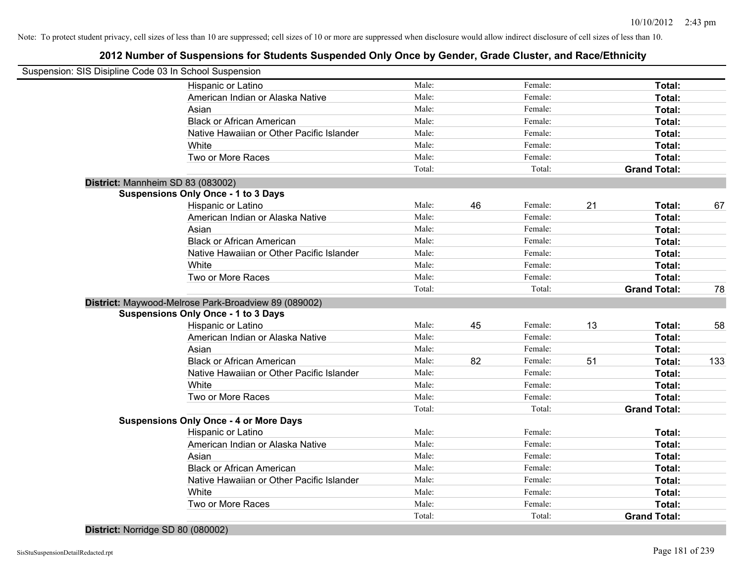Note: To protect student privacy, cell sizes of less than 10 are suppressed; cell sizes of 10 or more are suppressed when disclosure would allow indirect disclosure of cell sizes of less than 10.

## 2012 Number of Suspensions for Students Suspended Only Once by Gender, Grade Cluster, and Race/Ethnicity

Suspension: SIS Disipline Code 03 In School Suspension

| | | | | | | | |
|---|---|---|---|---|---|---|---|
| Hispanic or Latino | Male: | | Female: | | **Total:** | |
| American Indian or Alaska Native | Male: | | Female: | | **Total:** | |
| Asian | Male: | | Female: | | **Total:** | |
| Black or African American | Male: | | Female: | | **Total:** | |
| Native Hawaiian or Other Pacific Islander | Male: | | Female: | | **Total:** | |
| White | Male: | | Female: | | **Total:** | |
| Two or More Races | Male: | | Female: | | **Total:** | |
| | Total: | | Total: | | **Grand Total:** | |

**District:** Mannheim SD 83 (083002)

**Suspensions Only Once - 1 to 3 Days**

| | | | | | | |
|---|---|---|---|---|---|---|
| Hispanic or Latino | Male: | 46 | Female: | 21 | **Total:** | 67 |
| American Indian or Alaska Native | Male: | | Female: | | **Total:** | |
| Asian | Male: | | Female: | | **Total:** | |
| Black or African American | Male: | | Female: | | **Total:** | |
| Native Hawaiian or Other Pacific Islander | Male: | | Female: | | **Total:** | |
| White | Male: | | Female: | | **Total:** | |
| Two or More Races | Male: | | Female: | | **Total:** | |
| | Total: | | Total: | | **Grand Total:** | 78 |

**District:** Maywood-Melrose Park-Broadview 89 (089002)

**Suspensions Only Once - 1 to 3 Days**

| | | | | | | |
|---|---|---|---|---|---|---|
| Hispanic or Latino | Male: | 45 | Female: | 13 | **Total:** | 58 |
| American Indian or Alaska Native | Male: | | Female: | | **Total:** | |
| Asian | Male: | | Female: | | **Total:** | |
| Black or African American | Male: | 82 | Female: | 51 | **Total:** | 133 |
| Native Hawaiian or Other Pacific Islander | Male: | | Female: | | **Total:** | |
| White | Male: | | Female: | | **Total:** | |
| Two or More Races | Male: | | Female: | | **Total:** | |
| | Total: | | Total: | | **Grand Total:** | |

**Suspensions Only Once - 4 or More Days**

| | | | | | | |
|---|---|---|---|---|---|---|
| Hispanic or Latino | Male: | | Female: | | **Total:** | |
| American Indian or Alaska Native | Male: | | Female: | | **Total:** | |
| Asian | Male: | | Female: | | **Total:** | |
| Black or African American | Male: | | Female: | | **Total:** | |
| Native Hawaiian or Other Pacific Islander | Male: | | Female: | | **Total:** | |
| White | Male: | | Female: | | **Total:** | |
| Two or More Races | Male: | | Female: | | **Total:** | |
| | Total: | | Total: | | **Grand Total:** | |

**District:** Norridge SD 80 (080002)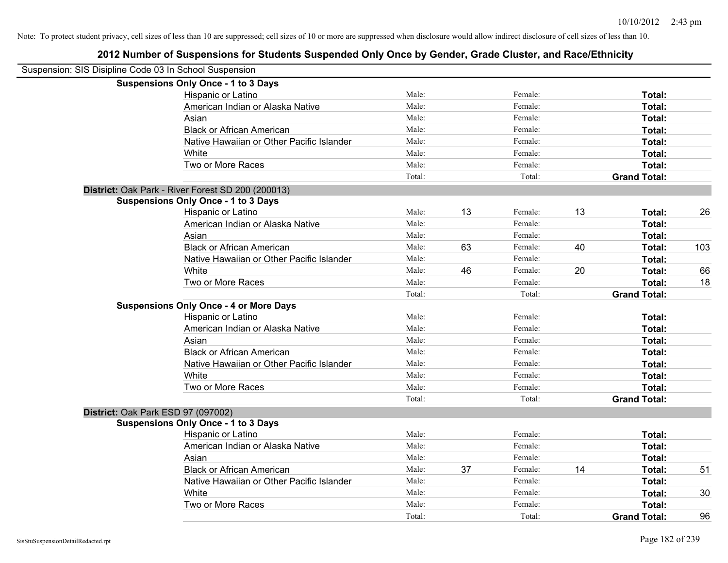Note: To protect student privacy, cell sizes of less than 10 are suppressed; cell sizes of 10 or more are suppressed when disclosure would allow indirect disclosure of cell sizes of less than 10.

## 2012 Number of Suspensions for Students Suspended Only Once by Gender, Grade Cluster, and Race/Ethnicity

Suspension: SIS Disipline Code 03 In School Suspension

**Suspensions Only Once - 1 to 3 Days**

| Race/Ethnicity | Male: | | Female: | | Total: | |
|---|---|---|---|---|---|---|
| Hispanic or Latino | Male: | | Female: | | **Total:** | |
| American Indian or Alaska Native | Male: | | Female: | | **Total:** | |
| Asian | Male: | | Female: | | **Total:** | |
| Black or African American | Male: | | Female: | | **Total:** | |
| Native Hawaiian or Other Pacific Islander | Male: | | Female: | | **Total:** | |
| White | Male: | | Female: | | **Total:** | |
| Two or More Races | Male: | | Female: | | **Total:** | |
| | Total: | | Total: | | **Grand Total:** | |

**District:** Oak Park - River Forest SD 200 (200013)

**Suspensions Only Once - 1 to 3 Days**

| Race/Ethnicity | Male: | | Female: | | Total: | |
|---|---|---|---|---|---|---|
| Hispanic or Latino | Male: | 13 | Female: | 13 | **Total:** | 26 |
| American Indian or Alaska Native | Male: | | Female: | | **Total:** | |
| Asian | Male: | | Female: | | **Total:** | |
| Black or African American | Male: | 63 | Female: | 40 | **Total:** | 103 |
| Native Hawaiian or Other Pacific Islander | Male: | | Female: | | **Total:** | |
| White | Male: | 46 | Female: | 20 | **Total:** | 66 |
| Two or More Races | Male: | | Female: | | **Total:** | 18 |
| | Total: | | Total: | | **Grand Total:** | |

**Suspensions Only Once - 4 or More Days**

| Race/Ethnicity | Male: | | Female: | | Total: | |
|---|---|---|---|---|---|---|
| Hispanic or Latino | Male: | | Female: | | **Total:** | |
| American Indian or Alaska Native | Male: | | Female: | | **Total:** | |
| Asian | Male: | | Female: | | **Total:** | |
| Black or African American | Male: | | Female: | | **Total:** | |
| Native Hawaiian or Other Pacific Islander | Male: | | Female: | | **Total:** | |
| White | Male: | | Female: | | **Total:** | |
| Two or More Races | Male: | | Female: | | **Total:** | |
| | Total: | | Total: | | **Grand Total:** | |

**District:** Oak Park ESD 97 (097002)

**Suspensions Only Once - 1 to 3 Days**

| Race/Ethnicity | Male: | | Female: | | Total: | |
|---|---|---|---|---|---|---|
| Hispanic or Latino | Male: | | Female: | | **Total:** | |
| American Indian or Alaska Native | Male: | | Female: | | **Total:** | |
| Asian | Male: | | Female: | | **Total:** | |
| Black or African American | Male: | 37 | Female: | 14 | **Total:** | 51 |
| Native Hawaiian or Other Pacific Islander | Male: | | Female: | | **Total:** | |
| White | Male: | | Female: | | **Total:** | 30 |
| Two or More Races | Male: | | Female: | | **Total:** | |
| | Total: | | Total: | | **Grand Total:** | 96 |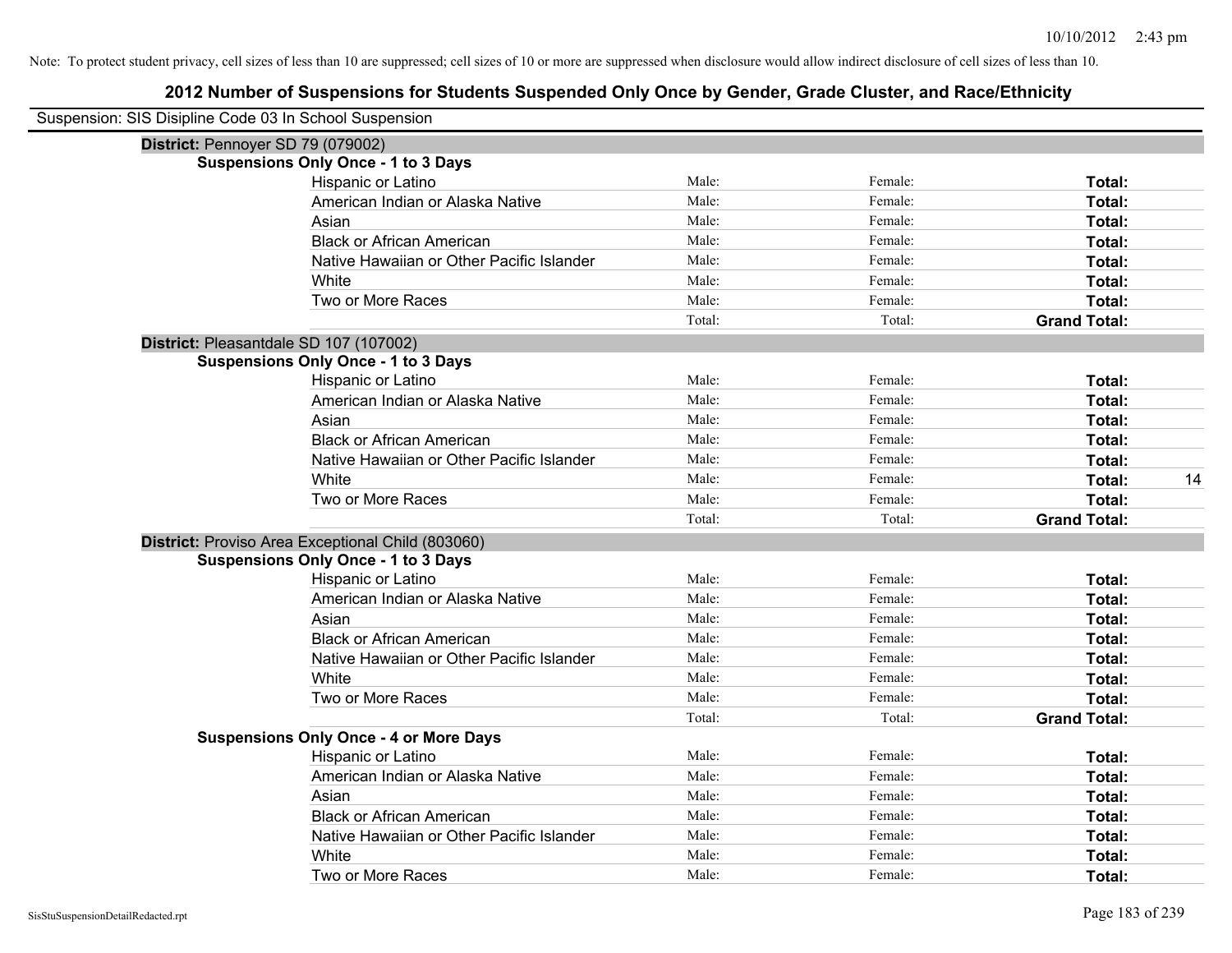Note: To protect student privacy, cell sizes of less than 10 are suppressed; cell sizes of 10 or more are suppressed when disclosure would allow indirect disclosure of cell sizes of less than 10.

# 2012 Number of Suspensions for Students Suspended Only Once by Gender, Grade Cluster, and Race/Ethnicity

Suspension: SIS Disipline Code 03 In School Suspension

## District: Pennoyer SD 79 (079002)

### Suspensions Only Once - 1 to 3 Days

| Race/Ethnicity | Male | Female | Total |
|---|---|---|---|
| Hispanic or Latino | Male: | Female: | Total: |
| American Indian or Alaska Native | Male: | Female: | Total: |
| Asian | Male: | Female: | Total: |
| Black or African American | Male: | Female: | Total: |
| Native Hawaiian or Other Pacific Islander | Male: | Female: | Total: |
| White | Male: | Female: | Total: |
| Two or More Races | Male: | Female: | Total: |
| | Total: | Total: | Grand Total: |

## District: Pleasantdale SD 107 (107002)

### Suspensions Only Once - 1 to 3 Days

| Race/Ethnicity | Male | Female | Total |
|---|---|---|---|
| Hispanic or Latino | Male: | Female: | Total: |
| American Indian or Alaska Native | Male: | Female: | Total: |
| Asian | Male: | Female: | Total: |
| Black or African American | Male: | Female: | Total: |
| Native Hawaiian or Other Pacific Islander | Male: | Female: | Total: |
| White | Male: | Female: | Total: 14 |
| Two or More Races | Male: | Female: | Total: |
| | Total: | Total: | Grand Total: |

## District: Proviso Area Exceptional Child (803060)

### Suspensions Only Once - 1 to 3 Days

| Race/Ethnicity | Male | Female | Total |
|---|---|---|---|
| Hispanic or Latino | Male: | Female: | Total: |
| American Indian or Alaska Native | Male: | Female: | Total: |
| Asian | Male: | Female: | Total: |
| Black or African American | Male: | Female: | Total: |
| Native Hawaiian or Other Pacific Islander | Male: | Female: | Total: |
| White | Male: | Female: | Total: |
| Two or More Races | Male: | Female: | Total: |
| | Total: | Total: | Grand Total: |

### Suspensions Only Once - 4 or More Days

| Race/Ethnicity | Male | Female | Total |
|---|---|---|---|
| Hispanic or Latino | Male: | Female: | Total: |
| American Indian or Alaska Native | Male: | Female: | Total: |
| Asian | Male: | Female: | Total: |
| Black or African American | Male: | Female: | Total: |
| Native Hawaiian or Other Pacific Islander | Male: | Female: | Total: |
| White | Male: | Female: | Total: |
| Two or More Races | Male: | Female: | Total: |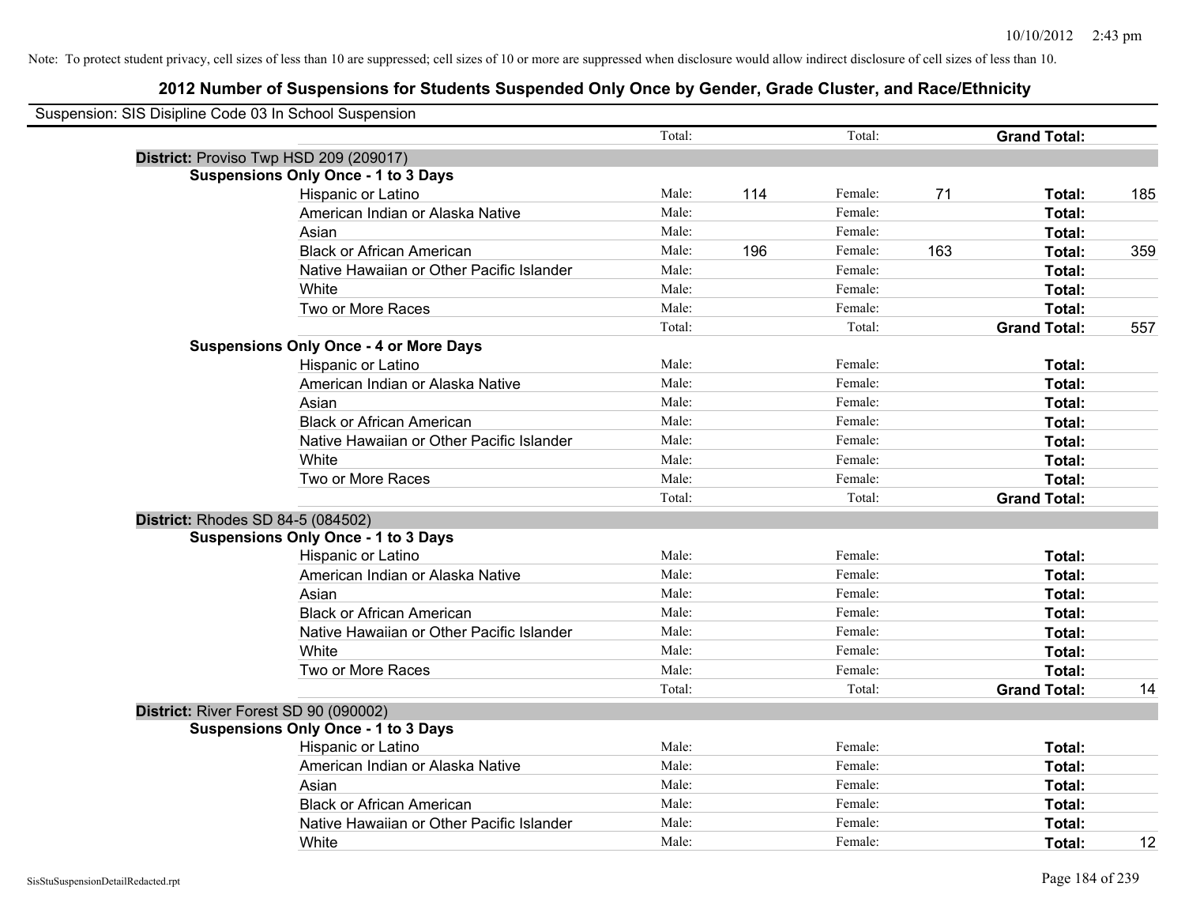Note: To protect student privacy, cell sizes of less than 10 are suppressed; cell sizes of 10 or more are suppressed when disclosure would allow indirect disclosure of cell sizes of less than 10.

# 2012 Number of Suspensions for Students Suspended Only Once by Gender, Grade Cluster, and Race/Ethnicity

Suspension: SIS Disipline Code 03 In School Suspension

| | | | | | | | |
|---|---|---|---|---|---|---|---|
| | Total: | | Total: | | **Grand Total:** | |
| **District:** Proviso Twp HSD 209 (209017) | | | | | | |
| **Suspensions Only Once - 1 to 3 Days** | | | | | | |
| Hispanic or Latino | Male: | 114 | Female: | 71 | **Total:** | 185 |
| American Indian or Alaska Native | Male: | | Female: | | **Total:** | |
| Asian | Male: | | Female: | | **Total:** | |
| Black or African American | Male: | 196 | Female: | 163 | **Total:** | 359 |
| Native Hawaiian or Other Pacific Islander | Male: | | Female: | | **Total:** | |
| White | Male: | | Female: | | **Total:** | |
| Two or More Races | Male: | | Female: | | **Total:** | |
| | Total: | | Total: | | **Grand Total:** | 557 |
| **Suspensions Only Once - 4 or More Days** | | | | | | |
| Hispanic or Latino | Male: | | Female: | | **Total:** | |
| American Indian or Alaska Native | Male: | | Female: | | **Total:** | |
| Asian | Male: | | Female: | | **Total:** | |
| Black or African American | Male: | | Female: | | **Total:** | |
| Native Hawaiian or Other Pacific Islander | Male: | | Female: | | **Total:** | |
| White | Male: | | Female: | | **Total:** | |
| Two or More Races | Male: | | Female: | | **Total:** | |
| | Total: | | Total: | | **Grand Total:** | |
| **District:** Rhodes SD 84-5 (084502) | | | | | | |
| **Suspensions Only Once - 1 to 3 Days** | | | | | | |
| Hispanic or Latino | Male: | | Female: | | **Total:** | |
| American Indian or Alaska Native | Male: | | Female: | | **Total:** | |
| Asian | Male: | | Female: | | **Total:** | |
| Black or African American | Male: | | Female: | | **Total:** | |
| Native Hawaiian or Other Pacific Islander | Male: | | Female: | | **Total:** | |
| White | Male: | | Female: | | **Total:** | |
| Two or More Races | Male: | | Female: | | **Total:** | |
| | Total: | | Total: | | **Grand Total:** | 14 |
| **District:** River Forest SD 90 (090002) | | | | | | |
| **Suspensions Only Once - 1 to 3 Days** | | | | | | |
| Hispanic or Latino | Male: | | Female: | | **Total:** | |
| American Indian or Alaska Native | Male: | | Female: | | **Total:** | |
| Asian | Male: | | Female: | | **Total:** | |
| Black or African American | Male: | | Female: | | **Total:** | |
| Native Hawaiian or Other Pacific Islander | Male: | | Female: | | **Total:** | |
| White | Male: | | Female: | | **Total:** | 12 |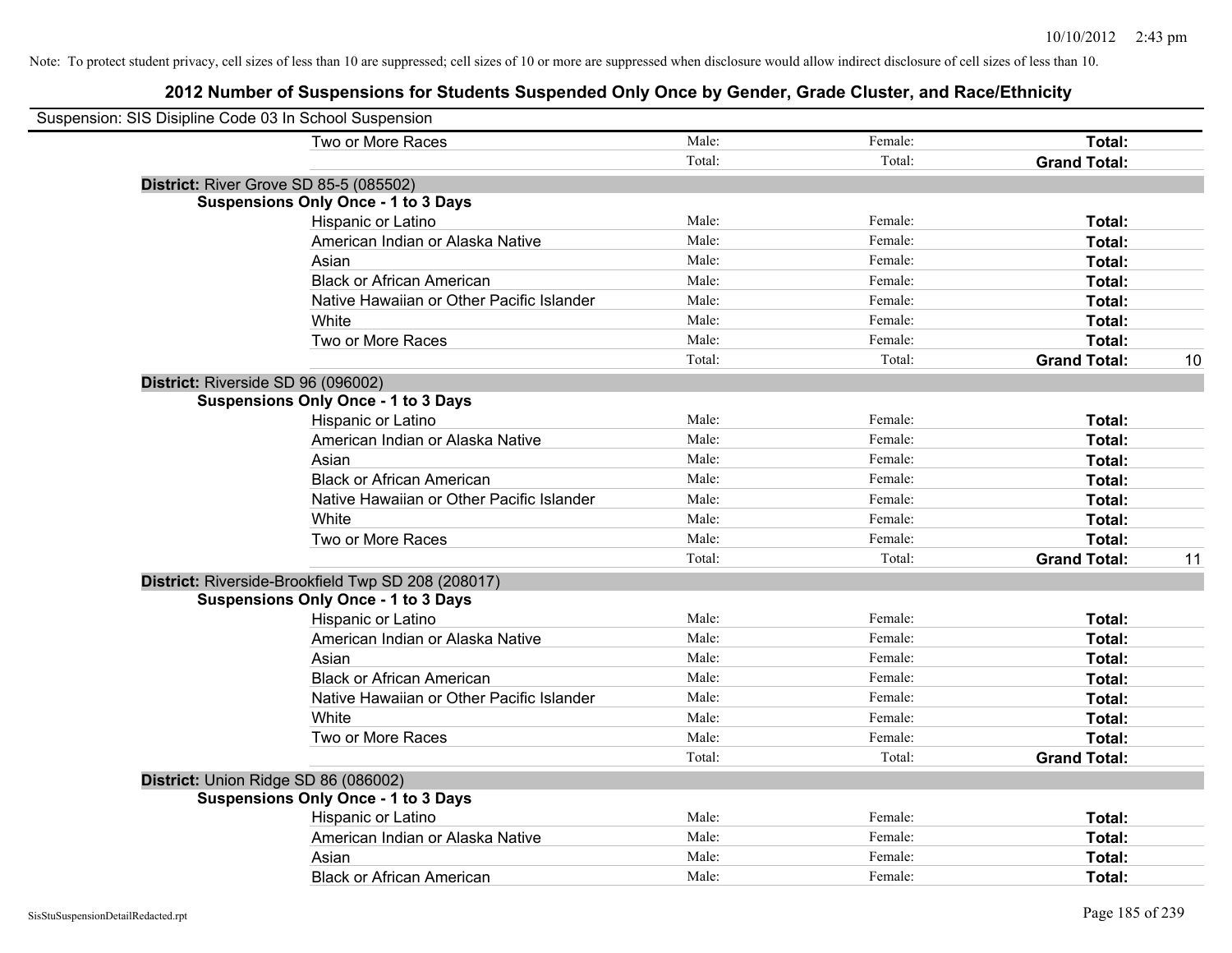Note: To protect student privacy, cell sizes of less than 10 are suppressed; cell sizes of 10 or more are suppressed when disclosure would allow indirect disclosure of cell sizes of less than 10.

## 2012 Number of Suspensions for Students Suspended Only Once by Gender, Grade Cluster, and Race/Ethnicity

Suspension: SIS Disipline Code 03 In School Suspension

| | | | | |
|---|---|---|---|---|
| Two or More Races | Male: | Female: | **Total:** | |
| | Total: | Total: | **Grand Total:** | |

**District:** River Grove SD 85-5 (085502)

**Suspensions Only Once - 1 to 3 Days**

| | | | | |
|---|---|---|---|---|
| Hispanic or Latino | Male: | Female: | **Total:** | |
| American Indian or Alaska Native | Male: | Female: | **Total:** | |
| Asian | Male: | Female: | **Total:** | |
| Black or African American | Male: | Female: | **Total:** | |
| Native Hawaiian or Other Pacific Islander | Male: | Female: | **Total:** | |
| White | Male: | Female: | **Total:** | |
| Two or More Races | Male: | Female: | **Total:** | |
| | Total: | Total: | **Grand Total:** | 10 |

**District:** Riverside SD 96 (096002)

**Suspensions Only Once - 1 to 3 Days**

| | | | | |
|---|---|---|---|---|
| Hispanic or Latino | Male: | Female: | **Total:** | |
| American Indian or Alaska Native | Male: | Female: | **Total:** | |
| Asian | Male: | Female: | **Total:** | |
| Black or African American | Male: | Female: | **Total:** | |
| Native Hawaiian or Other Pacific Islander | Male: | Female: | **Total:** | |
| White | Male: | Female: | **Total:** | |
| Two or More Races | Male: | Female: | **Total:** | |
| | Total: | Total: | **Grand Total:** | 11 |

**District:** Riverside-Brookfield Twp SD 208 (208017)

**Suspensions Only Once - 1 to 3 Days**

| | | | | |
|---|---|---|---|---|
| Hispanic or Latino | Male: | Female: | **Total:** | |
| American Indian or Alaska Native | Male: | Female: | **Total:** | |
| Asian | Male: | Female: | **Total:** | |
| Black or African American | Male: | Female: | **Total:** | |
| Native Hawaiian or Other Pacific Islander | Male: | Female: | **Total:** | |
| White | Male: | Female: | **Total:** | |
| Two or More Races | Male: | Female: | **Total:** | |
| | Total: | Total: | **Grand Total:** | |

**District:** Union Ridge SD 86 (086002)

**Suspensions Only Once - 1 to 3 Days**

| | | | | |
|---|---|---|---|---|
| Hispanic or Latino | Male: | Female: | **Total:** | |
| American Indian or Alaska Native | Male: | Female: | **Total:** | |
| Asian | Male: | Female: | **Total:** | |
| Black or African American | Male: | Female: | **Total:** | |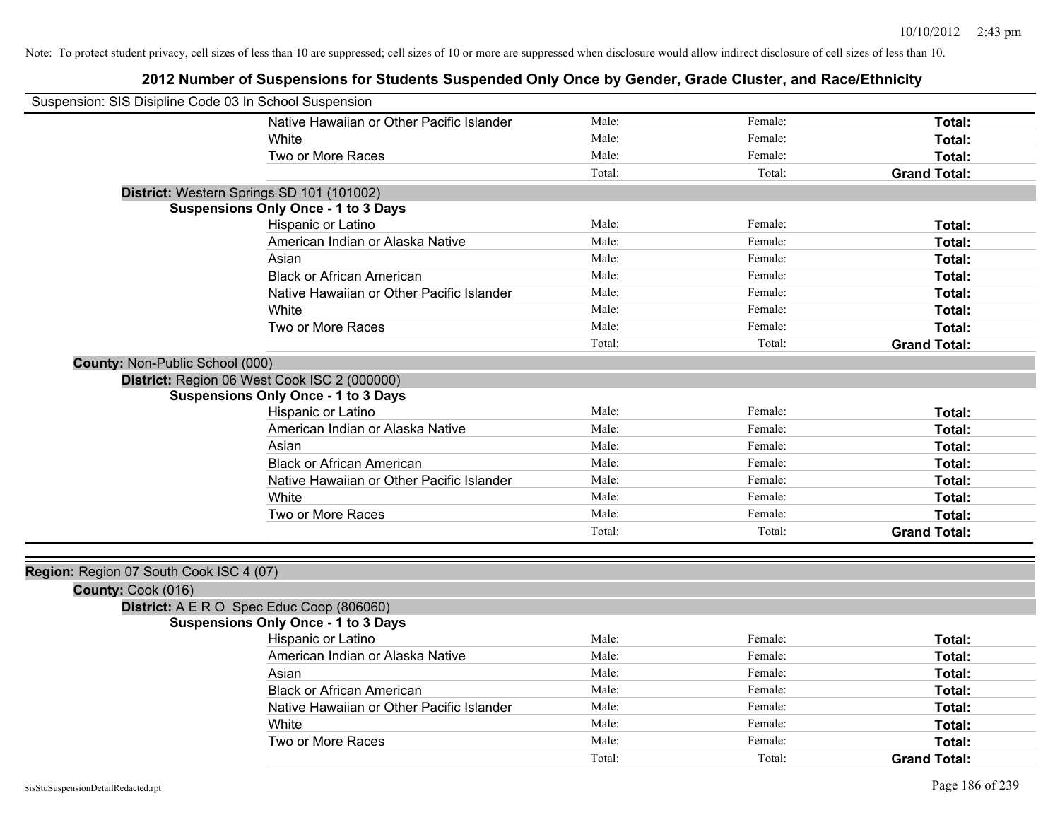Note: To protect student privacy, cell sizes of less than 10 are suppressed; cell sizes of 10 or more are suppressed when disclosure would allow indirect disclosure of cell sizes of less than 10.

# 2012 Number of Suspensions for Students Suspended Only Once by Gender, Grade Cluster, and Race/Ethnicity

Suspension: SIS Disipline Code 03 In School Suspension

| | Male | Female | Total |
|---|---|---|---|
| Native Hawaiian or Other Pacific Islander | Male: | Female: | **Total:** |
| White | Male: | Female: | **Total:** |
| Two or More Races | Male: | Female: | **Total:** |
| | Total: | Total: | **Grand Total:** |

**District:** Western Springs SD 101 (101002)

**Suspensions Only Once - 1 to 3 Days**

| | Male | Female | Total |
|---|---|---|---|
| Hispanic or Latino | Male: | Female: | **Total:** |
| American Indian or Alaska Native | Male: | Female: | **Total:** |
| Asian | Male: | Female: | **Total:** |
| Black or African American | Male: | Female: | **Total:** |
| Native Hawaiian or Other Pacific Islander | Male: | Female: | **Total:** |
| White | Male: | Female: | **Total:** |
| Two or More Races | Male: | Female: | **Total:** |
| | Total: | Total: | **Grand Total:** |

**County:** Non-Public School (000)

**District:** Region 06 West Cook ISC 2 (000000)

**Suspensions Only Once - 1 to 3 Days**

| | Male | Female | Total |
|---|---|---|---|
| Hispanic or Latino | Male: | Female: | **Total:** |
| American Indian or Alaska Native | Male: | Female: | **Total:** |
| Asian | Male: | Female: | **Total:** |
| Black or African American | Male: | Female: | **Total:** |
| Native Hawaiian or Other Pacific Islander | Male: | Female: | **Total:** |
| White | Male: | Female: | **Total:** |
| Two or More Races | Male: | Female: | **Total:** |
| | Total: | Total: | **Grand Total:** |

**Region:** Region 07 South Cook ISC 4 (07)

**County:** Cook (016)

**District:** A E R O Spec Educ Coop (806060)

**Suspensions Only Once - 1 to 3 Days**

| | Male | Female | Total |
|---|---|---|---|
| Hispanic or Latino | Male: | Female: | **Total:** |
| American Indian or Alaska Native | Male: | Female: | **Total:** |
| Asian | Male: | Female: | **Total:** |
| Black or African American | Male: | Female: | **Total:** |
| Native Hawaiian or Other Pacific Islander | Male: | Female: | **Total:** |
| White | Male: | Female: | **Total:** |
| Two or More Races | Male: | Female: | **Total:** |
| | Total: | Total: | **Grand Total:** |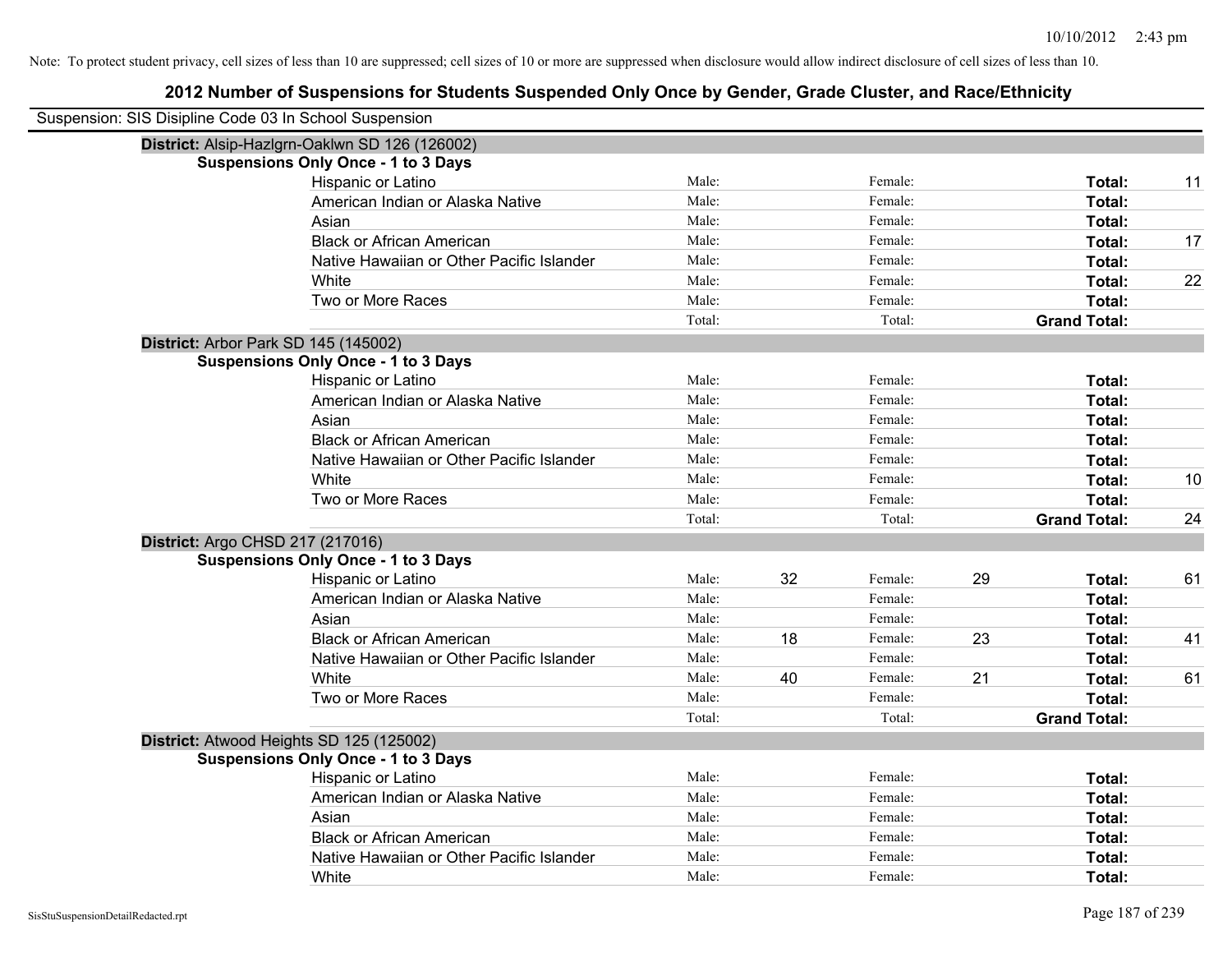Note: To protect student privacy, cell sizes of less than 10 are suppressed; cell sizes of 10 or more are suppressed when disclosure would allow indirect disclosure of cell sizes of less than 10.

# 2012 Number of Suspensions for Students Suspended Only Once by Gender, Grade Cluster, and Race/Ethnicity

Suspension: SIS Disipline Code 03 In School Suspension

**District:** Alsip-Hazlgrn-Oaklwn SD 126 (126002)

**Suspensions Only Once - 1 to 3 Days**

| | | | | | | |
|---|---|---|---|---|---|---|
| Hispanic or Latino | Male: | | Female: | | **Total:** | 11 |
| American Indian or Alaska Native | Male: | | Female: | | **Total:** | |
| Asian | Male: | | Female: | | **Total:** | |
| Black or African American | Male: | | Female: | | **Total:** | 17 |
| Native Hawaiian or Other Pacific Islander | Male: | | Female: | | **Total:** | |
| White | Male: | | Female: | | **Total:** | 22 |
| Two or More Races | Male: | | Female: | | **Total:** | |
| | Total: | | Total: | | **Grand Total:** | |

**District:** Arbor Park SD 145 (145002)

**Suspensions Only Once - 1 to 3 Days**

| | | | | | | |
|---|---|---|---|---|---|---|
| Hispanic or Latino | Male: | | Female: | | **Total:** | |
| American Indian or Alaska Native | Male: | | Female: | | **Total:** | |
| Asian | Male: | | Female: | | **Total:** | |
| Black or African American | Male: | | Female: | | **Total:** | |
| Native Hawaiian or Other Pacific Islander | Male: | | Female: | | **Total:** | |
| White | Male: | | Female: | | **Total:** | 10 |
| Two or More Races | Male: | | Female: | | **Total:** | |
| | Total: | | Total: | | **Grand Total:** | 24 |

**District:** Argo CHSD 217 (217016)

**Suspensions Only Once - 1 to 3 Days**

| | | | | | | |
|---|---|---|---|---|---|---|
| Hispanic or Latino | Male: | 32 | Female: | 29 | **Total:** | 61 |
| American Indian or Alaska Native | Male: | | Female: | | **Total:** | |
| Asian | Male: | | Female: | | **Total:** | |
| Black or African American | Male: | 18 | Female: | 23 | **Total:** | 41 |
| Native Hawaiian or Other Pacific Islander | Male: | | Female: | | **Total:** | |
| White | Male: | 40 | Female: | 21 | **Total:** | 61 |
| Two or More Races | Male: | | Female: | | **Total:** | |
| | Total: | | Total: | | **Grand Total:** | |

**District:** Atwood Heights SD 125 (125002)

**Suspensions Only Once - 1 to 3 Days**

| | | | | | | |
|---|---|---|---|---|---|---|
| Hispanic or Latino | Male: | | Female: | | **Total:** | |
| American Indian or Alaska Native | Male: | | Female: | | **Total:** | |
| Asian | Male: | | Female: | | **Total:** | |
| Black or African American | Male: | | Female: | | **Total:** | |
| Native Hawaiian or Other Pacific Islander | Male: | | Female: | | **Total:** | |
| White | Male: | | Female: | | **Total:** | |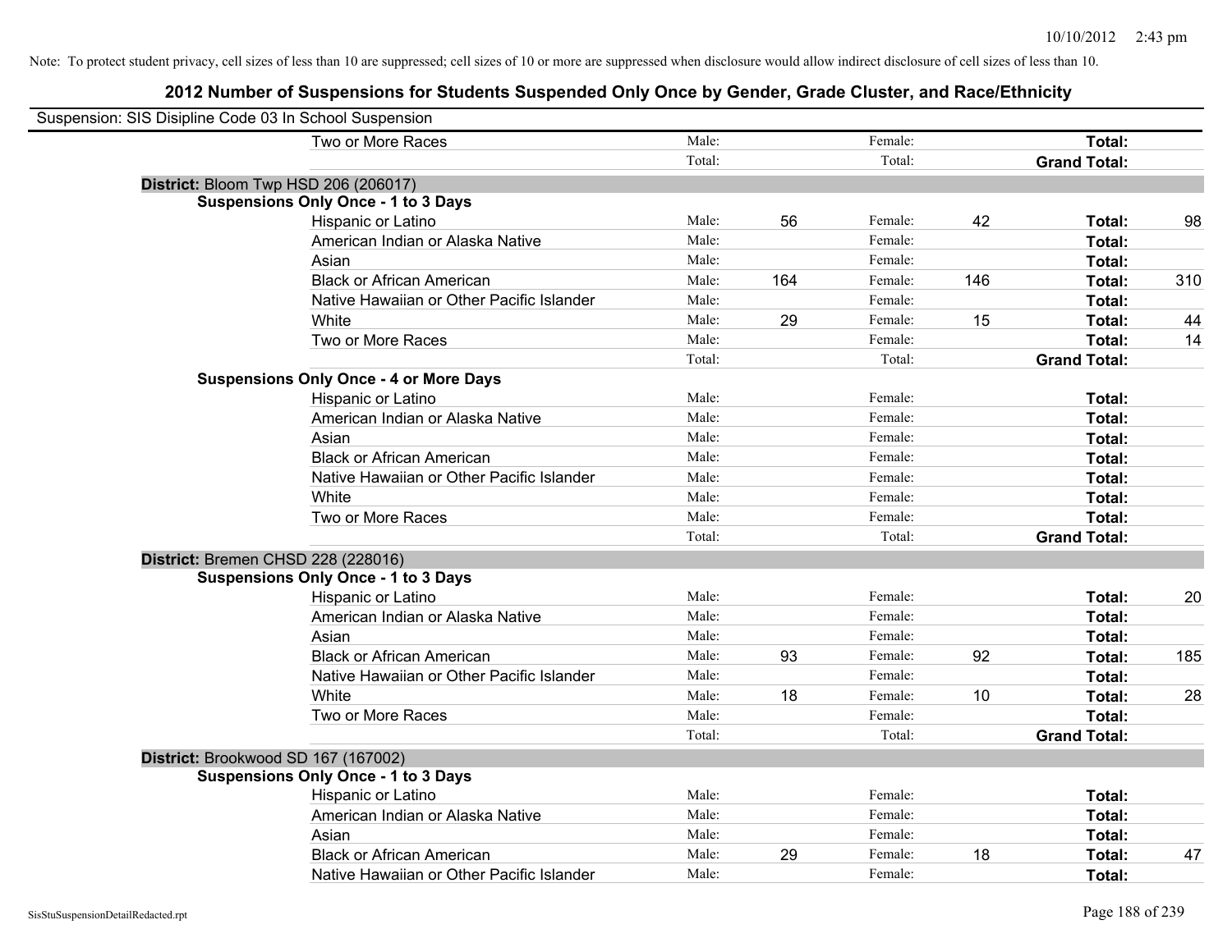Note: To protect student privacy, cell sizes of less than 10 are suppressed; cell sizes of 10 or more are suppressed when disclosure would allow indirect disclosure of cell sizes of less than 10.

## 2012 Number of Suspensions for Students Suspended Only Once by Gender, Grade Cluster, and Race/Ethnicity

Suspension: SIS Disipline Code 03 In School Suspension

| | | | | | | |
|---|---|---|---|---|---|---|
| Two or More Races | Male: | | Female: | | **Total:** | |
| | Total: | | Total: | | **Grand Total:** | |

**District:** Bloom Twp HSD 206 (206017)

**Suspensions Only Once - 1 to 3 Days**

| | | | | | | |
|---|---|---|---|---|---|---|
| Hispanic or Latino | Male: | 56 | Female: | 42 | **Total:** | 98 |
| American Indian or Alaska Native | Male: | | Female: | | **Total:** | |
| Asian | Male: | | Female: | | **Total:** | |
| Black or African American | Male: | 164 | Female: | 146 | **Total:** | 310 |
| Native Hawaiian or Other Pacific Islander | Male: | | Female: | | **Total:** | |
| White | Male: | 29 | Female: | 15 | **Total:** | 44 |
| Two or More Races | Male: | | Female: | | **Total:** | 14 |
| | Total: | | Total: | | **Grand Total:** | |

**Suspensions Only Once - 4 or More Days**

| | | | | | | |
|---|---|---|---|---|---|---|
| Hispanic or Latino | Male: | | Female: | | **Total:** | |
| American Indian or Alaska Native | Male: | | Female: | | **Total:** | |
| Asian | Male: | | Female: | | **Total:** | |
| Black or African American | Male: | | Female: | | **Total:** | |
| Native Hawaiian or Other Pacific Islander | Male: | | Female: | | **Total:** | |
| White | Male: | | Female: | | **Total:** | |
| Two or More Races | Male: | | Female: | | **Total:** | |
| | Total: | | Total: | | **Grand Total:** | |

**District:** Bremen CHSD 228 (228016)

**Suspensions Only Once - 1 to 3 Days**

| | | | | | | |
|---|---|---|---|---|---|---|
| Hispanic or Latino | Male: | | Female: | | **Total:** | 20 |
| American Indian or Alaska Native | Male: | | Female: | | **Total:** | |
| Asian | Male: | | Female: | | **Total:** | |
| Black or African American | Male: | 93 | Female: | 92 | **Total:** | 185 |
| Native Hawaiian or Other Pacific Islander | Male: | | Female: | | **Total:** | |
| White | Male: | 18 | Female: | 10 | **Total:** | 28 |
| Two or More Races | Male: | | Female: | | **Total:** | |
| | Total: | | Total: | | **Grand Total:** | |

**District:** Brookwood SD 167 (167002)

**Suspensions Only Once - 1 to 3 Days**

| | | | | | | |
|---|---|---|---|---|---|---|
| Hispanic or Latino | Male: | | Female: | | **Total:** | |
| American Indian or Alaska Native | Male: | | Female: | | **Total:** | |
| Asian | Male: | | Female: | | **Total:** | |
| Black or African American | Male: | 29 | Female: | 18 | **Total:** | 47 |
| Native Hawaiian or Other Pacific Islander | Male: | | Female: | | **Total:** | |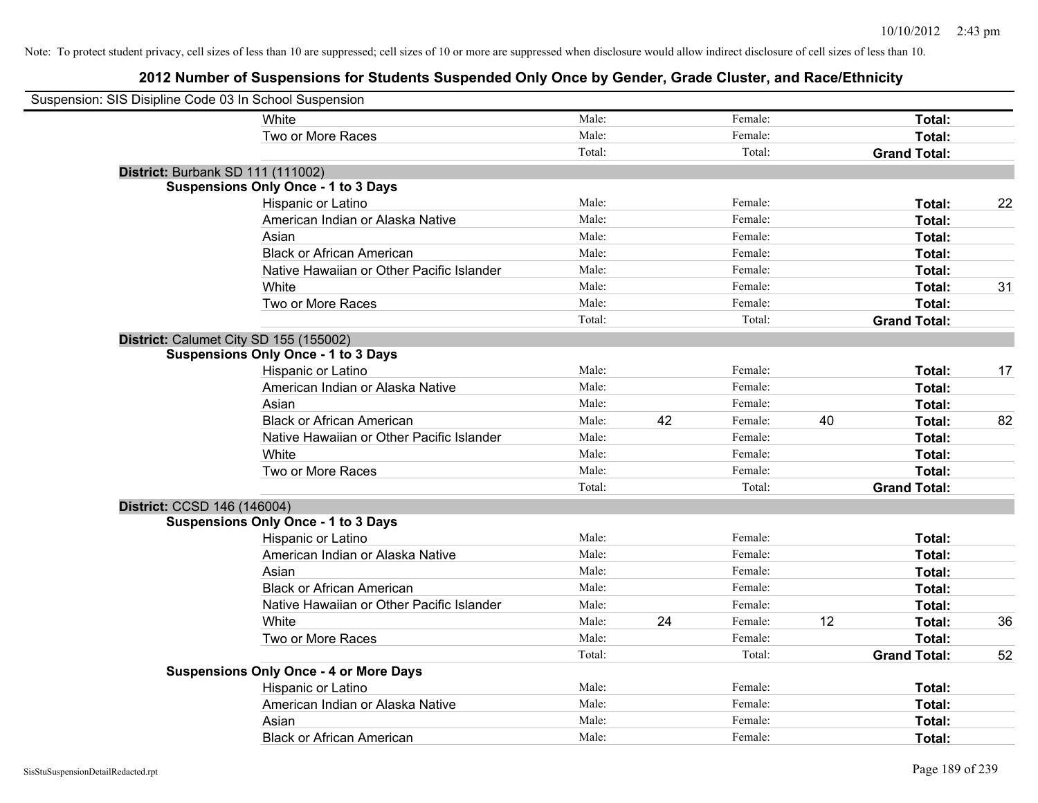Note: To protect student privacy, cell sizes of less than 10 are suppressed; cell sizes of 10 or more are suppressed when disclosure would allow indirect disclosure of cell sizes of less than 10.

# 2012 Number of Suspensions for Students Suspended Only Once by Gender, Grade Cluster, and Race/Ethnicity

Suspension: SIS Disipline Code 03 In School Suspension

| | | | | | | | |
|---|---|---|---|---|---|---|---|
| White | Male: | | Female: | | **Total:** | |
| Two or More Races | Male: | | Female: | | **Total:** | |
| | Total: | | Total: | | **Grand Total:** | |

**District:** Burbank SD 111 (111002)

**Suspensions Only Once - 1 to 3 Days**

| | | | | | | |
|---|---|---|---|---|---|---|
| Hispanic or Latino | Male: | | Female: | | **Total:** | 22 |
| American Indian or Alaska Native | Male: | | Female: | | **Total:** | |
| Asian | Male: | | Female: | | **Total:** | |
| Black or African American | Male: | | Female: | | **Total:** | |
| Native Hawaiian or Other Pacific Islander | Male: | | Female: | | **Total:** | |
| White | Male: | | Female: | | **Total:** | 31 |
| Two or More Races | Male: | | Female: | | **Total:** | |
| | Total: | | Total: | | **Grand Total:** | |

**District:** Calumet City SD 155 (155002)

**Suspensions Only Once - 1 to 3 Days**

| | | | | | | |
|---|---|---|---|---|---|---|
| Hispanic or Latino | Male: | | Female: | | **Total:** | 17 |
| American Indian or Alaska Native | Male: | | Female: | | **Total:** | |
| Asian | Male: | | Female: | | **Total:** | |
| Black or African American | Male: | 42 | Female: | 40 | **Total:** | 82 |
| Native Hawaiian or Other Pacific Islander | Male: | | Female: | | **Total:** | |
| White | Male: | | Female: | | **Total:** | |
| Two or More Races | Male: | | Female: | | **Total:** | |
| | Total: | | Total: | | **Grand Total:** | |

**District:** CCSD 146 (146004)

**Suspensions Only Once - 1 to 3 Days**

| | | | | | | |
|---|---|---|---|---|---|---|
| Hispanic or Latino | Male: | | Female: | | **Total:** | |
| American Indian or Alaska Native | Male: | | Female: | | **Total:** | |
| Asian | Male: | | Female: | | **Total:** | |
| Black or African American | Male: | | Female: | | **Total:** | |
| Native Hawaiian or Other Pacific Islander | Male: | | Female: | | **Total:** | |
| White | Male: | 24 | Female: | 12 | **Total:** | 36 |
| Two or More Races | Male: | | Female: | | **Total:** | |
| | Total: | | Total: | | **Grand Total:** | 52 |

**Suspensions Only Once - 4 or More Days**

| | | | | | | |
|---|---|---|---|---|---|---|
| Hispanic or Latino | Male: | | Female: | | **Total:** | |
| American Indian or Alaska Native | Male: | | Female: | | **Total:** | |
| Asian | Male: | | Female: | | **Total:** | |
| Black or African American | Male: | | Female: | | **Total:** | |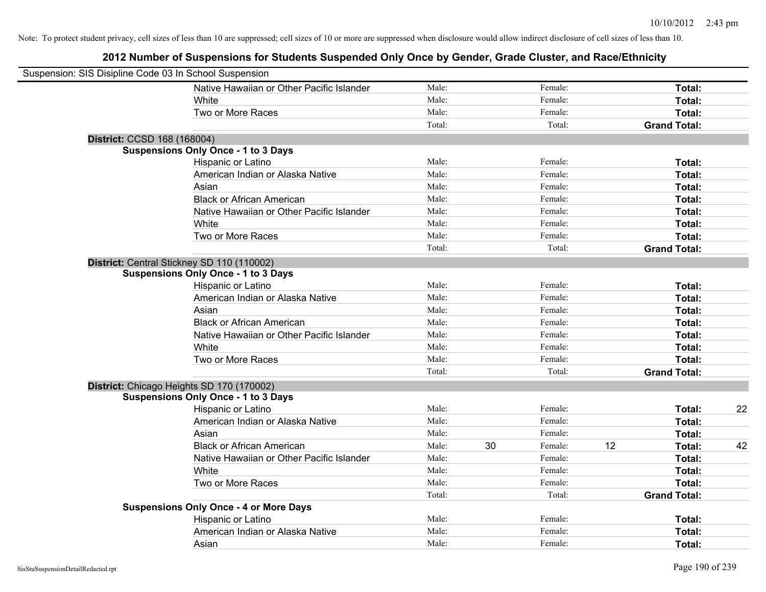Note: To protect student privacy, cell sizes of less than 10 are suppressed; cell sizes of 10 or more are suppressed when disclosure would allow indirect disclosure of cell sizes of less than 10.

## 2012 Number of Suspensions for Students Suspended Only Once by Gender, Grade Cluster, and Race/Ethnicity

Suspension: SIS Disipline Code 03 In School Suspension

| | | | | | | |
|---|---|---|---|---|---|---|
| Native Hawaiian or Other Pacific Islander | Male: | | Female: | | **Total:** | |
| White | Male: | | Female: | | **Total:** | |
| Two or More Races | Male: | | Female: | | **Total:** | |
| | Total: | | Total: | | **Grand Total:** | |

**District:** CCSD 168 (168004)

**Suspensions Only Once - 1 to 3 Days**

| | | | | | | |
|---|---|---|---|---|---|---|
| Hispanic or Latino | Male: | | Female: | | **Total:** | |
| American Indian or Alaska Native | Male: | | Female: | | **Total:** | |
| Asian | Male: | | Female: | | **Total:** | |
| Black or African American | Male: | | Female: | | **Total:** | |
| Native Hawaiian or Other Pacific Islander | Male: | | Female: | | **Total:** | |
| White | Male: | | Female: | | **Total:** | |
| Two or More Races | Male: | | Female: | | **Total:** | |
| | Total: | | Total: | | **Grand Total:** | |

**District:** Central Stickney SD 110 (110002)

**Suspensions Only Once - 1 to 3 Days**

| | | | | | | |
|---|---|---|---|---|---|---|
| Hispanic or Latino | Male: | | Female: | | **Total:** | |
| American Indian or Alaska Native | Male: | | Female: | | **Total:** | |
| Asian | Male: | | Female: | | **Total:** | |
| Black or African American | Male: | | Female: | | **Total:** | |
| Native Hawaiian or Other Pacific Islander | Male: | | Female: | | **Total:** | |
| White | Male: | | Female: | | **Total:** | |
| Two or More Races | Male: | | Female: | | **Total:** | |
| | Total: | | Total: | | **Grand Total:** | |

**District:** Chicago Heights SD 170 (170002)

**Suspensions Only Once - 1 to 3 Days**

| | | | | | | |
|---|---|---|---|---|---|---|
| Hispanic or Latino | Male: | | Female: | | **Total:** | 22 |
| American Indian or Alaska Native | Male: | | Female: | | **Total:** | |
| Asian | Male: | | Female: | | **Total:** | |
| Black or African American | Male: | 30 | Female: | 12 | **Total:** | 42 |
| Native Hawaiian or Other Pacific Islander | Male: | | Female: | | **Total:** | |
| White | Male: | | Female: | | **Total:** | |
| Two or More Races | Male: | | Female: | | **Total:** | |
| | Total: | | Total: | | **Grand Total:** | |

**Suspensions Only Once - 4 or More Days**

| | | | | | | |
|---|---|---|---|---|---|---|
| Hispanic or Latino | Male: | | Female: | | **Total:** | |
| American Indian or Alaska Native | Male: | | Female: | | **Total:** | |
| Asian | Male: | | Female: | | **Total:** | |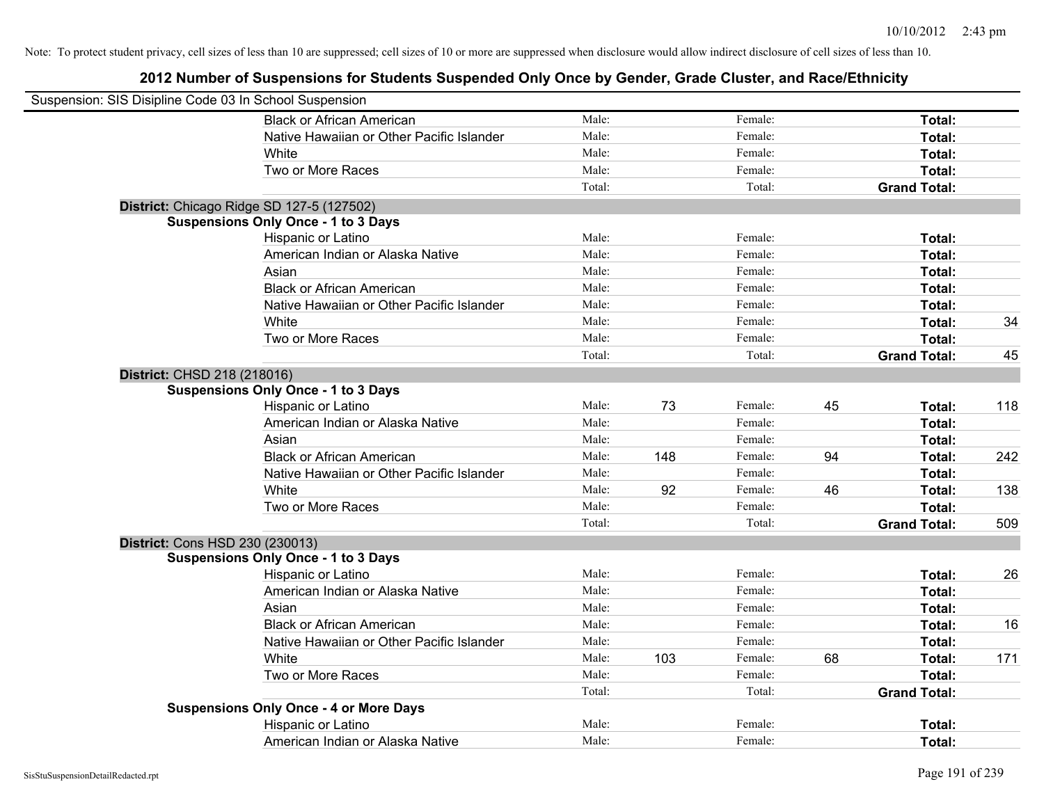Note: To protect student privacy, cell sizes of less than 10 are suppressed; cell sizes of 10 or more are suppressed when disclosure would allow indirect disclosure of cell sizes of less than 10.

# 2012 Number of Suspensions for Students Suspended Only Once by Gender, Grade Cluster, and Race/Ethnicity

Suspension: SIS Disipline Code 03 In School Suspension

| | | | | | | | |
|---|---|---|---|---|---|---|---|
| Black or African American | Male: | | Female: | | Total: | |
| Native Hawaiian or Other Pacific Islander | Male: | | Female: | | Total: | |
| White | Male: | | Female: | | Total: | |
| Two or More Races | Male: | | Female: | | Total: | |
| | Total: | | Total: | | Grand Total: | |

**District:** Chicago Ridge SD 127-5 (127502)

**Suspensions Only Once - 1 to 3 Days**

| | | | | | | |
|---|---|---|---|---|---|---|
| Hispanic or Latino | Male: | | Female: | | Total: | |
| American Indian or Alaska Native | Male: | | Female: | | Total: | |
| Asian | Male: | | Female: | | Total: | |
| Black or African American | Male: | | Female: | | Total: | |
| Native Hawaiian or Other Pacific Islander | Male: | | Female: | | Total: | |
| White | Male: | | Female: | | Total: | 34 |
| Two or More Races | Male: | | Female: | | Total: | |
| | Total: | | Total: | | Grand Total: | 45 |

**District:** CHSD 218 (218016)

**Suspensions Only Once - 1 to 3 Days**

| | | | | | | |
|---|---|---|---|---|---|---|
| Hispanic or Latino | Male: | 73 | Female: | 45 | Total: | 118 |
| American Indian or Alaska Native | Male: | | Female: | | Total: | |
| Asian | Male: | | Female: | | Total: | |
| Black or African American | Male: | 148 | Female: | 94 | Total: | 242 |
| Native Hawaiian or Other Pacific Islander | Male: | | Female: | | Total: | |
| White | Male: | 92 | Female: | 46 | Total: | 138 |
| Two or More Races | Male: | | Female: | | Total: | |
| | Total: | | Total: | | Grand Total: | 509 |

**District:** Cons HSD 230 (230013)

**Suspensions Only Once - 1 to 3 Days**

| | | | | | | |
|---|---|---|---|---|---|---|
| Hispanic or Latino | Male: | | Female: | | Total: | 26 |
| American Indian or Alaska Native | Male: | | Female: | | Total: | |
| Asian | Male: | | Female: | | Total: | |
| Black or African American | Male: | | Female: | | Total: | 16 |
| Native Hawaiian or Other Pacific Islander | Male: | | Female: | | Total: | |
| White | Male: | 103 | Female: | 68 | Total: | 171 |
| Two or More Races | Male: | | Female: | | Total: | |
| | Total: | | Total: | | Grand Total: | |

**Suspensions Only Once - 4 or More Days**

| | | | | | | |
|---|---|---|---|---|---|---|
| Hispanic or Latino | Male: | | Female: | | Total: | |
| American Indian or Alaska Native | Male: | | Female: | | Total: | |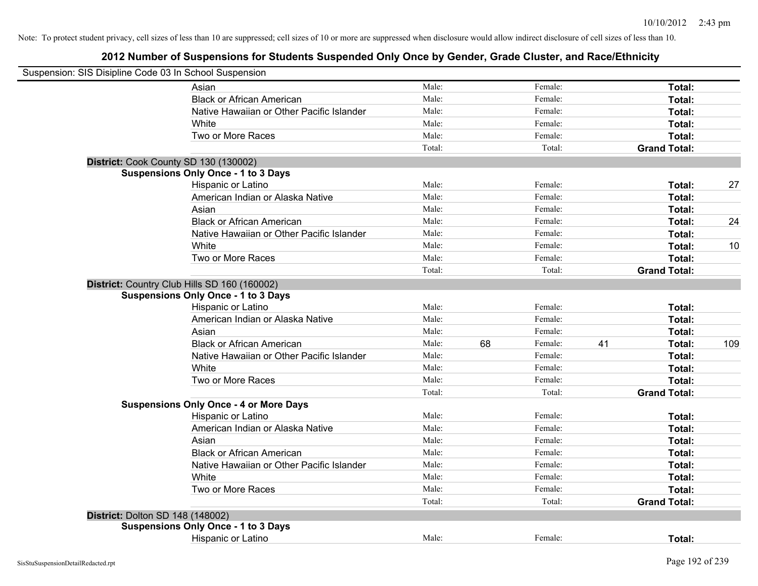Note: To protect student privacy, cell sizes of less than 10 are suppressed; cell sizes of 10 or more are suppressed when disclosure would allow indirect disclosure of cell sizes of less than 10.

## 2012 Number of Suspensions for Students Suspended Only Once by Gender, Grade Cluster, and Race/Ethnicity

Suspension: SIS Disipline Code 03 In School Suspension

| | | | | | | |
|---|---|---|---|---|---|---|
| Asian | Male: | | Female: | | **Total:** | |
| Black or African American | Male: | | Female: | | **Total:** | |
| Native Hawaiian or Other Pacific Islander | Male: | | Female: | | **Total:** | |
| White | Male: | | Female: | | **Total:** | |
| Two or More Races | Male: | | Female: | | **Total:** | |
| | Total: | | Total: | | **Grand Total:** | |

**District:** Cook County SD 130 (130002)

**Suspensions Only Once - 1 to 3 Days**

| | | | | | | |
|---|---|---|---|---|---|---|
| Hispanic or Latino | Male: | | Female: | | **Total:** | 27 |
| American Indian or Alaska Native | Male: | | Female: | | **Total:** | |
| Asian | Male: | | Female: | | **Total:** | |
| Black or African American | Male: | | Female: | | **Total:** | 24 |
| Native Hawaiian or Other Pacific Islander | Male: | | Female: | | **Total:** | |
| White | Male: | | Female: | | **Total:** | 10 |
| Two or More Races | Male: | | Female: | | **Total:** | |
| | Total: | | Total: | | **Grand Total:** | |

**District:** Country Club Hills SD 160 (160002)

**Suspensions Only Once - 1 to 3 Days**

| | | | | | | |
|---|---|---|---|---|---|---|
| Hispanic or Latino | Male: | | Female: | | **Total:** | |
| American Indian or Alaska Native | Male: | | Female: | | **Total:** | |
| Asian | Male: | | Female: | | **Total:** | |
| Black or African American | Male: | 68 | Female: | 41 | **Total:** | 109 |
| Native Hawaiian or Other Pacific Islander | Male: | | Female: | | **Total:** | |
| White | Male: | | Female: | | **Total:** | |
| Two or More Races | Male: | | Female: | | **Total:** | |
| | Total: | | Total: | | **Grand Total:** | |

**Suspensions Only Once - 4 or More Days**

| | | | | | | |
|---|---|---|---|---|---|---|
| Hispanic or Latino | Male: | | Female: | | **Total:** | |
| American Indian or Alaska Native | Male: | | Female: | | **Total:** | |
| Asian | Male: | | Female: | | **Total:** | |
| Black or African American | Male: | | Female: | | **Total:** | |
| Native Hawaiian or Other Pacific Islander | Male: | | Female: | | **Total:** | |
| White | Male: | | Female: | | **Total:** | |
| Two or More Races | Male: | | Female: | | **Total:** | |
| | Total: | | Total: | | **Grand Total:** | |

**District:** Dolton SD 148 (148002)

**Suspensions Only Once - 1 to 3 Days**

| | | | | | | |
|---|---|---|---|---|---|---|
| Hispanic or Latino | Male: | | Female: | | **Total:** | |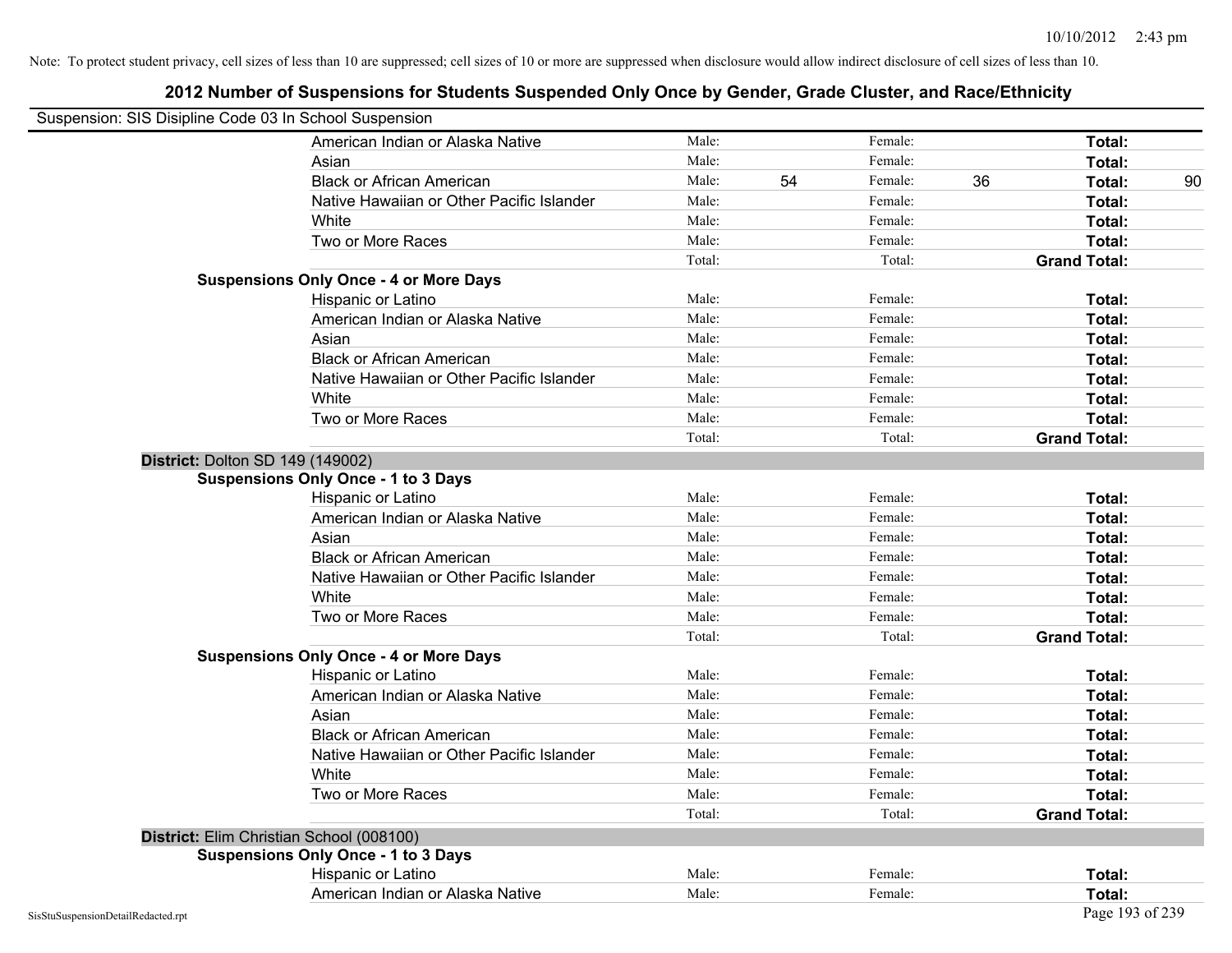Note: To protect student privacy, cell sizes of less than 10 are suppressed; cell sizes of 10 or more are suppressed when disclosure would allow indirect disclosure of cell sizes of less than 10.

# 2012 Number of Suspensions for Students Suspended Only Once by Gender, Grade Cluster, and Race/Ethnicity

Suspension: SIS Disipline Code 03 In School Suspension

| | | | | | | |
|---|---|---|---|---|---|---|
| American Indian or Alaska Native | Male: | | Female: | | **Total:** | |
| Asian | Male: | | Female: | | **Total:** | |
| Black or African American | Male: | 54 | Female: | 36 | **Total:** | 90 |
| Native Hawaiian or Other Pacific Islander | Male: | | Female: | | **Total:** | |
| White | Male: | | Female: | | **Total:** | |
| Two or More Races | Male: | | Female: | | **Total:** | |
| | Total: | | Total: | | **Grand Total:** | |

**Suspensions Only Once - 4 or More Days**

| | | | | | | |
|---|---|---|---|---|---|---|
| Hispanic or Latino | Male: | | Female: | | **Total:** | |
| American Indian or Alaska Native | Male: | | Female: | | **Total:** | |
| Asian | Male: | | Female: | | **Total:** | |
| Black or African American | Male: | | Female: | | **Total:** | |
| Native Hawaiian or Other Pacific Islander | Male: | | Female: | | **Total:** | |
| White | Male: | | Female: | | **Total:** | |
| Two or More Races | Male: | | Female: | | **Total:** | |
| | Total: | | Total: | | **Grand Total:** | |

## District: Dolton SD 149 (149002)

**Suspensions Only Once - 1 to 3 Days**

| | | | | | | |
|---|---|---|---|---|---|---|
| Hispanic or Latino | Male: | | Female: | | **Total:** | |
| American Indian or Alaska Native | Male: | | Female: | | **Total:** | |
| Asian | Male: | | Female: | | **Total:** | |
| Black or African American | Male: | | Female: | | **Total:** | |
| Native Hawaiian or Other Pacific Islander | Male: | | Female: | | **Total:** | |
| White | Male: | | Female: | | **Total:** | |
| Two or More Races | Male: | | Female: | | **Total:** | |
| | Total: | | Total: | | **Grand Total:** | |

**Suspensions Only Once - 4 or More Days**

| | | | | | | |
|---|---|---|---|---|---|---|
| Hispanic or Latino | Male: | | Female: | | **Total:** | |
| American Indian or Alaska Native | Male: | | Female: | | **Total:** | |
| Asian | Male: | | Female: | | **Total:** | |
| Black or African American | Male: | | Female: | | **Total:** | |
| Native Hawaiian or Other Pacific Islander | Male: | | Female: | | **Total:** | |
| White | Male: | | Female: | | **Total:** | |
| Two or More Races | Male: | | Female: | | **Total:** | |
| | Total: | | Total: | | **Grand Total:** | |

## District: Elim Christian School (008100)

**Suspensions Only Once - 1 to 3 Days**

| | | | | | | |
|---|---|---|---|---|---|---|
| Hispanic or Latino | Male: | | Female: | | **Total:** | |
| American Indian or Alaska Native | Male: | | Female: | | **Total:** | |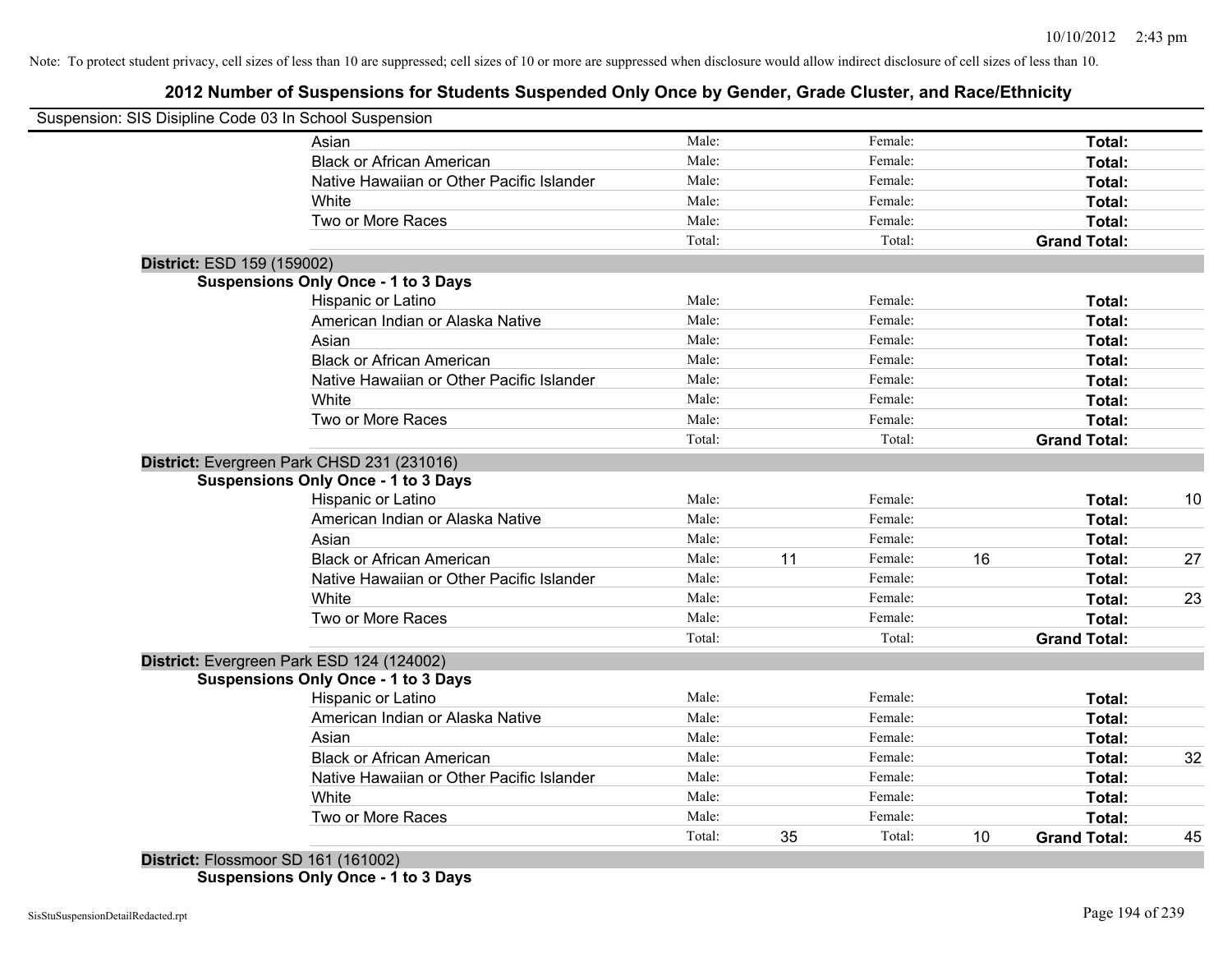Note: To protect student privacy, cell sizes of less than 10 are suppressed; cell sizes of 10 or more are suppressed when disclosure would allow indirect disclosure of cell sizes of less than 10.

## 2012 Number of Suspensions for Students Suspended Only Once by Gender, Grade Cluster, and Race/Ethnicity

Suspension: SIS Disipline Code 03 In School Suspension

| | | | | | | |
|---|---|---|---|---|---|---|
| Asian | Male: | | Female: | | **Total:** | |
| Black or African American | Male: | | Female: | | **Total:** | |
| Native Hawaiian or Other Pacific Islander | Male: | | Female: | | **Total:** | |
| White | Male: | | Female: | | **Total:** | |
| Two or More Races | Male: | | Female: | | **Total:** | |
| | Total: | | Total: | | **Grand Total:** | |

**District:** ESD 159 (159002)

**Suspensions Only Once - 1 to 3 Days**

| | | | | | | |
|---|---|---|---|---|---|---|
| Hispanic or Latino | Male: | | Female: | | **Total:** | |
| American Indian or Alaska Native | Male: | | Female: | | **Total:** | |
| Asian | Male: | | Female: | | **Total:** | |
| Black or African American | Male: | | Female: | | **Total:** | |
| Native Hawaiian or Other Pacific Islander | Male: | | Female: | | **Total:** | |
| White | Male: | | Female: | | **Total:** | |
| Two or More Races | Male: | | Female: | | **Total:** | |
| | Total: | | Total: | | **Grand Total:** | |

**District:** Evergreen Park CHSD 231 (231016)

**Suspensions Only Once - 1 to 3 Days**

| | | | | | | |
|---|---|---|---|---|---|---|
| Hispanic or Latino | Male: | | Female: | | **Total:** | 10 |
| American Indian or Alaska Native | Male: | | Female: | | **Total:** | |
| Asian | Male: | | Female: | | **Total:** | |
| Black or African American | Male: | 11 | Female: | 16 | **Total:** | 27 |
| Native Hawaiian or Other Pacific Islander | Male: | | Female: | | **Total:** | |
| White | Male: | | Female: | | **Total:** | 23 |
| Two or More Races | Male: | | Female: | | **Total:** | |
| | Total: | | Total: | | **Grand Total:** | |

**District:** Evergreen Park ESD 124 (124002)

**Suspensions Only Once - 1 to 3 Days**

| | | | | | | |
|---|---|---|---|---|---|---|
| Hispanic or Latino | Male: | | Female: | | **Total:** | |
| American Indian or Alaska Native | Male: | | Female: | | **Total:** | |
| Asian | Male: | | Female: | | **Total:** | |
| Black or African American | Male: | | Female: | | **Total:** | 32 |
| Native Hawaiian or Other Pacific Islander | Male: | | Female: | | **Total:** | |
| White | Male: | | Female: | | **Total:** | |
| Two or More Races | Male: | | Female: | | **Total:** | |
| | Total: | 35 | Total: | 10 | **Grand Total:** | 45 |

**District:** Flossmoor SD 161 (161002)

**Suspensions Only Once - 1 to 3 Days**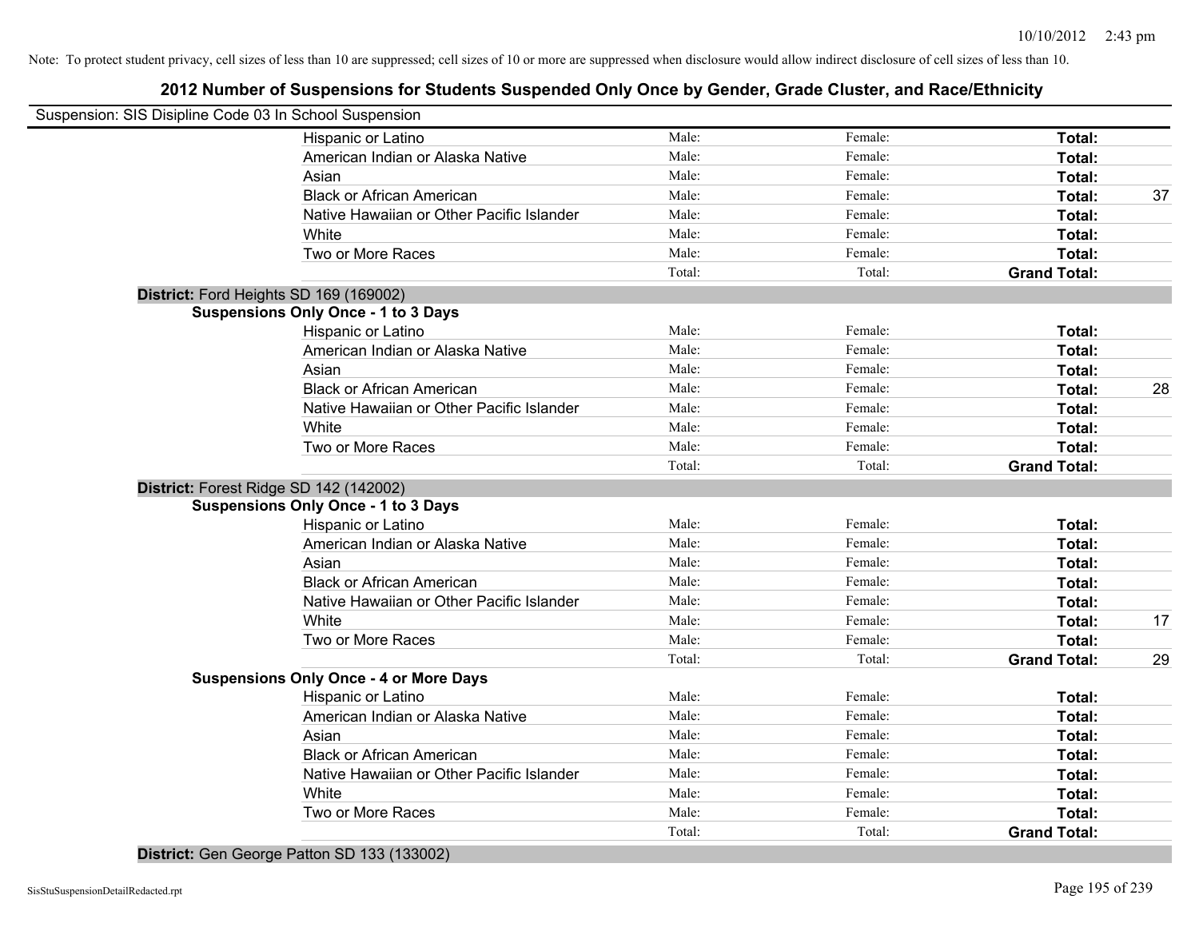Note: To protect student privacy, cell sizes of less than 10 are suppressed; cell sizes of 10 or more are suppressed when disclosure would allow indirect disclosure of cell sizes of less than 10.

# 2012 Number of Suspensions for Students Suspended Only Once by Gender, Grade Cluster, and Race/Ethnicity

Suspension: SIS Disipline Code 03 In School Suspension

| | Male: | Female: | Total: | |
|---|---|---|---|---|
| Hispanic or Latino | Male: | Female: | **Total:** | |
| American Indian or Alaska Native | Male: | Female: | **Total:** | |
| Asian | Male: | Female: | **Total:** | |
| Black or African American | Male: | Female: | **Total:** | 37 |
| Native Hawaiian or Other Pacific Islander | Male: | Female: | **Total:** | |
| White | Male: | Female: | **Total:** | |
| Two or More Races | Male: | Female: | **Total:** | |
| | Total: | Total: | **Grand Total:** | |

**District:** Ford Heights SD 169 (169002)

**Suspensions Only Once - 1 to 3 Days**

| | | | | |
|---|---|---|---|---|
| Hispanic or Latino | Male: | Female: | **Total:** | |
| American Indian or Alaska Native | Male: | Female: | **Total:** | |
| Asian | Male: | Female: | **Total:** | |
| Black or African American | Male: | Female: | **Total:** | 28 |
| Native Hawaiian or Other Pacific Islander | Male: | Female: | **Total:** | |
| White | Male: | Female: | **Total:** | |
| Two or More Races | Male: | Female: | **Total:** | |
| | Total: | Total: | **Grand Total:** | |

**District:** Forest Ridge SD 142 (142002)

**Suspensions Only Once - 1 to 3 Days**

| | | | | |
|---|---|---|---|---|
| Hispanic or Latino | Male: | Female: | **Total:** | |
| American Indian or Alaska Native | Male: | Female: | **Total:** | |
| Asian | Male: | Female: | **Total:** | |
| Black or African American | Male: | Female: | **Total:** | |
| Native Hawaiian or Other Pacific Islander | Male: | Female: | **Total:** | |
| White | Male: | Female: | **Total:** | 17 |
| Two or More Races | Male: | Female: | **Total:** | |
| | Total: | Total: | **Grand Total:** | 29 |

**Suspensions Only Once - 4 or More Days**

| | | | | |
|---|---|---|---|---|
| Hispanic or Latino | Male: | Female: | **Total:** | |
| American Indian or Alaska Native | Male: | Female: | **Total:** | |
| Asian | Male: | Female: | **Total:** | |
| Black or African American | Male: | Female: | **Total:** | |
| Native Hawaiian or Other Pacific Islander | Male: | Female: | **Total:** | |
| White | Male: | Female: | **Total:** | |
| Two or More Races | Male: | Female: | **Total:** | |
| | Total: | Total: | **Grand Total:** | |

**District:** Gen George Patton SD 133 (133002)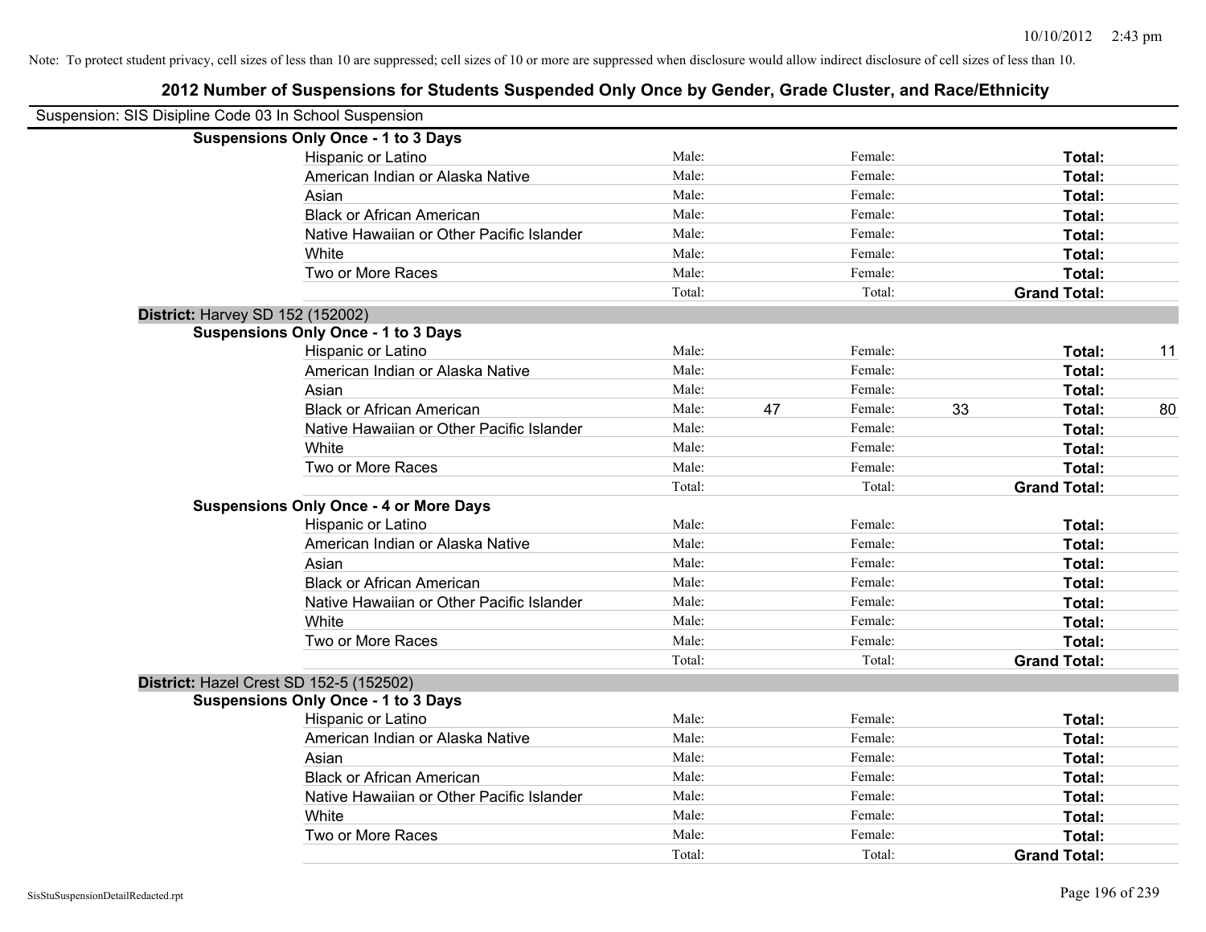Note: To protect student privacy, cell sizes of less than 10 are suppressed; cell sizes of 10 or more are suppressed when disclosure would allow indirect disclosure of cell sizes of less than 10.

# 2012 Number of Suspensions for Students Suspended Only Once by Gender, Grade Cluster, and Race/Ethnicity

Suspension: SIS Disipline Code 03 In School Suspension

**Suspensions Only Once - 1 to 3 Days**

| | | | | | | |
|---|---|---|---|---|---|---|
| Hispanic or Latino | Male: | | Female: | | **Total:** | |
| American Indian or Alaska Native | Male: | | Female: | | **Total:** | |
| Asian | Male: | | Female: | | **Total:** | |
| Black or African American | Male: | | Female: | | **Total:** | |
| Native Hawaiian or Other Pacific Islander | Male: | | Female: | | **Total:** | |
| White | Male: | | Female: | | **Total:** | |
| Two or More Races | Male: | | Female: | | **Total:** | |
| | Total: | | Total: | | **Grand Total:** | |

**District:** Harvey SD 152 (152002)

**Suspensions Only Once - 1 to 3 Days**

| | | | | | | |
|---|---|---|---|---|---|---|
| Hispanic or Latino | Male: | | Female: | | **Total:** | 11 |
| American Indian or Alaska Native | Male: | | Female: | | **Total:** | |
| Asian | Male: | | Female: | | **Total:** | |
| Black or African American | Male: | 47 | Female: | 33 | **Total:** | 80 |
| Native Hawaiian or Other Pacific Islander | Male: | | Female: | | **Total:** | |
| White | Male: | | Female: | | **Total:** | |
| Two or More Races | Male: | | Female: | | **Total:** | |
| | Total: | | Total: | | **Grand Total:** | |

**Suspensions Only Once - 4 or More Days**

| | | | | | | |
|---|---|---|---|---|---|---|
| Hispanic or Latino | Male: | | Female: | | **Total:** | |
| American Indian or Alaska Native | Male: | | Female: | | **Total:** | |
| Asian | Male: | | Female: | | **Total:** | |
| Black or African American | Male: | | Female: | | **Total:** | |
| Native Hawaiian or Other Pacific Islander | Male: | | Female: | | **Total:** | |
| White | Male: | | Female: | | **Total:** | |
| Two or More Races | Male: | | Female: | | **Total:** | |
| | Total: | | Total: | | **Grand Total:** | |

**District:** Hazel Crest SD 152-5 (152502)

**Suspensions Only Once - 1 to 3 Days**

| | | | | | | |
|---|---|---|---|---|---|---|
| Hispanic or Latino | Male: | | Female: | | **Total:** | |
| American Indian or Alaska Native | Male: | | Female: | | **Total:** | |
| Asian | Male: | | Female: | | **Total:** | |
| Black or African American | Male: | | Female: | | **Total:** | |
| Native Hawaiian or Other Pacific Islander | Male: | | Female: | | **Total:** | |
| White | Male: | | Female: | | **Total:** | |
| Two or More Races | Male: | | Female: | | **Total:** | |
| | Total: | | Total: | | **Grand Total:** | |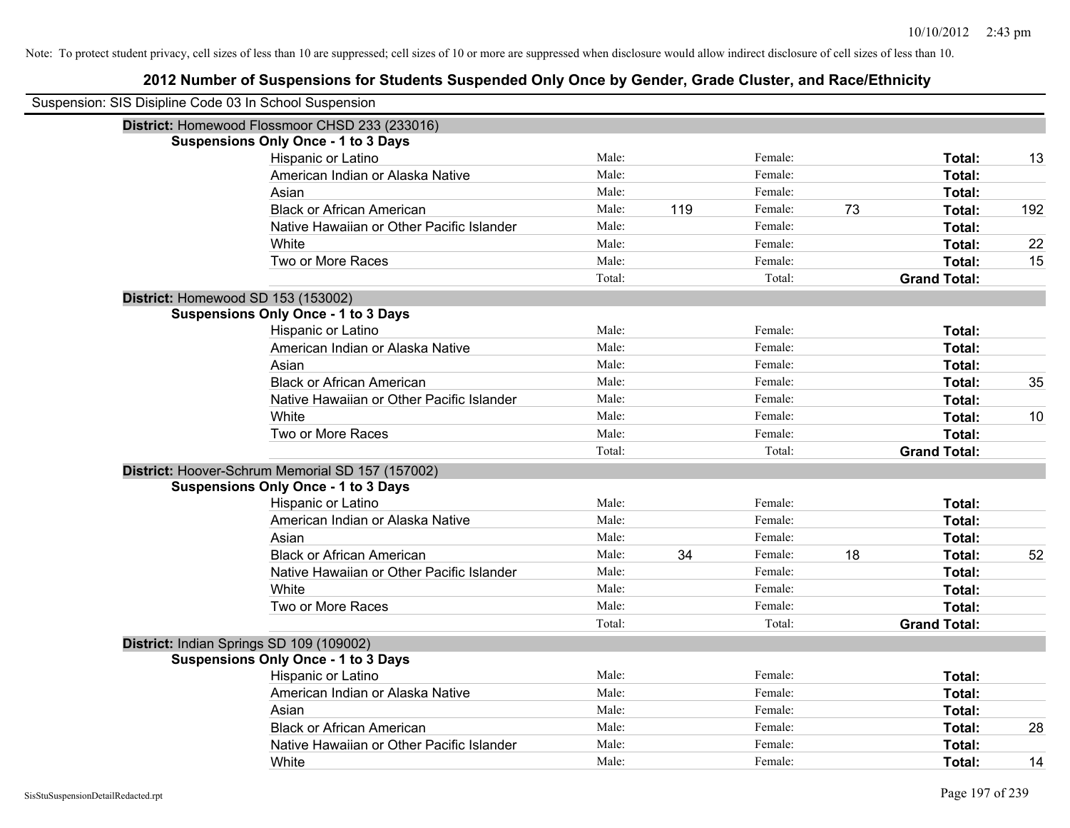Note: To protect student privacy, cell sizes of less than 10 are suppressed; cell sizes of 10 or more are suppressed when disclosure would allow indirect disclosure of cell sizes of less than 10.

# 2012 Number of Suspensions for Students Suspended Only Once by Gender, Grade Cluster, and Race/Ethnicity

Suspension: SIS Disipline Code 03 In School Suspension

## District: Homewood Flossmoor CHSD 233 (233016)

### Suspensions Only Once - 1 to 3 Days

| Race/Ethnicity | | Male | | Female | | Total |
|---|---|---|---|---|---|---|
| Hispanic or Latino | Male: | | Female: | | Total: | 13 |
| American Indian or Alaska Native | Male: | | Female: | | Total: | |
| Asian | Male: | | Female: | | Total: | |
| Black or African American | Male: | 119 | Female: | 73 | Total: | 192 |
| Native Hawaiian or Other Pacific Islander | Male: | | Female: | | Total: | |
| White | Male: | | Female: | | Total: | 22 |
| Two or More Races | Male: | | Female: | | Total: | 15 |
| | Total: | | Total: | | Grand Total: | |

## District: Homewood SD 153 (153002)

### Suspensions Only Once - 1 to 3 Days

| Race/Ethnicity | | Male | | Female | | Total |
|---|---|---|---|---|---|---|
| Hispanic or Latino | Male: | | Female: | | Total: | |
| American Indian or Alaska Native | Male: | | Female: | | Total: | |
| Asian | Male: | | Female: | | Total: | |
| Black or African American | Male: | | Female: | | Total: | 35 |
| Native Hawaiian or Other Pacific Islander | Male: | | Female: | | Total: | |
| White | Male: | | Female: | | Total: | 10 |
| Two or More Races | Male: | | Female: | | Total: | |
| | Total: | | Total: | | Grand Total: | |

## District: Hoover-Schrum Memorial SD 157 (157002)

### Suspensions Only Once - 1 to 3 Days

| Race/Ethnicity | | Male | | Female | | Total |
|---|---|---|---|---|---|---|
| Hispanic or Latino | Male: | | Female: | | Total: | |
| American Indian or Alaska Native | Male: | | Female: | | Total: | |
| Asian | Male: | | Female: | | Total: | |
| Black or African American | Male: | 34 | Female: | 18 | Total: | 52 |
| Native Hawaiian or Other Pacific Islander | Male: | | Female: | | Total: | |
| White | Male: | | Female: | | Total: | |
| Two or More Races | Male: | | Female: | | Total: | |
| | Total: | | Total: | | Grand Total: | |

## District: Indian Springs SD 109 (109002)

### Suspensions Only Once - 1 to 3 Days

| Race/Ethnicity | | Male | | Female | | Total |
|---|---|---|---|---|---|---|
| Hispanic or Latino | Male: | | Female: | | Total: | |
| American Indian or Alaska Native | Male: | | Female: | | Total: | |
| Asian | Male: | | Female: | | Total: | |
| Black or African American | Male: | | Female: | | Total: | 28 |
| Native Hawaiian or Other Pacific Islander | Male: | | Female: | | Total: | |
| White | Male: | | Female: | | Total: | 14 |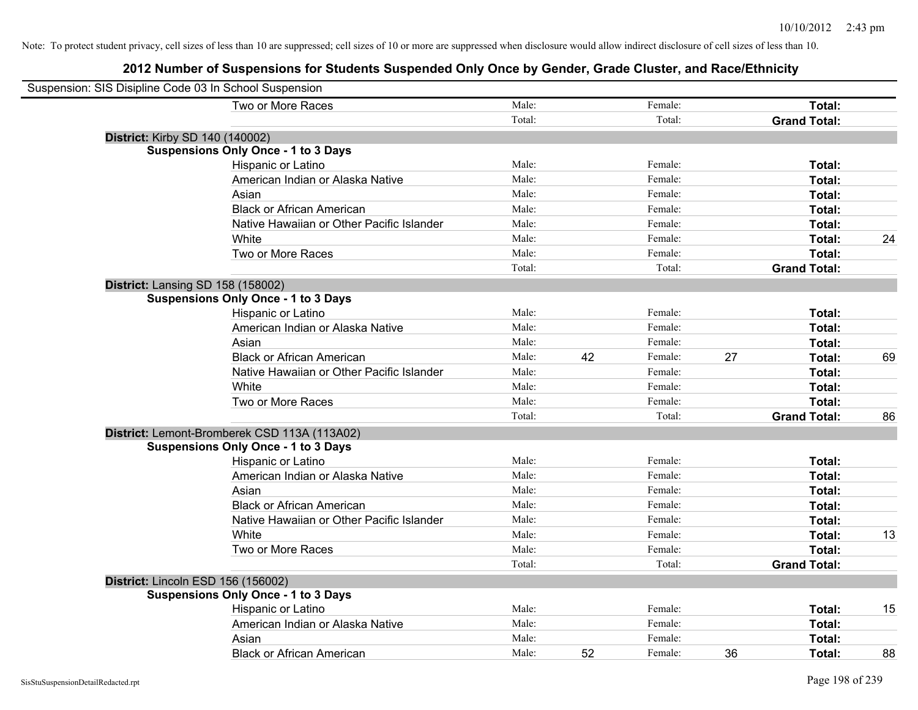Note: To protect student privacy, cell sizes of less than 10 are suppressed; cell sizes of 10 or more are suppressed when disclosure would allow indirect disclosure of cell sizes of less than 10.

# 2012 Number of Suspensions for Students Suspended Only Once by Gender, Grade Cluster, and Race/Ethnicity

Suspension: SIS Disipline Code 03 In School Suspension

| | | | | | | | |
|---|---|---|---|---|---|---|---|
| Two or More Races | Male: | | Female: | | **Total:** | |
| | Total: | | Total: | | **Grand Total:** | |

**District:** Kirby SD 140 (140002)

**Suspensions Only Once - 1 to 3 Days**

| | | | | | | |
|---|---|---|---|---|---|---|
| Hispanic or Latino | Male: | | Female: | | **Total:** | |
| American Indian or Alaska Native | Male: | | Female: | | **Total:** | |
| Asian | Male: | | Female: | | **Total:** | |
| Black or African American | Male: | | Female: | | **Total:** | |
| Native Hawaiian or Other Pacific Islander | Male: | | Female: | | **Total:** | |
| White | Male: | | Female: | | **Total:** | 24 |
| Two or More Races | Male: | | Female: | | **Total:** | |
| | Total: | | Total: | | **Grand Total:** | |

**District:** Lansing SD 158 (158002)

**Suspensions Only Once - 1 to 3 Days**

| | | | | | | |
|---|---|---|---|---|---|---|
| Hispanic or Latino | Male: | | Female: | | **Total:** | |
| American Indian or Alaska Native | Male: | | Female: | | **Total:** | |
| Asian | Male: | | Female: | | **Total:** | |
| Black or African American | Male: | 42 | Female: | 27 | **Total:** | 69 |
| Native Hawaiian or Other Pacific Islander | Male: | | Female: | | **Total:** | |
| White | Male: | | Female: | | **Total:** | |
| Two or More Races | Male: | | Female: | | **Total:** | |
| | Total: | | Total: | | **Grand Total:** | 86 |

**District:** Lemont-Bromberek CSD 113A (113A02)

**Suspensions Only Once - 1 to 3 Days**

| | | | | | | |
|---|---|---|---|---|---|---|
| Hispanic or Latino | Male: | | Female: | | **Total:** | |
| American Indian or Alaska Native | Male: | | Female: | | **Total:** | |
| Asian | Male: | | Female: | | **Total:** | |
| Black or African American | Male: | | Female: | | **Total:** | |
| Native Hawaiian or Other Pacific Islander | Male: | | Female: | | **Total:** | |
| White | Male: | | Female: | | **Total:** | 13 |
| Two or More Races | Male: | | Female: | | **Total:** | |
| | Total: | | Total: | | **Grand Total:** | |

**District:** Lincoln ESD 156 (156002)

**Suspensions Only Once - 1 to 3 Days**

| | | | | | | |
|---|---|---|---|---|---|---|
| Hispanic or Latino | Male: | | Female: | | **Total:** | 15 |
| American Indian or Alaska Native | Male: | | Female: | | **Total:** | |
| Asian | Male: | | Female: | | **Total:** | |
| Black or African American | Male: | 52 | Female: | 36 | **Total:** | 88 |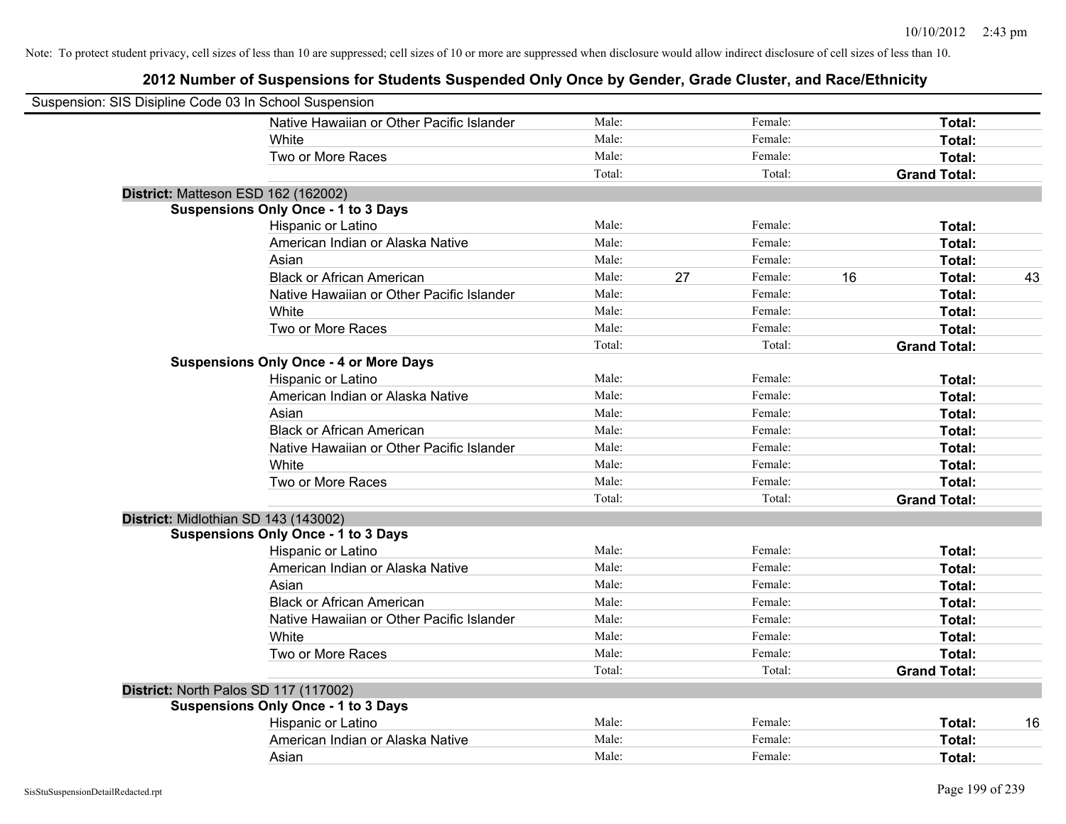Note: To protect student privacy, cell sizes of less than 10 are suppressed; cell sizes of 10 or more are suppressed when disclosure would allow indirect disclosure of cell sizes of less than 10.

# 2012 Number of Suspensions for Students Suspended Only Once by Gender, Grade Cluster, and Race/Ethnicity

Suspension: SIS Disipline Code 03 In School Suspension

| | | | | | | |
|---|---|---|---|---|---|---|
| Native Hawaiian or Other Pacific Islander | Male: | | Female: | | **Total:** | |
| White | Male: | | Female: | | **Total:** | |
| Two or More Races | Male: | | Female: | | **Total:** | |
| | Total: | | Total: | | **Grand Total:** | |

**District:** Matteson ESD 162 (162002)

**Suspensions Only Once - 1 to 3 Days**

| | | | | | | |
|---|---|---|---|---|---|---|
| Hispanic or Latino | Male: | | Female: | | **Total:** | |
| American Indian or Alaska Native | Male: | | Female: | | **Total:** | |
| Asian | Male: | | Female: | | **Total:** | |
| Black or African American | Male: | 27 | Female: | 16 | **Total:** | 43 |
| Native Hawaiian or Other Pacific Islander | Male: | | Female: | | **Total:** | |
| White | Male: | | Female: | | **Total:** | |
| Two or More Races | Male: | | Female: | | **Total:** | |
| | Total: | | Total: | | **Grand Total:** | |

**Suspensions Only Once - 4 or More Days**

| | | | | | | |
|---|---|---|---|---|---|---|
| Hispanic or Latino | Male: | | Female: | | **Total:** | |
| American Indian or Alaska Native | Male: | | Female: | | **Total:** | |
| Asian | Male: | | Female: | | **Total:** | |
| Black or African American | Male: | | Female: | | **Total:** | |
| Native Hawaiian or Other Pacific Islander | Male: | | Female: | | **Total:** | |
| White | Male: | | Female: | | **Total:** | |
| Two or More Races | Male: | | Female: | | **Total:** | |
| | Total: | | Total: | | **Grand Total:** | |

**District:** Midlothian SD 143 (143002)

**Suspensions Only Once - 1 to 3 Days**

| | | | | | | |
|---|---|---|---|---|---|---|
| Hispanic or Latino | Male: | | Female: | | **Total:** | |
| American Indian or Alaska Native | Male: | | Female: | | **Total:** | |
| Asian | Male: | | Female: | | **Total:** | |
| Black or African American | Male: | | Female: | | **Total:** | |
| Native Hawaiian or Other Pacific Islander | Male: | | Female: | | **Total:** | |
| White | Male: | | Female: | | **Total:** | |
| Two or More Races | Male: | | Female: | | **Total:** | |
| | Total: | | Total: | | **Grand Total:** | |

**District:** North Palos SD 117 (117002)

**Suspensions Only Once - 1 to 3 Days**

| | | | | | | |
|---|---|---|---|---|---|---|
| Hispanic or Latino | Male: | | Female: | | **Total:** | 16 |
| American Indian or Alaska Native | Male: | | Female: | | **Total:** | |
| Asian | Male: | | Female: | | **Total:** | |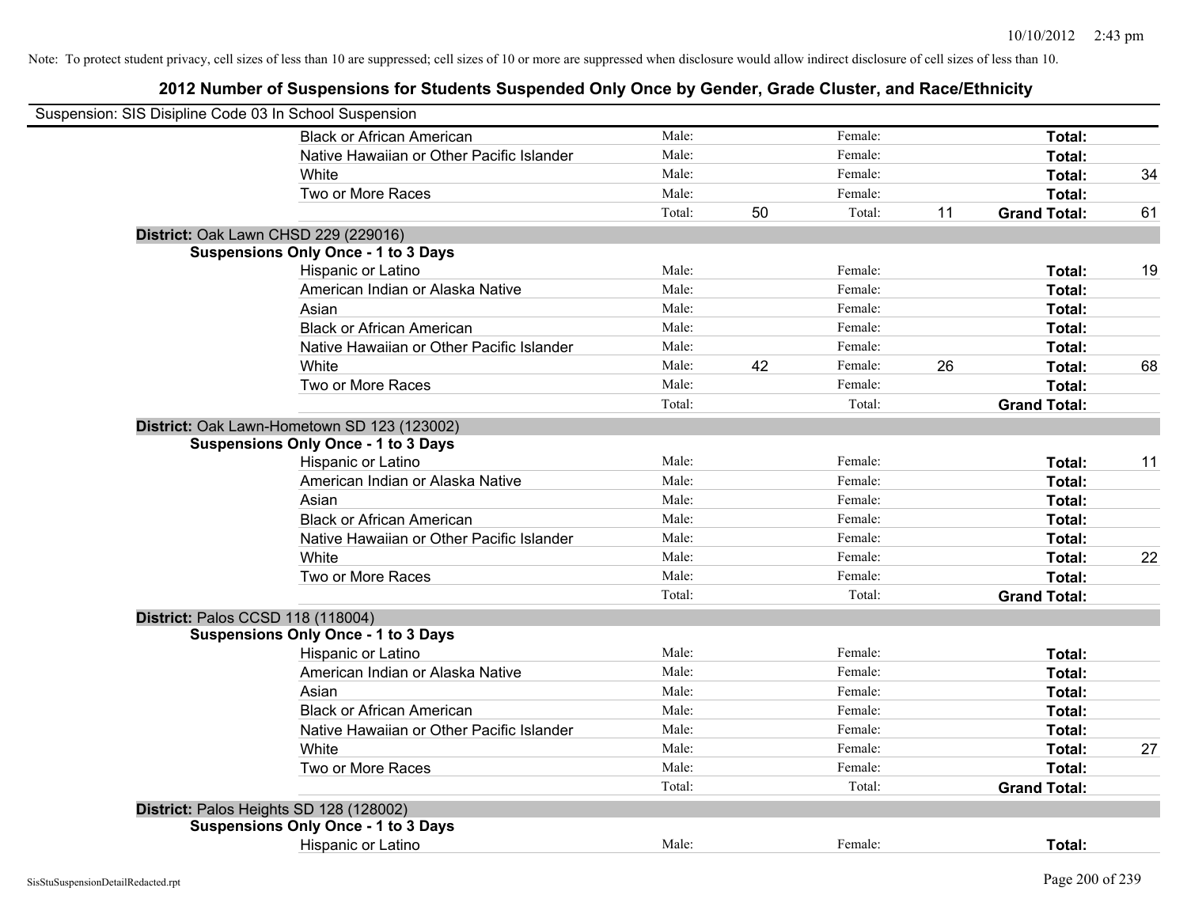Note: To protect student privacy, cell sizes of less than 10 are suppressed; cell sizes of 10 or more are suppressed when disclosure would allow indirect disclosure of cell sizes of less than 10.

# 2012 Number of Suspensions for Students Suspended Only Once by Gender, Grade Cluster, and Race/Ethnicity

Suspension: SIS Disipline Code 03 In School Suspension

| | | | | | | |
|---|---|---|---|---|---|---|
| Black or African American | Male: | | Female: | | **Total:** | |
| Native Hawaiian or Other Pacific Islander | Male: | | Female: | | **Total:** | |
| White | Male: | | Female: | | **Total:** | 34 |
| Two or More Races | Male: | | Female: | | **Total:** | |
| | Total: | 50 | Total: | 11 | **Grand Total:** | 61 |

**District:** Oak Lawn CHSD 229 (229016)

**Suspensions Only Once - 1 to 3 Days**

| | | | | | | |
|---|---|---|---|---|---|---|
| Hispanic or Latino | Male: | | Female: | | **Total:** | 19 |
| American Indian or Alaska Native | Male: | | Female: | | **Total:** | |
| Asian | Male: | | Female: | | **Total:** | |
| Black or African American | Male: | | Female: | | **Total:** | |
| Native Hawaiian or Other Pacific Islander | Male: | | Female: | | **Total:** | |
| White | Male: | 42 | Female: | 26 | **Total:** | 68 |
| Two or More Races | Male: | | Female: | | **Total:** | |
| | Total: | | Total: | | **Grand Total:** | |

**District:** Oak Lawn-Hometown SD 123 (123002)

**Suspensions Only Once - 1 to 3 Days**

| | | | | | | |
|---|---|---|---|---|---|---|
| Hispanic or Latino | Male: | | Female: | | **Total:** | 11 |
| American Indian or Alaska Native | Male: | | Female: | | **Total:** | |
| Asian | Male: | | Female: | | **Total:** | |
| Black or African American | Male: | | Female: | | **Total:** | |
| Native Hawaiian or Other Pacific Islander | Male: | | Female: | | **Total:** | |
| White | Male: | | Female: | | **Total:** | 22 |
| Two or More Races | Male: | | Female: | | **Total:** | |
| | Total: | | Total: | | **Grand Total:** | |

**District:** Palos CCSD 118 (118004)

**Suspensions Only Once - 1 to 3 Days**

| | | | | | | |
|---|---|---|---|---|---|---|
| Hispanic or Latino | Male: | | Female: | | **Total:** | |
| American Indian or Alaska Native | Male: | | Female: | | **Total:** | |
| Asian | Male: | | Female: | | **Total:** | |
| Black or African American | Male: | | Female: | | **Total:** | |
| Native Hawaiian or Other Pacific Islander | Male: | | Female: | | **Total:** | |
| White | Male: | | Female: | | **Total:** | 27 |
| Two or More Races | Male: | | Female: | | **Total:** | |
| | Total: | | Total: | | **Grand Total:** | |

**District:** Palos Heights SD 128 (128002)

**Suspensions Only Once - 1 to 3 Days**

| | | | | | | |
|---|---|---|---|---|---|---|
| Hispanic or Latino | Male: | | Female: | | **Total:** | |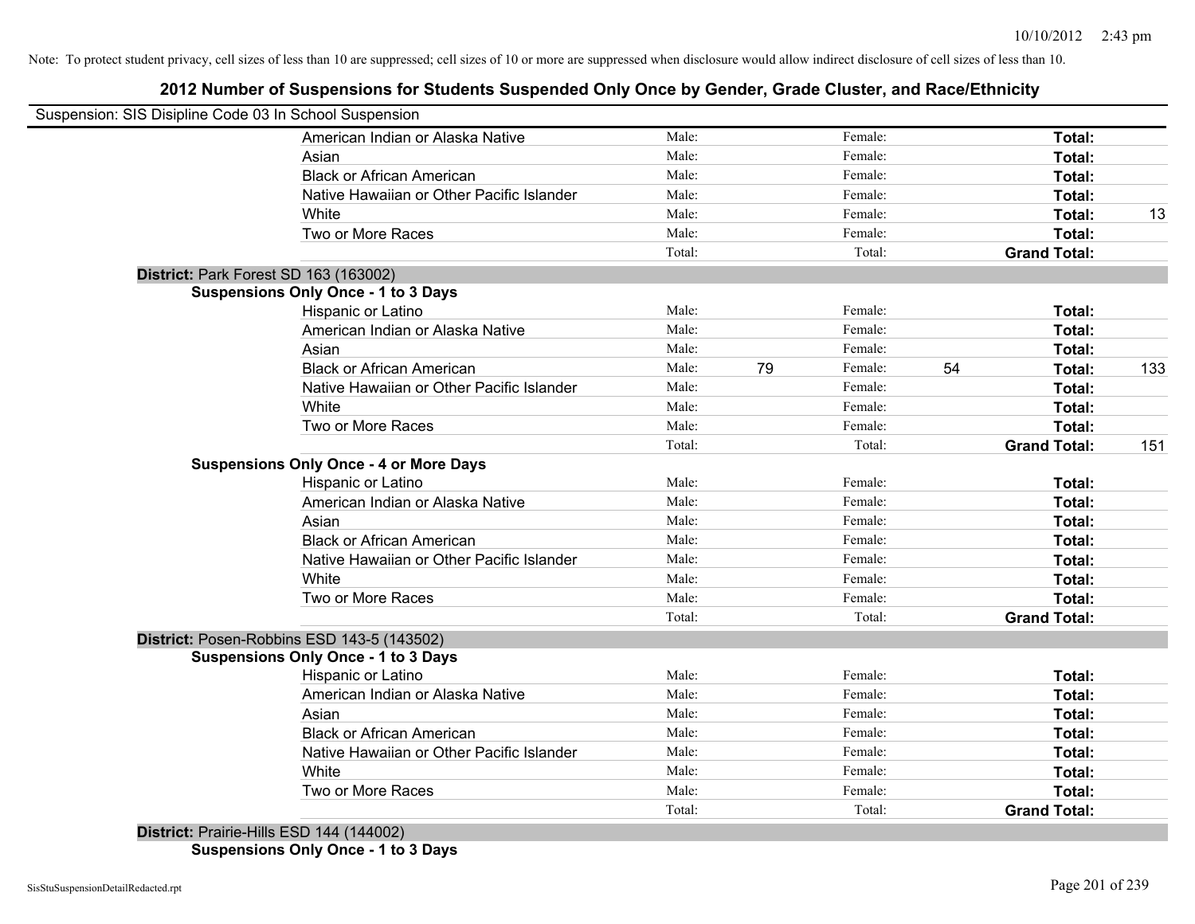Note: To protect student privacy, cell sizes of less than 10 are suppressed; cell sizes of 10 or more are suppressed when disclosure would allow indirect disclosure of cell sizes of less than 10.

## 2012 Number of Suspensions for Students Suspended Only Once by Gender, Grade Cluster, and Race/Ethnicity

Suspension: SIS Disipline Code 03 In School Suspension

| | | | | | | |
|---|---|---|---|---|---|---|
| American Indian or Alaska Native | Male: | | Female: | | **Total:** | |
| Asian | Male: | | Female: | | **Total:** | |
| Black or African American | Male: | | Female: | | **Total:** | |
| Native Hawaiian or Other Pacific Islander | Male: | | Female: | | **Total:** | |
| White | Male: | | Female: | | **Total:** | 13 |
| Two or More Races | Male: | | Female: | | **Total:** | |
| | Total: | | Total: | | **Grand Total:** | |

**District:** Park Forest SD 163 (163002)

**Suspensions Only Once - 1 to 3 Days**

| | | | | | | |
|---|---|---|---|---|---|---|
| Hispanic or Latino | Male: | | Female: | | **Total:** | |
| American Indian or Alaska Native | Male: | | Female: | | **Total:** | |
| Asian | Male: | | Female: | | **Total:** | |
| Black or African American | Male: | 79 | Female: | 54 | **Total:** | 133 |
| Native Hawaiian or Other Pacific Islander | Male: | | Female: | | **Total:** | |
| White | Male: | | Female: | | **Total:** | |
| Two or More Races | Male: | | Female: | | **Total:** | |
| | Total: | | Total: | | **Grand Total:** | 151 |

**Suspensions Only Once - 4 or More Days**

| | | | | | | |
|---|---|---|---|---|---|---|
| Hispanic or Latino | Male: | | Female: | | **Total:** | |
| American Indian or Alaska Native | Male: | | Female: | | **Total:** | |
| Asian | Male: | | Female: | | **Total:** | |
| Black or African American | Male: | | Female: | | **Total:** | |
| Native Hawaiian or Other Pacific Islander | Male: | | Female: | | **Total:** | |
| White | Male: | | Female: | | **Total:** | |
| Two or More Races | Male: | | Female: | | **Total:** | |
| | Total: | | Total: | | **Grand Total:** | |

**District:** Posen-Robbins ESD 143-5 (143502)

**Suspensions Only Once - 1 to 3 Days**

| | | | | | | |
|---|---|---|---|---|---|---|
| Hispanic or Latino | Male: | | Female: | | **Total:** | |
| American Indian or Alaska Native | Male: | | Female: | | **Total:** | |
| Asian | Male: | | Female: | | **Total:** | |
| Black or African American | Male: | | Female: | | **Total:** | |
| Native Hawaiian or Other Pacific Islander | Male: | | Female: | | **Total:** | |
| White | Male: | | Female: | | **Total:** | |
| Two or More Races | Male: | | Female: | | **Total:** | |
| | Total: | | Total: | | **Grand Total:** | |

**District:** Prairie-Hills ESD 144 (144002)

**Suspensions Only Once - 1 to 3 Days**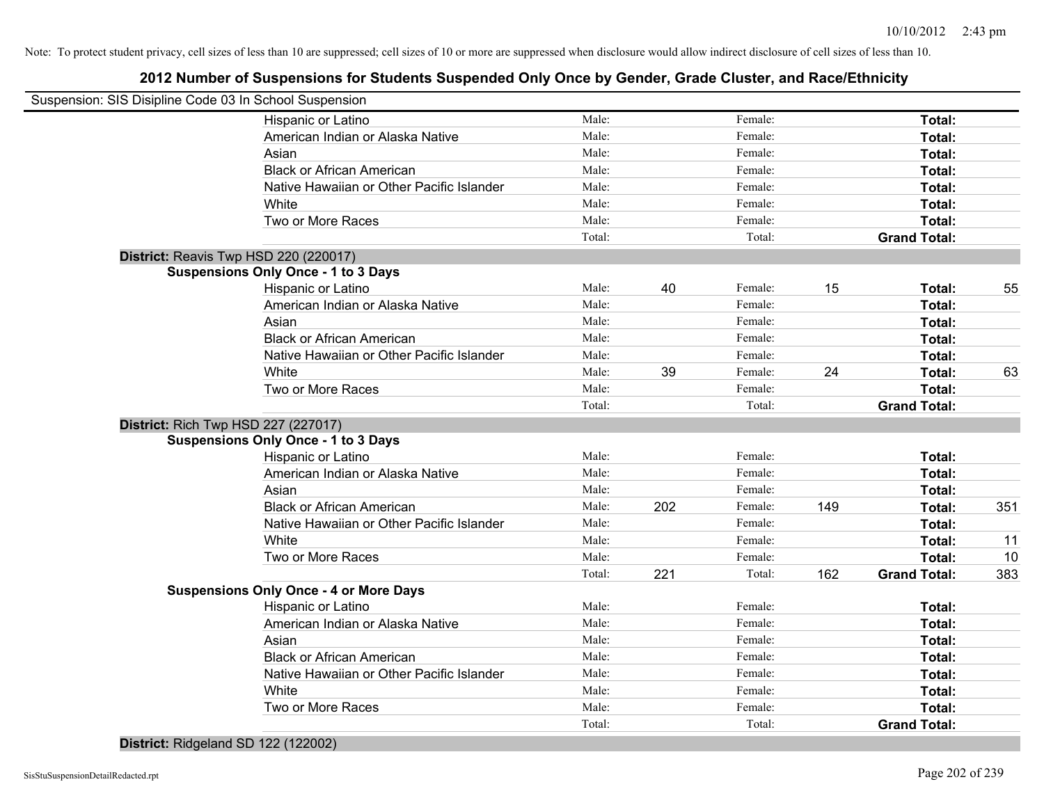Note: To protect student privacy, cell sizes of less than 10 are suppressed; cell sizes of 10 or more are suppressed when disclosure would allow indirect disclosure of cell sizes of less than 10.

## 2012 Number of Suspensions for Students Suspended Only Once by Gender, Grade Cluster, and Race/Ethnicity

Suspension: SIS Disipline Code 03 In School Suspension

| | | | | | | |
|---|---|---|---|---|---|---|
| Hispanic or Latino | Male: | | Female: | | **Total:** | |
| American Indian or Alaska Native | Male: | | Female: | | **Total:** | |
| Asian | Male: | | Female: | | **Total:** | |
| Black or African American | Male: | | Female: | | **Total:** | |
| Native Hawaiian or Other Pacific Islander | Male: | | Female: | | **Total:** | |
| White | Male: | | Female: | | **Total:** | |
| Two or More Races | Male: | | Female: | | **Total:** | |
| | Total: | | Total: | | **Grand Total:** | |

**District:** Reavis Twp HSD 220 (220017)

**Suspensions Only Once - 1 to 3 Days**

| | | | | | | |
|---|---|---|---|---|---|---|
| Hispanic or Latino | Male: | 40 | Female: | 15 | **Total:** | 55 |
| American Indian or Alaska Native | Male: | | Female: | | **Total:** | |
| Asian | Male: | | Female: | | **Total:** | |
| Black or African American | Male: | | Female: | | **Total:** | |
| Native Hawaiian or Other Pacific Islander | Male: | | Female: | | **Total:** | |
| White | Male: | 39 | Female: | 24 | **Total:** | 63 |
| Two or More Races | Male: | | Female: | | **Total:** | |
| | Total: | | Total: | | **Grand Total:** | |

**District:** Rich Twp HSD 227 (227017)

**Suspensions Only Once - 1 to 3 Days**

| | | | | | | |
|---|---|---|---|---|---|---|
| Hispanic or Latino | Male: | | Female: | | **Total:** | |
| American Indian or Alaska Native | Male: | | Female: | | **Total:** | |
| Asian | Male: | | Female: | | **Total:** | |
| Black or African American | Male: | 202 | Female: | 149 | **Total:** | 351 |
| Native Hawaiian or Other Pacific Islander | Male: | | Female: | | **Total:** | |
| White | Male: | | Female: | | **Total:** | 11 |
| Two or More Races | Male: | | Female: | | **Total:** | 10 |
| | Total: | 221 | Total: | 162 | **Grand Total:** | 383 |

**Suspensions Only Once - 4 or More Days**

| | | | | | | |
|---|---|---|---|---|---|---|
| Hispanic or Latino | Male: | | Female: | | **Total:** | |
| American Indian or Alaska Native | Male: | | Female: | | **Total:** | |
| Asian | Male: | | Female: | | **Total:** | |
| Black or African American | Male: | | Female: | | **Total:** | |
| Native Hawaiian or Other Pacific Islander | Male: | | Female: | | **Total:** | |
| White | Male: | | Female: | | **Total:** | |
| Two or More Races | Male: | | Female: | | **Total:** | |
| | Total: | | Total: | | **Grand Total:** | |

**District:** Ridgeland SD 122 (122002)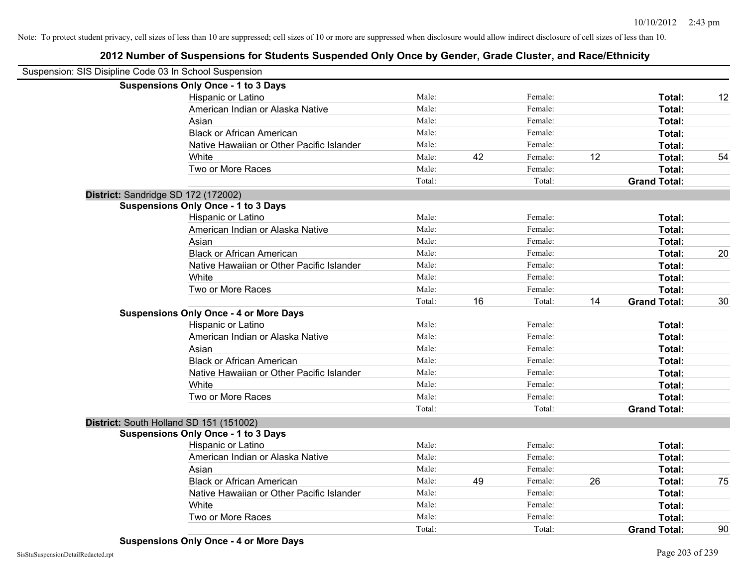Note: To protect student privacy, cell sizes of less than 10 are suppressed; cell sizes of 10 or more are suppressed when disclosure would allow indirect disclosure of cell sizes of less than 10.

# 2012 Number of Suspensions for Students Suspended Only Once by Gender, Grade Cluster, and Race/Ethnicity

Suspension: SIS Disipline Code 03 In School Suspension

**Suspensions Only Once - 1 to 3 Days**

| Race/Ethnicity | | | | | | |
|---|---|---|---|---|---|---|
| Hispanic or Latino | Male: | | Female: | | **Total:** | 12 |
| American Indian or Alaska Native | Male: | | Female: | | **Total:** | |
| Asian | Male: | | Female: | | **Total:** | |
| Black or African American | Male: | | Female: | | **Total:** | |
| Native Hawaiian or Other Pacific Islander | Male: | | Female: | | **Total:** | |
| White | Male: | 42 | Female: | 12 | **Total:** | 54 |
| Two or More Races | Male: | | Female: | | **Total:** | |
| | Total: | | Total: | | **Grand Total:** | |

**District:** Sandridge SD 172 (172002)

**Suspensions Only Once - 1 to 3 Days**

| Race/Ethnicity | | | | | | |
|---|---|---|---|---|---|---|
| Hispanic or Latino | Male: | | Female: | | **Total:** | |
| American Indian or Alaska Native | Male: | | Female: | | **Total:** | |
| Asian | Male: | | Female: | | **Total:** | |
| Black or African American | Male: | | Female: | | **Total:** | 20 |
| Native Hawaiian or Other Pacific Islander | Male: | | Female: | | **Total:** | |
| White | Male: | | Female: | | **Total:** | |
| Two or More Races | Male: | | Female: | | **Total:** | |
| | Total: | 16 | Total: | 14 | **Grand Total:** | 30 |

**Suspensions Only Once - 4 or More Days**

| Race/Ethnicity | | | | | | |
|---|---|---|---|---|---|---|
| Hispanic or Latino | Male: | | Female: | | **Total:** | |
| American Indian or Alaska Native | Male: | | Female: | | **Total:** | |
| Asian | Male: | | Female: | | **Total:** | |
| Black or African American | Male: | | Female: | | **Total:** | |
| Native Hawaiian or Other Pacific Islander | Male: | | Female: | | **Total:** | |
| White | Male: | | Female: | | **Total:** | |
| Two or More Races | Male: | | Female: | | **Total:** | |
| | Total: | | Total: | | **Grand Total:** | |

**District:** South Holland SD 151 (151002)

**Suspensions Only Once - 1 to 3 Days**

| Race/Ethnicity | | | | | | |
|---|---|---|---|---|---|---|
| Hispanic or Latino | Male: | | Female: | | **Total:** | |
| American Indian or Alaska Native | Male: | | Female: | | **Total:** | |
| Asian | Male: | | Female: | | **Total:** | |
| Black or African American | Male: | 49 | Female: | 26 | **Total:** | 75 |
| Native Hawaiian or Other Pacific Islander | Male: | | Female: | | **Total:** | |
| White | Male: | | Female: | | **Total:** | |
| Two or More Races | Male: | | Female: | | **Total:** | |
| | Total: | | Total: | | **Grand Total:** | 90 |

**Suspensions Only Once - 4 or More Days**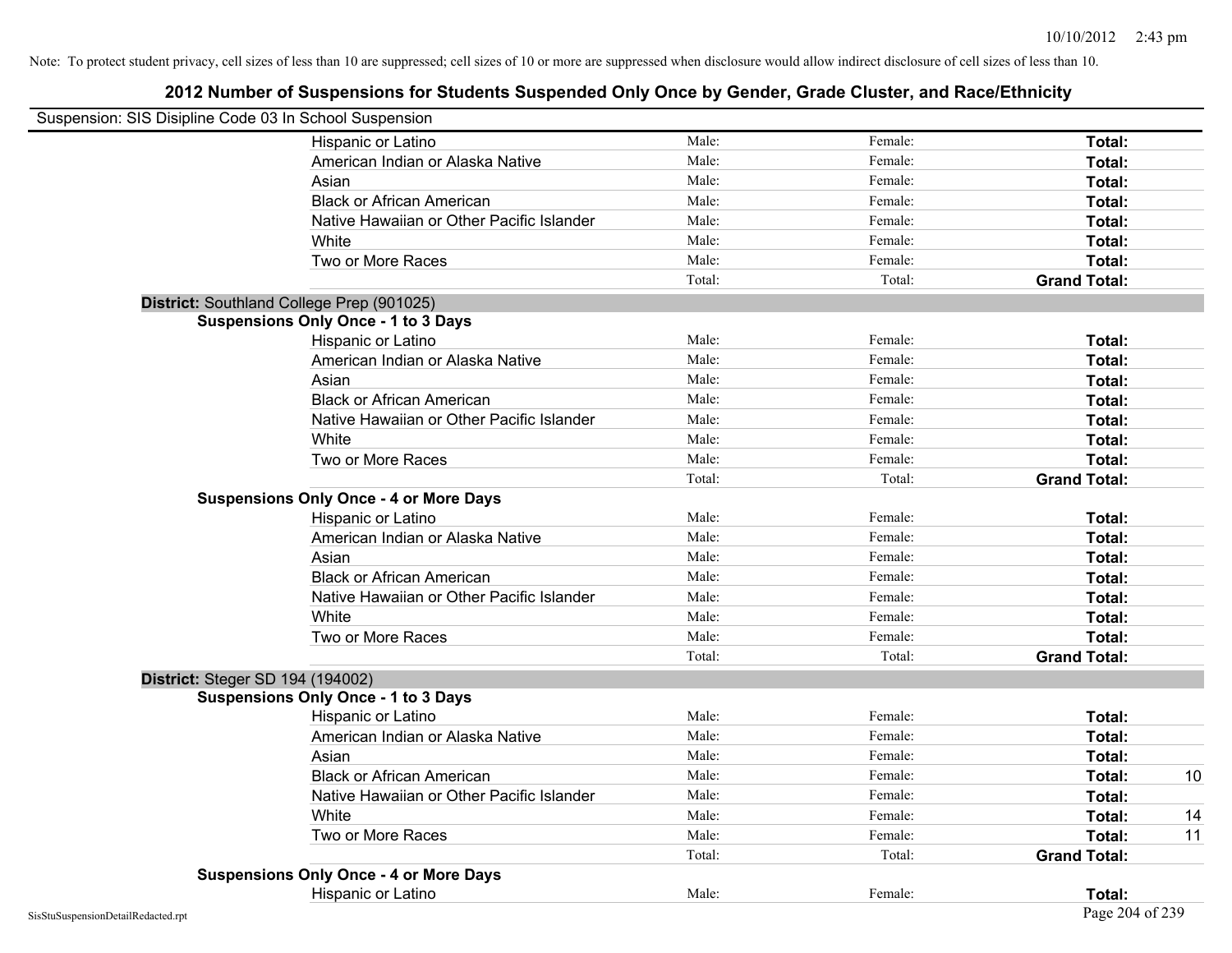Note: To protect student privacy, cell sizes of less than 10 are suppressed; cell sizes of 10 or more are suppressed when disclosure would allow indirect disclosure of cell sizes of less than 10.

## 2012 Number of Suspensions for Students Suspended Only Once by Gender, Grade Cluster, and Race/Ethnicity

Suspension: SIS Disipline Code 03 In School Suspension

| | Male | Female | Total |
|---|---|---|---|
| Hispanic or Latino | Male: | Female: | Total: |
| American Indian or Alaska Native | Male: | Female: | Total: |
| Asian | Male: | Female: | Total: |
| Black or African American | Male: | Female: | Total: |
| Native Hawaiian or Other Pacific Islander | Male: | Female: | Total: |
| White | Male: | Female: | Total: |
| Two or More Races | Male: | Female: | Total: |
| | Total: | Total: | Grand Total: |

**District:** Southland College Prep (901025)

**Suspensions Only Once - 1 to 3 Days**

| | Male | Female | Total |
|---|---|---|---|
| Hispanic or Latino | Male: | Female: | Total: |
| American Indian or Alaska Native | Male: | Female: | Total: |
| Asian | Male: | Female: | Total: |
| Black or African American | Male: | Female: | Total: |
| Native Hawaiian or Other Pacific Islander | Male: | Female: | Total: |
| White | Male: | Female: | Total: |
| Two or More Races | Male: | Female: | Total: |
| | Total: | Total: | Grand Total: |

**Suspensions Only Once - 4 or More Days**

| | Male | Female | Total |
|---|---|---|---|
| Hispanic or Latino | Male: | Female: | Total: |
| American Indian or Alaska Native | Male: | Female: | Total: |
| Asian | Male: | Female: | Total: |
| Black or African American | Male: | Female: | Total: |
| Native Hawaiian or Other Pacific Islander | Male: | Female: | Total: |
| White | Male: | Female: | Total: |
| Two or More Races | Male: | Female: | Total: |
| | Total: | Total: | Grand Total: |

**District:** Steger SD 194 (194002)

**Suspensions Only Once - 1 to 3 Days**

| | Male | Female | Total |
|---|---|---|---|
| Hispanic or Latino | Male: | Female: | Total: |
| American Indian or Alaska Native | Male: | Female: | Total: |
| Asian | Male: | Female: | Total: |
| Black or African American | Male: | Female: | Total: 10 |
| Native Hawaiian or Other Pacific Islander | Male: | Female: | Total: |
| White | Male: | Female: | Total: 14 |
| Two or More Races | Male: | Female: | Total: 11 |
| | Total: | Total: | Grand Total: |

**Suspensions Only Once - 4 or More Days**

| | Male | Female | Total |
|---|---|---|---|
| Hispanic or Latino | Male: | Female: | Total: |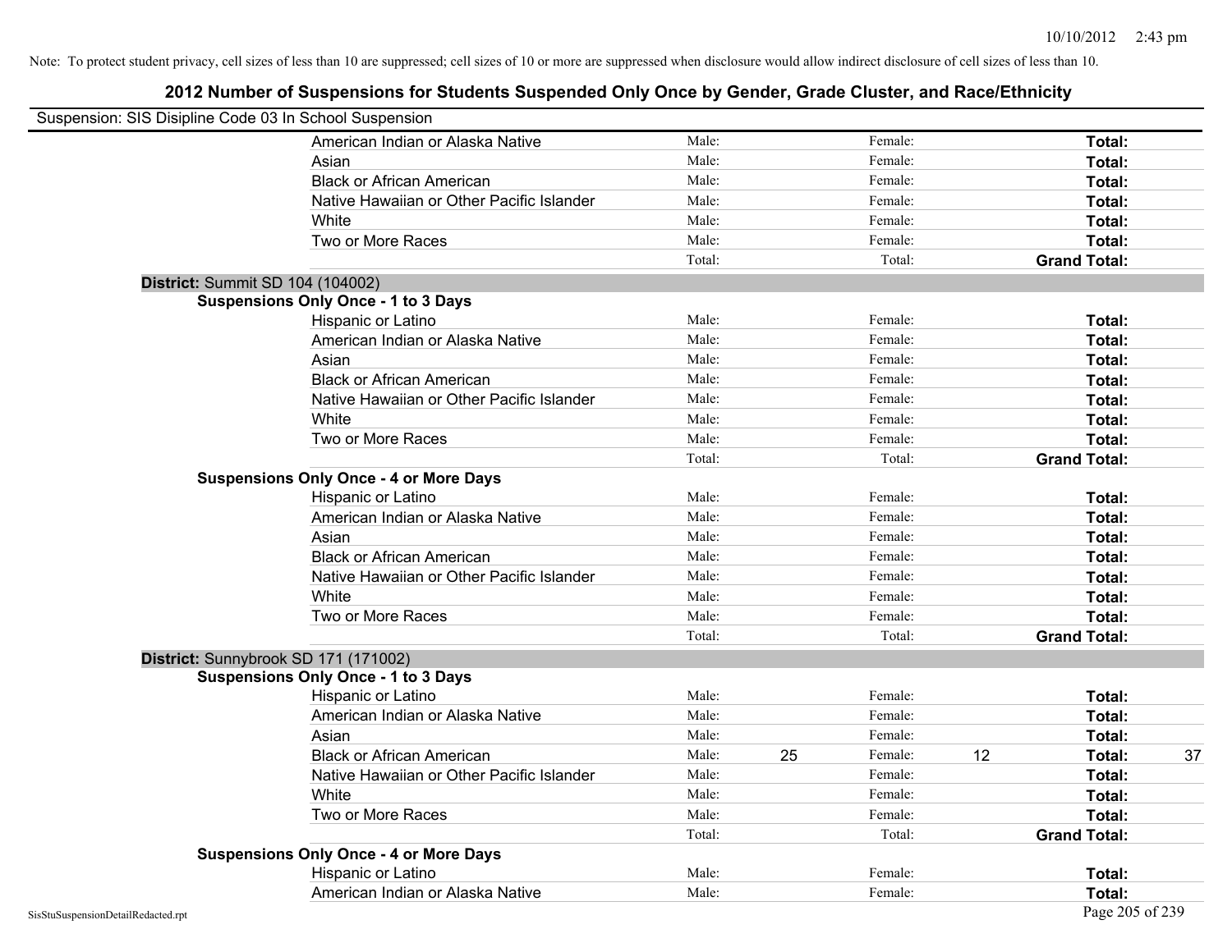Note: To protect student privacy, cell sizes of less than 10 are suppressed; cell sizes of 10 or more are suppressed when disclosure would allow indirect disclosure of cell sizes of less than 10.

# 2012 Number of Suspensions for Students Suspended Only Once by Gender, Grade Cluster, and Race/Ethnicity

Suspension: SIS Disipline Code 03 In School Suspension

| | Male: | | Female: | | Total: | |
|---|---|---|---|---|---|---|
| American Indian or Alaska Native | Male: | | Female: | | **Total:** | |
| Asian | Male: | | Female: | | **Total:** | |
| Black or African American | Male: | | Female: | | **Total:** | |
| Native Hawaiian or Other Pacific Islander | Male: | | Female: | | **Total:** | |
| White | Male: | | Female: | | **Total:** | |
| Two or More Races | Male: | | Female: | | **Total:** | |
| | Total: | | Total: | | **Grand Total:** | |

**District:** Summit SD 104 (104002)

**Suspensions Only Once - 1 to 3 Days**

| | | | | | | |
|---|---|---|---|---|---|---|
| Hispanic or Latino | Male: | | Female: | | **Total:** | |
| American Indian or Alaska Native | Male: | | Female: | | **Total:** | |
| Asian | Male: | | Female: | | **Total:** | |
| Black or African American | Male: | | Female: | | **Total:** | |
| Native Hawaiian or Other Pacific Islander | Male: | | Female: | | **Total:** | |
| White | Male: | | Female: | | **Total:** | |
| Two or More Races | Male: | | Female: | | **Total:** | |
| | Total: | | Total: | | **Grand Total:** | |

**Suspensions Only Once - 4 or More Days**

| | | | | | | |
|---|---|---|---|---|---|---|
| Hispanic or Latino | Male: | | Female: | | **Total:** | |
| American Indian or Alaska Native | Male: | | Female: | | **Total:** | |
| Asian | Male: | | Female: | | **Total:** | |
| Black or African American | Male: | | Female: | | **Total:** | |
| Native Hawaiian or Other Pacific Islander | Male: | | Female: | | **Total:** | |
| White | Male: | | Female: | | **Total:** | |
| Two or More Races | Male: | | Female: | | **Total:** | |
| | Total: | | Total: | | **Grand Total:** | |

**District:** Sunnybrook SD 171 (171002)

**Suspensions Only Once - 1 to 3 Days**

| | | | | | | |
|---|---|---|---|---|---|---|
| Hispanic or Latino | Male: | | Female: | | **Total:** | |
| American Indian or Alaska Native | Male: | | Female: | | **Total:** | |
| Asian | Male: | | Female: | | **Total:** | |
| Black or African American | Male: | 25 | Female: | 12 | **Total:** | 37 |
| Native Hawaiian or Other Pacific Islander | Male: | | Female: | | **Total:** | |
| White | Male: | | Female: | | **Total:** | |
| Two or More Races | Male: | | Female: | | **Total:** | |
| | Total: | | Total: | | **Grand Total:** | |

**Suspensions Only Once - 4 or More Days**

| | | | | | | |
|---|---|---|---|---|---|---|
| Hispanic or Latino | Male: | | Female: | | **Total:** | |
| American Indian or Alaska Native | Male: | | Female: | | **Total:** | |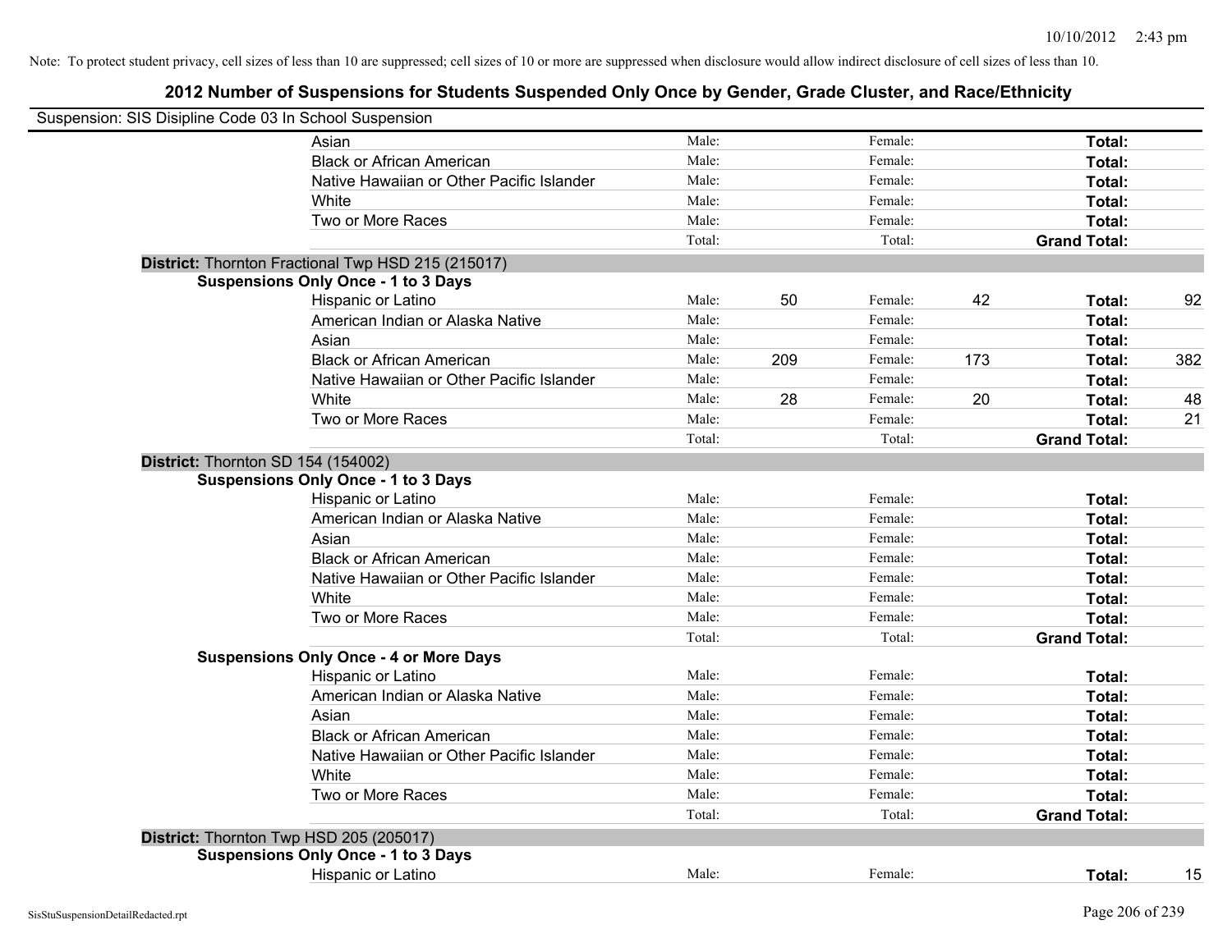Note: To protect student privacy, cell sizes of less than 10 are suppressed; cell sizes of 10 or more are suppressed when disclosure would allow indirect disclosure of cell sizes of less than 10.

## 2012 Number of Suspensions for Students Suspended Only Once by Gender, Grade Cluster, and Race/Ethnicity

Suspension: SIS Disipline Code 03 In School Suspension

| | | | | | | |
|---|---|---|---|---|---|---|
| Asian | Male: | | Female: | | **Total:** | |
| Black or African American | Male: | | Female: | | **Total:** | |
| Native Hawaiian or Other Pacific Islander | Male: | | Female: | | **Total:** | |
| White | Male: | | Female: | | **Total:** | |
| Two or More Races | Male: | | Female: | | **Total:** | |
| | Total: | | Total: | | **Grand Total:** | |

**District:** Thornton Fractional Twp HSD 215 (215017)

**Suspensions Only Once - 1 to 3 Days**

| | | | | | | |
|---|---|---|---|---|---|---|
| Hispanic or Latino | Male: | 50 | Female: | 42 | **Total:** | 92 |
| American Indian or Alaska Native | Male: | | Female: | | **Total:** | |
| Asian | Male: | | Female: | | **Total:** | |
| Black or African American | Male: | 209 | Female: | 173 | **Total:** | 382 |
| Native Hawaiian or Other Pacific Islander | Male: | | Female: | | **Total:** | |
| White | Male: | 28 | Female: | 20 | **Total:** | 48 |
| Two or More Races | Male: | | Female: | | **Total:** | 21 |
| | Total: | | Total: | | **Grand Total:** | |

**District:** Thornton SD 154 (154002)

**Suspensions Only Once - 1 to 3 Days**

| | | | | | | |
|---|---|---|---|---|---|---|
| Hispanic or Latino | Male: | | Female: | | **Total:** | |
| American Indian or Alaska Native | Male: | | Female: | | **Total:** | |
| Asian | Male: | | Female: | | **Total:** | |
| Black or African American | Male: | | Female: | | **Total:** | |
| Native Hawaiian or Other Pacific Islander | Male: | | Female: | | **Total:** | |
| White | Male: | | Female: | | **Total:** | |
| Two or More Races | Male: | | Female: | | **Total:** | |
| | Total: | | Total: | | **Grand Total:** | |

**Suspensions Only Once - 4 or More Days**

| | | | | | | |
|---|---|---|---|---|---|---|
| Hispanic or Latino | Male: | | Female: | | **Total:** | |
| American Indian or Alaska Native | Male: | | Female: | | **Total:** | |
| Asian | Male: | | Female: | | **Total:** | |
| Black or African American | Male: | | Female: | | **Total:** | |
| Native Hawaiian or Other Pacific Islander | Male: | | Female: | | **Total:** | |
| White | Male: | | Female: | | **Total:** | |
| Two or More Races | Male: | | Female: | | **Total:** | |
| | Total: | | Total: | | **Grand Total:** | |

**District:** Thornton Twp HSD 205 (205017)

**Suspensions Only Once - 1 to 3 Days**

| | | | | | | |
|---|---|---|---|---|---|---|
| Hispanic or Latino | Male: | | Female: | | **Total:** | 15 |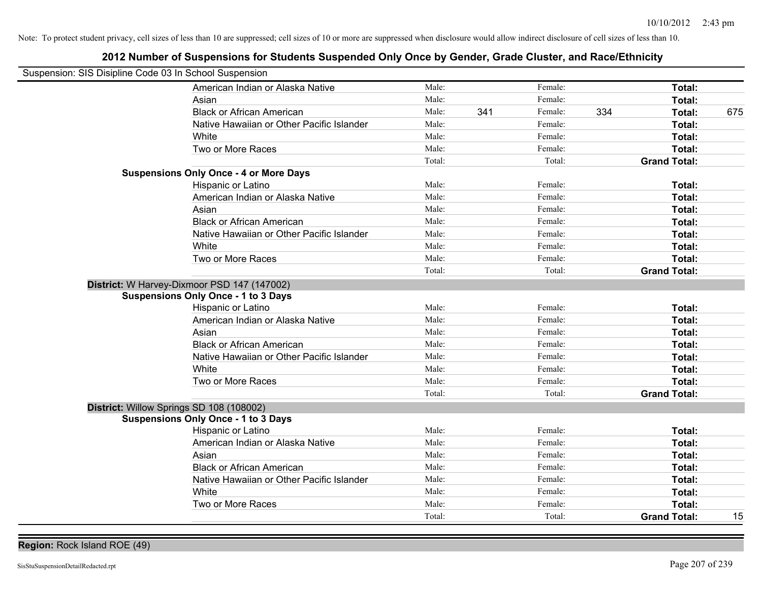Note: To protect student privacy, cell sizes of less than 10 are suppressed; cell sizes of 10 or more are suppressed when disclosure would allow indirect disclosure of cell sizes of less than 10.

## 2012 Number of Suspensions for Students Suspended Only Once by Gender, Grade Cluster, and Race/Ethnicity

Suspension: SIS Disipline Code 03 In School Suspension

| | | | | | | |
|---|---|---|---|---|---|---|
| American Indian or Alaska Native | Male: | | Female: | | **Total:** | |
| Asian | Male: | | Female: | | **Total:** | |
| Black or African American | Male: | 341 | Female: | 334 | **Total:** | 675 |
| Native Hawaiian or Other Pacific Islander | Male: | | Female: | | **Total:** | |
| White | Male: | | Female: | | **Total:** | |
| Two or More Races | Male: | | Female: | | **Total:** | |
| | Total: | | Total: | | **Grand Total:** | |

**Suspensions Only Once - 4 or More Days**

| | | | | | | |
|---|---|---|---|---|---|---|
| Hispanic or Latino | Male: | | Female: | | **Total:** | |
| American Indian or Alaska Native | Male: | | Female: | | **Total:** | |
| Asian | Male: | | Female: | | **Total:** | |
| Black or African American | Male: | | Female: | | **Total:** | |
| Native Hawaiian or Other Pacific Islander | Male: | | Female: | | **Total:** | |
| White | Male: | | Female: | | **Total:** | |
| Two or More Races | Male: | | Female: | | **Total:** | |
| | Total: | | Total: | | **Grand Total:** | |

**District:** W Harvey-Dixmoor PSD 147 (147002)

**Suspensions Only Once - 1 to 3 Days**

| | | | | | | |
|---|---|---|---|---|---|---|
| Hispanic or Latino | Male: | | Female: | | **Total:** | |
| American Indian or Alaska Native | Male: | | Female: | | **Total:** | |
| Asian | Male: | | Female: | | **Total:** | |
| Black or African American | Male: | | Female: | | **Total:** | |
| Native Hawaiian or Other Pacific Islander | Male: | | Female: | | **Total:** | |
| White | Male: | | Female: | | **Total:** | |
| Two or More Races | Male: | | Female: | | **Total:** | |
| | Total: | | Total: | | **Grand Total:** | |

**District:** Willow Springs SD 108 (108002)

**Suspensions Only Once - 1 to 3 Days**

| | | | | | | |
|---|---|---|---|---|---|---|
| Hispanic or Latino | Male: | | Female: | | **Total:** | |
| American Indian or Alaska Native | Male: | | Female: | | **Total:** | |
| Asian | Male: | | Female: | | **Total:** | |
| Black or African American | Male: | | Female: | | **Total:** | |
| Native Hawaiian or Other Pacific Islander | Male: | | Female: | | **Total:** | |
| White | Male: | | Female: | | **Total:** | |
| Two or More Races | Male: | | Female: | | **Total:** | |
| | Total: | | Total: | | **Grand Total:** | 15 |

**Region:** Rock Island ROE (49)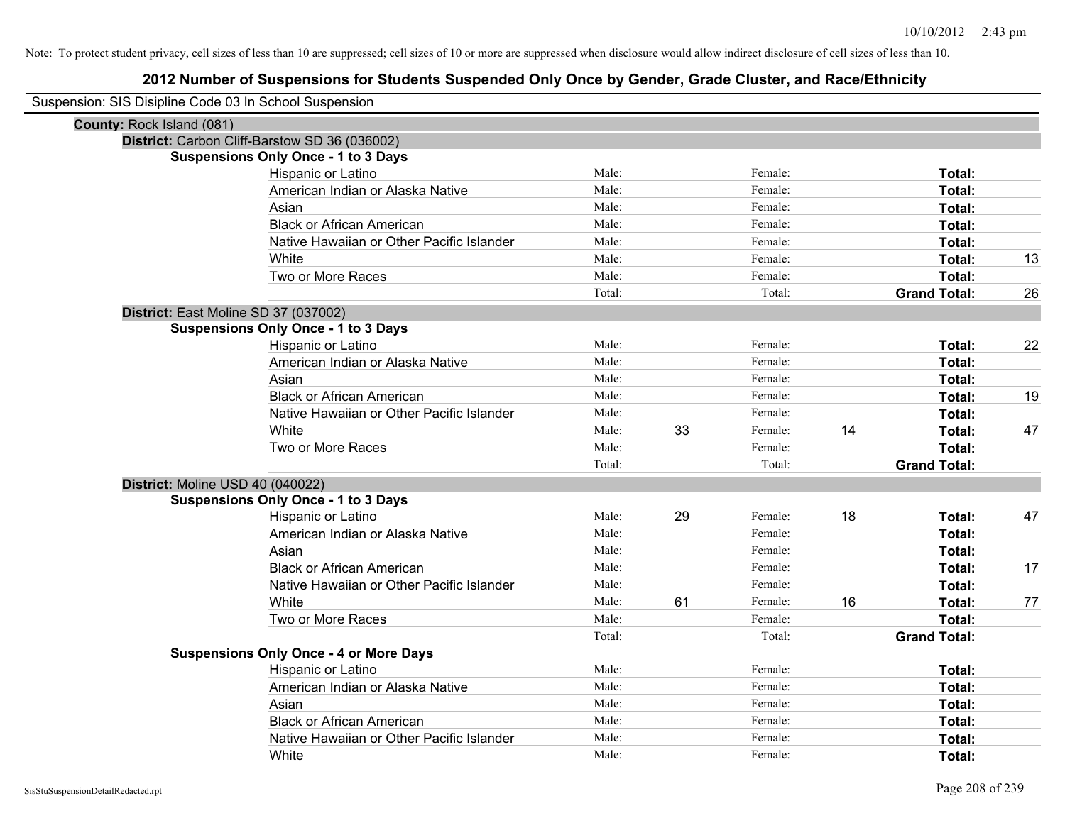Note: To protect student privacy, cell sizes of less than 10 are suppressed; cell sizes of 10 or more are suppressed when disclosure would allow indirect disclosure of cell sizes of less than 10.

## 2012 Number of Suspensions for Students Suspended Only Once by Gender, Grade Cluster, and Race/Ethnicity

Suspension: SIS Disipline Code 03 In School Suspension

**County:** Rock Island (081)

**District:** Carbon Cliff-Barstow SD 36 (036002)

**Suspensions Only Once - 1 to 3 Days**

| Race/Ethnicity | Male: | | Female: | | Total: | |
|---|---|---|---|---|---|---|
| Hispanic or Latino | Male: | | Female: | | Total: | |
| American Indian or Alaska Native | Male: | | Female: | | Total: | |
| Asian | Male: | | Female: | | Total: | |
| Black or African American | Male: | | Female: | | Total: | |
| Native Hawaiian or Other Pacific Islander | Male: | | Female: | | Total: | |
| White | Male: | | Female: | | Total: | 13 |
| Two or More Races | Male: | | Female: | | Total: | |
| | Total: | | Total: | | Grand Total: | 26 |

**District:** East Moline SD 37 (037002)

**Suspensions Only Once - 1 to 3 Days**

| Race/Ethnicity | Male: | | Female: | | Total: | |
|---|---|---|---|---|---|---|
| Hispanic or Latino | Male: | | Female: | | Total: | 22 |
| American Indian or Alaska Native | Male: | | Female: | | Total: | |
| Asian | Male: | | Female: | | Total: | |
| Black or African American | Male: | | Female: | | Total: | 19 |
| Native Hawaiian or Other Pacific Islander | Male: | | Female: | | Total: | |
| White | Male: | 33 | Female: | 14 | Total: | 47 |
| Two or More Races | Male: | | Female: | | Total: | |
| | Total: | | Total: | | Grand Total: | |

**District:** Moline USD 40 (040022)

**Suspensions Only Once - 1 to 3 Days**

| Race/Ethnicity | Male: | | Female: | | Total: | |
|---|---|---|---|---|---|---|
| Hispanic or Latino | Male: | 29 | Female: | 18 | Total: | 47 |
| American Indian or Alaska Native | Male: | | Female: | | Total: | |
| Asian | Male: | | Female: | | Total: | |
| Black or African American | Male: | | Female: | | Total: | 17 |
| Native Hawaiian or Other Pacific Islander | Male: | | Female: | | Total: | |
| White | Male: | 61 | Female: | 16 | Total: | 77 |
| Two or More Races | Male: | | Female: | | Total: | |
| | Total: | | Total: | | Grand Total: | |

**Suspensions Only Once - 4 or More Days**

| Race/Ethnicity | Male: | | Female: | | Total: | |
|---|---|---|---|---|---|---|
| Hispanic or Latino | Male: | | Female: | | Total: | |
| American Indian or Alaska Native | Male: | | Female: | | Total: | |
| Asian | Male: | | Female: | | Total: | |
| Black or African American | Male: | | Female: | | Total: | |
| Native Hawaiian or Other Pacific Islander | Male: | | Female: | | Total: | |
| White | Male: | | Female: | | Total: | |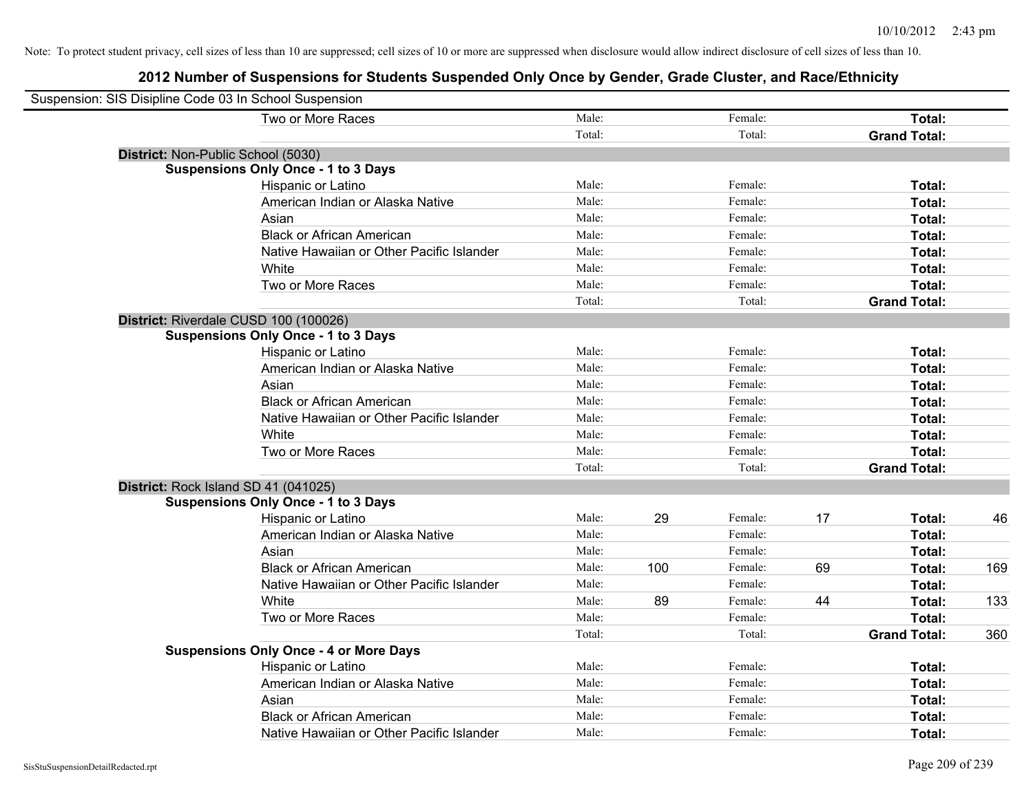Note: To protect student privacy, cell sizes of less than 10 are suppressed; cell sizes of 10 or more are suppressed when disclosure would allow indirect disclosure of cell sizes of less than 10.

## 2012 Number of Suspensions for Students Suspended Only Once by Gender, Grade Cluster, and Race/Ethnicity

Suspension: SIS Disipline Code 03 In School Suspension

| | | | | | | |
|---|---|---|---|---|---|---|
| Two or More Races | Male: | | Female: | | **Total:** | |
| | Total: | | Total: | | **Grand Total:** | |

**District:** Non-Public School (5030)

**Suspensions Only Once - 1 to 3 Days**

| | | | | | | |
|---|---|---|---|---|---|---|
| Hispanic or Latino | Male: | | Female: | | **Total:** | |
| American Indian or Alaska Native | Male: | | Female: | | **Total:** | |
| Asian | Male: | | Female: | | **Total:** | |
| Black or African American | Male: | | Female: | | **Total:** | |
| Native Hawaiian or Other Pacific Islander | Male: | | Female: | | **Total:** | |
| White | Male: | | Female: | | **Total:** | |
| Two or More Races | Male: | | Female: | | **Total:** | |
| | Total: | | Total: | | **Grand Total:** | |

**District:** Riverdale CUSD 100 (100026)

**Suspensions Only Once - 1 to 3 Days**

| | | | | | | |
|---|---|---|---|---|---|---|
| Hispanic or Latino | Male: | | Female: | | **Total:** | |
| American Indian or Alaska Native | Male: | | Female: | | **Total:** | |
| Asian | Male: | | Female: | | **Total:** | |
| Black or African American | Male: | | Female: | | **Total:** | |
| Native Hawaiian or Other Pacific Islander | Male: | | Female: | | **Total:** | |
| White | Male: | | Female: | | **Total:** | |
| Two or More Races | Male: | | Female: | | **Total:** | |
| | Total: | | Total: | | **Grand Total:** | |

**District:** Rock Island SD 41 (041025)

**Suspensions Only Once - 1 to 3 Days**

| | | | | | | |
|---|---|---|---|---|---|---|
| Hispanic or Latino | Male: | 29 | Female: | 17 | **Total:** | 46 |
| American Indian or Alaska Native | Male: | | Female: | | **Total:** | |
| Asian | Male: | | Female: | | **Total:** | |
| Black or African American | Male: | 100 | Female: | 69 | **Total:** | 169 |
| Native Hawaiian or Other Pacific Islander | Male: | | Female: | | **Total:** | |
| White | Male: | 89 | Female: | 44 | **Total:** | 133 |
| Two or More Races | Male: | | Female: | | **Total:** | |
| | Total: | | Total: | | **Grand Total:** | 360 |

**Suspensions Only Once - 4 or More Days**

| | | | | | | |
|---|---|---|---|---|---|---|
| Hispanic or Latino | Male: | | Female: | | **Total:** | |
| American Indian or Alaska Native | Male: | | Female: | | **Total:** | |
| Asian | Male: | | Female: | | **Total:** | |
| Black or African American | Male: | | Female: | | **Total:** | |
| Native Hawaiian or Other Pacific Islander | Male: | | Female: | | **Total:** | |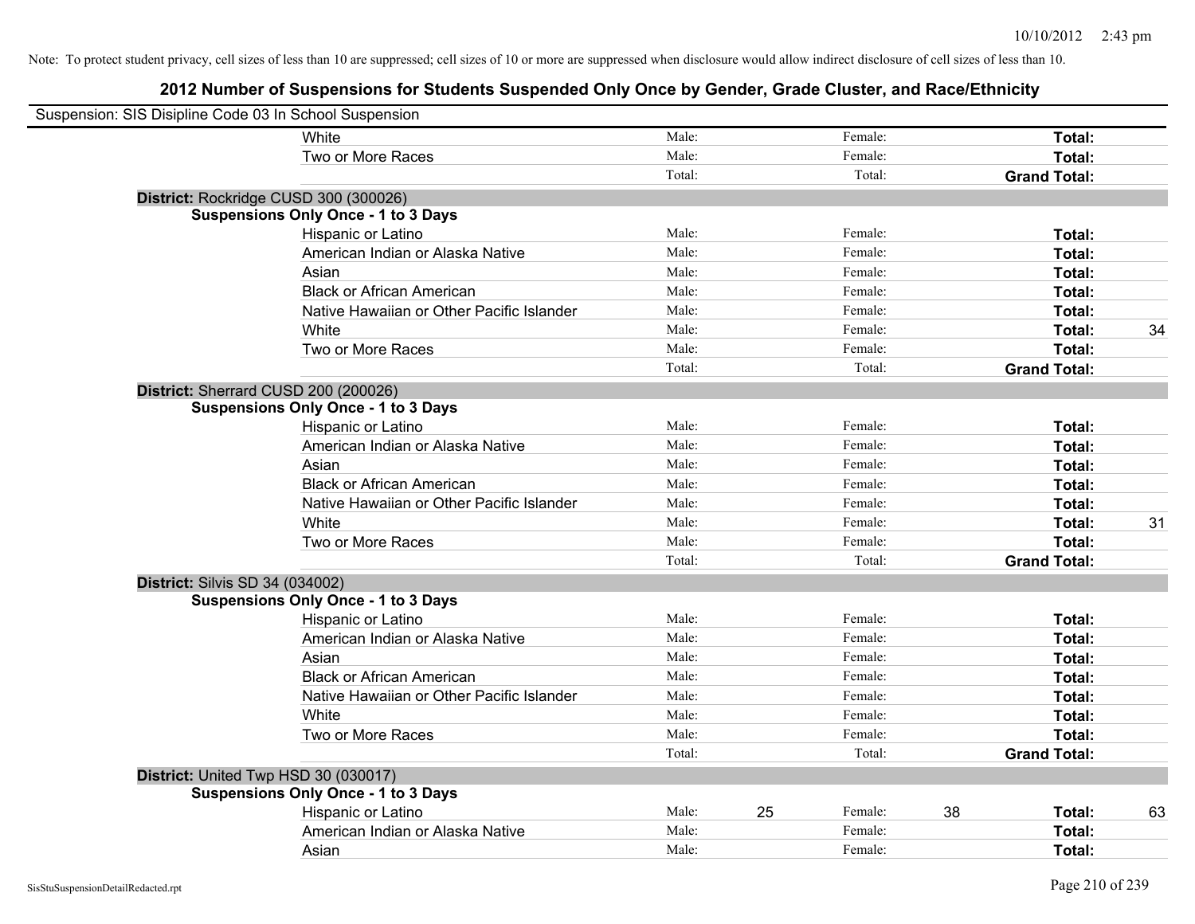Note: To protect student privacy, cell sizes of less than 10 are suppressed; cell sizes of 10 or more are suppressed when disclosure would allow indirect disclosure of cell sizes of less than 10.

# 2012 Number of Suspensions for Students Suspended Only Once by Gender, Grade Cluster, and Race/Ethnicity

Suspension: SIS Disipline Code 03 In School Suspension

| | | | | | | | |
|---|---|---|---|---|---|---|---|
| White | Male: | | Female: | | Total: | |
| Two or More Races | Male: | | Female: | | Total: | |
| | Total: | | Total: | | Grand Total: | |

**District:** Rockridge CUSD 300 (300026)

**Suspensions Only Once - 1 to 3 Days**

| | | | | | | |
|---|---|---|---|---|---|---|
| Hispanic or Latino | Male: | | Female: | | Total: | |
| American Indian or Alaska Native | Male: | | Female: | | Total: | |
| Asian | Male: | | Female: | | Total: | |
| Black or African American | Male: | | Female: | | Total: | |
| Native Hawaiian or Other Pacific Islander | Male: | | Female: | | Total: | |
| White | Male: | | Female: | | Total: | 34 |
| Two or More Races | Male: | | Female: | | Total: | |
| | Total: | | Total: | | Grand Total: | |

**District:** Sherrard CUSD 200 (200026)

**Suspensions Only Once - 1 to 3 Days**

| | | | | | | |
|---|---|---|---|---|---|---|
| Hispanic or Latino | Male: | | Female: | | Total: | |
| American Indian or Alaska Native | Male: | | Female: | | Total: | |
| Asian | Male: | | Female: | | Total: | |
| Black or African American | Male: | | Female: | | Total: | |
| Native Hawaiian or Other Pacific Islander | Male: | | Female: | | Total: | |
| White | Male: | | Female: | | Total: | 31 |
| Two or More Races | Male: | | Female: | | Total: | |
| | Total: | | Total: | | Grand Total: | |

**District:** Silvis SD 34 (034002)

**Suspensions Only Once - 1 to 3 Days**

| | | | | | | |
|---|---|---|---|---|---|---|
| Hispanic or Latino | Male: | | Female: | | Total: | |
| American Indian or Alaska Native | Male: | | Female: | | Total: | |
| Asian | Male: | | Female: | | Total: | |
| Black or African American | Male: | | Female: | | Total: | |
| Native Hawaiian or Other Pacific Islander | Male: | | Female: | | Total: | |
| White | Male: | | Female: | | Total: | |
| Two or More Races | Male: | | Female: | | Total: | |
| | Total: | | Total: | | Grand Total: | |

**District:** United Twp HSD 30 (030017)

**Suspensions Only Once - 1 to 3 Days**

| | | | | | | |
|---|---|---|---|---|---|---|
| Hispanic or Latino | Male: | 25 | Female: | 38 | Total: | 63 |
| American Indian or Alaska Native | Male: | | Female: | | Total: | |
| Asian | Male: | | Female: | | Total: | |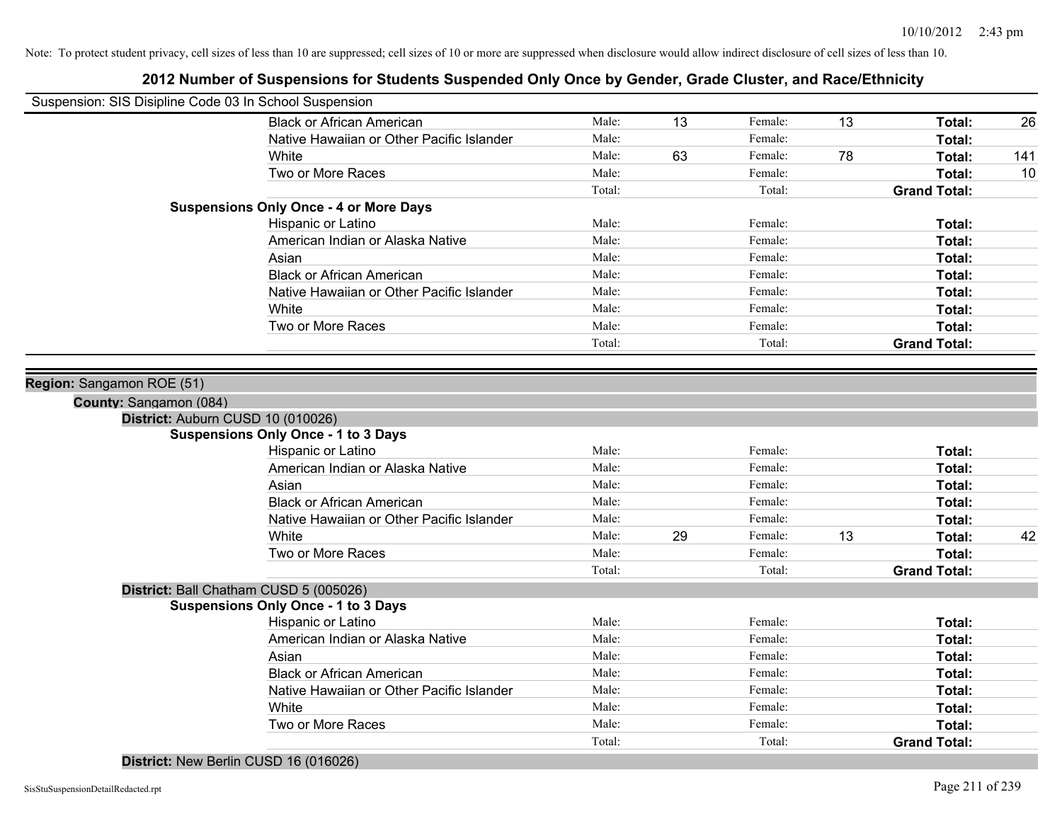Note: To protect student privacy, cell sizes of less than 10 are suppressed; cell sizes of 10 or more are suppressed when disclosure would allow indirect disclosure of cell sizes of less than 10.

# 2012 Number of Suspensions for Students Suspended Only Once by Gender, Grade Cluster, and Race/Ethnicity

Suspension: SIS Disipline Code 03 In School Suspension

| | | | | | | |
|---|---|---|---|---|---|---|
| Black or African American | Male: | 13 | Female: | 13 | **Total:** | 26 |
| Native Hawaiian or Other Pacific Islander | Male: | | Female: | | **Total:** | |
| White | Male: | 63 | Female: | 78 | **Total:** | 141 |
| Two or More Races | Male: | | Female: | | **Total:** | 10 |
| | Total: | | Total: | | **Grand Total:** | |

**Suspensions Only Once - 4 or More Days**

| | | | | | | |
|---|---|---|---|---|---|---|
| Hispanic or Latino | Male: | | Female: | | **Total:** | |
| American Indian or Alaska Native | Male: | | Female: | | **Total:** | |
| Asian | Male: | | Female: | | **Total:** | |
| Black or African American | Male: | | Female: | | **Total:** | |
| Native Hawaiian or Other Pacific Islander | Male: | | Female: | | **Total:** | |
| White | Male: | | Female: | | **Total:** | |
| Two or More Races | Male: | | Female: | | **Total:** | |
| | Total: | | Total: | | **Grand Total:** | |

**Region:** Sangamon ROE (51)

**County:** Sangamon (084)

**District:** Auburn CUSD 10 (010026)

**Suspensions Only Once - 1 to 3 Days**

| | | | | | | |
|---|---|---|---|---|---|---|
| Hispanic or Latino | Male: | | Female: | | **Total:** | |
| American Indian or Alaska Native | Male: | | Female: | | **Total:** | |
| Asian | Male: | | Female: | | **Total:** | |
| Black or African American | Male: | | Female: | | **Total:** | |
| Native Hawaiian or Other Pacific Islander | Male: | | Female: | | **Total:** | |
| White | Male: | 29 | Female: | 13 | **Total:** | 42 |
| Two or More Races | Male: | | Female: | | **Total:** | |
| | Total: | | Total: | | **Grand Total:** | |

**District:** Ball Chatham CUSD 5 (005026)

**Suspensions Only Once - 1 to 3 Days**

| | | | | | | |
|---|---|---|---|---|---|---|
| Hispanic or Latino | Male: | | Female: | | **Total:** | |
| American Indian or Alaska Native | Male: | | Female: | | **Total:** | |
| Asian | Male: | | Female: | | **Total:** | |
| Black or African American | Male: | | Female: | | **Total:** | |
| Native Hawaiian or Other Pacific Islander | Male: | | Female: | | **Total:** | |
| White | Male: | | Female: | | **Total:** | |
| Two or More Races | Male: | | Female: | | **Total:** | |
| | Total: | | Total: | | **Grand Total:** | |

**District:** New Berlin CUSD 16 (016026)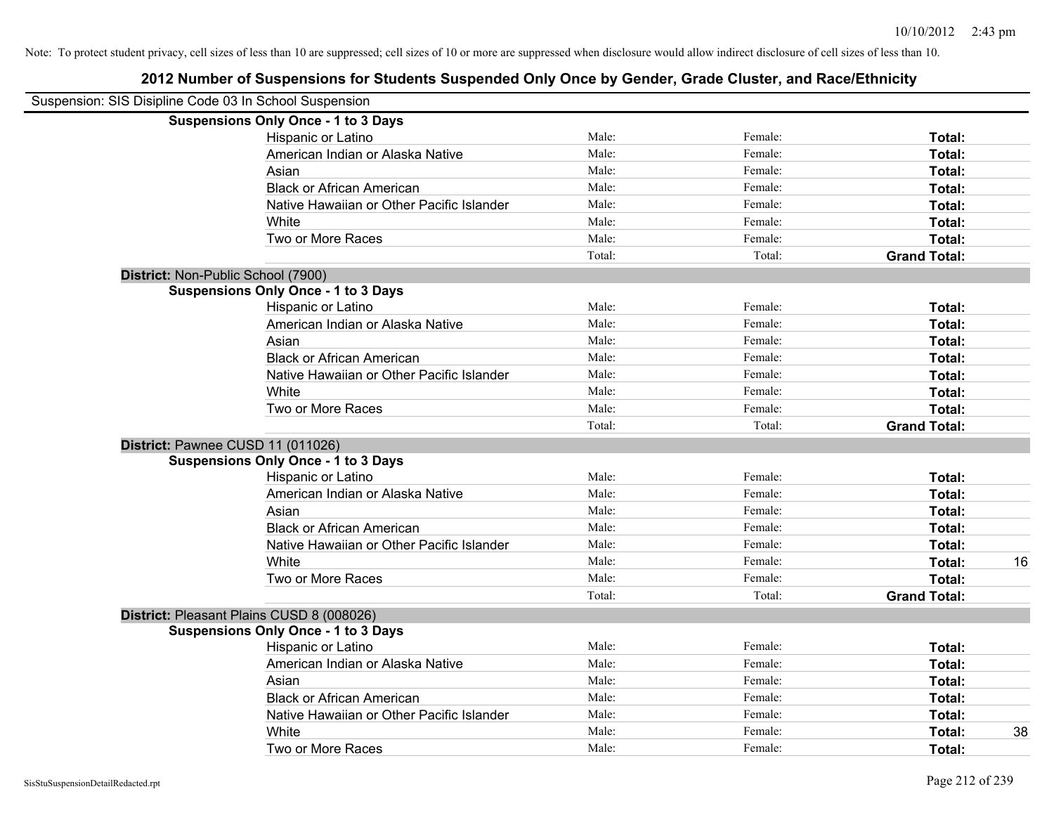Note: To protect student privacy, cell sizes of less than 10 are suppressed; cell sizes of 10 or more are suppressed when disclosure would allow indirect disclosure of cell sizes of less than 10.

# 2012 Number of Suspensions for Students Suspended Only Once by Gender, Grade Cluster, and Race/Ethnicity

Suspension: SIS Disipline Code 03 In School Suspension

**Suspensions Only Once - 1 to 3 Days**

| | | | | |
|---|---|---|---|---|
| Hispanic or Latino | Male: | Female: | **Total:** | |
| American Indian or Alaska Native | Male: | Female: | **Total:** | |
| Asian | Male: | Female: | **Total:** | |
| Black or African American | Male: | Female: | **Total:** | |
| Native Hawaiian or Other Pacific Islander | Male: | Female: | **Total:** | |
| White | Male: | Female: | **Total:** | |
| Two or More Races | Male: | Female: | **Total:** | |
| | Total: | Total: | **Grand Total:** | |

**District:** Non-Public School (7900)

**Suspensions Only Once - 1 to 3 Days**

| | | | | |
|---|---|---|---|---|
| Hispanic or Latino | Male: | Female: | **Total:** | |
| American Indian or Alaska Native | Male: | Female: | **Total:** | |
| Asian | Male: | Female: | **Total:** | |
| Black or African American | Male: | Female: | **Total:** | |
| Native Hawaiian or Other Pacific Islander | Male: | Female: | **Total:** | |
| White | Male: | Female: | **Total:** | |
| Two or More Races | Male: | Female: | **Total:** | |
| | Total: | Total: | **Grand Total:** | |

**District:** Pawnee CUSD 11 (011026)

**Suspensions Only Once - 1 to 3 Days**

| | | | | |
|---|---|---|---|---|
| Hispanic or Latino | Male: | Female: | **Total:** | |
| American Indian or Alaska Native | Male: | Female: | **Total:** | |
| Asian | Male: | Female: | **Total:** | |
| Black or African American | Male: | Female: | **Total:** | |
| Native Hawaiian or Other Pacific Islander | Male: | Female: | **Total:** | |
| White | Male: | Female: | **Total:** | 16 |
| Two or More Races | Male: | Female: | **Total:** | |
| | Total: | Total: | **Grand Total:** | |

**District:** Pleasant Plains CUSD 8 (008026)

**Suspensions Only Once - 1 to 3 Days**

| | | | | |
|---|---|---|---|---|
| Hispanic or Latino | Male: | Female: | **Total:** | |
| American Indian or Alaska Native | Male: | Female: | **Total:** | |
| Asian | Male: | Female: | **Total:** | |
| Black or African American | Male: | Female: | **Total:** | |
| Native Hawaiian or Other Pacific Islander | Male: | Female: | **Total:** | |
| White | Male: | Female: | **Total:** | 38 |
| Two or More Races | Male: | Female: | **Total:** | |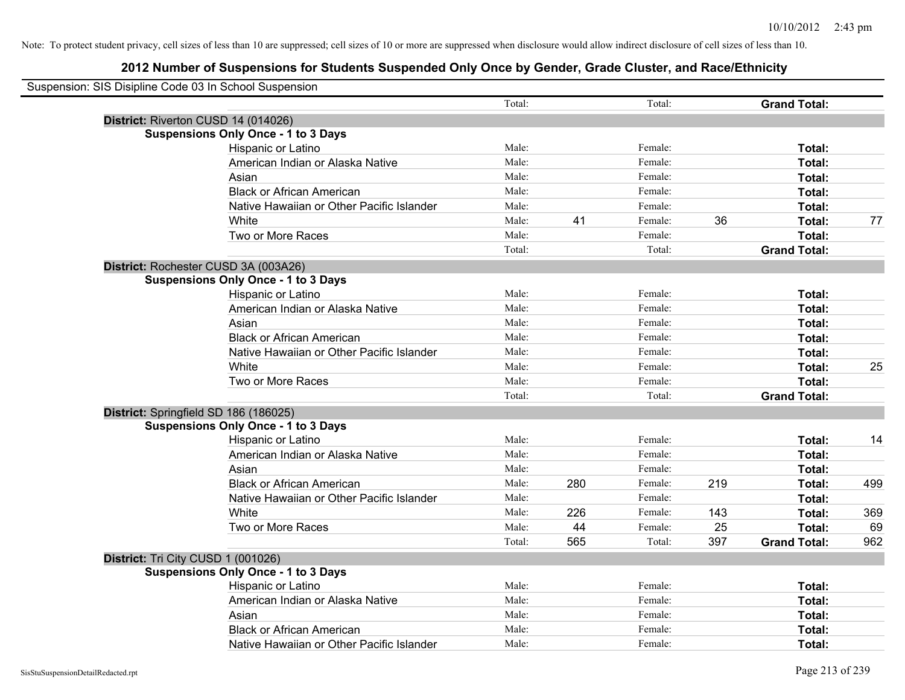Note: To protect student privacy, cell sizes of less than 10 are suppressed; cell sizes of 10 or more are suppressed when disclosure would allow indirect disclosure of cell sizes of less than 10.

# 2012 Number of Suspensions for Students Suspended Only Once by Gender, Grade Cluster, and Race/Ethnicity

Suspension: SIS Disipline Code 03 In School Suspension

| | | | | | | | |
|---|---|---|---|---|---|---|---|
| | Total: | | Total: | | **Grand Total:** | |

**District:** Riverton CUSD 14 (014026)

**Suspensions Only Once - 1 to 3 Days**

| | | | | | | |
|---|---|---|---|---|---|---|
| Hispanic or Latino | Male: | | Female: | | **Total:** | |
| American Indian or Alaska Native | Male: | | Female: | | **Total:** | |
| Asian | Male: | | Female: | | **Total:** | |
| Black or African American | Male: | | Female: | | **Total:** | |
| Native Hawaiian or Other Pacific Islander | Male: | | Female: | | **Total:** | |
| White | Male: | 41 | Female: | 36 | **Total:** | 77 |
| Two or More Races | Male: | | Female: | | **Total:** | |
| | Total: | | Total: | | **Grand Total:** | |

**District:** Rochester CUSD 3A (003A26)

**Suspensions Only Once - 1 to 3 Days**

| | | | | | | |
|---|---|---|---|---|---|---|
| Hispanic or Latino | Male: | | Female: | | **Total:** | |
| American Indian or Alaska Native | Male: | | Female: | | **Total:** | |
| Asian | Male: | | Female: | | **Total:** | |
| Black or African American | Male: | | Female: | | **Total:** | |
| Native Hawaiian or Other Pacific Islander | Male: | | Female: | | **Total:** | |
| White | Male: | | Female: | | **Total:** | 25 |
| Two or More Races | Male: | | Female: | | **Total:** | |
| | Total: | | Total: | | **Grand Total:** | |

**District:** Springfield SD 186 (186025)

**Suspensions Only Once - 1 to 3 Days**

| | | | | | | |
|---|---|---|---|---|---|---|
| Hispanic or Latino | Male: | | Female: | | **Total:** | 14 |
| American Indian or Alaska Native | Male: | | Female: | | **Total:** | |
| Asian | Male: | | Female: | | **Total:** | |
| Black or African American | Male: | 280 | Female: | 219 | **Total:** | 499 |
| Native Hawaiian or Other Pacific Islander | Male: | | Female: | | **Total:** | |
| White | Male: | 226 | Female: | 143 | **Total:** | 369 |
| Two or More Races | Male: | 44 | Female: | 25 | **Total:** | 69 |
| | Total: | 565 | Total: | 397 | **Grand Total:** | 962 |

**District:** Tri City CUSD 1 (001026)

**Suspensions Only Once - 1 to 3 Days**

| | | | | | | |
|---|---|---|---|---|---|---|
| Hispanic or Latino | Male: | | Female: | | **Total:** | |
| American Indian or Alaska Native | Male: | | Female: | | **Total:** | |
| Asian | Male: | | Female: | | **Total:** | |
| Black or African American | Male: | | Female: | | **Total:** | |
| Native Hawaiian or Other Pacific Islander | Male: | | Female: | | **Total:** | |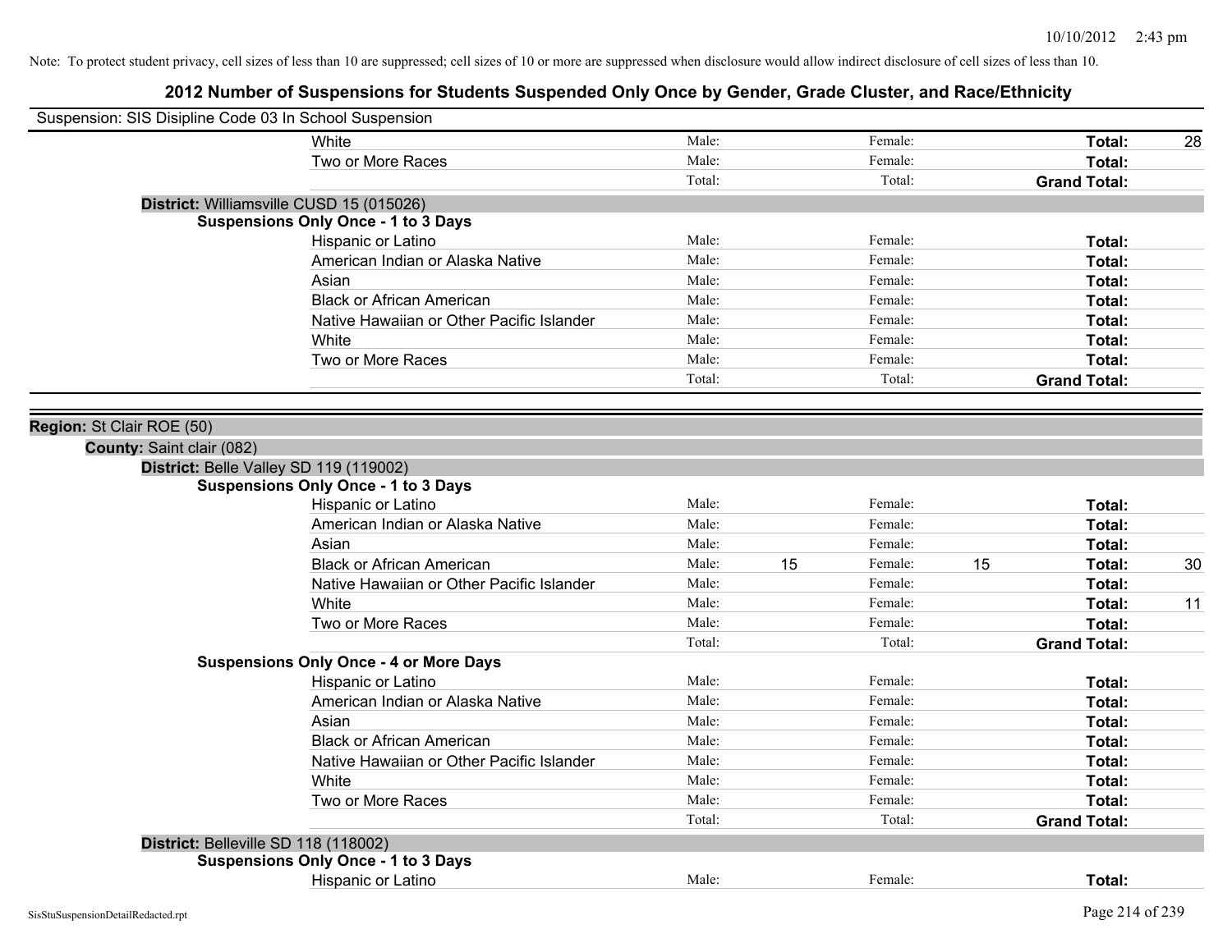Note: To protect student privacy, cell sizes of less than 10 are suppressed; cell sizes of 10 or more are suppressed when disclosure would allow indirect disclosure of cell sizes of less than 10.

# 2012 Number of Suspensions for Students Suspended Only Once by Gender, Grade Cluster, and Race/Ethnicity

Suspension: SIS Disipline Code 03 In School Suspension

| | | | | | | |
|---|---|---|---|---|---|---|
| White | Male: | | Female: | | **Total:** | 28 |
| Two or More Races | Male: | | Female: | | **Total:** | |
| | Total: | | Total: | | **Grand Total:** | |

**District:** Williamsville CUSD 15 (015026)

**Suspensions Only Once - 1 to 3 Days**

| | | | | | | |
|---|---|---|---|---|---|---|
| Hispanic or Latino | Male: | | Female: | | **Total:** | |
| American Indian or Alaska Native | Male: | | Female: | | **Total:** | |
| Asian | Male: | | Female: | | **Total:** | |
| Black or African American | Male: | | Female: | | **Total:** | |
| Native Hawaiian or Other Pacific Islander | Male: | | Female: | | **Total:** | |
| White | Male: | | Female: | | **Total:** | |
| Two or More Races | Male: | | Female: | | **Total:** | |
| | Total: | | Total: | | **Grand Total:** | |

**Region:** St Clair ROE (50)

**County:** Saint clair (082)

**District:** Belle Valley SD 119 (119002)

**Suspensions Only Once - 1 to 3 Days**

| | | | | | | |
|---|---|---|---|---|---|---|
| Hispanic or Latino | Male: | | Female: | | **Total:** | |
| American Indian or Alaska Native | Male: | | Female: | | **Total:** | |
| Asian | Male: | | Female: | | **Total:** | |
| Black or African American | Male: | 15 | Female: | 15 | **Total:** | 30 |
| Native Hawaiian or Other Pacific Islander | Male: | | Female: | | **Total:** | |
| White | Male: | | Female: | | **Total:** | 11 |
| Two or More Races | Male: | | Female: | | **Total:** | |
| | Total: | | Total: | | **Grand Total:** | |

**Suspensions Only Once - 4 or More Days**

| | | | | | | |
|---|---|---|---|---|---|---|
| Hispanic or Latino | Male: | | Female: | | **Total:** | |
| American Indian or Alaska Native | Male: | | Female: | | **Total:** | |
| Asian | Male: | | Female: | | **Total:** | |
| Black or African American | Male: | | Female: | | **Total:** | |
| Native Hawaiian or Other Pacific Islander | Male: | | Female: | | **Total:** | |
| White | Male: | | Female: | | **Total:** | |
| Two or More Races | Male: | | Female: | | **Total:** | |
| | Total: | | Total: | | **Grand Total:** | |

**District:** Belleville SD 118 (118002)

**Suspensions Only Once - 1 to 3 Days**

| | | | | | | |
|---|---|---|---|---|---|---|
| Hispanic or Latino | Male: | | Female: | | **Total:** | |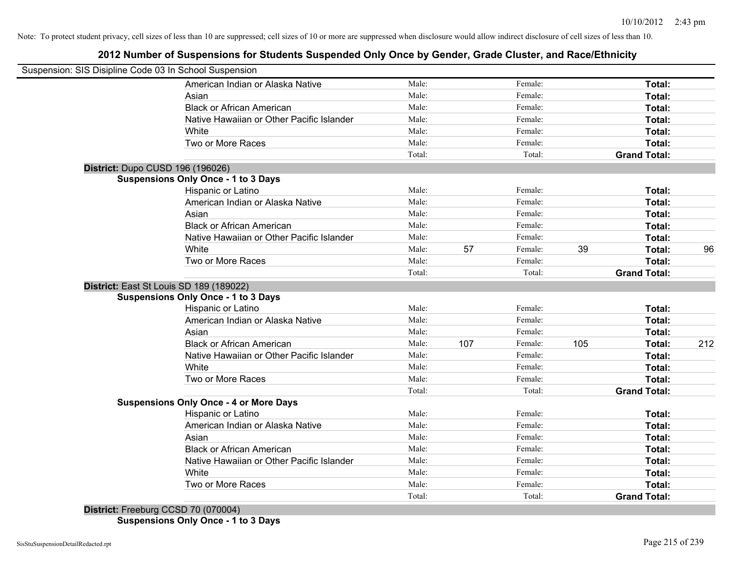Note: To protect student privacy, cell sizes of less than 10 are suppressed; cell sizes of 10 or more are suppressed when disclosure would allow indirect disclosure of cell sizes of less than 10.

## 2012 Number of Suspensions for Students Suspended Only Once by Gender, Grade Cluster, and Race/Ethnicity

Suspension: SIS Disipline Code 03 In School Suspension

| | | | | | | |
|---|---|---|---|---|---|---|
| American Indian or Alaska Native | Male: | | Female: | | **Total:** | |
| Asian | Male: | | Female: | | **Total:** | |
| Black or African American | Male: | | Female: | | **Total:** | |
| Native Hawaiian or Other Pacific Islander | Male: | | Female: | | **Total:** | |
| White | Male: | | Female: | | **Total:** | |
| Two or More Races | Male: | | Female: | | **Total:** | |
| | Total: | | Total: | | **Grand Total:** | |

**District:** Dupo CUSD 196 (196026)

**Suspensions Only Once - 1 to 3 Days**

| | | | | | | |
|---|---|---|---|---|---|---|
| Hispanic or Latino | Male: | | Female: | | **Total:** | |
| American Indian or Alaska Native | Male: | | Female: | | **Total:** | |
| Asian | Male: | | Female: | | **Total:** | |
| Black or African American | Male: | | Female: | | **Total:** | |
| Native Hawaiian or Other Pacific Islander | Male: | | Female: | | **Total:** | |
| White | Male: | 57 | Female: | 39 | **Total:** | 96 |
| Two or More Races | Male: | | Female: | | **Total:** | |
| | Total: | | Total: | | **Grand Total:** | |

**District:** East St Louis SD 189 (189022)

**Suspensions Only Once - 1 to 3 Days**

| | | | | | | |
|---|---|---|---|---|---|---|
| Hispanic or Latino | Male: | | Female: | | **Total:** | |
| American Indian or Alaska Native | Male: | | Female: | | **Total:** | |
| Asian | Male: | | Female: | | **Total:** | |
| Black or African American | Male: | 107 | Female: | 105 | **Total:** | 212 |
| Native Hawaiian or Other Pacific Islander | Male: | | Female: | | **Total:** | |
| White | Male: | | Female: | | **Total:** | |
| Two or More Races | Male: | | Female: | | **Total:** | |
| | Total: | | Total: | | **Grand Total:** | |

**Suspensions Only Once - 4 or More Days**

| | | | | | | |
|---|---|---|---|---|---|---|
| Hispanic or Latino | Male: | | Female: | | **Total:** | |
| American Indian or Alaska Native | Male: | | Female: | | **Total:** | |
| Asian | Male: | | Female: | | **Total:** | |
| Black or African American | Male: | | Female: | | **Total:** | |
| Native Hawaiian or Other Pacific Islander | Male: | | Female: | | **Total:** | |
| White | Male: | | Female: | | **Total:** | |
| Two or More Races | Male: | | Female: | | **Total:** | |
| | Total: | | Total: | | **Grand Total:** | |

**District:** Freeburg CCSD 70 (070004)

**Suspensions Only Once - 1 to 3 Days**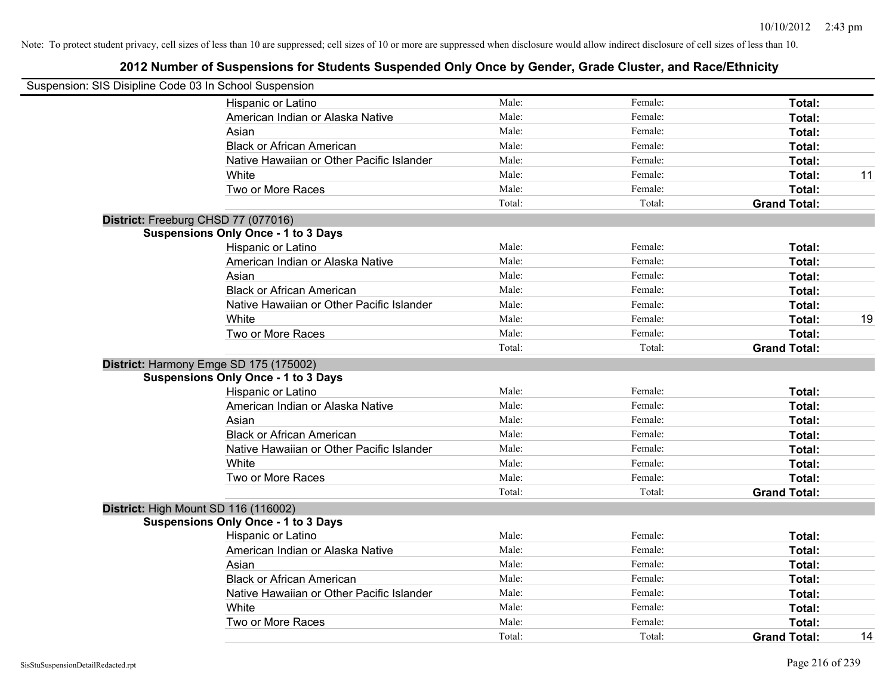Note: To protect student privacy, cell sizes of less than 10 are suppressed; cell sizes of 10 or more are suppressed when disclosure would allow indirect disclosure of cell sizes of less than 10.

## 2012 Number of Suspensions for Students Suspended Only Once by Gender, Grade Cluster, and Race/Ethnicity

Suspension: SIS Disipline Code 03 In School Suspension

| | Male | Female | Total |
|---|---|---|---|
| Hispanic or Latino | Male: | Female: | Total: |
| American Indian or Alaska Native | Male: | Female: | Total: |
| Asian | Male: | Female: | Total: |
| Black or African American | Male: | Female: | Total: |
| Native Hawaiian or Other Pacific Islander | Male: | Female: | Total: |
| White | Male: | Female: | Total: 11 |
| Two or More Races | Male: | Female: | Total: |
| | Total: | Total: | Grand Total: |

**District:** Freeburg CHSD 77 (077016)

**Suspensions Only Once - 1 to 3 Days**

| | Male | Female | Total |
|---|---|---|---|
| Hispanic or Latino | Male: | Female: | Total: |
| American Indian or Alaska Native | Male: | Female: | Total: |
| Asian | Male: | Female: | Total: |
| Black or African American | Male: | Female: | Total: |
| Native Hawaiian or Other Pacific Islander | Male: | Female: | Total: |
| White | Male: | Female: | Total: 19 |
| Two or More Races | Male: | Female: | Total: |
| | Total: | Total: | Grand Total: |

**District:** Harmony Emge SD 175 (175002)

**Suspensions Only Once - 1 to 3 Days**

| | Male | Female | Total |
|---|---|---|---|
| Hispanic or Latino | Male: | Female: | Total: |
| American Indian or Alaska Native | Male: | Female: | Total: |
| Asian | Male: | Female: | Total: |
| Black or African American | Male: | Female: | Total: |
| Native Hawaiian or Other Pacific Islander | Male: | Female: | Total: |
| White | Male: | Female: | Total: |
| Two or More Races | Male: | Female: | Total: |
| | Total: | Total: | Grand Total: |

**District:** High Mount SD 116 (116002)

**Suspensions Only Once - 1 to 3 Days**

| | Male | Female | Total |
|---|---|---|---|
| Hispanic or Latino | Male: | Female: | Total: |
| American Indian or Alaska Native | Male: | Female: | Total: |
| Asian | Male: | Female: | Total: |
| Black or African American | Male: | Female: | Total: |
| Native Hawaiian or Other Pacific Islander | Male: | Female: | Total: |
| White | Male: | Female: | Total: |
| Two or More Races | Male: | Female: | Total: |
| | Total: | Total: | Grand Total: 14 |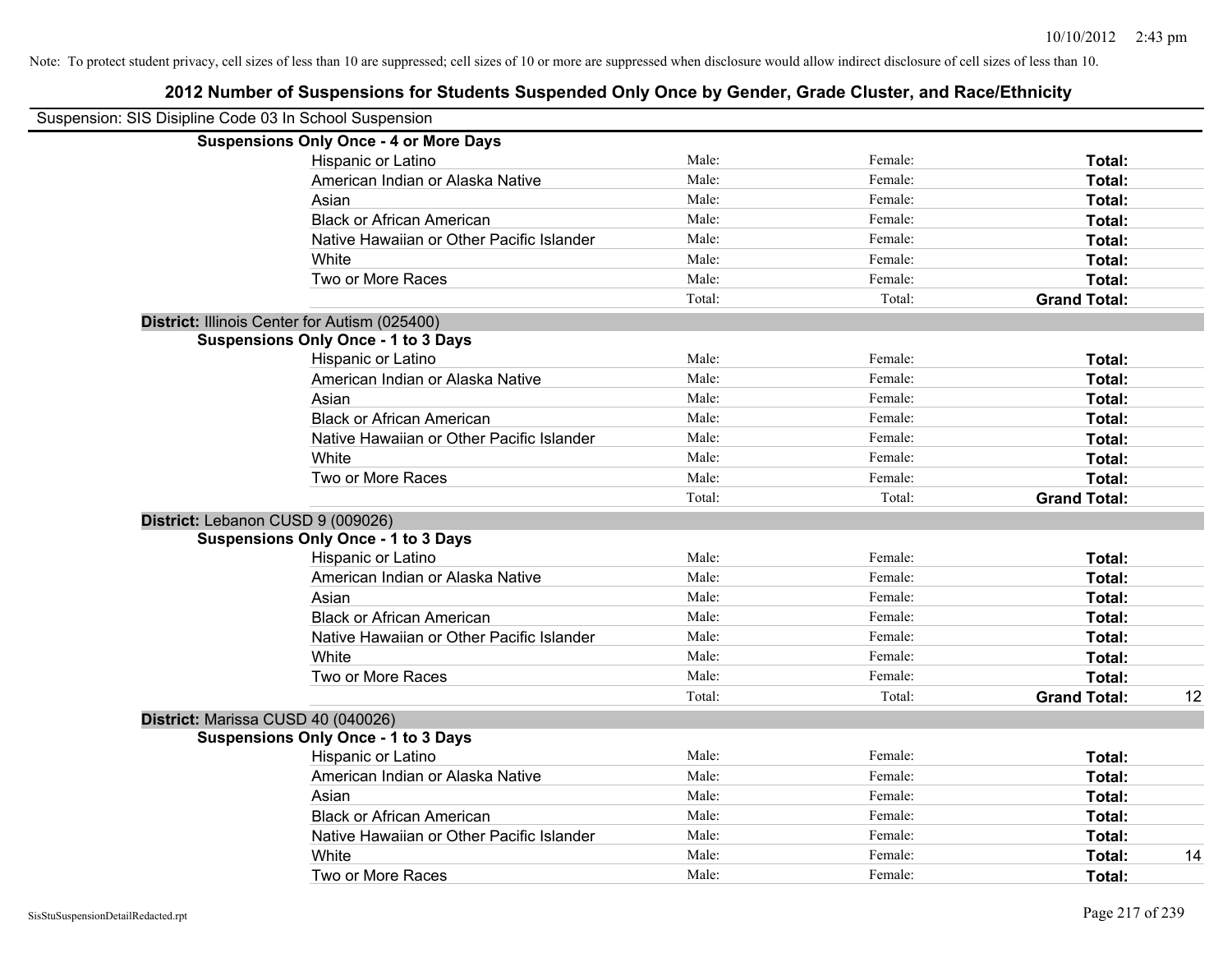Note: To protect student privacy, cell sizes of less than 10 are suppressed; cell sizes of 10 or more are suppressed when disclosure would allow indirect disclosure of cell sizes of less than 10.

# 2012 Number of Suspensions for Students Suspended Only Once by Gender, Grade Cluster, and Race/Ethnicity

Suspension: SIS Disipline Code 03 In School Suspension

**Suspensions Only Once - 4 or More Days**

| | | | | |
|---|---|---|---|---|
| Hispanic or Latino | Male: | Female: | **Total:** | |
| American Indian or Alaska Native | Male: | Female: | **Total:** | |
| Asian | Male: | Female: | **Total:** | |
| Black or African American | Male: | Female: | **Total:** | |
| Native Hawaiian or Other Pacific Islander | Male: | Female: | **Total:** | |
| White | Male: | Female: | **Total:** | |
| Two or More Races | Male: | Female: | **Total:** | |
| | Total: | Total: | **Grand Total:** | |

**District:** Illinois Center for Autism (025400)

**Suspensions Only Once - 1 to 3 Days**

| | | | | |
|---|---|---|---|---|
| Hispanic or Latino | Male: | Female: | **Total:** | |
| American Indian or Alaska Native | Male: | Female: | **Total:** | |
| Asian | Male: | Female: | **Total:** | |
| Black or African American | Male: | Female: | **Total:** | |
| Native Hawaiian or Other Pacific Islander | Male: | Female: | **Total:** | |
| White | Male: | Female: | **Total:** | |
| Two or More Races | Male: | Female: | **Total:** | |
| | Total: | Total: | **Grand Total:** | |

**District:** Lebanon CUSD 9 (009026)

**Suspensions Only Once - 1 to 3 Days**

| | | | | |
|---|---|---|---|---|
| Hispanic or Latino | Male: | Female: | **Total:** | |
| American Indian or Alaska Native | Male: | Female: | **Total:** | |
| Asian | Male: | Female: | **Total:** | |
| Black or African American | Male: | Female: | **Total:** | |
| Native Hawaiian or Other Pacific Islander | Male: | Female: | **Total:** | |
| White | Male: | Female: | **Total:** | |
| Two or More Races | Male: | Female: | **Total:** | |
| | Total: | Total: | **Grand Total:** | 12 |

**District:** Marissa CUSD 40 (040026)

**Suspensions Only Once - 1 to 3 Days**

| | | | | |
|---|---|---|---|---|
| Hispanic or Latino | Male: | Female: | **Total:** | |
| American Indian or Alaska Native | Male: | Female: | **Total:** | |
| Asian | Male: | Female: | **Total:** | |
| Black or African American | Male: | Female: | **Total:** | |
| Native Hawaiian or Other Pacific Islander | Male: | Female: | **Total:** | |
| White | Male: | Female: | **Total:** | 14 |
| Two or More Races | Male: | Female: | **Total:** | |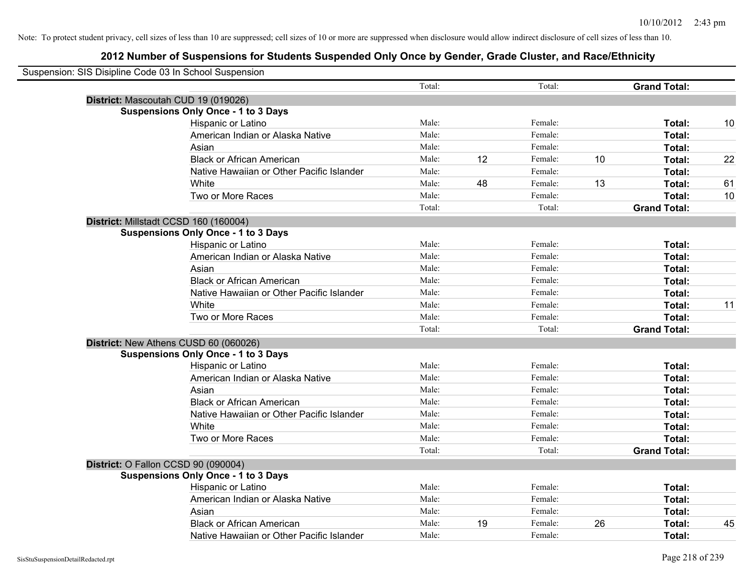Note: To protect student privacy, cell sizes of less than 10 are suppressed; cell sizes of 10 or more are suppressed when disclosure would allow indirect disclosure of cell sizes of less than 10.

# 2012 Number of Suspensions for Students Suspended Only Once by Gender, Grade Cluster, and Race/Ethnicity

Suspension: SIS Disipline Code 03 In School Suspension

| | Total: | | Total: | | Grand Total: | |
|---|---|---|---|---|---|---|

**District:** Mascoutah CUD 19 (019026)

**Suspensions Only Once - 1 to 3 Days**

| Race/Ethnicity | | | | | | |
|---|---|---|---|---|---|---|
| Hispanic or Latino | Male: | | Female: | | Total: | 10 |
| American Indian or Alaska Native | Male: | | Female: | | Total: | |
| Asian | Male: | | Female: | | Total: | |
| Black or African American | Male: | 12 | Female: | 10 | Total: | 22 |
| Native Hawaiian or Other Pacific Islander | Male: | | Female: | | Total: | |
| White | Male: | 48 | Female: | 13 | Total: | 61 |
| Two or More Races | Male: | | Female: | | Total: | 10 |
| | Total: | | Total: | | Grand Total: | |

**District:** Millstadt CCSD 160 (160004)

**Suspensions Only Once - 1 to 3 Days**

| Race/Ethnicity | | | | | | |
|---|---|---|---|---|---|---|
| Hispanic or Latino | Male: | | Female: | | Total: | |
| American Indian or Alaska Native | Male: | | Female: | | Total: | |
| Asian | Male: | | Female: | | Total: | |
| Black or African American | Male: | | Female: | | Total: | |
| Native Hawaiian or Other Pacific Islander | Male: | | Female: | | Total: | |
| White | Male: | | Female: | | Total: | 11 |
| Two or More Races | Male: | | Female: | | Total: | |
| | Total: | | Total: | | Grand Total: | |

**District:** New Athens CUSD 60 (060026)

**Suspensions Only Once - 1 to 3 Days**

| Race/Ethnicity | | | | | | |
|---|---|---|---|---|---|---|
| Hispanic or Latino | Male: | | Female: | | Total: | |
| American Indian or Alaska Native | Male: | | Female: | | Total: | |
| Asian | Male: | | Female: | | Total: | |
| Black or African American | Male: | | Female: | | Total: | |
| Native Hawaiian or Other Pacific Islander | Male: | | Female: | | Total: | |
| White | Male: | | Female: | | Total: | |
| Two or More Races | Male: | | Female: | | Total: | |
| | Total: | | Total: | | Grand Total: | |

**District:** O Fallon CCSD 90 (090004)

**Suspensions Only Once - 1 to 3 Days**

| Race/Ethnicity | | | | | | |
|---|---|---|---|---|---|---|
| Hispanic or Latino | Male: | | Female: | | Total: | |
| American Indian or Alaska Native | Male: | | Female: | | Total: | |
| Asian | Male: | | Female: | | Total: | |
| Black or African American | Male: | 19 | Female: | 26 | Total: | 45 |
| Native Hawaiian or Other Pacific Islander | Male: | | Female: | | Total: | |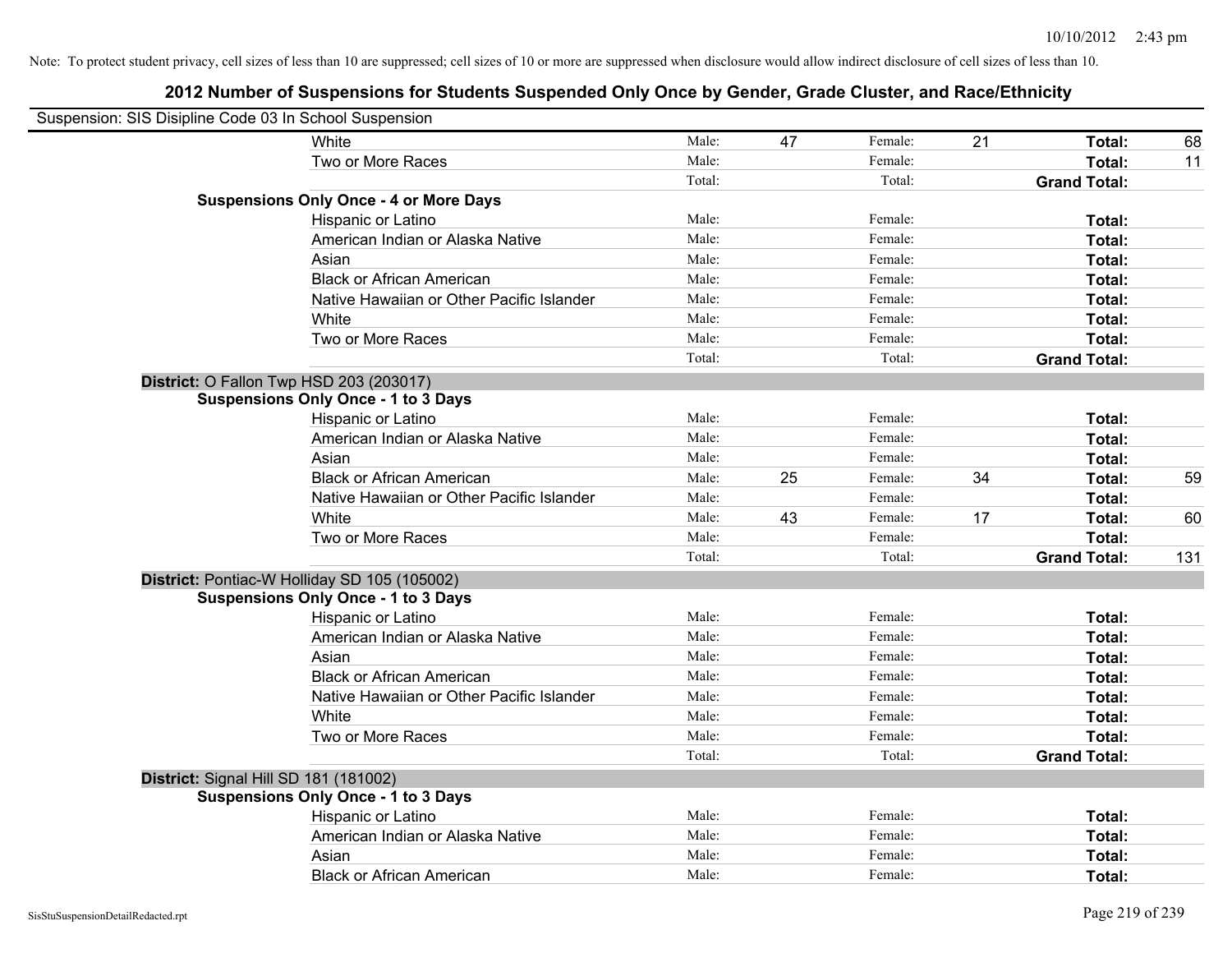Note: To protect student privacy, cell sizes of less than 10 are suppressed; cell sizes of 10 or more are suppressed when disclosure would allow indirect disclosure of cell sizes of less than 10.

## 2012 Number of Suspensions for Students Suspended Only Once by Gender, Grade Cluster, and Race/Ethnicity

Suspension: SIS Disipline Code 03 In School Suspension

| | | | | | | |
|---|---|---|---|---|---|---|
| White | Male: | 47 | Female: | 21 | **Total:** | 68 |
| Two or More Races | Male: | | Female: | | **Total:** | 11 |
| | Total: | | Total: | | **Grand Total:** | |

**Suspensions Only Once - 4 or More Days**

| | | | | | | |
|---|---|---|---|---|---|---|
| Hispanic or Latino | Male: | | Female: | | **Total:** | |
| American Indian or Alaska Native | Male: | | Female: | | **Total:** | |
| Asian | Male: | | Female: | | **Total:** | |
| Black or African American | Male: | | Female: | | **Total:** | |
| Native Hawaiian or Other Pacific Islander | Male: | | Female: | | **Total:** | |
| White | Male: | | Female: | | **Total:** | |
| Two or More Races | Male: | | Female: | | **Total:** | |
| | Total: | | Total: | | **Grand Total:** | |

**District:** O Fallon Twp HSD 203 (203017)

**Suspensions Only Once - 1 to 3 Days**

| | | | | | | |
|---|---|---|---|---|---|---|
| Hispanic or Latino | Male: | | Female: | | **Total:** | |
| American Indian or Alaska Native | Male: | | Female: | | **Total:** | |
| Asian | Male: | | Female: | | **Total:** | |
| Black or African American | Male: | 25 | Female: | 34 | **Total:** | 59 |
| Native Hawaiian or Other Pacific Islander | Male: | | Female: | | **Total:** | |
| White | Male: | 43 | Female: | 17 | **Total:** | 60 |
| Two or More Races | Male: | | Female: | | **Total:** | |
| | Total: | | Total: | | **Grand Total:** | 131 |

**District:** Pontiac-W Holliday SD 105 (105002)

**Suspensions Only Once - 1 to 3 Days**

| | | | | | | |
|---|---|---|---|---|---|---|
| Hispanic or Latino | Male: | | Female: | | **Total:** | |
| American Indian or Alaska Native | Male: | | Female: | | **Total:** | |
| Asian | Male: | | Female: | | **Total:** | |
| Black or African American | Male: | | Female: | | **Total:** | |
| Native Hawaiian or Other Pacific Islander | Male: | | Female: | | **Total:** | |
| White | Male: | | Female: | | **Total:** | |
| Two or More Races | Male: | | Female: | | **Total:** | |
| | Total: | | Total: | | **Grand Total:** | |

**District:** Signal Hill SD 181 (181002)

**Suspensions Only Once - 1 to 3 Days**

| | | | | | | |
|---|---|---|---|---|---|---|
| Hispanic or Latino | Male: | | Female: | | **Total:** | |
| American Indian or Alaska Native | Male: | | Female: | | **Total:** | |
| Asian | Male: | | Female: | | **Total:** | |
| Black or African American | Male: | | Female: | | **Total:** | |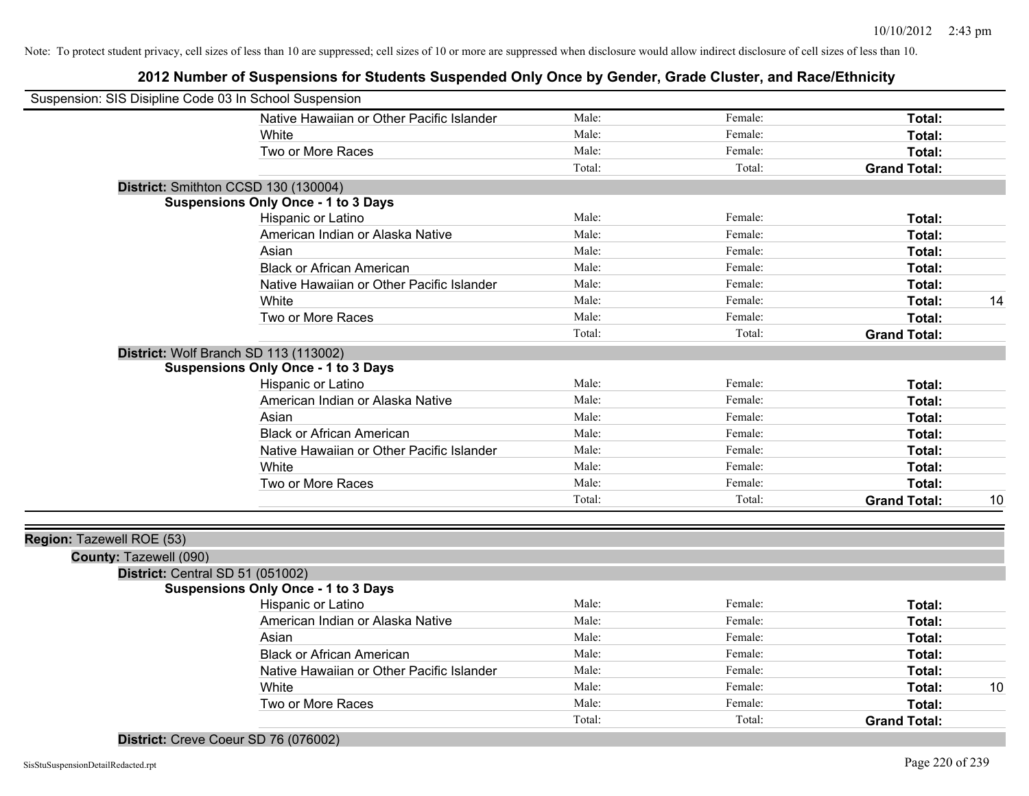Note: To protect student privacy, cell sizes of less than 10 are suppressed; cell sizes of 10 or more are suppressed when disclosure would allow indirect disclosure of cell sizes of less than 10.

# 2012 Number of Suspensions for Students Suspended Only Once by Gender, Grade Cluster, and Race/Ethnicity

Suspension: SIS Disipline Code 03 In School Suspension

| | Male | Female | Total | |
|---|---|---|---|---|
| Native Hawaiian or Other Pacific Islander | Male: | Female: | **Total:** | |
| White | Male: | Female: | **Total:** | |
| Two or More Races | Male: | Female: | **Total:** | |
| | Total: | Total: | **Grand Total:** | |

**District:** Smithton CCSD 130 (130004)

**Suspensions Only Once - 1 to 3 Days**

| | Male | Female | Total | |
|---|---|---|---|---|
| Hispanic or Latino | Male: | Female: | **Total:** | |
| American Indian or Alaska Native | Male: | Female: | **Total:** | |
| Asian | Male: | Female: | **Total:** | |
| Black or African American | Male: | Female: | **Total:** | |
| Native Hawaiian or Other Pacific Islander | Male: | Female: | **Total:** | |
| White | Male: | Female: | **Total:** | 14 |
| Two or More Races | Male: | Female: | **Total:** | |
| | Total: | Total: | **Grand Total:** | |

**District:** Wolf Branch SD 113 (113002)

**Suspensions Only Once - 1 to 3 Days**

| | Male | Female | Total | |
|---|---|---|---|---|
| Hispanic or Latino | Male: | Female: | **Total:** | |
| American Indian or Alaska Native | Male: | Female: | **Total:** | |
| Asian | Male: | Female: | **Total:** | |
| Black or African American | Male: | Female: | **Total:** | |
| Native Hawaiian or Other Pacific Islander | Male: | Female: | **Total:** | |
| White | Male: | Female: | **Total:** | |
| Two or More Races | Male: | Female: | **Total:** | |
| | Total: | Total: | **Grand Total:** | 10 |

**Region:** Tazewell ROE (53)

**County:** Tazewell (090)

**District:** Central SD 51 (051002)

**Suspensions Only Once - 1 to 3 Days**

| | Male | Female | Total | |
|---|---|---|---|---|
| Hispanic or Latino | Male: | Female: | **Total:** | |
| American Indian or Alaska Native | Male: | Female: | **Total:** | |
| Asian | Male: | Female: | **Total:** | |
| Black or African American | Male: | Female: | **Total:** | |
| Native Hawaiian or Other Pacific Islander | Male: | Female: | **Total:** | |
| White | Male: | Female: | **Total:** | 10 |
| Two or More Races | Male: | Female: | **Total:** | |
| | Total: | Total: | **Grand Total:** | |

**District:** Creve Coeur SD 76 (076002)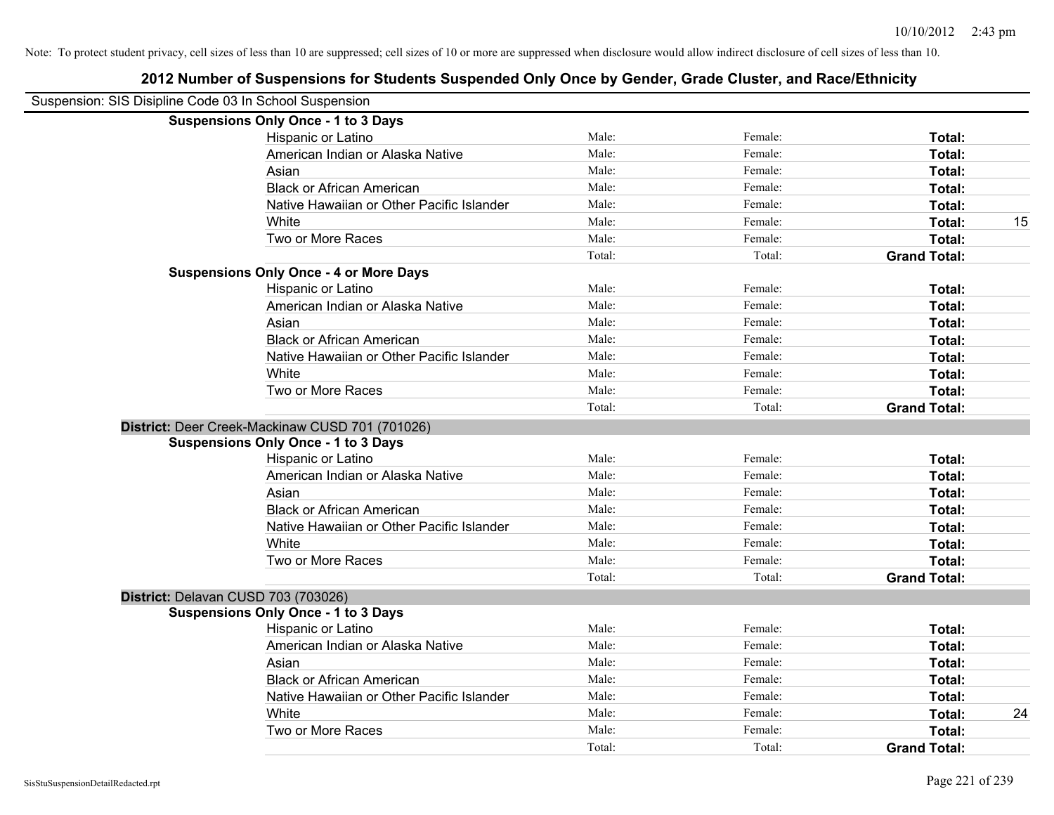Note: To protect student privacy, cell sizes of less than 10 are suppressed; cell sizes of 10 or more are suppressed when disclosure would allow indirect disclosure of cell sizes of less than 10.

# 2012 Number of Suspensions for Students Suspended Only Once by Gender, Grade Cluster, and Race/Ethnicity

Suspension: SIS Disipline Code 03 In School Suspension

**Suspensions Only Once - 1 to 3 Days**

| | | | | |
|---|---|---|---|---|
| Hispanic or Latino | Male: | Female: | **Total:** | |
| American Indian or Alaska Native | Male: | Female: | **Total:** | |
| Asian | Male: | Female: | **Total:** | |
| Black or African American | Male: | Female: | **Total:** | |
| Native Hawaiian or Other Pacific Islander | Male: | Female: | **Total:** | |
| White | Male: | Female: | **Total:** | 15 |
| Two or More Races | Male: | Female: | **Total:** | |
| | Total: | Total: | **Grand Total:** | |

**Suspensions Only Once - 4 or More Days**

| | | | | |
|---|---|---|---|---|
| Hispanic or Latino | Male: | Female: | **Total:** | |
| American Indian or Alaska Native | Male: | Female: | **Total:** | |
| Asian | Male: | Female: | **Total:** | |
| Black or African American | Male: | Female: | **Total:** | |
| Native Hawaiian or Other Pacific Islander | Male: | Female: | **Total:** | |
| White | Male: | Female: | **Total:** | |
| Two or More Races | Male: | Female: | **Total:** | |
| | Total: | Total: | **Grand Total:** | |

**District:** Deer Creek-Mackinaw CUSD 701 (701026)

**Suspensions Only Once - 1 to 3 Days**

| | | | | |
|---|---|---|---|---|
| Hispanic or Latino | Male: | Female: | **Total:** | |
| American Indian or Alaska Native | Male: | Female: | **Total:** | |
| Asian | Male: | Female: | **Total:** | |
| Black or African American | Male: | Female: | **Total:** | |
| Native Hawaiian or Other Pacific Islander | Male: | Female: | **Total:** | |
| White | Male: | Female: | **Total:** | |
| Two or More Races | Male: | Female: | **Total:** | |
| | Total: | Total: | **Grand Total:** | |

**District:** Delavan CUSD 703 (703026)

**Suspensions Only Once - 1 to 3 Days**

| | | | | |
|---|---|---|---|---|
| Hispanic or Latino | Male: | Female: | **Total:** | |
| American Indian or Alaska Native | Male: | Female: | **Total:** | |
| Asian | Male: | Female: | **Total:** | |
| Black or African American | Male: | Female: | **Total:** | |
| Native Hawaiian or Other Pacific Islander | Male: | Female: | **Total:** | |
| White | Male: | Female: | **Total:** | 24 |
| Two or More Races | Male: | Female: | **Total:** | |
| | Total: | Total: | **Grand Total:** | |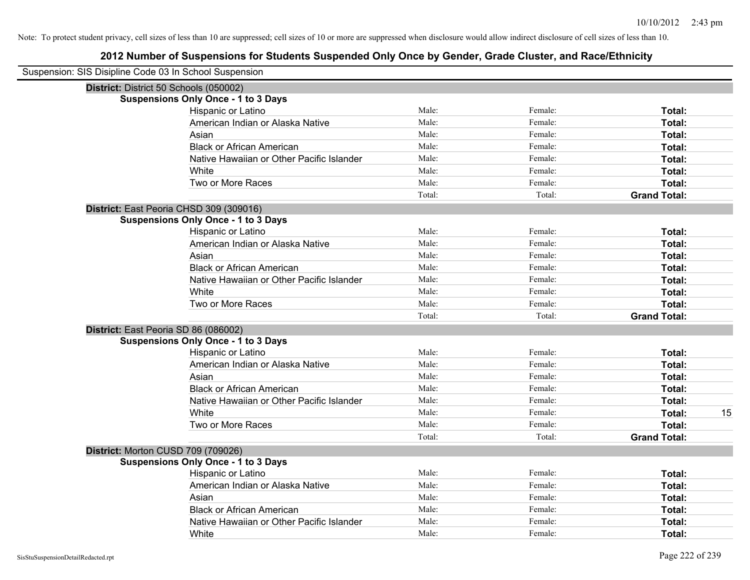Note: To protect student privacy, cell sizes of less than 10 are suppressed; cell sizes of 10 or more are suppressed when disclosure would allow indirect disclosure of cell sizes of less than 10.

# 2012 Number of Suspensions for Students Suspended Only Once by Gender, Grade Cluster, and Race/Ethnicity

Suspension: SIS Disipline Code 03 In School Suspension

**District:** District 50 Schools (050002)

**Suspensions Only Once - 1 to 3 Days**

| | | | | |
|---|---|---|---|---|
| Hispanic or Latino | Male: | Female: | **Total:** | |
| American Indian or Alaska Native | Male: | Female: | **Total:** | |
| Asian | Male: | Female: | **Total:** | |
| Black or African American | Male: | Female: | **Total:** | |
| Native Hawaiian or Other Pacific Islander | Male: | Female: | **Total:** | |
| White | Male: | Female: | **Total:** | |
| Two or More Races | Male: | Female: | **Total:** | |
| | Total: | Total: | **Grand Total:** | |

**District:** East Peoria CHSD 309 (309016)

**Suspensions Only Once - 1 to 3 Days**

| | | | | |
|---|---|---|---|---|
| Hispanic or Latino | Male: | Female: | **Total:** | |
| American Indian or Alaska Native | Male: | Female: | **Total:** | |
| Asian | Male: | Female: | **Total:** | |
| Black or African American | Male: | Female: | **Total:** | |
| Native Hawaiian or Other Pacific Islander | Male: | Female: | **Total:** | |
| White | Male: | Female: | **Total:** | |
| Two or More Races | Male: | Female: | **Total:** | |
| | Total: | Total: | **Grand Total:** | |

**District:** East Peoria SD 86 (086002)

**Suspensions Only Once - 1 to 3 Days**

| | | | | |
|---|---|---|---|---|
| Hispanic or Latino | Male: | Female: | **Total:** | |
| American Indian or Alaska Native | Male: | Female: | **Total:** | |
| Asian | Male: | Female: | **Total:** | |
| Black or African American | Male: | Female: | **Total:** | |
| Native Hawaiian or Other Pacific Islander | Male: | Female: | **Total:** | |
| White | Male: | Female: | **Total:** | 15 |
| Two or More Races | Male: | Female: | **Total:** | |
| | Total: | Total: | **Grand Total:** | |

**District:** Morton CUSD 709 (709026)

**Suspensions Only Once - 1 to 3 Days**

| | | | | |
|---|---|---|---|---|
| Hispanic or Latino | Male: | Female: | **Total:** | |
| American Indian or Alaska Native | Male: | Female: | **Total:** | |
| Asian | Male: | Female: | **Total:** | |
| Black or African American | Male: | Female: | **Total:** | |
| Native Hawaiian or Other Pacific Islander | Male: | Female: | **Total:** | |
| White | Male: | Female: | **Total:** | |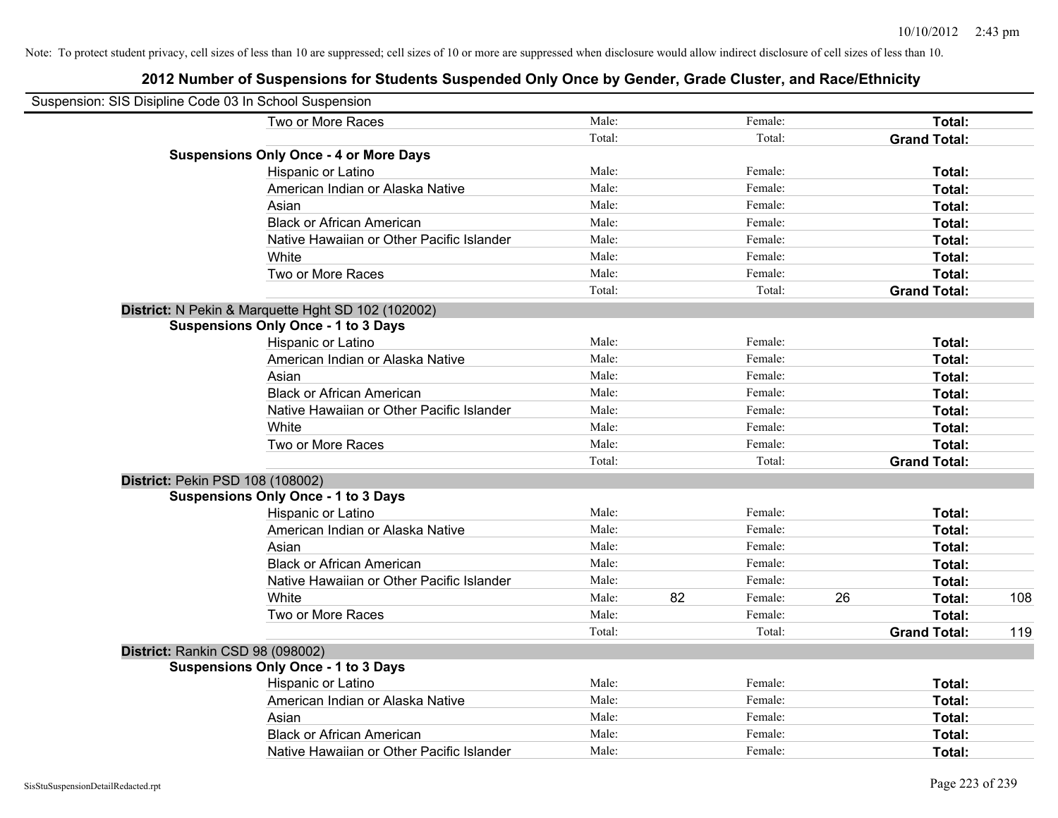Note: To protect student privacy, cell sizes of less than 10 are suppressed; cell sizes of 10 or more are suppressed when disclosure would allow indirect disclosure of cell sizes of less than 10.

## 2012 Number of Suspensions for Students Suspended Only Once by Gender, Grade Cluster, and Race/Ethnicity

Suspension: SIS Disipline Code 03 In School Suspension

| | | | | | | | |
|---|---|---|---|---|---|---|---|
| Two or More Races | Male: | | Female: | | **Total:** | |
| | Total: | | Total: | | **Grand Total:** | |
| **Suspensions Only Once - 4 or More Days** | | | | | | |
| Hispanic or Latino | Male: | | Female: | | **Total:** | |
| American Indian or Alaska Native | Male: | | Female: | | **Total:** | |
| Asian | Male: | | Female: | | **Total:** | |
| Black or African American | Male: | | Female: | | **Total:** | |
| Native Hawaiian or Other Pacific Islander | Male: | | Female: | | **Total:** | |
| White | Male: | | Female: | | **Total:** | |
| Two or More Races | Male: | | Female: | | **Total:** | |
| | Total: | | Total: | | **Grand Total:** | |

**District:** N Pekin & Marquette Hght SD 102 (102002)

| | | | | | | |
|---|---|---|---|---|---|---|
| **Suspensions Only Once - 1 to 3 Days** | | | | | | |
| Hispanic or Latino | Male: | | Female: | | **Total:** | |
| American Indian or Alaska Native | Male: | | Female: | | **Total:** | |
| Asian | Male: | | Female: | | **Total:** | |
| Black or African American | Male: | | Female: | | **Total:** | |
| Native Hawaiian or Other Pacific Islander | Male: | | Female: | | **Total:** | |
| White | Male: | | Female: | | **Total:** | |
| Two or More Races | Male: | | Female: | | **Total:** | |
| | Total: | | Total: | | **Grand Total:** | |

**District:** Pekin PSD 108 (108002)

| | | | | | | |
|---|---|---|---|---|---|---|
| **Suspensions Only Once - 1 to 3 Days** | | | | | | |
| Hispanic or Latino | Male: | | Female: | | **Total:** | |
| American Indian or Alaska Native | Male: | | Female: | | **Total:** | |
| Asian | Male: | | Female: | | **Total:** | |
| Black or African American | Male: | | Female: | | **Total:** | |
| Native Hawaiian or Other Pacific Islander | Male: | | Female: | | **Total:** | |
| White | Male: | 82 | Female: | 26 | **Total:** | 108 |
| Two or More Races | Male: | | Female: | | **Total:** | |
| | Total: | | Total: | | **Grand Total:** | 119 |

**District:** Rankin CSD 98 (098002)

| | | | | | | |
|---|---|---|---|---|---|---|
| **Suspensions Only Once - 1 to 3 Days** | | | | | | |
| Hispanic or Latino | Male: | | Female: | | **Total:** | |
| American Indian or Alaska Native | Male: | | Female: | | **Total:** | |
| Asian | Male: | | Female: | | **Total:** | |
| Black or African American | Male: | | Female: | | **Total:** | |
| Native Hawaiian or Other Pacific Islander | Male: | | Female: | | **Total:** | |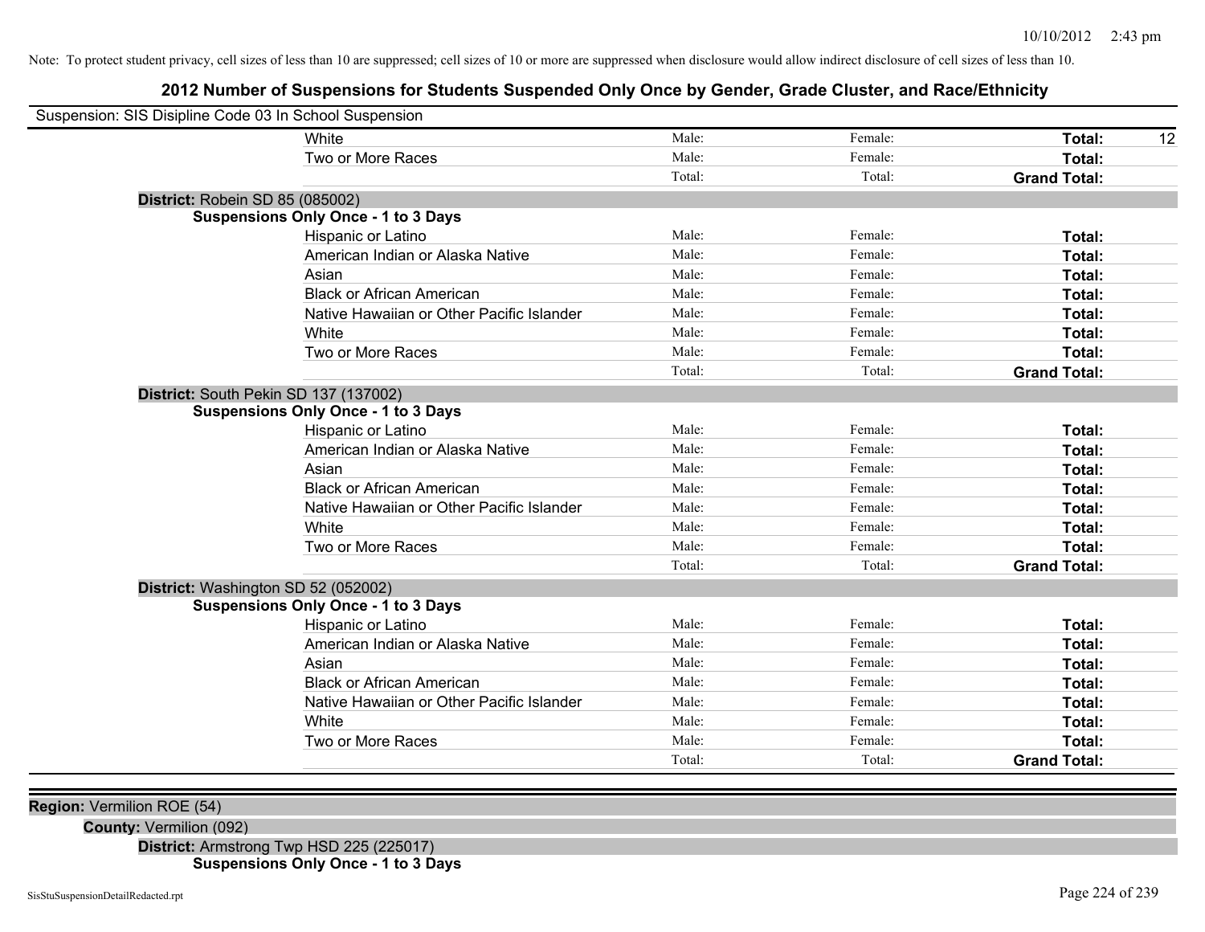Note: To protect student privacy, cell sizes of less than 10 are suppressed; cell sizes of 10 or more are suppressed when disclosure would allow indirect disclosure of cell sizes of less than 10.

# 2012 Number of Suspensions for Students Suspended Only Once by Gender, Grade Cluster, and Race/Ethnicity

Suspension: SIS Disipline Code 03 In School Suspension

| | Male | Female | Total |
|---|---|---|---|
| White | Male: | Female: | Total: 12 |
| Two or More Races | Male: | Female: | Total: |
| | Total: | Total: | Grand Total: |

**District:** Robein SD 85 (085002)

**Suspensions Only Once - 1 to 3 Days**

| | Male | Female | Total |
|---|---|---|---|
| Hispanic or Latino | Male: | Female: | Total: |
| American Indian or Alaska Native | Male: | Female: | Total: |
| Asian | Male: | Female: | Total: |
| Black or African American | Male: | Female: | Total: |
| Native Hawaiian or Other Pacific Islander | Male: | Female: | Total: |
| White | Male: | Female: | Total: |
| Two or More Races | Male: | Female: | Total: |
| | Total: | Total: | Grand Total: |

**District:** South Pekin SD 137 (137002)

**Suspensions Only Once - 1 to 3 Days**

| | Male | Female | Total |
|---|---|---|---|
| Hispanic or Latino | Male: | Female: | Total: |
| American Indian or Alaska Native | Male: | Female: | Total: |
| Asian | Male: | Female: | Total: |
| Black or African American | Male: | Female: | Total: |
| Native Hawaiian or Other Pacific Islander | Male: | Female: | Total: |
| White | Male: | Female: | Total: |
| Two or More Races | Male: | Female: | Total: |
| | Total: | Total: | Grand Total: |

**District:** Washington SD 52 (052002)

**Suspensions Only Once - 1 to 3 Days**

| | Male | Female | Total |
|---|---|---|---|
| Hispanic or Latino | Male: | Female: | Total: |
| American Indian or Alaska Native | Male: | Female: | Total: |
| Asian | Male: | Female: | Total: |
| Black or African American | Male: | Female: | Total: |
| Native Hawaiian or Other Pacific Islander | Male: | Female: | Total: |
| White | Male: | Female: | Total: |
| Two or More Races | Male: | Female: | Total: |
| | Total: | Total: | Grand Total: |

**Region:** Vermilion ROE (54)

**County:** Vermilion (092)

**District:** Armstrong Twp HSD 225 (225017)

**Suspensions Only Once - 1 to 3 Days**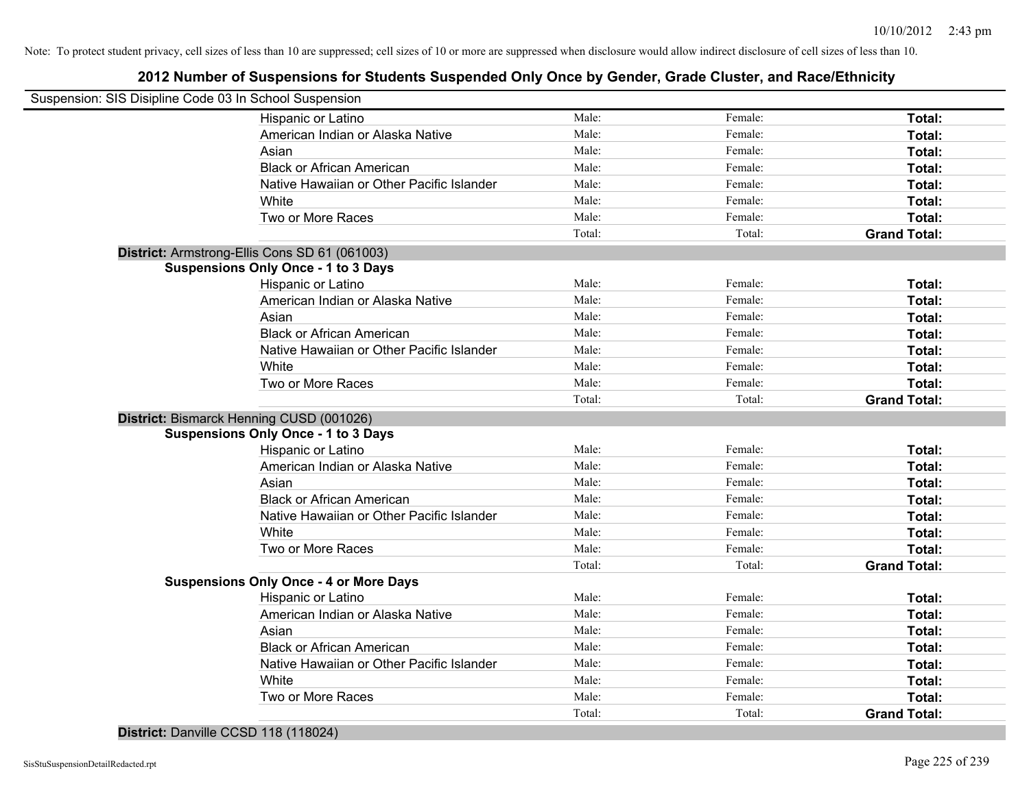Note: To protect student privacy, cell sizes of less than 10 are suppressed; cell sizes of 10 or more are suppressed when disclosure would allow indirect disclosure of cell sizes of less than 10.

# 2012 Number of Suspensions for Students Suspended Only Once by Gender, Grade Cluster, and Race/Ethnicity

Suspension: SIS Disipline Code 03 In School Suspension

| | | | |
|---|---|---|---|
| Hispanic or Latino | Male: | Female: | **Total:** |
| American Indian or Alaska Native | Male: | Female: | **Total:** |
| Asian | Male: | Female: | **Total:** |
| Black or African American | Male: | Female: | **Total:** |
| Native Hawaiian or Other Pacific Islander | Male: | Female: | **Total:** |
| White | Male: | Female: | **Total:** |
| Two or More Races | Male: | Female: | **Total:** |
| | Total: | Total: | **Grand Total:** |

**District:** Armstrong-Ellis Cons SD 61 (061003)

**Suspensions Only Once - 1 to 3 Days**

| | | | |
|---|---|---|---|
| Hispanic or Latino | Male: | Female: | **Total:** |
| American Indian or Alaska Native | Male: | Female: | **Total:** |
| Asian | Male: | Female: | **Total:** |
| Black or African American | Male: | Female: | **Total:** |
| Native Hawaiian or Other Pacific Islander | Male: | Female: | **Total:** |
| White | Male: | Female: | **Total:** |
| Two or More Races | Male: | Female: | **Total:** |
| | Total: | Total: | **Grand Total:** |

**District:** Bismarck Henning CUSD (001026)

**Suspensions Only Once - 1 to 3 Days**

| | | | |
|---|---|---|---|
| Hispanic or Latino | Male: | Female: | **Total:** |
| American Indian or Alaska Native | Male: | Female: | **Total:** |
| Asian | Male: | Female: | **Total:** |
| Black or African American | Male: | Female: | **Total:** |
| Native Hawaiian or Other Pacific Islander | Male: | Female: | **Total:** |
| White | Male: | Female: | **Total:** |
| Two or More Races | Male: | Female: | **Total:** |
| | Total: | Total: | **Grand Total:** |

**Suspensions Only Once - 4 or More Days**

| | | | |
|---|---|---|---|
| Hispanic or Latino | Male: | Female: | **Total:** |
| American Indian or Alaska Native | Male: | Female: | **Total:** |
| Asian | Male: | Female: | **Total:** |
| Black or African American | Male: | Female: | **Total:** |
| Native Hawaiian or Other Pacific Islander | Male: | Female: | **Total:** |
| White | Male: | Female: | **Total:** |
| Two or More Races | Male: | Female: | **Total:** |
| | Total: | Total: | **Grand Total:** |

**District:** Danville CCSD 118 (118024)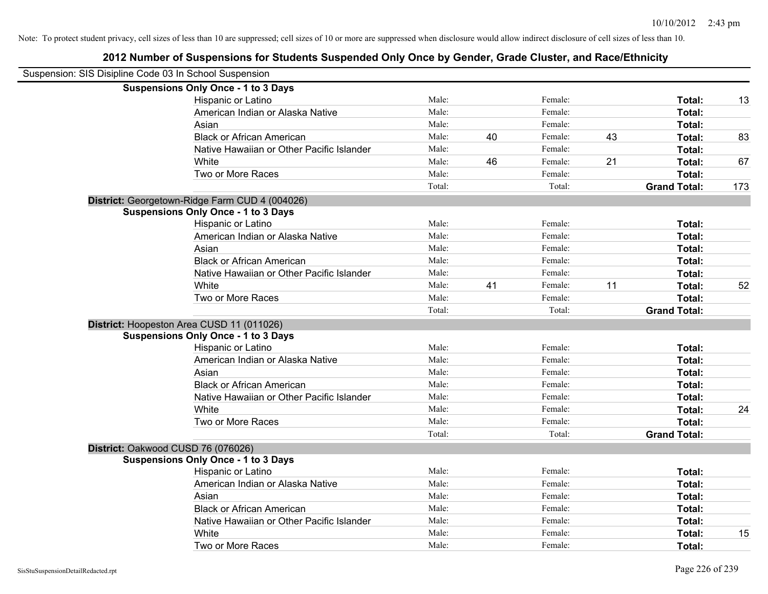Note: To protect student privacy, cell sizes of less than 10 are suppressed; cell sizes of 10 or more are suppressed when disclosure would allow indirect disclosure of cell sizes of less than 10.

# 2012 Number of Suspensions for Students Suspended Only Once by Gender, Grade Cluster, and Race/Ethnicity

Suspension: SIS Disipline Code 03 In School Suspension

**Suspensions Only Once - 1 to 3 Days**

| Race/Ethnicity | | | | | | |
|---|---|---|---|---|---|---|
| Hispanic or Latino | Male: | | Female: | | **Total:** | 13 |
| American Indian or Alaska Native | Male: | | Female: | | **Total:** | |
| Asian | Male: | | Female: | | **Total:** | |
| Black or African American | Male: | 40 | Female: | 43 | **Total:** | 83 |
| Native Hawaiian or Other Pacific Islander | Male: | | Female: | | **Total:** | |
| White | Male: | 46 | Female: | 21 | **Total:** | 67 |
| Two or More Races | Male: | | Female: | | **Total:** | |
| | Total: | | Total: | | **Grand Total:** | 173 |

**District:** Georgetown-Ridge Farm CUD 4 (004026)

**Suspensions Only Once - 1 to 3 Days**

| Race/Ethnicity | | | | | | |
|---|---|---|---|---|---|---|
| Hispanic or Latino | Male: | | Female: | | **Total:** | |
| American Indian or Alaska Native | Male: | | Female: | | **Total:** | |
| Asian | Male: | | Female: | | **Total:** | |
| Black or African American | Male: | | Female: | | **Total:** | |
| Native Hawaiian or Other Pacific Islander | Male: | | Female: | | **Total:** | |
| White | Male: | 41 | Female: | 11 | **Total:** | 52 |
| Two or More Races | Male: | | Female: | | **Total:** | |
| | Total: | | Total: | | **Grand Total:** | |

**District:** Hoopeston Area CUSD 11 (011026)

**Suspensions Only Once - 1 to 3 Days**

| Race/Ethnicity | | | | | | |
|---|---|---|---|---|---|---|
| Hispanic or Latino | Male: | | Female: | | **Total:** | |
| American Indian or Alaska Native | Male: | | Female: | | **Total:** | |
| Asian | Male: | | Female: | | **Total:** | |
| Black or African American | Male: | | Female: | | **Total:** | |
| Native Hawaiian or Other Pacific Islander | Male: | | Female: | | **Total:** | |
| White | Male: | | Female: | | **Total:** | 24 |
| Two or More Races | Male: | | Female: | | **Total:** | |
| | Total: | | Total: | | **Grand Total:** | |

**District:** Oakwood CUSD 76 (076026)

**Suspensions Only Once - 1 to 3 Days**

| Race/Ethnicity | | | | | | |
|---|---|---|---|---|---|---|
| Hispanic or Latino | Male: | | Female: | | **Total:** | |
| American Indian or Alaska Native | Male: | | Female: | | **Total:** | |
| Asian | Male: | | Female: | | **Total:** | |
| Black or African American | Male: | | Female: | | **Total:** | |
| Native Hawaiian or Other Pacific Islander | Male: | | Female: | | **Total:** | |
| White | Male: | | Female: | | **Total:** | 15 |
| Two or More Races | Male: | | Female: | | **Total:** | |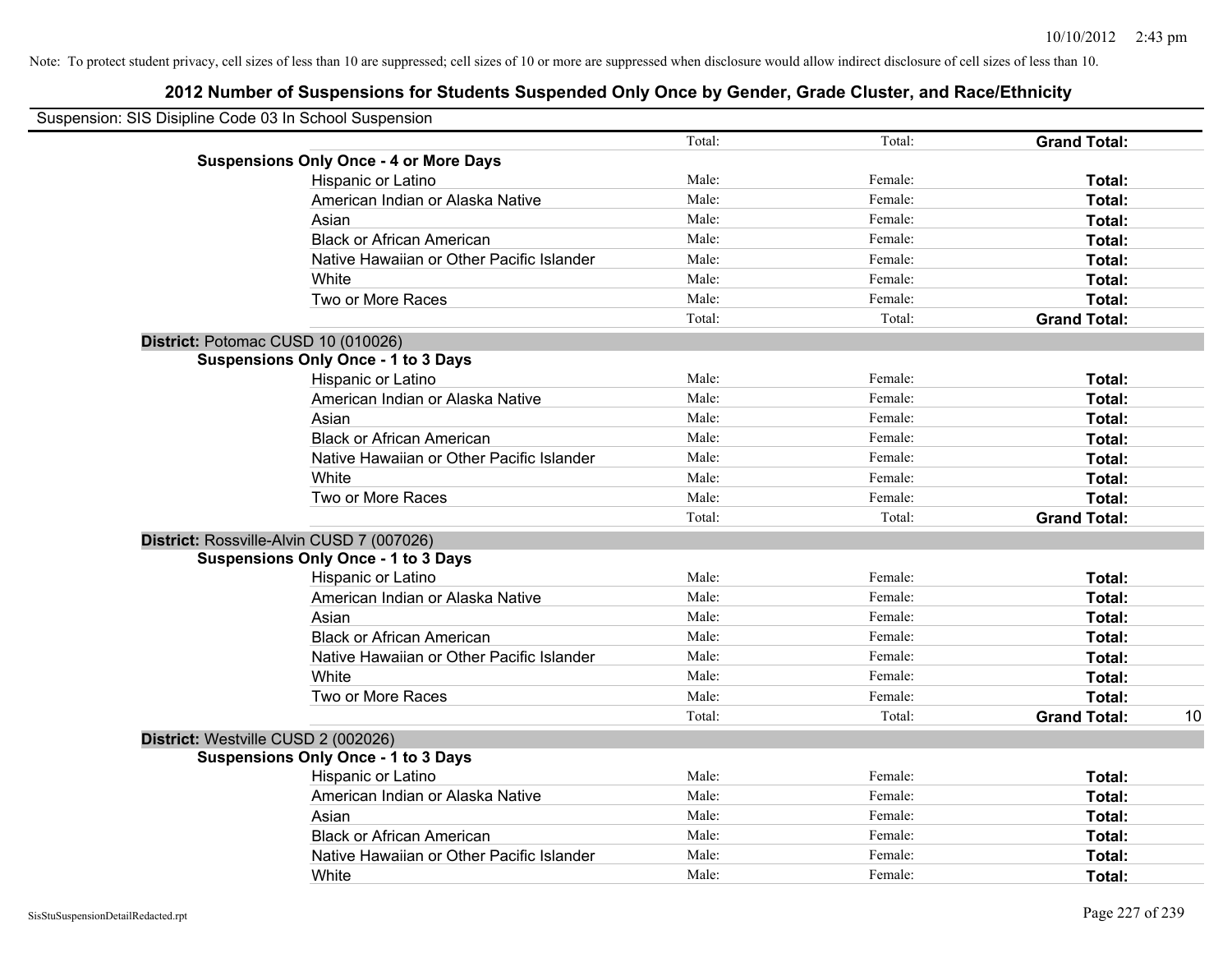Note: To protect student privacy, cell sizes of less than 10 are suppressed; cell sizes of 10 or more are suppressed when disclosure would allow indirect disclosure of cell sizes of less than 10.

## 2012 Number of Suspensions for Students Suspended Only Once by Gender, Grade Cluster, and Race/Ethnicity

Suspension: SIS Disipline Code 03 In School Suspension

| | | | | |
|---|---|---|---|---|
| | Total: | Total: | **Grand Total:** | |
| **Suspensions Only Once - 4 or More Days** | | | | |
| Hispanic or Latino | Male: | Female: | **Total:** | |
| American Indian or Alaska Native | Male: | Female: | **Total:** | |
| Asian | Male: | Female: | **Total:** | |
| Black or African American | Male: | Female: | **Total:** | |
| Native Hawaiian or Other Pacific Islander | Male: | Female: | **Total:** | |
| White | Male: | Female: | **Total:** | |
| Two or More Races | Male: | Female: | **Total:** | |
| | Total: | Total: | **Grand Total:** | |
| **District:** Potomac CUSD 10 (010026) | | | | |
| **Suspensions Only Once - 1 to 3 Days** | | | | |
| Hispanic or Latino | Male: | Female: | **Total:** | |
| American Indian or Alaska Native | Male: | Female: | **Total:** | |
| Asian | Male: | Female: | **Total:** | |
| Black or African American | Male: | Female: | **Total:** | |
| Native Hawaiian or Other Pacific Islander | Male: | Female: | **Total:** | |
| White | Male: | Female: | **Total:** | |
| Two or More Races | Male: | Female: | **Total:** | |
| | Total: | Total: | **Grand Total:** | |
| **District:** Rossville-Alvin CUSD 7 (007026) | | | | |
| **Suspensions Only Once - 1 to 3 Days** | | | | |
| Hispanic or Latino | Male: | Female: | **Total:** | |
| American Indian or Alaska Native | Male: | Female: | **Total:** | |
| Asian | Male: | Female: | **Total:** | |
| Black or African American | Male: | Female: | **Total:** | |
| Native Hawaiian or Other Pacific Islander | Male: | Female: | **Total:** | |
| White | Male: | Female: | **Total:** | |
| Two or More Races | Male: | Female: | **Total:** | |
| | Total: | Total: | **Grand Total:** | 10 |
| **District:** Westville CUSD 2 (002026) | | | | |
| **Suspensions Only Once - 1 to 3 Days** | | | | |
| Hispanic or Latino | Male: | Female: | **Total:** | |
| American Indian or Alaska Native | Male: | Female: | **Total:** | |
| Asian | Male: | Female: | **Total:** | |
| Black or African American | Male: | Female: | **Total:** | |
| Native Hawaiian or Other Pacific Islander | Male: | Female: | **Total:** | |
| White | Male: | Female: | **Total:** | |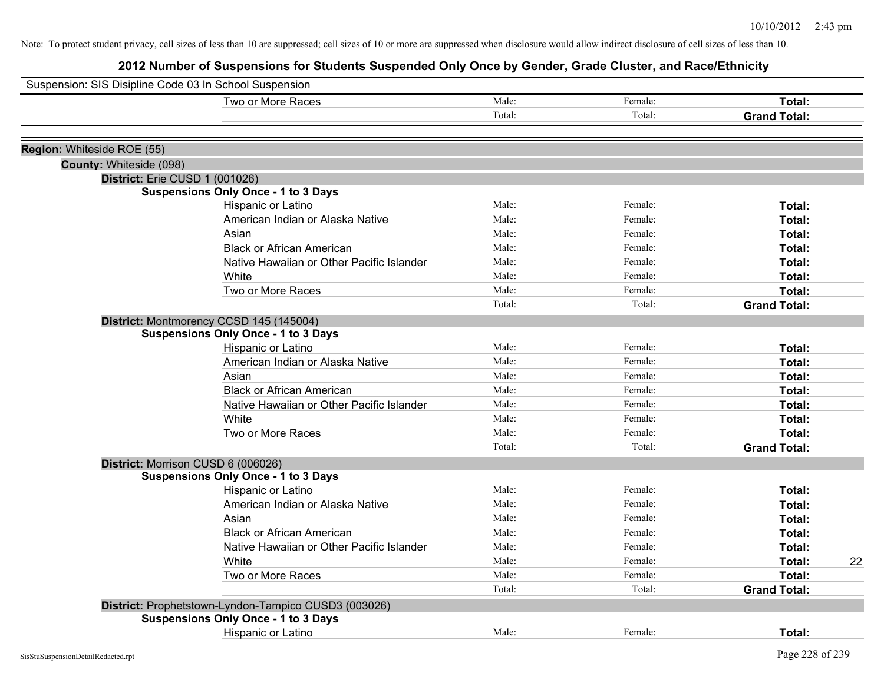Note: To protect student privacy, cell sizes of less than 10 are suppressed; cell sizes of 10 or more are suppressed when disclosure would allow indirect disclosure of cell sizes of less than 10.

# 2012 Number of Suspensions for Students Suspended Only Once by Gender, Grade Cluster, and Race/Ethnicity

Suspension: SIS Disipline Code 03 In School Suspension

| | | | | |
|---|---|---|---|---|
| Two or More Races | Male: | Female: | **Total:** | |
| | Total: | Total: | **Grand Total:** | |

**Region:** Whiteside ROE (55)

**County:** Whiteside (098)

**District:** Erie CUSD 1 (001026)

**Suspensions Only Once - 1 to 3 Days**

| | | | | |
|---|---|---|---|---|
| Hispanic or Latino | Male: | Female: | **Total:** | |
| American Indian or Alaska Native | Male: | Female: | **Total:** | |
| Asian | Male: | Female: | **Total:** | |
| Black or African American | Male: | Female: | **Total:** | |
| Native Hawaiian or Other Pacific Islander | Male: | Female: | **Total:** | |
| White | Male: | Female: | **Total:** | |
| Two or More Races | Male: | Female: | **Total:** | |
| | Total: | Total: | **Grand Total:** | |

**District:** Montmorency CCSD 145 (145004)

**Suspensions Only Once - 1 to 3 Days**

| | | | | |
|---|---|---|---|---|
| Hispanic or Latino | Male: | Female: | **Total:** | |
| American Indian or Alaska Native | Male: | Female: | **Total:** | |
| Asian | Male: | Female: | **Total:** | |
| Black or African American | Male: | Female: | **Total:** | |
| Native Hawaiian or Other Pacific Islander | Male: | Female: | **Total:** | |
| White | Male: | Female: | **Total:** | |
| Two or More Races | Male: | Female: | **Total:** | |
| | Total: | Total: | **Grand Total:** | |

**District:** Morrison CUSD 6 (006026)

**Suspensions Only Once - 1 to 3 Days**

| | | | | |
|---|---|---|---|---|
| Hispanic or Latino | Male: | Female: | **Total:** | |
| American Indian or Alaska Native | Male: | Female: | **Total:** | |
| Asian | Male: | Female: | **Total:** | |
| Black or African American | Male: | Female: | **Total:** | |
| Native Hawaiian or Other Pacific Islander | Male: | Female: | **Total:** | |
| White | Male: | Female: | **Total:** | 22 |
| Two or More Races | Male: | Female: | **Total:** | |
| | Total: | Total: | **Grand Total:** | |

**District:** Prophetstown-Lyndon-Tampico CUSD3 (003026)

**Suspensions Only Once - 1 to 3 Days**

| | | | | |
|---|---|---|---|---|
| Hispanic or Latino | Male: | Female: | **Total:** | |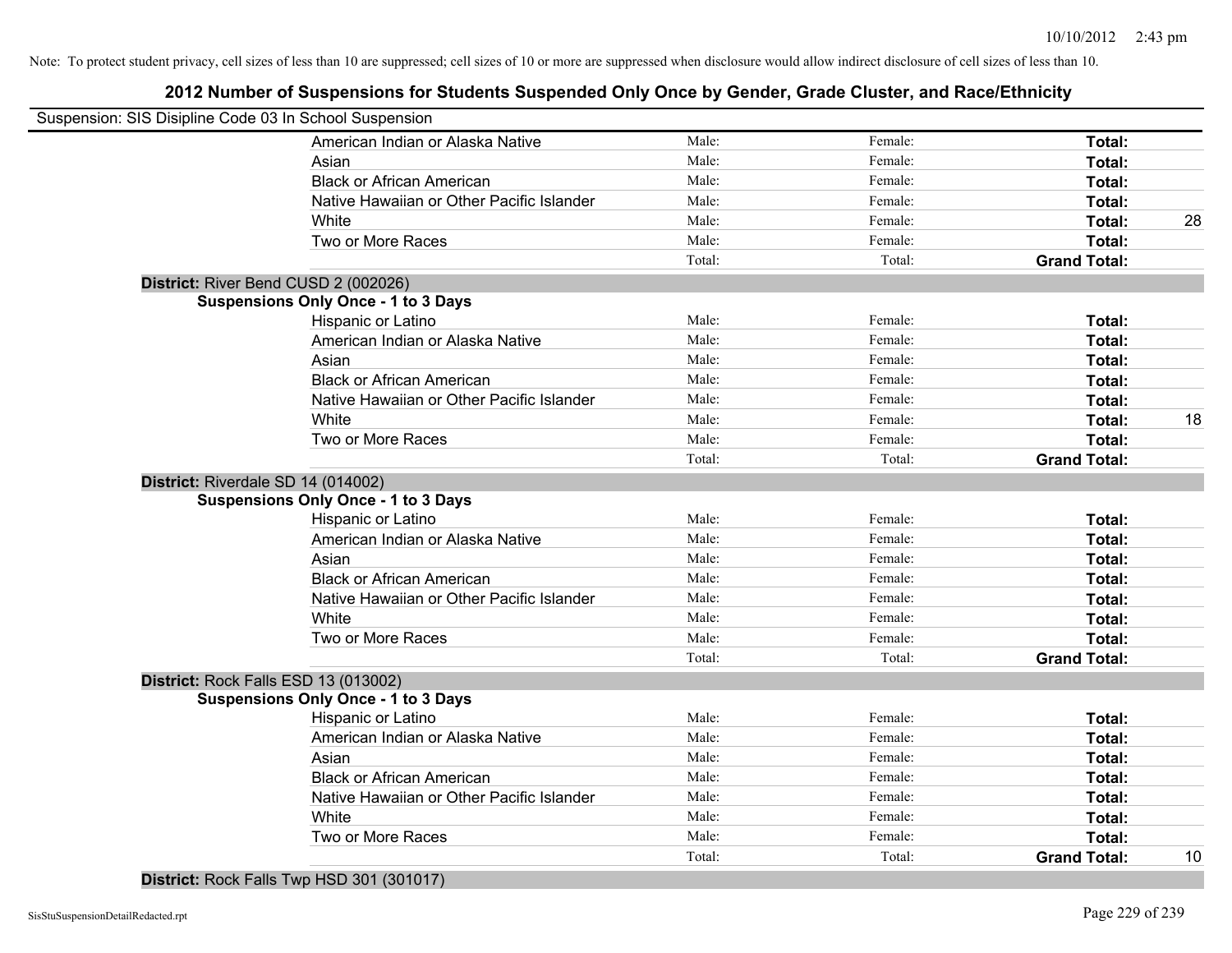Note: To protect student privacy, cell sizes of less than 10 are suppressed; cell sizes of 10 or more are suppressed when disclosure would allow indirect disclosure of cell sizes of less than 10.

# 2012 Number of Suspensions for Students Suspended Only Once by Gender, Grade Cluster, and Race/Ethnicity

Suspension: SIS Disipline Code 03 In School Suspension

| | Male: | Female: | Total: | |
|---|---|---|---|---|
| American Indian or Alaska Native | Male: | Female: | **Total:** | |
| Asian | Male: | Female: | **Total:** | |
| Black or African American | Male: | Female: | **Total:** | |
| Native Hawaiian or Other Pacific Islander | Male: | Female: | **Total:** | |
| White | Male: | Female: | **Total:** | 28 |
| Two or More Races | Male: | Female: | **Total:** | |
| | Total: | Total: | **Grand Total:** | |

**District:** River Bend CUSD 2 (002026)

**Suspensions Only Once - 1 to 3 Days**

| | | | | |
|---|---|---|---|---|
| Hispanic or Latino | Male: | Female: | **Total:** | |
| American Indian or Alaska Native | Male: | Female: | **Total:** | |
| Asian | Male: | Female: | **Total:** | |
| Black or African American | Male: | Female: | **Total:** | |
| Native Hawaiian or Other Pacific Islander | Male: | Female: | **Total:** | |
| White | Male: | Female: | **Total:** | 18 |
| Two or More Races | Male: | Female: | **Total:** | |
| | Total: | Total: | **Grand Total:** | |

**District:** Riverdale SD 14 (014002)

**Suspensions Only Once - 1 to 3 Days**

| | | | | |
|---|---|---|---|---|
| Hispanic or Latino | Male: | Female: | **Total:** | |
| American Indian or Alaska Native | Male: | Female: | **Total:** | |
| Asian | Male: | Female: | **Total:** | |
| Black or African American | Male: | Female: | **Total:** | |
| Native Hawaiian or Other Pacific Islander | Male: | Female: | **Total:** | |
| White | Male: | Female: | **Total:** | |
| Two or More Races | Male: | Female: | **Total:** | |
| | Total: | Total: | **Grand Total:** | |

**District:** Rock Falls ESD 13 (013002)

**Suspensions Only Once - 1 to 3 Days**

| | | | | |
|---|---|---|---|---|
| Hispanic or Latino | Male: | Female: | **Total:** | |
| American Indian or Alaska Native | Male: | Female: | **Total:** | |
| Asian | Male: | Female: | **Total:** | |
| Black or African American | Male: | Female: | **Total:** | |
| Native Hawaiian or Other Pacific Islander | Male: | Female: | **Total:** | |
| White | Male: | Female: | **Total:** | |
| Two or More Races | Male: | Female: | **Total:** | |
| | Total: | Total: | **Grand Total:** | 10 |

**District:** Rock Falls Twp HSD 301 (301017)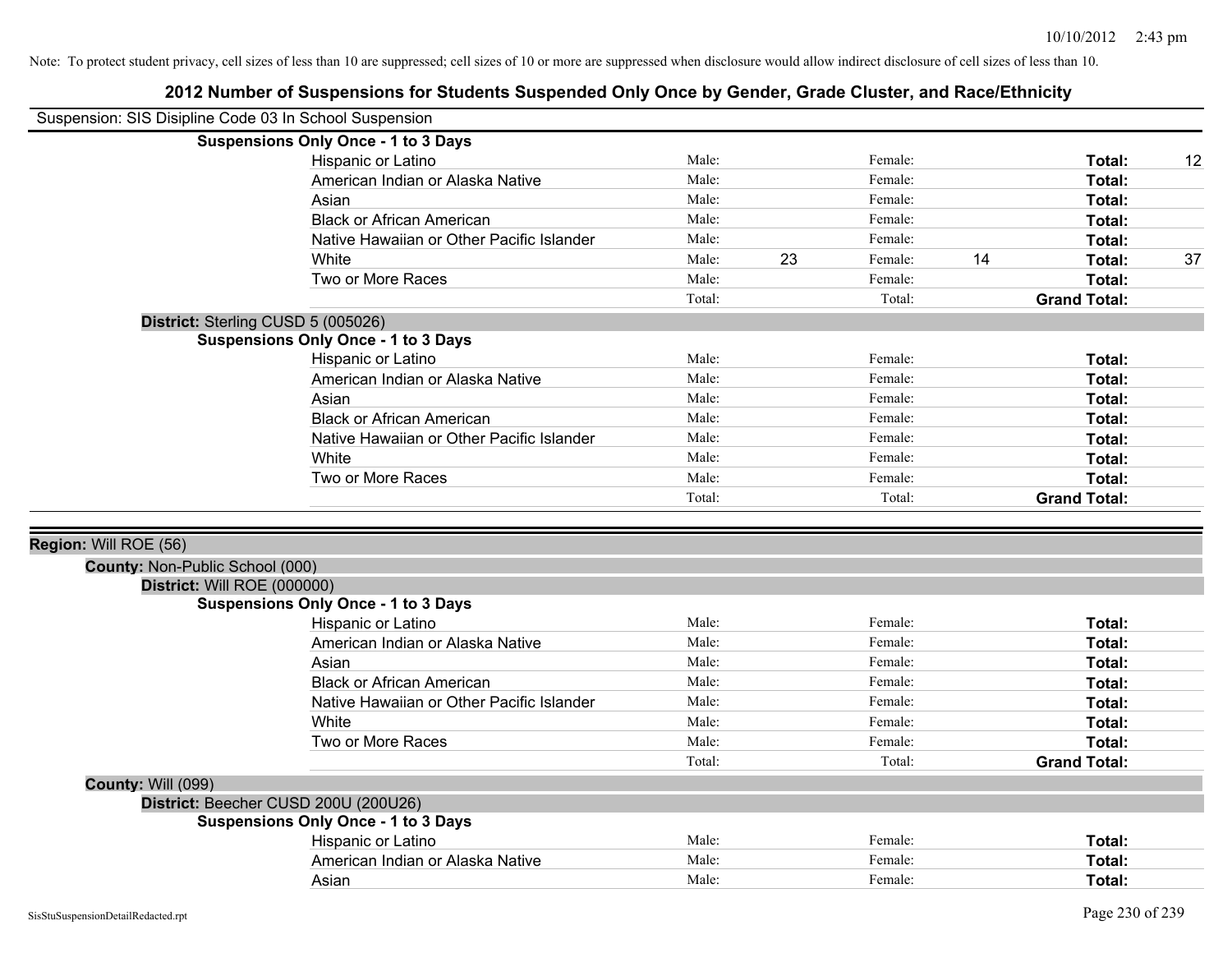Note: To protect student privacy, cell sizes of less than 10 are suppressed; cell sizes of 10 or more are suppressed when disclosure would allow indirect disclosure of cell sizes of less than 10.

# 2012 Number of Suspensions for Students Suspended Only Once by Gender, Grade Cluster, and Race/Ethnicity

Suspension: SIS Disipline Code 03 In School Suspension

**Suspensions Only Once - 1 to 3 Days**

| | | | | | | |
|---|---|---|---|---|---|---|
| Hispanic or Latino | Male: | | Female: | | **Total:** | 12 |
| American Indian or Alaska Native | Male: | | Female: | | **Total:** | |
| Asian | Male: | | Female: | | **Total:** | |
| Black or African American | Male: | | Female: | | **Total:** | |
| Native Hawaiian or Other Pacific Islander | Male: | | Female: | | **Total:** | |
| White | Male: | 23 | Female: | 14 | **Total:** | 37 |
| Two or More Races | Male: | | Female: | | **Total:** | |
| | Total: | | Total: | | **Grand Total:** | |

**District:** Sterling CUSD 5 (005026)

**Suspensions Only Once - 1 to 3 Days**

| | | | | | | |
|---|---|---|---|---|---|---|
| Hispanic or Latino | Male: | | Female: | | **Total:** | |
| American Indian or Alaska Native | Male: | | Female: | | **Total:** | |
| Asian | Male: | | Female: | | **Total:** | |
| Black or African American | Male: | | Female: | | **Total:** | |
| Native Hawaiian or Other Pacific Islander | Male: | | Female: | | **Total:** | |
| White | Male: | | Female: | | **Total:** | |
| Two or More Races | Male: | | Female: | | **Total:** | |
| | Total: | | Total: | | **Grand Total:** | |

**Region:** Will ROE (56)

**County:** Non-Public School (000)

**District:** Will ROE (000000)

**Suspensions Only Once - 1 to 3 Days**

| | | | | | | |
|---|---|---|---|---|---|---|
| Hispanic or Latino | Male: | | Female: | | **Total:** | |
| American Indian or Alaska Native | Male: | | Female: | | **Total:** | |
| Asian | Male: | | Female: | | **Total:** | |
| Black or African American | Male: | | Female: | | **Total:** | |
| Native Hawaiian or Other Pacific Islander | Male: | | Female: | | **Total:** | |
| White | Male: | | Female: | | **Total:** | |
| Two or More Races | Male: | | Female: | | **Total:** | |
| | Total: | | Total: | | **Grand Total:** | |

**County:** Will (099)

**District:** Beecher CUSD 200U (200U26)

**Suspensions Only Once - 1 to 3 Days**

| | | | | | | |
|---|---|---|---|---|---|---|
| Hispanic or Latino | Male: | | Female: | | **Total:** | |
| American Indian or Alaska Native | Male: | | Female: | | **Total:** | |
| Asian | Male: | | Female: | | **Total:** | |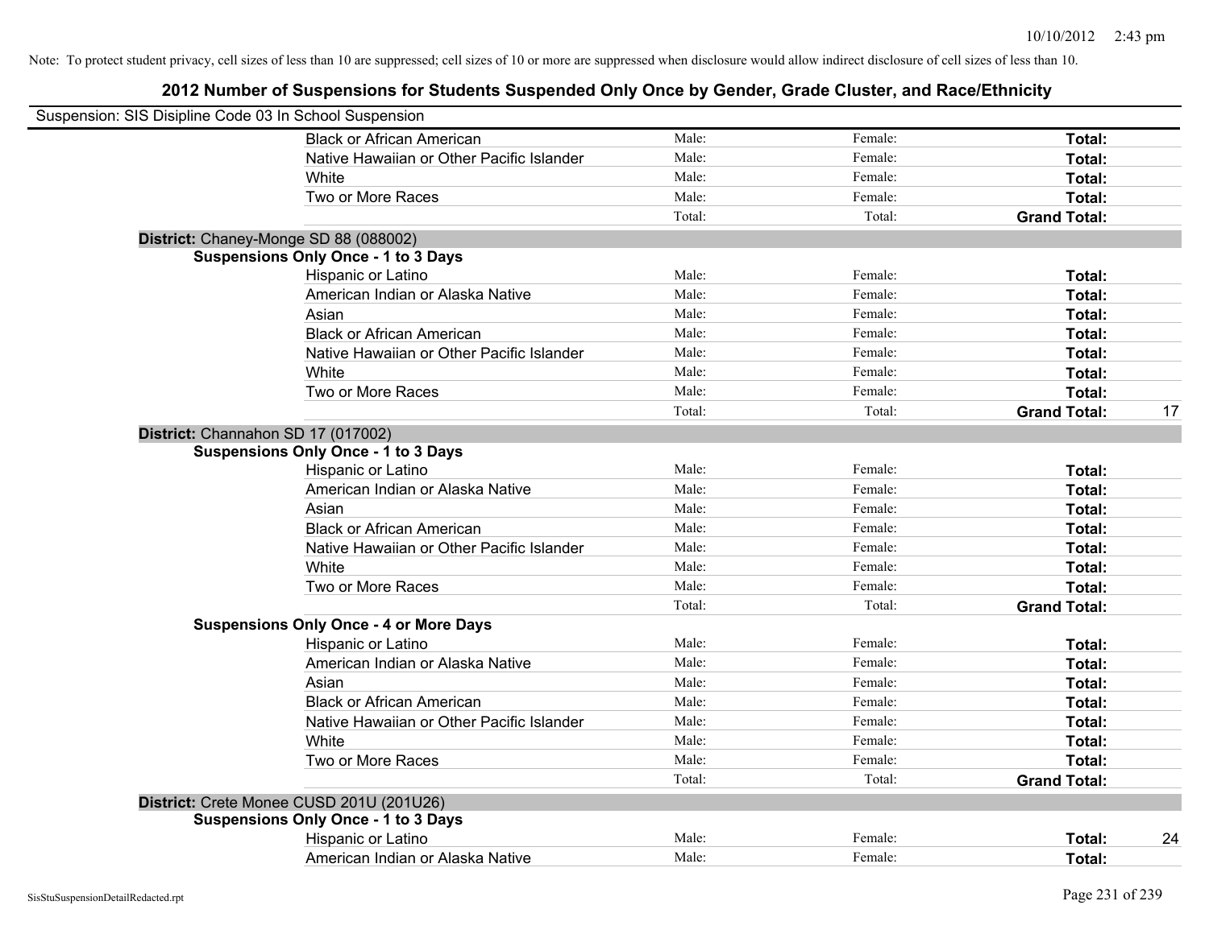Note: To protect student privacy, cell sizes of less than 10 are suppressed; cell sizes of 10 or more are suppressed when disclosure would allow indirect disclosure of cell sizes of less than 10.

# 2012 Number of Suspensions for Students Suspended Only Once by Gender, Grade Cluster, and Race/Ethnicity

Suspension: SIS Disipline Code 03 In School Suspension

| | | | | |
|---|---|---|---|---|
| Black or African American | Male: | Female: | **Total:** | |
| Native Hawaiian or Other Pacific Islander | Male: | Female: | **Total:** | |
| White | Male: | Female: | **Total:** | |
| Two or More Races | Male: | Female: | **Total:** | |
| | Total: | Total: | **Grand Total:** | |

**District:** Chaney-Monge SD 88 (088002)

**Suspensions Only Once - 1 to 3 Days**

| | | | | |
|---|---|---|---|---|
| Hispanic or Latino | Male: | Female: | **Total:** | |
| American Indian or Alaska Native | Male: | Female: | **Total:** | |
| Asian | Male: | Female: | **Total:** | |
| Black or African American | Male: | Female: | **Total:** | |
| Native Hawaiian or Other Pacific Islander | Male: | Female: | **Total:** | |
| White | Male: | Female: | **Total:** | |
| Two or More Races | Male: | Female: | **Total:** | |
| | Total: | Total: | **Grand Total:** | 17 |

**District:** Channahon SD 17 (017002)

**Suspensions Only Once - 1 to 3 Days**

| | | | | |
|---|---|---|---|---|
| Hispanic or Latino | Male: | Female: | **Total:** | |
| American Indian or Alaska Native | Male: | Female: | **Total:** | |
| Asian | Male: | Female: | **Total:** | |
| Black or African American | Male: | Female: | **Total:** | |
| Native Hawaiian or Other Pacific Islander | Male: | Female: | **Total:** | |
| White | Male: | Female: | **Total:** | |
| Two or More Races | Male: | Female: | **Total:** | |
| | Total: | Total: | **Grand Total:** | |

**Suspensions Only Once - 4 or More Days**

| | | | | |
|---|---|---|---|---|
| Hispanic or Latino | Male: | Female: | **Total:** | |
| American Indian or Alaska Native | Male: | Female: | **Total:** | |
| Asian | Male: | Female: | **Total:** | |
| Black or African American | Male: | Female: | **Total:** | |
| Native Hawaiian or Other Pacific Islander | Male: | Female: | **Total:** | |
| White | Male: | Female: | **Total:** | |
| Two or More Races | Male: | Female: | **Total:** | |
| | Total: | Total: | **Grand Total:** | |

**District:** Crete Monee CUSD 201U (201U26)

**Suspensions Only Once - 1 to 3 Days**

| | | | | |
|---|---|---|---|---|
| Hispanic or Latino | Male: | Female: | **Total:** | 24 |
| American Indian or Alaska Native | Male: | Female: | **Total:** | |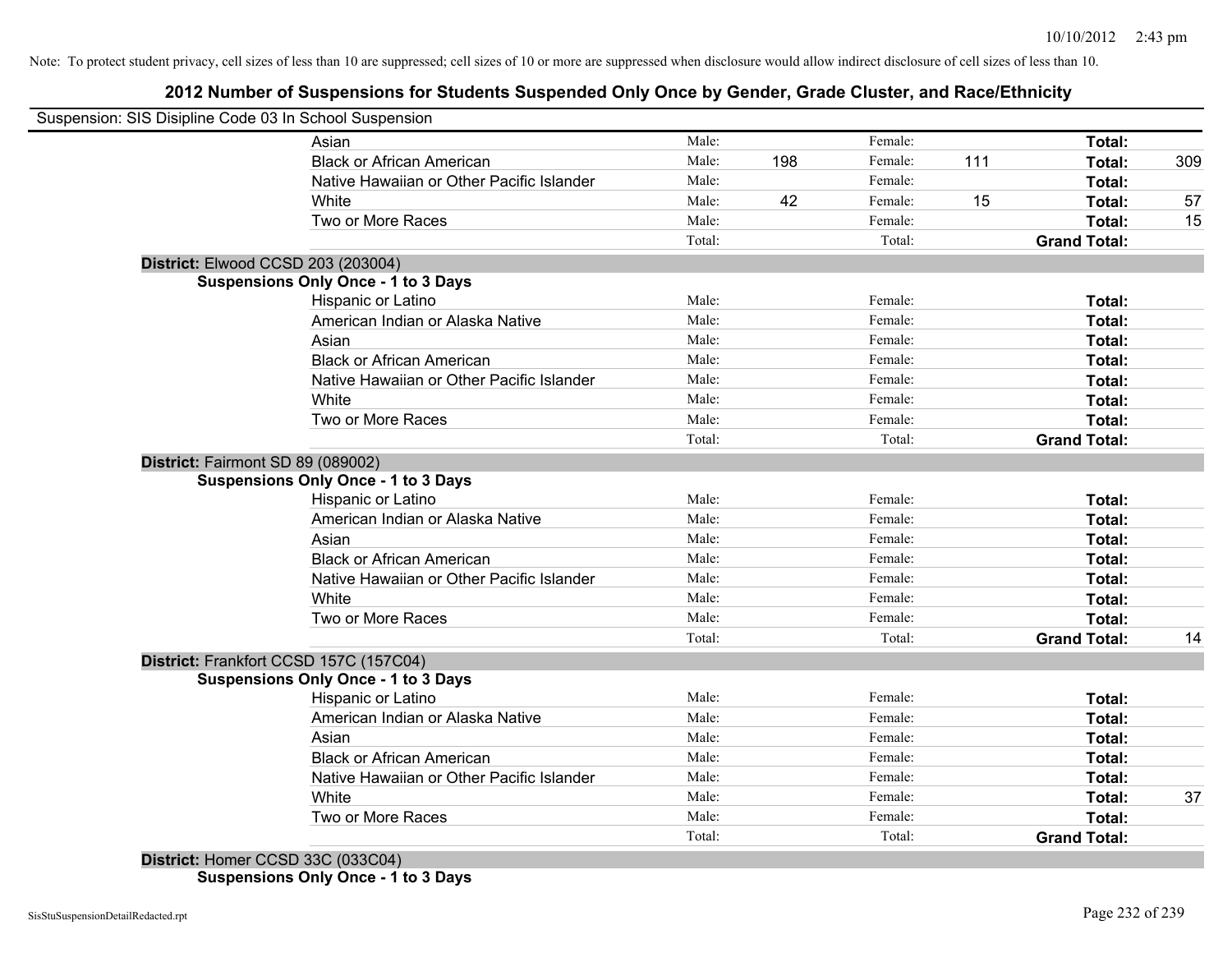Note: To protect student privacy, cell sizes of less than 10 are suppressed; cell sizes of 10 or more are suppressed when disclosure would allow indirect disclosure of cell sizes of less than 10.

# 2012 Number of Suspensions for Students Suspended Only Once by Gender, Grade Cluster, and Race/Ethnicity

Suspension: SIS Disipline Code 03 In School Suspension

| | | | | | | |
|---|---|---|---|---|---|---|
| Asian | Male: | | Female: | | **Total:** | |
| Black or African American | Male: | 198 | Female: | 111 | **Total:** | 309 |
| Native Hawaiian or Other Pacific Islander | Male: | | Female: | | **Total:** | |
| White | Male: | 42 | Female: | 15 | **Total:** | 57 |
| Two or More Races | Male: | | Female: | | **Total:** | 15 |
| | Total: | | Total: | | **Grand Total:** | |

**District:** Elwood CCSD 203 (203004)

**Suspensions Only Once - 1 to 3 Days**

| | | | | | | |
|---|---|---|---|---|---|---|
| Hispanic or Latino | Male: | | Female: | | **Total:** | |
| American Indian or Alaska Native | Male: | | Female: | | **Total:** | |
| Asian | Male: | | Female: | | **Total:** | |
| Black or African American | Male: | | Female: | | **Total:** | |
| Native Hawaiian or Other Pacific Islander | Male: | | Female: | | **Total:** | |
| White | Male: | | Female: | | **Total:** | |
| Two or More Races | Male: | | Female: | | **Total:** | |
| | Total: | | Total: | | **Grand Total:** | |

**District:** Fairmont SD 89 (089002)

**Suspensions Only Once - 1 to 3 Days**

| | | | | | | |
|---|---|---|---|---|---|---|
| Hispanic or Latino | Male: | | Female: | | **Total:** | |
| American Indian or Alaska Native | Male: | | Female: | | **Total:** | |
| Asian | Male: | | Female: | | **Total:** | |
| Black or African American | Male: | | Female: | | **Total:** | |
| Native Hawaiian or Other Pacific Islander | Male: | | Female: | | **Total:** | |
| White | Male: | | Female: | | **Total:** | |
| Two or More Races | Male: | | Female: | | **Total:** | |
| | Total: | | Total: | | **Grand Total:** | 14 |

**District:** Frankfort CCSD 157C (157C04)

**Suspensions Only Once - 1 to 3 Days**

| | | | | | | |
|---|---|---|---|---|---|---|
| Hispanic or Latino | Male: | | Female: | | **Total:** | |
| American Indian or Alaska Native | Male: | | Female: | | **Total:** | |
| Asian | Male: | | Female: | | **Total:** | |
| Black or African American | Male: | | Female: | | **Total:** | |
| Native Hawaiian or Other Pacific Islander | Male: | | Female: | | **Total:** | |
| White | Male: | | Female: | | **Total:** | 37 |
| Two or More Races | Male: | | Female: | | **Total:** | |
| | Total: | | Total: | | **Grand Total:** | |

**District:** Homer CCSD 33C (033C04)

**Suspensions Only Once - 1 to 3 Days**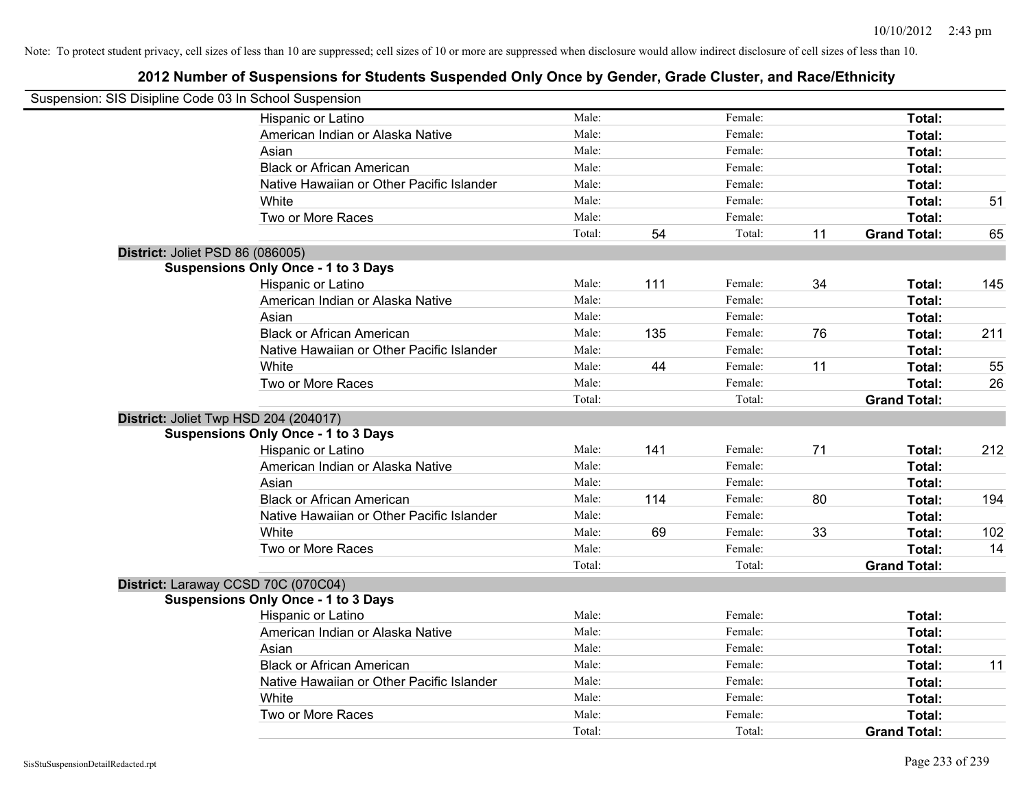Note: To protect student privacy, cell sizes of less than 10 are suppressed; cell sizes of 10 or more are suppressed when disclosure would allow indirect disclosure of cell sizes of less than 10.

# 2012 Number of Suspensions for Students Suspended Only Once by Gender, Grade Cluster, and Race/Ethnicity

Suspension: SIS Disipline Code 03 In School Suspension

| | | | | | | |
|---|---|---|---|---|---|---|
| Hispanic or Latino | Male: | | Female: | | **Total:** | |
| American Indian or Alaska Native | Male: | | Female: | | **Total:** | |
| Asian | Male: | | Female: | | **Total:** | |
| Black or African American | Male: | | Female: | | **Total:** | |
| Native Hawaiian or Other Pacific Islander | Male: | | Female: | | **Total:** | |
| White | Male: | | Female: | | **Total:** | 51 |
| Two or More Races | Male: | | Female: | | **Total:** | |
| | Total: | 54 | Total: | 11 | **Grand Total:** | 65 |

**District:** Joliet PSD 86 (086005)

**Suspensions Only Once - 1 to 3 Days**

| | | | | | | |
|---|---|---|---|---|---|---|
| Hispanic or Latino | Male: | 111 | Female: | 34 | **Total:** | 145 |
| American Indian or Alaska Native | Male: | | Female: | | **Total:** | |
| Asian | Male: | | Female: | | **Total:** | |
| Black or African American | Male: | 135 | Female: | 76 | **Total:** | 211 |
| Native Hawaiian or Other Pacific Islander | Male: | | Female: | | **Total:** | |
| White | Male: | 44 | Female: | 11 | **Total:** | 55 |
| Two or More Races | Male: | | Female: | | **Total:** | 26 |
| | Total: | | Total: | | **Grand Total:** | |

**District:** Joliet Twp HSD 204 (204017)

**Suspensions Only Once - 1 to 3 Days**

| | | | | | | |
|---|---|---|---|---|---|---|
| Hispanic or Latino | Male: | 141 | Female: | 71 | **Total:** | 212 |
| American Indian or Alaska Native | Male: | | Female: | | **Total:** | |
| Asian | Male: | | Female: | | **Total:** | |
| Black or African American | Male: | 114 | Female: | 80 | **Total:** | 194 |
| Native Hawaiian or Other Pacific Islander | Male: | | Female: | | **Total:** | |
| White | Male: | 69 | Female: | 33 | **Total:** | 102 |
| Two or More Races | Male: | | Female: | | **Total:** | 14 |
| | Total: | | Total: | | **Grand Total:** | |

**District:** Laraway CCSD 70C (070C04)

**Suspensions Only Once - 1 to 3 Days**

| | | | | | | |
|---|---|---|---|---|---|---|
| Hispanic or Latino | Male: | | Female: | | **Total:** | |
| American Indian or Alaska Native | Male: | | Female: | | **Total:** | |
| Asian | Male: | | Female: | | **Total:** | |
| Black or African American | Male: | | Female: | | **Total:** | 11 |
| Native Hawaiian or Other Pacific Islander | Male: | | Female: | | **Total:** | |
| White | Male: | | Female: | | **Total:** | |
| Two or More Races | Male: | | Female: | | **Total:** | |
| | Total: | | Total: | | **Grand Total:** | |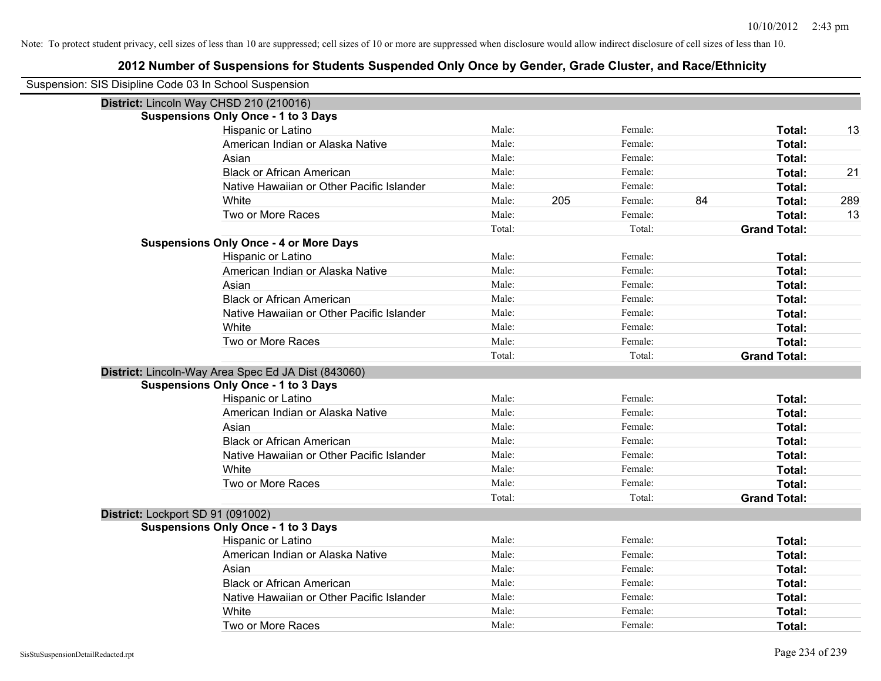Note: To protect student privacy, cell sizes of less than 10 are suppressed; cell sizes of 10 or more are suppressed when disclosure would allow indirect disclosure of cell sizes of less than 10.

# 2012 Number of Suspensions for Students Suspended Only Once by Gender, Grade Cluster, and Race/Ethnicity

Suspension: SIS Disipline Code 03 In School Suspension

## District: Lincoln Way CHSD 210 (210016)

### Suspensions Only Once - 1 to 3 Days

| Race/Ethnicity | Male: | | Female: | | Total: | |
|---|---|---|---|---|---|---|
| Hispanic or Latino | Male: | | Female: | | **Total:** | 13 |
| American Indian or Alaska Native | Male: | | Female: | | **Total:** | |
| Asian | Male: | | Female: | | **Total:** | |
| Black or African American | Male: | | Female: | | **Total:** | 21 |
| Native Hawaiian or Other Pacific Islander | Male: | | Female: | | **Total:** | |
| White | Male: | 205 | Female: | 84 | **Total:** | 289 |
| Two or More Races | Male: | | Female: | | **Total:** | 13 |
| | Total: | | Total: | | **Grand Total:** | |

### Suspensions Only Once - 4 or More Days

| Race/Ethnicity | Male: | | Female: | | Total: | |
|---|---|---|---|---|---|---|
| Hispanic or Latino | Male: | | Female: | | **Total:** | |
| American Indian or Alaska Native | Male: | | Female: | | **Total:** | |
| Asian | Male: | | Female: | | **Total:** | |
| Black or African American | Male: | | Female: | | **Total:** | |
| Native Hawaiian or Other Pacific Islander | Male: | | Female: | | **Total:** | |
| White | Male: | | Female: | | **Total:** | |
| Two or More Races | Male: | | Female: | | **Total:** | |
| | Total: | | Total: | | **Grand Total:** | |

## District: Lincoln-Way Area Spec Ed JA Dist (843060)

### Suspensions Only Once - 1 to 3 Days

| Race/Ethnicity | Male: | | Female: | | Total: | |
|---|---|---|---|---|---|---|
| Hispanic or Latino | Male: | | Female: | | **Total:** | |
| American Indian or Alaska Native | Male: | | Female: | | **Total:** | |
| Asian | Male: | | Female: | | **Total:** | |
| Black or African American | Male: | | Female: | | **Total:** | |
| Native Hawaiian or Other Pacific Islander | Male: | | Female: | | **Total:** | |
| White | Male: | | Female: | | **Total:** | |
| Two or More Races | Male: | | Female: | | **Total:** | |
| | Total: | | Total: | | **Grand Total:** | |

## District: Lockport SD 91 (091002)

### Suspensions Only Once - 1 to 3 Days

| Race/Ethnicity | Male: | | Female: | | Total: | |
|---|---|---|---|---|---|---|
| Hispanic or Latino | Male: | | Female: | | **Total:** | |
| American Indian or Alaska Native | Male: | | Female: | | **Total:** | |
| Asian | Male: | | Female: | | **Total:** | |
| Black or African American | Male: | | Female: | | **Total:** | |
| Native Hawaiian or Other Pacific Islander | Male: | | Female: | | **Total:** | |
| White | Male: | | Female: | | **Total:** | |
| Two or More Races | Male: | | Female: | | **Total:** | |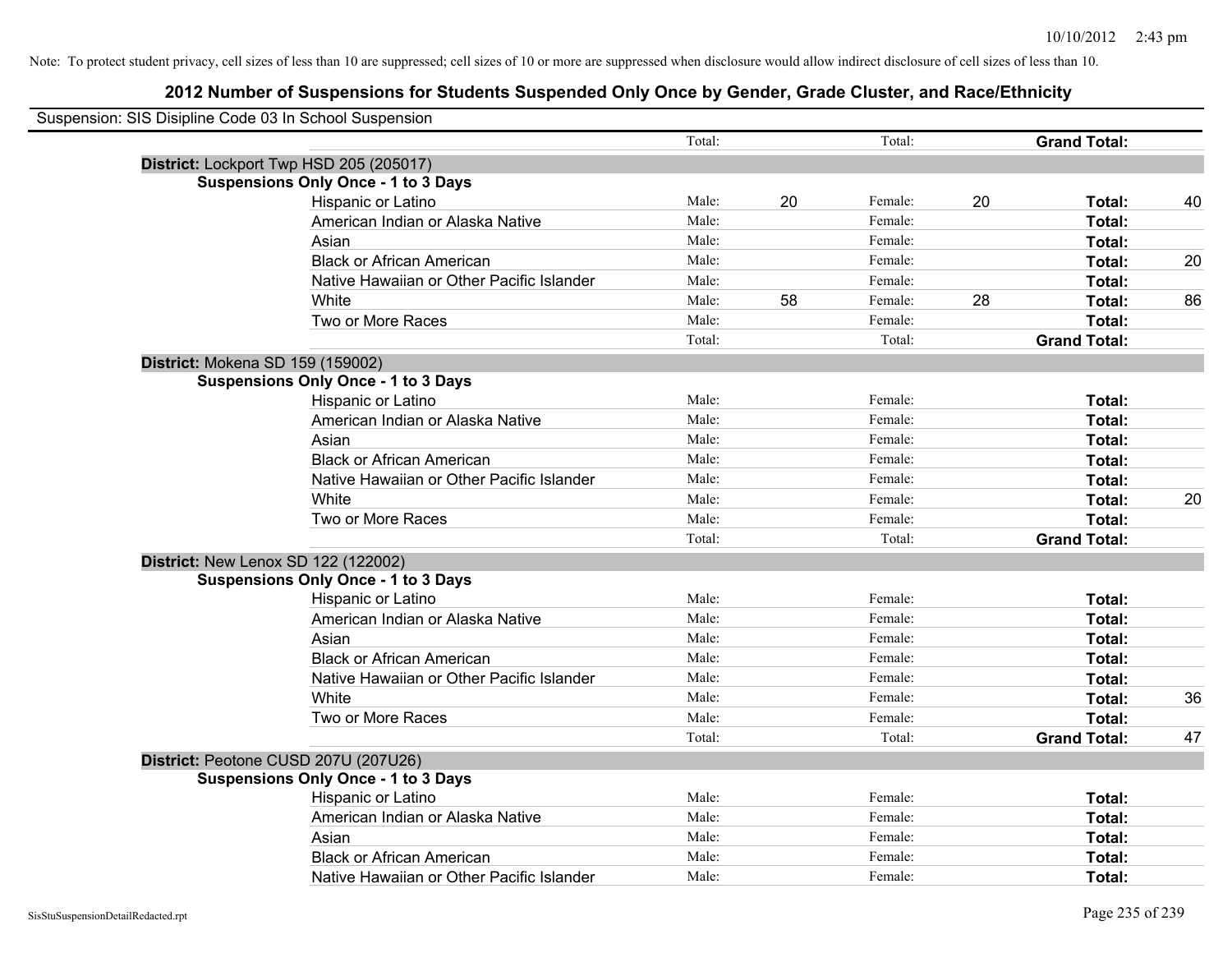Note: To protect student privacy, cell sizes of less than 10 are suppressed; cell sizes of 10 or more are suppressed when disclosure would allow indirect disclosure of cell sizes of less than 10.

## 2012 Number of Suspensions for Students Suspended Only Once by Gender, Grade Cluster, and Race/Ethnicity

Suspension: SIS Disipline Code 03 In School Suspension

| | | | | | | |
|---|---|---|---|---|---|---|
| | Total: | | Total: | | **Grand Total:** | |
| **District:** Lockport Twp HSD 205 (205017) | | | | | | |
| **Suspensions Only Once - 1 to 3 Days** | | | | | | |
| Hispanic or Latino | Male: | 20 | Female: | 20 | **Total:** | 40 |
| American Indian or Alaska Native | Male: | | Female: | | **Total:** | |
| Asian | Male: | | Female: | | **Total:** | |
| Black or African American | Male: | | Female: | | **Total:** | 20 |
| Native Hawaiian or Other Pacific Islander | Male: | | Female: | | **Total:** | |
| White | Male: | 58 | Female: | 28 | **Total:** | 86 |
| Two or More Races | Male: | | Female: | | **Total:** | |
| | Total: | | Total: | | **Grand Total:** | |
| **District:** Mokena SD 159 (159002) | | | | | | |
| **Suspensions Only Once - 1 to 3 Days** | | | | | | |
| Hispanic or Latino | Male: | | Female: | | **Total:** | |
| American Indian or Alaska Native | Male: | | Female: | | **Total:** | |
| Asian | Male: | | Female: | | **Total:** | |
| Black or African American | Male: | | Female: | | **Total:** | |
| Native Hawaiian or Other Pacific Islander | Male: | | Female: | | **Total:** | |
| White | Male: | | Female: | | **Total:** | 20 |
| Two or More Races | Male: | | Female: | | **Total:** | |
| | Total: | | Total: | | **Grand Total:** | |
| **District:** New Lenox SD 122 (122002) | | | | | | |
| **Suspensions Only Once - 1 to 3 Days** | | | | | | |
| Hispanic or Latino | Male: | | Female: | | **Total:** | |
| American Indian or Alaska Native | Male: | | Female: | | **Total:** | |
| Asian | Male: | | Female: | | **Total:** | |
| Black or African American | Male: | | Female: | | **Total:** | |
| Native Hawaiian or Other Pacific Islander | Male: | | Female: | | **Total:** | |
| White | Male: | | Female: | | **Total:** | 36 |
| Two or More Races | Male: | | Female: | | **Total:** | |
| | Total: | | Total: | | **Grand Total:** | 47 |
| **District:** Peotone CUSD 207U (207U26) | | | | | | |
| **Suspensions Only Once - 1 to 3 Days** | | | | | | |
| Hispanic or Latino | Male: | | Female: | | **Total:** | |
| American Indian or Alaska Native | Male: | | Female: | | **Total:** | |
| Asian | Male: | | Female: | | **Total:** | |
| Black or African American | Male: | | Female: | | **Total:** | |
| Native Hawaiian or Other Pacific Islander | Male: | | Female: | | **Total:** | |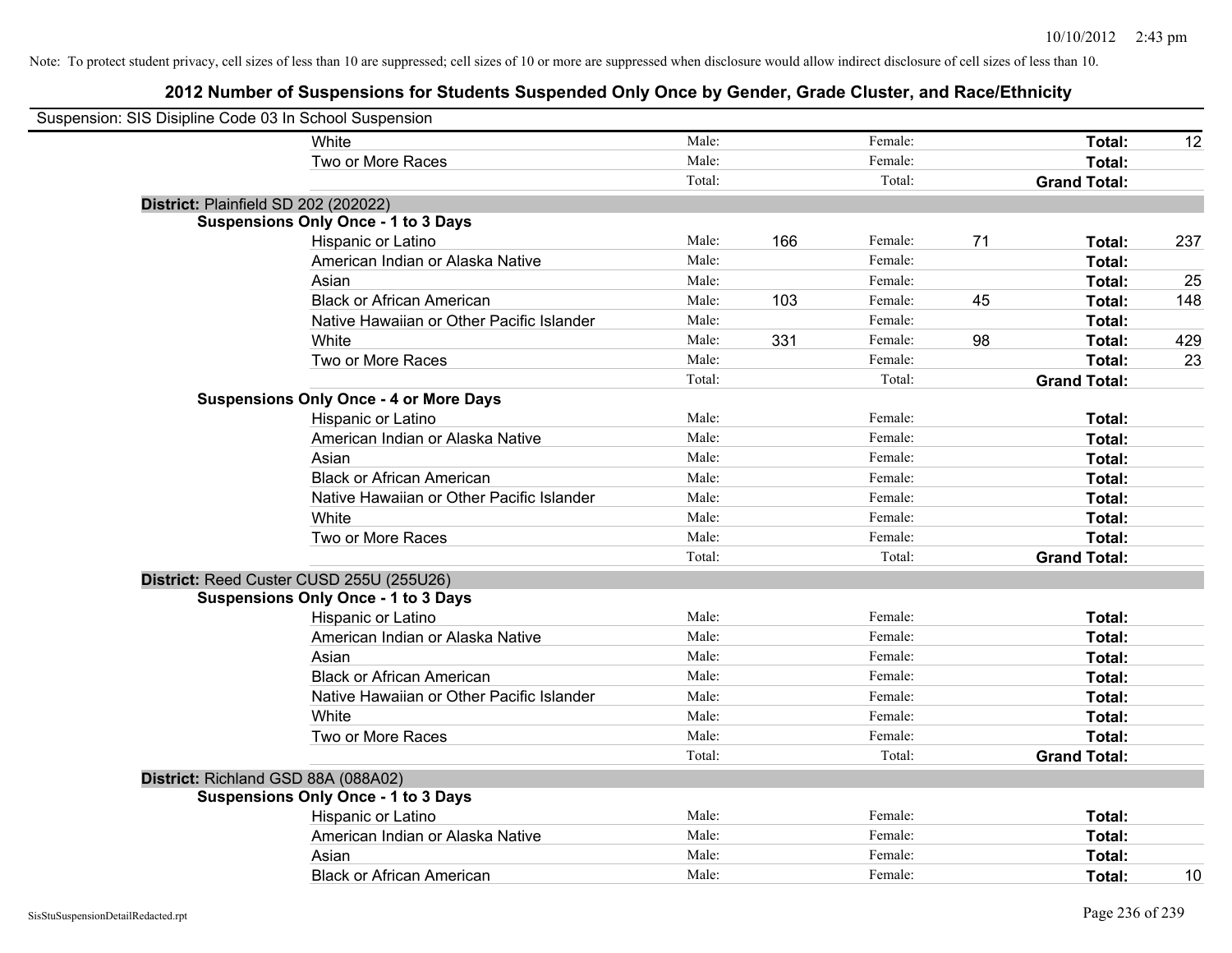Note: To protect student privacy, cell sizes of less than 10 are suppressed; cell sizes of 10 or more are suppressed when disclosure would allow indirect disclosure of cell sizes of less than 10.

## 2012 Number of Suspensions for Students Suspended Only Once by Gender, Grade Cluster, and Race/Ethnicity

Suspension: SIS Disipline Code 03 In School Suspension

| | | | | | | |
|---|---|---|---|---|---|---|
| White | Male: | | Female: | | **Total:** | 12 |
| Two or More Races | Male: | | Female: | | **Total:** | |
| | Total: | | Total: | | **Grand Total:** | |

**District:** Plainfield SD 202 (202022)

**Suspensions Only Once - 1 to 3 Days**

| | | | | | | |
|---|---|---|---|---|---|---|
| Hispanic or Latino | Male: | 166 | Female: | 71 | **Total:** | 237 |
| American Indian or Alaska Native | Male: | | Female: | | **Total:** | |
| Asian | Male: | | Female: | | **Total:** | 25 |
| Black or African American | Male: | 103 | Female: | 45 | **Total:** | 148 |
| Native Hawaiian or Other Pacific Islander | Male: | | Female: | | **Total:** | |
| White | Male: | 331 | Female: | 98 | **Total:** | 429 |
| Two or More Races | Male: | | Female: | | **Total:** | 23 |
| | Total: | | Total: | | **Grand Total:** | |

**Suspensions Only Once - 4 or More Days**

| | | | | | | |
|---|---|---|---|---|---|---|
| Hispanic or Latino | Male: | | Female: | | **Total:** | |
| American Indian or Alaska Native | Male: | | Female: | | **Total:** | |
| Asian | Male: | | Female: | | **Total:** | |
| Black or African American | Male: | | Female: | | **Total:** | |
| Native Hawaiian or Other Pacific Islander | Male: | | Female: | | **Total:** | |
| White | Male: | | Female: | | **Total:** | |
| Two or More Races | Male: | | Female: | | **Total:** | |
| | Total: | | Total: | | **Grand Total:** | |

**District:** Reed Custer CUSD 255U (255U26)

**Suspensions Only Once - 1 to 3 Days**

| | | | | | | |
|---|---|---|---|---|---|---|
| Hispanic or Latino | Male: | | Female: | | **Total:** | |
| American Indian or Alaska Native | Male: | | Female: | | **Total:** | |
| Asian | Male: | | Female: | | **Total:** | |
| Black or African American | Male: | | Female: | | **Total:** | |
| Native Hawaiian or Other Pacific Islander | Male: | | Female: | | **Total:** | |
| White | Male: | | Female: | | **Total:** | |
| Two or More Races | Male: | | Female: | | **Total:** | |
| | Total: | | Total: | | **Grand Total:** | |

**District:** Richland GSD 88A (088A02)

**Suspensions Only Once - 1 to 3 Days**

| | | | | | | |
|---|---|---|---|---|---|---|
| Hispanic or Latino | Male: | | Female: | | **Total:** | |
| American Indian or Alaska Native | Male: | | Female: | | **Total:** | |
| Asian | Male: | | Female: | | **Total:** | |
| Black or African American | Male: | | Female: | | **Total:** | 10 |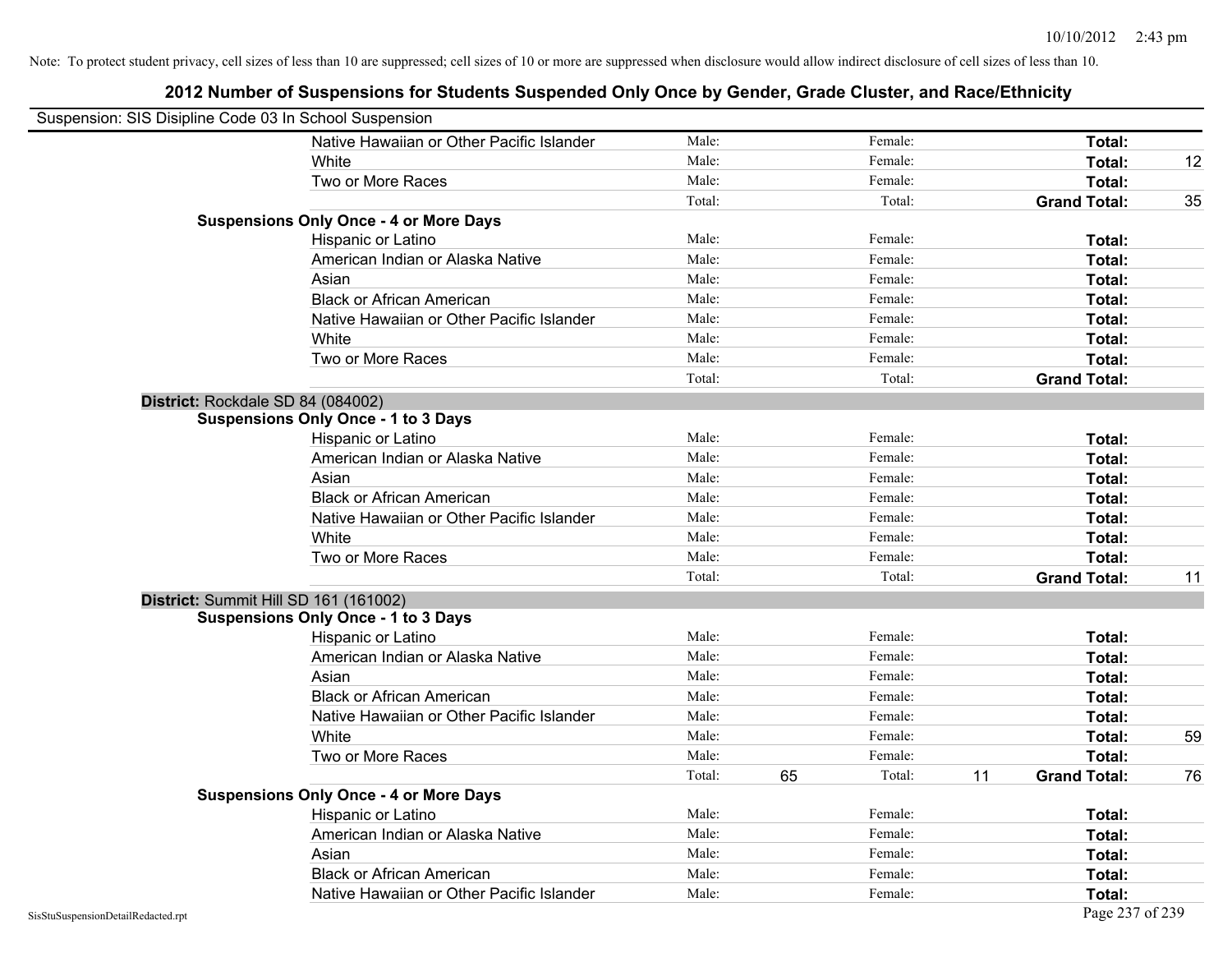Note: To protect student privacy, cell sizes of less than 10 are suppressed; cell sizes of 10 or more are suppressed when disclosure would allow indirect disclosure of cell sizes of less than 10.

# 2012 Number of Suspensions for Students Suspended Only Once by Gender, Grade Cluster, and Race/Ethnicity

Suspension: SIS Disipline Code 03 In School Suspension

| | | | | | | |
|---|---|---|---|---|---|---|
| Native Hawaiian or Other Pacific Islander | Male: | | Female: | | **Total:** | |
| White | Male: | | Female: | | **Total:** | 12 |
| Two or More Races | Male: | | Female: | | **Total:** | |
| | Total: | | Total: | | **Grand Total:** | 35 |
| **Suspensions Only Once - 4 or More Days** | | | | | | |
| Hispanic or Latino | Male: | | Female: | | **Total:** | |
| American Indian or Alaska Native | Male: | | Female: | | **Total:** | |
| Asian | Male: | | Female: | | **Total:** | |
| Black or African American | Male: | | Female: | | **Total:** | |
| Native Hawaiian or Other Pacific Islander | Male: | | Female: | | **Total:** | |
| White | Male: | | Female: | | **Total:** | |
| Two or More Races | Male: | | Female: | | **Total:** | |
| | Total: | | Total: | | **Grand Total:** | |

**District:** Rockdale SD 84 (084002)

| | | | | | | |
|---|---|---|---|---|---|---|
| **Suspensions Only Once - 1 to 3 Days** | | | | | | |
| Hispanic or Latino | Male: | | Female: | | **Total:** | |
| American Indian or Alaska Native | Male: | | Female: | | **Total:** | |
| Asian | Male: | | Female: | | **Total:** | |
| Black or African American | Male: | | Female: | | **Total:** | |
| Native Hawaiian or Other Pacific Islander | Male: | | Female: | | **Total:** | |
| White | Male: | | Female: | | **Total:** | |
| Two or More Races | Male: | | Female: | | **Total:** | |
| | Total: | | Total: | | **Grand Total:** | 11 |

**District:** Summit Hill SD 161 (161002)

| | | | | | | |
|---|---|---|---|---|---|---|
| **Suspensions Only Once - 1 to 3 Days** | | | | | | |
| Hispanic or Latino | Male: | | Female: | | **Total:** | |
| American Indian or Alaska Native | Male: | | Female: | | **Total:** | |
| Asian | Male: | | Female: | | **Total:** | |
| Black or African American | Male: | | Female: | | **Total:** | |
| Native Hawaiian or Other Pacific Islander | Male: | | Female: | | **Total:** | |
| White | Male: | | Female: | | **Total:** | 59 |
| Two or More Races | Male: | | Female: | | **Total:** | |
| | Total: | 65 | Total: | 11 | **Grand Total:** | 76 |
| **Suspensions Only Once - 4 or More Days** | | | | | | |
| Hispanic or Latino | Male: | | Female: | | **Total:** | |
| American Indian or Alaska Native | Male: | | Female: | | **Total:** | |
| Asian | Male: | | Female: | | **Total:** | |
| Black or African American | Male: | | Female: | | **Total:** | |
| Native Hawaiian or Other Pacific Islander | Male: | | Female: | | **Total:** | |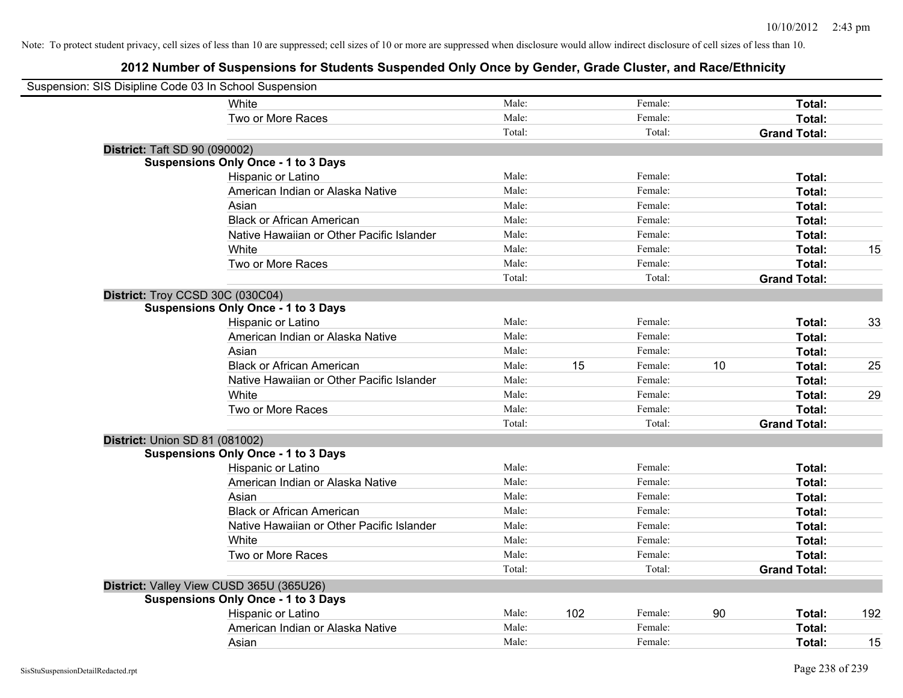Note: To protect student privacy, cell sizes of less than 10 are suppressed; cell sizes of 10 or more are suppressed when disclosure would allow indirect disclosure of cell sizes of less than 10.

# 2012 Number of Suspensions for Students Suspended Only Once by Gender, Grade Cluster, and Race/Ethnicity

Suspension: SIS Disipline Code 03 In School Suspension

| | | | | | | |
|---|---|---|---|---|---|---|
| White | Male: | | Female: | | **Total:** | |
| Two or More Races | Male: | | Female: | | **Total:** | |
| | Total: | | Total: | | **Grand Total:** | |

**District:** Taft SD 90 (090002)

**Suspensions Only Once - 1 to 3 Days**

| | | | | | | |
|---|---|---|---|---|---|---|
| Hispanic or Latino | Male: | | Female: | | **Total:** | |
| American Indian or Alaska Native | Male: | | Female: | | **Total:** | |
| Asian | Male: | | Female: | | **Total:** | |
| Black or African American | Male: | | Female: | | **Total:** | |
| Native Hawaiian or Other Pacific Islander | Male: | | Female: | | **Total:** | |
| White | Male: | | Female: | | **Total:** | 15 |
| Two or More Races | Male: | | Female: | | **Total:** | |
| | Total: | | Total: | | **Grand Total:** | |

**District:** Troy CCSD 30C (030C04)

**Suspensions Only Once - 1 to 3 Days**

| | | | | | | |
|---|---|---|---|---|---|---|
| Hispanic or Latino | Male: | | Female: | | **Total:** | 33 |
| American Indian or Alaska Native | Male: | | Female: | | **Total:** | |
| Asian | Male: | | Female: | | **Total:** | |
| Black or African American | Male: | 15 | Female: | 10 | **Total:** | 25 |
| Native Hawaiian or Other Pacific Islander | Male: | | Female: | | **Total:** | |
| White | Male: | | Female: | | **Total:** | 29 |
| Two or More Races | Male: | | Female: | | **Total:** | |
| | Total: | | Total: | | **Grand Total:** | |

**District:** Union SD 81 (081002)

**Suspensions Only Once - 1 to 3 Days**

| | | | | | | |
|---|---|---|---|---|---|---|
| Hispanic or Latino | Male: | | Female: | | **Total:** | |
| American Indian or Alaska Native | Male: | | Female: | | **Total:** | |
| Asian | Male: | | Female: | | **Total:** | |
| Black or African American | Male: | | Female: | | **Total:** | |
| Native Hawaiian or Other Pacific Islander | Male: | | Female: | | **Total:** | |
| White | Male: | | Female: | | **Total:** | |
| Two or More Races | Male: | | Female: | | **Total:** | |
| | Total: | | Total: | | **Grand Total:** | |

**District:** Valley View CUSD 365U (365U26)

**Suspensions Only Once - 1 to 3 Days**

| | | | | | | |
|---|---|---|---|---|---|---|
| Hispanic or Latino | Male: | 102 | Female: | 90 | **Total:** | 192 |
| American Indian or Alaska Native | Male: | | Female: | | **Total:** | |
| Asian | Male: | | Female: | | **Total:** | 15 |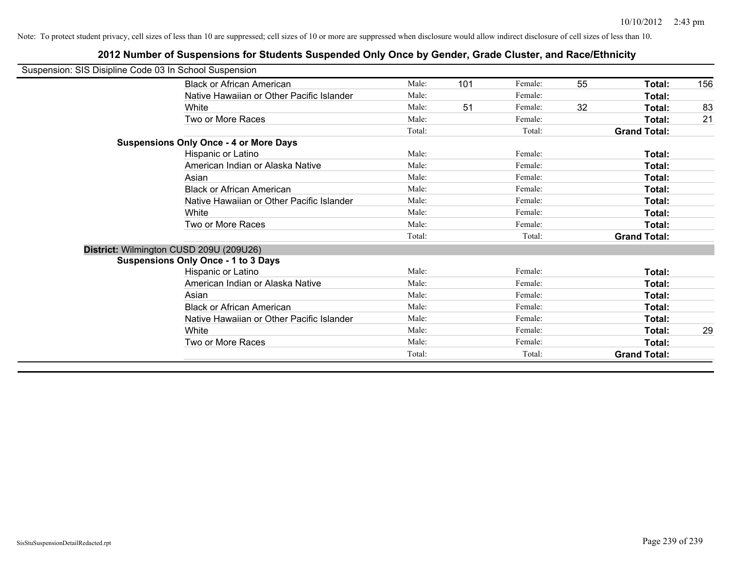Note: To protect student privacy, cell sizes of less than 10 are suppressed; cell sizes of 10 or more are suppressed when disclosure would allow indirect disclosure of cell sizes of less than 10.

## 2012 Number of Suspensions for Students Suspended Only Once by Gender, Grade Cluster, and Race/Ethnicity

Suspension: SIS Disipline Code 03 In School Suspension

| | | | | | | |
|---|---|---|---|---|---|---|
| Black or African American | Male: | 101 | Female: | 55 | **Total:** | 156 |
| Native Hawaiian or Other Pacific Islander | Male: | | Female: | | **Total:** | |
| White | Male: | 51 | Female: | 32 | **Total:** | 83 |
| Two or More Races | Male: | | Female: | | **Total:** | 21 |
| | Total: | | Total: | | **Grand Total:** | |

**Suspensions Only Once - 4 or More Days**

| | | | | | | |
|---|---|---|---|---|---|---|
| Hispanic or Latino | Male: | | Female: | | **Total:** | |
| American Indian or Alaska Native | Male: | | Female: | | **Total:** | |
| Asian | Male: | | Female: | | **Total:** | |
| Black or African American | Male: | | Female: | | **Total:** | |
| Native Hawaiian or Other Pacific Islander | Male: | | Female: | | **Total:** | |
| White | Male: | | Female: | | **Total:** | |
| Two or More Races | Male: | | Female: | | **Total:** | |
| | Total: | | Total: | | **Grand Total:** | |

**District:** Wilmington CUSD 209U (209U26)

**Suspensions Only Once - 1 to 3 Days**

| | | | | | | |
|---|---|---|---|---|---|---|
| Hispanic or Latino | Male: | | Female: | | **Total:** | |
| American Indian or Alaska Native | Male: | | Female: | | **Total:** | |
| Asian | Male: | | Female: | | **Total:** | |
| Black or African American | Male: | | Female: | | **Total:** | |
| Native Hawaiian or Other Pacific Islander | Male: | | Female: | | **Total:** | |
| White | Male: | | Female: | | **Total:** | 29 |
| Two or More Races | Male: | | Female: | | **Total:** | |
| | Total: | | Total: | | **Grand Total:** | |